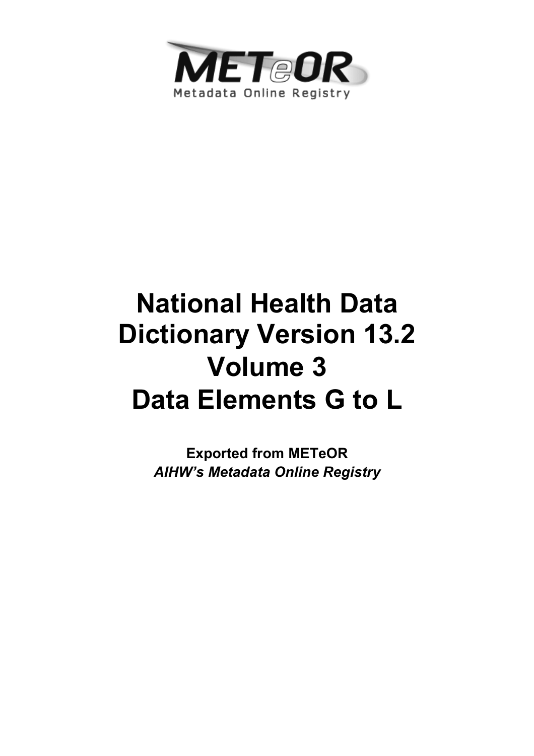METeOR

Metadata Online Registry

# National Health Data Dictionary Version 13.2 Volume 3 Data Elements G to L

**Exported from METeOR**

***AIHW's Metadata Online Registry***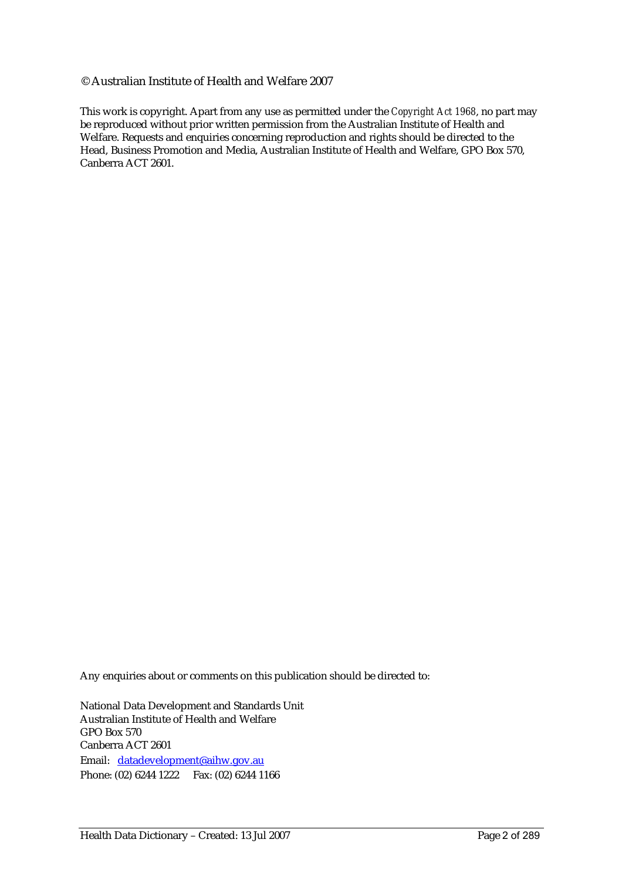© Australian Institute of Health and Welfare 2007

This work is copyright. Apart from any use as permitted under the *Copyright Act 1968*, no part may be reproduced without prior written permission from the Australian Institute of Health and Welfare. Requests and enquiries concerning reproduction and rights should be directed to the Head, Business Promotion and Media, Australian Institute of Health and Welfare, GPO Box 570, Canberra ACT 2601.

Any enquiries about or comments on this publication should be directed to:

National Data Development and Standards Unit
Australian Institute of Health and Welfare
GPO Box 570
Canberra ACT 2601
Email: datadevelopment@aihw.gov.au
Phone: (02) 6244 1222 Fax: (02) 6244 1166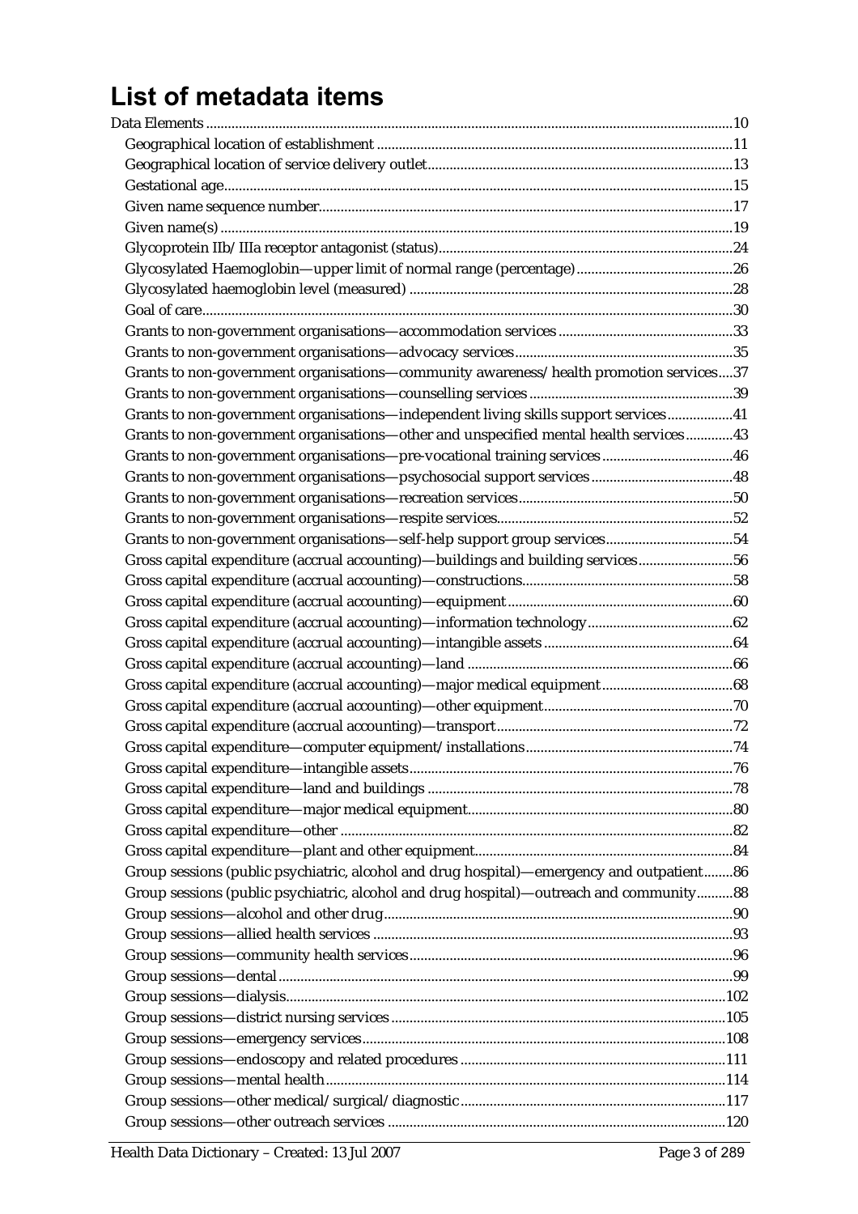# List of metadata items

Data Elements ....................................................................................................................................10
- Geographical location of establishment ..............................................................................11
- Geographical location of service delivery outlet.................................................................13
- Gestational age.........................................................................................................................15
- Given name sequence number...............................................................................................17
- Given name(s) ..........................................................................................................................19
- Glycoprotein IIb/IIIa receptor antagonist (status)...............................................................24
- Glycosylated Haemoglobin—upper limit of normal range (percentage).........................26
- Glycosylated haemoglobin level (measured) ......................................................................28
- Goal of care...............................................................................................................................30
- Grants to non-government organisations—accommodation services ..............................33
- Grants to non-government organisations—advocacy services..........................................35
- Grants to non-government organisations—community awareness/health promotion services....37
- Grants to non-government organisations—counselling services ......................................39
- Grants to non-government organisations—independent living skills support services.................41
- Grants to non-government organisations—other and unspecified mental health services............43
- Grants to non-government organisations—pre-vocational training services ..................46
- Grants to non-government organisations—psychosocial support services .....................48
- Grants to non-government organisations—recreation services.........................................50
- Grants to non-government organisations—respite services...............................................52
- Grants to non-government organisations—self-help support group services.................54
- Gross capital expenditure (accrual accounting)—buildings and building services.........................56
- Gross capital expenditure (accrual accounting)—constructions.........................................58
- Gross capital expenditure (accrual accounting)—equipment.............................................60
- Gross capital expenditure (accrual accounting)—information technology......................62
- Gross capital expenditure (accrual accounting)—intangible assets...................................64
- Gross capital expenditure (accrual accounting)—land .......................................................66
- Gross capital expenditure (accrual accounting)—major medical equipment..................68
- Gross capital expenditure (accrual accounting)—other equipment...................................70
- Gross capital expenditure (accrual accounting)—transport................................................72
- Gross capital expenditure—computer equipment/installations........................................74
- Gross capital expenditure—intangible assets.......................................................................76
- Gross capital expenditure—land and buildings ..................................................................78
- Gross capital expenditure—major medical equipment.......................................................80
- Gross capital expenditure—other ..........................................................................................82
- Gross capital expenditure—plant and other equipment.....................................................84
- Group sessions (public psychiatric, alcohol and drug hospital)—emergency and outpatient........86
- Group sessions (public psychiatric, alcohol and drug hospital)—outreach and community..........88
- Group sessions—alcohol and other drug..............................................................................90
- Group sessions—allied health services .................................................................................93
- Group sessions—community health services.......................................................................96
- Group sessions—dental...........................................................................................................99
- Group sessions—dialysis.......................................................................................................102
- Group sessions—district nursing services ..........................................................................105
- Group sessions—emergency services..................................................................................108
- Group sessions—endoscopy and related procedures ........................................................111
- Group sessions—mental health............................................................................................114
- Group sessions—other medical/surgical/diagnostic........................................................117
- Group sessions—other outreach services ...........................................................................120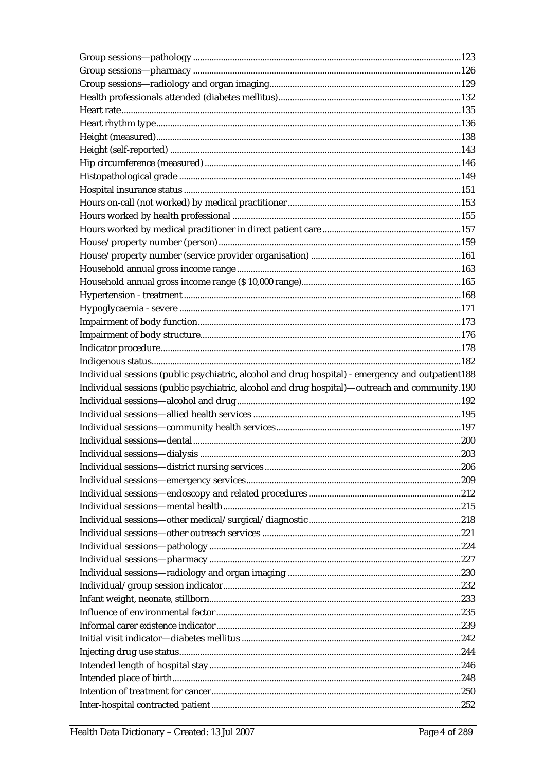Group sessions—pathology ....................................................................................................123
Group sessions—pharmacy ....................................................................................................126
Group sessions—radiology and organ imaging.......................................................................129
Health professionals attended (diabetes mellitus)...................................................................132
Heart rate.....................................................................................................................................135
Heart rhythm type......................................................................................................................136
Height (measured)......................................................................................................................138
Height (self-reported) ................................................................................................................143
Hip circumference (measured).................................................................................................146
Histopathological grade ............................................................................................................149
Hospital insurance status ..........................................................................................................151
Hours on-call (not worked) by medical practitioner..............................................................153
Hours worked by health professional .....................................................................................155
Hours worked by medical practitioner in direct patient care ...............................................157
House/property number (person)...........................................................................................159
House/property number (service provider organisation) ....................................................161
Household annual gross income range...................................................................................163
Household annual gross income range ($10,000 range).......................................................165
Hypertension - treatment ..........................................................................................................168
Hypoglycaemia - severe ............................................................................................................171
Impairment of body function....................................................................................................173
Impairment of body structure...................................................................................................176
Indicator procedure....................................................................................................................178
Indigenous status.......................................................................................................................182
Individual sessions (public psychiatric, alcohol and drug hospital) - emergency and outpatient188
Individual sessions (public psychiatric, alcohol and drug hospital)—outreach and community.190
Individual sessions—alcohol and drug...................................................................................192
Individual sessions—allied health services ............................................................................195
Individual sessions—community health services..................................................................197
Individual sessions—dental.....................................................................................................200
Individual sessions—dialysis ..................................................................................................203
Individual sessions—district nursing services.......................................................................206
Individual sessions—emergency services..............................................................................209
Individual sessions—endoscopy and related procedures ....................................................212
Individual sessions—mental health........................................................................................215
Individual sessions—other medical/surgical/diagnostic....................................................218
Individual sessions—other outreach services .......................................................................221
Individual sessions—pathology ..............................................................................................224
Individual sessions—pharmacy ..............................................................................................227
Individual sessions—radiology and organ imaging .............................................................230
Individual/group session indicator.........................................................................................232
Infant weight, neonate, stillborn..............................................................................................233
Influence of environmental factor............................................................................................235
Informal carer existence indicator............................................................................................239
Initial visit indicator—diabetes mellitus .................................................................................242
Injecting drug use status...........................................................................................................244
Intended length of hospital stay ..............................................................................................246
Intended place of birth..............................................................................................................248
Intention of treatment for cancer..............................................................................................250
Inter-hospital contracted patient ..............................................................................................252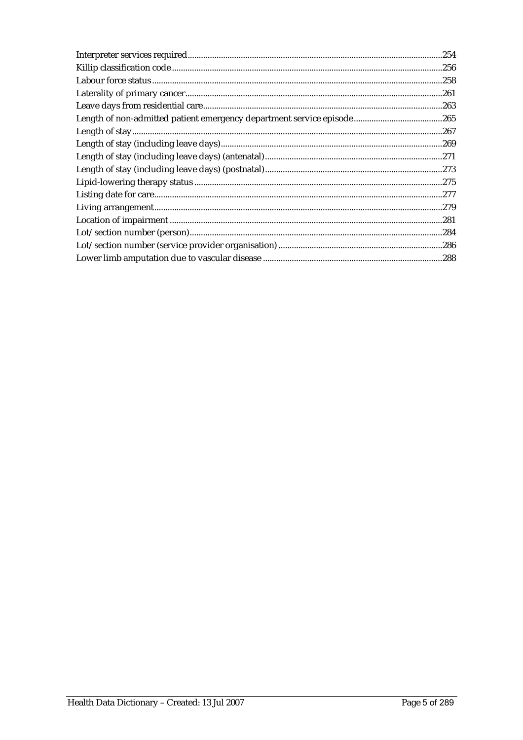Interpreter services required.......................................................................................................254
Killip classification code...............................................................................................................256
Labour force status.......................................................................................................................258
Laterality of primary cancer.........................................................................................................261
Leave days from residential care.................................................................................................263
Length of non-admitted patient emergency department service episode...............................265
Length of stay.................................................................................................................................267
Length of stay (including leave days).........................................................................................269
Length of stay (including leave days) (antenatal).....................................................................271
Length of stay (including leave days) (postnatal).....................................................................273
Lipid-lowering therapy status......................................................................................................275
Listing date for care.......................................................................................................................277
Living arrangement.......................................................................................................................279
Location of impairment................................................................................................................281
Lot/section number (person).......................................................................................................284
Lot/section number (service provider organisation)................................................................286
Lower limb amputation due to vascular disease.......................................................................288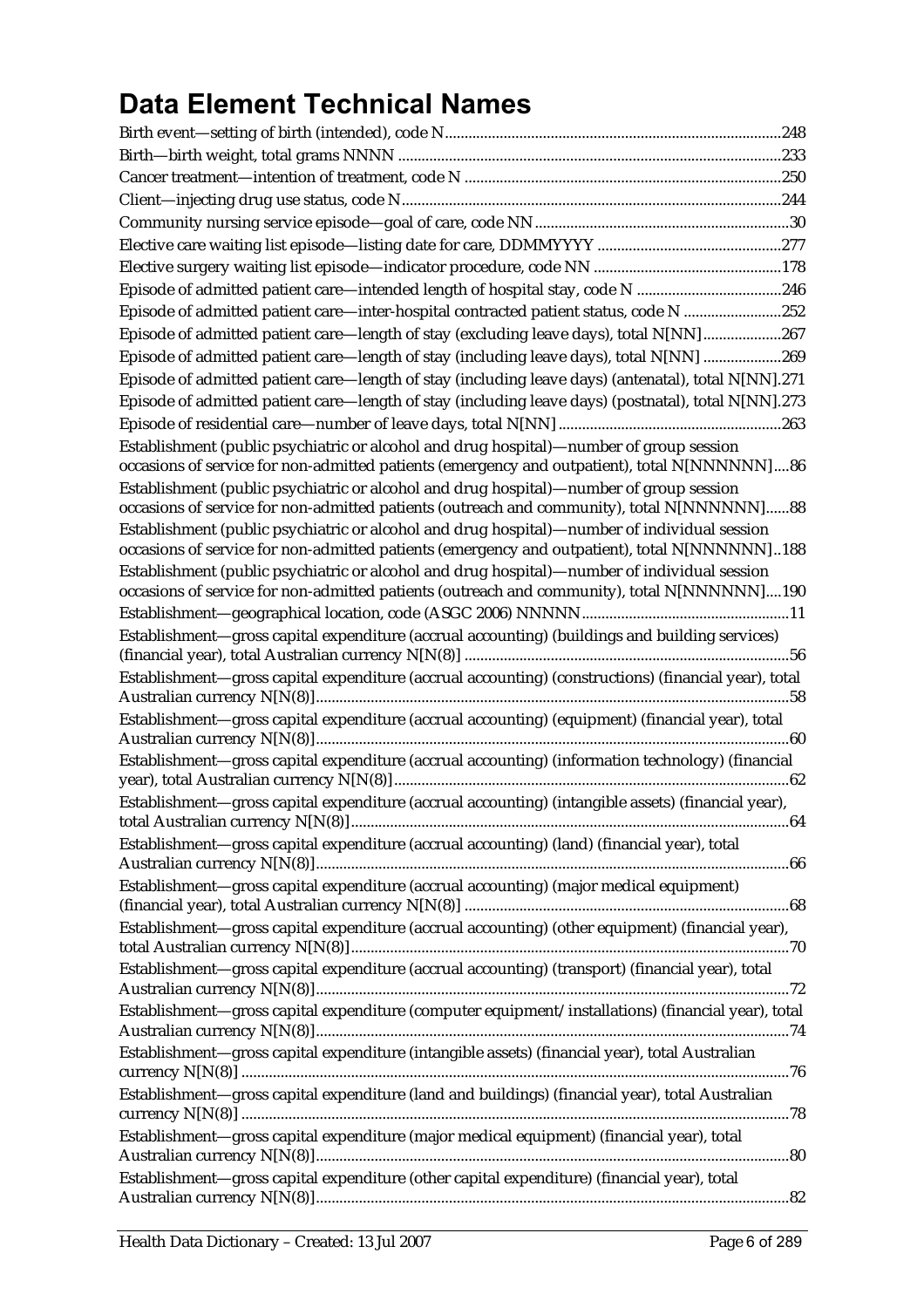# Data Element Technical Names

Birth event—setting of birth (intended), code N....................................................................................248
Birth—birth weight, total grams NNNN ..................................................................................................233
Cancer treatment—intention of treatment, code N ..................................................................................250
Client—injecting drug use status, code N.................................................................................................244
Community nursing service episode—goal of care, code NN ..................................................................30
Elective care waiting list episode—listing date for care, DDMMYYYY ................................................277
Elective surgery waiting list episode—indicator procedure, code NN ..................................................178
Episode of admitted patient care—intended length of hospital stay, code N ......................................246
Episode of admitted patient care—inter-hospital contracted patient status, code N ..........................252
Episode of admitted patient care—length of stay (excluding leave days), total N[NN]....................267
Episode of admitted patient care—length of stay (including leave days), total N[NN] ....................269
Episode of admitted patient care—length of stay (including leave days) (antenatal), total N[NN].271
Episode of admitted patient care—length of stay (including leave days) (postnatal), total N[NN].273
Episode of residential care—number of leave days, total N[NN].........................................................263
Establishment (public psychiatric or alcohol and drug hospital)—number of group session occasions of service for non-admitted patients (emergency and outpatient), total N[NNNNNN]....86
Establishment (public psychiatric or alcohol and drug hospital)—number of group session occasions of service for non-admitted patients (outreach and community), total N[NNNNNN]......88
Establishment (public psychiatric or alcohol and drug hospital)—number of individual session occasions of service for non-admitted patients (emergency and outpatient), total N[NNNNNN]..188
Establishment (public psychiatric or alcohol and drug hospital)—number of individual session occasions of service for non-admitted patients (outreach and community), total N[NNNNNN]....190
Establishment—geographical location, code (ASGC 2006) NNNNN.....................................................11
Establishment—gross capital expenditure (accrual accounting) (buildings and building services) (financial year), total Australian currency N[N(8)] ..................................................................................56
Establishment—gross capital expenditure (accrual accounting) (constructions) (financial year), total Australian currency N[N(8)]........................................................................................................................58
Establishment—gross capital expenditure (accrual accounting) (equipment) (financial year), total Australian currency N[N(8)]........................................................................................................................60
Establishment—gross capital expenditure (accrual accounting) (information technology) (financial year), total Australian currency N[N(8)]....................................................................................................62
Establishment—gross capital expenditure (accrual accounting) (intangible assets) (financial year), total Australian currency N[N(8)]...............................................................................................................64
Establishment—gross capital expenditure (accrual accounting) (land) (financial year), total Australian currency N[N(8)]........................................................................................................................66
Establishment—gross capital expenditure (accrual accounting) (major medical equipment) (financial year), total Australian currency N[N(8)] ..................................................................................68
Establishment—gross capital expenditure (accrual accounting) (other equipment) (financial year), total Australian currency N[N(8)]...............................................................................................................70
Establishment—gross capital expenditure (accrual accounting) (transport) (financial year), total Australian currency N[N(8)]........................................................................................................................72
Establishment—gross capital expenditure (computer equipment/installations) (financial year), total Australian currency N[N(8)]........................................................................................................................74
Establishment—gross capital expenditure (intangible assets) (financial year), total Australian currency N[N(8)] ..........................................................................................................................................76
Establishment—gross capital expenditure (land and buildings) (financial year), total Australian currency N[N(8)] ..........................................................................................................................................78
Establishment—gross capital expenditure (major medical equipment) (financial year), total Australian currency N[N(8)]........................................................................................................................80
Establishment—gross capital expenditure (other capital expenditure) (financial year), total Australian currency N[N(8)]........................................................................................................................82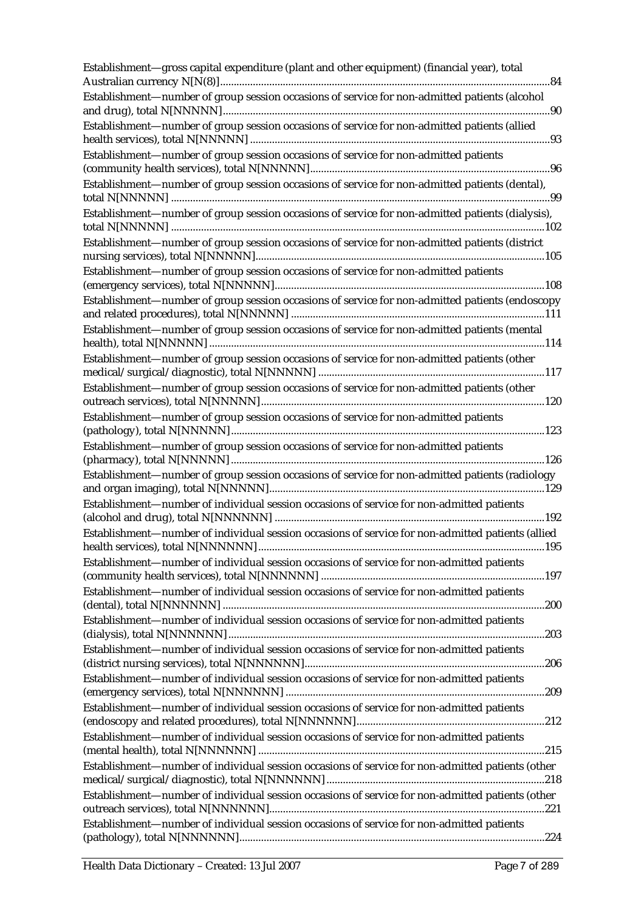Establishment—gross capital expenditure (plant and other equipment) (financial year), total Australian currency N[N(8)].......................................................................................................84

Establishment—number of group session occasions of service for non-admitted patients (alcohol and drug), total N[NNNNN].......................................................................................................90

Establishment—number of group session occasions of service for non-admitted patients (allied health services), total N[NNNNN] .............................................................................................93

Establishment—number of group session occasions of service for non-admitted patients (community health services), total N[NNNNN]........................................................................96

Establishment—number of group session occasions of service for non-admitted patients (dental), total N[NNNNN] ..........................................................................................................................99

Establishment—number of group session occasions of service for non-admitted patients (dialysis), total N[NNNNN] ........................................................................................................................102

Establishment—number of group session occasions of service for non-admitted patients (district nursing services), total N[NNNNN].........................................................................................105

Establishment—number of group session occasions of service for non-admitted patients (emergency services), total N[NNNNN]..................................................................................108

Establishment—number of group session occasions of service for non-admitted patients (endoscopy and related procedures), total N[NNNNN] ............................................................................111

Establishment—number of group session occasions of service for non-admitted patients (mental health), total N[NNNNN] ..........................................................................................................114

Establishment—number of group session occasions of service for non-admitted patients (other medical/surgical/diagnostic), total N[NNNNN] ..................................................................117

Establishment—number of group session occasions of service for non-admitted patients (other outreach services), total N[NNNNN].......................................................................................120

Establishment—number of group session occasions of service for non-admitted patients (pathology), total N[NNNNN]..................................................................................................123

Establishment—number of group session occasions of service for non-admitted patients (pharmacy), total N[NNNNN].................................................................................................126

Establishment—number of group session occasions of service for non-admitted patients (radiology and organ imaging), total N[NNNNN]....................................................................................129

Establishment—number of individual session occasions of service for non-admitted patients (alcohol and drug), total N[NNNNNN] ..................................................................................192

Establishment—number of individual session occasions of service for non-admitted patients (allied health services), total N[NNNNNN]........................................................................................195

Establishment—number of individual session occasions of service for non-admitted patients (community health services), total N[NNNNNN] .................................................................197

Establishment—number of individual session occasions of service for non-admitted patients (dental), total N[NNNNNN] ....................................................................................................200

Establishment—number of individual session occasions of service for non-admitted patients (dialysis), total N[NNNNNN]..................................................................................................203

Establishment—number of individual session occasions of service for non-admitted patients (district nursing services), total N[NNNNNN].......................................................................206

Establishment—number of individual session occasions of service for non-admitted patients (emergency services), total N[NNNNNN] ..............................................................................209

Establishment—number of individual session occasions of service for non-admitted patients (endoscopy and related procedures), total N[NNNNNN]....................................................................212

Establishment—number of individual session occasions of service for non-admitted patients (mental health), total N[NNNNNN] ........................................................................................215

Establishment—number of individual session occasions of service for non-admitted patients (other medical/surgical/diagnostic), total N[NNNNNN]...............................................................218

Establishment—number of individual session occasions of service for non-admitted patients (other outreach services), total N[NNNNNN]...................................................................................221

Establishment—number of individual session occasions of service for non-admitted patients (pathology), total N[NNNNNN]...............................................................................................224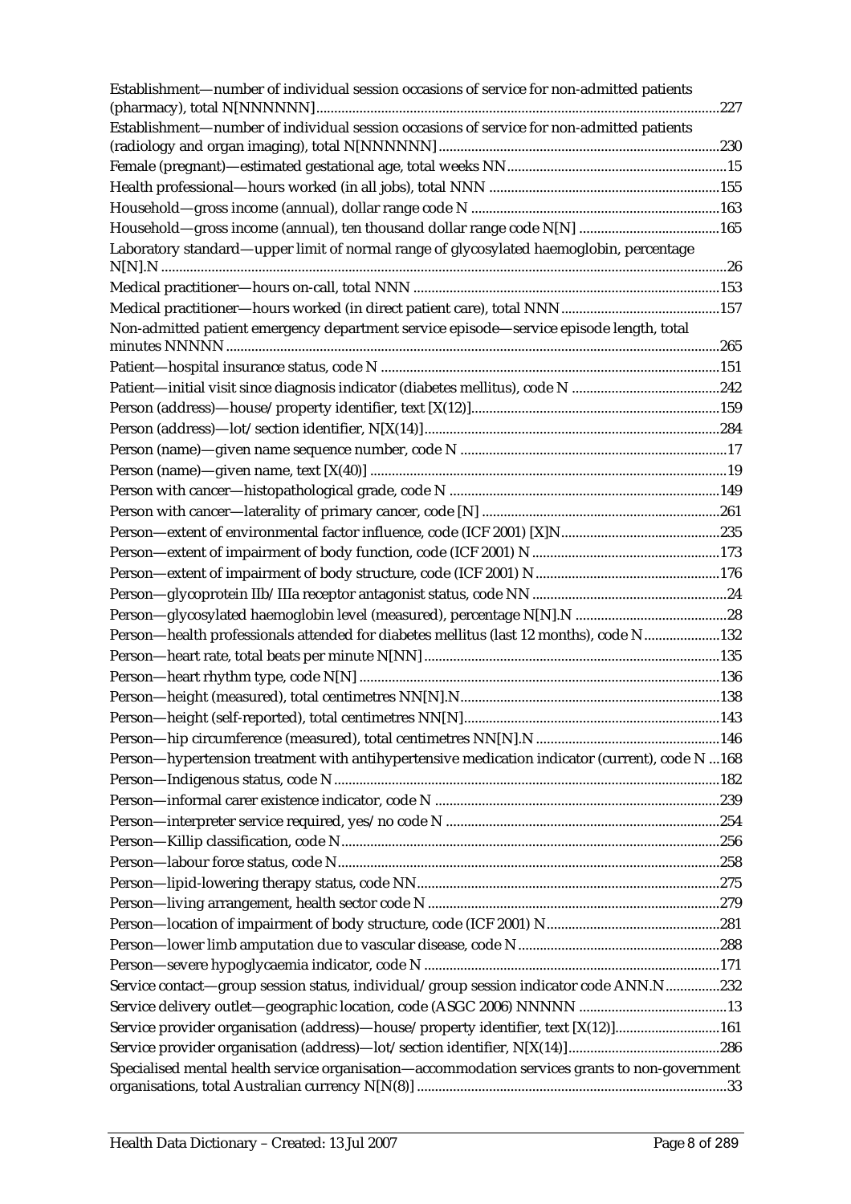Establishment—number of individual session occasions of service for non-admitted patients (pharmacy), total N[NNNNNN]....227

Establishment—number of individual session occasions of service for non-admitted patients (radiology and organ imaging), total N[NNNNNN]....230

Female (pregnant)—estimated gestational age, total weeks NN....15

Health professional—hours worked (in all jobs), total NNN....155

Household—gross income (annual), dollar range code N....163

Household—gross income (annual), ten thousand dollar range code N[N]....165

Laboratory standard—upper limit of normal range of glycosylated haemoglobin, percentage N[N].N....26

Medical practitioner—hours on-call, total NNN....153

Medical practitioner—hours worked (in direct patient care), total NNN....157

Non-admitted patient emergency department service episode—service episode length, total minutes NNNNN....265

Patient—hospital insurance status, code N....151

Patient—initial visit since diagnosis indicator (diabetes mellitus), code N....242

Person (address)—house/property identifier, text [X(12)]....159

Person (address)—lot/section identifier, N[X(14)]....284

Person (name)—given name sequence number, code N....17

Person (name)—given name, text [X(40)]....19

Person with cancer—histopathological grade, code N....149

Person with cancer—laterality of primary cancer, code [N]....261

Person—extent of environmental factor influence, code (ICF 2001) [X]N....235

Person—extent of impairment of body function, code (ICF 2001) N....173

Person—extent of impairment of body structure, code (ICF 2001) N....176

Person—glycoprotein IIb/IIIa receptor antagonist status, code NN....24

Person—glycosylated haemoglobin level (measured), percentage N[N].N....28

Person—health professionals attended for diabetes mellitus (last 12 months), code N....132

Person—heart rate, total beats per minute N[NN]....135

Person—heart rhythm type, code N[N]....136

Person—height (measured), total centimetres NN[N].N....138

Person—height (self-reported), total centimetres NN[N]....143

Person—hip circumference (measured), total centimetres NN[N].N....146

Person—hypertension treatment with antihypertensive medication indicator (current), code N....168

Person—Indigenous status, code N....182

Person—informal carer existence indicator, code N....239

Person—interpreter service required, yes/no code N....254

Person—Killip classification, code N....256

Person—labour force status, code N....258

Person—lipid-lowering therapy status, code NN....275

Person—living arrangement, health sector code N....279

Person—location of impairment of body structure, code (ICF 2001) N....281

Person—lower limb amputation due to vascular disease, code N....288

Person—severe hypoglycaemia indicator, code N....171

Service contact—group session status, individual/group session indicator code ANN.N....232

Service delivery outlet—geographic location, code (ASGC 2006) NNNNN....13

Service provider organisation (address)—house/property identifier, text [X(12)]....161

Service provider organisation (address)—lot/section identifier, N[X(14)]....286

Specialised mental health service organisation—accommodation services grants to non-government organisations, total Australian currency N[N(8)]....33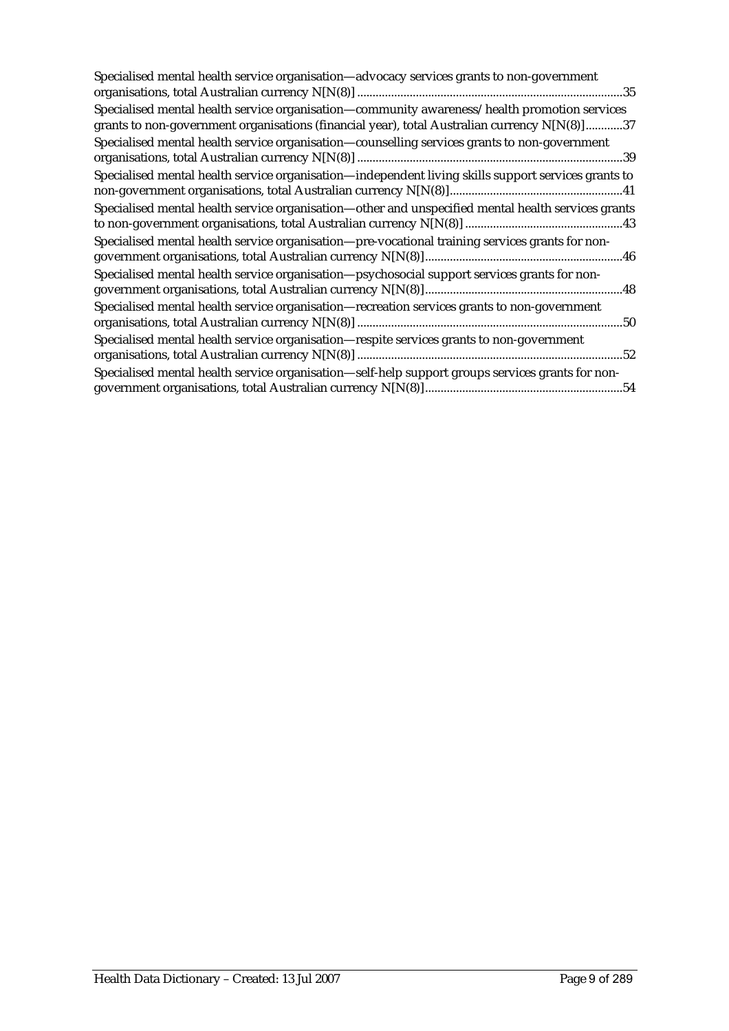Specialised mental health service organisation—advocacy services grants to non-government organisations, total Australian currency N[N(8)] ....................................................................................35

Specialised mental health service organisation—community awareness/health promotion services grants to non-government organisations (financial year), total Australian currency N[N(8)]............37

Specialised mental health service organisation—counselling services grants to non-government organisations, total Australian currency N[N(8)] ....................................................................................39

Specialised mental health service organisation—independent living skills support services grants to non-government organisations, total Australian currency N[N(8)].......................................................41

Specialised mental health service organisation—other and unspecified mental health services grants to non-government organisations, total Australian currency N[N(8)] ..................................................43

Specialised mental health service organisation—pre-vocational training services grants for non-government organisations, total Australian currency N[N(8)]...............................................................46

Specialised mental health service organisation—psychosocial support services grants for non-government organisations, total Australian currency N[N(8)]...............................................................48

Specialised mental health service organisation—recreation services grants to non-government organisations, total Australian currency N[N(8)] ....................................................................................50

Specialised mental health service organisation—respite services grants to non-government organisations, total Australian currency N[N(8)] ....................................................................................52

Specialised mental health service organisation—self-help support groups services grants for non-government organisations, total Australian currency N[N(8)]...............................................................54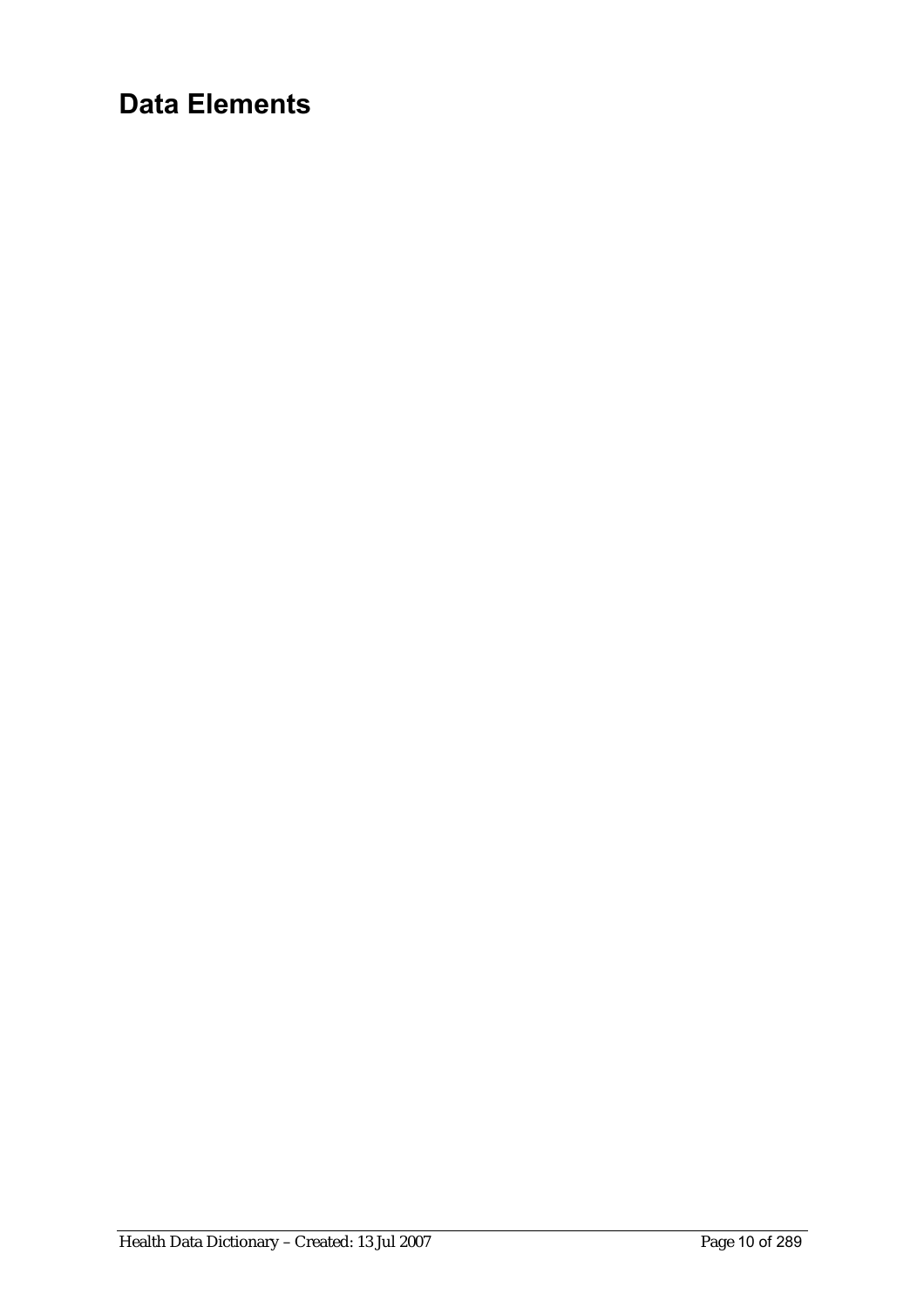# Data Elements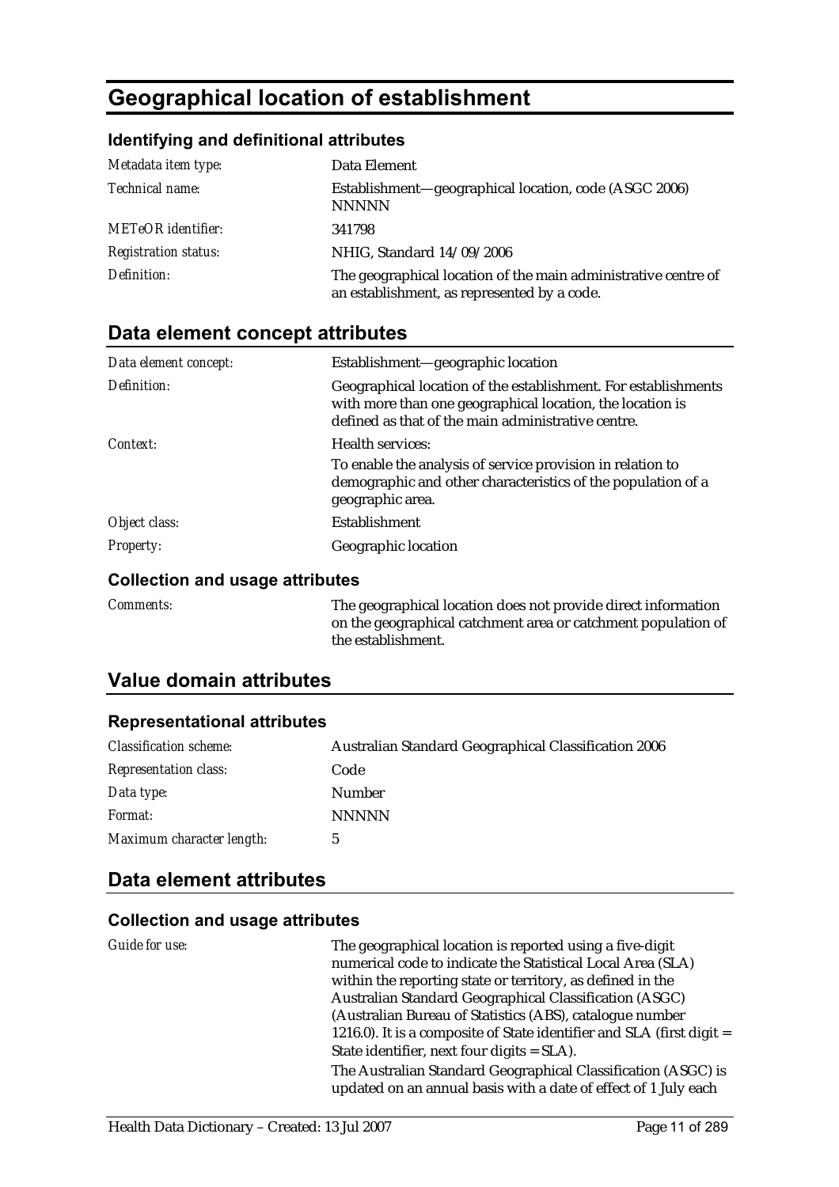# Geographical location of establishment

### Identifying and definitional attributes

| | |
|---|---|
| *Metadata item type:* | Data Element |
| *Technical name:* | Establishment—geographical location, code (ASGC 2006) NNNNN |
| *METeOR identifier:* | 341798 |
| *Registration status:* | NHIG, Standard 14/09/2006 |
| *Definition:* | The geographical location of the main administrative centre of an establishment, as represented by a code. |

## Data element concept attributes

| | |
|---|---|
| *Data element concept:* | Establishment—geographic location |
| *Definition:* | Geographical location of the establishment. For establishments with more than one geographical location, the location is defined as that of the main administrative centre. |
| *Context:* | Health services:<br>To enable the analysis of service provision in relation to demographic and other characteristics of the population of a geographic area. |
| *Object class:* | Establishment |
| *Property:* | Geographic location |

### Collection and usage attributes

| | |
|---|---|
| *Comments:* | The geographical location does not provide direct information on the geographical catchment area or catchment population of the establishment. |

## Value domain attributes

### Representational attributes

| | |
|---|---|
| *Classification scheme:* | Australian Standard Geographical Classification 2006 |
| *Representation class:* | Code |
| *Data type:* | Number |
| *Format:* | NNNNN |
| *Maximum character length:* | 5 |

## Data element attributes

### Collection and usage attributes

| | |
|---|---|
| *Guide for use:* | The geographical location is reported using a five-digit numerical code to indicate the Statistical Local Area (SLA) within the reporting state or territory, as defined in the Australian Standard Geographical Classification (ASGC) (Australian Bureau of Statistics (ABS), catalogue number 1216.0). It is a composite of State identifier and SLA (first digit = State identifier, next four digits = SLA).<br>The Australian Standard Geographical Classification (ASGC) is updated on an annual basis with a date of effect of 1 July each |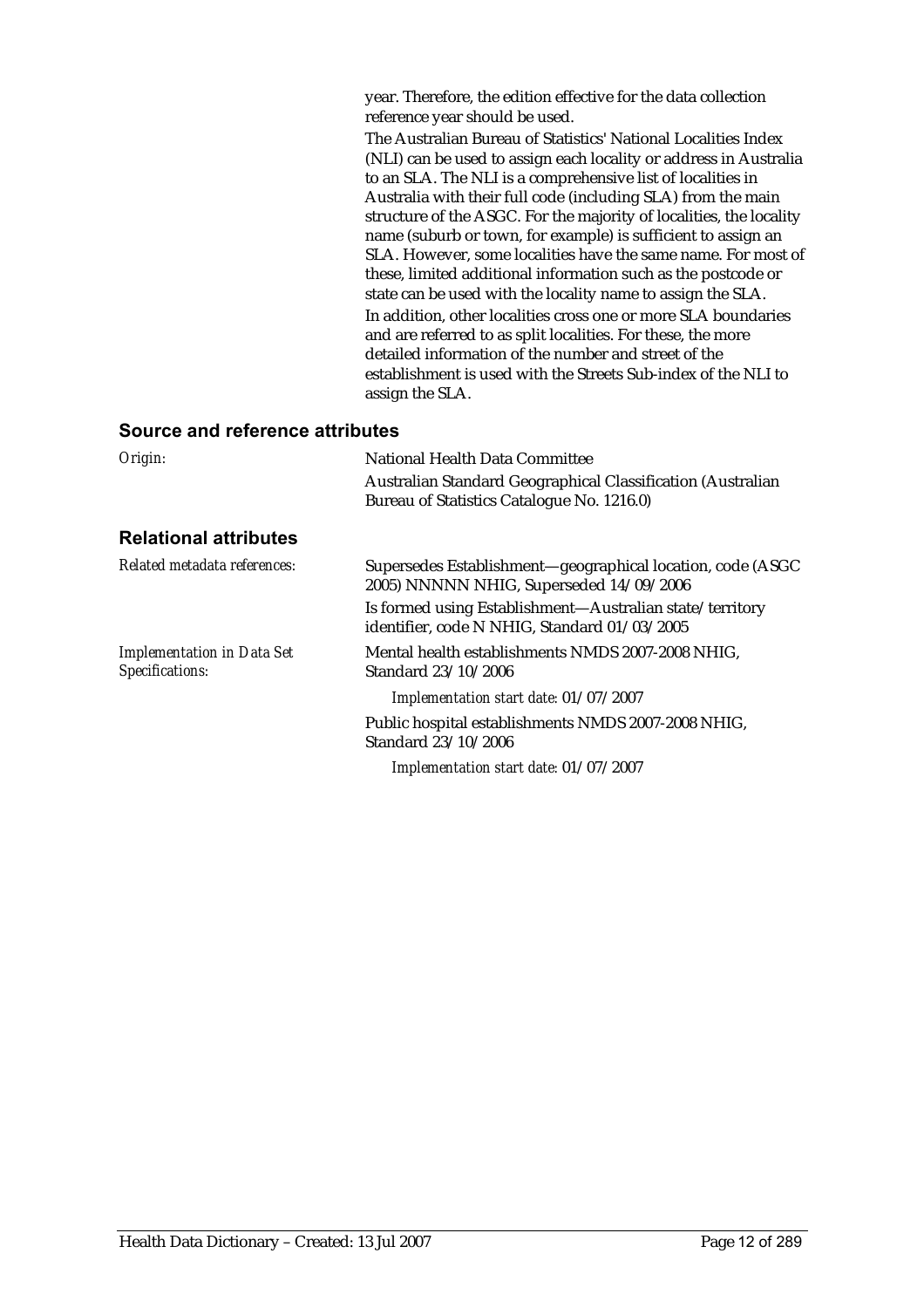year. Therefore, the edition effective for the data collection reference year should be used.

The Australian Bureau of Statistics' National Localities Index (NLI) can be used to assign each locality or address in Australia to an SLA. The NLI is a comprehensive list of localities in Australia with their full code (including SLA) from the main structure of the ASGC. For the majority of localities, the locality name (suburb or town, for example) is sufficient to assign an SLA. However, some localities have the same name. For most of these, limited additional information such as the postcode or state can be used with the locality name to assign the SLA.

In addition, other localities cross one or more SLA boundaries and are referred to as split localities. For these, the more detailed information of the number and street of the establishment is used with the Streets Sub-index of the NLI to assign the SLA.

## Source and reference attributes

*Origin:* National Health Data Committee

Australian Standard Geographical Classification (Australian Bureau of Statistics Catalogue No. 1216.0)

## Relational attributes

*Related metadata references:* Supersedes Establishment—geographical location, code (ASGC 2005) NNNNN NHIG, Superseded 14/09/2006

Is formed using Establishment—Australian state/territory identifier, code N NHIG, Standard 01/03/2005

*Implementation in Data Set Specifications:* Mental health establishments NMDS 2007-2008 NHIG, Standard 23/10/2006

*Implementation start date:* 01/07/2007

Public hospital establishments NMDS 2007-2008 NHIG, Standard 23/10/2006

*Implementation start date:* 01/07/2007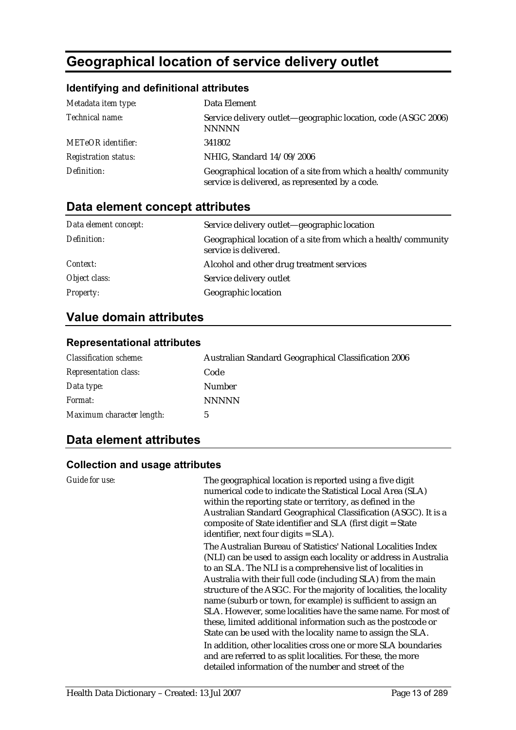# Geographical location of service delivery outlet

### Identifying and definitional attributes

| | |
|---|---|
| *Metadata item type:* | Data Element |
| *Technical name:* | Service delivery outlet—geographic location, code (ASGC 2006) NNNNN |
| *METeOR identifier:* | 341802 |
| *Registration status:* | NHIG, Standard 14/09/2006 |
| *Definition:* | Geographical location of a site from which a health/community service is delivered, as represented by a code. |

## Data element concept attributes

| | |
|---|---|
| *Data element concept:* | Service delivery outlet—geographic location |
| *Definition:* | Geographical location of a site from which a health/community service is delivered. |
| *Context:* | Alcohol and other drug treatment services |
| *Object class:* | Service delivery outlet |
| *Property:* | Geographic location |

## Value domain attributes

### Representational attributes

| | |
|---|---|
| *Classification scheme:* | Australian Standard Geographical Classification 2006 |
| *Representation class:* | Code |
| *Data type:* | Number |
| *Format:* | NNNNN |
| *Maximum character length:* | 5 |

## Data element attributes

### Collection and usage attributes

*Guide for use:*

The geographical location is reported using a five digit numerical code to indicate the Statistical Local Area (SLA) within the reporting state or territory, as defined in the Australian Standard Geographical Classification (ASGC). It is a composite of State identifier and SLA (first digit = State identifier, next four digits = SLA).

The Australian Bureau of Statistics' National Localities Index (NLI) can be used to assign each locality or address in Australia to an SLA. The NLI is a comprehensive list of localities in Australia with their full code (including SLA) from the main structure of the ASGC. For the majority of localities, the locality name (suburb or town, for example) is sufficient to assign an SLA. However, some localities have the same name. For most of these, limited additional information such as the postcode or State can be used with the locality name to assign the SLA.

In addition, other localities cross one or more SLA boundaries and are referred to as split localities. For these, the more detailed information of the number and street of the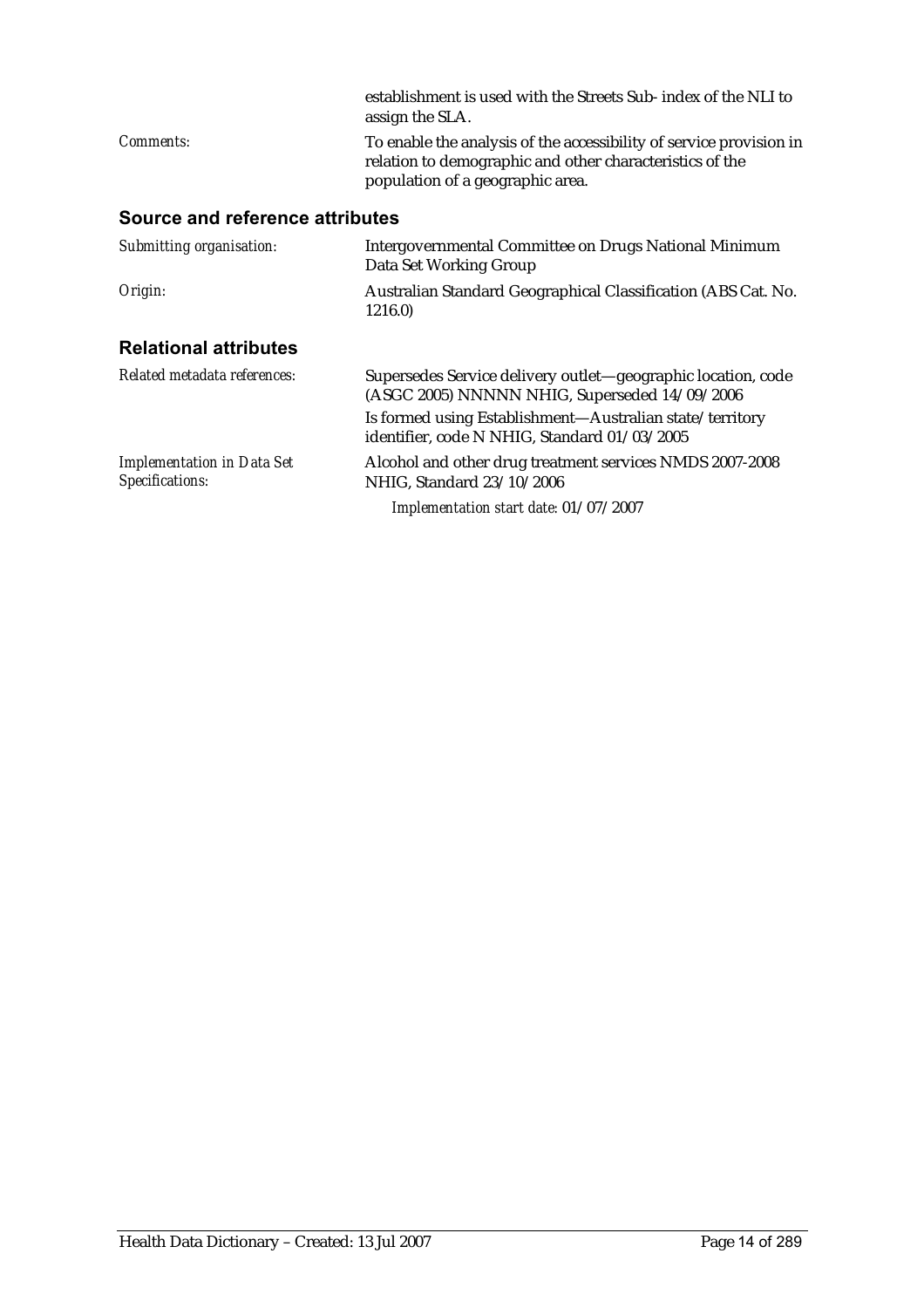establishment is used with the Streets Sub- index of the NLI to assign the SLA.

*Comments:* To enable the analysis of the accessibility of service provision in relation to demographic and other characteristics of the population of a geographic area.

### Source and reference attributes

*Submitting organisation:* Intergovernmental Committee on Drugs National Minimum Data Set Working Group

*Origin:* Australian Standard Geographical Classification (ABS Cat. No. 1216.0)

### Relational attributes

*Related metadata references:* Supersedes Service delivery outlet—geographic location, code (ASGC 2005) NNNNN NHIG, Superseded 14/09/2006

Is formed using Establishment—Australian state/territory identifier, code N NHIG, Standard 01/03/2005

*Implementation in Data Set Specifications:* Alcohol and other drug treatment services NMDS 2007-2008 NHIG, Standard 23/10/2006

*Implementation start date:* 01/07/2007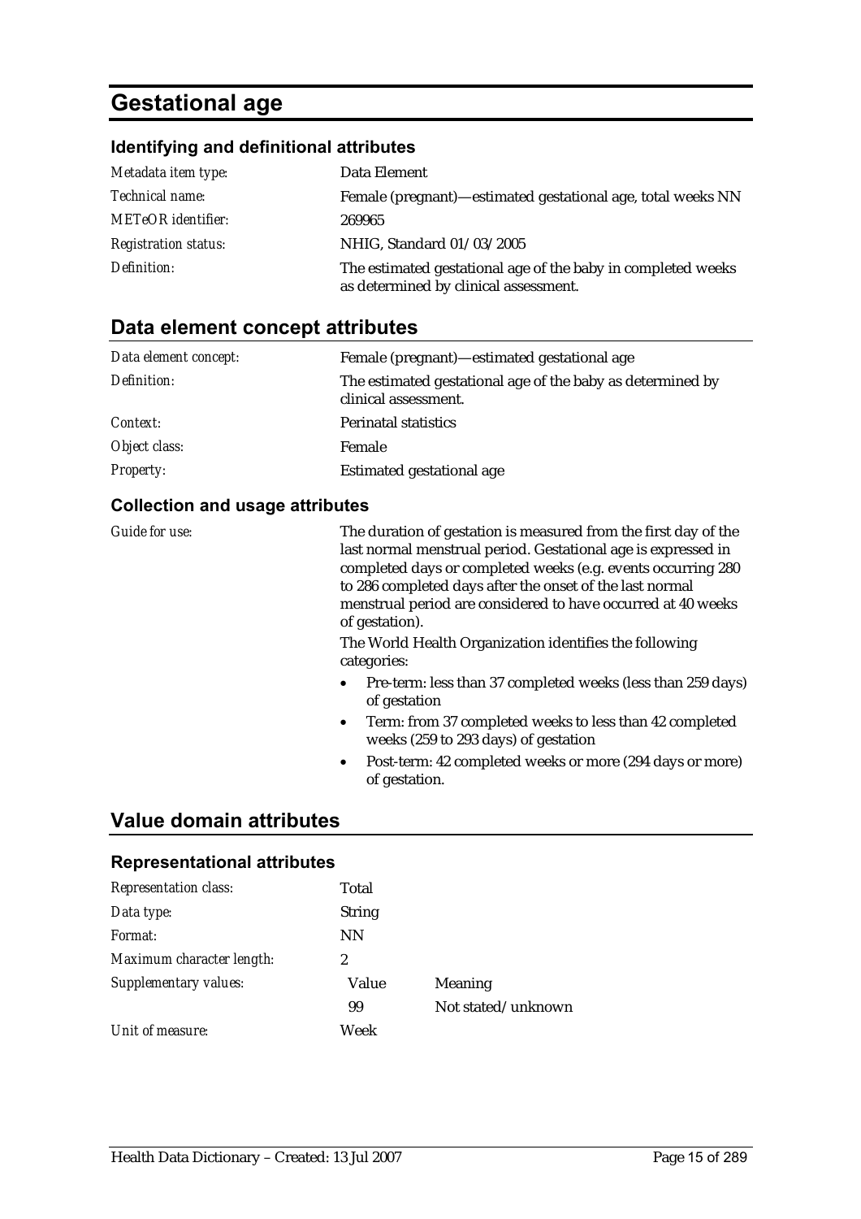# Gestational age

### Identifying and definitional attributes

| | |
|---|---|
| *Metadata item type:* | Data Element |
| *Technical name:* | Female (pregnant)—estimated gestational age, total weeks NN |
| *METeOR identifier:* | 269965 |
| *Registration status:* | NHIG, Standard 01/03/2005 |
| *Definition:* | The estimated gestational age of the baby in completed weeks as determined by clinical assessment. |

## Data element concept attributes

| | |
|---|---|
| *Data element concept:* | Female (pregnant)—estimated gestational age |
| *Definition:* | The estimated gestational age of the baby as determined by clinical assessment. |
| *Context:* | Perinatal statistics |
| *Object class:* | Female |
| *Property:* | Estimated gestational age |

### Collection and usage attributes

*Guide for use:*

The duration of gestation is measured from the first day of the last normal menstrual period. Gestational age is expressed in completed days or completed weeks (e.g. events occurring 280 to 286 completed days after the onset of the last normal menstrual period are considered to have occurred at 40 weeks of gestation).

The World Health Organization identifies the following categories:

- Pre-term: less than 37 completed weeks (less than 259 days) of gestation
- Term: from 37 completed weeks to less than 42 completed weeks (259 to 293 days) of gestation
- Post-term: 42 completed weeks or more (294 days or more) of gestation.

## Value domain attributes

### Representational attributes

| | | |
|---|---|---|
| *Representation class:* | Total | |
| *Data type:* | String | |
| *Format:* | NN | |
| *Maximum character length:* | 2 | |
| *Supplementary values:* | Value | Meaning |
| | 99 | Not stated/unknown |
| *Unit of measure:* | Week | |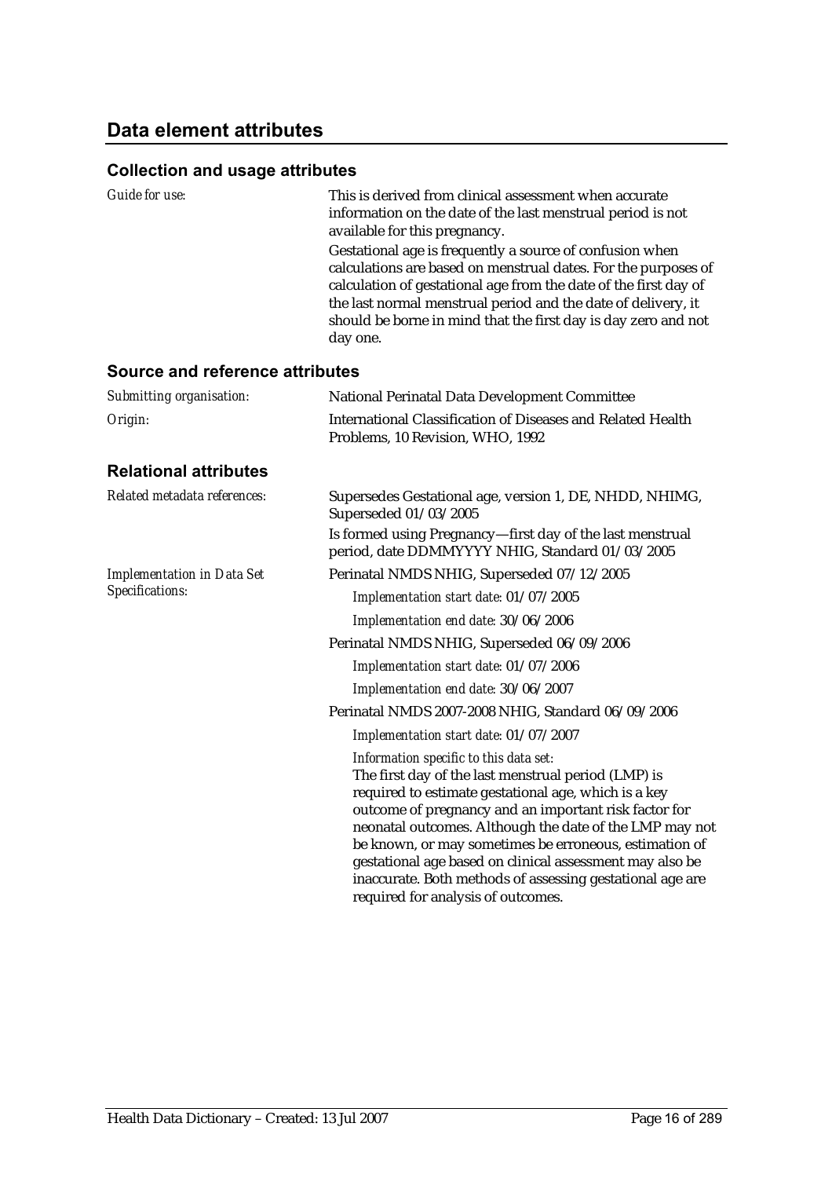## Data element attributes

### Collection and usage attributes

*Guide for use:*

This is derived from clinical assessment when accurate information on the date of the last menstrual period is not available for this pregnancy.

Gestational age is frequently a source of confusion when calculations are based on menstrual dates. For the purposes of calculation of gestational age from the date of the first day of the last normal menstrual period and the date of delivery, it should be borne in mind that the first day is day zero and not day one.

### Source and reference attributes

*Submitting organisation:* National Perinatal Data Development Committee

*Origin:* International Classification of Diseases and Related Health Problems, 10 Revision, WHO, 1992

### Relational attributes

*Related metadata references:*

Supersedes Gestational age, version 1, DE, NHDD, NHIMG, Superseded 01/03/2005

Is formed using Pregnancy—first day of the last menstrual period, date DDMMYYYY NHIG, Standard 01/03/2005

*Implementation in Data Set Specifications:*

Perinatal NMDS NHIG, Superseded 07/12/2005

*Implementation start date:* 01/07/2005

*Implementation end date:* 30/06/2006

Perinatal NMDS NHIG, Superseded 06/09/2006

*Implementation start date:* 01/07/2006

*Implementation end date:* 30/06/2007

Perinatal NMDS 2007-2008 NHIG, Standard 06/09/2006

*Implementation start date:* 01/07/2007

*Information specific to this data set:*

The first day of the last menstrual period (LMP) is required to estimate gestational age, which is a key outcome of pregnancy and an important risk factor for neonatal outcomes. Although the date of the LMP may not be known, or may sometimes be erroneous, estimation of gestational age based on clinical assessment may also be inaccurate. Both methods of assessing gestational age are required for analysis of outcomes.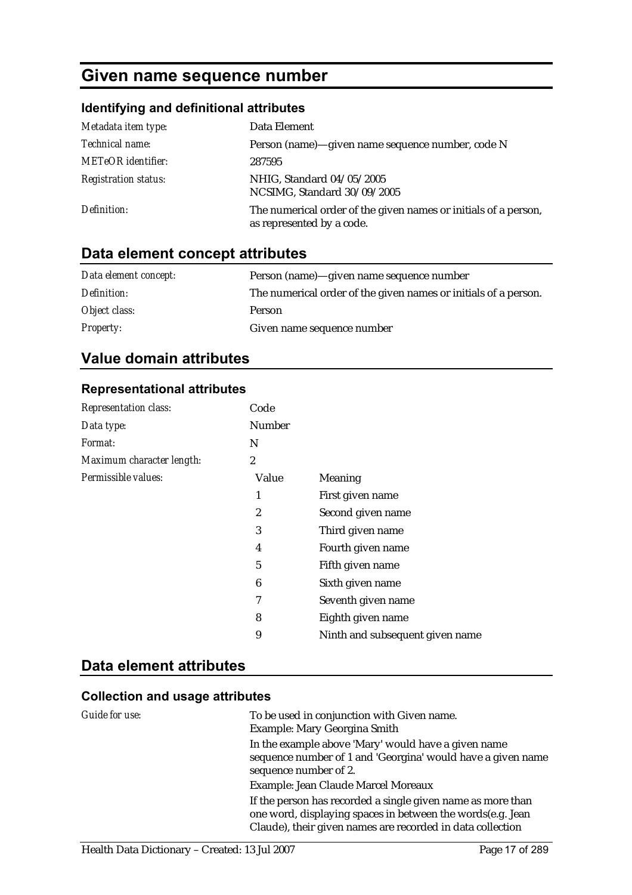# Given name sequence number

### Identifying and definitional attributes

| | |
|---|---|
| *Metadata item type:* | Data Element |
| *Technical name:* | Person (name)—given name sequence number, code N |
| *METeOR identifier:* | 287595 |
| *Registration status:* | NHIG, Standard 04/05/2005<br>NCSIMG, Standard 30/09/2005 |
| *Definition:* | The numerical order of the given names or initials of a person, as represented by a code. |

## Data element concept attributes

| | |
|---|---|
| *Data element concept:* | Person (name)—given name sequence number |
| *Definition:* | The numerical order of the given names or initials of a person. |
| *Object class:* | Person |
| *Property:* | Given name sequence number |

## Value domain attributes

### Representational attributes

| | | |
|---|---|---|
| *Representation class:* | Code | |
| *Data type:* | Number | |
| *Format:* | N | |
| *Maximum character length:* | 2 | |
| *Permissible values:* | Value | Meaning |
| | 1 | First given name |
| | 2 | Second given name |
| | 3 | Third given name |
| | 4 | Fourth given name |
| | 5 | Fifth given name |
| | 6 | Sixth given name |
| | 7 | Seventh given name |
| | 8 | Eighth given name |
| | 9 | Ninth and subsequent given name |

## Data element attributes

### Collection and usage attributes

*Guide for use:*

To be used in conjunction with Given name.

Example: Mary Georgina Smith

In the example above 'Mary' would have a given name sequence number of 1 and 'Georgina' would have a given name sequence number of 2.

Example: Jean Claude Marcel Moreaux

If the person has recorded a single given name as more than one word, displaying spaces in between the words(e.g. Jean Claude), their given names are recorded in data collection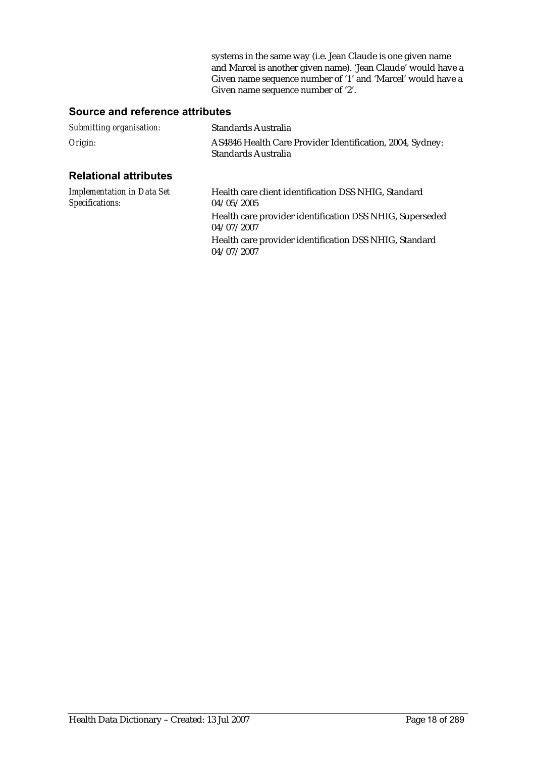systems in the same way (i.e. Jean Claude is one given name and Marcel is another given name). 'Jean Claude' would have a Given name sequence number of '1' and 'Marcel' would have a Given name sequence number of '2'.

## Source and reference attributes

| | |
|---|---|
| *Submitting organisation:* | Standards Australia |
| *Origin:* | AS4846 Health Care Provider Identification, 2004, Sydney: Standards Australia |

## Relational attributes

| | |
|---|---|
| *Implementation in Data Set Specifications:* | Health care client identification DSS NHIG, Standard 04/05/2005<br>Health care provider identification DSS NHIG, Superseded 04/07/2007<br>Health care provider identification DSS NHIG, Standard 04/07/2007 |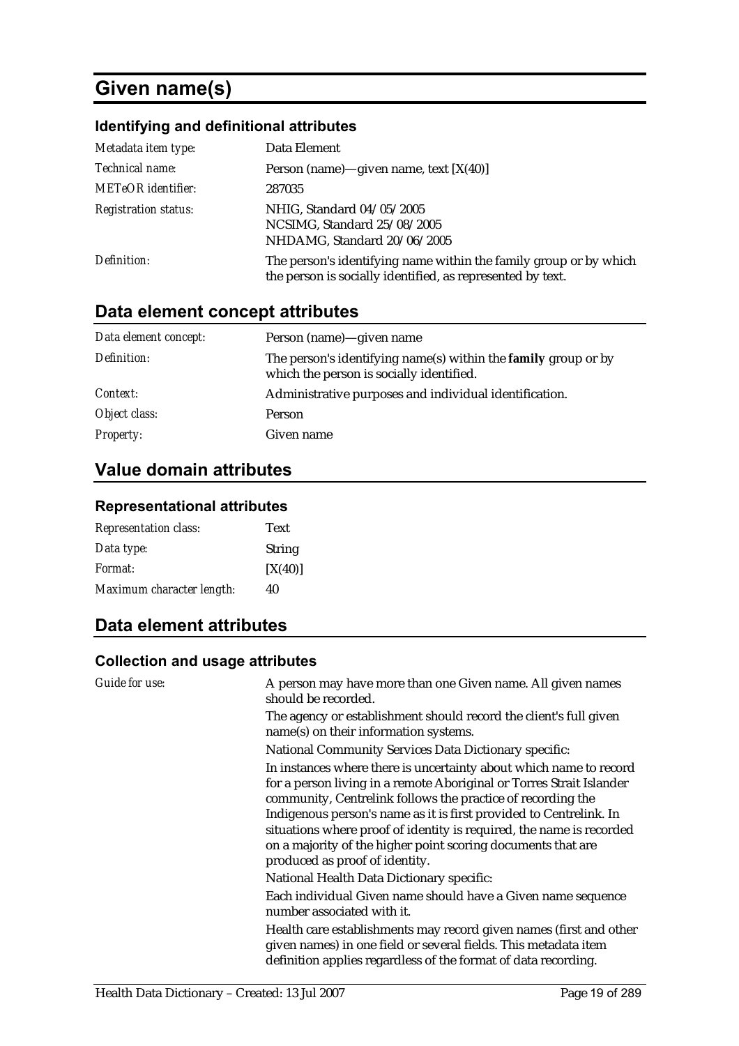# Given name(s)

### Identifying and definitional attributes

| | |
|---|---|
| *Metadata item type:* | Data Element |
| *Technical name:* | Person (name)—given name, text [X(40)] |
| *METeOR identifier:* | 287035 |
| *Registration status:* | NHIG, Standard 04/05/2005<br>NCSIMG, Standard 25/08/2005<br>NHDAMG, Standard 20/06/2005 |
| *Definition:* | The person's identifying name within the family group or by which the person is socially identified, as represented by text. |

## Data element concept attributes

| | |
|---|---|
| *Data element concept:* | Person (name)—given name |
| *Definition:* | The person's identifying name(s) within the **family** group or by which the person is socially identified. |
| *Context:* | Administrative purposes and individual identification. |
| *Object class:* | Person |
| *Property:* | Given name |

## Value domain attributes

### Representational attributes

| | |
|---|---|
| *Representation class:* | Text |
| *Data type:* | String |
| *Format:* | [X(40)] |
| *Maximum character length:* | 40 |

## Data element attributes

### Collection and usage attributes

*Guide for use:*

A person may have more than one Given name. All given names should be recorded.

The agency or establishment should record the client's full given name(s) on their information systems.

National Community Services Data Dictionary specific:

In instances where there is uncertainty about which name to record for a person living in a remote Aboriginal or Torres Strait Islander community, Centrelink follows the practice of recording the Indigenous person's name as it is first provided to Centrelink. In situations where proof of identity is required, the name is recorded on a majority of the higher point scoring documents that are produced as proof of identity.

National Health Data Dictionary specific:

Each individual Given name should have a Given name sequence number associated with it.

Health care establishments may record given names (first and other given names) in one field or several fields. This metadata item definition applies regardless of the format of data recording.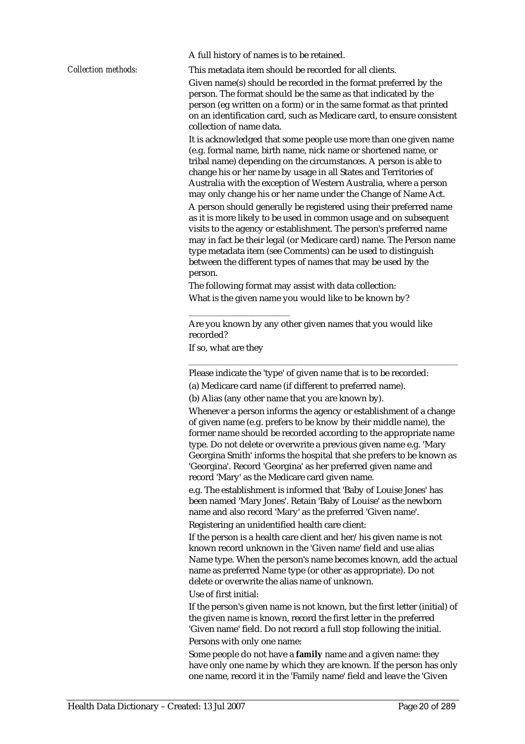A full history of names is to be retained.

*Collection methods:*

This metadata item should be recorded for all clients.

Given name(s) should be recorded in the format preferred by the person. The format should be the same as that indicated by the person (eg written on a form) or in the same format as that printed on an identification card, such as Medicare card, to ensure consistent collection of name data.

It is acknowledged that some people use more than one given name (e.g. formal name, birth name, nick name or shortened name, or tribal name) depending on the circumstances. A person is able to change his or her name by usage in all States and Territories of Australia with the exception of Western Australia, where a person may only change his or her name under the Change of Name Act.

A person should generally be registered using their preferred name as it is more likely to be used in common usage and on subsequent visits to the agency or establishment. The person's preferred name may in fact be their legal (or Medicare card) name. The Person name type metadata item (see Comments) can be used to distinguish between the different types of names that may be used by the person.

The following format may assist with data collection:

What is the given name you would like to be known by?

\_\_\_\_\_\_\_\_\_\_\_\_\_\_\_\_\_\_\_\_\_\_\_

Are you known by any other given names that you would like recorded?

If so, what are they

\_\_\_\_\_\_\_\_\_\_\_\_\_\_\_\_\_\_\_\_\_\_\_\_\_\_\_\_\_\_\_\_\_\_\_\_\_\_\_\_\_\_\_\_\_\_\_\_\_\_\_\_\_\_\_\_\_\_\_\_\_\_

Please indicate the 'type' of given name that is to be recorded:

(a) Medicare card name (if different to preferred name).

(b) Alias (any other name that you are known by).

Whenever a person informs the agency or establishment of a change of given name (e.g. prefers to be know by their middle name), the former name should be recorded according to the appropriate name type. Do not delete or overwrite a previous given name e.g. 'Mary Georgina Smith' informs the hospital that she prefers to be known as 'Georgina'. Record 'Georgina' as her preferred given name and record 'Mary' as the Medicare card given name.

e.g. The establishment is informed that 'Baby of Louise Jones' has been named 'Mary Jones'. Retain 'Baby of Louise' as the newborn name and also record 'Mary' as the preferred 'Given name'.

Registering an unidentified health care client:

If the person is a health care client and her/his given name is not known record unknown in the 'Given name' field and use alias Name type. When the person's name becomes known, add the actual name as preferred Name type (or other as appropriate). Do not delete or overwrite the alias name of unknown.

Use of first initial:

If the person's given name is not known, but the first letter (initial) of the given name is known, record the first letter in the preferred 'Given name' field. Do not record a full stop following the initial.

Persons with only one name:

Some people do not have a **family** name and a given name: they have only one name by which they are known. If the person has only one name, record it in the 'Family name' field and leave the 'Given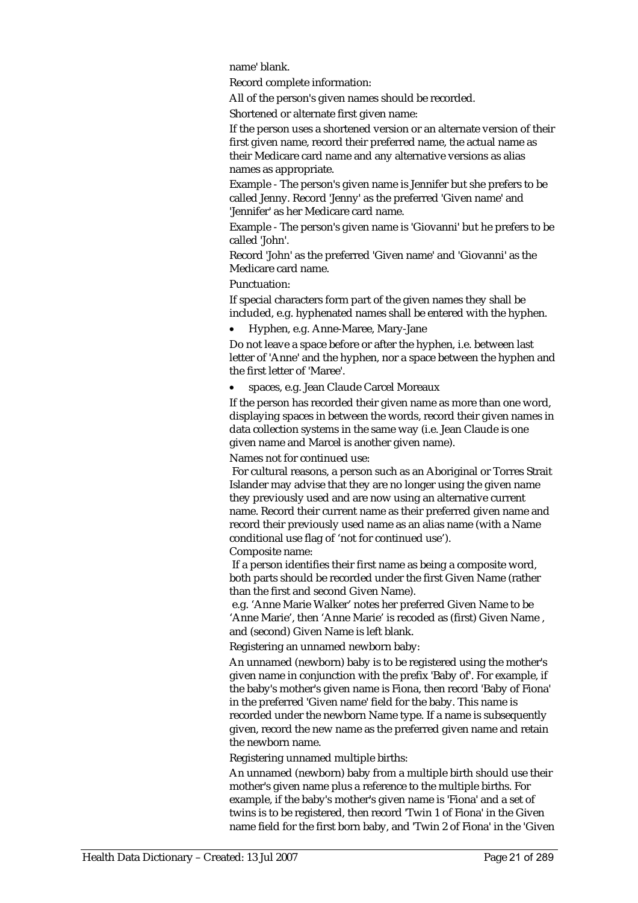name' blank.

Record complete information:

All of the person's given names should be recorded.

Shortened or alternate first given name:

If the person uses a shortened version or an alternate version of their first given name, record their preferred name, the actual name as their Medicare card name and any alternative versions as alias names as appropriate.

Example - The person's given name is Jennifer but she prefers to be called Jenny. Record 'Jenny' as the preferred 'Given name' and 'Jennifer' as her Medicare card name.

Example - The person's given name is 'Giovanni' but he prefers to be called 'John'.

Record 'John' as the preferred 'Given name' and 'Giovanni' as the Medicare card name.

Punctuation:

If special characters form part of the given names they shall be included, e.g. hyphenated names shall be entered with the hyphen.

- Hyphen, e.g. Anne-Maree, Mary-Jane

Do not leave a space before or after the hyphen, i.e. between last letter of 'Anne' and the hyphen, nor a space between the hyphen and the first letter of 'Maree'.

- spaces, e.g. Jean Claude Carcel Moreaux

If the person has recorded their given name as more than one word, displaying spaces in between the words, record their given names in data collection systems in the same way (i.e. Jean Claude is one given name and Marcel is another given name).

Names not for continued use:

For cultural reasons, a person such as an Aboriginal or Torres Strait Islander may advise that they are no longer using the given name they previously used and are now using an alternative current name. Record their current name as their preferred given name and record their previously used name as an alias name (with a Name conditional use flag of 'not for continued use').

Composite name:

If a person identifies their first name as being a composite word, both parts should be recorded under the first Given Name (rather than the first and second Given Name).

e.g. 'Anne Marie Walker' notes her preferred Given Name to be 'Anne Marie', then 'Anne Marie' is recoded as (first) Given Name , and (second) Given Name is left blank.

Registering an unnamed newborn baby:

An unnamed (newborn) baby is to be registered using the mother's given name in conjunction with the prefix 'Baby of'. For example, if the baby's mother's given name is Fiona, then record 'Baby of Fiona' in the preferred 'Given name' field for the baby. This name is recorded under the newborn Name type. If a name is subsequently given, record the new name as the preferred given name and retain the newborn name.

Registering unnamed multiple births:

An unnamed (newborn) baby from a multiple birth should use their mother's given name plus a reference to the multiple births. For example, if the baby's mother's given name is 'Fiona' and a set of twins is to be registered, then record 'Twin 1 of Fiona' in the Given name field for the first born baby, and 'Twin 2 of Fiona' in the 'Given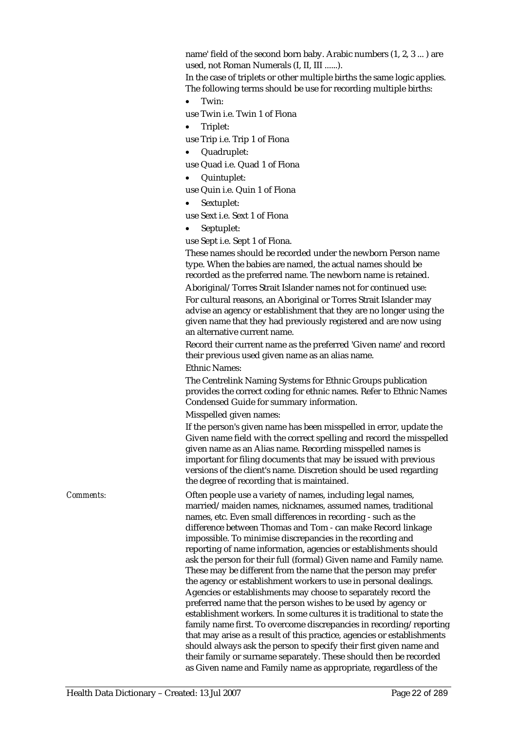name' field of the second born baby. Arabic numbers (1, 2, 3 ... ) are used, not Roman Numerals (I, II, III ......).

In the case of triplets or other multiple births the same logic applies. The following terms should be use for recording multiple births:

- Twin:

use Twin i.e. Twin 1 of Fiona

- Triplet:

use Trip i.e. Trip 1 of Fiona

- Quadruplet:

use Quad i.e. Quad 1 of Fiona

- Quintuplet:

use Quin i.e. Quin 1 of Fiona

- Sextuplet:

use Sext i.e. Sext 1 of Fiona

- Septuplet:

use Sept i.e. Sept 1 of Fiona.

These names should be recorded under the newborn Person name type. When the babies are named, the actual names should be recorded as the preferred name. The newborn name is retained.

Aboriginal/Torres Strait Islander names not for continued use:

For cultural reasons, an Aboriginal or Torres Strait Islander may advise an agency or establishment that they are no longer using the given name that they had previously registered and are now using an alternative current name.

Record their current name as the preferred 'Given name' and record their previous used given name as an alias name.

Ethnic Names:

The Centrelink Naming Systems for Ethnic Groups publication provides the correct coding for ethnic names. Refer to Ethnic Names Condensed Guide for summary information.

Misspelled given names:

If the person's given name has been misspelled in error, update the Given name field with the correct spelling and record the misspelled given name as an Alias name. Recording misspelled names is important for filing documents that may be issued with previous versions of the client's name. Discretion should be used regarding the degree of recording that is maintained.

*Comments:* Often people use a variety of names, including legal names, married/maiden names, nicknames, assumed names, traditional names, etc. Even small differences in recording - such as the difference between Thomas and Tom - can make Record linkage impossible. To minimise discrepancies in the recording and reporting of name information, agencies or establishments should ask the person for their full (formal) Given name and Family name. These may be different from the name that the person may prefer the agency or establishment workers to use in personal dealings. Agencies or establishments may choose to separately record the preferred name that the person wishes to be used by agency or establishment workers. In some cultures it is traditional to state the family name first. To overcome discrepancies in recording/reporting that may arise as a result of this practice, agencies or establishments should always ask the person to specify their first given name and their family or surname separately. These should then be recorded as Given name and Family name as appropriate, regardless of the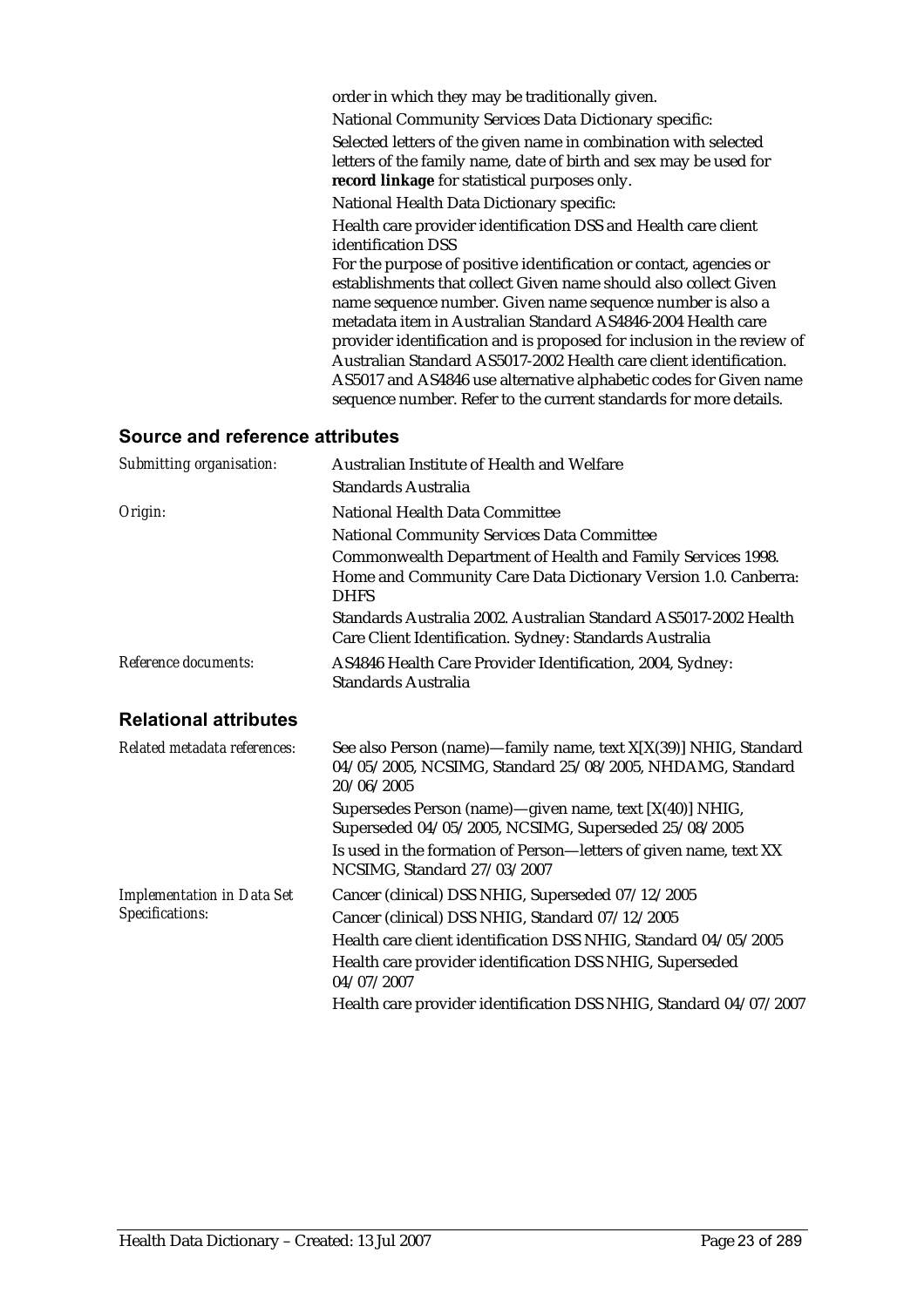order in which they may be traditionally given.

National Community Services Data Dictionary specific:

Selected letters of the given name in combination with selected letters of the family name, date of birth and sex may be used for **record linkage** for statistical purposes only.

National Health Data Dictionary specific:

Health care provider identification DSS and Health care client identification DSS

For the purpose of positive identification or contact, agencies or establishments that collect Given name should also collect Given name sequence number. Given name sequence number is also a metadata item in Australian Standard AS4846-2004 Health care provider identification and is proposed for inclusion in the review of Australian Standard AS5017-2002 Health care client identification. AS5017 and AS4846 use alternative alphabetic codes for Given name sequence number. Refer to the current standards for more details.

## Source and reference attributes

| | |
|---|---|
| *Submitting organisation:* | Australian Institute of Health and Welfare<br>Standards Australia |
| *Origin:* | National Health Data Committee<br>National Community Services Data Committee<br>Commonwealth Department of Health and Family Services 1998. Home and Community Care Data Dictionary Version 1.0. Canberra: DHFS<br>Standards Australia 2002. Australian Standard AS5017-2002 Health Care Client Identification. Sydney: Standards Australia |
| *Reference documents:* | AS4846 Health Care Provider Identification, 2004, Sydney: Standards Australia |

## Relational attributes

| | |
|---|---|
| *Related metadata references:* | See also Person (name)—family name, text X[X(39)] NHIG, Standard 04/05/2005, NCSIMG, Standard 25/08/2005, NHDAMG, Standard 20/06/2005<br>Supersedes Person (name)—given name, text [X(40)] NHIG, Superseded 04/05/2005, NCSIMG, Superseded 25/08/2005<br>Is used in the formation of Person—letters of given name, text XX NCSIMG, Standard 27/03/2007 |
| *Implementation in Data Set Specifications:* | Cancer (clinical) DSS NHIG, Superseded 07/12/2005<br>Cancer (clinical) DSS NHIG, Standard 07/12/2005<br>Health care client identification DSS NHIG, Standard 04/05/2005<br>Health care provider identification DSS NHIG, Superseded 04/07/2007<br>Health care provider identification DSS NHIG, Standard 04/07/2007 |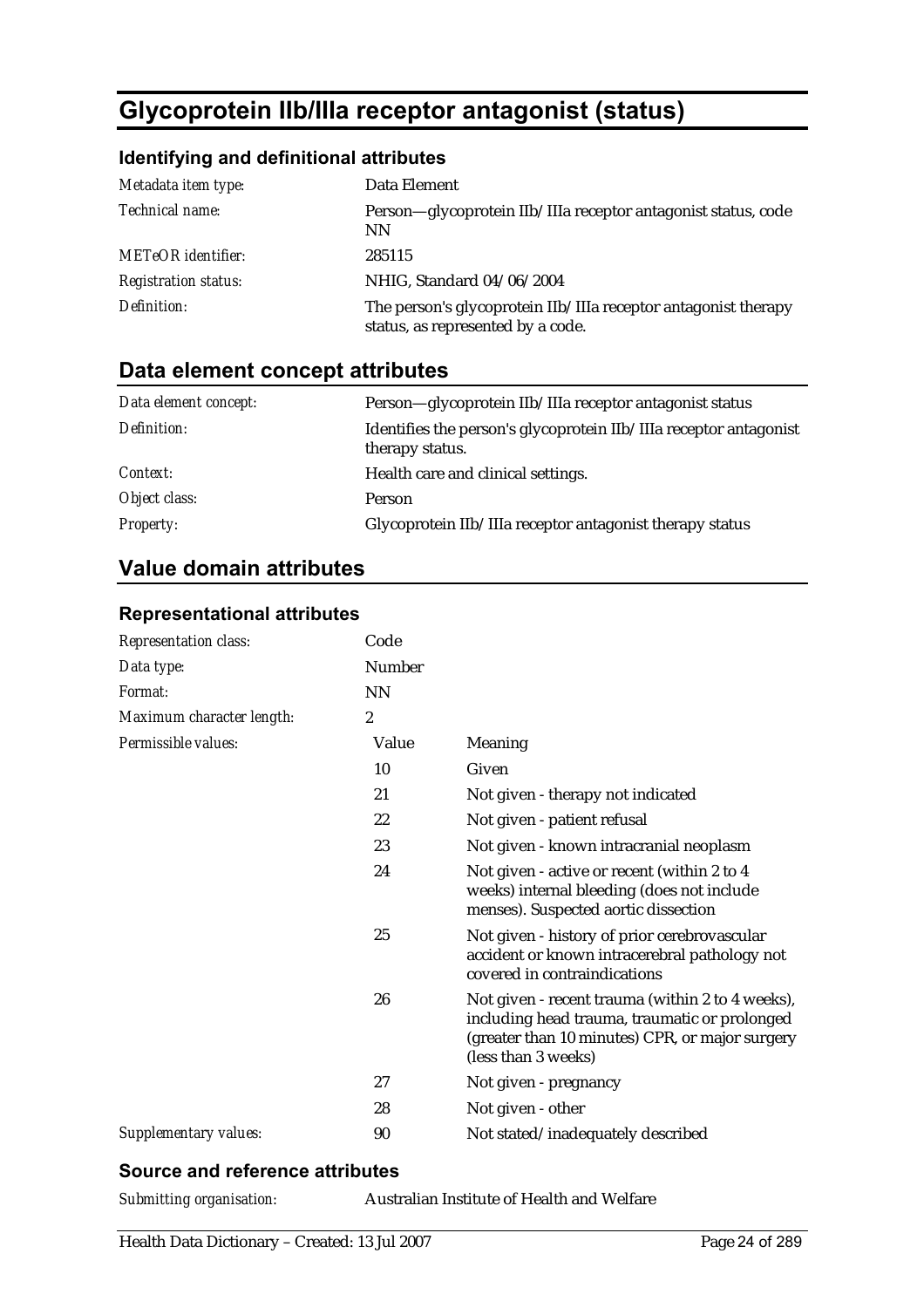# Glycoprotein IIb/IIIa receptor antagonist (status)

## Identifying and definitional attributes

| | |
|---|---|
| *Metadata item type:* | Data Element |
| *Technical name:* | Person—glycoprotein IIb/IIIa receptor antagonist status, code NN |
| *METeOR identifier:* | 285115 |
| *Registration status:* | NHIG, Standard 04/06/2004 |
| *Definition:* | The person's glycoprotein IIb/IIIa receptor antagonist therapy status, as represented by a code. |

## Data element concept attributes

| | |
|---|---|
| *Data element concept:* | Person—glycoprotein IIb/IIIa receptor antagonist status |
| *Definition:* | Identifies the person's glycoprotein IIb/IIIa receptor antagonist therapy status. |
| *Context:* | Health care and clinical settings. |
| *Object class:* | Person |
| *Property:* | Glycoprotein IIb/IIIa receptor antagonist therapy status |

## Value domain attributes

### Representational attributes

| | | |
|---|---|---|
| *Representation class:* | Code | |
| *Data type:* | Number | |
| *Format:* | NN | |
| *Maximum character length:* | 2 | |
| *Permissible values:* | Value | Meaning |
| | 10 | Given |
| | 21 | Not given - therapy not indicated |
| | 22 | Not given - patient refusal |
| | 23 | Not given - known intracranial neoplasm |
| | 24 | Not given - active or recent (within 2 to 4 weeks) internal bleeding (does not include menses). Suspected aortic dissection |
| | 25 | Not given - history of prior cerebrovascular accident or known intracerebral pathology not covered in contraindications |
| | 26 | Not given - recent trauma (within 2 to 4 weeks), including head trauma, traumatic or prolonged (greater than 10 minutes) CPR, or major surgery (less than 3 weeks) |
| | 27 | Not given - pregnancy |
| | 28 | Not given - other |
| *Supplementary values:* | 90 | Not stated/inadequately described |

### Source and reference attributes

| | |
|---|---|
| *Submitting organisation:* | Australian Institute of Health and Welfare |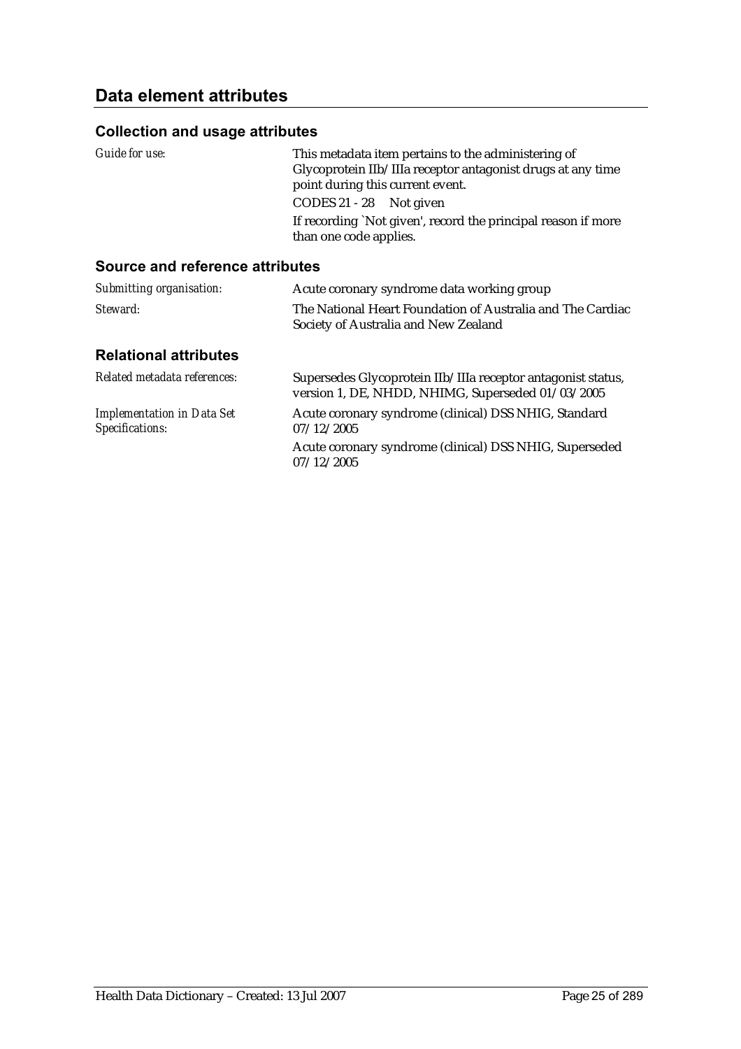## Data element attributes

### Collection and usage attributes

| | |
|---|---|
| *Guide for use:* | This metadata item pertains to the administering of Glycoprotein IIb/IIIa receptor antagonist drugs at any time point during this current event.<br>CODES 21 - 28 Not given<br>If recording `Not given', record the principal reason if more than one code applies. |

### Source and reference attributes

| | |
|---|---|
| *Submitting organisation:* | Acute coronary syndrome data working group |
| *Steward:* | The National Heart Foundation of Australia and The Cardiac Society of Australia and New Zealand |

### Relational attributes

| | |
|---|---|
| *Related metadata references:* | Supersedes Glycoprotein IIb/IIIa receptor antagonist status, version 1, DE, NHDD, NHIMG, Superseded 01/03/2005 |
| *Implementation in Data Set Specifications:* | Acute coronary syndrome (clinical) DSS NHIG, Standard 07/12/2005<br>Acute coronary syndrome (clinical) DSS NHIG, Superseded 07/12/2005 |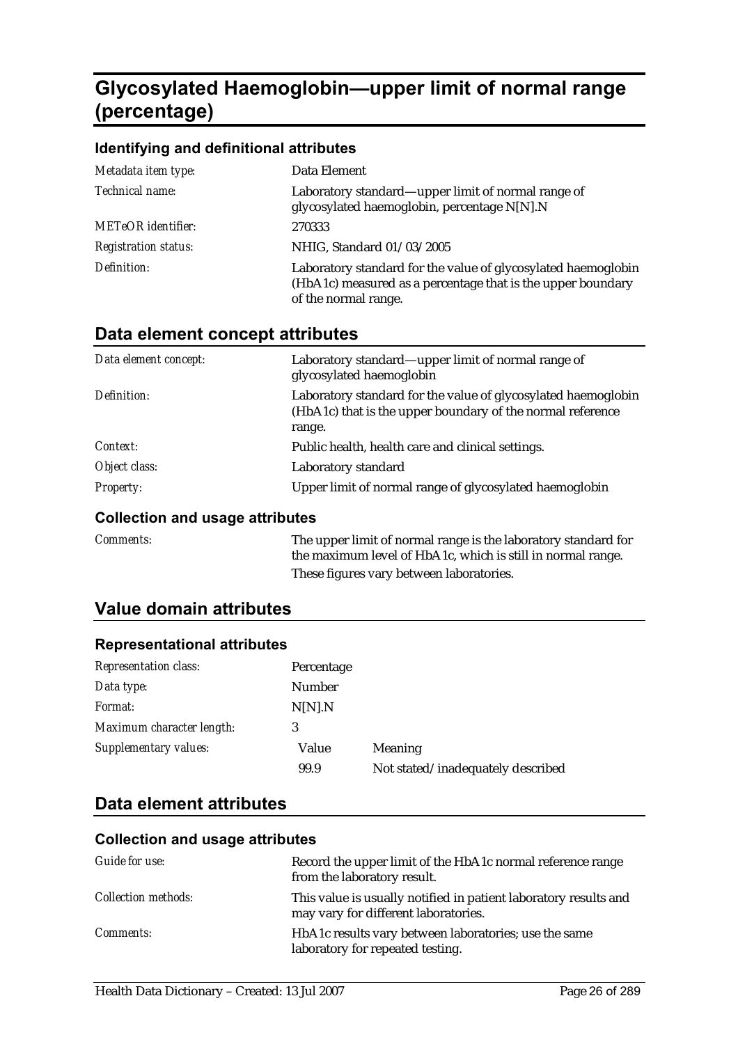# Glycosylated Haemoglobin—upper limit of normal range (percentage)

## Identifying and definitional attributes

| | |
|---|---|
| *Metadata item type:* | Data Element |
| *Technical name:* | Laboratory standard—upper limit of normal range of glycosylated haemoglobin, percentage N[N].N |
| *METeOR identifier:* | 270333 |
| *Registration status:* | NHIG, Standard 01/03/2005 |
| *Definition:* | Laboratory standard for the value of glycosylated haemoglobin (HbA1c) measured as a percentage that is the upper boundary of the normal range. |

## Data element concept attributes

| | |
|---|---|
| *Data element concept:* | Laboratory standard—upper limit of normal range of glycosylated haemoglobin |
| *Definition:* | Laboratory standard for the value of glycosylated haemoglobin (HbA1c) that is the upper boundary of the normal reference range. |
| *Context:* | Public health, health care and clinical settings. |
| *Object class:* | Laboratory standard |
| *Property:* | Upper limit of normal range of glycosylated haemoglobin |

### Collection and usage attributes

| | |
|---|---|
| *Comments:* | The upper limit of normal range is the laboratory standard for the maximum level of HbA1c, which is still in normal range. These figures vary between laboratories. |

## Value domain attributes

### Representational attributes

| | | |
|---|---|---|
| *Representation class:* | Percentage | |
| *Data type:* | Number | |
| *Format:* | N[N].N | |
| *Maximum character length:* | 3 | |
| *Supplementary values:* | Value | Meaning |
| | 99.9 | Not stated/inadequately described |

## Data element attributes

### Collection and usage attributes

| | |
|---|---|
| *Guide for use:* | Record the upper limit of the HbA1c normal reference range from the laboratory result. |
| *Collection methods:* | This value is usually notified in patient laboratory results and may vary for different laboratories. |
| *Comments:* | HbA1c results vary between laboratories; use the same laboratory for repeated testing. |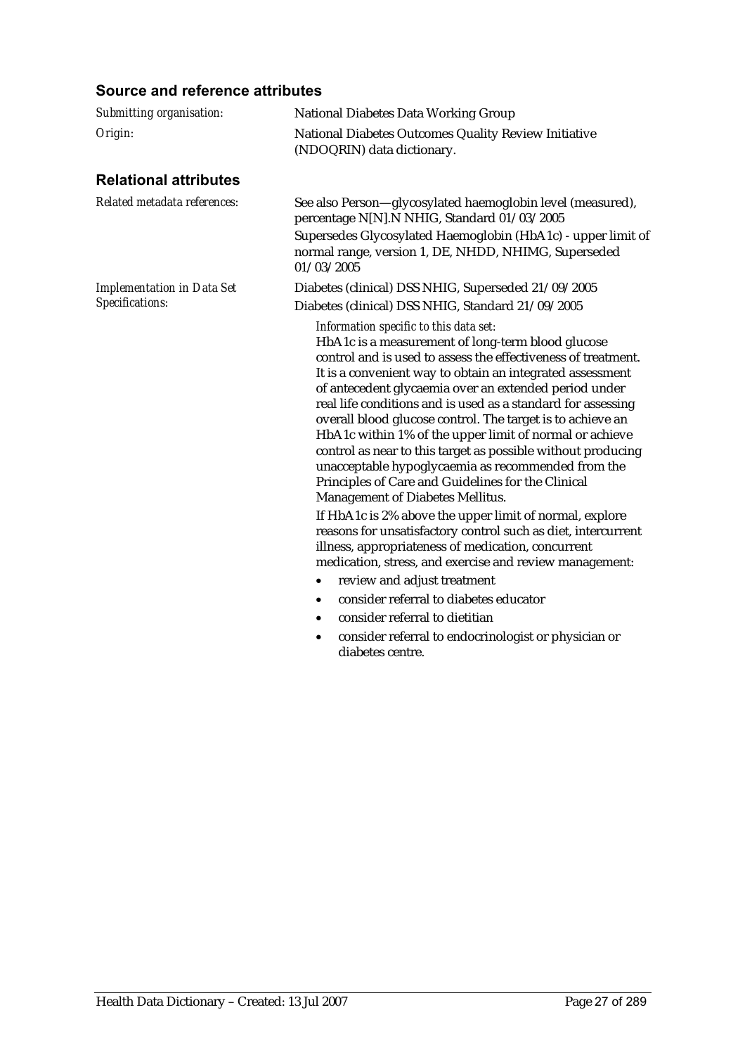## Source and reference attributes

*Submitting organisation:* National Diabetes Data Working Group

*Origin:* National Diabetes Outcomes Quality Review Initiative (NDOQRIN) data dictionary.

## Relational attributes

*Related metadata references:* See also Person—glycosylated haemoglobin level (measured), percentage N[N].N NHIG, Standard 01/03/2005

Supersedes Glycosylated Haemoglobin (HbA1c) - upper limit of normal range, version 1, DE, NHDD, NHIMG, Superseded 01/03/2005

*Implementation in Data Set Specifications:* Diabetes (clinical) DSS NHIG, Superseded 21/09/2005

Diabetes (clinical) DSS NHIG, Standard 21/09/2005

*Information specific to this data set:*

HbA1c is a measurement of long-term blood glucose control and is used to assess the effectiveness of treatment. It is a convenient way to obtain an integrated assessment of antecedent glycaemia over an extended period under real life conditions and is used as a standard for assessing overall blood glucose control. The target is to achieve an HbA1c within 1% of the upper limit of normal or achieve control as near to this target as possible without producing unacceptable hypoglycaemia as recommended from the Principles of Care and Guidelines for the Clinical Management of Diabetes Mellitus.

If HbA1c is 2% above the upper limit of normal, explore reasons for unsatisfactory control such as diet, intercurrent illness, appropriateness of medication, concurrent medication, stress, and exercise and review management:

- review and adjust treatment
- consider referral to diabetes educator
- consider referral to dietitian
- consider referral to endocrinologist or physician or diabetes centre.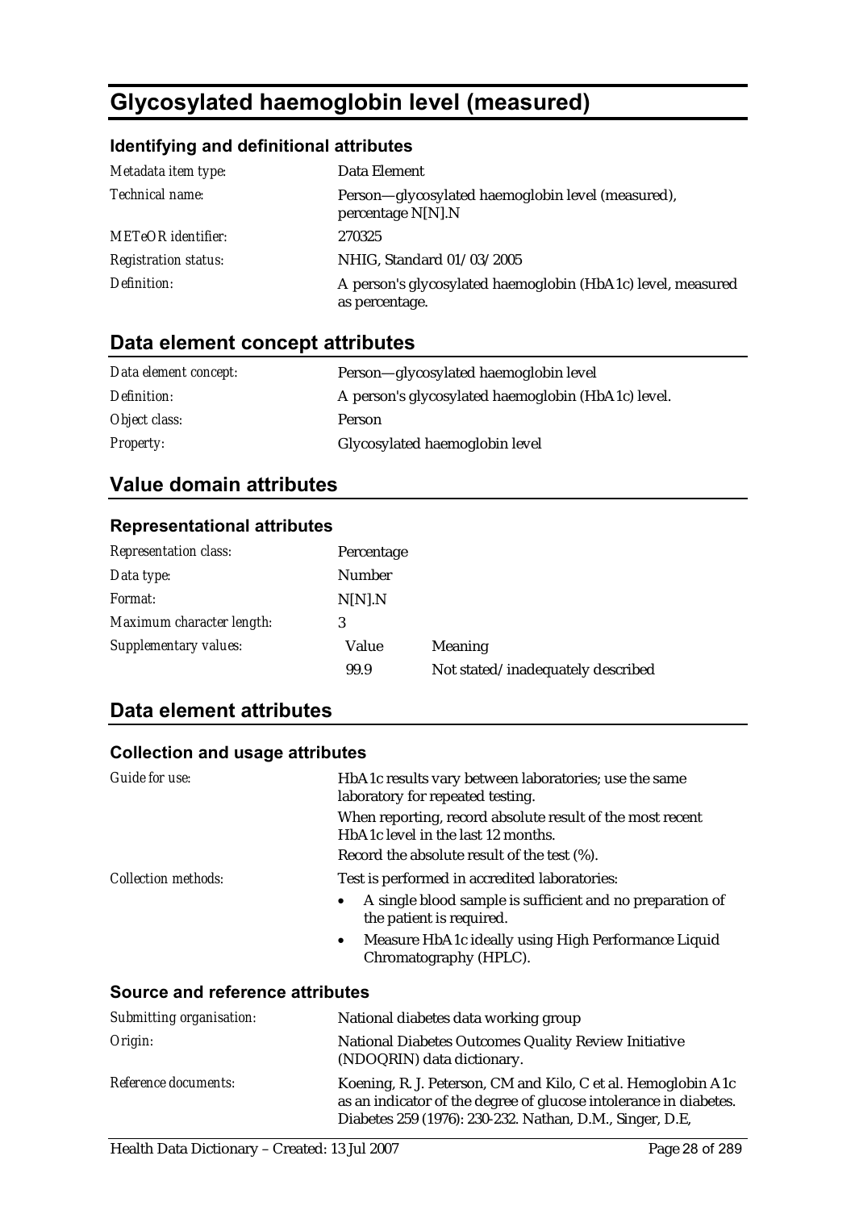# Glycosylated haemoglobin level (measured)

## Identifying and definitional attributes

| | |
|---|---|
| *Metadata item type:* | Data Element |
| *Technical name:* | Person—glycosylated haemoglobin level (measured), percentage N[N].N |
| *METeOR identifier:* | 270325 |
| *Registration status:* | NHIG, Standard 01/03/2005 |
| *Definition:* | A person's glycosylated haemoglobin (HbA1c) level, measured as percentage. |

## Data element concept attributes

| | |
|---|---|
| *Data element concept:* | Person—glycosylated haemoglobin level |
| *Definition:* | A person's glycosylated haemoglobin (HbA1c) level. |
| *Object class:* | Person |
| *Property:* | Glycosylated haemoglobin level |

## Value domain attributes

### Representational attributes

| | | |
|---|---|---|
| *Representation class:* | Percentage | |
| *Data type:* | Number | |
| *Format:* | N[N].N | |
| *Maximum character length:* | 3 | |
| *Supplementary values:* | Value | Meaning |
| | 99.9 | Not stated/inadequately described |

## Data element attributes

### Collection and usage attributes

*Guide for use:*

HbA1c results vary between laboratories; use the same laboratory for repeated testing.

When reporting, record absolute result of the most recent HbA1c level in the last 12 months.

Record the absolute result of the test (%).

*Collection methods:*

Test is performed in accredited laboratories:

- A single blood sample is sufficient and no preparation of the patient is required.
- Measure HbA1c ideally using High Performance Liquid Chromatography (HPLC).

### Source and reference attributes

| | |
|---|---|
| *Submitting organisation:* | National diabetes data working group |
| *Origin:* | National Diabetes Outcomes Quality Review Initiative (NDOQRIN) data dictionary. |
| *Reference documents:* | Koening, R. J. Peterson, CM and Kilo, C et al. Hemoglobin A1c as an indicator of the degree of glucose intolerance in diabetes. Diabetes 259 (1976): 230-232. Nathan, D.M., Singer, D.E, |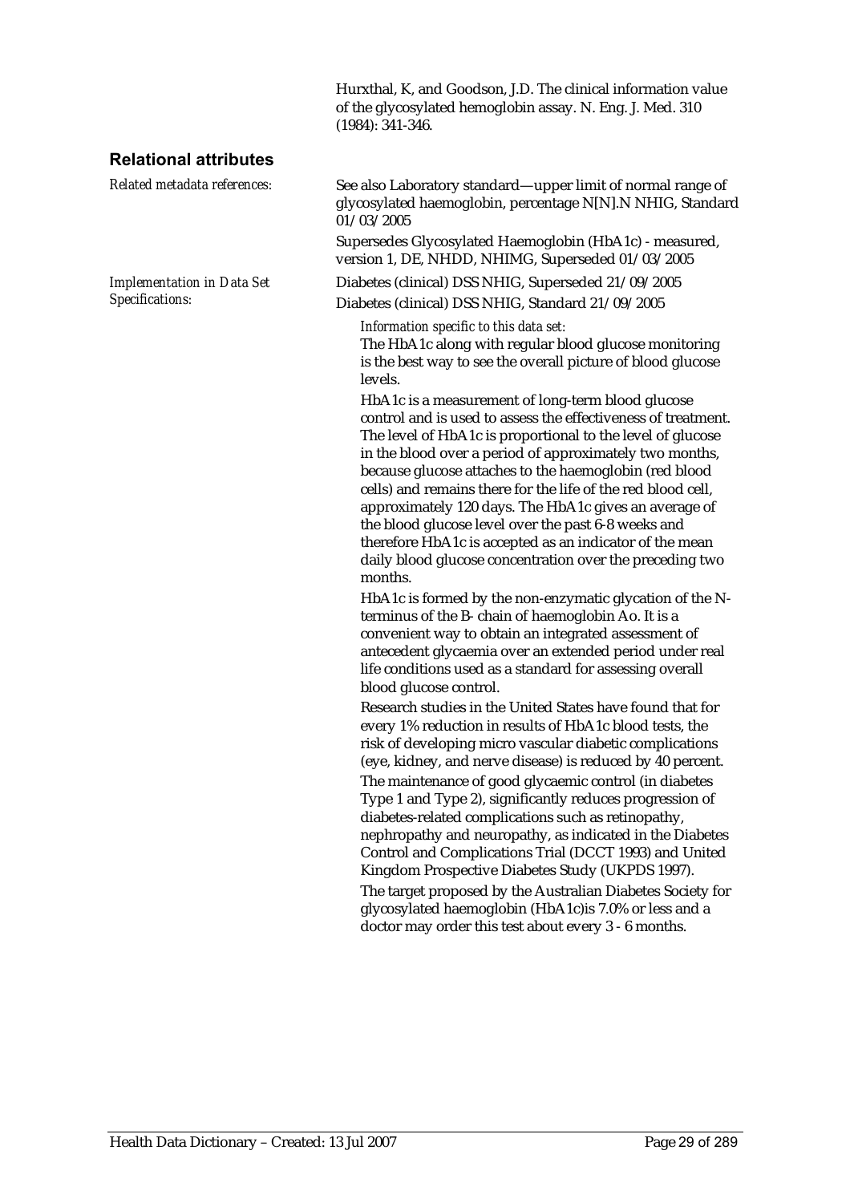Hurxthal, K, and Goodson, J.D. The clinical information value of the glycosylated hemoglobin assay. N. Eng. J. Med. 310 (1984): 341-346.

## Relational attributes

*Related metadata references:*

See also Laboratory standard—upper limit of normal range of glycosylated haemoglobin, percentage N[N].N NHIG, Standard 01/03/2005

Supersedes Glycosylated Haemoglobin (HbA1c) - measured, version 1, DE, NHDD, NHIMG, Superseded 01/03/2005

*Implementation in Data Set Specifications:*

Diabetes (clinical) DSS NHIG, Superseded 21/09/2005

Diabetes (clinical) DSS NHIG, Standard 21/09/2005

*Information specific to this data set:*

The HbA1c along with regular blood glucose monitoring is the best way to see the overall picture of blood glucose levels.

HbA1c is a measurement of long-term blood glucose control and is used to assess the effectiveness of treatment. The level of HbA1c is proportional to the level of glucose in the blood over a period of approximately two months, because glucose attaches to the haemoglobin (red blood cells) and remains there for the life of the red blood cell, approximately 120 days. The HbA1c gives an average of the blood glucose level over the past 6-8 weeks and therefore HbA1c is accepted as an indicator of the mean daily blood glucose concentration over the preceding two months.

HbA1c is formed by the non-enzymatic glycation of the N-terminus of the B- chain of haemoglobin Ao. It is a convenient way to obtain an integrated assessment of antecedent glycaemia over an extended period under real life conditions used as a standard for assessing overall blood glucose control.

Research studies in the United States have found that for every 1% reduction in results of HbA1c blood tests, the risk of developing micro vascular diabetic complications (eye, kidney, and nerve disease) is reduced by 40 percent.

The maintenance of good glycaemic control (in diabetes Type 1 and Type 2), significantly reduces progression of diabetes-related complications such as retinopathy, nephropathy and neuropathy, as indicated in the Diabetes Control and Complications Trial (DCCT 1993) and United Kingdom Prospective Diabetes Study (UKPDS 1997).

The target proposed by the Australian Diabetes Society for glycosylated haemoglobin (HbA1c)is 7.0% or less and a doctor may order this test about every 3 - 6 months.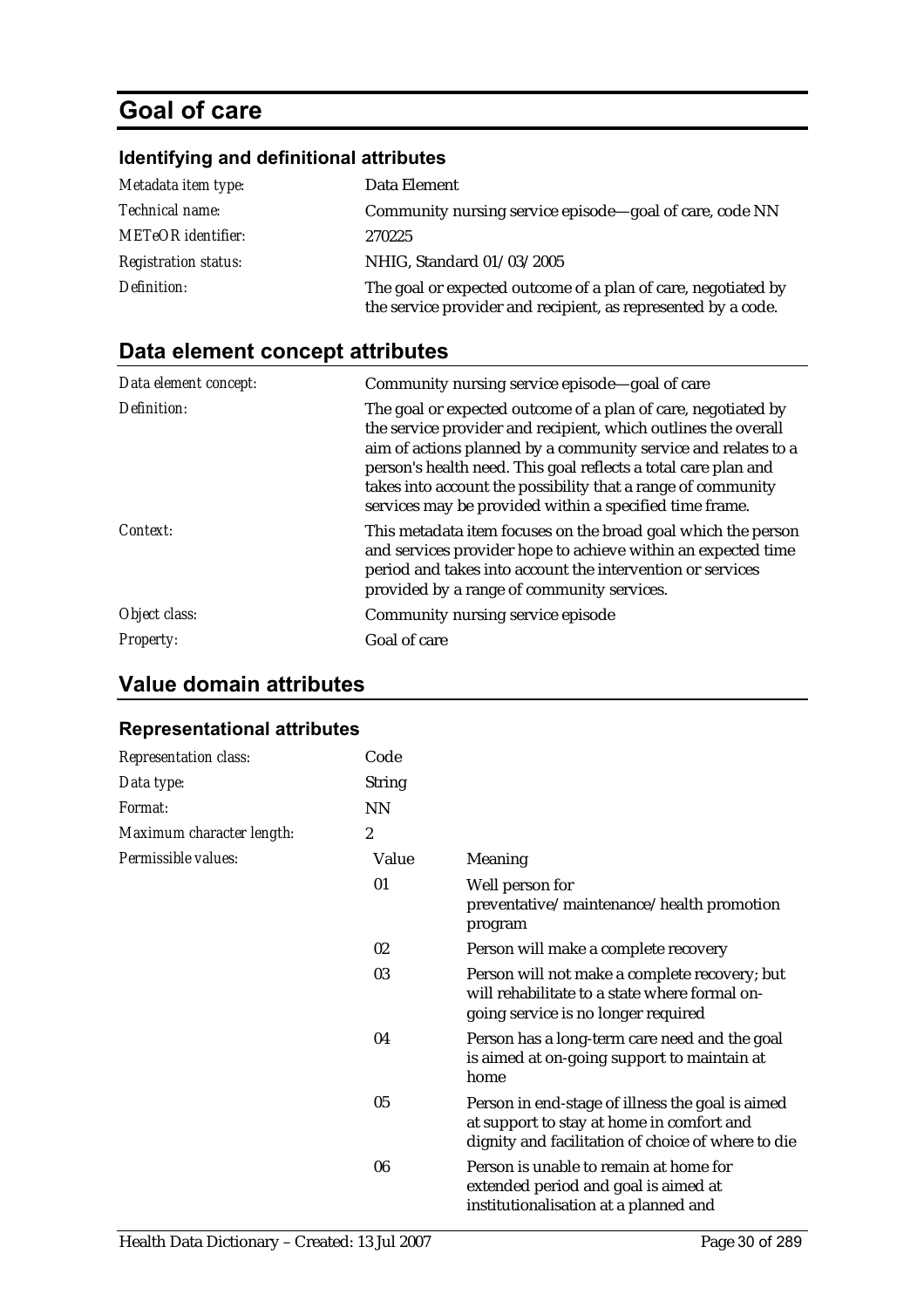# Goal of care

### Identifying and definitional attributes

| | |
|---|---|
| *Metadata item type:* | Data Element |
| *Technical name:* | Community nursing service episode—goal of care, code NN |
| *METeOR identifier:* | 270225 |
| *Registration status:* | NHIG, Standard 01/03/2005 |
| *Definition:* | The goal or expected outcome of a plan of care, negotiated by the service provider and recipient, as represented by a code. |

## Data element concept attributes

| | |
|---|---|
| *Data element concept:* | Community nursing service episode—goal of care |
| *Definition:* | The goal or expected outcome of a plan of care, negotiated by the service provider and recipient, which outlines the overall aim of actions planned by a community service and relates to a person's health need. This goal reflects a total care plan and takes into account the possibility that a range of community services may be provided within a specified time frame. |
| *Context:* | This metadata item focuses on the broad goal which the person and services provider hope to achieve within an expected time period and takes into account the intervention or services provided by a range of community services. |
| *Object class:* | Community nursing service episode |
| *Property:* | Goal of care |

## Value domain attributes

### Representational attributes

| | | |
|---|---|---|
| *Representation class:* | Code | |
| *Data type:* | String | |
| *Format:* | NN | |
| *Maximum character length:* | 2 | |
| *Permissible values:* | Value | Meaning |
| | 01 | Well person for preventative/maintenance/health promotion program |
| | 02 | Person will make a complete recovery |
| | 03 | Person will not make a complete recovery; but will rehabilitate to a state where formal on-going service is no longer required |
| | 04 | Person has a long-term care need and the goal is aimed at on-going support to maintain at home |
| | 05 | Person in end-stage of illness the goal is aimed at support to stay at home in comfort and dignity and facilitation of choice of where to die |
| | 06 | Person is unable to remain at home for extended period and goal is aimed at institutionalisation at a planned and |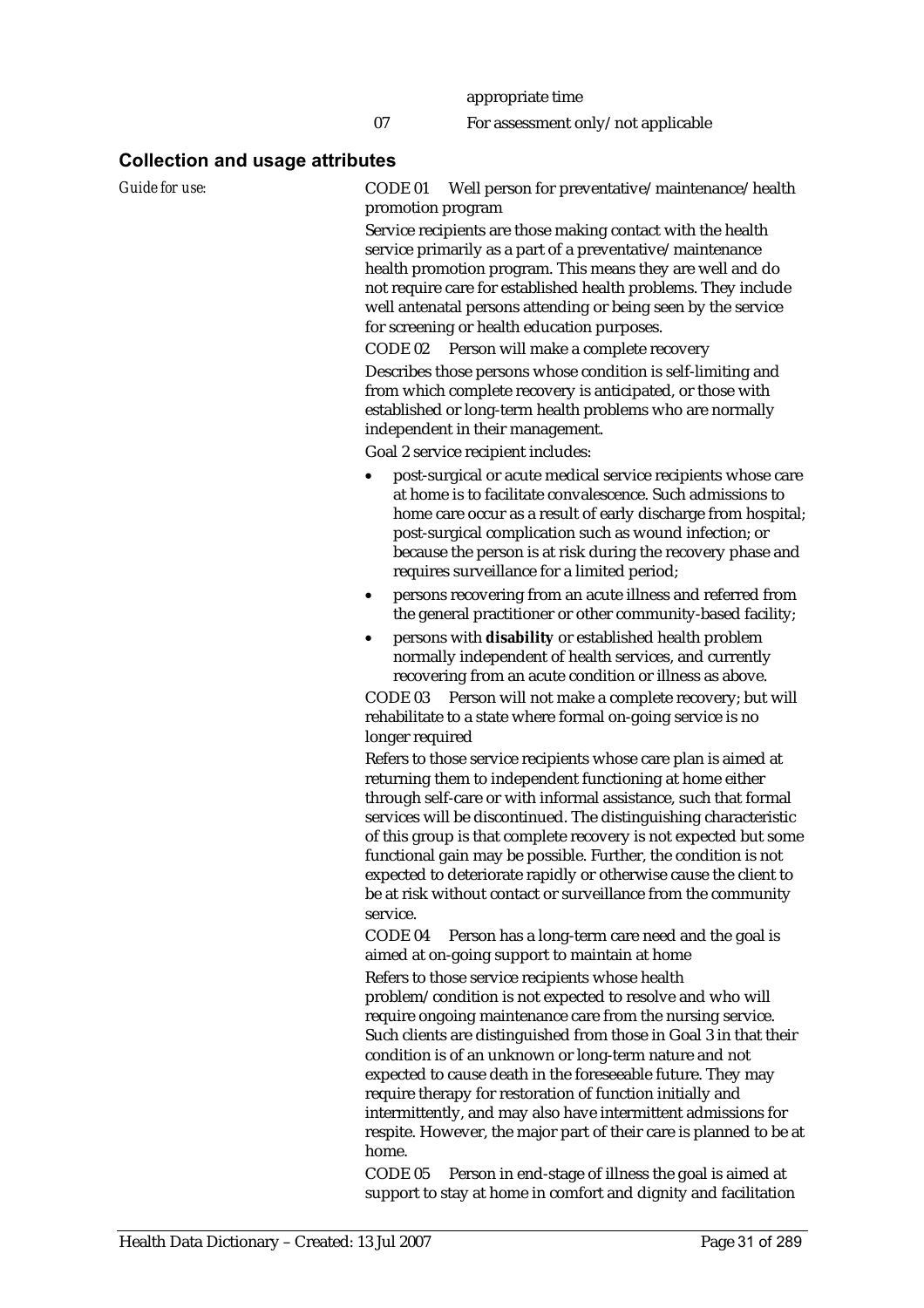| | |
|---|---|
| | appropriate time |
| 07 | For assessment only/not applicable |

## Collection and usage attributes

*Guide for use:*

CODE 01 Well person for preventative/maintenance/health promotion program

Service recipients are those making contact with the health service primarily as a part of a preventative/maintenance health promotion program. This means they are well and do not require care for established health problems. They include well antenatal persons attending or being seen by the service for screening or health education purposes.

CODE 02 Person will make a complete recovery

Describes those persons whose condition is self-limiting and from which complete recovery is anticipated, or those with established or long-term health problems who are normally independent in their management.

Goal 2 service recipient includes:

- post-surgical or acute medical service recipients whose care at home is to facilitate convalescence. Such admissions to home care occur as a result of early discharge from hospital; post-surgical complication such as wound infection; or because the person is at risk during the recovery phase and requires surveillance for a limited period;
- persons recovering from an acute illness and referred from the general practitioner or other community-based facility;
- persons with **disability** or established health problem normally independent of health services, and currently recovering from an acute condition or illness as above.

CODE 03 Person will not make a complete recovery; but will rehabilitate to a state where formal on-going service is no longer required

Refers to those service recipients whose care plan is aimed at returning them to independent functioning at home either through self-care or with informal assistance, such that formal services will be discontinued. The distinguishing characteristic of this group is that complete recovery is not expected but some functional gain may be possible. Further, the condition is not expected to deteriorate rapidly or otherwise cause the client to be at risk without contact or surveillance from the community service.

CODE 04 Person has a long-term care need and the goal is aimed at on-going support to maintain at home

Refers to those service recipients whose health problem/condition is not expected to resolve and who will require ongoing maintenance care from the nursing service. Such clients are distinguished from those in Goal 3 in that their condition is of an unknown or long-term nature and not expected to cause death in the foreseeable future. They may require therapy for restoration of function initially and intermittently, and may also have intermittent admissions for respite. However, the major part of their care is planned to be at home.

CODE 05 Person in end-stage of illness the goal is aimed at support to stay at home in comfort and dignity and facilitation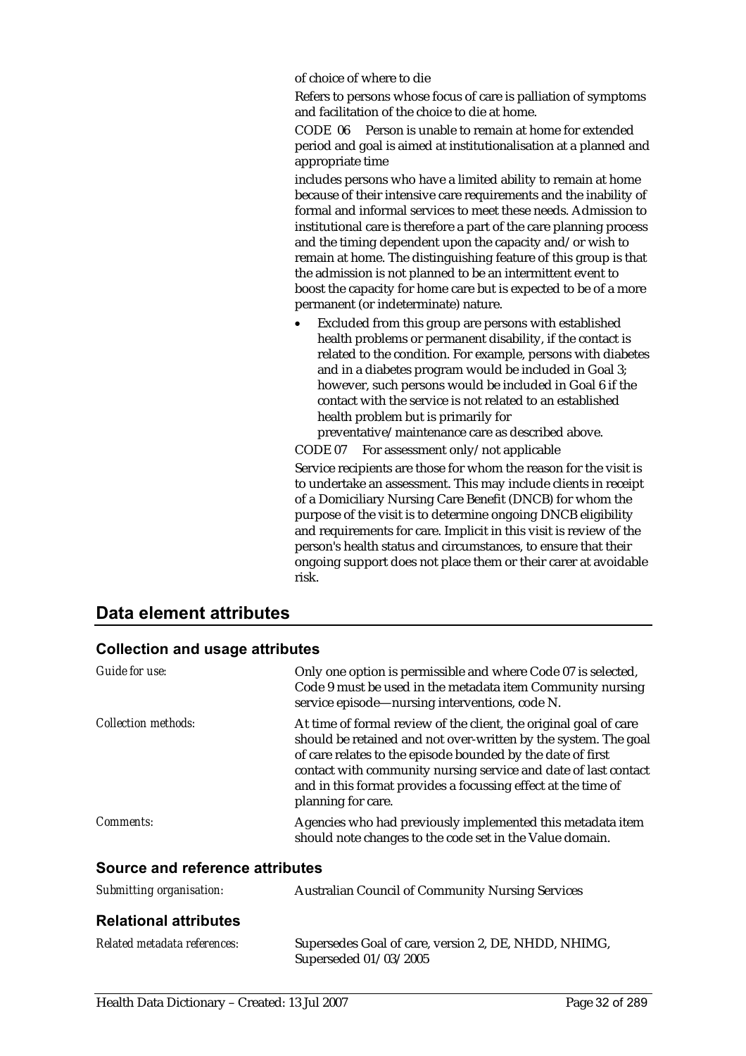of choice of where to die

Refers to persons whose focus of care is palliation of symptoms and facilitation of the choice to die at home.

CODE 06 Person is unable to remain at home for extended period and goal is aimed at institutionalisation at a planned and appropriate time

includes persons who have a limited ability to remain at home because of their intensive care requirements and the inability of formal and informal services to meet these needs. Admission to institutional care is therefore a part of the care planning process and the timing dependent upon the capacity and/or wish to remain at home. The distinguishing feature of this group is that the admission is not planned to be an intermittent event to boost the capacity for home care but is expected to be of a more permanent (or indeterminate) nature.

- Excluded from this group are persons with established health problems or permanent disability, if the contact is related to the condition. For example, persons with diabetes and in a diabetes program would be included in Goal 3; however, such persons would be included in Goal 6 if the contact with the service is not related to an established health problem but is primarily for preventative/maintenance care as described above.

CODE 07 For assessment only/not applicable

Service recipients are those for whom the reason for the visit is to undertake an assessment. This may include clients in receipt of a Domiciliary Nursing Care Benefit (DNCB) for whom the purpose of the visit is to determine ongoing DNCB eligibility and requirements for care. Implicit in this visit is review of the person's health status and circumstances, to ensure that their ongoing support does not place them or their carer at avoidable risk.

## Data element attributes

### Collection and usage attributes

*Guide for use:* Only one option is permissible and where Code 07 is selected, Code 9 must be used in the metadata item Community nursing service episode—nursing interventions, code N.

*Collection methods:* At time of formal review of the client, the original goal of care should be retained and not over-written by the system. The goal of care relates to the episode bounded by the date of first contact with community nursing service and date of last contact and in this format provides a focussing effect at the time of planning for care.

*Comments:* Agencies who had previously implemented this metadata item should note changes to the code set in the Value domain.

### Source and reference attributes

*Submitting organisation:* Australian Council of Community Nursing Services

### Relational attributes

*Related metadata references:* Supersedes Goal of care, version 2, DE, NHDD, NHIMG, Superseded 01/03/2005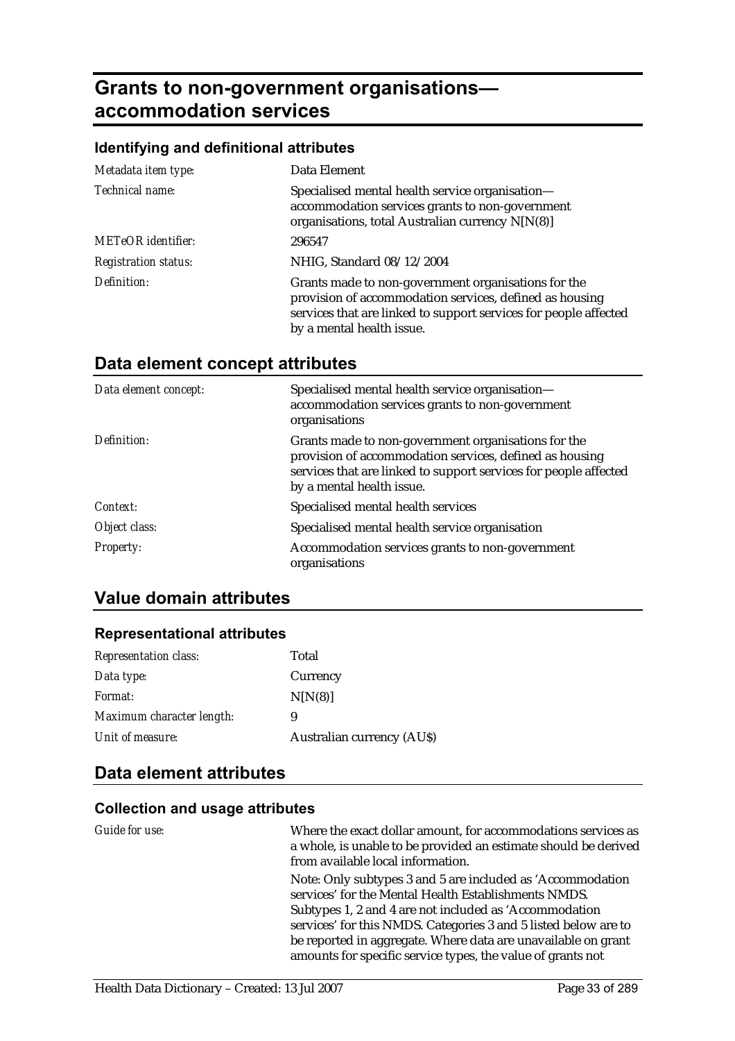# Grants to non-government organisations—accommodation services

### Identifying and definitional attributes

| | |
|---|---|
| *Metadata item type:* | Data Element |
| *Technical name:* | Specialised mental health service organisation—accommodation services grants to non-government organisations, total Australian currency N[N(8)] |
| *METeOR identifier:* | 296547 |
| *Registration status:* | NHIG, Standard 08/12/2004 |
| *Definition:* | Grants made to non-government organisations for the provision of accommodation services, defined as housing services that are linked to support services for people affected by a mental health issue. |

## Data element concept attributes

| | |
|---|---|
| *Data element concept:* | Specialised mental health service organisation—accommodation services grants to non-government organisations |
| *Definition:* | Grants made to non-government organisations for the provision of accommodation services, defined as housing services that are linked to support services for people affected by a mental health issue. |
| *Context:* | Specialised mental health services |
| *Object class:* | Specialised mental health service organisation |
| *Property:* | Accommodation services grants to non-government organisations |

## Value domain attributes

### Representational attributes

| | |
|---|---|
| *Representation class:* | Total |
| *Data type:* | Currency |
| *Format:* | N[N(8)] |
| *Maximum character length:* | 9 |
| *Unit of measure:* | Australian currency (AU$) |

## Data element attributes

### Collection and usage attributes

| | |
|---|---|
| *Guide for use:* | Where the exact dollar amount, for accommodations services as a whole, is unable to be provided an estimate should be derived from available local information.<br><br>Note: Only subtypes 3 and 5 are included as 'Accommodation services' for the Mental Health Establishments NMDS. Subtypes 1, 2 and 4 are not included as 'Accommodation services' for this NMDS. Categories 3 and 5 listed below are to be reported in aggregate. Where data are unavailable on grant amounts for specific service types, the value of grants not |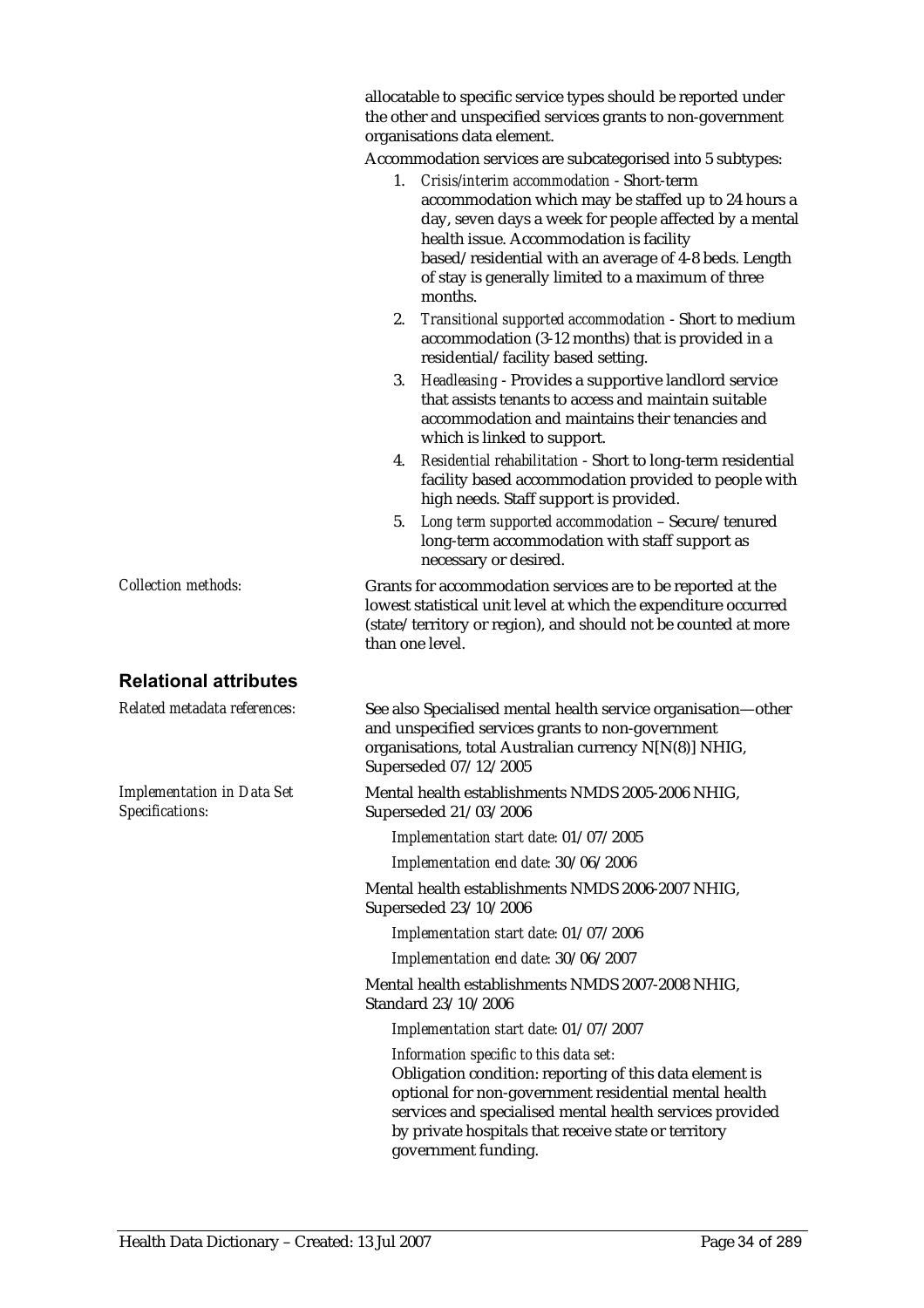allocatable to specific service types should be reported under the other and unspecified services grants to non-government organisations data element.

Accommodation services are subcategorised into 5 subtypes:

1. *Crisis/interim accommodation* - Short-term accommodation which may be staffed up to 24 hours a day, seven days a week for people affected by a mental health issue. Accommodation is facility based/residential with an average of 4-8 beds. Length of stay is generally limited to a maximum of three months.
2. *Transitional supported accommodation* - Short to medium accommodation (3-12 months) that is provided in a residential/facility based setting.
3. *Headleasing* - Provides a supportive landlord service that assists tenants to access and maintain suitable accommodation and maintains their tenancies and which is linked to support.
4. *Residential rehabilitation* - Short to long-term residential facility based accommodation provided to people with high needs. Staff support is provided.
5. *Long term supported accommodation* – Secure/tenured long-term accommodation with staff support as necessary or desired.

*Collection methods:* Grants for accommodation services are to be reported at the lowest statistical unit level at which the expenditure occurred (state/territory or region), and should not be counted at more than one level.

## Relational attributes

*Related metadata references:* See also Specialised mental health service organisation—other and unspecified services grants to non-government organisations, total Australian currency N[N(8)] NHIG, Superseded 07/12/2005

*Implementation in Data Set Specifications:* Mental health establishments NMDS 2005-2006 NHIG, Superseded 21/03/2006

*Implementation start date:* 01/07/2005

*Implementation end date:* 30/06/2006

Mental health establishments NMDS 2006-2007 NHIG, Superseded 23/10/2006

*Implementation start date:* 01/07/2006

*Implementation end date:* 30/06/2007

Mental health establishments NMDS 2007-2008 NHIG, Standard 23/10/2006

*Implementation start date:* 01/07/2007

*Information specific to this data set:*

Obligation condition: reporting of this data element is optional for non-government residential mental health services and specialised mental health services provided by private hospitals that receive state or territory government funding.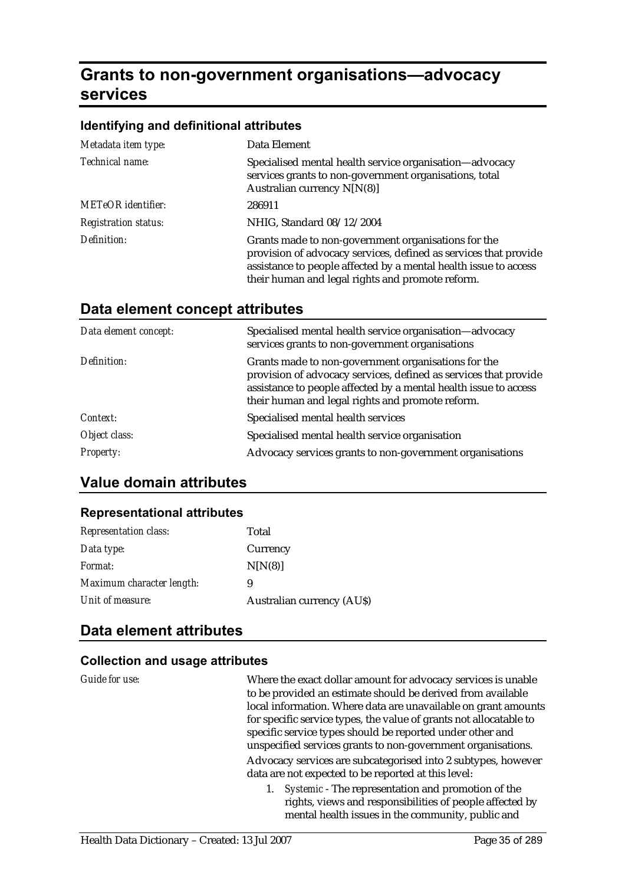# Grants to non-government organisations—advocacy services

### Identifying and definitional attributes

| | |
|---|---|
| *Metadata item type:* | Data Element |
| *Technical name:* | Specialised mental health service organisation—advocacy services grants to non-government organisations, total Australian currency N[N(8)] |
| *METeOR identifier:* | 286911 |
| *Registration status:* | NHIG, Standard 08/12/2004 |
| *Definition:* | Grants made to non-government organisations for the provision of advocacy services, defined as services that provide assistance to people affected by a mental health issue to access their human and legal rights and promote reform. |

## Data element concept attributes

| | |
|---|---|
| *Data element concept:* | Specialised mental health service organisation—advocacy services grants to non-government organisations |
| *Definition:* | Grants made to non-government organisations for the provision of advocacy services, defined as services that provide assistance to people affected by a mental health issue to access their human and legal rights and promote reform. |
| *Context:* | Specialised mental health services |
| *Object class:* | Specialised mental health service organisation |
| *Property:* | Advocacy services grants to non-government organisations |

## Value domain attributes

### Representational attributes

| | |
|---|---|
| *Representation class:* | Total |
| *Data type:* | Currency |
| *Format:* | N[N(8)] |
| *Maximum character length:* | 9 |
| *Unit of measure:* | Australian currency (AU$) |

## Data element attributes

### Collection and usage attributes

*Guide for use:*

Where the exact dollar amount for advocacy services is unable to be provided an estimate should be derived from available local information. Where data are unavailable on grant amounts for specific service types, the value of grants not allocatable to specific service types should be reported under other and unspecified services grants to non-government organisations.

Advocacy services are subcategorised into 2 subtypes, however data are not expected to be reported at this level:

1. *Systemic* - The representation and promotion of the rights, views and responsibilities of people affected by mental health issues in the community, public and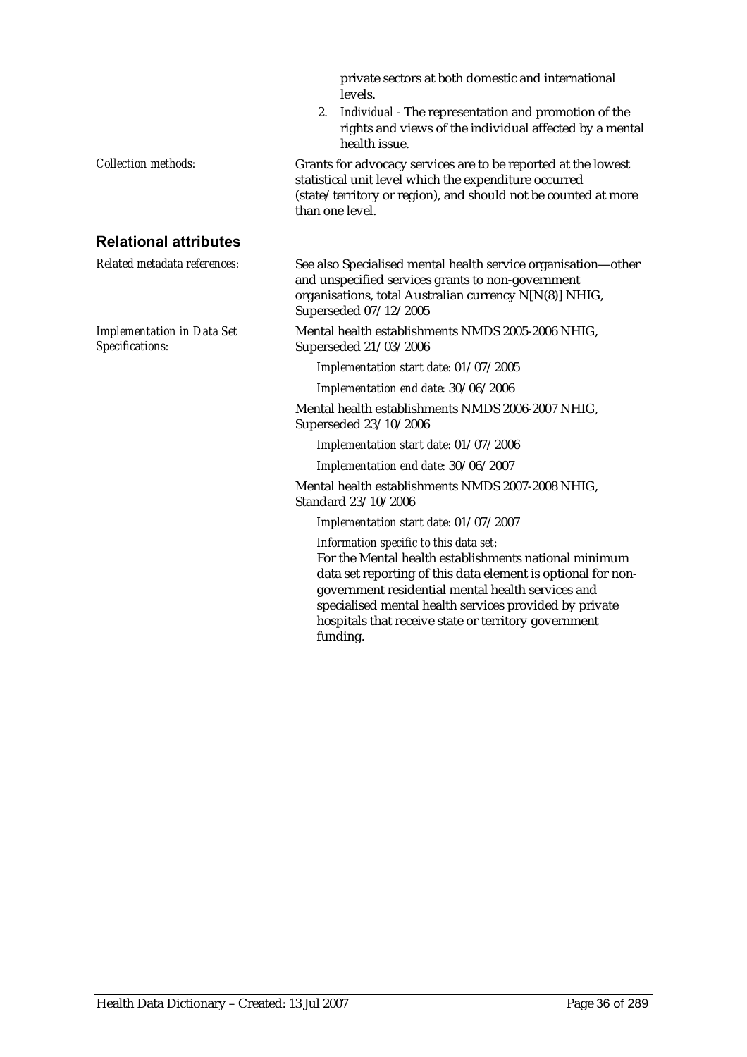private sectors at both domestic and international levels.

2. *Individual* - The representation and promotion of the rights and views of the individual affected by a mental health issue.

*Collection methods:* Grants for advocacy services are to be reported at the lowest statistical unit level which the expenditure occurred (state/territory or region), and should not be counted at more than one level.

## Relational attributes

*Related metadata references:* See also Specialised mental health service organisation—other and unspecified services grants to non-government organisations, total Australian currency N[N(8)] NHIG, Superseded 07/12/2005

*Implementation in Data Set Specifications:* Mental health establishments NMDS 2005-2006 NHIG, Superseded 21/03/2006

*Implementation start date:* 01/07/2005

*Implementation end date:* 30/06/2006

Mental health establishments NMDS 2006-2007 NHIG, Superseded 23/10/2006

*Implementation start date:* 01/07/2006

*Implementation end date:* 30/06/2007

Mental health establishments NMDS 2007-2008 NHIG, Standard 23/10/2006

*Implementation start date:* 01/07/2007

*Information specific to this data set:*

For the Mental health establishments national minimum data set reporting of this data element is optional for non-government residential mental health services and specialised mental health services provided by private hospitals that receive state or territory government funding.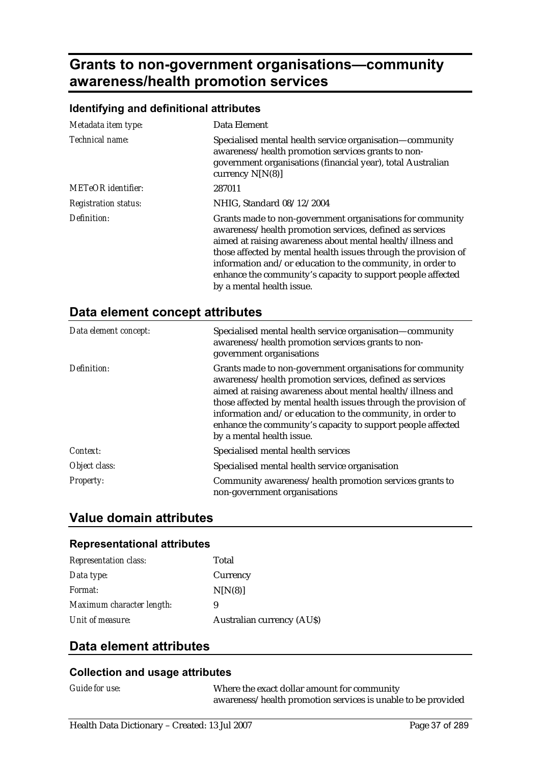# Grants to non-government organisations—community awareness/health promotion services

### Identifying and definitional attributes

| | |
|---|---|
| *Metadata item type:* | Data Element |
| *Technical name:* | Specialised mental health service organisation—community awareness/health promotion services grants to non-government organisations (financial year), total Australian currency N[N(8)] |
| *METeOR identifier:* | 287011 |
| *Registration status:* | NHIG, Standard 08/12/2004 |
| *Definition:* | Grants made to non-government organisations for community awareness/health promotion services, defined as services aimed at raising awareness about mental health/illness and those affected by mental health issues through the provision of information and/or education to the community, in order to enhance the community's capacity to support people affected by a mental health issue. |

## Data element concept attributes

| | |
|---|---|
| *Data element concept:* | Specialised mental health service organisation—community awareness/health promotion services grants to non-government organisations |
| *Definition:* | Grants made to non-government organisations for community awareness/health promotion services, defined as services aimed at raising awareness about mental health/illness and those affected by mental health issues through the provision of information and/or education to the community, in order to enhance the community's capacity to support people affected by a mental health issue. |
| *Context:* | Specialised mental health services |
| *Object class:* | Specialised mental health service organisation |
| *Property:* | Community awareness/health promotion services grants to non-government organisations |

## Value domain attributes

### Representational attributes

| | |
|---|---|
| *Representation class:* | Total |
| *Data type:* | Currency |
| *Format:* | N[N(8)] |
| *Maximum character length:* | 9 |
| *Unit of measure:* | Australian currency (AU$) |

## Data element attributes

### Collection and usage attributes

| | |
|---|---|
| *Guide for use:* | Where the exact dollar amount for community awareness/health promotion services is unable to be provided |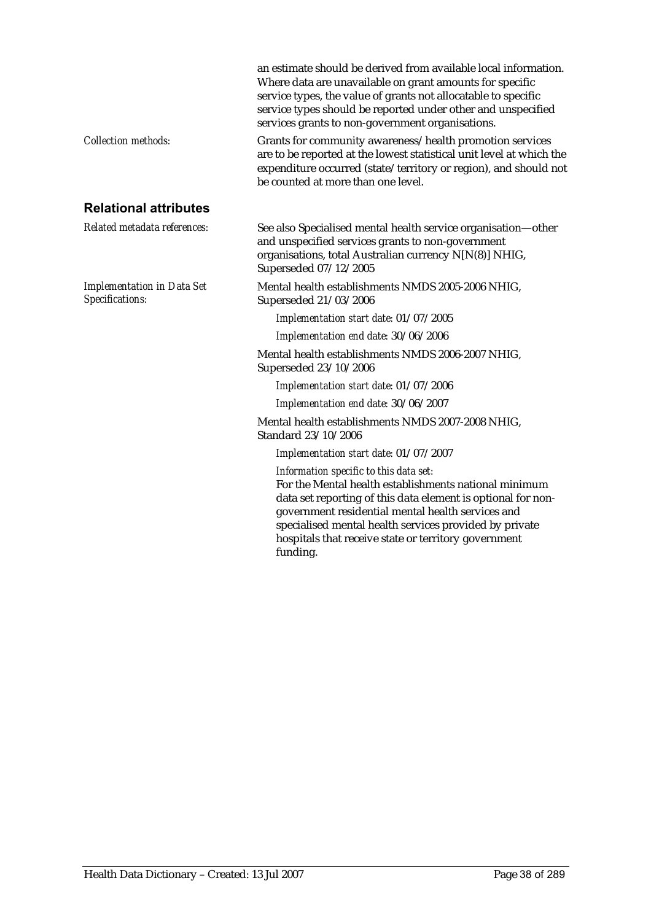an estimate should be derived from available local information. Where data are unavailable on grant amounts for specific service types, the value of grants not allocatable to specific service types should be reported under other and unspecified services grants to non-government organisations.

*Collection methods:* Grants for community awareness/health promotion services are to be reported at the lowest statistical unit level at which the expenditure occurred (state/territory or region), and should not be counted at more than one level.

## Relational attributes

*Related metadata references:* See also Specialised mental health service organisation—other and unspecified services grants to non-government organisations, total Australian currency N[N(8)] NHIG, Superseded 07/12/2005

*Implementation in Data Set Specifications:*

Mental health establishments NMDS 2005-2006 NHIG, Superseded 21/03/2006

*Implementation start date:* 01/07/2005

*Implementation end date:* 30/06/2006

Mental health establishments NMDS 2006-2007 NHIG, Superseded 23/10/2006

*Implementation start date:* 01/07/2006

*Implementation end date:* 30/06/2007

Mental health establishments NMDS 2007-2008 NHIG, Standard 23/10/2006

*Implementation start date:* 01/07/2007

*Information specific to this data set:*

For the Mental health establishments national minimum data set reporting of this data element is optional for non-government residential mental health services and specialised mental health services provided by private hospitals that receive state or territory government funding.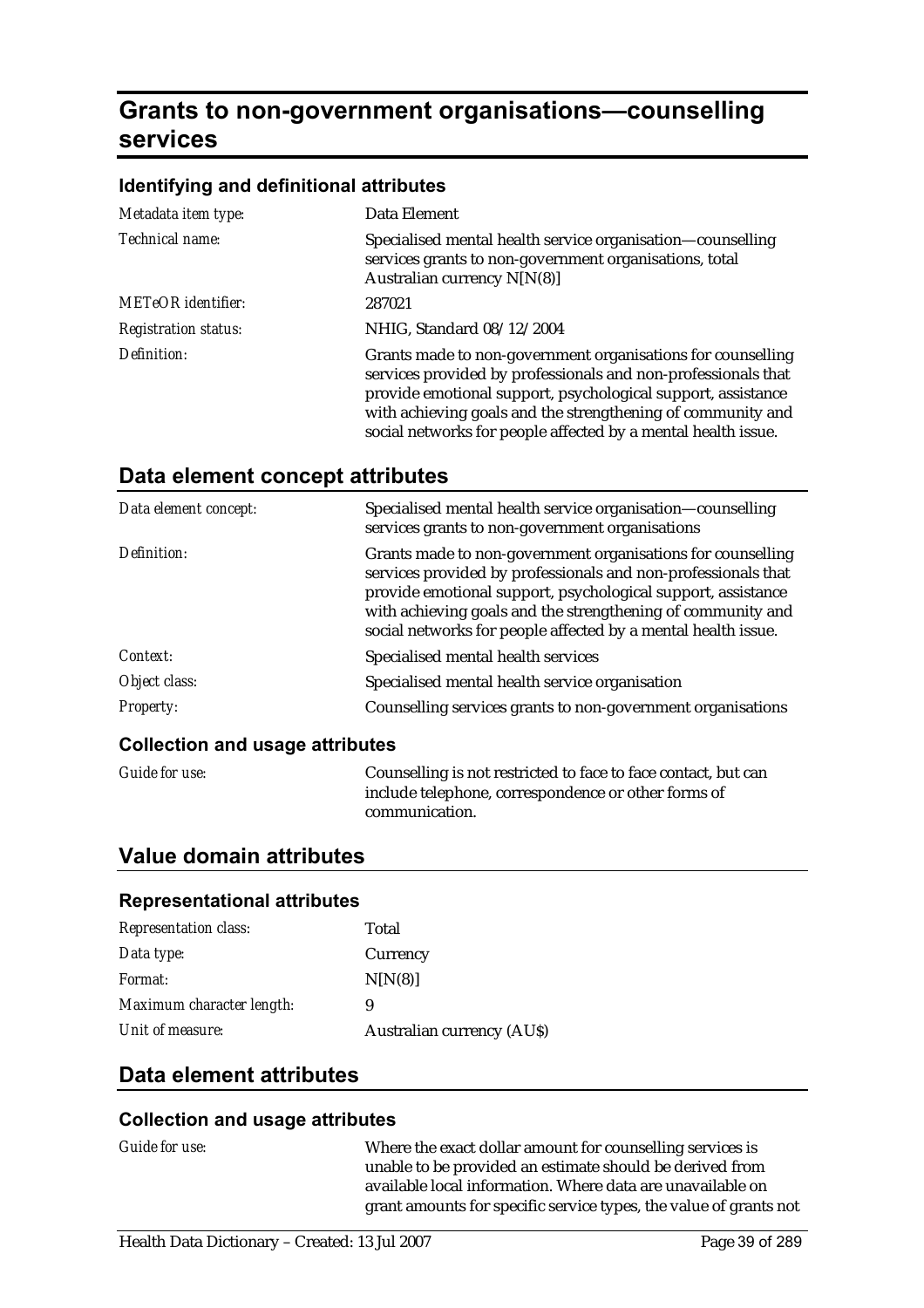# Grants to non-government organisations—counselling services

### Identifying and definitional attributes

| | |
|---|---|
| *Metadata item type:* | Data Element |
| *Technical name:* | Specialised mental health service organisation—counselling services grants to non-government organisations, total Australian currency N[N(8)] |
| *METeOR identifier:* | 287021 |
| *Registration status:* | NHIG, Standard 08/12/2004 |
| *Definition:* | Grants made to non-government organisations for counselling services provided by professionals and non-professionals that provide emotional support, psychological support, assistance with achieving goals and the strengthening of community and social networks for people affected by a mental health issue. |

## Data element concept attributes

| | |
|---|---|
| *Data element concept:* | Specialised mental health service organisation—counselling services grants to non-government organisations |
| *Definition:* | Grants made to non-government organisations for counselling services provided by professionals and non-professionals that provide emotional support, psychological support, assistance with achieving goals and the strengthening of community and social networks for people affected by a mental health issue. |
| *Context:* | Specialised mental health services |
| *Object class:* | Specialised mental health service organisation |
| *Property:* | Counselling services grants to non-government organisations |

### Collection and usage attributes

| | |
|---|---|
| *Guide for use:* | Counselling is not restricted to face to face contact, but can include telephone, correspondence or other forms of communication. |

## Value domain attributes

### Representational attributes

| | |
|---|---|
| *Representation class:* | Total |
| *Data type:* | Currency |
| *Format:* | N[N(8)] |
| *Maximum character length:* | 9 |
| *Unit of measure:* | Australian currency (AU$) |

## Data element attributes

### Collection and usage attributes

| | |
|---|---|
| *Guide for use:* | Where the exact dollar amount for counselling services is unable to be provided an estimate should be derived from available local information. Where data are unavailable on grant amounts for specific service types, the value of grants not |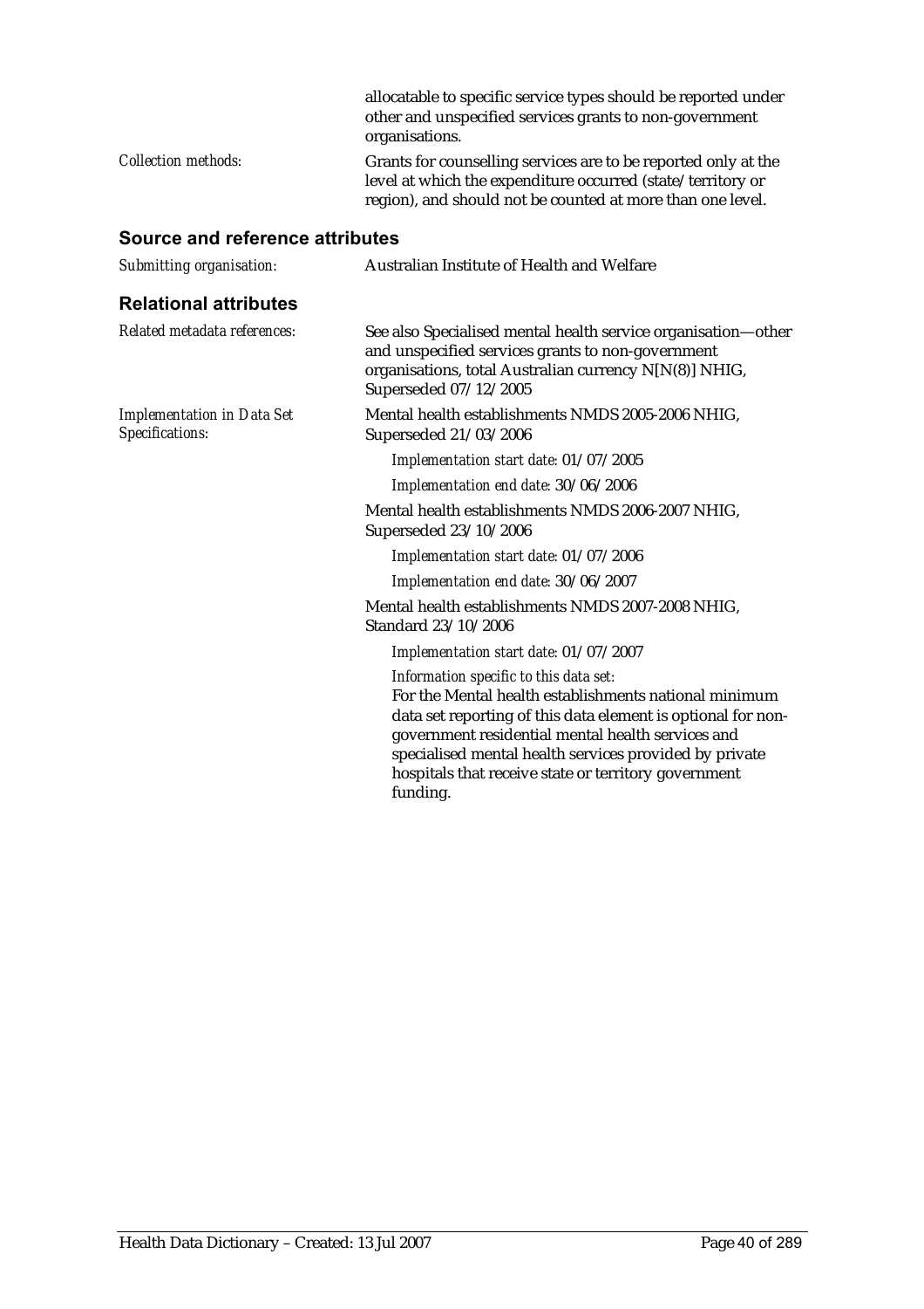allocatable to specific service types should be reported under other and unspecified services grants to non-government organisations.

*Collection methods:* Grants for counselling services are to be reported only at the level at which the expenditure occurred (state/territory or region), and should not be counted at more than one level.

## Source and reference attributes

*Submitting organisation:* Australian Institute of Health and Welfare

## Relational attributes

*Related metadata references:* See also Specialised mental health service organisation—other and unspecified services grants to non-government organisations, total Australian currency N[N(8)] NHIG, Superseded 07/12/2005

*Implementation in Data Set Specifications:*

Mental health establishments NMDS 2005-2006 NHIG, Superseded 21/03/2006

*Implementation start date:* 01/07/2005

*Implementation end date:* 30/06/2006

Mental health establishments NMDS 2006-2007 NHIG, Superseded 23/10/2006

*Implementation start date:* 01/07/2006

*Implementation end date:* 30/06/2007

Mental health establishments NMDS 2007-2008 NHIG, Standard 23/10/2006

*Implementation start date:* 01/07/2007

*Information specific to this data set:*

For the Mental health establishments national minimum data set reporting of this data element is optional for non-government residential mental health services and specialised mental health services provided by private hospitals that receive state or territory government funding.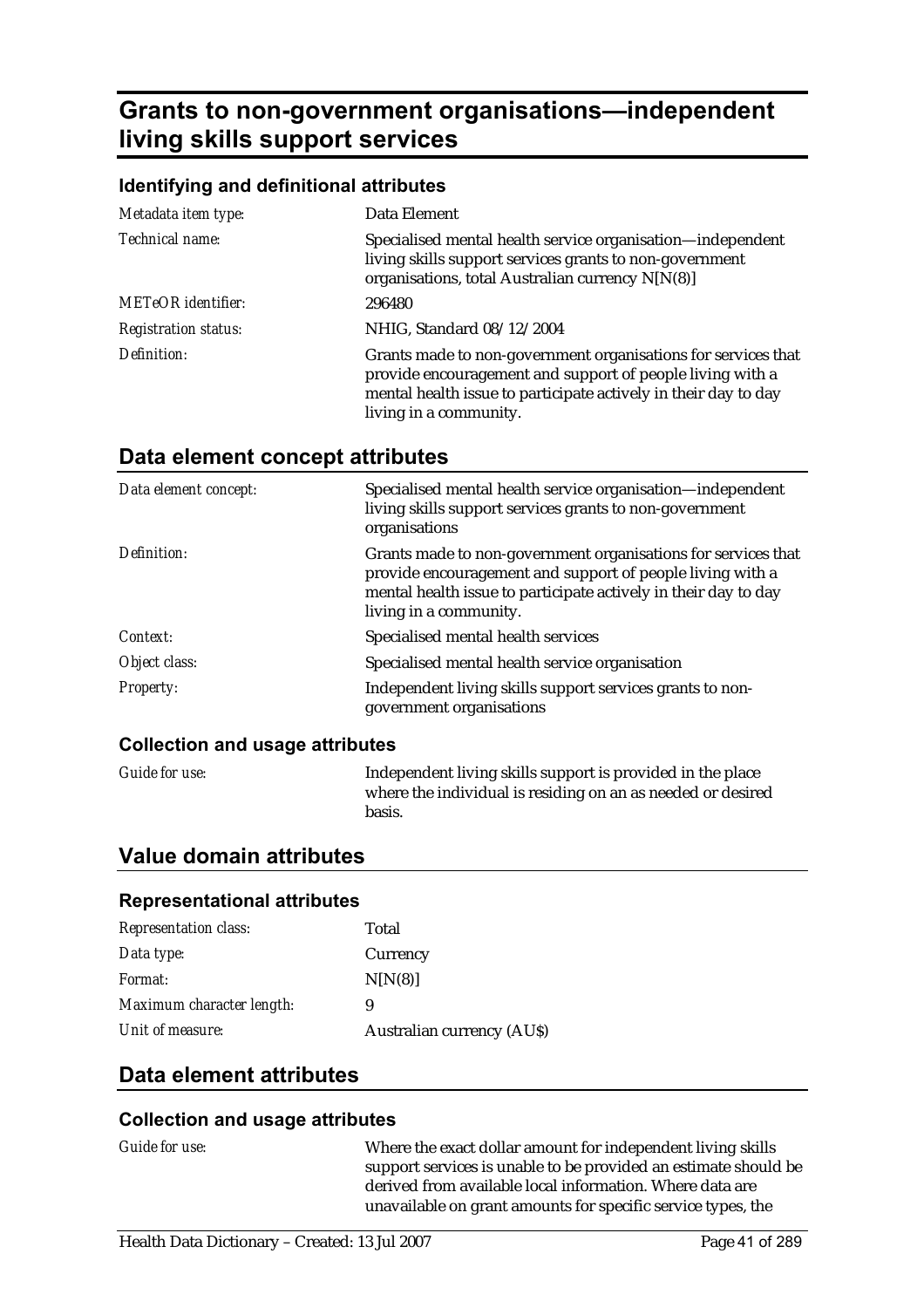# Grants to non-government organisations—independent living skills support services

## Identifying and definitional attributes

| | |
|---|---|
| *Metadata item type:* | Data Element |
| *Technical name:* | Specialised mental health service organisation—independent living skills support services grants to non-government organisations, total Australian currency N[N(8)] |
| *METeOR identifier:* | 296480 |
| *Registration status:* | NHIG, Standard 08/12/2004 |
| *Definition:* | Grants made to non-government organisations for services that provide encouragement and support of people living with a mental health issue to participate actively in their day to day living in a community. |

## Data element concept attributes

| | |
|---|---|
| *Data element concept:* | Specialised mental health service organisation—independent living skills support services grants to non-government organisations |
| *Definition:* | Grants made to non-government organisations for services that provide encouragement and support of people living with a mental health issue to participate actively in their day to day living in a community. |
| *Context:* | Specialised mental health services |
| *Object class:* | Specialised mental health service organisation |
| *Property:* | Independent living skills support services grants to non-government organisations |

### Collection and usage attributes

| | |
|---|---|
| *Guide for use:* | Independent living skills support is provided in the place where the individual is residing on an as needed or desired basis. |

## Value domain attributes

### Representational attributes

| | |
|---|---|
| *Representation class:* | Total |
| *Data type:* | Currency |
| *Format:* | N[N(8)] |
| *Maximum character length:* | 9 |
| *Unit of measure:* | Australian currency (AU$) |

## Data element attributes

### Collection and usage attributes

| | |
|---|---|
| *Guide for use:* | Where the exact dollar amount for independent living skills support services is unable to be provided an estimate should be derived from available local information. Where data are unavailable on grant amounts for specific service types, the |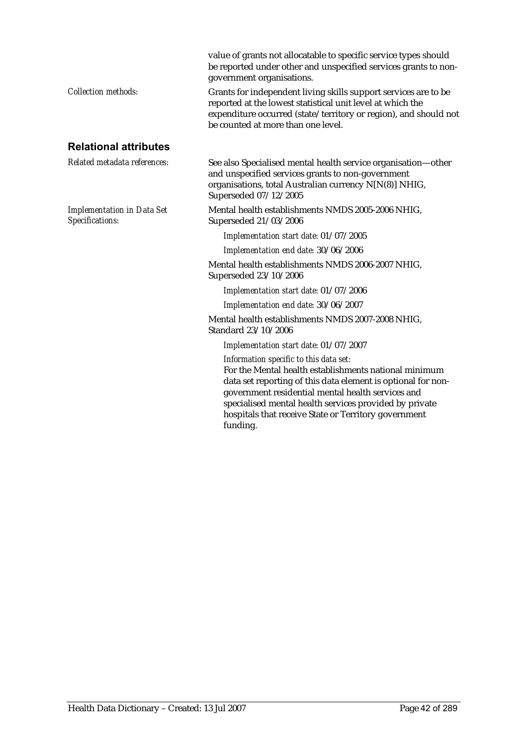value of grants not allocatable to specific service types should be reported under other and unspecified services grants to non-government organisations.

*Collection methods:* Grants for independent living skills support services are to be reported at the lowest statistical unit level at which the expenditure occurred (state/territory or region), and should not be counted at more than one level.

## Relational attributes

*Related metadata references:* See also Specialised mental health service organisation—other and unspecified services grants to non-government organisations, total Australian currency N[N(8)] NHIG, Superseded 07/12/2005

*Implementation in Data Set Specifications:* Mental health establishments NMDS 2005-2006 NHIG, Superseded 21/03/2006

*Implementation start date:* 01/07/2005

*Implementation end date:* 30/06/2006

Mental health establishments NMDS 2006-2007 NHIG, Superseded 23/10/2006

*Implementation start date:* 01/07/2006

*Implementation end date:* 30/06/2007

Mental health establishments NMDS 2007-2008 NHIG, Standard 23/10/2006

*Implementation start date:* 01/07/2007

*Information specific to this data set:*
For the Mental health establishments national minimum data set reporting of this data element is optional for non-government residential mental health services and specialised mental health services provided by private hospitals that receive State or Territory government funding.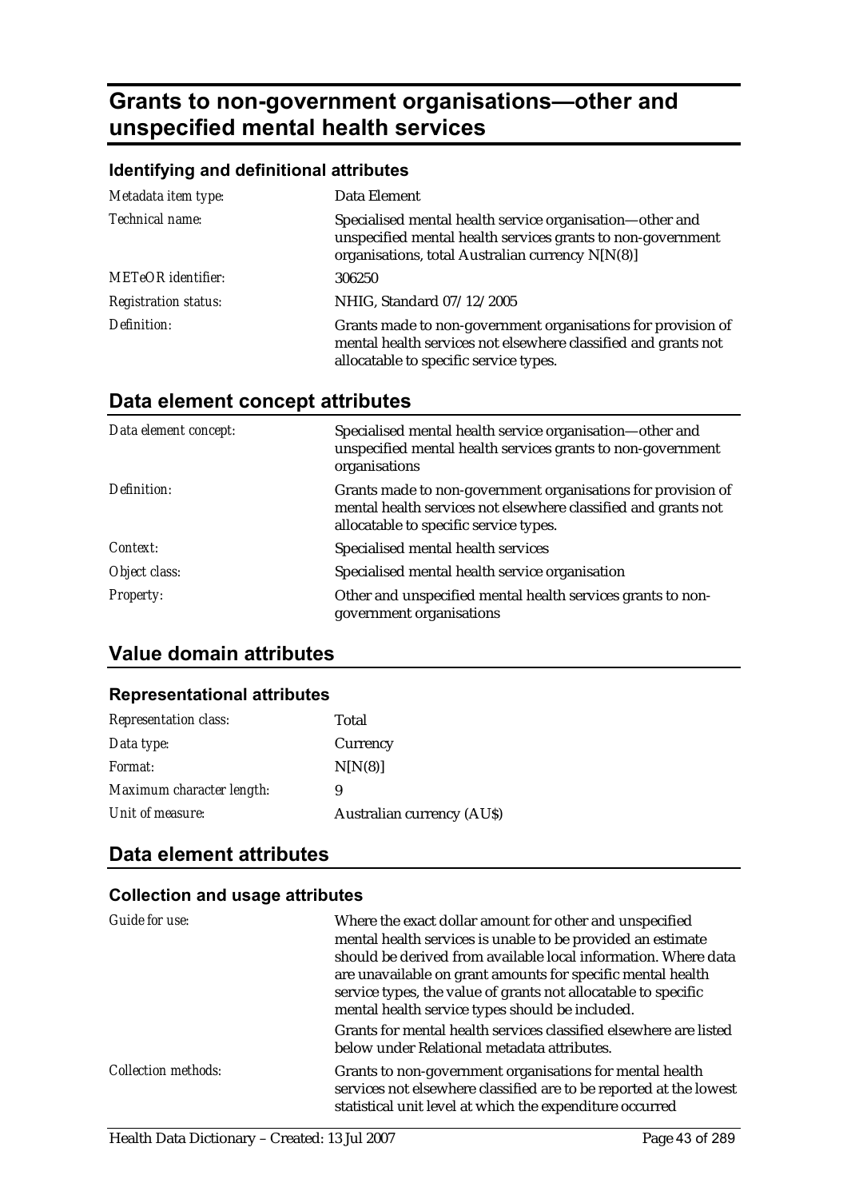# Grants to non-government organisations—other and unspecified mental health services

### Identifying and definitional attributes

| | |
|---|---|
| *Metadata item type:* | Data Element |
| *Technical name:* | Specialised mental health service organisation—other and unspecified mental health services grants to non-government organisations, total Australian currency N[N(8)] |
| *METeOR identifier:* | 306250 |
| *Registration status:* | NHIG, Standard 07/12/2005 |
| *Definition:* | Grants made to non-government organisations for provision of mental health services not elsewhere classified and grants not allocatable to specific service types. |

## Data element concept attributes

| | |
|---|---|
| *Data element concept:* | Specialised mental health service organisation—other and unspecified mental health services grants to non-government organisations |
| *Definition:* | Grants made to non-government organisations for provision of mental health services not elsewhere classified and grants not allocatable to specific service types. |
| *Context:* | Specialised mental health services |
| *Object class:* | Specialised mental health service organisation |
| *Property:* | Other and unspecified mental health services grants to non-government organisations |

## Value domain attributes

### Representational attributes

| | |
|---|---|
| *Representation class:* | Total |
| *Data type:* | Currency |
| *Format:* | N[N(8)] |
| *Maximum character length:* | 9 |
| *Unit of measure:* | Australian currency (AU$) |

## Data element attributes

### Collection and usage attributes

| | |
|---|---|
| *Guide for use:* | Where the exact dollar amount for other and unspecified mental health services is unable to be provided an estimate should be derived from available local information. Where data are unavailable on grant amounts for specific mental health service types, the value of grants not allocatable to specific mental health service types should be included.<br>Grants for mental health services classified elsewhere are listed below under Relational metadata attributes. |
| *Collection methods:* | Grants to non-government organisations for mental health services not elsewhere classified are to be reported at the lowest statistical unit level at which the expenditure occurred |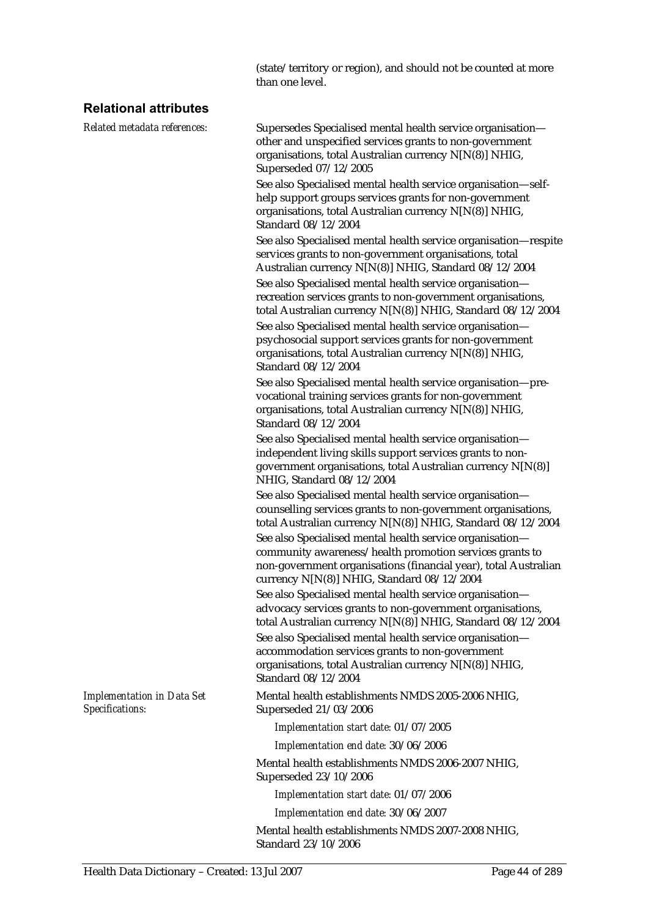(state/territory or region), and should not be counted at more than one level.

## Relational attributes

*Related metadata references:*

Supersedes Specialised mental health service organisation—other and unspecified services grants to non-government organisations, total Australian currency N[N(8)] NHIG, Superseded 07/12/2005

See also Specialised mental health service organisation—self-help support groups services grants for non-government organisations, total Australian currency N[N(8)] NHIG, Standard 08/12/2004

See also Specialised mental health service organisation—respite services grants to non-government organisations, total Australian currency N[N(8)] NHIG, Standard 08/12/2004

See also Specialised mental health service organisation—recreation services grants to non-government organisations, total Australian currency N[N(8)] NHIG, Standard 08/12/2004

See also Specialised mental health service organisation—psychosocial support services grants for non-government organisations, total Australian currency N[N(8)] NHIG, Standard 08/12/2004

See also Specialised mental health service organisation—pre-vocational training services grants for non-government organisations, total Australian currency N[N(8)] NHIG, Standard 08/12/2004

See also Specialised mental health service organisation—independent living skills support services grants to non-government organisations, total Australian currency N[N(8)] NHIG, Standard 08/12/2004

See also Specialised mental health service organisation—counselling services grants to non-government organisations, total Australian currency N[N(8)] NHIG, Standard 08/12/2004

See also Specialised mental health service organisation—community awareness/health promotion services grants to non-government organisations (financial year), total Australian currency N[N(8)] NHIG, Standard 08/12/2004

See also Specialised mental health service organisation—advocacy services grants to non-government organisations, total Australian currency N[N(8)] NHIG, Standard 08/12/2004

See also Specialised mental health service organisation—accommodation services grants to non-government organisations, total Australian currency N[N(8)] NHIG, Standard 08/12/2004

*Implementation in Data Set Specifications:*

Mental health establishments NMDS 2005-2006 NHIG, Superseded 21/03/2006

*Implementation start date:* 01/07/2005

*Implementation end date:* 30/06/2006

Mental health establishments NMDS 2006-2007 NHIG, Superseded 23/10/2006

*Implementation start date:* 01/07/2006

*Implementation end date:* 30/06/2007

Mental health establishments NMDS 2007-2008 NHIG, Standard 23/10/2006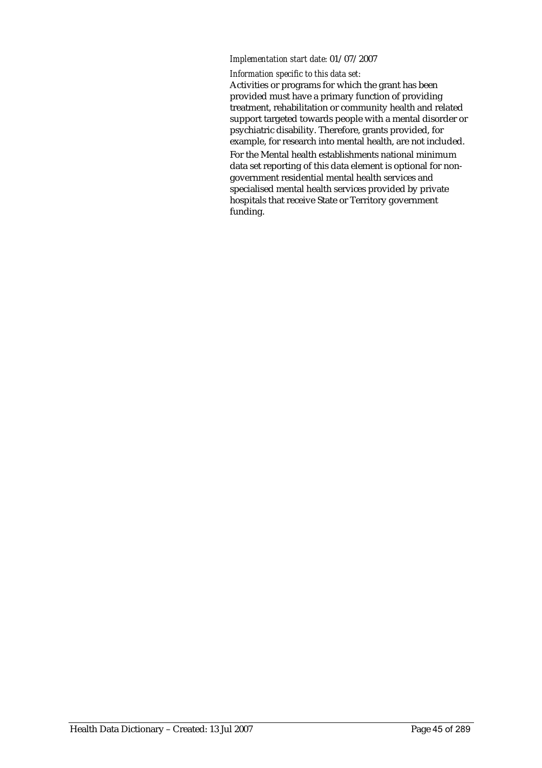*Implementation start date:* 01/07/2007

*Information specific to this data set:*

Activities or programs for which the grant has been provided must have a primary function of providing treatment, rehabilitation or community health and related support targeted towards people with a mental disorder or psychiatric disability. Therefore, grants provided, for example, for research into mental health, are not included.

For the Mental health establishments national minimum data set reporting of this data element is optional for non-government residential mental health services and specialised mental health services provided by private hospitals that receive State or Territory government funding.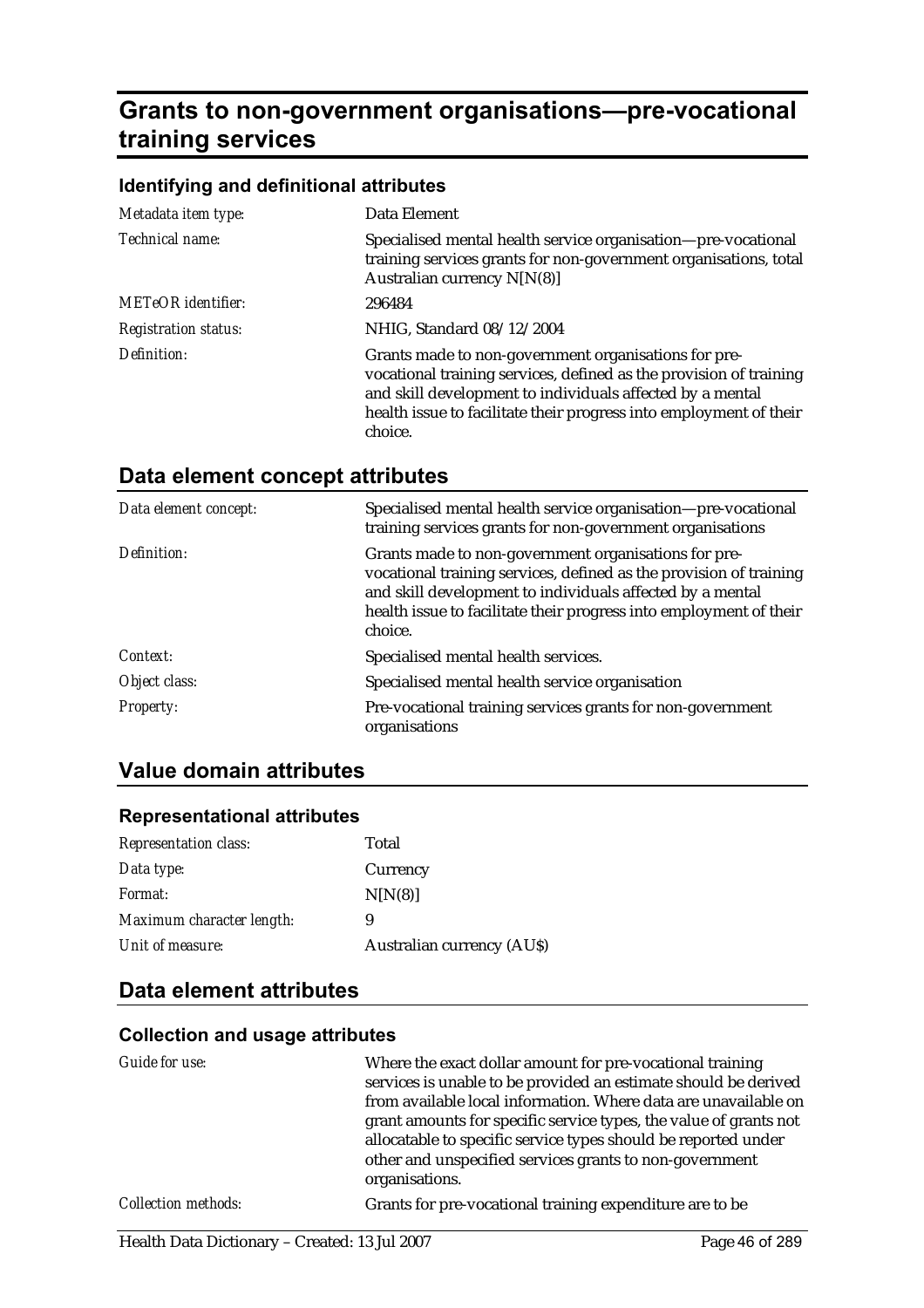# Grants to non-government organisations—pre-vocational training services

### Identifying and definitional attributes

| | |
|---|---|
| *Metadata item type:* | Data Element |
| *Technical name:* | Specialised mental health service organisation—pre-vocational training services grants for non-government organisations, total Australian currency N[N(8)] |
| *METeOR identifier:* | 296484 |
| *Registration status:* | NHIG, Standard 08/12/2004 |
| *Definition:* | Grants made to non-government organisations for pre-vocational training services, defined as the provision of training and skill development to individuals affected by a mental health issue to facilitate their progress into employment of their choice. |

## Data element concept attributes

| | |
|---|---|
| *Data element concept:* | Specialised mental health service organisation—pre-vocational training services grants for non-government organisations |
| *Definition:* | Grants made to non-government organisations for pre-vocational training services, defined as the provision of training and skill development to individuals affected by a mental health issue to facilitate their progress into employment of their choice. |
| *Context:* | Specialised mental health services. |
| *Object class:* | Specialised mental health service organisation |
| *Property:* | Pre-vocational training services grants for non-government organisations |

## Value domain attributes

### Representational attributes

| | |
|---|---|
| *Representation class:* | Total |
| *Data type:* | Currency |
| *Format:* | N[N(8)] |
| *Maximum character length:* | 9 |
| *Unit of measure:* | Australian currency (AU$) |

## Data element attributes

### Collection and usage attributes

| | |
|---|---|
| *Guide for use:* | Where the exact dollar amount for pre-vocational training services is unable to be provided an estimate should be derived from available local information. Where data are unavailable on grant amounts for specific service types, the value of grants not allocatable to specific service types should be reported under other and unspecified services grants to non-government organisations. |
| *Collection methods:* | Grants for pre-vocational training expenditure are to be |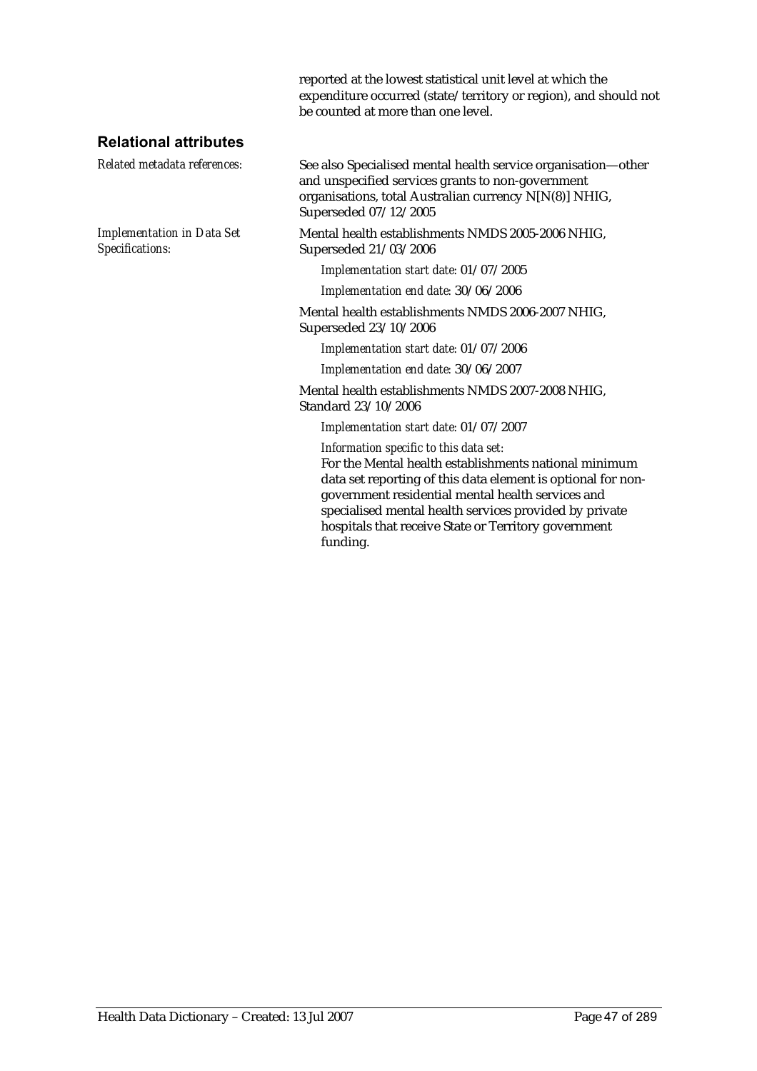reported at the lowest statistical unit level at which the expenditure occurred (state/territory or region), and should not be counted at more than one level.

## Relational attributes

*Related metadata references:*

See also Specialised mental health service organisation—other and unspecified services grants to non-government organisations, total Australian currency N[N(8)] NHIG, Superseded 07/12/2005

*Implementation in Data Set Specifications:*

Mental health establishments NMDS 2005-2006 NHIG, Superseded 21/03/2006

*Implementation start date:* 01/07/2005

*Implementation end date:* 30/06/2006

Mental health establishments NMDS 2006-2007 NHIG, Superseded 23/10/2006

*Implementation start date:* 01/07/2006

*Implementation end date:* 30/06/2007

Mental health establishments NMDS 2007-2008 NHIG, Standard 23/10/2006

*Implementation start date:* 01/07/2007

*Information specific to this data set:*

For the Mental health establishments national minimum data set reporting of this data element is optional for non-government residential mental health services and specialised mental health services provided by private hospitals that receive State or Territory government funding.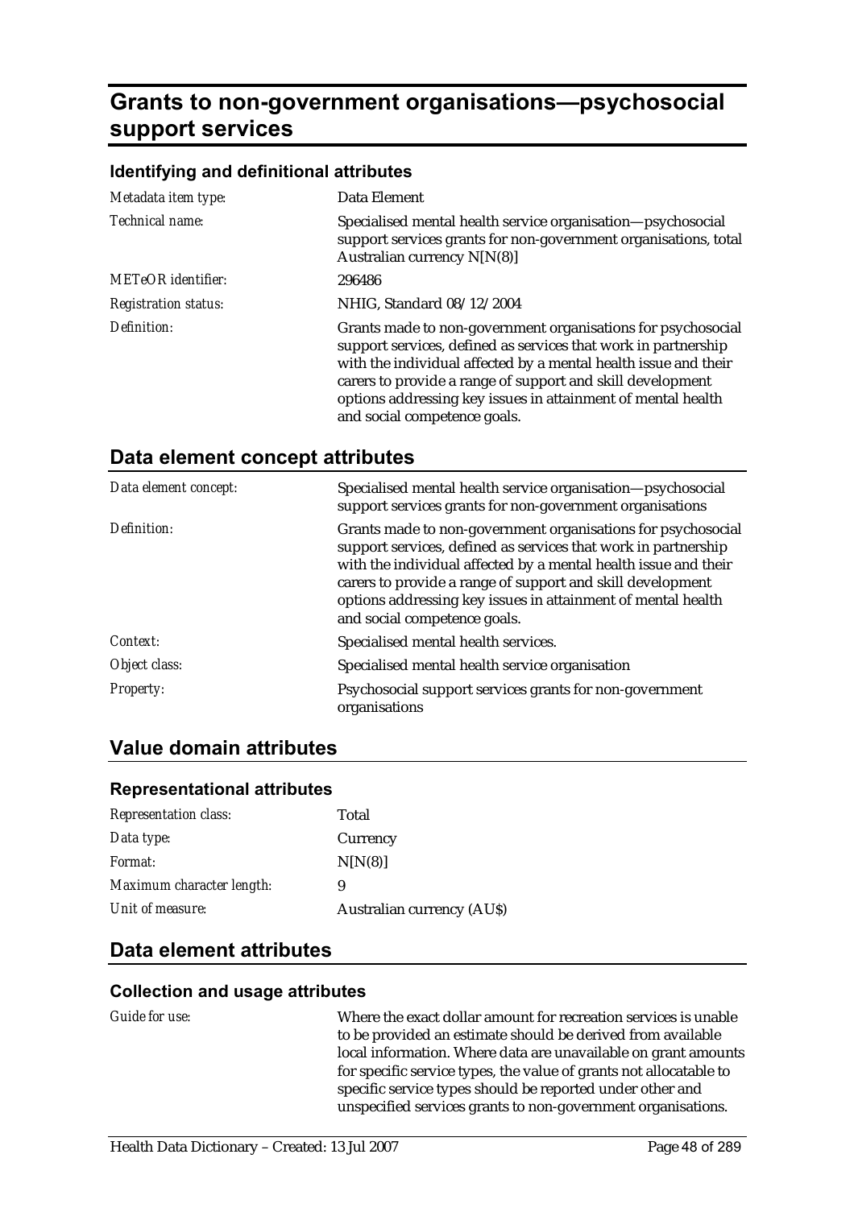# Grants to non-government organisations—psychosocial support services

### Identifying and definitional attributes

| | |
|---|---|
| *Metadata item type:* | Data Element |
| *Technical name:* | Specialised mental health service organisation—psychosocial support services grants for non-government organisations, total Australian currency N[N(8)] |
| *METeOR identifier:* | 296486 |
| *Registration status:* | NHIG, Standard 08/12/2004 |
| *Definition:* | Grants made to non-government organisations for psychosocial support services, defined as services that work in partnership with the individual affected by a mental health issue and their carers to provide a range of support and skill development options addressing key issues in attainment of mental health and social competence goals. |

## Data element concept attributes

| | |
|---|---|
| *Data element concept:* | Specialised mental health service organisation—psychosocial support services grants for non-government organisations |
| *Definition:* | Grants made to non-government organisations for psychosocial support services, defined as services that work in partnership with the individual affected by a mental health issue and their carers to provide a range of support and skill development options addressing key issues in attainment of mental health and social competence goals. |
| *Context:* | Specialised mental health services. |
| *Object class:* | Specialised mental health service organisation |
| *Property:* | Psychosocial support services grants for non-government organisations |

## Value domain attributes

### Representational attributes

| | |
|---|---|
| *Representation class:* | Total |
| *Data type:* | Currency |
| *Format:* | N[N(8)] |
| *Maximum character length:* | 9 |
| *Unit of measure:* | Australian currency (AU$) |

## Data element attributes

### Collection and usage attributes

| | |
|---|---|
| *Guide for use:* | Where the exact dollar amount for recreation services is unable to be provided an estimate should be derived from available local information. Where data are unavailable on grant amounts for specific service types, the value of grants not allocatable to specific service types should be reported under other and unspecified services grants to non-government organisations. |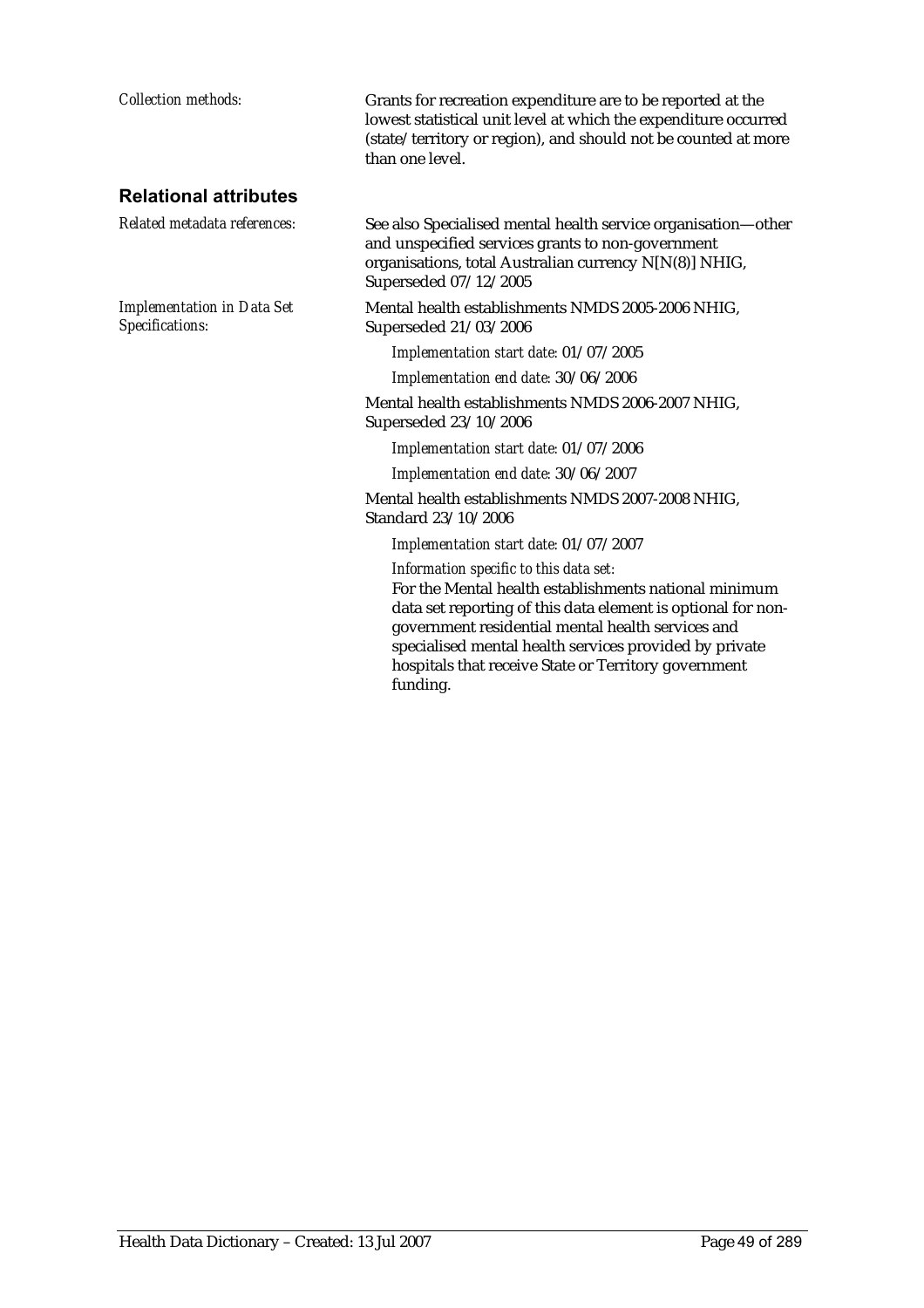*Collection methods:* Grants for recreation expenditure are to be reported at the lowest statistical unit level at which the expenditure occurred (state/territory or region), and should not be counted at more than one level.

## Relational attributes

*Related metadata references:* See also Specialised mental health service organisation—other and unspecified services grants to non-government organisations, total Australian currency N[N(8)] NHIG, Superseded 07/12/2005

*Implementation in Data Set Specifications:* Mental health establishments NMDS 2005-2006 NHIG, Superseded 21/03/2006

*Implementation start date:* 01/07/2005

*Implementation end date:* 30/06/2006

Mental health establishments NMDS 2006-2007 NHIG, Superseded 23/10/2006

*Implementation start date:* 01/07/2006

*Implementation end date:* 30/06/2007

Mental health establishments NMDS 2007-2008 NHIG, Standard 23/10/2006

*Implementation start date:* 01/07/2007

*Information specific to this data set:*

For the Mental health establishments national minimum data set reporting of this data element is optional for non-government residential mental health services and specialised mental health services provided by private hospitals that receive State or Territory government funding.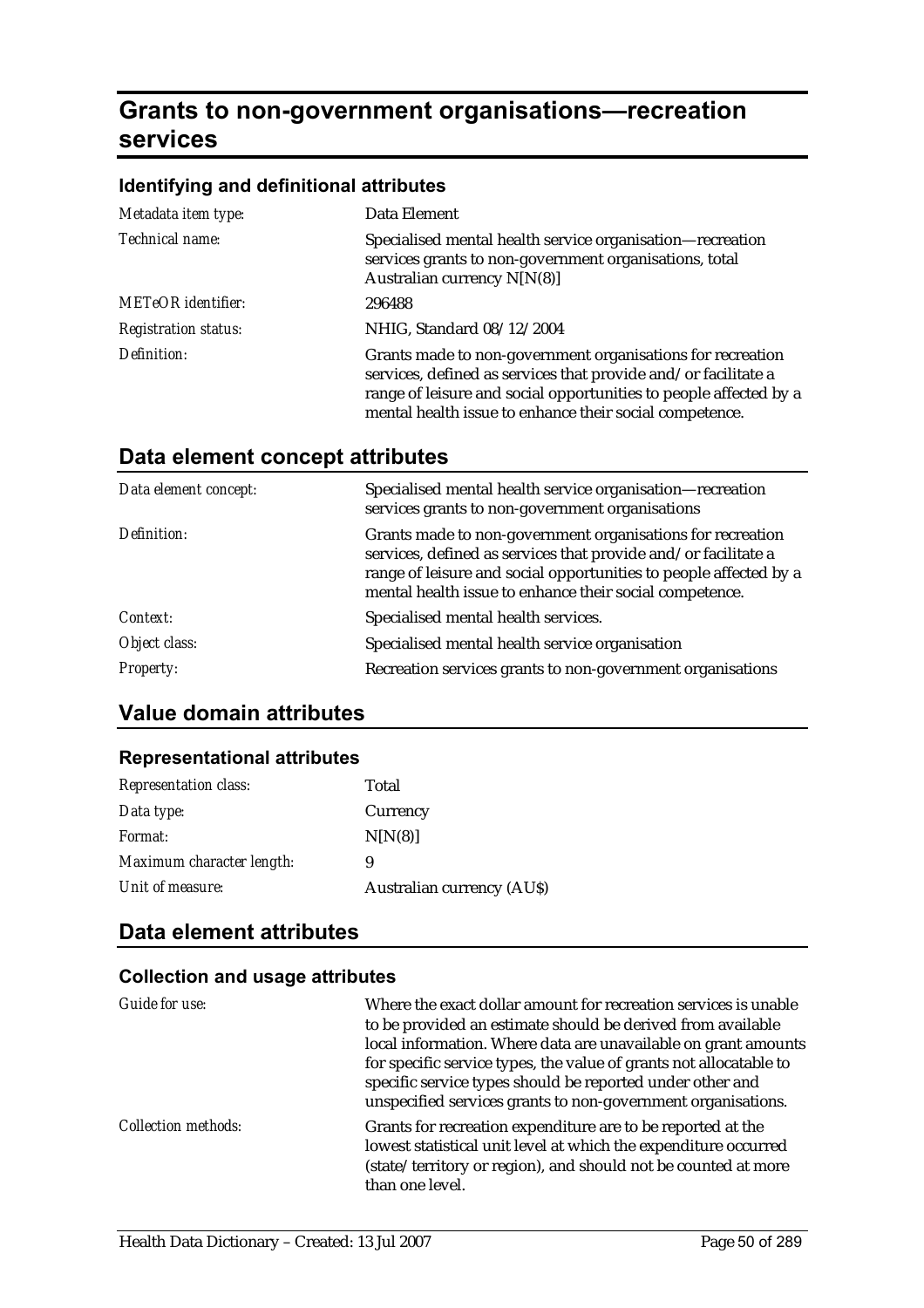# Grants to non-government organisations—recreation services

### Identifying and definitional attributes

| | |
|---|---|
| *Metadata item type:* | Data Element |
| *Technical name:* | Specialised mental health service organisation—recreation services grants to non-government organisations, total Australian currency N[N(8)] |
| *METeOR identifier:* | 296488 |
| *Registration status:* | NHIG, Standard 08/12/2004 |
| *Definition:* | Grants made to non-government organisations for recreation services, defined as services that provide and/or facilitate a range of leisure and social opportunities to people affected by a mental health issue to enhance their social competence. |

## Data element concept attributes

| | |
|---|---|
| *Data element concept:* | Specialised mental health service organisation—recreation services grants to non-government organisations |
| *Definition:* | Grants made to non-government organisations for recreation services, defined as services that provide and/or facilitate a range of leisure and social opportunities to people affected by a mental health issue to enhance their social competence. |
| *Context:* | Specialised mental health services. |
| *Object class:* | Specialised mental health service organisation |
| *Property:* | Recreation services grants to non-government organisations |

## Value domain attributes

### Representational attributes

| | |
|---|---|
| *Representation class:* | Total |
| *Data type:* | Currency |
| *Format:* | N[N(8)] |
| *Maximum character length:* | 9 |
| *Unit of measure:* | Australian currency (AU$) |

## Data element attributes

### Collection and usage attributes

| | |
|---|---|
| *Guide for use:* | Where the exact dollar amount for recreation services is unable to be provided an estimate should be derived from available local information. Where data are unavailable on grant amounts for specific service types, the value of grants not allocatable to specific service types should be reported under other and unspecified services grants to non-government organisations. |
| *Collection methods:* | Grants for recreation expenditure are to be reported at the lowest statistical unit level at which the expenditure occurred (state/territory or region), and should not be counted at more than one level. |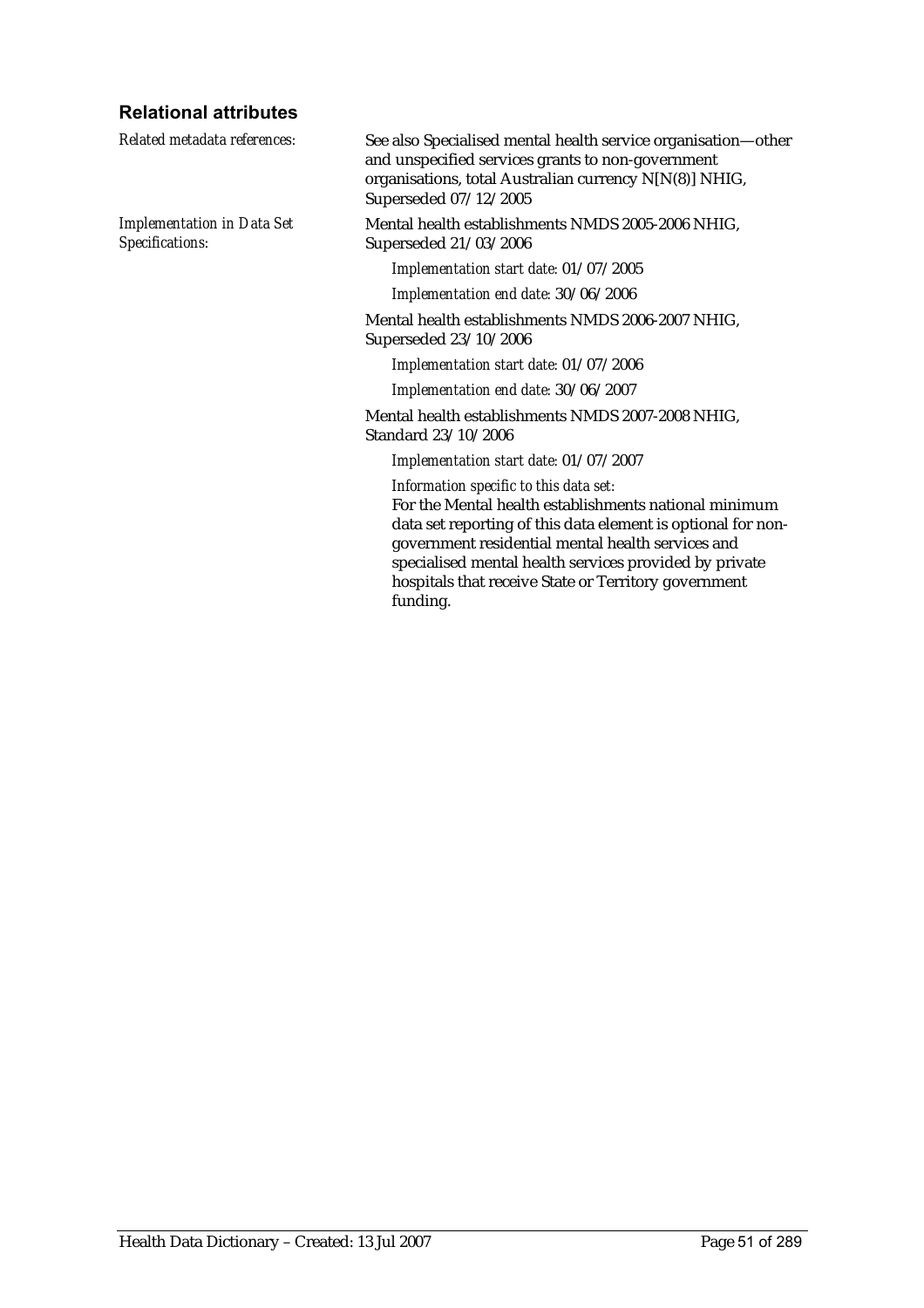## Relational attributes

*Related metadata references:*

See also Specialised mental health service organisation—other and unspecified services grants to non-government organisations, total Australian currency N[N(8)] NHIG, Superseded 07/12/2005

*Implementation in Data Set Specifications:*

Mental health establishments NMDS 2005-2006 NHIG, Superseded 21/03/2006

*Implementation start date:* 01/07/2005

*Implementation end date:* 30/06/2006

Mental health establishments NMDS 2006-2007 NHIG, Superseded 23/10/2006

*Implementation start date:* 01/07/2006

*Implementation end date:* 30/06/2007

Mental health establishments NMDS 2007-2008 NHIG, Standard 23/10/2006

*Implementation start date:* 01/07/2007

*Information specific to this data set:*

For the Mental health establishments national minimum data set reporting of this data element is optional for non-government residential mental health services and specialised mental health services provided by private hospitals that receive State or Territory government funding.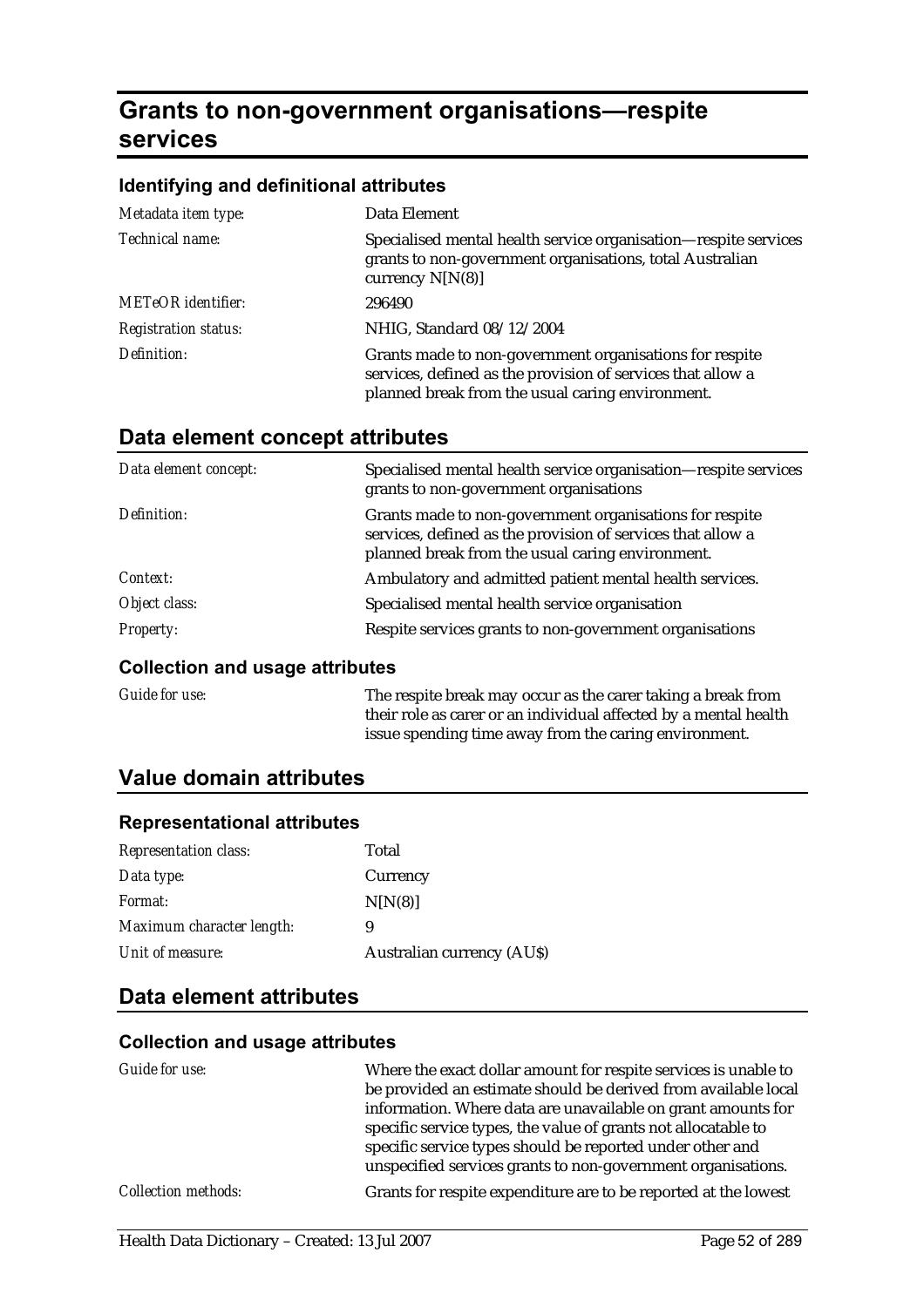# Grants to non-government organisations—respite services

### Identifying and definitional attributes

| | |
|---|---|
| *Metadata item type:* | Data Element |
| *Technical name:* | Specialised mental health service organisation—respite services grants to non-government organisations, total Australian currency N[N(8)] |
| *METeOR identifier:* | 296490 |
| *Registration status:* | NHIG, Standard 08/12/2004 |
| *Definition:* | Grants made to non-government organisations for respite services, defined as the provision of services that allow a planned break from the usual caring environment. |

## Data element concept attributes

| | |
|---|---|
| *Data element concept:* | Specialised mental health service organisation—respite services grants to non-government organisations |
| *Definition:* | Grants made to non-government organisations for respite services, defined as the provision of services that allow a planned break from the usual caring environment. |
| *Context:* | Ambulatory and admitted patient mental health services. |
| *Object class:* | Specialised mental health service organisation |
| *Property:* | Respite services grants to non-government organisations |

### Collection and usage attributes

| | |
|---|---|
| *Guide for use:* | The respite break may occur as the carer taking a break from their role as carer or an individual affected by a mental health issue spending time away from the caring environment. |

## Value domain attributes

### Representational attributes

| | |
|---|---|
| *Representation class:* | Total |
| *Data type:* | Currency |
| *Format:* | N[N(8)] |
| *Maximum character length:* | 9 |
| *Unit of measure:* | Australian currency (AU$) |

## Data element attributes

### Collection and usage attributes

| | |
|---|---|
| *Guide for use:* | Where the exact dollar amount for respite services is unable to be provided an estimate should be derived from available local information. Where data are unavailable on grant amounts for specific service types, the value of grants not allocatable to specific service types should be reported under other and unspecified services grants to non-government organisations. |
| *Collection methods:* | Grants for respite expenditure are to be reported at the lowest |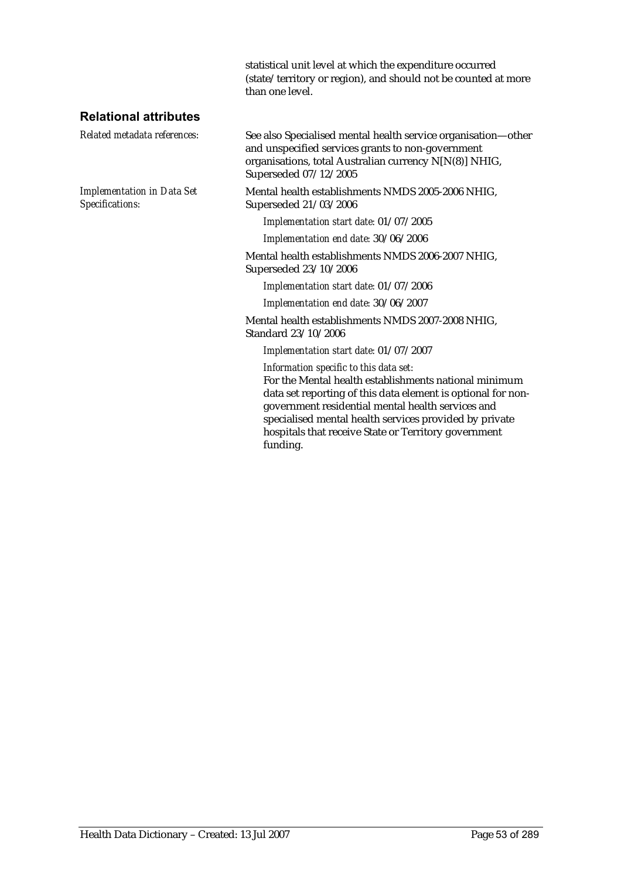statistical unit level at which the expenditure occurred (state/territory or region), and should not be counted at more than one level.

### Relational attributes

*Related metadata references:*

See also Specialised mental health service organisation—other and unspecified services grants to non-government organisations, total Australian currency N[N(8)] NHIG, Superseded 07/12/2005

*Implementation in Data Set Specifications:*

Mental health establishments NMDS 2005-2006 NHIG, Superseded 21/03/2006

*Implementation start date:* 01/07/2005

*Implementation end date:* 30/06/2006

Mental health establishments NMDS 2006-2007 NHIG, Superseded 23/10/2006

*Implementation start date:* 01/07/2006

*Implementation end date:* 30/06/2007

Mental health establishments NMDS 2007-2008 NHIG, Standard 23/10/2006

*Implementation start date:* 01/07/2007

*Information specific to this data set:*

For the Mental health establishments national minimum data set reporting of this data element is optional for non-government residential mental health services and specialised mental health services provided by private hospitals that receive State or Territory government funding.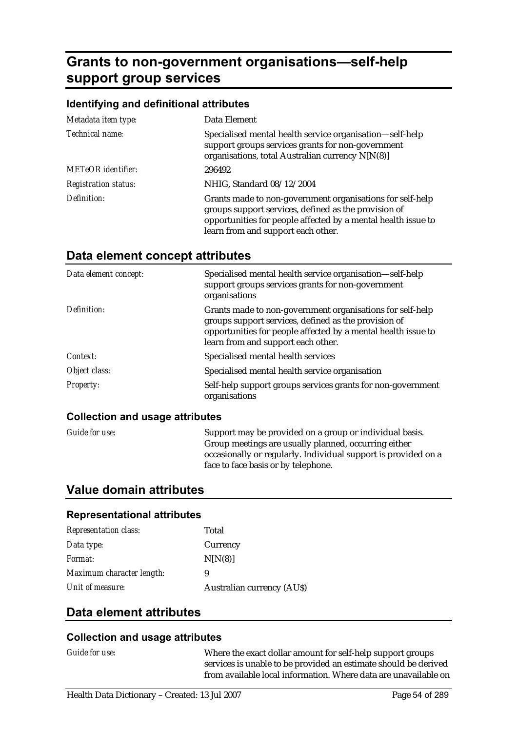# Grants to non-government organisations—self-help support group services

### Identifying and definitional attributes

| | |
|---|---|
| *Metadata item type:* | Data Element |
| *Technical name:* | Specialised mental health service organisation—self-help support groups services grants for non-government organisations, total Australian currency N[N(8)] |
| *METeOR identifier:* | 296492 |
| *Registration status:* | NHIG, Standard 08/12/2004 |
| *Definition:* | Grants made to non-government organisations for self-help groups support services, defined as the provision of opportunities for people affected by a mental health issue to learn from and support each other. |

## Data element concept attributes

| | |
|---|---|
| *Data element concept:* | Specialised mental health service organisation—self-help support groups services grants for non-government organisations |
| *Definition:* | Grants made to non-government organisations for self-help groups support services, defined as the provision of opportunities for people affected by a mental health issue to learn from and support each other. |
| *Context:* | Specialised mental health services |
| *Object class:* | Specialised mental health service organisation |
| *Property:* | Self-help support groups services grants for non-government organisations |

### Collection and usage attributes

| | |
|---|---|
| *Guide for use:* | Support may be provided on a group or individual basis. Group meetings are usually planned, occurring either occasionally or regularly. Individual support is provided on a face to face basis or by telephone. |

## Value domain attributes

### Representational attributes

| | |
|---|---|
| *Representation class:* | Total |
| *Data type:* | Currency |
| *Format:* | N[N(8)] |
| *Maximum character length:* | 9 |
| *Unit of measure:* | Australian currency (AU$) |

## Data element attributes

### Collection and usage attributes

| | |
|---|---|
| *Guide for use:* | Where the exact dollar amount for self-help support groups services is unable to be provided an estimate should be derived from available local information. Where data are unavailable on |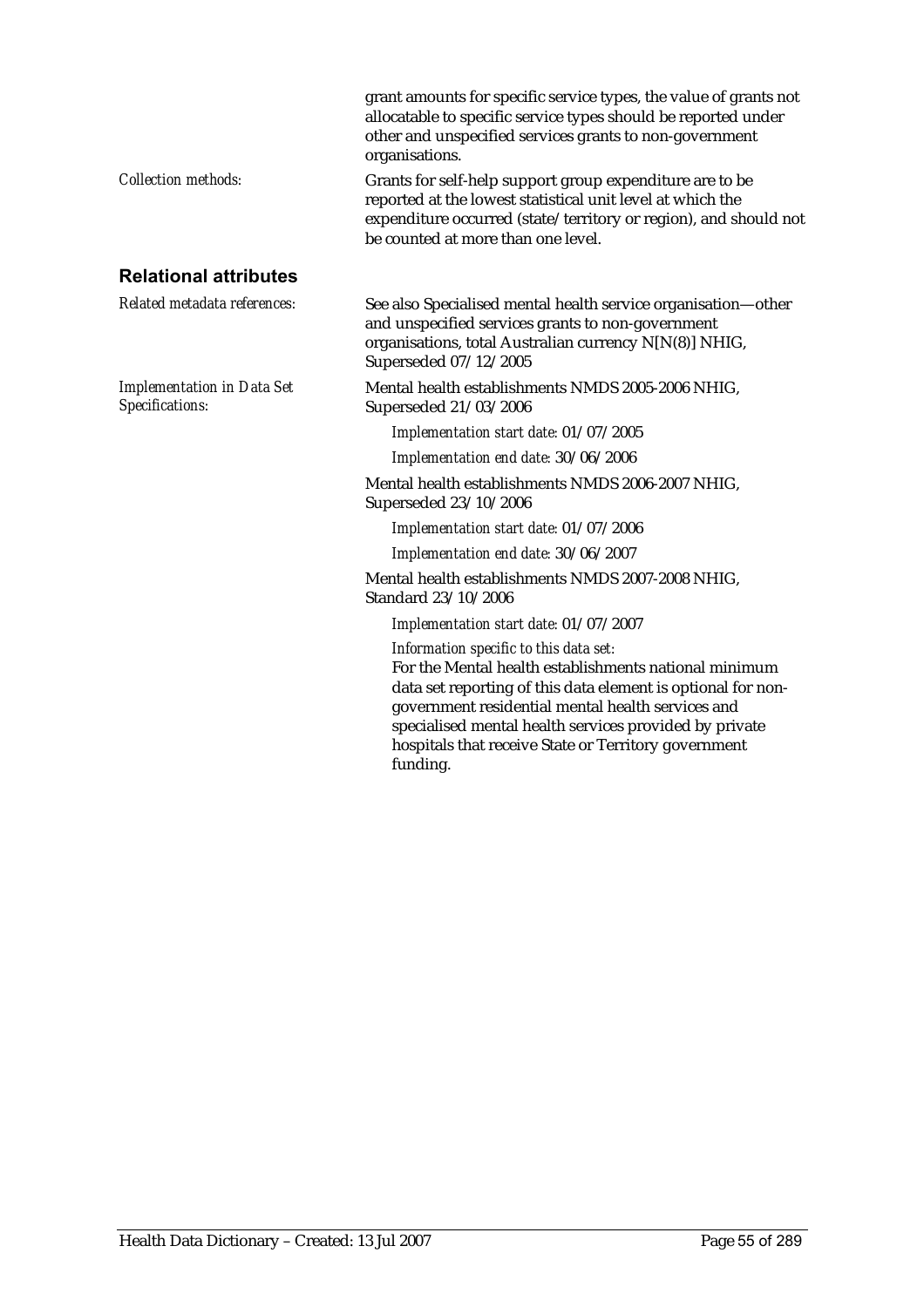grant amounts for specific service types, the value of grants not allocatable to specific service types should be reported under other and unspecified services grants to non-government organisations.

*Collection methods:* Grants for self-help support group expenditure are to be reported at the lowest statistical unit level at which the expenditure occurred (state/territory or region), and should not be counted at more than one level.

## Relational attributes

*Related metadata references:* See also Specialised mental health service organisation—other and unspecified services grants to non-government organisations, total Australian currency N[N(8)] NHIG, Superseded 07/12/2005

*Implementation in Data Set Specifications:*

Mental health establishments NMDS 2005-2006 NHIG, Superseded 21/03/2006

*Implementation start date:* 01/07/2005

*Implementation end date:* 30/06/2006

Mental health establishments NMDS 2006-2007 NHIG, Superseded 23/10/2006

*Implementation start date:* 01/07/2006

*Implementation end date:* 30/06/2007

Mental health establishments NMDS 2007-2008 NHIG, Standard 23/10/2006

*Implementation start date:* 01/07/2007

*Information specific to this data set:*

For the Mental health establishments national minimum data set reporting of this data element is optional for non-government residential mental health services and specialised mental health services provided by private hospitals that receive State or Territory government funding.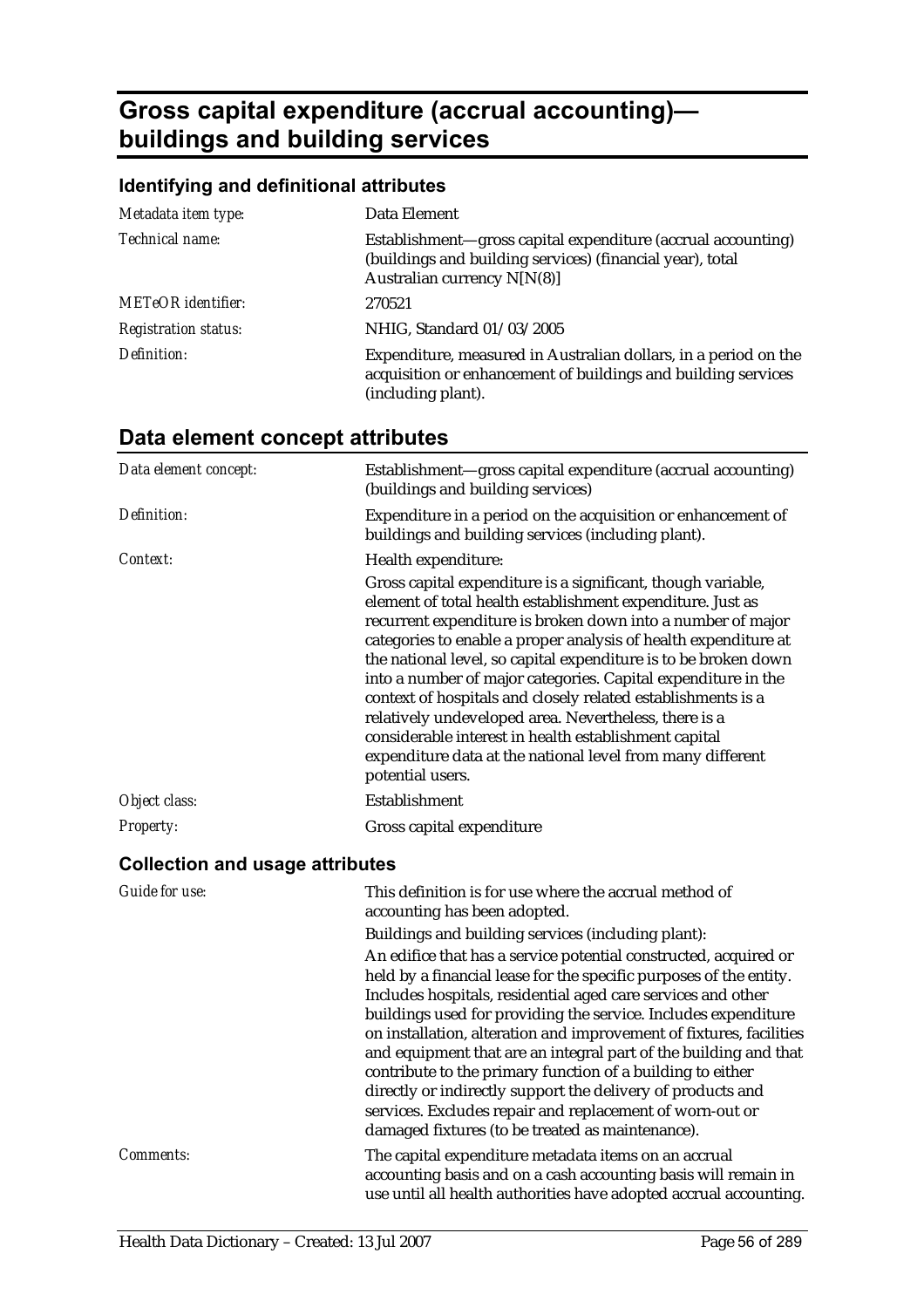# Gross capital expenditure (accrual accounting)—buildings and building services

## Identifying and definitional attributes

| | |
|---|---|
| *Metadata item type:* | Data Element |
| *Technical name:* | Establishment—gross capital expenditure (accrual accounting) (buildings and building services) (financial year), total Australian currency N[N(8)] |
| *METeOR identifier:* | 270521 |
| *Registration status:* | NHIG, Standard 01/03/2005 |
| *Definition:* | Expenditure, measured in Australian dollars, in a period on the acquisition or enhancement of buildings and building services (including plant). |

## Data element concept attributes

| | |
|---|---|
| *Data element concept:* | Establishment—gross capital expenditure (accrual accounting) (buildings and building services) |
| *Definition:* | Expenditure in a period on the acquisition or enhancement of buildings and building services (including plant). |
| *Context:* | Health expenditure:<br>Gross capital expenditure is a significant, though variable, element of total health establishment expenditure. Just as recurrent expenditure is broken down into a number of major categories to enable a proper analysis of health expenditure at the national level, so capital expenditure is to be broken down into a number of major categories. Capital expenditure in the context of hospitals and closely related establishments is a relatively undeveloped area. Nevertheless, there is a considerable interest in health establishment capital expenditure data at the national level from many different potential users. |
| *Object class:* | Establishment |
| *Property:* | Gross capital expenditure |

### Collection and usage attributes

| | |
|---|---|
| *Guide for use:* | This definition is for use where the accrual method of accounting has been adopted.<br>Buildings and building services (including plant):<br>An edifice that has a service potential constructed, acquired or held by a financial lease for the specific purposes of the entity. Includes hospitals, residential aged care services and other buildings used for providing the service. Includes expenditure on installation, alteration and improvement of fixtures, facilities and equipment that are an integral part of the building and that contribute to the primary function of a building to either directly or indirectly support the delivery of products and services. Excludes repair and replacement of worn-out or damaged fixtures (to be treated as maintenance). |
| *Comments:* | The capital expenditure metadata items on an accrual accounting basis and on a cash accounting basis will remain in use until all health authorities have adopted accrual accounting. |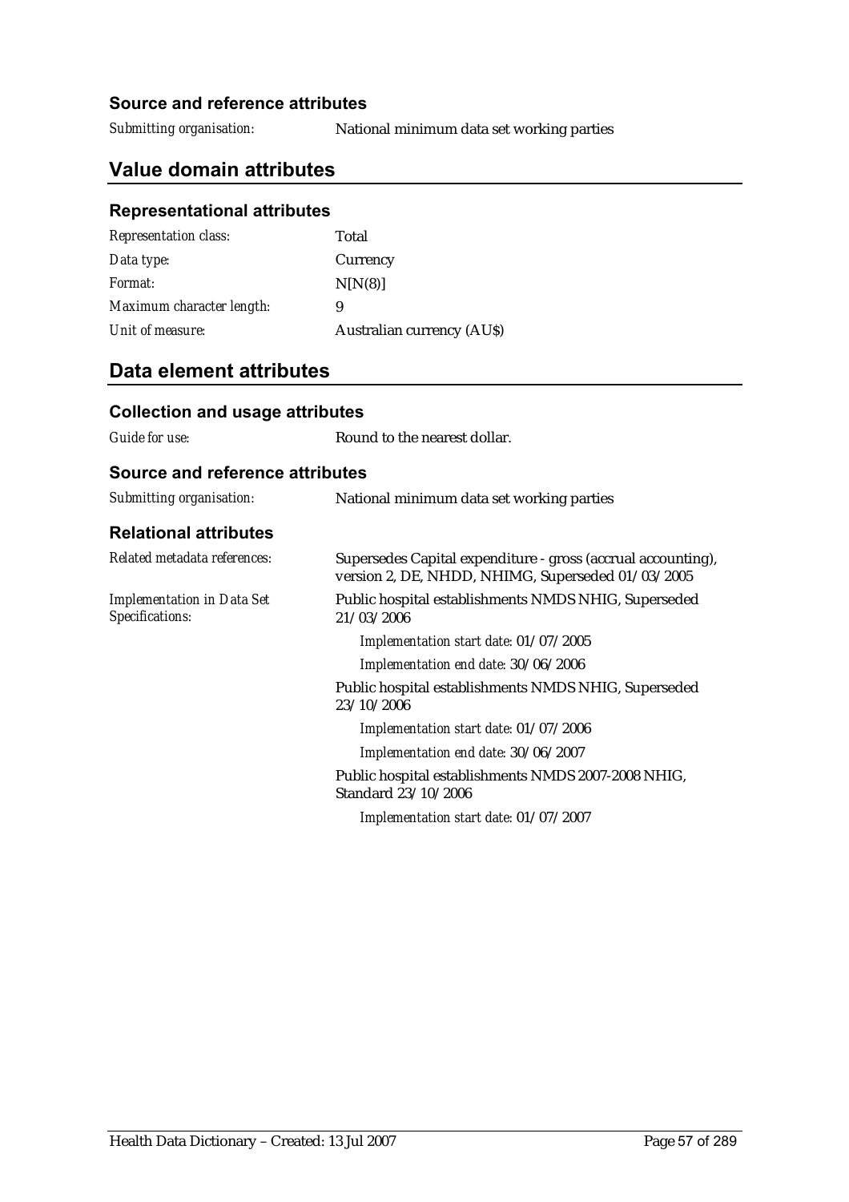### Source and reference attributes

| | |
|---|---|
| *Submitting organisation:* | National minimum data set working parties |

## Value domain attributes

### Representational attributes

| | |
|---|---|
| *Representation class:* | Total |
| *Data type:* | Currency |
| *Format:* | N[N(8)] |
| *Maximum character length:* | 9 |
| *Unit of measure:* | Australian currency (AU$) |

## Data element attributes

### Collection and usage attributes

| | |
|---|---|
| *Guide for use:* | Round to the nearest dollar. |

### Source and reference attributes

| | |
|---|---|
| *Submitting organisation:* | National minimum data set working parties |

### Relational attributes

*Related metadata references:* Supersedes Capital expenditure - gross (accrual accounting), version 2, DE, NHDD, NHIMG, Superseded 01/03/2005

*Implementation in Data Set Specifications:*

Public hospital establishments NMDS NHIG, Superseded 21/03/2006

*Implementation start date:* 01/07/2005

*Implementation end date:* 30/06/2006

Public hospital establishments NMDS NHIG, Superseded 23/10/2006

*Implementation start date:* 01/07/2006

*Implementation end date:* 30/06/2007

Public hospital establishments NMDS 2007-2008 NHIG, Standard 23/10/2006

*Implementation start date:* 01/07/2007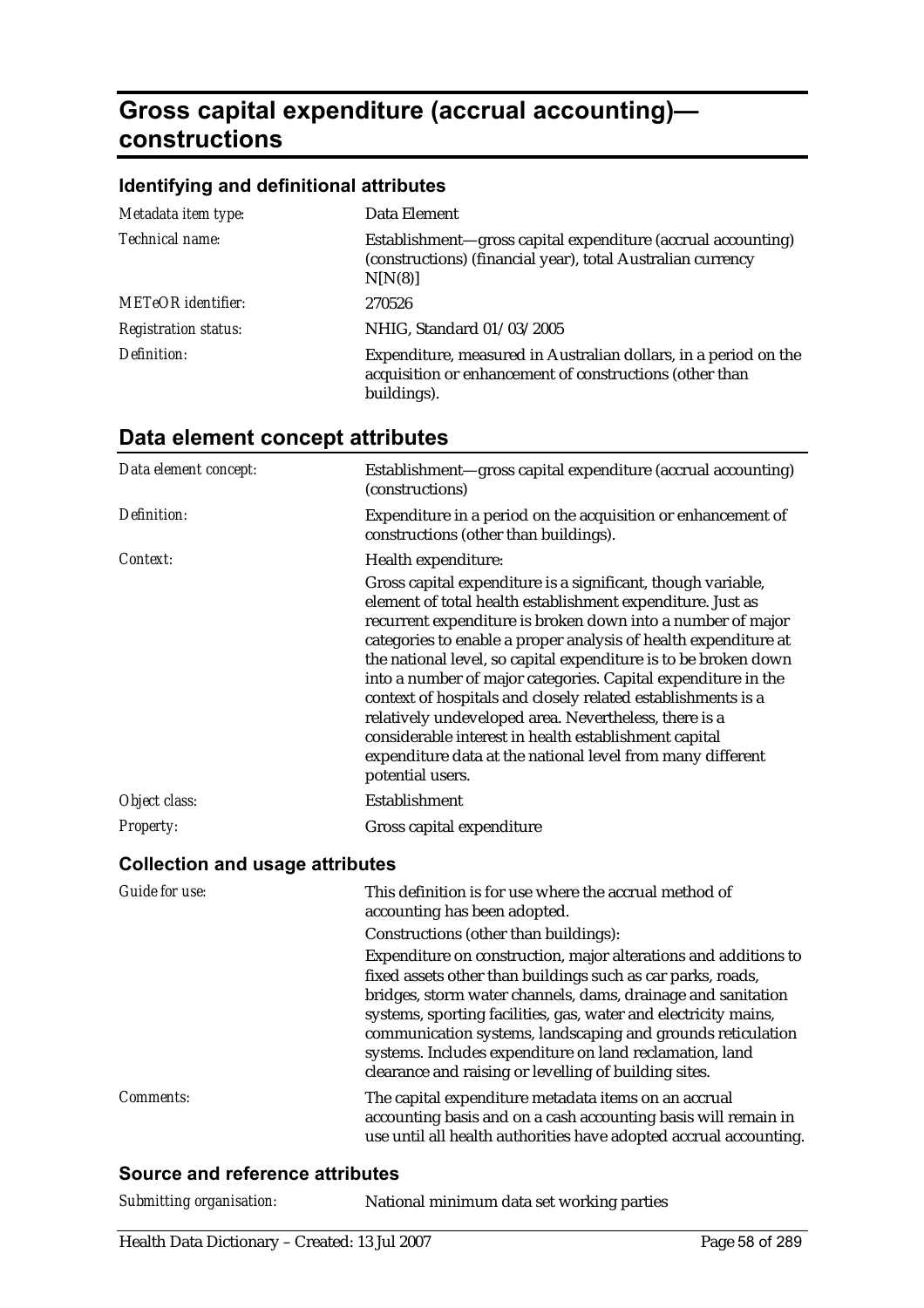# Gross capital expenditure (accrual accounting)—constructions

## Identifying and definitional attributes

| | |
|---|---|
| *Metadata item type:* | Data Element |
| *Technical name:* | Establishment—gross capital expenditure (accrual accounting) (constructions) (financial year), total Australian currency N[N(8)] |
| *METeOR identifier:* | 270526 |
| *Registration status:* | NHIG, Standard 01/03/2005 |
| *Definition:* | Expenditure, measured in Australian dollars, in a period on the acquisition or enhancement of constructions (other than buildings). |

## Data element concept attributes

| | |
|---|---|
| *Data element concept:* | Establishment—gross capital expenditure (accrual accounting) (constructions) |
| *Definition:* | Expenditure in a period on the acquisition or enhancement of constructions (other than buildings). |
| *Context:* | Health expenditure:<br><br>Gross capital expenditure is a significant, though variable, element of total health establishment expenditure. Just as recurrent expenditure is broken down into a number of major categories to enable a proper analysis of health expenditure at the national level, so capital expenditure is to be broken down into a number of major categories. Capital expenditure in the context of hospitals and closely related establishments is a relatively undeveloped area. Nevertheless, there is a considerable interest in health establishment capital expenditure data at the national level from many different potential users. |
| *Object class:* | Establishment |
| *Property:* | Gross capital expenditure |

### Collection and usage attributes

| | |
|---|---|
| *Guide for use:* | This definition is for use where the accrual method of accounting has been adopted.<br><br>Constructions (other than buildings):<br><br>Expenditure on construction, major alterations and additions to fixed assets other than buildings such as car parks, roads, bridges, storm water channels, dams, drainage and sanitation systems, sporting facilities, gas, water and electricity mains, communication systems, landscaping and grounds reticulation systems. Includes expenditure on land reclamation, land clearance and raising or levelling of building sites. |
| *Comments:* | The capital expenditure metadata items on an accrual accounting basis and on a cash accounting basis will remain in use until all health authorities have adopted accrual accounting. |

### Source and reference attributes

| | |
|---|---|
| *Submitting organisation:* | National minimum data set working parties |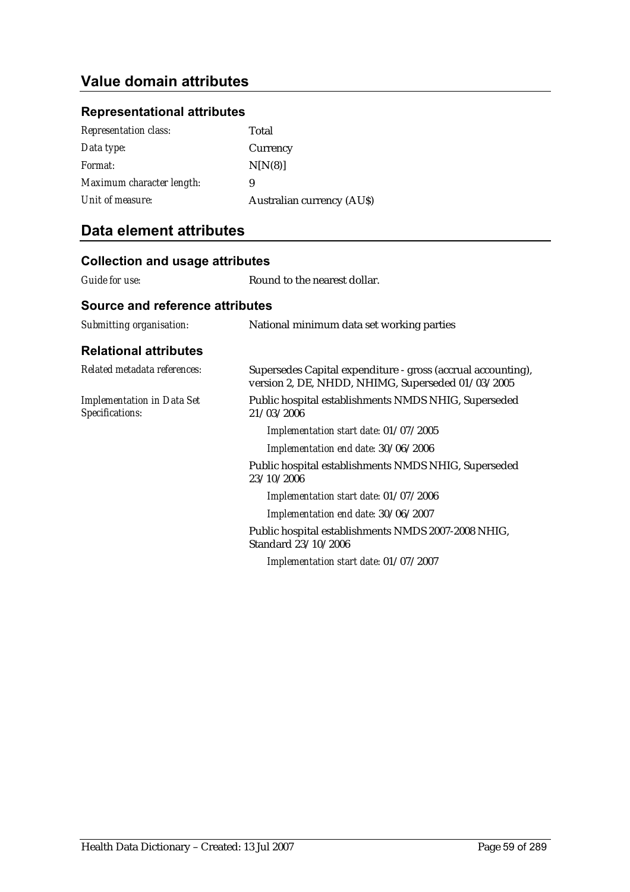## Value domain attributes

### Representational attributes

| | |
|---|---|
| *Representation class:* | Total |
| *Data type:* | Currency |
| *Format:* | N[N(8)] |
| *Maximum character length:* | 9 |
| *Unit of measure:* | Australian currency (AU$) |

## Data element attributes

### Collection and usage attributes

| | |
|---|---|
| *Guide for use:* | Round to the nearest dollar. |

### Source and reference attributes

| | |
|---|---|
| *Submitting organisation:* | National minimum data set working parties |

### Relational attributes

| | |
|---|---|
| *Related metadata references:* | Supersedes Capital expenditure - gross (accrual accounting), version 2, DE, NHDD, NHIMG, Superseded 01/03/2005 |
| *Implementation in Data Set Specifications:* | Public hospital establishments NMDS NHIG, Superseded 21/03/2006<br>*Implementation start date:* 01/07/2005<br>*Implementation end date:* 30/06/2006<br>Public hospital establishments NMDS NHIG, Superseded 23/10/2006<br>*Implementation start date:* 01/07/2006<br>*Implementation end date:* 30/06/2007<br>Public hospital establishments NMDS 2007-2008 NHIG, Standard 23/10/2006<br>*Implementation start date:* 01/07/2007 |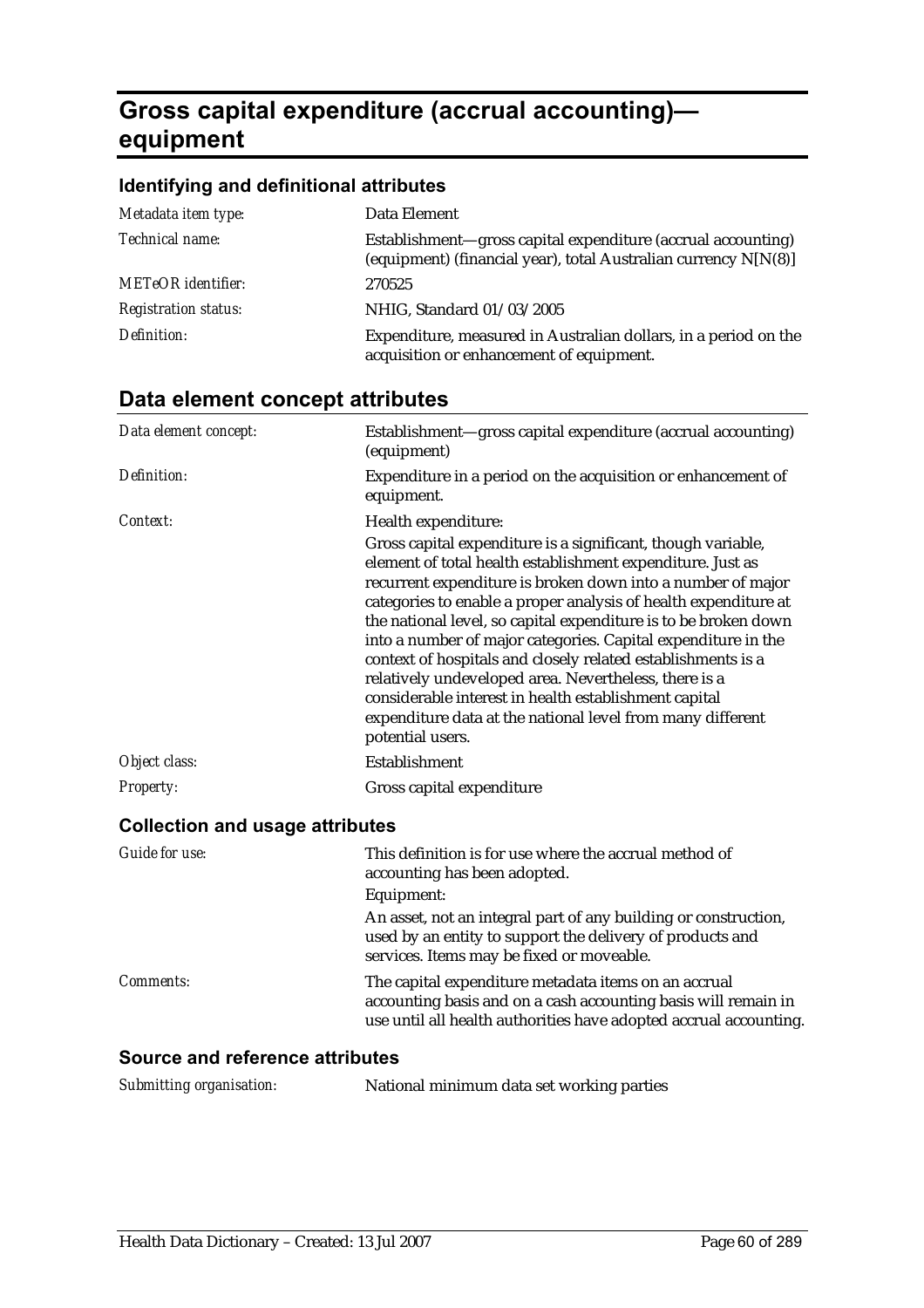# Gross capital expenditure (accrual accounting)—equipment

## Identifying and definitional attributes

| | |
|---|---|
| *Metadata item type:* | Data Element |
| *Technical name:* | Establishment—gross capital expenditure (accrual accounting) (equipment) (financial year), total Australian currency N[N(8)] |
| *METeOR identifier:* | 270525 |
| *Registration status:* | NHIG, Standard 01/03/2005 |
| *Definition:* | Expenditure, measured in Australian dollars, in a period on the acquisition or enhancement of equipment. |

## Data element concept attributes

| | |
|---|---|
| *Data element concept:* | Establishment—gross capital expenditure (accrual accounting) (equipment) |
| *Definition:* | Expenditure in a period on the acquisition or enhancement of equipment. |
| *Context:* | Health expenditure:<br>Gross capital expenditure is a significant, though variable, element of total health establishment expenditure. Just as recurrent expenditure is broken down into a number of major categories to enable a proper analysis of health expenditure at the national level, so capital expenditure is to be broken down into a number of major categories. Capital expenditure in the context of hospitals and closely related establishments is a relatively undeveloped area. Nevertheless, there is a considerable interest in health establishment capital expenditure data at the national level from many different potential users. |
| *Object class:* | Establishment |
| *Property:* | Gross capital expenditure |

### Collection and usage attributes

| | |
|---|---|
| *Guide for use:* | This definition is for use where the accrual method of accounting has been adopted.<br>Equipment:<br>An asset, not an integral part of any building or construction, used by an entity to support the delivery of products and services. Items may be fixed or moveable. |
| *Comments:* | The capital expenditure metadata items on an accrual accounting basis and on a cash accounting basis will remain in use until all health authorities have adopted accrual accounting. |

### Source and reference attributes

| | |
|---|---|
| *Submitting organisation:* | National minimum data set working parties |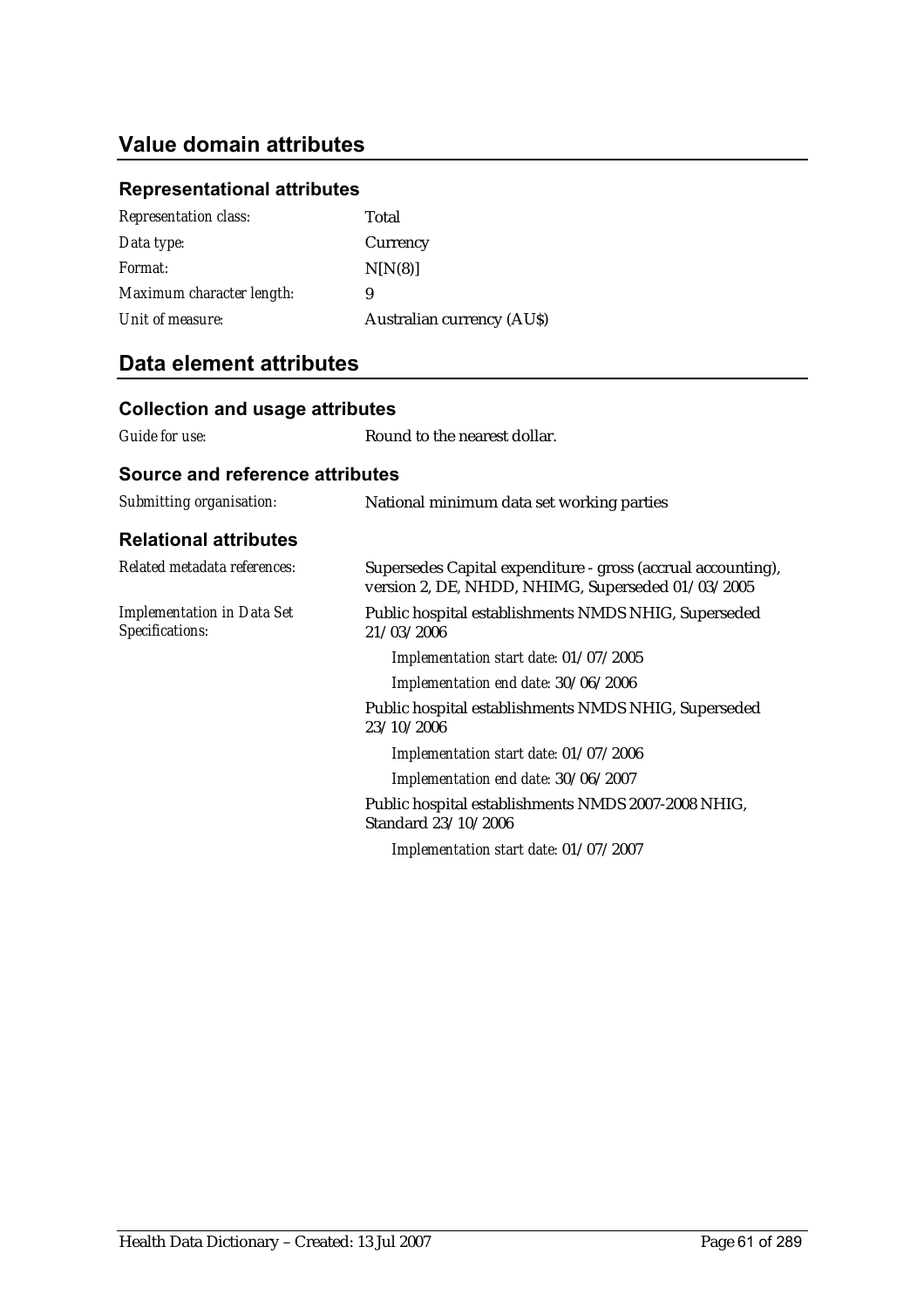## Value domain attributes

### Representational attributes

| | |
|---|---|
| *Representation class:* | Total |
| *Data type:* | Currency |
| *Format:* | N[N(8)] |
| *Maximum character length:* | 9 |
| *Unit of measure:* | Australian currency (AU$) |

## Data element attributes

### Collection and usage attributes

| | |
|---|---|
| *Guide for use:* | Round to the nearest dollar. |

### Source and reference attributes

| | |
|---|---|
| *Submitting organisation:* | National minimum data set working parties |

### Relational attributes

*Related metadata references:* Supersedes Capital expenditure - gross (accrual accounting), version 2, DE, NHDD, NHIMG, Superseded 01/03/2005

*Implementation in Data Set Specifications:*

Public hospital establishments NMDS NHIG, Superseded 21/03/2006

*Implementation start date:* 01/07/2005

*Implementation end date:* 30/06/2006

Public hospital establishments NMDS NHIG, Superseded 23/10/2006

*Implementation start date:* 01/07/2006

*Implementation end date:* 30/06/2007

Public hospital establishments NMDS 2007-2008 NHIG, Standard 23/10/2006

*Implementation start date:* 01/07/2007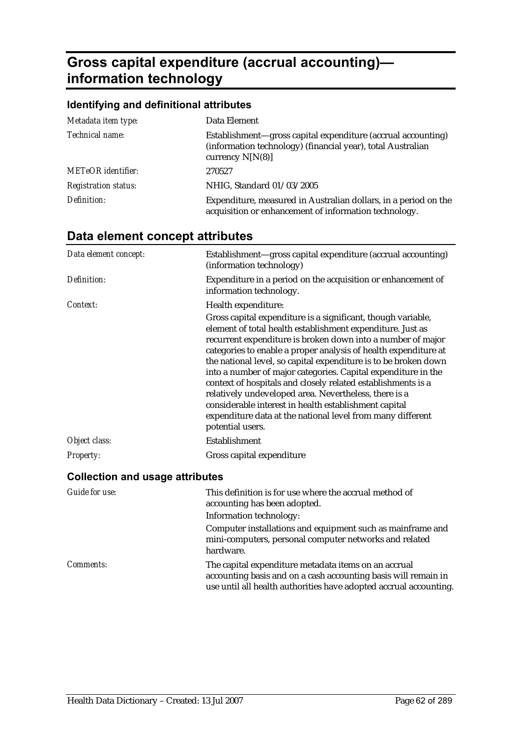# Gross capital expenditure (accrual accounting)—information technology

## Identifying and definitional attributes

| | |
|---|---|
| *Metadata item type:* | Data Element |
| *Technical name:* | Establishment—gross capital expenditure (accrual accounting) (information technology) (financial year), total Australian currency N[N(8)] |
| *METeOR identifier:* | 270527 |
| *Registration status:* | NHIG, Standard 01/03/2005 |
| *Definition:* | Expenditure, measured in Australian dollars, in a period on the acquisition or enhancement of information technology. |

## Data element concept attributes

| | |
|---|---|
| *Data element concept:* | Establishment—gross capital expenditure (accrual accounting) (information technology) |
| *Definition:* | Expenditure in a period on the acquisition or enhancement of information technology. |
| *Context:* | Health expenditure:<br>Gross capital expenditure is a significant, though variable, element of total health establishment expenditure. Just as recurrent expenditure is broken down into a number of major categories to enable a proper analysis of health expenditure at the national level, so capital expenditure is to be broken down into a number of major categories. Capital expenditure in the context of hospitals and closely related establishments is a relatively undeveloped area. Nevertheless, there is a considerable interest in health establishment capital expenditure data at the national level from many different potential users. |
| *Object class:* | Establishment |
| *Property:* | Gross capital expenditure |

### Collection and usage attributes

| | |
|---|---|
| *Guide for use:* | This definition is for use where the accrual method of accounting has been adopted.<br>Information technology:<br>Computer installations and equipment such as mainframe and mini-computers, personal computer networks and related hardware. |
| *Comments:* | The capital expenditure metadata items on an accrual accounting basis and on a cash accounting basis will remain in use until all health authorities have adopted accrual accounting. |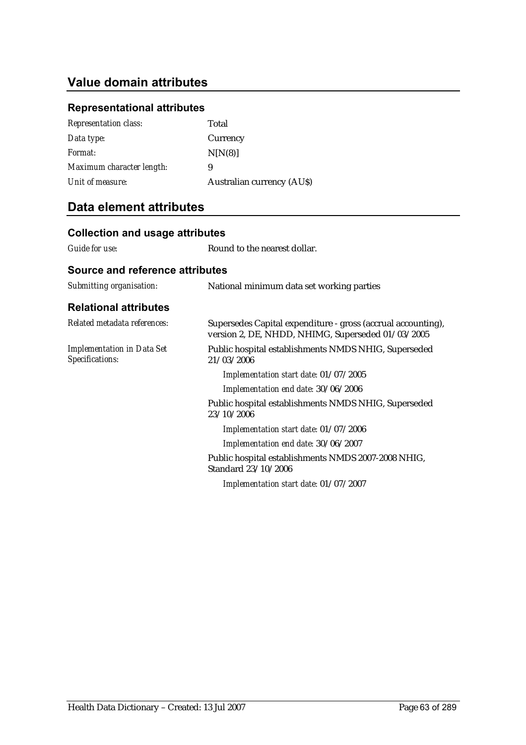## Value domain attributes

### Representational attributes

| | |
|---|---|
| *Representation class:* | Total |
| *Data type:* | Currency |
| *Format:* | N[N(8)] |
| *Maximum character length:* | 9 |
| *Unit of measure:* | Australian currency (AU$) |

## Data element attributes

### Collection and usage attributes

| | |
|---|---|
| *Guide for use:* | Round to the nearest dollar. |

### Source and reference attributes

| | |
|---|---|
| *Submitting organisation:* | National minimum data set working parties |

### Relational attributes

*Related metadata references:* Supersedes Capital expenditure - gross (accrual accounting), version 2, DE, NHDD, NHIMG, Superseded 01/03/2005

*Implementation in Data Set Specifications:*

Public hospital establishments NMDS NHIG, Superseded 21/03/2006

*Implementation start date:* 01/07/2005

*Implementation end date:* 30/06/2006

Public hospital establishments NMDS NHIG, Superseded 23/10/2006

*Implementation start date:* 01/07/2006

*Implementation end date:* 30/06/2007

Public hospital establishments NMDS 2007-2008 NHIG, Standard 23/10/2006

*Implementation start date:* 01/07/2007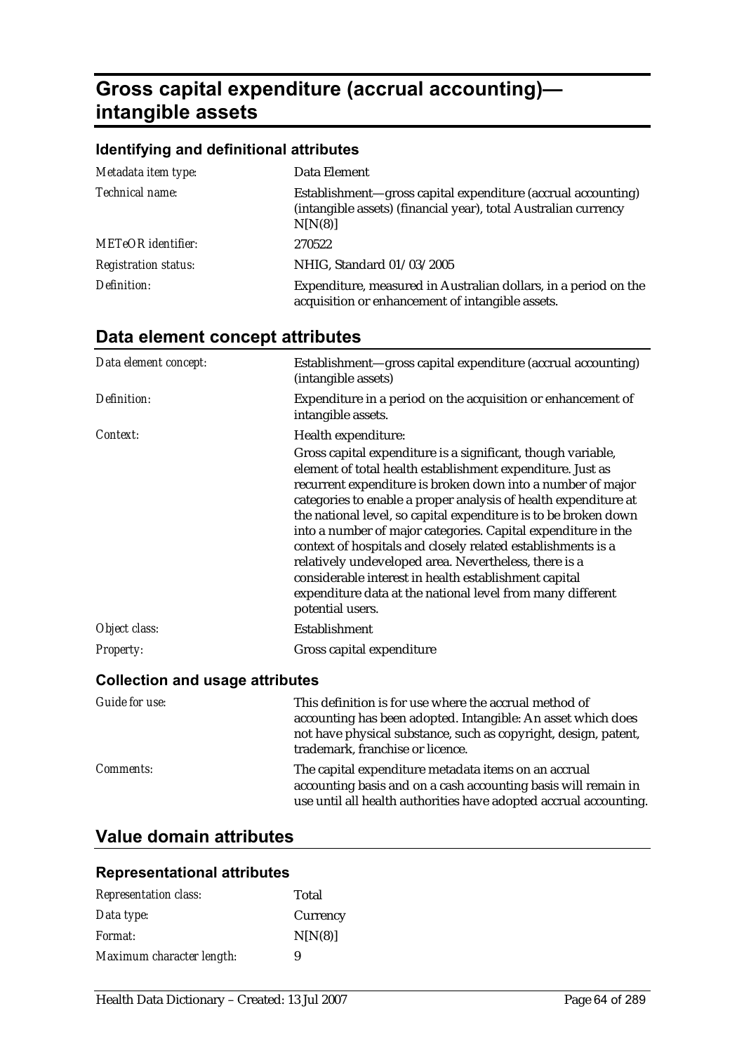# Gross capital expenditure (accrual accounting)—intangible assets

### Identifying and definitional attributes

| | |
|---|---|
| *Metadata item type:* | Data Element |
| *Technical name:* | Establishment—gross capital expenditure (accrual accounting) (intangible assets) (financial year), total Australian currency N[N(8)] |
| *METeOR identifier:* | 270522 |
| *Registration status:* | NHIG, Standard 01/03/2005 |
| *Definition:* | Expenditure, measured in Australian dollars, in a period on the acquisition or enhancement of intangible assets. |

## Data element concept attributes

| | |
|---|---|
| *Data element concept:* | Establishment—gross capital expenditure (accrual accounting) (intangible assets) |
| *Definition:* | Expenditure in a period on the acquisition or enhancement of intangible assets. |
| *Context:* | Health expenditure:<br>Gross capital expenditure is a significant, though variable, element of total health establishment expenditure. Just as recurrent expenditure is broken down into a number of major categories to enable a proper analysis of health expenditure at the national level, so capital expenditure is to be broken down into a number of major categories. Capital expenditure in the context of hospitals and closely related establishments is a relatively undeveloped area. Nevertheless, there is a considerable interest in health establishment capital expenditure data at the national level from many different potential users. |
| *Object class:* | Establishment |
| *Property:* | Gross capital expenditure |

### Collection and usage attributes

| | |
|---|---|
| *Guide for use:* | This definition is for use where the accrual method of accounting has been adopted. Intangible: An asset which does not have physical substance, such as copyright, design, patent, trademark, franchise or licence. |
| *Comments:* | The capital expenditure metadata items on an accrual accounting basis and on a cash accounting basis will remain in use until all health authorities have adopted accrual accounting. |

## Value domain attributes

### Representational attributes

| | |
|---|---|
| *Representation class:* | Total |
| *Data type:* | Currency |
| *Format:* | N[N(8)] |
| *Maximum character length:* | 9 |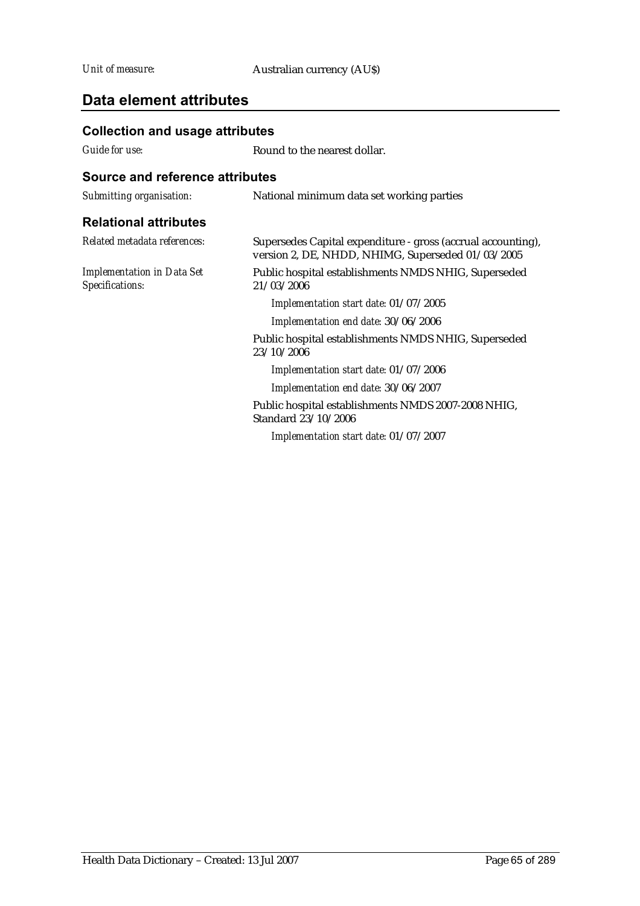*Unit of measure:* Australian currency (AU$)

## Data element attributes

### Collection and usage attributes

*Guide for use:* Round to the nearest dollar.

### Source and reference attributes

*Submitting organisation:* National minimum data set working parties

### Relational attributes

*Related metadata references:* Supersedes Capital expenditure - gross (accrual accounting), version 2, DE, NHDD, NHIMG, Superseded 01/03/2005

*Implementation in Data Set Specifications:* Public hospital establishments NMDS NHIG, Superseded 21/03/2006

*Implementation start date:* 01/07/2005

*Implementation end date:* 30/06/2006

Public hospital establishments NMDS NHIG, Superseded 23/10/2006

*Implementation start date:* 01/07/2006

*Implementation end date:* 30/06/2007

Public hospital establishments NMDS 2007-2008 NHIG, Standard 23/10/2006

*Implementation start date:* 01/07/2007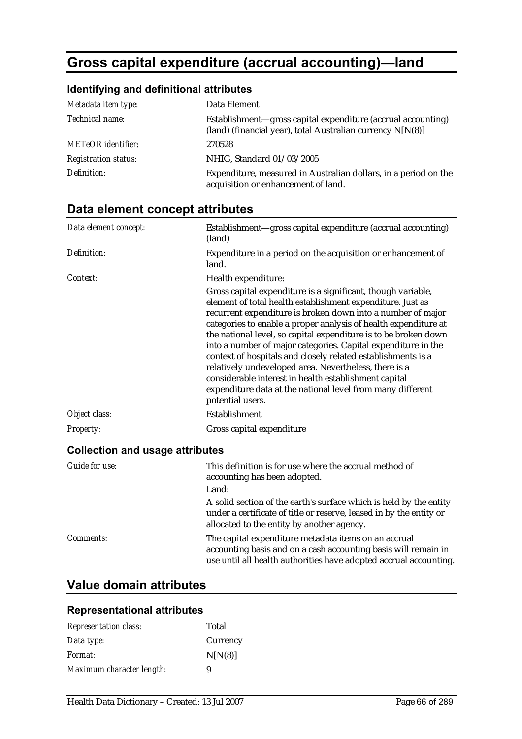# Gross capital expenditure (accrual accounting)—land

## Identifying and definitional attributes

| | |
|---|---|
| *Metadata item type:* | Data Element |
| *Technical name:* | Establishment—gross capital expenditure (accrual accounting) (land) (financial year), total Australian currency N[N(8)] |
| *METeOR identifier:* | 270528 |
| *Registration status:* | NHIG, Standard 01/03/2005 |
| *Definition:* | Expenditure, measured in Australian dollars, in a period on the acquisition or enhancement of land. |

## Data element concept attributes

| | |
|---|---|
| *Data element concept:* | Establishment—gross capital expenditure (accrual accounting) (land) |
| *Definition:* | Expenditure in a period on the acquisition or enhancement of land. |
| *Context:* | Health expenditure:<br><br>Gross capital expenditure is a significant, though variable, element of total health establishment expenditure. Just as recurrent expenditure is broken down into a number of major categories to enable a proper analysis of health expenditure at the national level, so capital expenditure is to be broken down into a number of major categories. Capital expenditure in the context of hospitals and closely related establishments is a relatively undeveloped area. Nevertheless, there is a considerable interest in health establishment capital expenditure data at the national level from many different potential users. |
| *Object class:* | Establishment |
| *Property:* | Gross capital expenditure |

### Collection and usage attributes

| | |
|---|---|
| *Guide for use:* | This definition is for use where the accrual method of accounting has been adopted.<br><br>Land:<br><br>A solid section of the earth's surface which is held by the entity under a certificate of title or reserve, leased in by the entity or allocated to the entity by another agency. |
| *Comments:* | The capital expenditure metadata items on an accrual accounting basis and on a cash accounting basis will remain in use until all health authorities have adopted accrual accounting. |

## Value domain attributes

### Representational attributes

| | |
|---|---|
| *Representation class:* | Total |
| *Data type:* | Currency |
| *Format:* | N[N(8)] |
| *Maximum character length:* | 9 |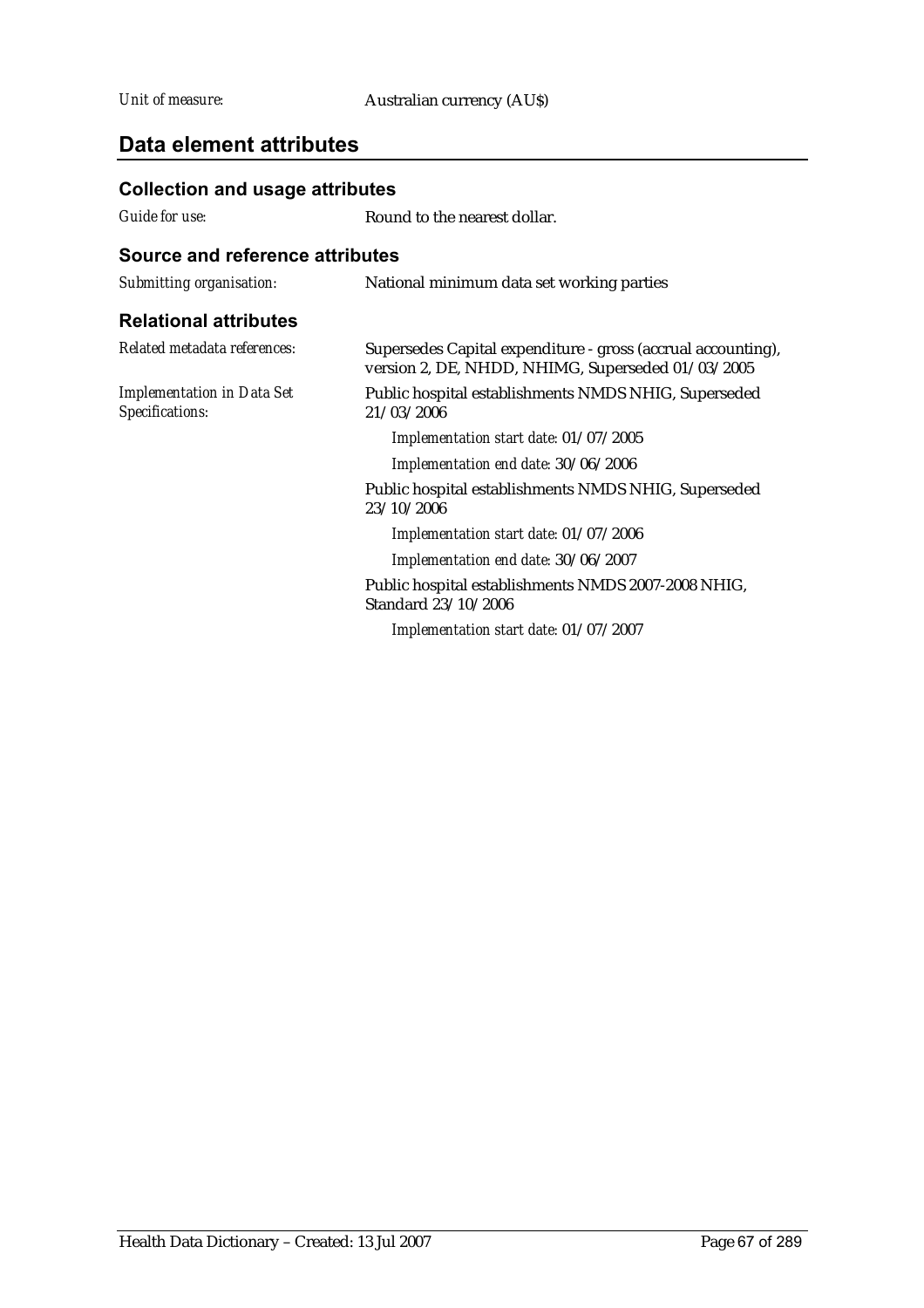*Unit of measure:* Australian currency (AU$)

## Data element attributes

### Collection and usage attributes

*Guide for use:* Round to the nearest dollar.

### Source and reference attributes

*Submitting organisation:* National minimum data set working parties

### Relational attributes

*Related metadata references:* Supersedes Capital expenditure - gross (accrual accounting), version 2, DE, NHDD, NHIMG, Superseded 01/03/2005

*Implementation in Data Set Specifications:*

Public hospital establishments NMDS NHIG, Superseded 21/03/2006

*Implementation start date:* 01/07/2005

*Implementation end date:* 30/06/2006

Public hospital establishments NMDS NHIG, Superseded 23/10/2006

*Implementation start date:* 01/07/2006

*Implementation end date:* 30/06/2007

Public hospital establishments NMDS 2007-2008 NHIG, Standard 23/10/2006

*Implementation start date:* 01/07/2007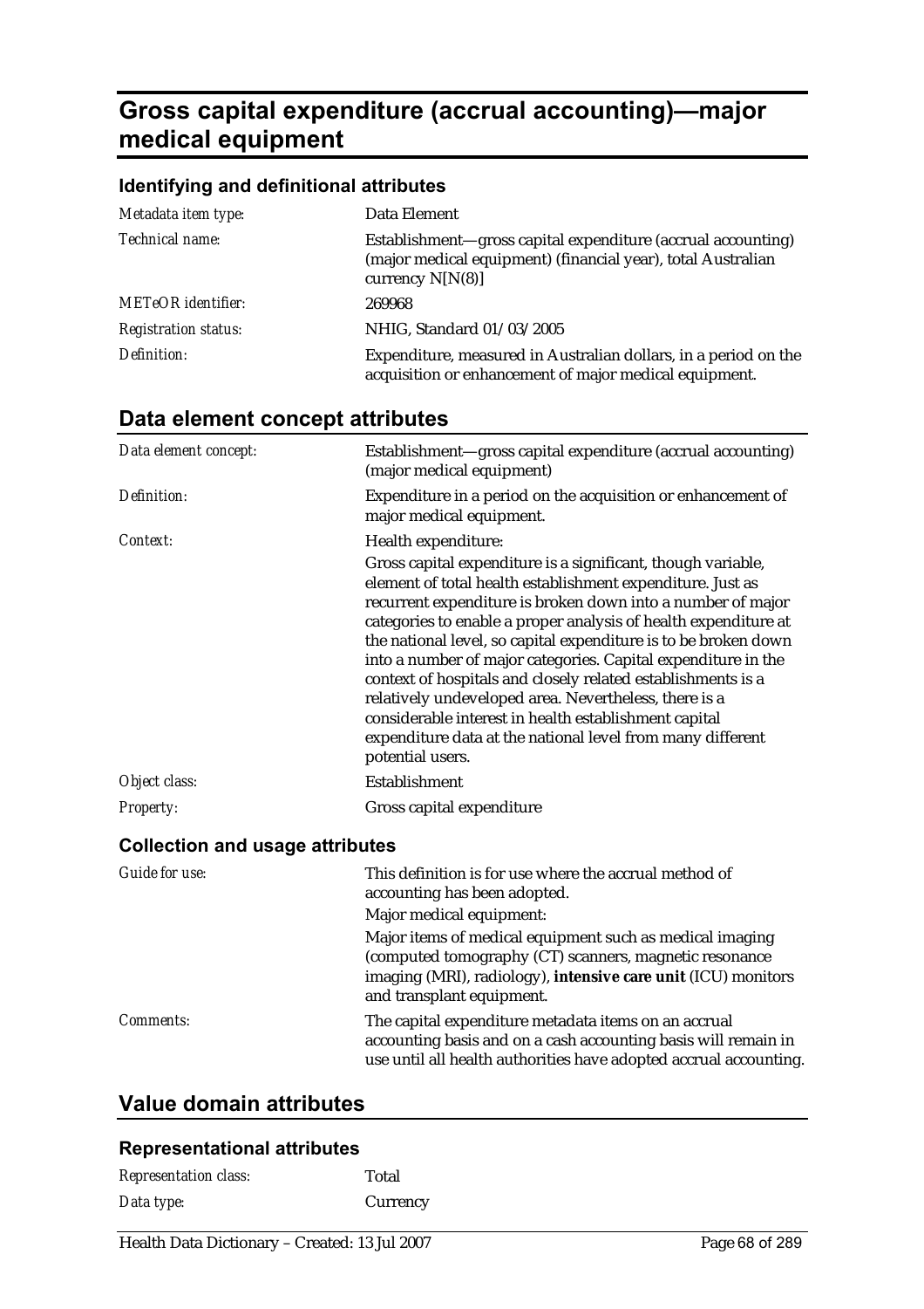# Gross capital expenditure (accrual accounting)—major medical equipment

## Identifying and definitional attributes

| | |
|---|---|
| *Metadata item type:* | Data Element |
| *Technical name:* | Establishment—gross capital expenditure (accrual accounting) (major medical equipment) (financial year), total Australian currency N[N(8)] |
| *METeOR identifier:* | 269968 |
| *Registration status:* | NHIG, Standard 01/03/2005 |
| *Definition:* | Expenditure, measured in Australian dollars, in a period on the acquisition or enhancement of major medical equipment. |

## Data element concept attributes

| | |
|---|---|
| *Data element concept:* | Establishment—gross capital expenditure (accrual accounting) (major medical equipment) |
| *Definition:* | Expenditure in a period on the acquisition or enhancement of major medical equipment. |
| *Context:* | Health expenditure:<br><br>Gross capital expenditure is a significant, though variable, element of total health establishment expenditure. Just as recurrent expenditure is broken down into a number of major categories to enable a proper analysis of health expenditure at the national level, so capital expenditure is to be broken down into a number of major categories. Capital expenditure in the context of hospitals and closely related establishments is a relatively undeveloped area. Nevertheless, there is a considerable interest in health establishment capital expenditure data at the national level from many different potential users. |
| *Object class:* | Establishment |
| *Property:* | Gross capital expenditure |

### Collection and usage attributes

| | |
|---|---|
| *Guide for use:* | This definition is for use where the accrual method of accounting has been adopted.<br><br>Major medical equipment:<br><br>Major items of medical equipment such as medical imaging (computed tomography (CT) scanners, magnetic resonance imaging (MRI), radiology), **intensive care unit** (ICU) monitors and transplant equipment. |
| *Comments:* | The capital expenditure metadata items on an accrual accounting basis and on a cash accounting basis will remain in use until all health authorities have adopted accrual accounting. |

## Value domain attributes

### Representational attributes

| | |
|---|---|
| *Representation class:* | Total |
| *Data type:* | Currency |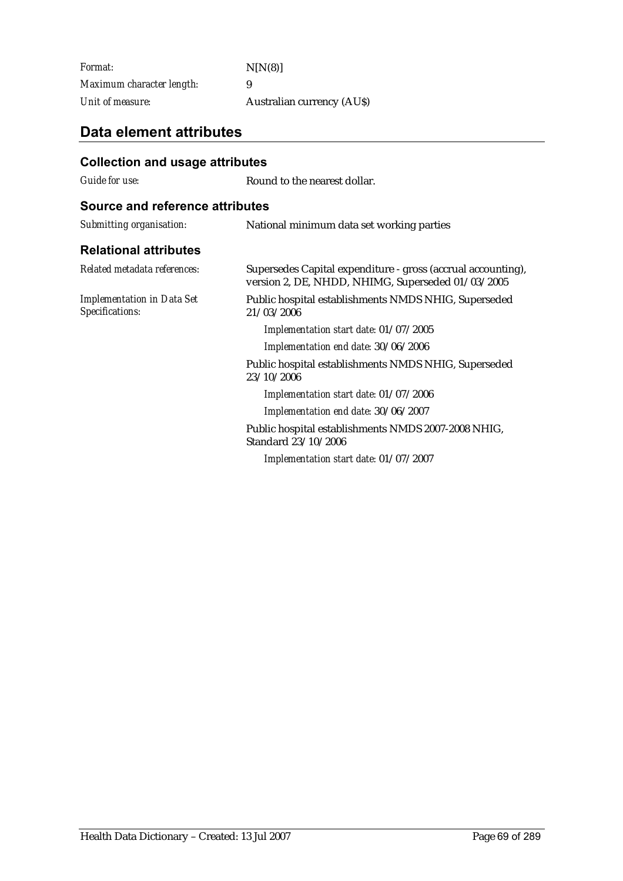| | |
|---|---|
| *Format:* | N[N(8)] |
| *Maximum character length:* | 9 |
| *Unit of measure:* | Australian currency (AU$) |

## Data element attributes

### Collection and usage attributes

| | |
|---|---|
| *Guide for use:* | Round to the nearest dollar. |

### Source and reference attributes

| | |
|---|---|
| *Submitting organisation:* | National minimum data set working parties |

### Relational attributes

| | |
|---|---|
| *Related metadata references:* | Supersedes Capital expenditure - gross (accrual accounting), version 2, DE, NHDD, NHIMG, Superseded 01/03/2005 |
| *Implementation in Data Set Specifications:* | Public hospital establishments NMDS NHIG, Superseded 21/03/2006 |

*Implementation start date:* 01/07/2005

*Implementation end date:* 30/06/2006

Public hospital establishments NMDS NHIG, Superseded 23/10/2006

*Implementation start date:* 01/07/2006

*Implementation end date:* 30/06/2007

Public hospital establishments NMDS 2007-2008 NHIG, Standard 23/10/2006

*Implementation start date:* 01/07/2007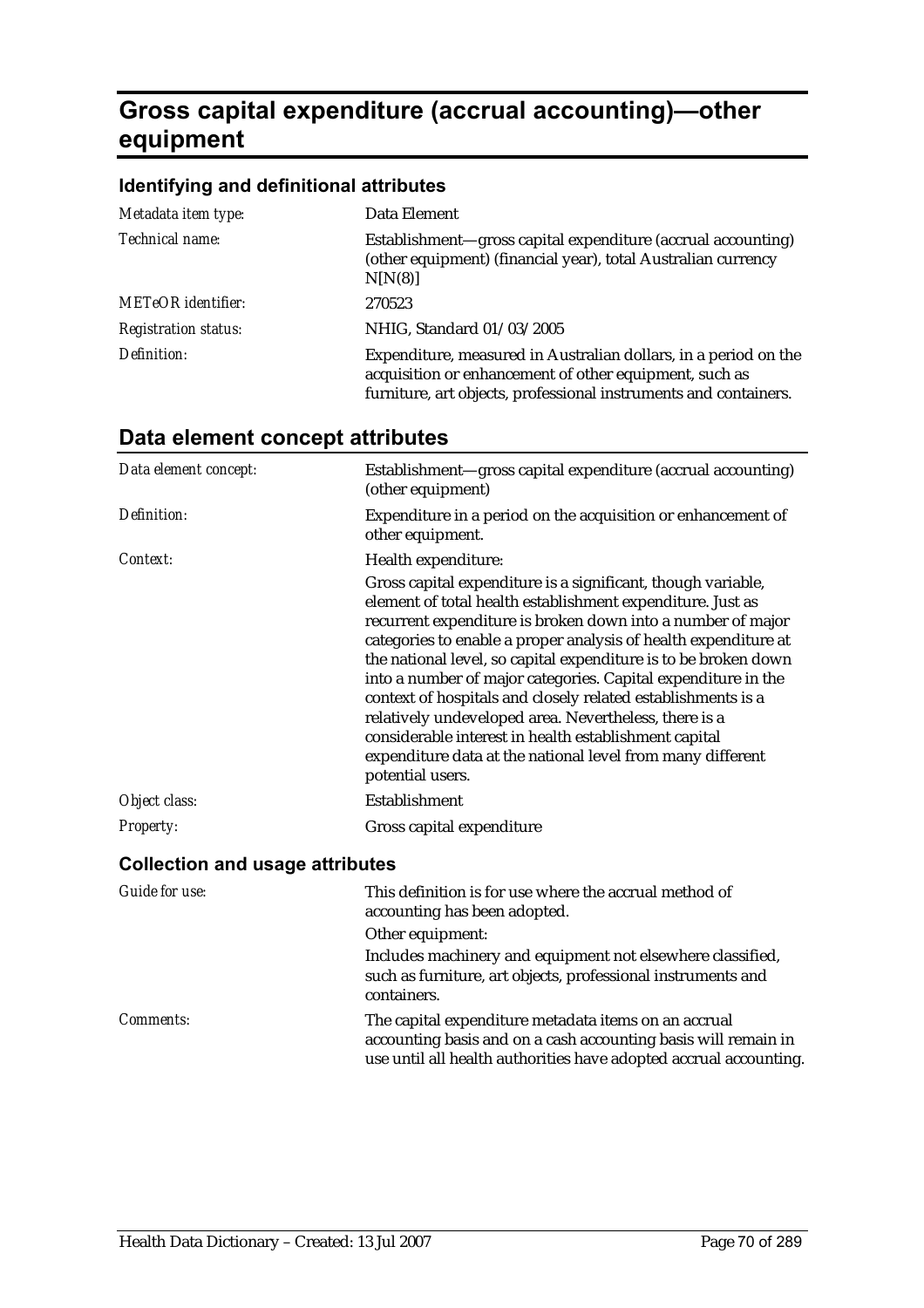# Gross capital expenditure (accrual accounting)—other equipment

## Identifying and definitional attributes

| | |
|---|---|
| *Metadata item type:* | Data Element |
| *Technical name:* | Establishment—gross capital expenditure (accrual accounting) (other equipment) (financial year), total Australian currency N[N(8)] |
| *METeOR identifier:* | 270523 |
| *Registration status:* | NHIG, Standard 01/03/2005 |
| *Definition:* | Expenditure, measured in Australian dollars, in a period on the acquisition or enhancement of other equipment, such as furniture, art objects, professional instruments and containers. |

## Data element concept attributes

| | |
|---|---|
| *Data element concept:* | Establishment—gross capital expenditure (accrual accounting) (other equipment) |
| *Definition:* | Expenditure in a period on the acquisition or enhancement of other equipment. |
| *Context:* | Health expenditure:<br>Gross capital expenditure is a significant, though variable, element of total health establishment expenditure. Just as recurrent expenditure is broken down into a number of major categories to enable a proper analysis of health expenditure at the national level, so capital expenditure is to be broken down into a number of major categories. Capital expenditure in the context of hospitals and closely related establishments is a relatively undeveloped area. Nevertheless, there is a considerable interest in health establishment capital expenditure data at the national level from many different potential users. |
| *Object class:* | Establishment |
| *Property:* | Gross capital expenditure |

### Collection and usage attributes

| | |
|---|---|
| *Guide for use:* | This definition is for use where the accrual method of accounting has been adopted.<br>Other equipment:<br>Includes machinery and equipment not elsewhere classified, such as furniture, art objects, professional instruments and containers. |
| *Comments:* | The capital expenditure metadata items on an accrual accounting basis and on a cash accounting basis will remain in use until all health authorities have adopted accrual accounting. |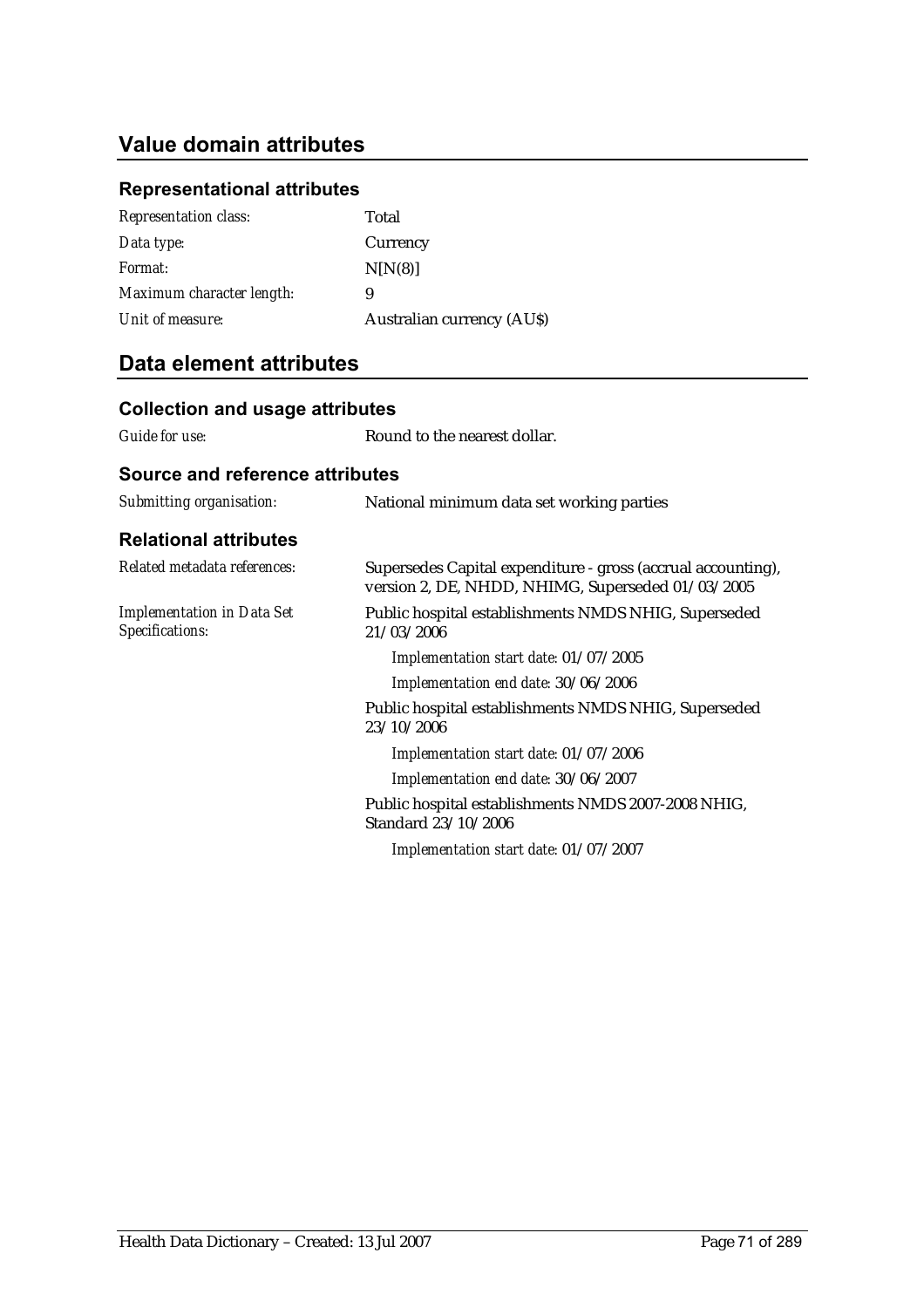## Value domain attributes

### Representational attributes

| | |
|---|---|
| *Representation class:* | Total |
| *Data type:* | Currency |
| *Format:* | N[N(8)] |
| *Maximum character length:* | 9 |
| *Unit of measure:* | Australian currency (AU$) |

## Data element attributes

### Collection and usage attributes

| | |
|---|---|
| *Guide for use:* | Round to the nearest dollar. |

### Source and reference attributes

| | |
|---|---|
| *Submitting organisation:* | National minimum data set working parties |

### Relational attributes

*Related metadata references:* Supersedes Capital expenditure - gross (accrual accounting), version 2, DE, NHDD, NHIMG, Superseded 01/03/2005

*Implementation in Data Set Specifications:*

Public hospital establishments NMDS NHIG, Superseded 21/03/2006

*Implementation start date:* 01/07/2005

*Implementation end date:* 30/06/2006

Public hospital establishments NMDS NHIG, Superseded 23/10/2006

*Implementation start date:* 01/07/2006

*Implementation end date:* 30/06/2007

Public hospital establishments NMDS 2007-2008 NHIG, Standard 23/10/2006

*Implementation start date:* 01/07/2007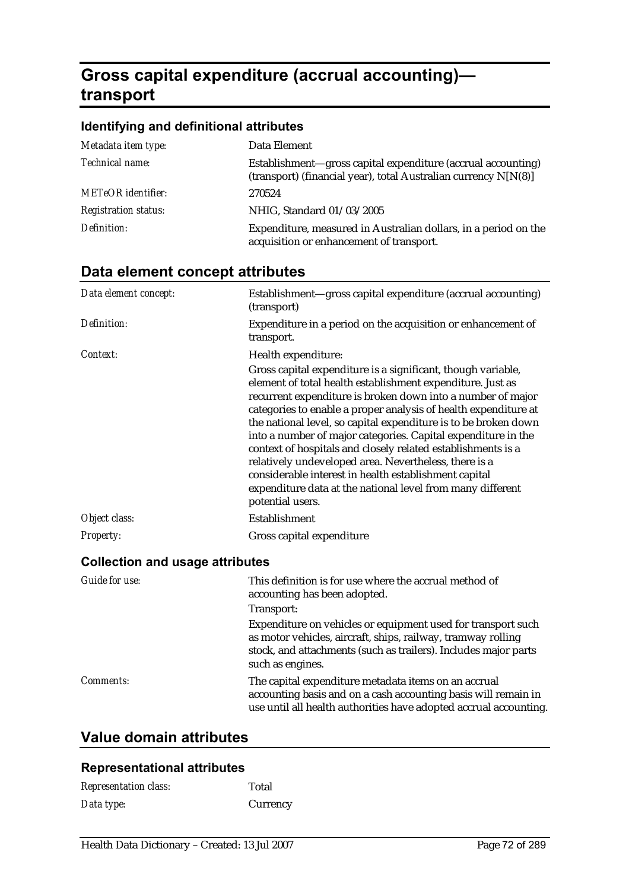# Gross capital expenditure (accrual accounting)—transport

### Identifying and definitional attributes

| | |
|---|---|
| *Metadata item type:* | Data Element |
| *Technical name:* | Establishment—gross capital expenditure (accrual accounting) (transport) (financial year), total Australian currency N[N(8)] |
| *METeOR identifier:* | 270524 |
| *Registration status:* | NHIG, Standard 01/03/2005 |
| *Definition:* | Expenditure, measured in Australian dollars, in a period on the acquisition or enhancement of transport. |

## Data element concept attributes

| | |
|---|---|
| *Data element concept:* | Establishment—gross capital expenditure (accrual accounting) (transport) |
| *Definition:* | Expenditure in a period on the acquisition or enhancement of transport. |
| *Context:* | Health expenditure:<br>Gross capital expenditure is a significant, though variable, element of total health establishment expenditure. Just as recurrent expenditure is broken down into a number of major categories to enable a proper analysis of health expenditure at the national level, so capital expenditure is to be broken down into a number of major categories. Capital expenditure in the context of hospitals and closely related establishments is a relatively undeveloped area. Nevertheless, there is a considerable interest in health establishment capital expenditure data at the national level from many different potential users. |
| *Object class:* | Establishment |
| *Property:* | Gross capital expenditure |

### Collection and usage attributes

| | |
|---|---|
| *Guide for use:* | This definition is for use where the accrual method of accounting has been adopted.<br>Transport:<br>Expenditure on vehicles or equipment used for transport such as motor vehicles, aircraft, ships, railway, tramway rolling stock, and attachments (such as trailers). Includes major parts such as engines. |
| *Comments:* | The capital expenditure metadata items on an accrual accounting basis and on a cash accounting basis will remain in use until all health authorities have adopted accrual accounting. |

## Value domain attributes

### Representational attributes

| | |
|---|---|
| *Representation class:* | Total |
| *Data type:* | Currency |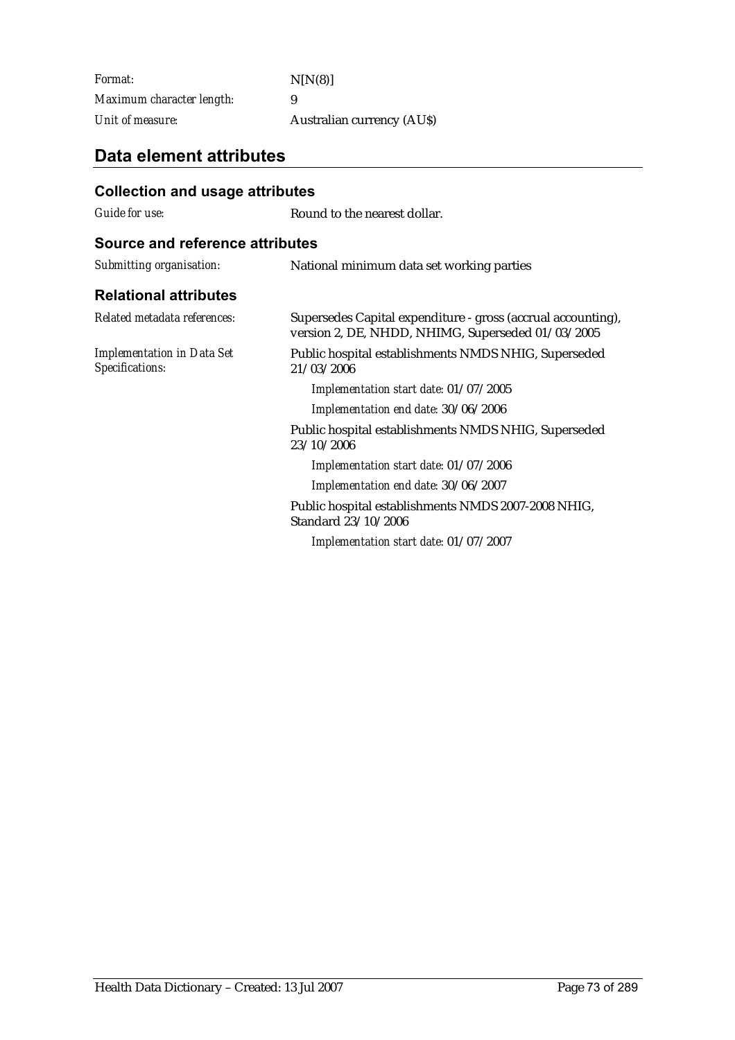| | |
|---|---|
| *Format:* | N[N(8)] |
| *Maximum character length:* | 9 |
| *Unit of measure:* | Australian currency (AU$) |

## Data element attributes

### Collection and usage attributes

| | |
|---|---|
| *Guide for use:* | Round to the nearest dollar. |

### Source and reference attributes

| | |
|---|---|
| *Submitting organisation:* | National minimum data set working parties |

### Relational attributes

| | |
|---|---|
| *Related metadata references:* | Supersedes Capital expenditure - gross (accrual accounting), version 2, DE, NHDD, NHIMG, Superseded 01/03/2005 |
| *Implementation in Data Set Specifications:* | Public hospital establishments NMDS NHIG, Superseded 21/03/2006<br>*Implementation start date:* 01/07/2005<br>*Implementation end date:* 30/06/2006<br>Public hospital establishments NMDS NHIG, Superseded 23/10/2006<br>*Implementation start date:* 01/07/2006<br>*Implementation end date:* 30/06/2007<br>Public hospital establishments NMDS 2007-2008 NHIG, Standard 23/10/2006<br>*Implementation start date:* 01/07/2007 |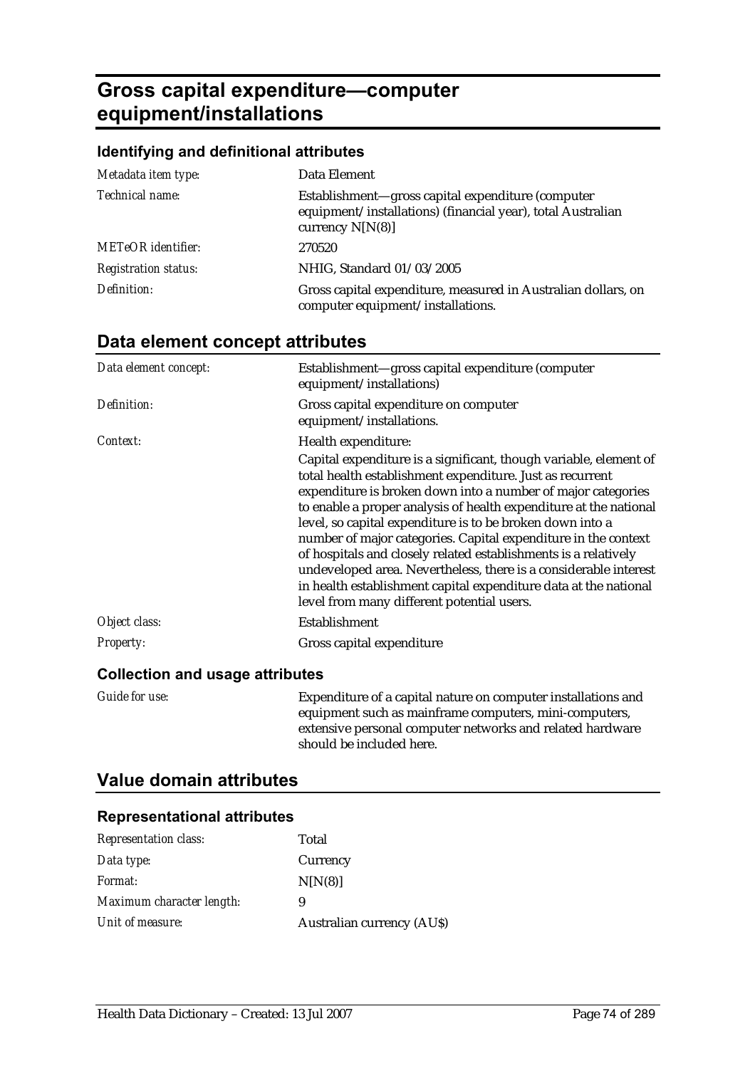# Gross capital expenditure—computer equipment/installations

### Identifying and definitional attributes

| | |
|---|---|
| *Metadata item type:* | Data Element |
| *Technical name:* | Establishment—gross capital expenditure (computer equipment/installations) (financial year), total Australian currency N[N(8)] |
| *METeOR identifier:* | 270520 |
| *Registration status:* | NHIG, Standard 01/03/2005 |
| *Definition:* | Gross capital expenditure, measured in Australian dollars, on computer equipment/installations. |

## Data element concept attributes

| | |
|---|---|
| *Data element concept:* | Establishment—gross capital expenditure (computer equipment/installations) |
| *Definition:* | Gross capital expenditure on computer equipment/installations. |
| *Context:* | Health expenditure: Capital expenditure is a significant, though variable, element of total health establishment expenditure. Just as recurrent expenditure is broken down into a number of major categories to enable a proper analysis of health expenditure at the national level, so capital expenditure is to be broken down into a number of major categories. Capital expenditure in the context of hospitals and closely related establishments is a relatively undeveloped area. Nevertheless, there is a considerable interest in health establishment capital expenditure data at the national level from many different potential users. |
| *Object class:* | Establishment |
| *Property:* | Gross capital expenditure |

### Collection and usage attributes

| | |
|---|---|
| *Guide for use:* | Expenditure of a capital nature on computer installations and equipment such as mainframe computers, mini-computers, extensive personal computer networks and related hardware should be included here. |

## Value domain attributes

### Representational attributes

| | |
|---|---|
| *Representation class:* | Total |
| *Data type:* | Currency |
| *Format:* | N[N(8)] |
| *Maximum character length:* | 9 |
| *Unit of measure:* | Australian currency (AU$) |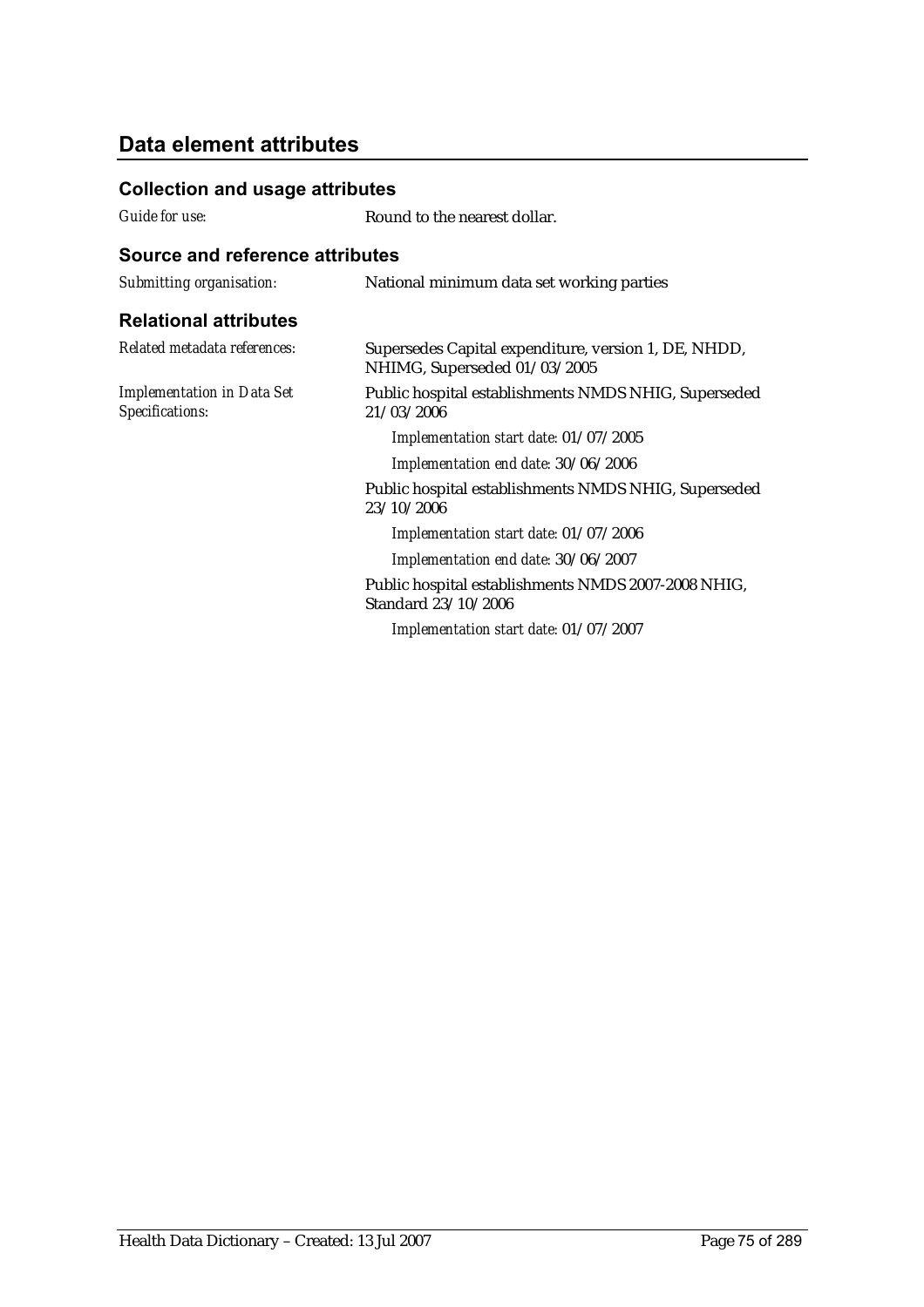## Data element attributes

### Collection and usage attributes

*Guide for use:* Round to the nearest dollar.

### Source and reference attributes

*Submitting organisation:* National minimum data set working parties

### Relational attributes

*Related metadata references:* Supersedes Capital expenditure, version 1, DE, NHDD, NHIMG, Superseded 01/03/2005

*Implementation in Data Set Specifications:*

Public hospital establishments NMDS NHIG, Superseded 21/03/2006

*Implementation start date:* 01/07/2005

*Implementation end date:* 30/06/2006

Public hospital establishments NMDS NHIG, Superseded 23/10/2006

*Implementation start date:* 01/07/2006

*Implementation end date:* 30/06/2007

Public hospital establishments NMDS 2007-2008 NHIG, Standard 23/10/2006

*Implementation start date:* 01/07/2007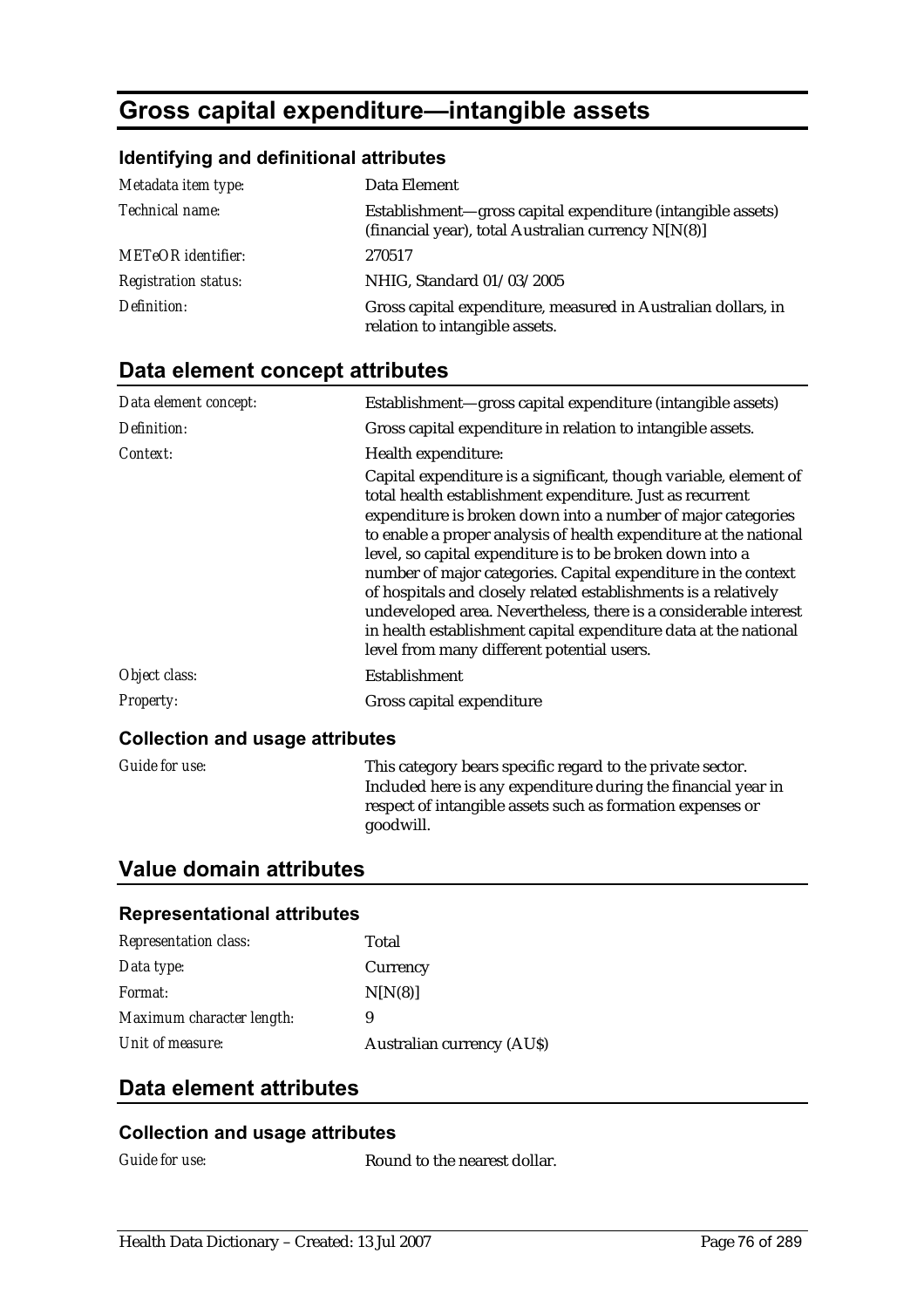# Gross capital expenditure—intangible assets

### Identifying and definitional attributes

| | |
|---|---|
| *Metadata item type:* | Data Element |
| *Technical name:* | Establishment—gross capital expenditure (intangible assets) (financial year), total Australian currency N[N(8)] |
| *METeOR identifier:* | 270517 |
| *Registration status:* | NHIG, Standard 01/03/2005 |
| *Definition:* | Gross capital expenditure, measured in Australian dollars, in relation to intangible assets. |

## Data element concept attributes

| | |
|---|---|
| *Data element concept:* | Establishment—gross capital expenditure (intangible assets) |
| *Definition:* | Gross capital expenditure in relation to intangible assets. |
| *Context:* | Health expenditure:<br><br>Capital expenditure is a significant, though variable, element of total health establishment expenditure. Just as recurrent expenditure is broken down into a number of major categories to enable a proper analysis of health expenditure at the national level, so capital expenditure is to be broken down into a number of major categories. Capital expenditure in the context of hospitals and closely related establishments is a relatively undeveloped area. Nevertheless, there is a considerable interest in health establishment capital expenditure data at the national level from many different potential users. |
| *Object class:* | Establishment |
| *Property:* | Gross capital expenditure |

### Collection and usage attributes

| | |
|---|---|
| *Guide for use:* | This category bears specific regard to the private sector. Included here is any expenditure during the financial year in respect of intangible assets such as formation expenses or goodwill. |

## Value domain attributes

### Representational attributes

| | |
|---|---|
| *Representation class:* | Total |
| *Data type:* | Currency |
| *Format:* | N[N(8)] |
| *Maximum character length:* | 9 |
| *Unit of measure:* | Australian currency (AU$) |

## Data element attributes

### Collection and usage attributes

| | |
|---|---|
| *Guide for use:* | Round to the nearest dollar. |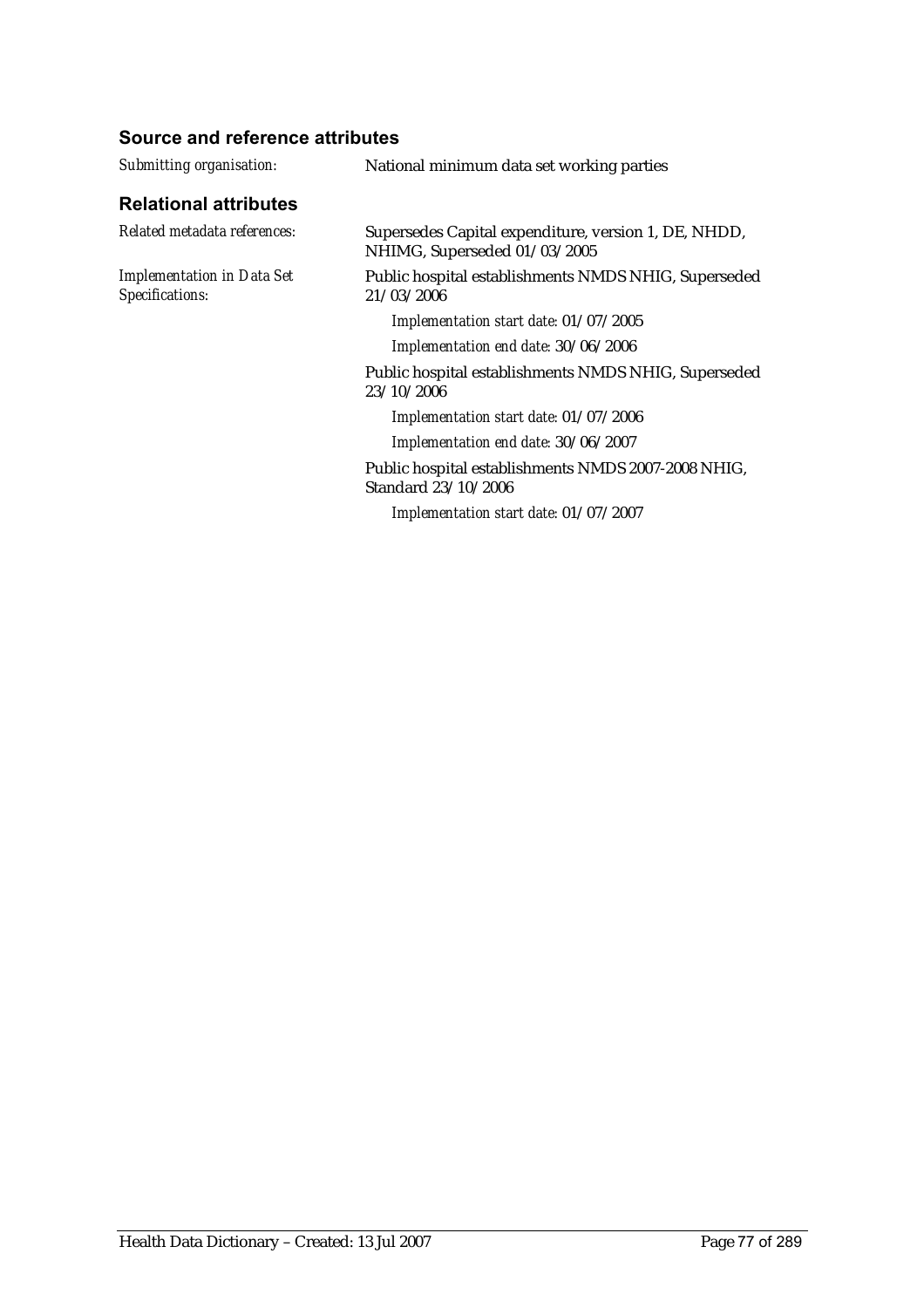### Source and reference attributes

*Submitting organisation:* National minimum data set working parties

### Relational attributes

*Related metadata references:* Supersedes Capital expenditure, version 1, DE, NHDD, NHIMG, Superseded 01/03/2005

*Implementation in Data Set Specifications:*

Public hospital establishments NMDS NHIG, Superseded 21/03/2006

*Implementation start date:* 01/07/2005

*Implementation end date:* 30/06/2006

Public hospital establishments NMDS NHIG, Superseded 23/10/2006

*Implementation start date:* 01/07/2006

*Implementation end date:* 30/06/2007

Public hospital establishments NMDS 2007-2008 NHIG, Standard 23/10/2006

*Implementation start date:* 01/07/2007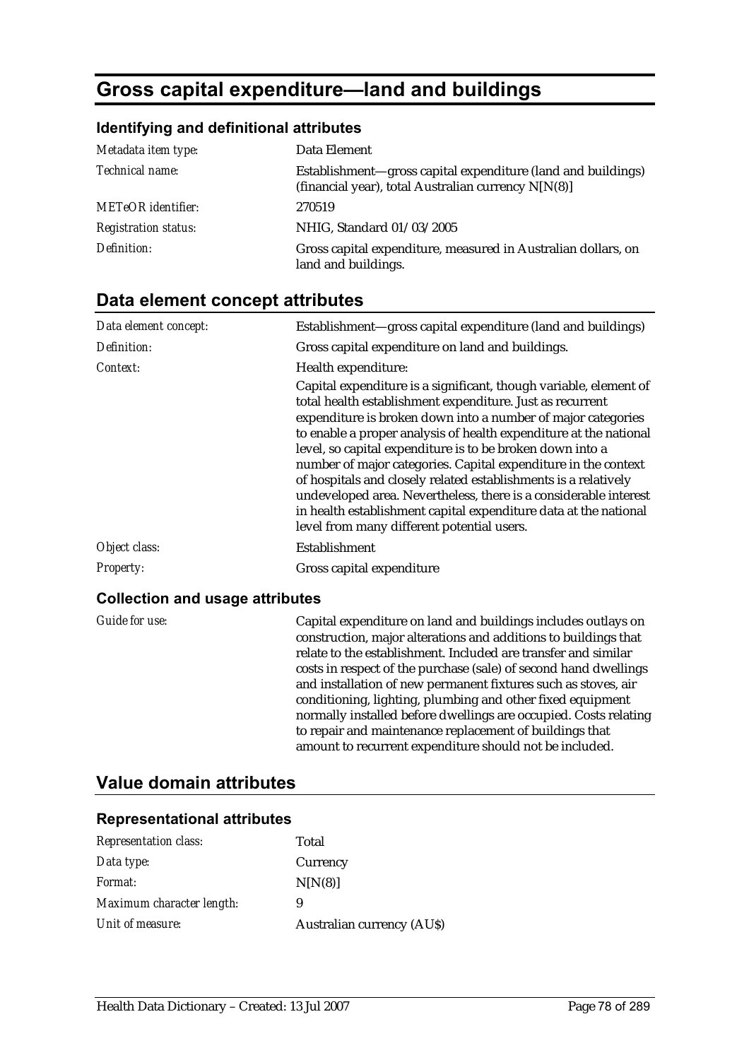# Gross capital expenditure—land and buildings

### Identifying and definitional attributes

| | |
|---|---|
| *Metadata item type:* | Data Element |
| *Technical name:* | Establishment—gross capital expenditure (land and buildings) (financial year), total Australian currency N[N(8)] |
| *METeOR identifier:* | 270519 |
| *Registration status:* | NHIG, Standard 01/03/2005 |
| *Definition:* | Gross capital expenditure, measured in Australian dollars, on land and buildings. |

## Data element concept attributes

| | |
|---|---|
| *Data element concept:* | Establishment—gross capital expenditure (land and buildings) |
| *Definition:* | Gross capital expenditure on land and buildings. |
| *Context:* | Health expenditure:<br><br>Capital expenditure is a significant, though variable, element of total health establishment expenditure. Just as recurrent expenditure is broken down into a number of major categories to enable a proper analysis of health expenditure at the national level, so capital expenditure is to be broken down into a number of major categories. Capital expenditure in the context of hospitals and closely related establishments is a relatively undeveloped area. Nevertheless, there is a considerable interest in health establishment capital expenditure data at the national level from many different potential users. |
| *Object class:* | Establishment |
| *Property:* | Gross capital expenditure |

### Collection and usage attributes

| | |
|---|---|
| *Guide for use:* | Capital expenditure on land and buildings includes outlays on construction, major alterations and additions to buildings that relate to the establishment. Included are transfer and similar costs in respect of the purchase (sale) of second hand dwellings and installation of new permanent fixtures such as stoves, air conditioning, lighting, plumbing and other fixed equipment normally installed before dwellings are occupied. Costs relating to repair and maintenance replacement of buildings that amount to recurrent expenditure should not be included. |

## Value domain attributes

### Representational attributes

| | |
|---|---|
| *Representation class:* | Total |
| *Data type:* | Currency |
| *Format:* | N[N(8)] |
| *Maximum character length:* | 9 |
| *Unit of measure:* | Australian currency (AU$) |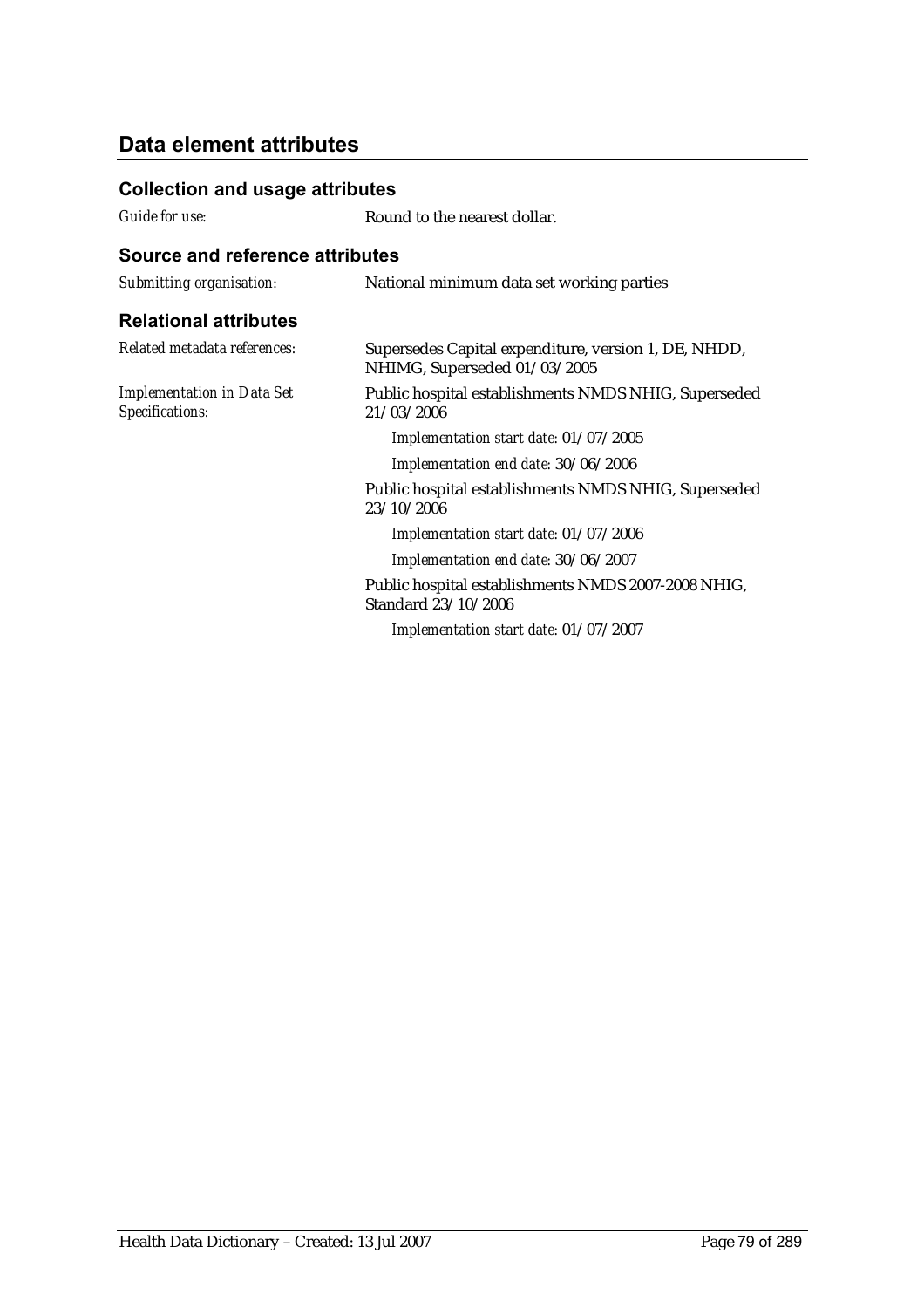## Data element attributes

### Collection and usage attributes

*Guide for use:* Round to the nearest dollar.

### Source and reference attributes

*Submitting organisation:* National minimum data set working parties

### Relational attributes

*Related metadata references:* Supersedes Capital expenditure, version 1, DE, NHDD, NHIMG, Superseded 01/03/2005

*Implementation in Data Set Specifications:* Public hospital establishments NMDS NHIG, Superseded 21/03/2006

*Implementation start date:* 01/07/2005

*Implementation end date:* 30/06/2006

Public hospital establishments NMDS NHIG, Superseded 23/10/2006

*Implementation start date:* 01/07/2006

*Implementation end date:* 30/06/2007

Public hospital establishments NMDS 2007-2008 NHIG, Standard 23/10/2006

*Implementation start date:* 01/07/2007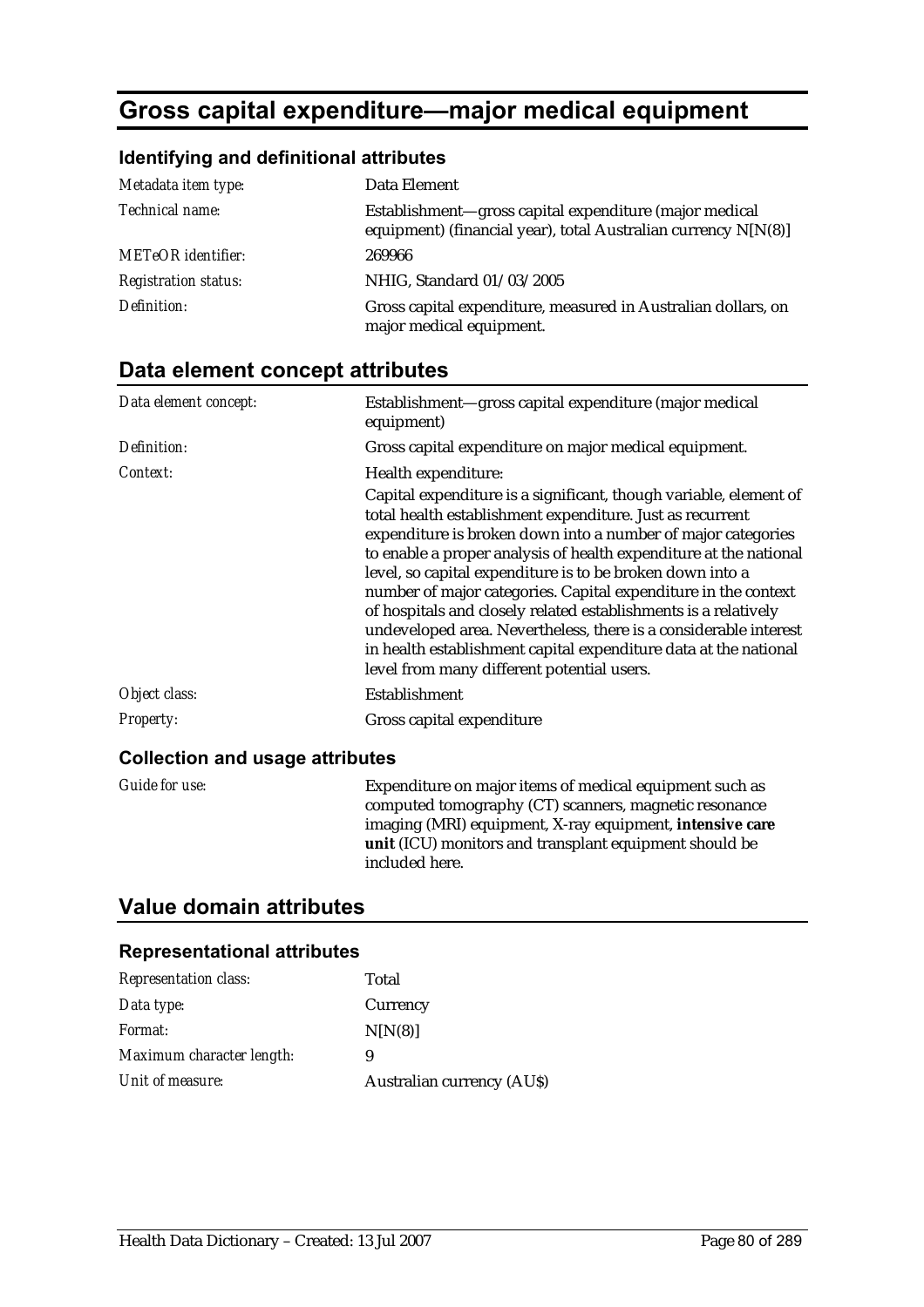# Gross capital expenditure—major medical equipment

## Identifying and definitional attributes

| | |
|---|---|
| *Metadata item type:* | Data Element |
| *Technical name:* | Establishment—gross capital expenditure (major medical equipment) (financial year), total Australian currency N[N(8)] |
| *METeOR identifier:* | 269966 |
| *Registration status:* | NHIG, Standard 01/03/2005 |
| *Definition:* | Gross capital expenditure, measured in Australian dollars, on major medical equipment. |

## Data element concept attributes

| | |
|---|---|
| *Data element concept:* | Establishment—gross capital expenditure (major medical equipment) |
| *Definition:* | Gross capital expenditure on major medical equipment. |
| *Context:* | Health expenditure:<br>Capital expenditure is a significant, though variable, element of total health establishment expenditure. Just as recurrent expenditure is broken down into a number of major categories to enable a proper analysis of health expenditure at the national level, so capital expenditure is to be broken down into a number of major categories. Capital expenditure in the context of hospitals and closely related establishments is a relatively undeveloped area. Nevertheless, there is a considerable interest in health establishment capital expenditure data at the national level from many different potential users. |
| *Object class:* | Establishment |
| *Property:* | Gross capital expenditure |

### Collection and usage attributes

| | |
|---|---|
| *Guide for use:* | Expenditure on major items of medical equipment such as computed tomography (CT) scanners, magnetic resonance imaging (MRI) equipment, X-ray equipment, **intensive care unit** (ICU) monitors and transplant equipment should be included here. |

## Value domain attributes

### Representational attributes

| | |
|---|---|
| *Representation class:* | Total |
| *Data type:* | Currency |
| *Format:* | N[N(8)] |
| *Maximum character length:* | 9 |
| *Unit of measure:* | Australian currency (AU$) |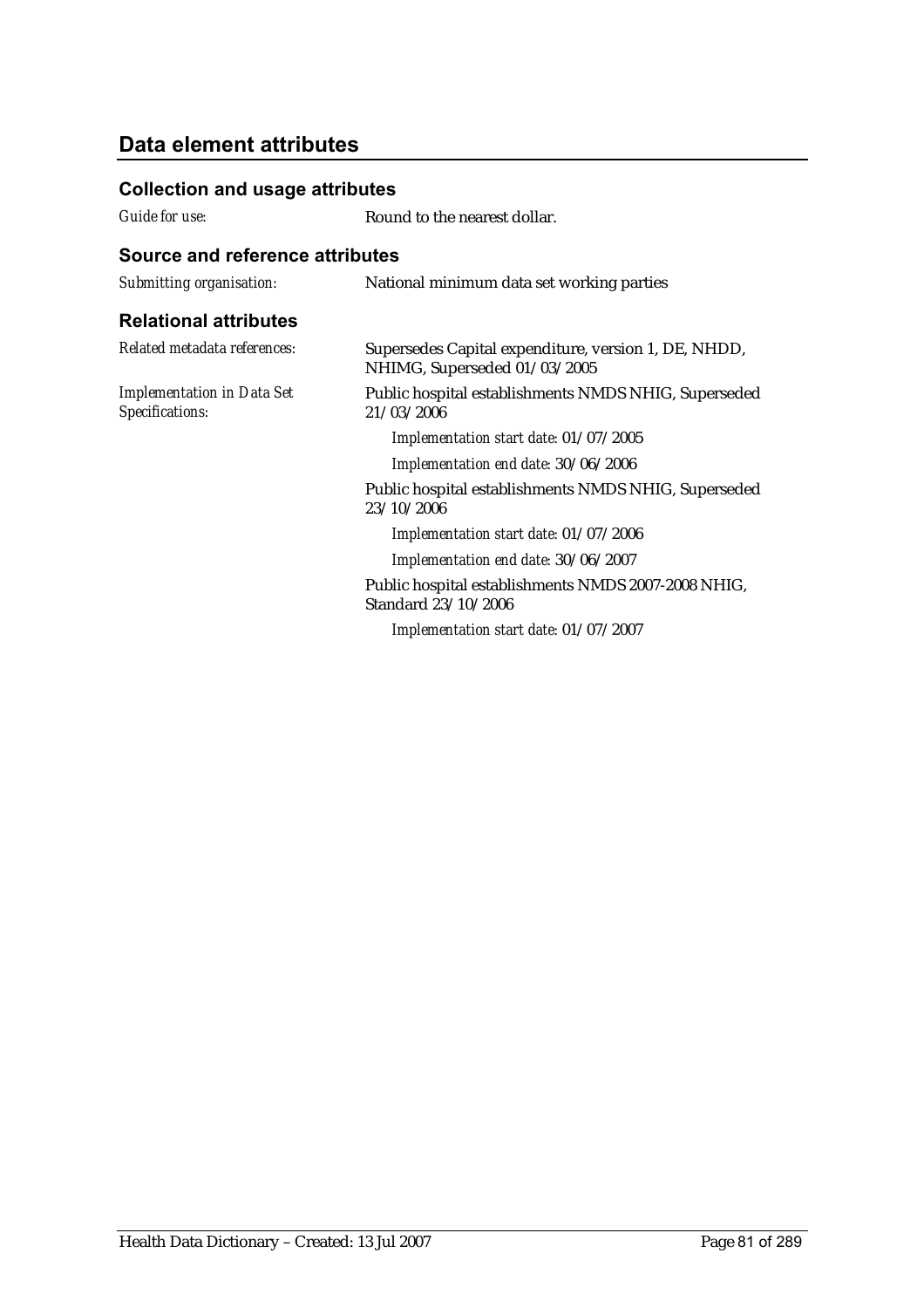## Data element attributes

### Collection and usage attributes

*Guide for use:* Round to the nearest dollar.

### Source and reference attributes

*Submitting organisation:* National minimum data set working parties

### Relational attributes

*Related metadata references:* Supersedes Capital expenditure, version 1, DE, NHDD, NHIMG, Superseded 01/03/2005

*Implementation in Data Set Specifications:*

Public hospital establishments NMDS NHIG, Superseded 21/03/2006

*Implementation start date:* 01/07/2005

*Implementation end date:* 30/06/2006

Public hospital establishments NMDS NHIG, Superseded 23/10/2006

*Implementation start date:* 01/07/2006

*Implementation end date:* 30/06/2007

Public hospital establishments NMDS 2007-2008 NHIG, Standard 23/10/2006

*Implementation start date:* 01/07/2007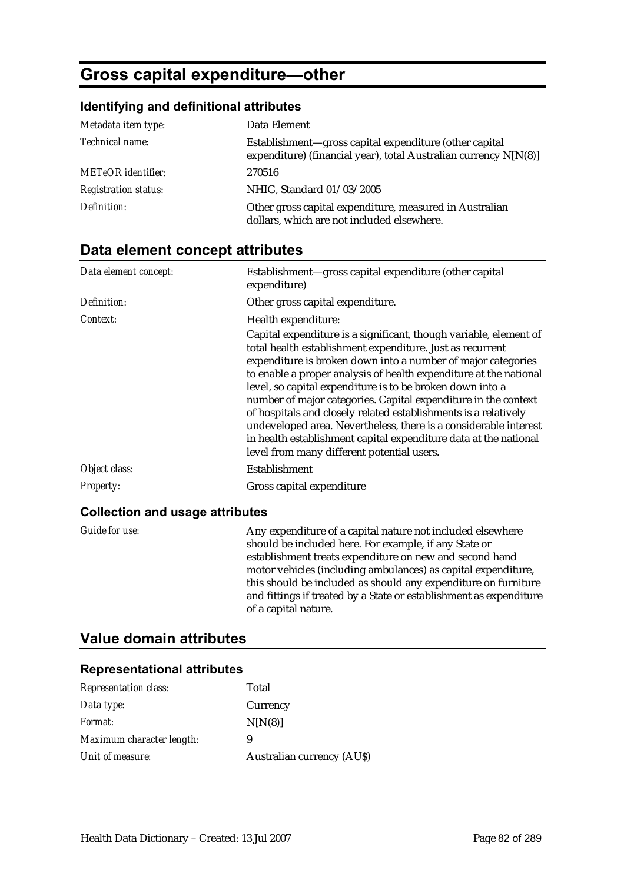# Gross capital expenditure—other

## Identifying and definitional attributes

| | |
|---|---|
| *Metadata item type:* | Data Element |
| *Technical name:* | Establishment—gross capital expenditure (other capital expenditure) (financial year), total Australian currency N[N(8)] |
| *METeOR identifier:* | 270516 |
| *Registration status:* | NHIG, Standard 01/03/2005 |
| *Definition:* | Other gross capital expenditure, measured in Australian dollars, which are not included elsewhere. |

## Data element concept attributes

| | |
|---|---|
| *Data element concept:* | Establishment—gross capital expenditure (other capital expenditure) |
| *Definition:* | Other gross capital expenditure. |
| *Context:* | Health expenditure:<br>Capital expenditure is a significant, though variable, element of total health establishment expenditure. Just as recurrent expenditure is broken down into a number of major categories to enable a proper analysis of health expenditure at the national level, so capital expenditure is to be broken down into a number of major categories. Capital expenditure in the context of hospitals and closely related establishments is a relatively undeveloped area. Nevertheless, there is a considerable interest in health establishment capital expenditure data at the national level from many different potential users. |
| *Object class:* | Establishment |
| *Property:* | Gross capital expenditure |

### Collection and usage attributes

| | |
|---|---|
| *Guide for use:* | Any expenditure of a capital nature not included elsewhere should be included here. For example, if any State or establishment treats expenditure on new and second hand motor vehicles (including ambulances) as capital expenditure, this should be included as should any expenditure on furniture and fittings if treated by a State or establishment as expenditure of a capital nature. |

## Value domain attributes

### Representational attributes

| | |
|---|---|
| *Representation class:* | Total |
| *Data type:* | Currency |
| *Format:* | N[N(8)] |
| *Maximum character length:* | 9 |
| *Unit of measure:* | Australian currency (AU$) |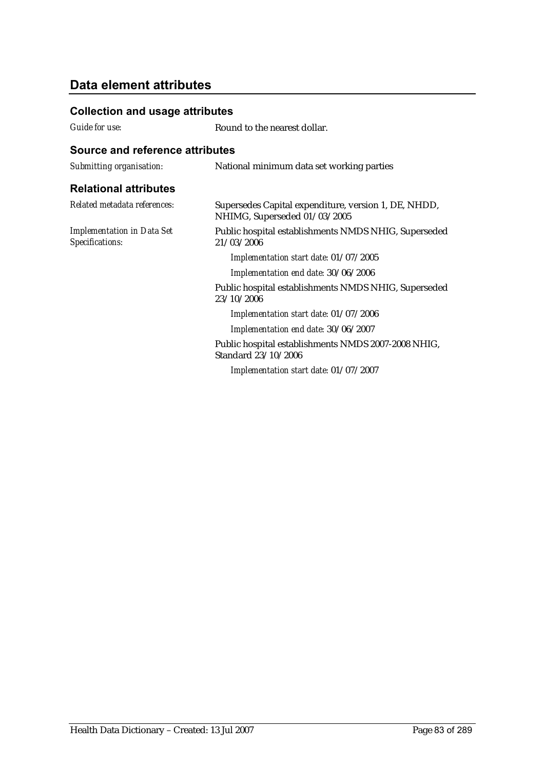## Data element attributes

### Collection and usage attributes

*Guide for use:* Round to the nearest dollar.

### Source and reference attributes

*Submitting organisation:* National minimum data set working parties

### Relational attributes

*Related metadata references:* Supersedes Capital expenditure, version 1, DE, NHDD, NHIMG, Superseded 01/03/2005

*Implementation in Data Set Specifications:*

Public hospital establishments NMDS NHIG, Superseded 21/03/2006

*Implementation start date:* 01/07/2005

*Implementation end date:* 30/06/2006

Public hospital establishments NMDS NHIG, Superseded 23/10/2006

*Implementation start date:* 01/07/2006

*Implementation end date:* 30/06/2007

Public hospital establishments NMDS 2007-2008 NHIG, Standard 23/10/2006

*Implementation start date:* 01/07/2007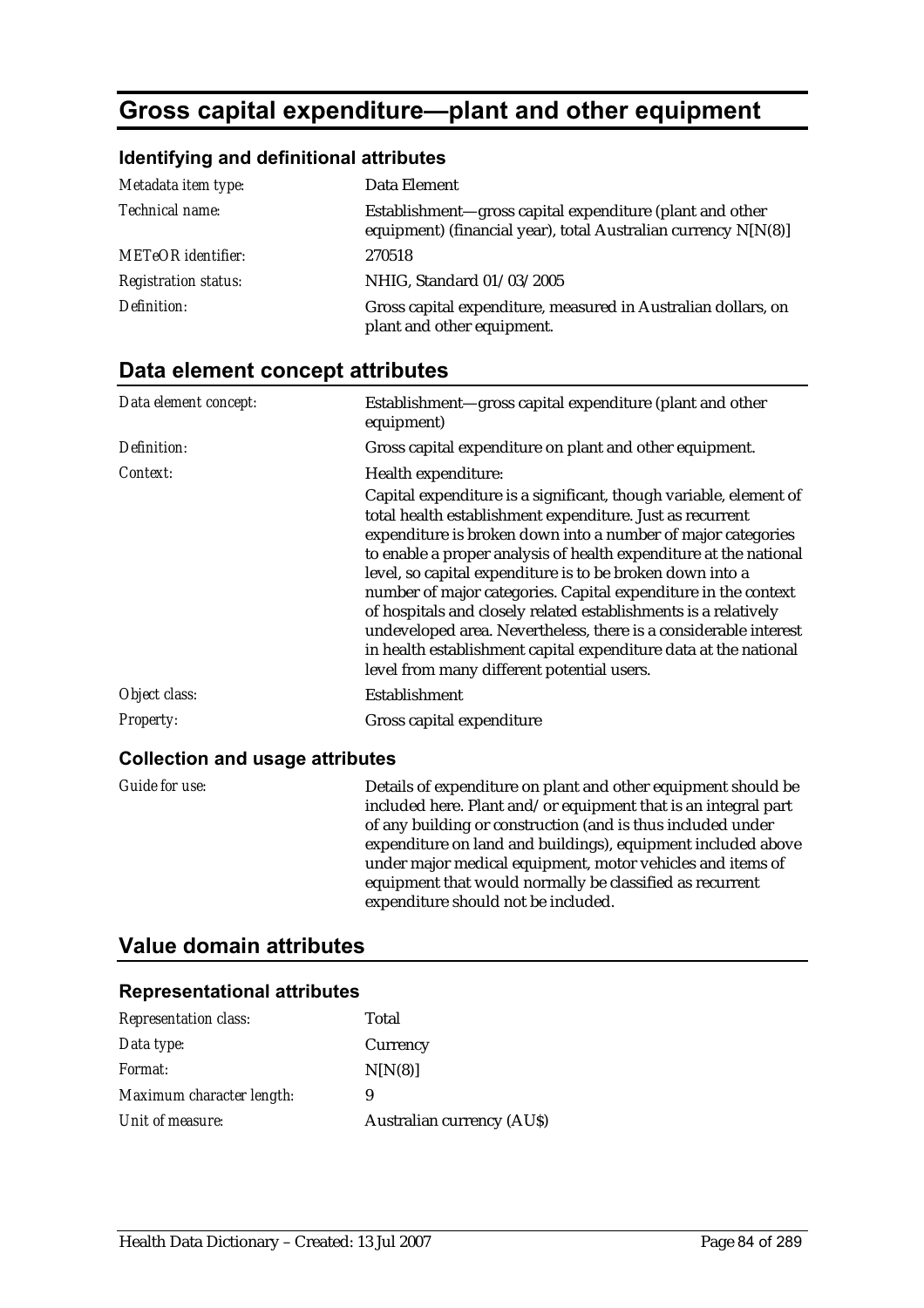# Gross capital expenditure—plant and other equipment

## Identifying and definitional attributes

| | |
|---|---|
| *Metadata item type:* | Data Element |
| *Technical name:* | Establishment—gross capital expenditure (plant and other equipment) (financial year), total Australian currency N[N(8)] |
| *METeOR identifier:* | 270518 |
| *Registration status:* | NHIG, Standard 01/03/2005 |
| *Definition:* | Gross capital expenditure, measured in Australian dollars, on plant and other equipment. |

## Data element concept attributes

| | |
|---|---|
| *Data element concept:* | Establishment—gross capital expenditure (plant and other equipment) |
| *Definition:* | Gross capital expenditure on plant and other equipment. |
| *Context:* | Health expenditure:<br>Capital expenditure is a significant, though variable, element of total health establishment expenditure. Just as recurrent expenditure is broken down into a number of major categories to enable a proper analysis of health expenditure at the national level, so capital expenditure is to be broken down into a number of major categories. Capital expenditure in the context of hospitals and closely related establishments is a relatively undeveloped area. Nevertheless, there is a considerable interest in health establishment capital expenditure data at the national level from many different potential users. |
| *Object class:* | Establishment |
| *Property:* | Gross capital expenditure |

### Collection and usage attributes

| | |
|---|---|
| *Guide for use:* | Details of expenditure on plant and other equipment should be included here. Plant and/or equipment that is an integral part of any building or construction (and is thus included under expenditure on land and buildings), equipment included above under major medical equipment, motor vehicles and items of equipment that would normally be classified as recurrent expenditure should not be included. |

## Value domain attributes

### Representational attributes

| | |
|---|---|
| *Representation class:* | Total |
| *Data type:* | Currency |
| *Format:* | N[N(8)] |
| *Maximum character length:* | 9 |
| *Unit of measure:* | Australian currency (AU$) |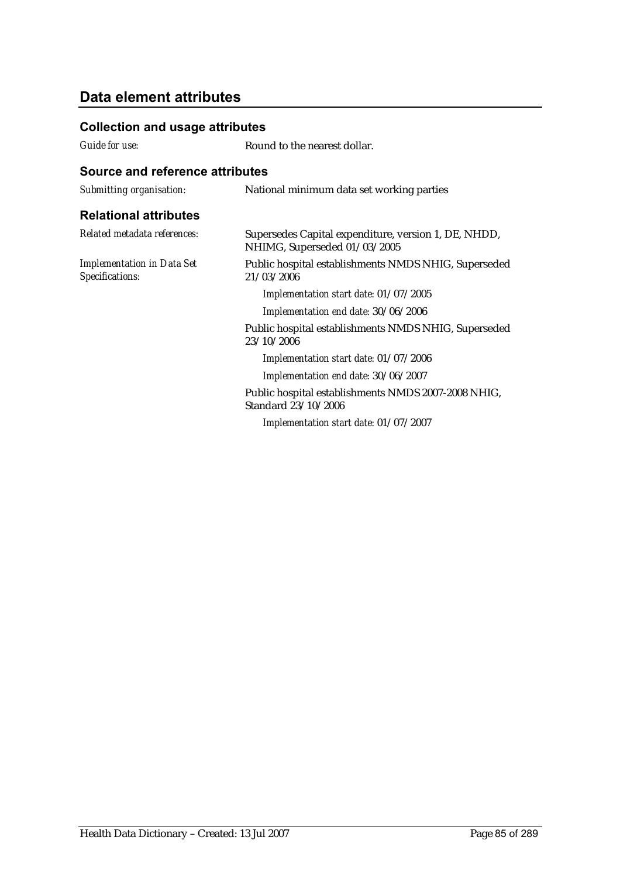## Data element attributes

### Collection and usage attributes

*Guide for use:* Round to the nearest dollar.

### Source and reference attributes

*Submitting organisation:* National minimum data set working parties

### Relational attributes

*Related metadata references:* Supersedes Capital expenditure, version 1, DE, NHDD, NHIMG, Superseded 01/03/2005

*Implementation in Data Set Specifications:*

Public hospital establishments NMDS NHIG, Superseded 21/03/2006

*Implementation start date:* 01/07/2005

*Implementation end date:* 30/06/2006

Public hospital establishments NMDS NHIG, Superseded 23/10/2006

*Implementation start date:* 01/07/2006

*Implementation end date:* 30/06/2007

Public hospital establishments NMDS 2007-2008 NHIG, Standard 23/10/2006

*Implementation start date:* 01/07/2007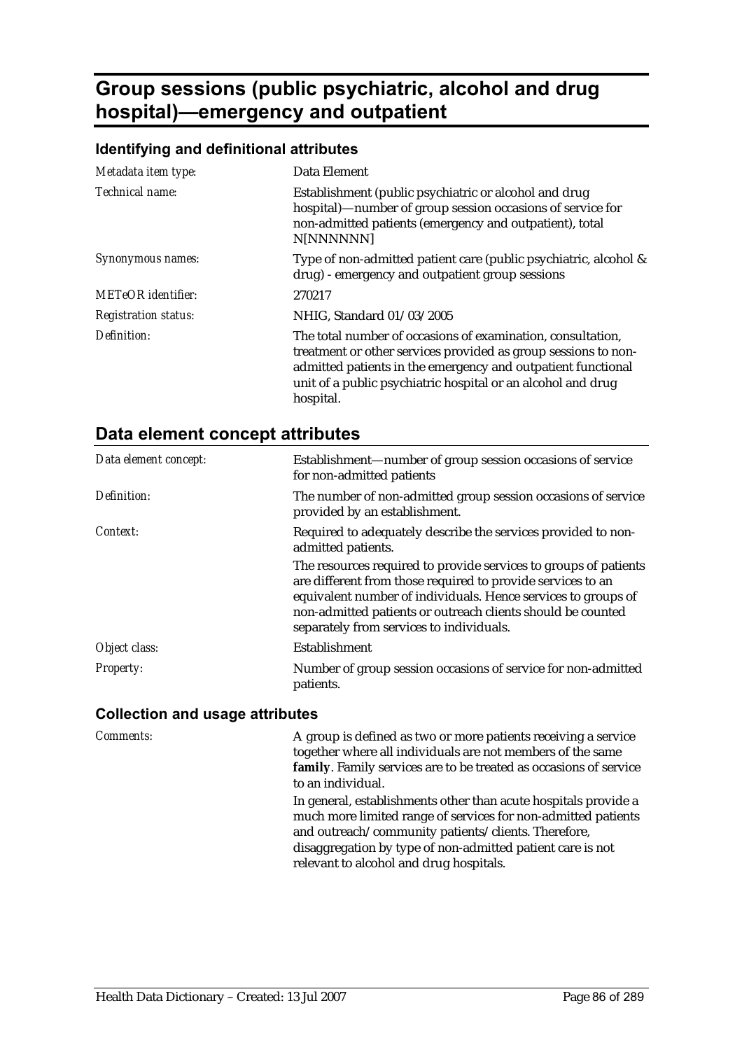# Group sessions (public psychiatric, alcohol and drug hospital)—emergency and outpatient

### Identifying and definitional attributes

| | |
|---|---|
| *Metadata item type:* | Data Element |
| *Technical name:* | Establishment (public psychiatric or alcohol and drug hospital)—number of group session occasions of service for non-admitted patients (emergency and outpatient), total N[NNNNNN] |
| *Synonymous names:* | Type of non-admitted patient care (public psychiatric, alcohol & drug) - emergency and outpatient group sessions |
| *METeOR identifier:* | 270217 |
| *Registration status:* | NHIG, Standard 01/03/2005 |
| *Definition:* | The total number of occasions of examination, consultation, treatment or other services provided as group sessions to non-admitted patients in the emergency and outpatient functional unit of a public psychiatric hospital or an alcohol and drug hospital. |

## Data element concept attributes

| | |
|---|---|
| *Data element concept:* | Establishment—number of group session occasions of service for non-admitted patients |
| *Definition:* | The number of non-admitted group session occasions of service provided by an establishment. |
| *Context:* | Required to adequately describe the services provided to non-admitted patients.<br><br>The resources required to provide services to groups of patients are different from those required to provide services to an equivalent number of individuals. Hence services to groups of non-admitted patients or outreach clients should be counted separately from services to individuals. |
| *Object class:* | Establishment |
| *Property:* | Number of group session occasions of service for non-admitted patients. |

### Collection and usage attributes

| | |
|---|---|
| *Comments:* | A group is defined as two or more patients receiving a service together where all individuals are not members of the same **family**. Family services are to be treated as occasions of service to an individual.<br><br>In general, establishments other than acute hospitals provide a much more limited range of services for non-admitted patients and outreach/community patients/clients. Therefore, disaggregation by type of non-admitted patient care is not relevant to alcohol and drug hospitals. |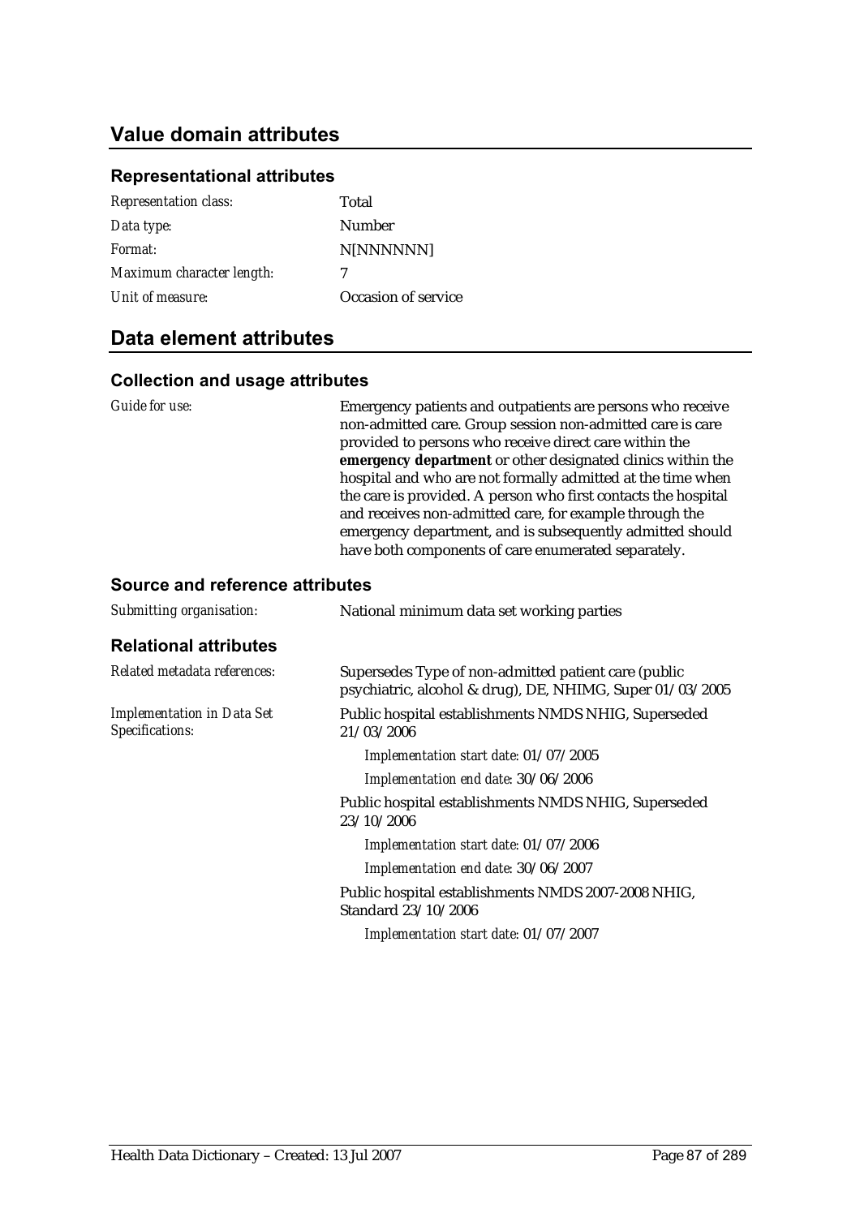## Value domain attributes

### Representational attributes

| | |
|---|---|
| *Representation class:* | Total |
| *Data type:* | Number |
| *Format:* | N[NNNNNN] |
| *Maximum character length:* | 7 |
| *Unit of measure:* | Occasion of service |

## Data element attributes

### Collection and usage attributes

| | |
|---|---|
| *Guide for use:* | Emergency patients and outpatients are persons who receive non-admitted care. Group session non-admitted care is care provided to persons who receive direct care within the **emergency department** or other designated clinics within the hospital and who are not formally admitted at the time when the care is provided. A person who first contacts the hospital and receives non-admitted care, for example through the emergency department, and is subsequently admitted should have both components of care enumerated separately. |

### Source and reference attributes

| | |
|---|---|
| *Submitting organisation:* | National minimum data set working parties |

### Relational attributes

*Related metadata references:* Supersedes Type of non-admitted patient care (public psychiatric, alcohol & drug), DE, NHIMG, Super 01/03/2005

*Implementation in Data Set Specifications:*

Public hospital establishments NMDS NHIG, Superseded 21/03/2006

*Implementation start date:* 01/07/2005

*Implementation end date:* 30/06/2006

Public hospital establishments NMDS NHIG, Superseded 23/10/2006

*Implementation start date:* 01/07/2006

*Implementation end date:* 30/06/2007

Public hospital establishments NMDS 2007-2008 NHIG, Standard 23/10/2006

*Implementation start date:* 01/07/2007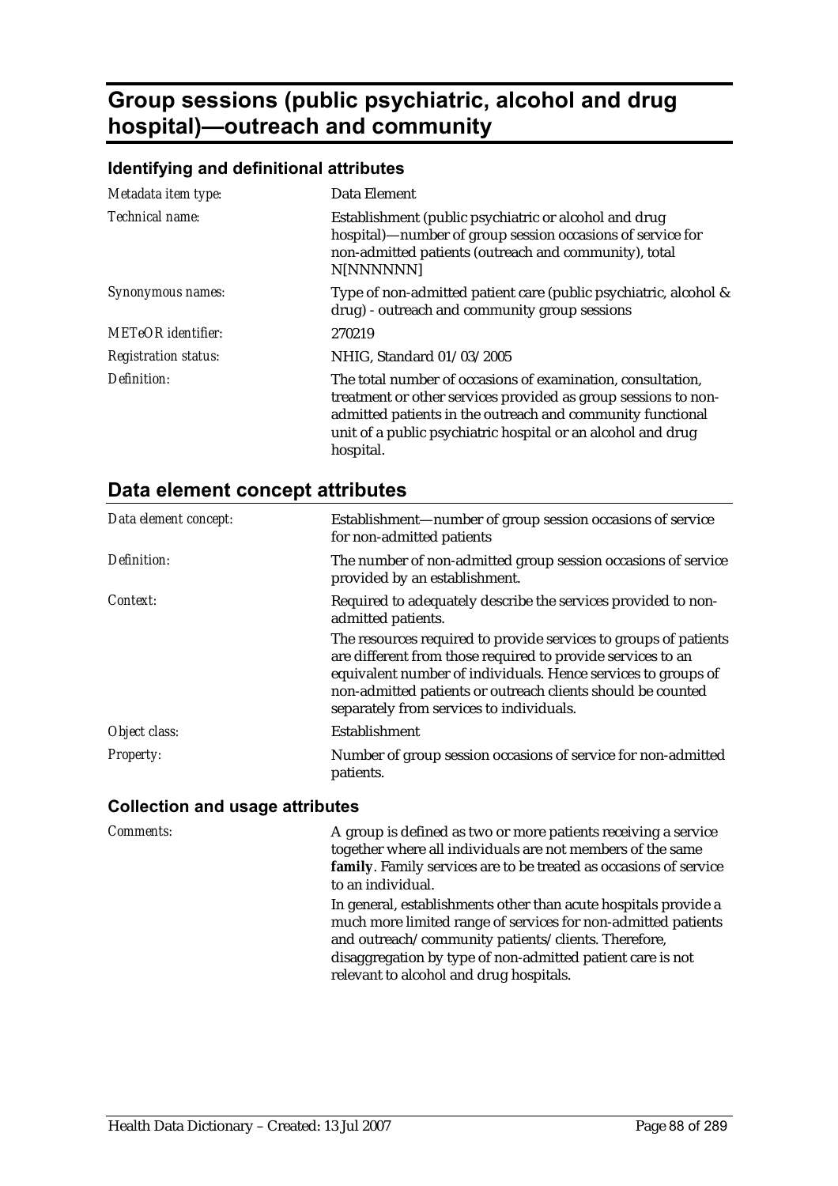# Group sessions (public psychiatric, alcohol and drug hospital)—outreach and community

## Identifying and definitional attributes

| | |
|---|---|
| *Metadata item type:* | Data Element |
| *Technical name:* | Establishment (public psychiatric or alcohol and drug hospital)—number of group session occasions of service for non-admitted patients (outreach and community), total N[NNNNNN] |
| *Synonymous names:* | Type of non-admitted patient care (public psychiatric, alcohol & drug) - outreach and community group sessions |
| *METeOR identifier:* | 270219 |
| *Registration status:* | NHIG, Standard 01/03/2005 |
| *Definition:* | The total number of occasions of examination, consultation, treatment or other services provided as group sessions to non-admitted patients in the outreach and community functional unit of a public psychiatric hospital or an alcohol and drug hospital. |

## Data element concept attributes

| | |
|---|---|
| *Data element concept:* | Establishment—number of group session occasions of service for non-admitted patients |
| *Definition:* | The number of non-admitted group session occasions of service provided by an establishment. |
| *Context:* | Required to adequately describe the services provided to non-admitted patients.<br>The resources required to provide services to groups of patients are different from those required to provide services to an equivalent number of individuals. Hence services to groups of non-admitted patients or outreach clients should be counted separately from services to individuals. |
| *Object class:* | Establishment |
| *Property:* | Number of group session occasions of service for non-admitted patients. |

### Collection and usage attributes

| | |
|---|---|
| *Comments:* | A group is defined as two or more patients receiving a service together where all individuals are not members of the same **family**. Family services are to be treated as occasions of service to an individual.<br>In general, establishments other than acute hospitals provide a much more limited range of services for non-admitted patients and outreach/community patients/clients. Therefore, disaggregation by type of non-admitted patient care is not relevant to alcohol and drug hospitals. |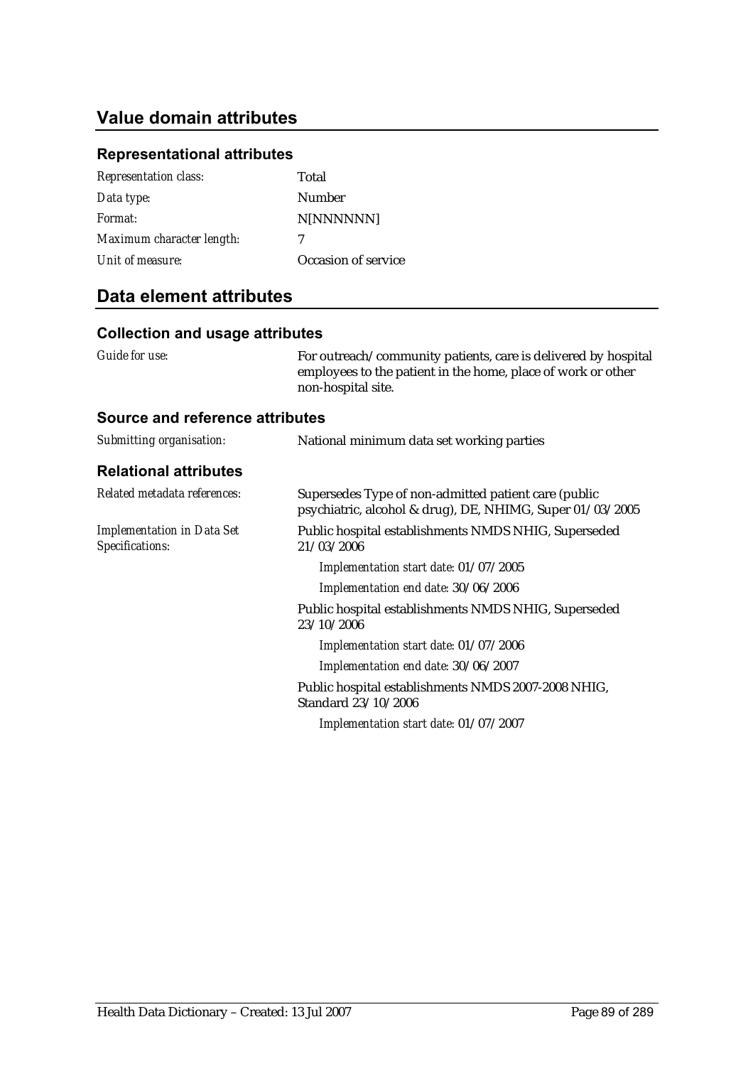## Value domain attributes

### Representational attributes

| | |
|---|---|
| *Representation class:* | Total |
| *Data type:* | Number |
| *Format:* | N[NNNNNN] |
| *Maximum character length:* | 7 |
| *Unit of measure:* | Occasion of service |

## Data element attributes

### Collection and usage attributes

| | |
|---|---|
| *Guide for use:* | For outreach/community patients, care is delivered by hospital employees to the patient in the home, place of work or other non-hospital site. |

### Source and reference attributes

| | |
|---|---|
| *Submitting organisation:* | National minimum data set working parties |

### Relational attributes

| | |
|---|---|
| *Related metadata references:* | Supersedes Type of non-admitted patient care (public psychiatric, alcohol & drug), DE, NHIMG, Super 01/03/2005 |
| *Implementation in Data Set Specifications:* | Public hospital establishments NMDS NHIG, Superseded 21/03/2006 |
| | *Implementation start date:* 01/07/2005 |
| | *Implementation end date:* 30/06/2006 |
| | Public hospital establishments NMDS NHIG, Superseded 23/10/2006 |
| | *Implementation start date:* 01/07/2006 |
| | *Implementation end date:* 30/06/2007 |
| | Public hospital establishments NMDS 2007-2008 NHIG, Standard 23/10/2006 |
| | *Implementation start date:* 01/07/2007 |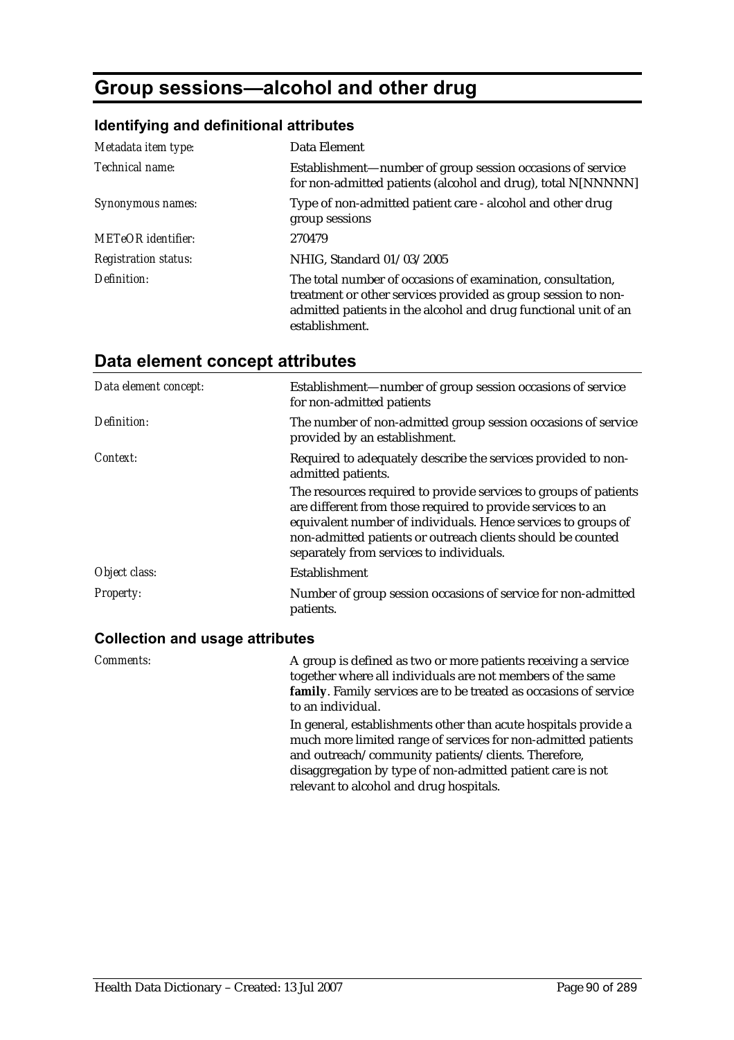# Group sessions—alcohol and other drug

## Identifying and definitional attributes

| | |
|---|---|
| *Metadata item type:* | Data Element |
| *Technical name:* | Establishment—number of group session occasions of service for non-admitted patients (alcohol and drug), total N[NNNNN] |
| *Synonymous names:* | Type of non-admitted patient care - alcohol and other drug group sessions |
| *METeOR identifier:* | 270479 |
| *Registration status:* | NHIG, Standard 01/03/2005 |
| *Definition:* | The total number of occasions of examination, consultation, treatment or other services provided as group session to non-admitted patients in the alcohol and drug functional unit of an establishment. |

## Data element concept attributes

| | |
|---|---|
| *Data element concept:* | Establishment—number of group session occasions of service for non-admitted patients |
| *Definition:* | The number of non-admitted group session occasions of service provided by an establishment. |
| *Context:* | Required to adequately describe the services provided to non-admitted patients.<br>The resources required to provide services to groups of patients are different from those required to provide services to an equivalent number of individuals. Hence services to groups of non-admitted patients or outreach clients should be counted separately from services to individuals. |
| *Object class:* | Establishment |
| *Property:* | Number of group session occasions of service for non-admitted patients. |

### Collection and usage attributes

| | |
|---|---|
| *Comments:* | A group is defined as two or more patients receiving a service together where all individuals are not members of the same **family**. Family services are to be treated as occasions of service to an individual.<br>In general, establishments other than acute hospitals provide a much more limited range of services for non-admitted patients and outreach/community patients/clients. Therefore, disaggregation by type of non-admitted patient care is not relevant to alcohol and drug hospitals. |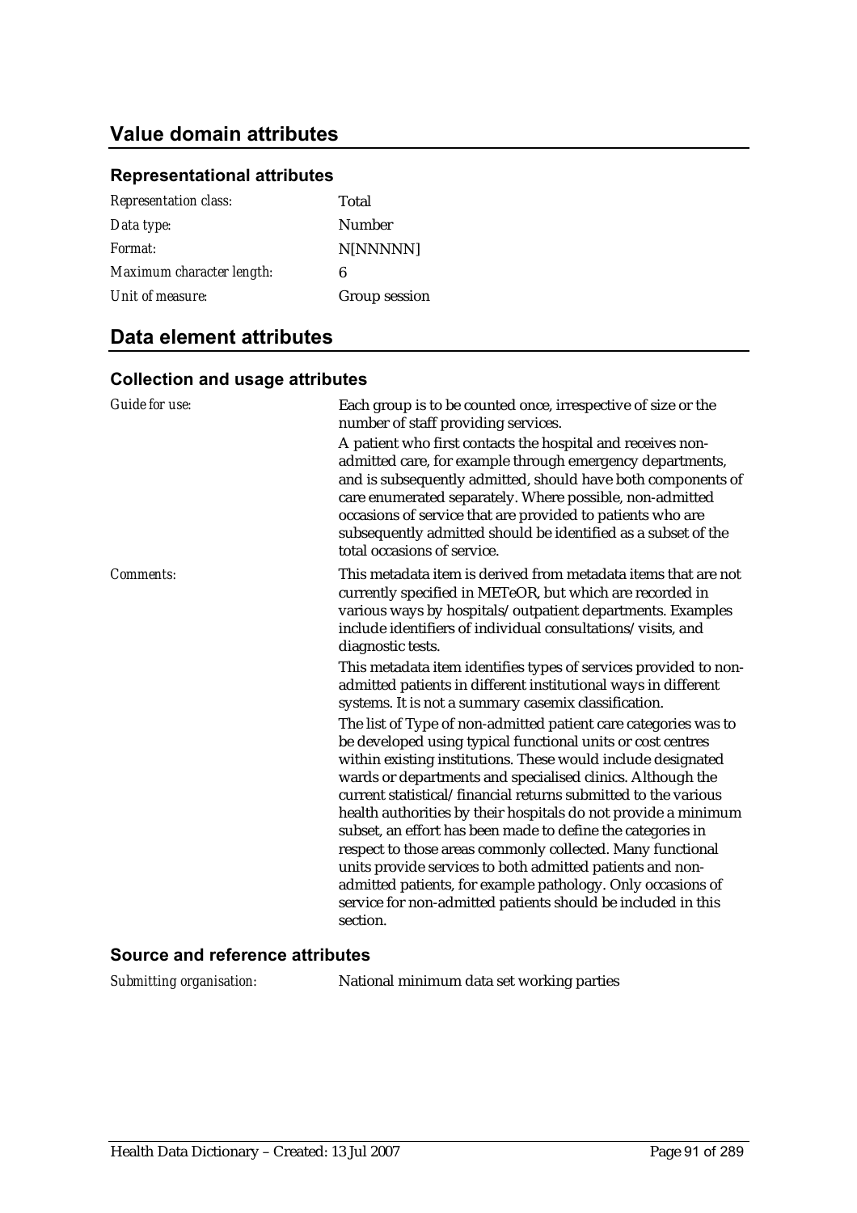## Value domain attributes

### Representational attributes

| | |
|---|---|
| *Representation class:* | Total |
| *Data type:* | Number |
| *Format:* | N[NNNNN] |
| *Maximum character length:* | 6 |
| *Unit of measure:* | Group session |

## Data element attributes

### Collection and usage attributes

| | |
|---|---|
| *Guide for use:* | Each group is to be counted once, irrespective of size or the number of staff providing services.<br>A patient who first contacts the hospital and receives non-admitted care, for example through emergency departments, and is subsequently admitted, should have both components of care enumerated separately. Where possible, non-admitted occasions of service that are provided to patients who are subsequently admitted should be identified as a subset of the total occasions of service. |
| *Comments:* | This metadata item is derived from metadata items that are not currently specified in METeOR, but which are recorded in various ways by hospitals/outpatient departments. Examples include identifiers of individual consultations/visits, and diagnostic tests.<br>This metadata item identifies types of services provided to non-admitted patients in different institutional ways in different systems. It is not a summary casemix classification.<br>The list of Type of non-admitted patient care categories was to be developed using typical functional units or cost centres within existing institutions. These would include designated wards or departments and specialised clinics. Although the current statistical/financial returns submitted to the various health authorities by their hospitals do not provide a minimum subset, an effort has been made to define the categories in respect to those areas commonly collected. Many functional units provide services to both admitted patients and non-admitted patients, for example pathology. Only occasions of service for non-admitted patients should be included in this section. |

### Source and reference attributes

| | |
|---|---|
| *Submitting organisation:* | National minimum data set working parties |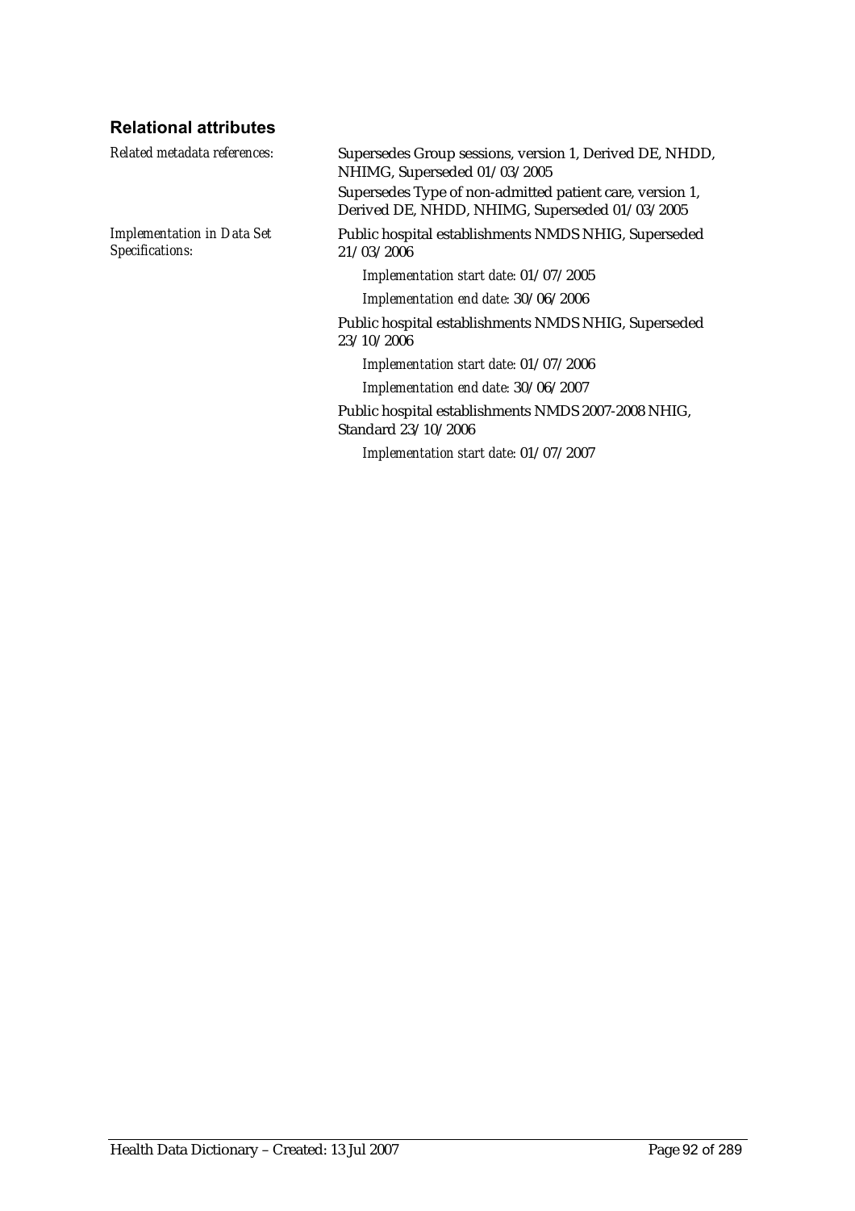### Relational attributes

*Related metadata references:*

Supersedes Group sessions, version 1, Derived DE, NHDD, NHIMG, Superseded 01/03/2005

Supersedes Type of non-admitted patient care, version 1, Derived DE, NHDD, NHIMG, Superseded 01/03/2005

*Implementation in Data Set Specifications:*

Public hospital establishments NMDS NHIG, Superseded 21/03/2006

*Implementation start date:* 01/07/2005

*Implementation end date:* 30/06/2006

Public hospital establishments NMDS NHIG, Superseded 23/10/2006

*Implementation start date:* 01/07/2006

*Implementation end date:* 30/06/2007

Public hospital establishments NMDS 2007-2008 NHIG, Standard 23/10/2006

*Implementation start date:* 01/07/2007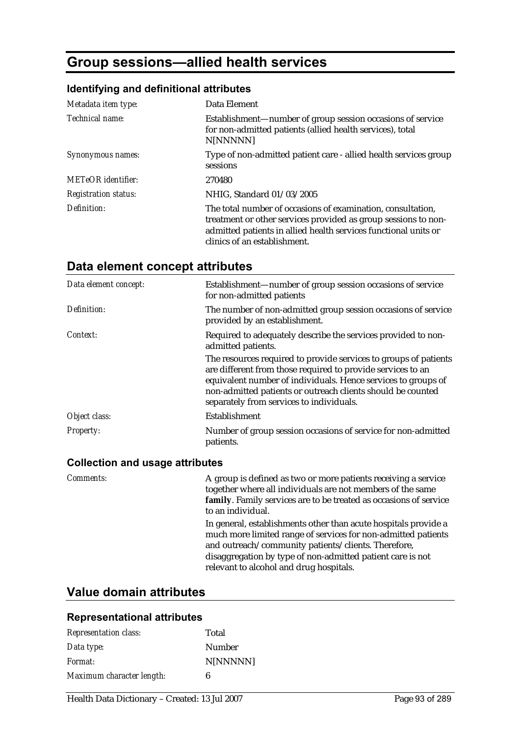# Group sessions—allied health services

## Identifying and definitional attributes

| | |
|---|---|
| *Metadata item type:* | Data Element |
| *Technical name:* | Establishment—number of group session occasions of service for non-admitted patients (allied health services), total N[NNNNN] |
| *Synonymous names:* | Type of non-admitted patient care - allied health services group sessions |
| *METeOR identifier:* | 270480 |
| *Registration status:* | NHIG, Standard 01/03/2005 |
| *Definition:* | The total number of occasions of examination, consultation, treatment or other services provided as group sessions to non-admitted patients in allied health services functional units or clinics of an establishment. |

## Data element concept attributes

| | |
|---|---|
| *Data element concept:* | Establishment—number of group session occasions of service for non-admitted patients |
| *Definition:* | The number of non-admitted group session occasions of service provided by an establishment. |
| *Context:* | Required to adequately describe the services provided to non-admitted patients.<br><br>The resources required to provide services to groups of patients are different from those required to provide services to an equivalent number of individuals. Hence services to groups of non-admitted patients or outreach clients should be counted separately from services to individuals. |
| *Object class:* | Establishment |
| *Property:* | Number of group session occasions of service for non-admitted patients. |

### Collection and usage attributes

| | |
|---|---|
| *Comments:* | A group is defined as two or more patients receiving a service together where all individuals are not members of the same **family**. Family services are to be treated as occasions of service to an individual.<br><br>In general, establishments other than acute hospitals provide a much more limited range of services for non-admitted patients and outreach/community patients/clients. Therefore, disaggregation by type of non-admitted patient care is not relevant to alcohol and drug hospitals. |

## Value domain attributes

### Representational attributes

| | |
|---|---|
| *Representation class:* | Total |
| *Data type:* | Number |
| *Format:* | N[NNNNN] |
| *Maximum character length:* | 6 |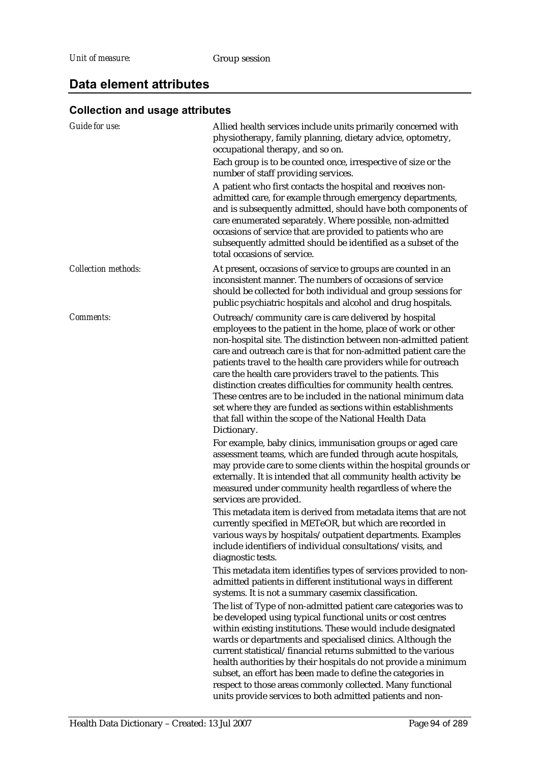*Unit of measure:* Group session

## Data element attributes

### Collection and usage attributes

*Guide for use:*

Allied health services include units primarily concerned with physiotherapy, family planning, dietary advice, optometry, occupational therapy, and so on.

Each group is to be counted once, irrespective of size or the number of staff providing services.

A patient who first contacts the hospital and receives non-admitted care, for example through emergency departments, and is subsequently admitted, should have both components of care enumerated separately. Where possible, non-admitted occasions of service that are provided to patients who are subsequently admitted should be identified as a subset of the total occasions of service.

*Collection methods:*

At present, occasions of service to groups are counted in an inconsistent manner. The numbers of occasions of service should be collected for both individual and group sessions for public psychiatric hospitals and alcohol and drug hospitals.

*Comments:*

Outreach/community care is care delivered by hospital employees to the patient in the home, place of work or other non-hospital site. The distinction between non-admitted patient care and outreach care is that for non-admitted patient care the patients travel to the health care providers while for outreach care the health care providers travel to the patients. This distinction creates difficulties for community health centres. These centres are to be included in the national minimum data set where they are funded as sections within establishments that fall within the scope of the National Health Data Dictionary.

For example, baby clinics, immunisation groups or aged care assessment teams, which are funded through acute hospitals, may provide care to some clients within the hospital grounds or externally. It is intended that all community health activity be measured under community health regardless of where the services are provided.

This metadata item is derived from metadata items that are not currently specified in METeOR, but which are recorded in various ways by hospitals/outpatient departments. Examples include identifiers of individual consultations/visits, and diagnostic tests.

This metadata item identifies types of services provided to non-admitted patients in different institutional ways in different systems. It is not a summary casemix classification.

The list of Type of non-admitted patient care categories was to be developed using typical functional units or cost centres within existing institutions. These would include designated wards or departments and specialised clinics. Although the current statistical/financial returns submitted to the various health authorities by their hospitals do not provide a minimum subset, an effort has been made to define the categories in respect to those areas commonly collected. Many functional units provide services to both admitted patients and non-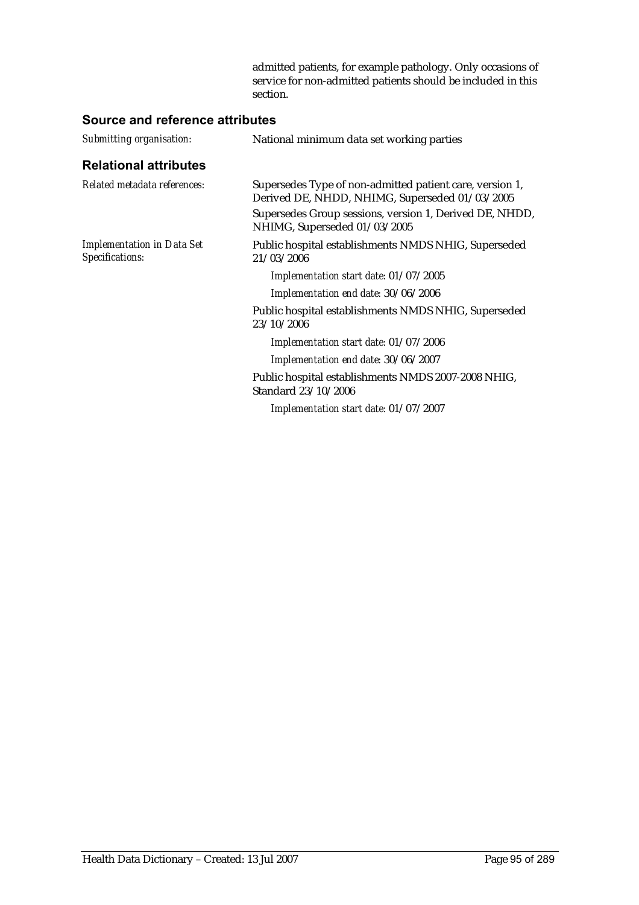admitted patients, for example pathology. Only occasions of service for non-admitted patients should be included in this section.

## Source and reference attributes

*Submitting organisation:* National minimum data set working parties

## Relational attributes

*Related metadata references:* Supersedes Type of non-admitted patient care, version 1, Derived DE, NHDD, NHIMG, Superseded 01/03/2005

Supersedes Group sessions, version 1, Derived DE, NHDD, NHIMG, Superseded 01/03/2005

*Implementation in Data Set Specifications:* Public hospital establishments NMDS NHIG, Superseded 21/03/2006

*Implementation start date:* 01/07/2005

*Implementation end date:* 30/06/2006

Public hospital establishments NMDS NHIG, Superseded 23/10/2006

*Implementation start date:* 01/07/2006

*Implementation end date:* 30/06/2007

Public hospital establishments NMDS 2007-2008 NHIG, Standard 23/10/2006

*Implementation start date:* 01/07/2007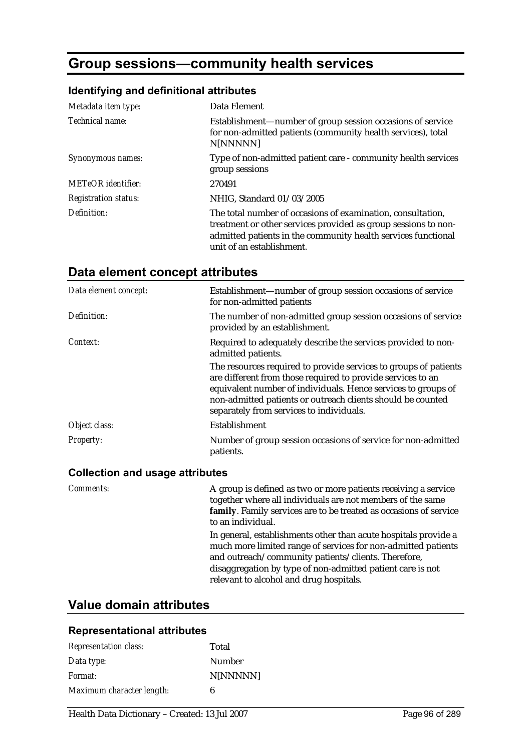# Group sessions—community health services

### Identifying and definitional attributes

| | |
|---|---|
| *Metadata item type:* | Data Element |
| *Technical name:* | Establishment—number of group session occasions of service for non-admitted patients (community health services), total N[NNNNN] |
| *Synonymous names:* | Type of non-admitted patient care - community health services group sessions |
| *METeOR identifier:* | 270491 |
| *Registration status:* | NHIG, Standard 01/03/2005 |
| *Definition:* | The total number of occasions of examination, consultation, treatment or other services provided as group sessions to non-admitted patients in the community health services functional unit of an establishment. |

## Data element concept attributes

| | |
|---|---|
| *Data element concept:* | Establishment—number of group session occasions of service for non-admitted patients |
| *Definition:* | The number of non-admitted group session occasions of service provided by an establishment. |
| *Context:* | Required to adequately describe the services provided to non-admitted patients.<br><br>The resources required to provide services to groups of patients are different from those required to provide services to an equivalent number of individuals. Hence services to groups of non-admitted patients or outreach clients should be counted separately from services to individuals. |
| *Object class:* | Establishment |
| *Property:* | Number of group session occasions of service for non-admitted patients. |

### Collection and usage attributes

| | |
|---|---|
| *Comments:* | A group is defined as two or more patients receiving a service together where all individuals are not members of the same **family**. Family services are to be treated as occasions of service to an individual.<br><br>In general, establishments other than acute hospitals provide a much more limited range of services for non-admitted patients and outreach/community patients/clients. Therefore, disaggregation by type of non-admitted patient care is not relevant to alcohol and drug hospitals. |

## Value domain attributes

### Representational attributes

| | |
|---|---|
| *Representation class:* | Total |
| *Data type:* | Number |
| *Format:* | N[NNNNN] |
| *Maximum character length:* | 6 |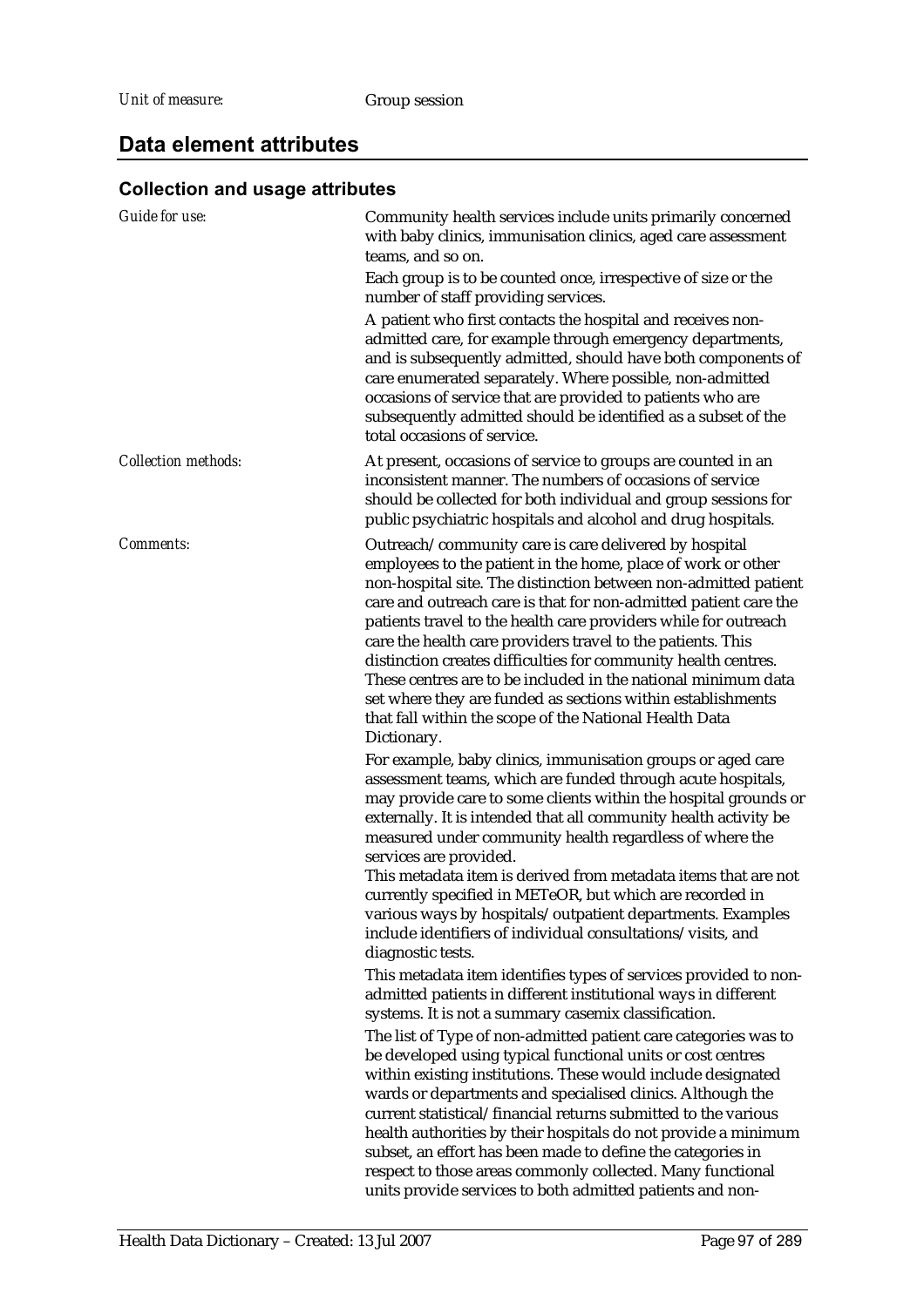*Unit of measure:* Group session

## Data element attributes

### Collection and usage attributes

*Guide for use:* Community health services include units primarily concerned with baby clinics, immunisation clinics, aged care assessment teams, and so on.

Each group is to be counted once, irrespective of size or the number of staff providing services.

A patient who first contacts the hospital and receives non-admitted care, for example through emergency departments, and is subsequently admitted, should have both components of care enumerated separately. Where possible, non-admitted occasions of service that are provided to patients who are subsequently admitted should be identified as a subset of the total occasions of service.

*Collection methods:* At present, occasions of service to groups are counted in an inconsistent manner. The numbers of occasions of service should be collected for both individual and group sessions for public psychiatric hospitals and alcohol and drug hospitals.

*Comments:* Outreach/community care is care delivered by hospital employees to the patient in the home, place of work or other non-hospital site. The distinction between non-admitted patient care and outreach care is that for non-admitted patient care the patients travel to the health care providers while for outreach care the health care providers travel to the patients. This distinction creates difficulties for community health centres. These centres are to be included in the national minimum data set where they are funded as sections within establishments that fall within the scope of the National Health Data Dictionary.

For example, baby clinics, immunisation groups or aged care assessment teams, which are funded through acute hospitals, may provide care to some clients within the hospital grounds or externally. It is intended that all community health activity be measured under community health regardless of where the services are provided.

This metadata item is derived from metadata items that are not currently specified in METeOR, but which are recorded in various ways by hospitals/outpatient departments. Examples include identifiers of individual consultations/visits, and diagnostic tests.

This metadata item identifies types of services provided to non-admitted patients in different institutional ways in different systems. It is not a summary casemix classification.

The list of Type of non-admitted patient care categories was to be developed using typical functional units or cost centres within existing institutions. These would include designated wards or departments and specialised clinics. Although the current statistical/financial returns submitted to the various health authorities by their hospitals do not provide a minimum subset, an effort has been made to define the categories in respect to those areas commonly collected. Many functional units provide services to both admitted patients and non-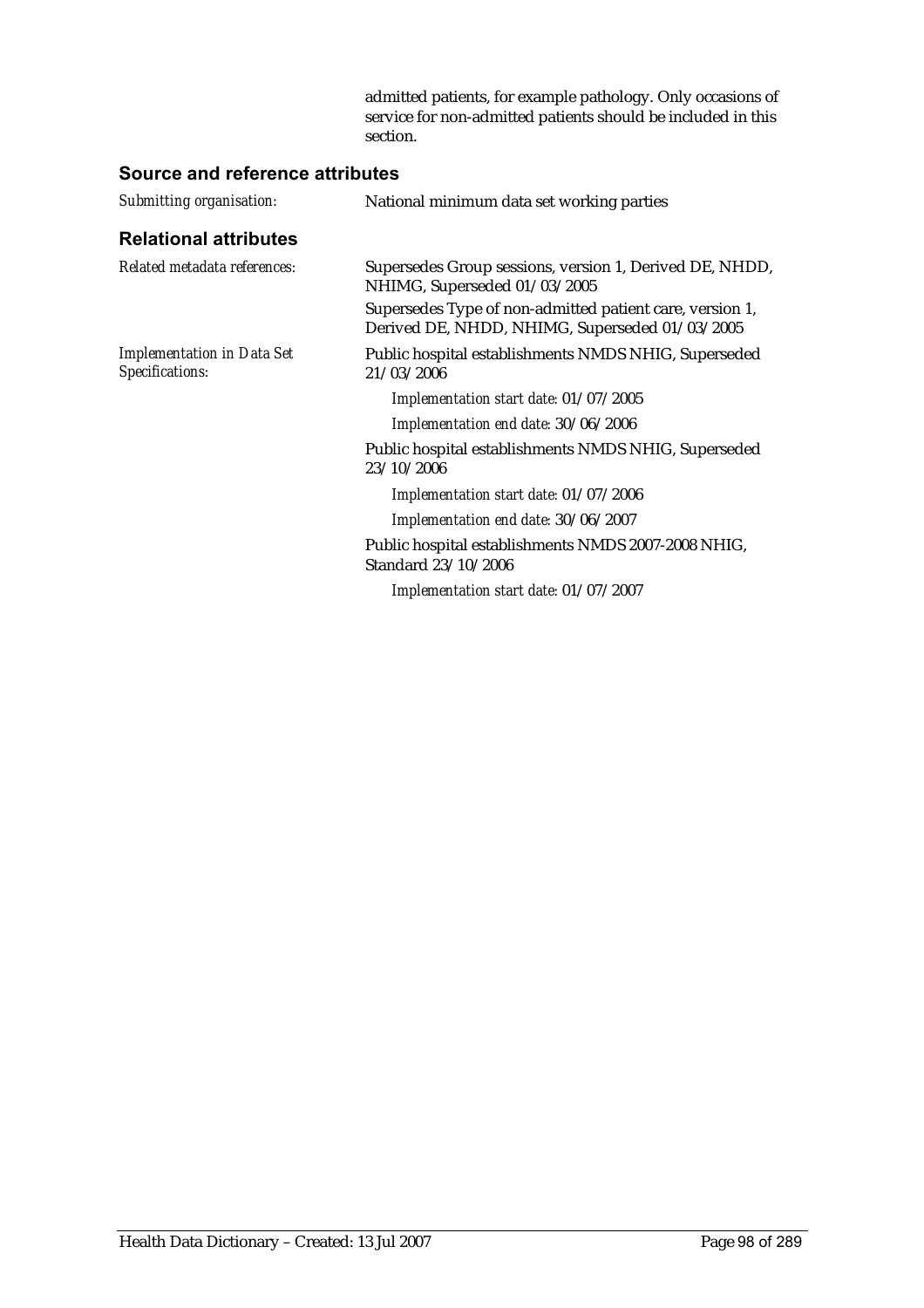admitted patients, for example pathology. Only occasions of service for non-admitted patients should be included in this section.

## Source and reference attributes

*Submitting organisation:* National minimum data set working parties

## Relational attributes

*Related metadata references:* Supersedes Group sessions, version 1, Derived DE, NHDD, NHIMG, Superseded 01/03/2005

Supersedes Type of non-admitted patient care, version 1, Derived DE, NHDD, NHIMG, Superseded 01/03/2005

*Implementation in Data Set Specifications:* Public hospital establishments NMDS NHIG, Superseded 21/03/2006

*Implementation start date:* 01/07/2005

*Implementation end date:* 30/06/2006

Public hospital establishments NMDS NHIG, Superseded 23/10/2006

*Implementation start date:* 01/07/2006

*Implementation end date:* 30/06/2007

Public hospital establishments NMDS 2007-2008 NHIG, Standard 23/10/2006

*Implementation start date:* 01/07/2007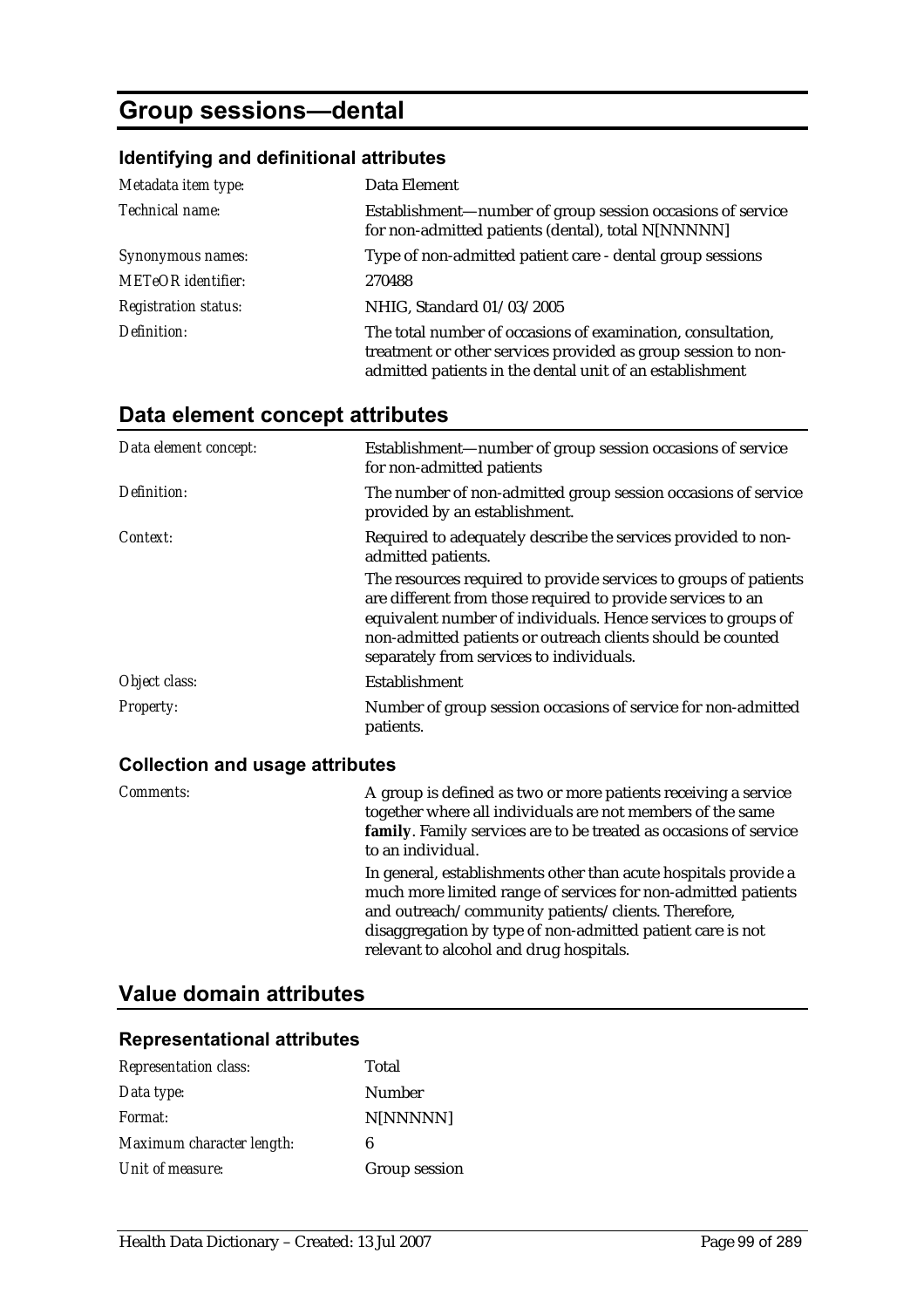# Group sessions—dental

### Identifying and definitional attributes

| | |
|---|---|
| *Metadata item type:* | Data Element |
| *Technical name:* | Establishment—number of group session occasions of service for non-admitted patients (dental), total N[NNNNN] |
| *Synonymous names:* | Type of non-admitted patient care - dental group sessions |
| *METeOR identifier:* | 270488 |
| *Registration status:* | NHIG, Standard 01/03/2005 |
| *Definition:* | The total number of occasions of examination, consultation, treatment or other services provided as group session to non-admitted patients in the dental unit of an establishment |

## Data element concept attributes

| | |
|---|---|
| *Data element concept:* | Establishment—number of group session occasions of service for non-admitted patients |
| *Definition:* | The number of non-admitted group session occasions of service provided by an establishment. |
| *Context:* | Required to adequately describe the services provided to non-admitted patients.<br><br>The resources required to provide services to groups of patients are different from those required to provide services to an equivalent number of individuals. Hence services to groups of non-admitted patients or outreach clients should be counted separately from services to individuals. |
| *Object class:* | Establishment |
| *Property:* | Number of group session occasions of service for non-admitted patients. |

### Collection and usage attributes

| | |
|---|---|
| *Comments:* | A group is defined as two or more patients receiving a service together where all individuals are not members of the same **family**. Family services are to be treated as occasions of service to an individual.<br><br>In general, establishments other than acute hospitals provide a much more limited range of services for non-admitted patients and outreach/community patients/clients. Therefore, disaggregation by type of non-admitted patient care is not relevant to alcohol and drug hospitals. |

## Value domain attributes

### Representational attributes

| | |
|---|---|
| *Representation class:* | Total |
| *Data type:* | Number |
| *Format:* | N[NNNNN] |
| *Maximum character length:* | 6 |
| *Unit of measure:* | Group session |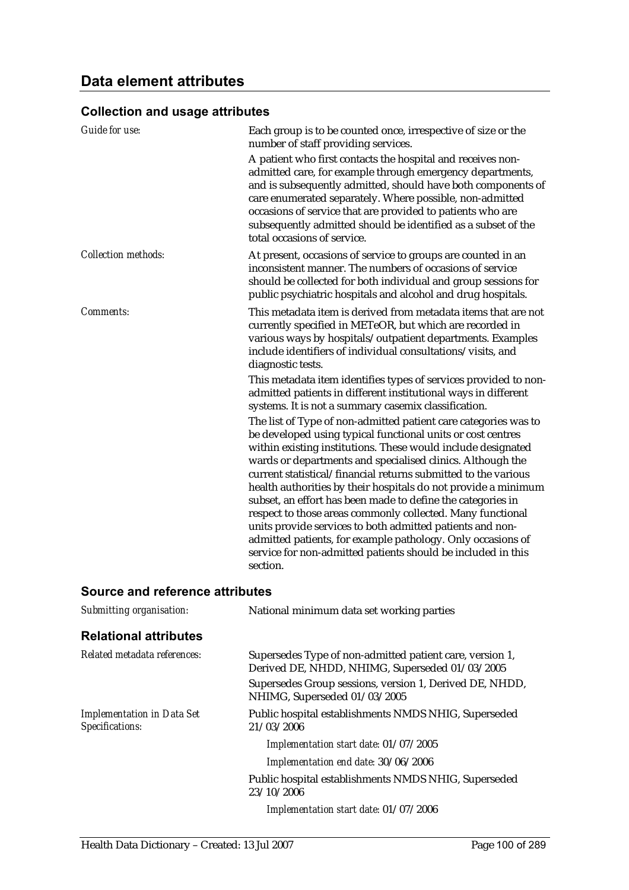## Data element attributes

### Collection and usage attributes

| | |
|---|---|
| *Guide for use:* | Each group is to be counted once, irrespective of size or the number of staff providing services.<br><br>A patient who first contacts the hospital and receives non-admitted care, for example through emergency departments, and is subsequently admitted, should have both components of care enumerated separately. Where possible, non-admitted occasions of service that are provided to patients who are subsequently admitted should be identified as a subset of the total occasions of service. |
| *Collection methods:* | At present, occasions of service to groups are counted in an inconsistent manner. The numbers of occasions of service should be collected for both individual and group sessions for public psychiatric hospitals and alcohol and drug hospitals. |
| *Comments:* | This metadata item is derived from metadata items that are not currently specified in METeOR, but which are recorded in various ways by hospitals/outpatient departments. Examples include identifiers of individual consultations/visits, and diagnostic tests.<br><br>This metadata item identifies types of services provided to non-admitted patients in different institutional ways in different systems. It is not a summary casemix classification.<br><br>The list of Type of non-admitted patient care categories was to be developed using typical functional units or cost centres within existing institutions. These would include designated wards or departments and specialised clinics. Although the current statistical/financial returns submitted to the various health authorities by their hospitals do not provide a minimum subset, an effort has been made to define the categories in respect to those areas commonly collected. Many functional units provide services to both admitted patients and non-admitted patients, for example pathology. Only occasions of service for non-admitted patients should be included in this section. |

### Source and reference attributes

| | |
|---|---|
| *Submitting organisation:* | National minimum data set working parties |

### Relational attributes

| | |
|---|---|
| *Related metadata references:* | Supersedes Type of non-admitted patient care, version 1, Derived DE, NHDD, NHIMG, Superseded 01/03/2005<br><br>Supersedes Group sessions, version 1, Derived DE, NHDD, NHIMG, Superseded 01/03/2005 |
| *Implementation in Data Set Specifications:* | Public hospital establishments NMDS NHIG, Superseded 21/03/2006<br><br>*Implementation start date:* 01/07/2005<br><br>*Implementation end date:* 30/06/2006<br><br>Public hospital establishments NMDS NHIG, Superseded 23/10/2006<br><br>*Implementation start date:* 01/07/2006 |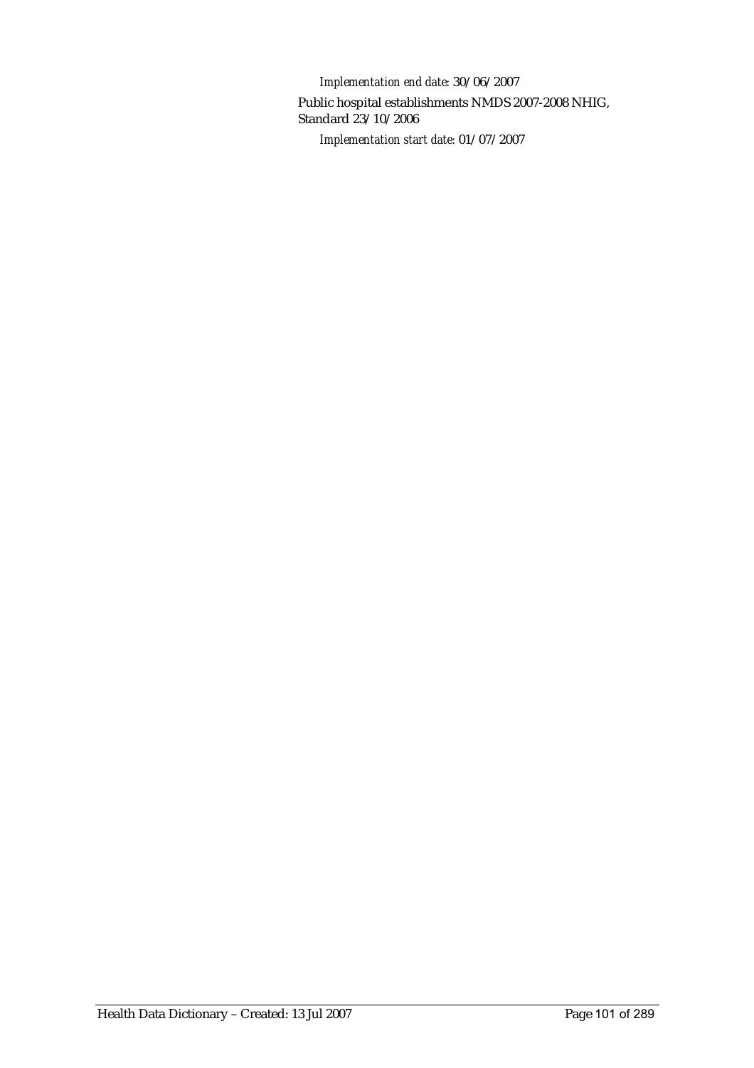*Implementation end date:* 30/06/2007

Public hospital establishments NMDS 2007-2008 NHIG, Standard 23/10/2006

*Implementation start date:* 01/07/2007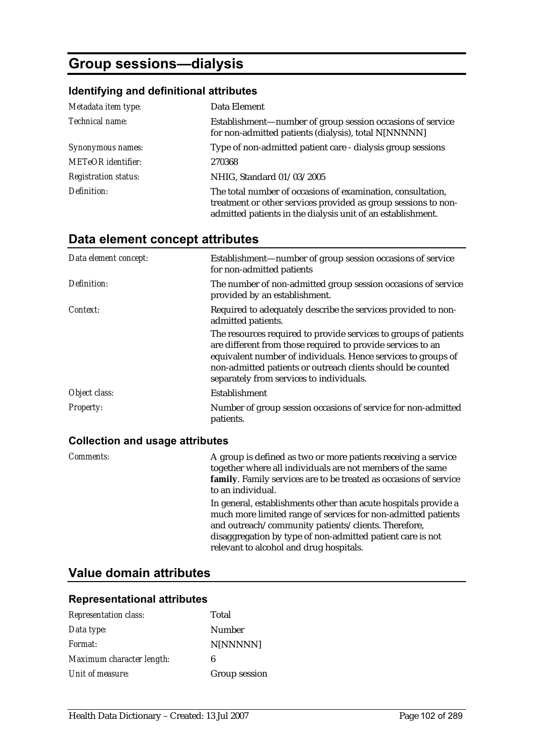# Group sessions—dialysis

### Identifying and definitional attributes

| | |
|---|---|
| *Metadata item type:* | Data Element |
| *Technical name:* | Establishment—number of group session occasions of service for non-admitted patients (dialysis), total N[NNNNN] |
| *Synonymous names:* | Type of non-admitted patient care - dialysis group sessions |
| *METeOR identifier:* | 270368 |
| *Registration status:* | NHIG, Standard 01/03/2005 |
| *Definition:* | The total number of occasions of examination, consultation, treatment or other services provided as group sessions to non-admitted patients in the dialysis unit of an establishment. |

## Data element concept attributes

| | |
|---|---|
| *Data element concept:* | Establishment—number of group session occasions of service for non-admitted patients |
| *Definition:* | The number of non-admitted group session occasions of service provided by an establishment. |
| *Context:* | Required to adequately describe the services provided to non-admitted patients.<br><br>The resources required to provide services to groups of patients are different from those required to provide services to an equivalent number of individuals. Hence services to groups of non-admitted patients or outreach clients should be counted separately from services to individuals. |
| *Object class:* | Establishment |
| *Property:* | Number of group session occasions of service for non-admitted patients. |

### Collection and usage attributes

| | |
|---|---|
| *Comments:* | A group is defined as two or more patients receiving a service together where all individuals are not members of the same **family**. Family services are to be treated as occasions of service to an individual.<br><br>In general, establishments other than acute hospitals provide a much more limited range of services for non-admitted patients and outreach/community patients/clients. Therefore, disaggregation by type of non-admitted patient care is not relevant to alcohol and drug hospitals. |

## Value domain attributes

### Representational attributes

| | |
|---|---|
| *Representation class:* | Total |
| *Data type:* | Number |
| *Format:* | N[NNNNN] |
| *Maximum character length:* | 6 |
| *Unit of measure:* | Group session |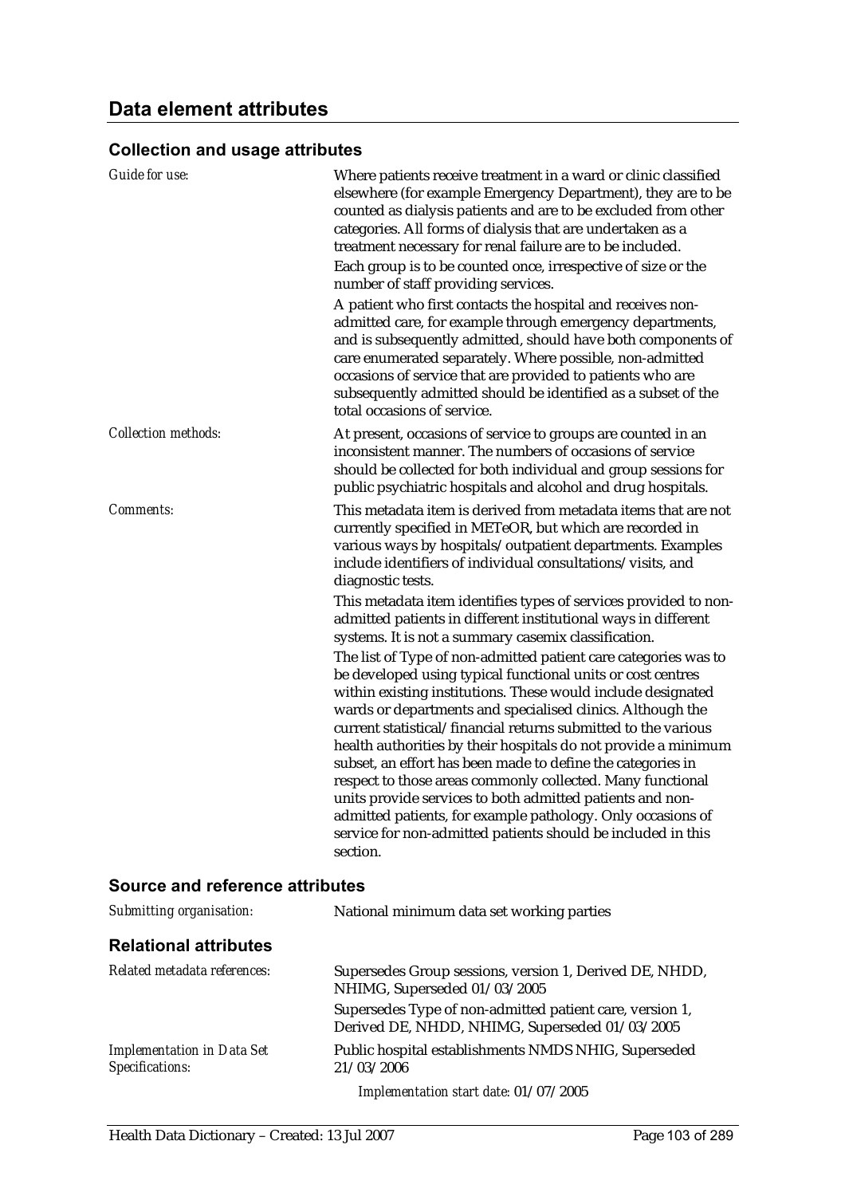## Data element attributes

### Collection and usage attributes

*Guide for use:*

Where patients receive treatment in a ward or clinic classified elsewhere (for example Emergency Department), they are to be counted as dialysis patients and are to be excluded from other categories. All forms of dialysis that are undertaken as a treatment necessary for renal failure are to be included.

Each group is to be counted once, irrespective of size or the number of staff providing services.

A patient who first contacts the hospital and receives non-admitted care, for example through emergency departments, and is subsequently admitted, should have both components of care enumerated separately. Where possible, non-admitted occasions of service that are provided to patients who are subsequently admitted should be identified as a subset of the total occasions of service.

*Collection methods:*

At present, occasions of service to groups are counted in an inconsistent manner. The numbers of occasions of service should be collected for both individual and group sessions for public psychiatric hospitals and alcohol and drug hospitals.

*Comments:*

This metadata item is derived from metadata items that are not currently specified in METeOR, but which are recorded in various ways by hospitals/outpatient departments. Examples include identifiers of individual consultations/visits, and diagnostic tests.

This metadata item identifies types of services provided to non-admitted patients in different institutional ways in different systems. It is not a summary casemix classification.

The list of Type of non-admitted patient care categories was to be developed using typical functional units or cost centres within existing institutions. These would include designated wards or departments and specialised clinics. Although the current statistical/financial returns submitted to the various health authorities by their hospitals do not provide a minimum subset, an effort has been made to define the categories in respect to those areas commonly collected. Many functional units provide services to both admitted patients and non-admitted patients, for example pathology. Only occasions of service for non-admitted patients should be included in this section.

### Source and reference attributes

*Submitting organisation:* National minimum data set working parties

### Relational attributes

*Related metadata references:*

Supersedes Group sessions, version 1, Derived DE, NHDD, NHIMG, Superseded 01/03/2005

Supersedes Type of non-admitted patient care, version 1, Derived DE, NHDD, NHIMG, Superseded 01/03/2005

*Implementation in Data Set Specifications:*

Public hospital establishments NMDS NHIG, Superseded 21/03/2006

*Implementation start date:* 01/07/2005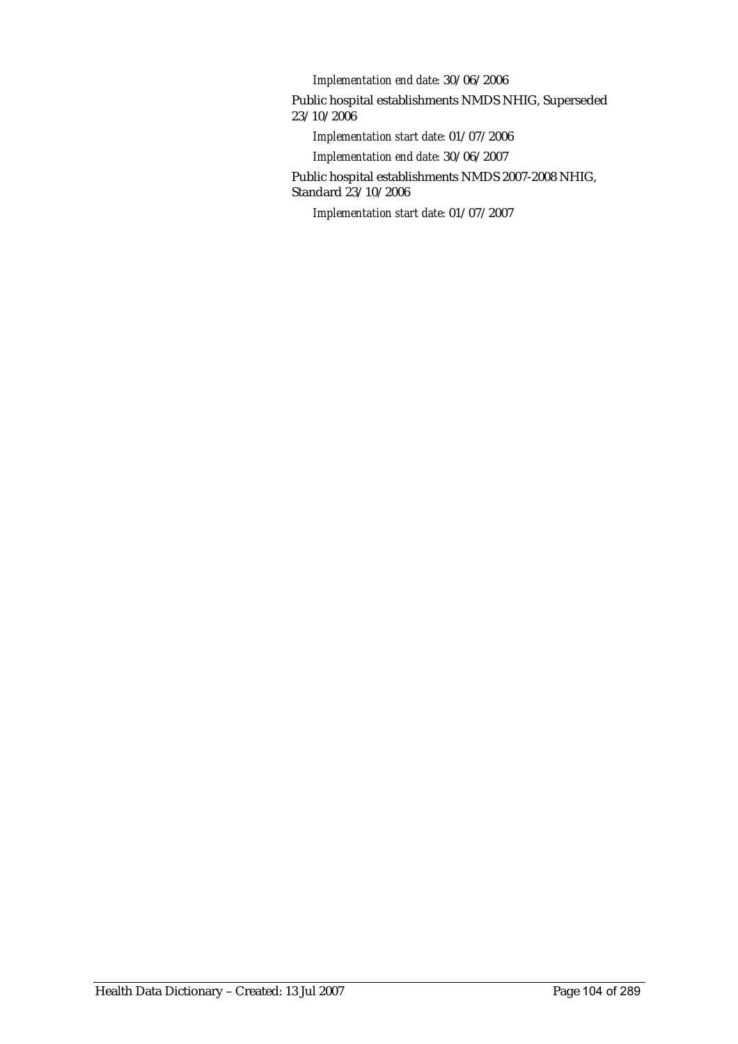*Implementation end date:* 30/06/2006

Public hospital establishments NMDS NHIG, Superseded 23/10/2006

*Implementation start date:* 01/07/2006

*Implementation end date:* 30/06/2007

Public hospital establishments NMDS 2007-2008 NHIG, Standard 23/10/2006

*Implementation start date:* 01/07/2007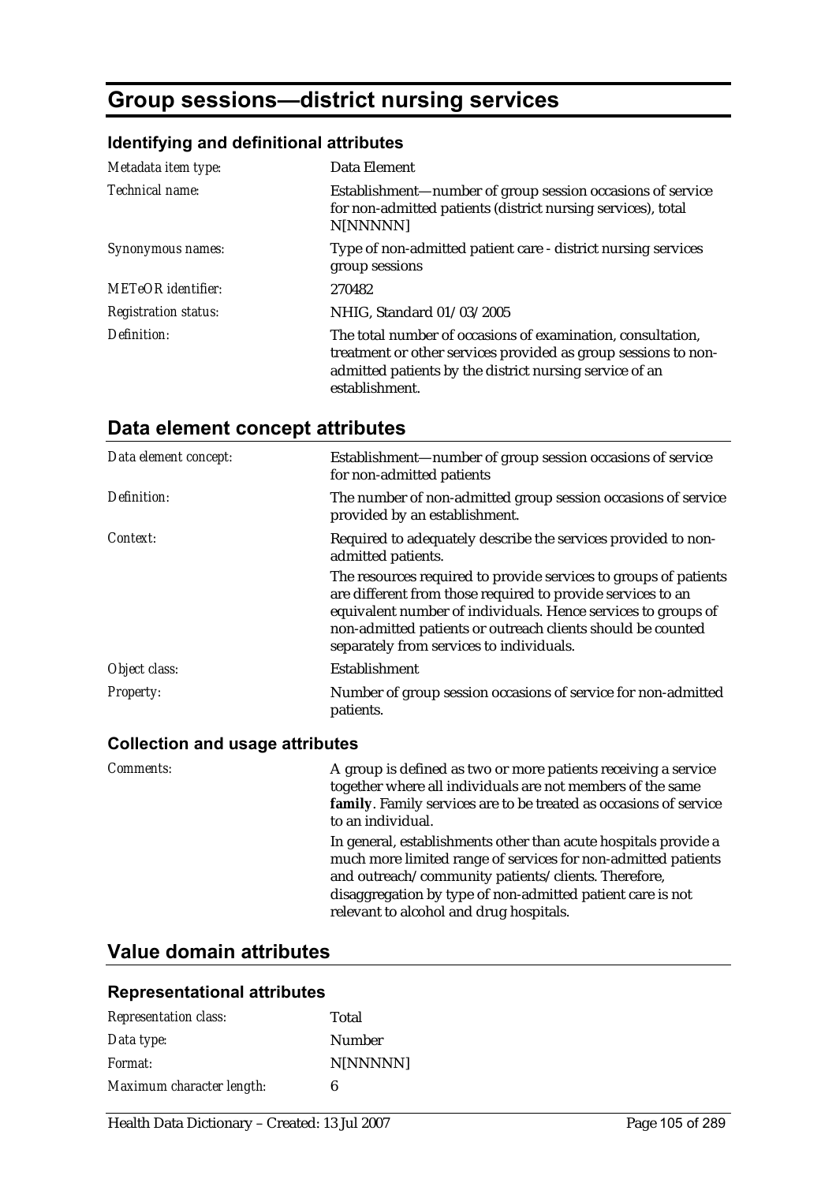# Group sessions—district nursing services

## Identifying and definitional attributes

| | |
|---|---|
| *Metadata item type:* | Data Element |
| *Technical name:* | Establishment—number of group session occasions of service for non-admitted patients (district nursing services), total N[NNNNN] |
| *Synonymous names:* | Type of non-admitted patient care - district nursing services group sessions |
| *METeOR identifier:* | 270482 |
| *Registration status:* | NHIG, Standard 01/03/2005 |
| *Definition:* | The total number of occasions of examination, consultation, treatment or other services provided as group sessions to non-admitted patients by the district nursing service of an establishment. |

## Data element concept attributes

| | |
|---|---|
| *Data element concept:* | Establishment—number of group session occasions of service for non-admitted patients |
| *Definition:* | The number of non-admitted group session occasions of service provided by an establishment. |
| *Context:* | Required to adequately describe the services provided to non-admitted patients.<br>The resources required to provide services to groups of patients are different from those required to provide services to an equivalent number of individuals. Hence services to groups of non-admitted patients or outreach clients should be counted separately from services to individuals. |
| *Object class:* | Establishment |
| *Property:* | Number of group session occasions of service for non-admitted patients. |

### Collection and usage attributes

| | |
|---|---|
| *Comments:* | A group is defined as two or more patients receiving a service together where all individuals are not members of the same **family**. Family services are to be treated as occasions of service to an individual.<br>In general, establishments other than acute hospitals provide a much more limited range of services for non-admitted patients and outreach/community patients/clients. Therefore, disaggregation by type of non-admitted patient care is not relevant to alcohol and drug hospitals. |

## Value domain attributes

### Representational attributes

| | |
|---|---|
| *Representation class:* | Total |
| *Data type:* | Number |
| *Format:* | N[NNNNN] |
| *Maximum character length:* | 6 |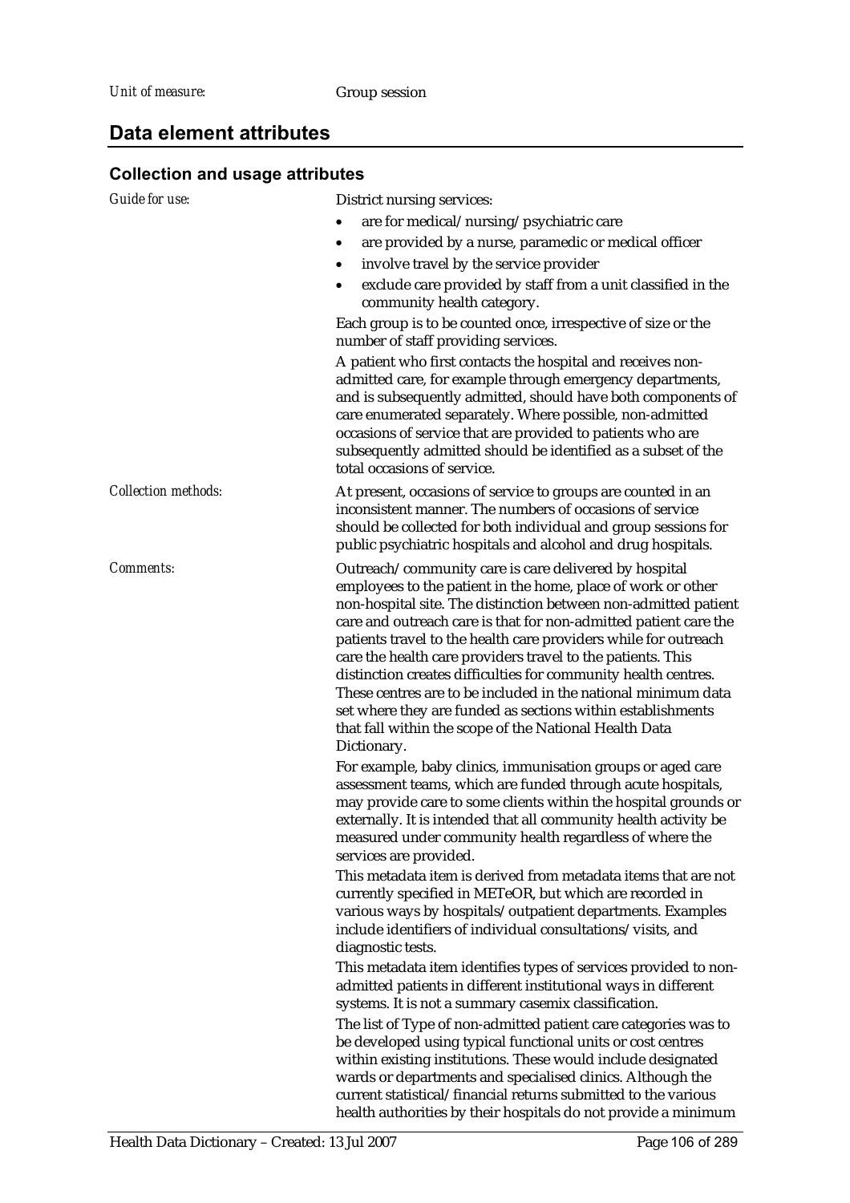*Unit of measure:* Group session

## Data element attributes

### Collection and usage attributes

*Guide for use:*

District nursing services:

- are for medical/nursing/psychiatric care
- are provided by a nurse, paramedic or medical officer
- involve travel by the service provider
- exclude care provided by staff from a unit classified in the community health category.

Each group is to be counted once, irrespective of size or the number of staff providing services.

A patient who first contacts the hospital and receives non-admitted care, for example through emergency departments, and is subsequently admitted, should have both components of care enumerated separately. Where possible, non-admitted occasions of service that are provided to patients who are subsequently admitted should be identified as a subset of the total occasions of service.

*Collection methods:*

At present, occasions of service to groups are counted in an inconsistent manner. The numbers of occasions of service should be collected for both individual and group sessions for public psychiatric hospitals and alcohol and drug hospitals.

*Comments:*

Outreach/community care is care delivered by hospital employees to the patient in the home, place of work or other non-hospital site. The distinction between non-admitted patient care and outreach care is that for non-admitted patient care the patients travel to the health care providers while for outreach care the health care providers travel to the patients. This distinction creates difficulties for community health centres. These centres are to be included in the national minimum data set where they are funded as sections within establishments that fall within the scope of the National Health Data Dictionary.

For example, baby clinics, immunisation groups or aged care assessment teams, which are funded through acute hospitals, may provide care to some clients within the hospital grounds or externally. It is intended that all community health activity be measured under community health regardless of where the services are provided.

This metadata item is derived from metadata items that are not currently specified in METeOR, but which are recorded in various ways by hospitals/outpatient departments. Examples include identifiers of individual consultations/visits, and diagnostic tests.

This metadata item identifies types of services provided to non-admitted patients in different institutional ways in different systems. It is not a summary casemix classification.

The list of Type of non-admitted patient care categories was to be developed using typical functional units or cost centres within existing institutions. These would include designated wards or departments and specialised clinics. Although the current statistical/financial returns submitted to the various health authorities by their hospitals do not provide a minimum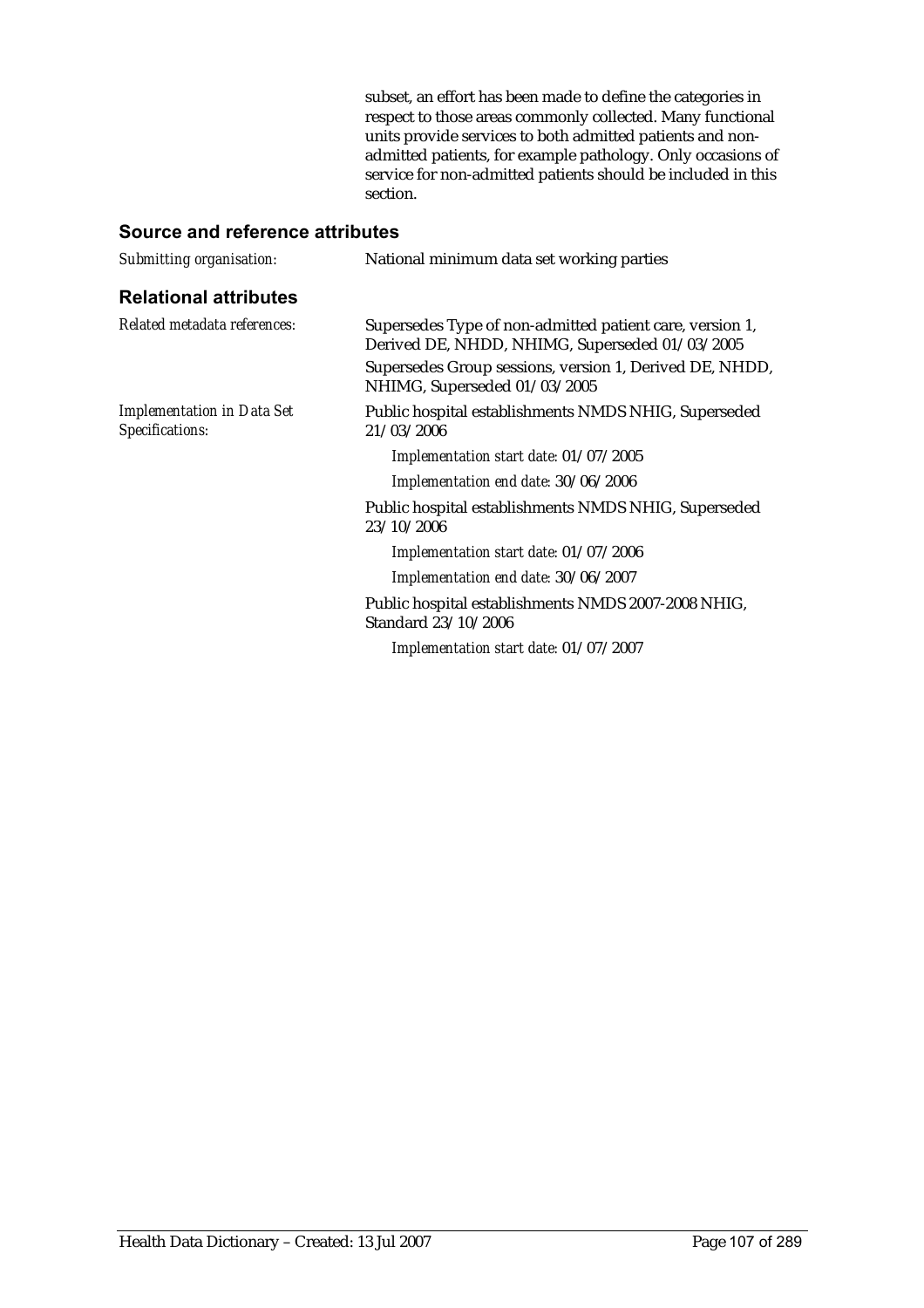subset, an effort has been made to define the categories in respect to those areas commonly collected. Many functional units provide services to both admitted patients and non-admitted patients, for example pathology. Only occasions of service for non-admitted patients should be included in this section.

## Source and reference attributes

*Submitting organisation:* National minimum data set working parties

## Relational attributes

*Related metadata references:* Supersedes Type of non-admitted patient care, version 1, Derived DE, NHDD, NHIMG, Superseded 01/03/2005

Supersedes Group sessions, version 1, Derived DE, NHDD, NHIMG, Superseded 01/03/2005

*Implementation in Data Set Specifications:* Public hospital establishments NMDS NHIG, Superseded 21/03/2006

*Implementation start date:* 01/07/2005

*Implementation end date:* 30/06/2006

Public hospital establishments NMDS NHIG, Superseded 23/10/2006

*Implementation start date:* 01/07/2006

*Implementation end date:* 30/06/2007

Public hospital establishments NMDS 2007-2008 NHIG, Standard 23/10/2006

*Implementation start date:* 01/07/2007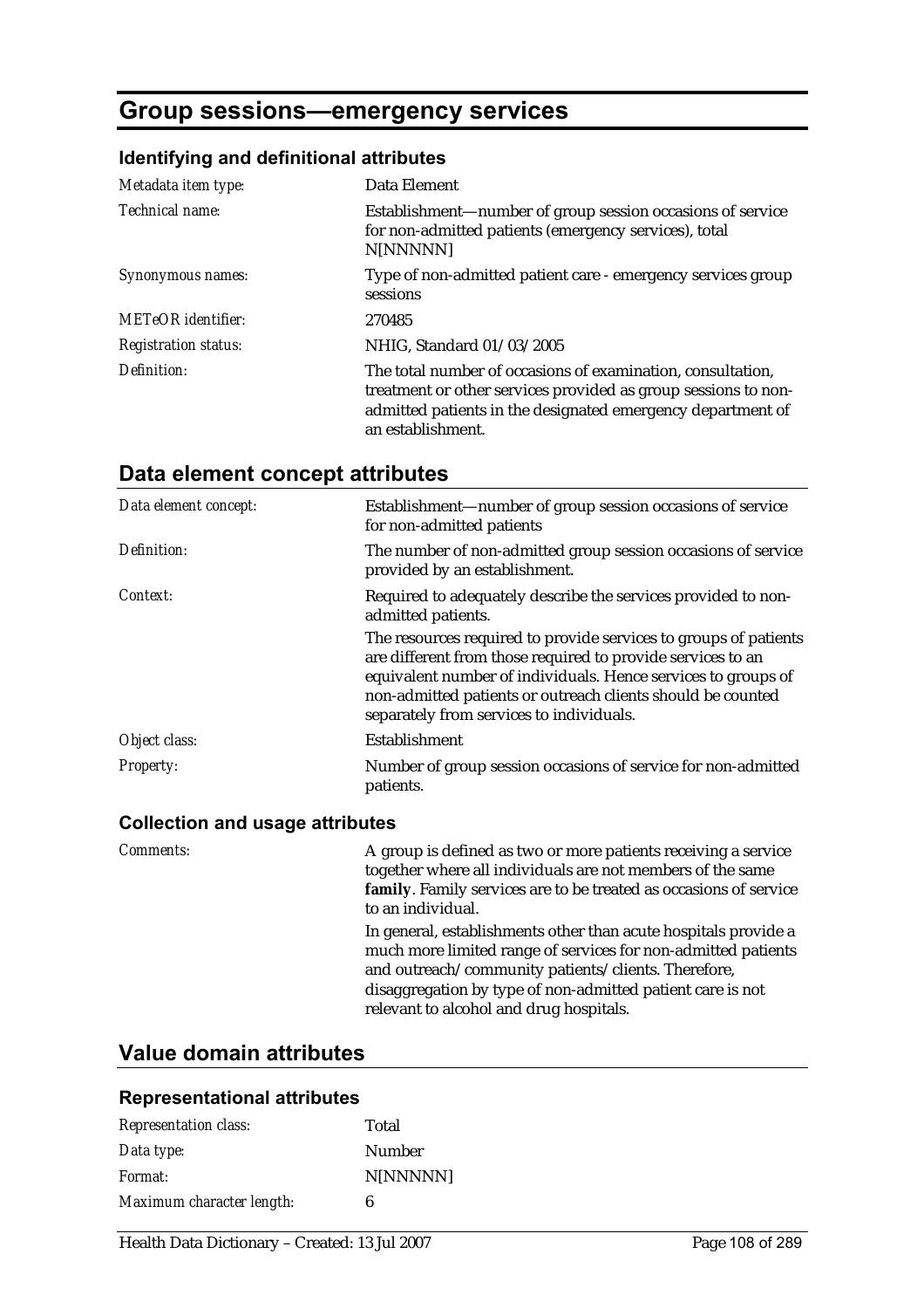# Group sessions—emergency services

## Identifying and definitional attributes

| | |
|---|---|
| *Metadata item type:* | Data Element |
| *Technical name:* | Establishment—number of group session occasions of service for non-admitted patients (emergency services), total N[NNNNN] |
| *Synonymous names:* | Type of non-admitted patient care - emergency services group sessions |
| *METeOR identifier:* | 270485 |
| *Registration status:* | NHIG, Standard 01/03/2005 |
| *Definition:* | The total number of occasions of examination, consultation, treatment or other services provided as group sessions to non-admitted patients in the designated emergency department of an establishment. |

## Data element concept attributes

| | |
|---|---|
| *Data element concept:* | Establishment—number of group session occasions of service for non-admitted patients |
| *Definition:* | The number of non-admitted group session occasions of service provided by an establishment. |
| *Context:* | Required to adequately describe the services provided to non-admitted patients.<br><br>The resources required to provide services to groups of patients are different from those required to provide services to an equivalent number of individuals. Hence services to groups of non-admitted patients or outreach clients should be counted separately from services to individuals. |
| *Object class:* | Establishment |
| *Property:* | Number of group session occasions of service for non-admitted patients. |

### Collection and usage attributes

| | |
|---|---|
| *Comments:* | A group is defined as two or more patients receiving a service together where all individuals are not members of the same **family**. Family services are to be treated as occasions of service to an individual.<br><br>In general, establishments other than acute hospitals provide a much more limited range of services for non-admitted patients and outreach/community patients/clients. Therefore, disaggregation by type of non-admitted patient care is not relevant to alcohol and drug hospitals. |

## Value domain attributes

### Representational attributes

| | |
|---|---|
| *Representation class:* | Total |
| *Data type:* | Number |
| *Format:* | N[NNNNN] |
| *Maximum character length:* | 6 |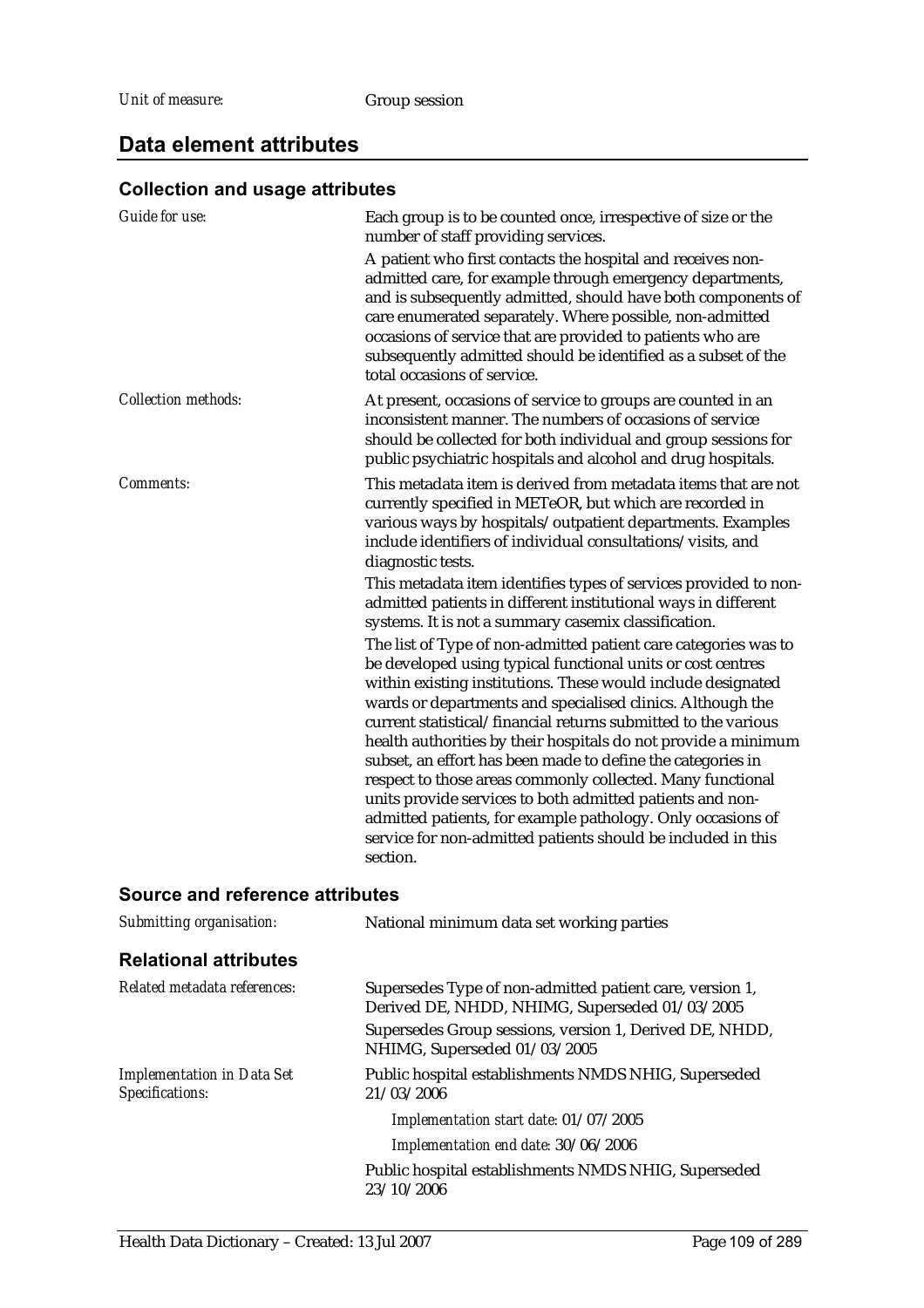*Unit of measure:* Group session

## Data element attributes

### Collection and usage attributes

*Guide for use:* Each group is to be counted once, irrespective of size or the number of staff providing services.

A patient who first contacts the hospital and receives non-admitted care, for example through emergency departments, and is subsequently admitted, should have both components of care enumerated separately. Where possible, non-admitted occasions of service that are provided to patients who are subsequently admitted should be identified as a subset of the total occasions of service.

*Collection methods:* At present, occasions of service to groups are counted in an inconsistent manner. The numbers of occasions of service should be collected for both individual and group sessions for public psychiatric hospitals and alcohol and drug hospitals.

*Comments:* This metadata item is derived from metadata items that are not currently specified in METeOR, but which are recorded in various ways by hospitals/outpatient departments. Examples include identifiers of individual consultations/visits, and diagnostic tests.

This metadata item identifies types of services provided to non-admitted patients in different institutional ways in different systems. It is not a summary casemix classification.

The list of Type of non-admitted patient care categories was to be developed using typical functional units or cost centres within existing institutions. These would include designated wards or departments and specialised clinics. Although the current statistical/financial returns submitted to the various health authorities by their hospitals do not provide a minimum subset, an effort has been made to define the categories in respect to those areas commonly collected. Many functional units provide services to both admitted patients and non-admitted patients, for example pathology. Only occasions of service for non-admitted patients should be included in this section.

### Source and reference attributes

*Submitting organisation:* National minimum data set working parties

### Relational attributes

*Related metadata references:* Supersedes Type of non-admitted patient care, version 1, Derived DE, NHDD, NHIMG, Superseded 01/03/2005

Supersedes Group sessions, version 1, Derived DE, NHDD, NHIMG, Superseded 01/03/2005

*Implementation in Data Set Specifications:* Public hospital establishments NMDS NHIG, Superseded 21/03/2006

*Implementation start date:* 01/07/2005

*Implementation end date:* 30/06/2006

Public hospital establishments NMDS NHIG, Superseded 23/10/2006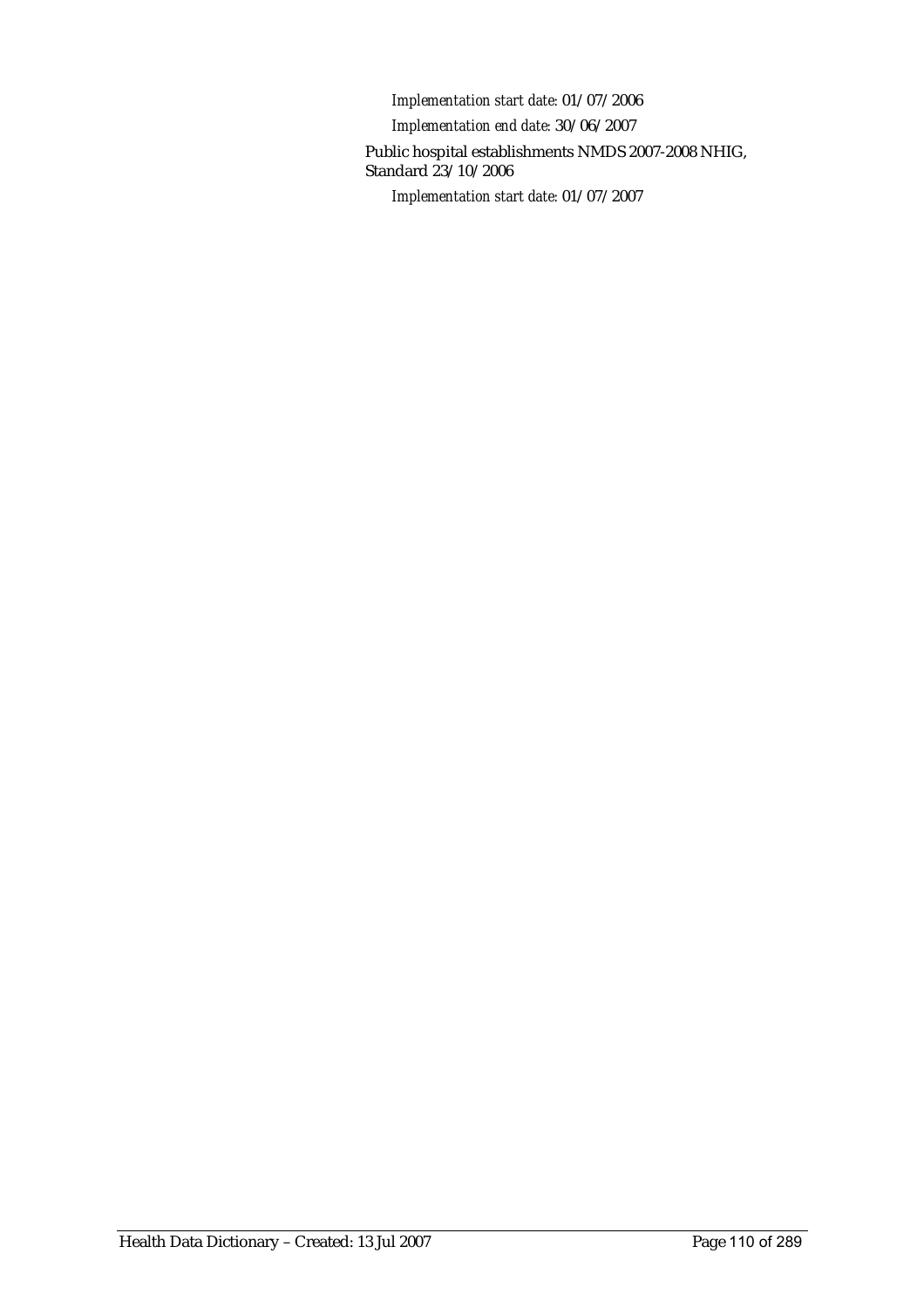*Implementation start date:* 01/07/2006

*Implementation end date:* 30/06/2007

Public hospital establishments NMDS 2007-2008 NHIG, Standard 23/10/2006

*Implementation start date:* 01/07/2007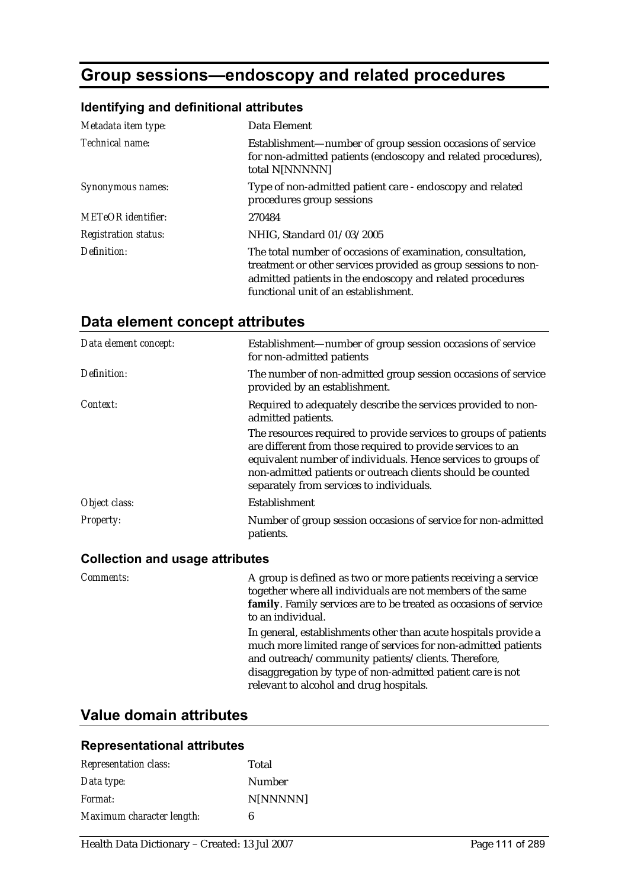# Group sessions—endoscopy and related procedures

## Identifying and definitional attributes

| | |
|---|---|
| *Metadata item type:* | Data Element |
| *Technical name:* | Establishment—number of group session occasions of service for non-admitted patients (endoscopy and related procedures), total N[NNNNN] |
| *Synonymous names:* | Type of non-admitted patient care - endoscopy and related procedures group sessions |
| *METeOR identifier:* | 270484 |
| *Registration status:* | NHIG, Standard 01/03/2005 |
| *Definition:* | The total number of occasions of examination, consultation, treatment or other services provided as group sessions to non-admitted patients in the endoscopy and related procedures functional unit of an establishment. |

## Data element concept attributes

| | |
|---|---|
| *Data element concept:* | Establishment—number of group session occasions of service for non-admitted patients |
| *Definition:* | The number of non-admitted group session occasions of service provided by an establishment. |
| *Context:* | Required to adequately describe the services provided to non-admitted patients.<br>The resources required to provide services to groups of patients are different from those required to provide services to an equivalent number of individuals. Hence services to groups of non-admitted patients or outreach clients should be counted separately from services to individuals. |
| *Object class:* | Establishment |
| *Property:* | Number of group session occasions of service for non-admitted patients. |

### Collection and usage attributes

| | |
|---|---|
| *Comments:* | A group is defined as two or more patients receiving a service together where all individuals are not members of the same **family**. Family services are to be treated as occasions of service to an individual.<br>In general, establishments other than acute hospitals provide a much more limited range of services for non-admitted patients and outreach/community patients/clients. Therefore, disaggregation by type of non-admitted patient care is not relevant to alcohol and drug hospitals. |

## Value domain attributes

### Representational attributes

| | |
|---|---|
| *Representation class:* | Total |
| *Data type:* | Number |
| *Format:* | N[NNNNN] |
| *Maximum character length:* | 6 |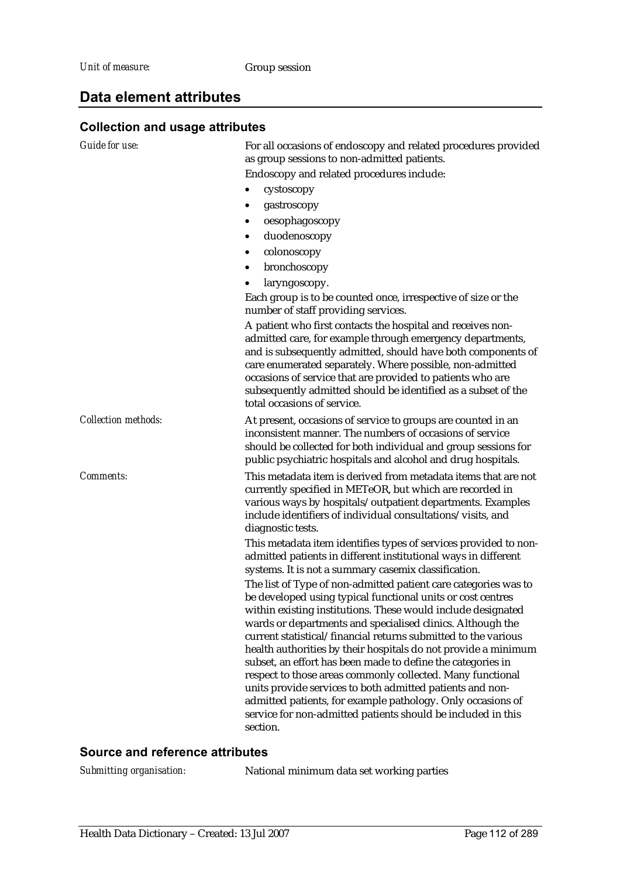*Unit of measure:* Group session

## Data element attributes

### Collection and usage attributes

*Guide for use:* For all occasions of endoscopy and related procedures provided as group sessions to non-admitted patients.

Endoscopy and related procedures include:

- cystoscopy
- gastroscopy
- oesophagoscopy
- duodenoscopy
- colonoscopy
- bronchoscopy
- laryngoscopy.

Each group is to be counted once, irrespective of size or the number of staff providing services.

A patient who first contacts the hospital and receives non-admitted care, for example through emergency departments, and is subsequently admitted, should have both components of care enumerated separately. Where possible, non-admitted occasions of service that are provided to patients who are subsequently admitted should be identified as a subset of the total occasions of service.

*Collection methods:* At present, occasions of service to groups are counted in an inconsistent manner. The numbers of occasions of service should be collected for both individual and group sessions for public psychiatric hospitals and alcohol and drug hospitals.

*Comments:* This metadata item is derived from metadata items that are not currently specified in METeOR, but which are recorded in various ways by hospitals/outpatient departments. Examples include identifiers of individual consultations/visits, and diagnostic tests.

This metadata item identifies types of services provided to non-admitted patients in different institutional ways in different systems. It is not a summary casemix classification.

The list of Type of non-admitted patient care categories was to be developed using typical functional units or cost centres within existing institutions. These would include designated wards or departments and specialised clinics. Although the current statistical/financial returns submitted to the various health authorities by their hospitals do not provide a minimum subset, an effort has been made to define the categories in respect to those areas commonly collected. Many functional units provide services to both admitted patients and non-admitted patients, for example pathology. Only occasions of service for non-admitted patients should be included in this section.

### Source and reference attributes

*Submitting organisation:* National minimum data set working parties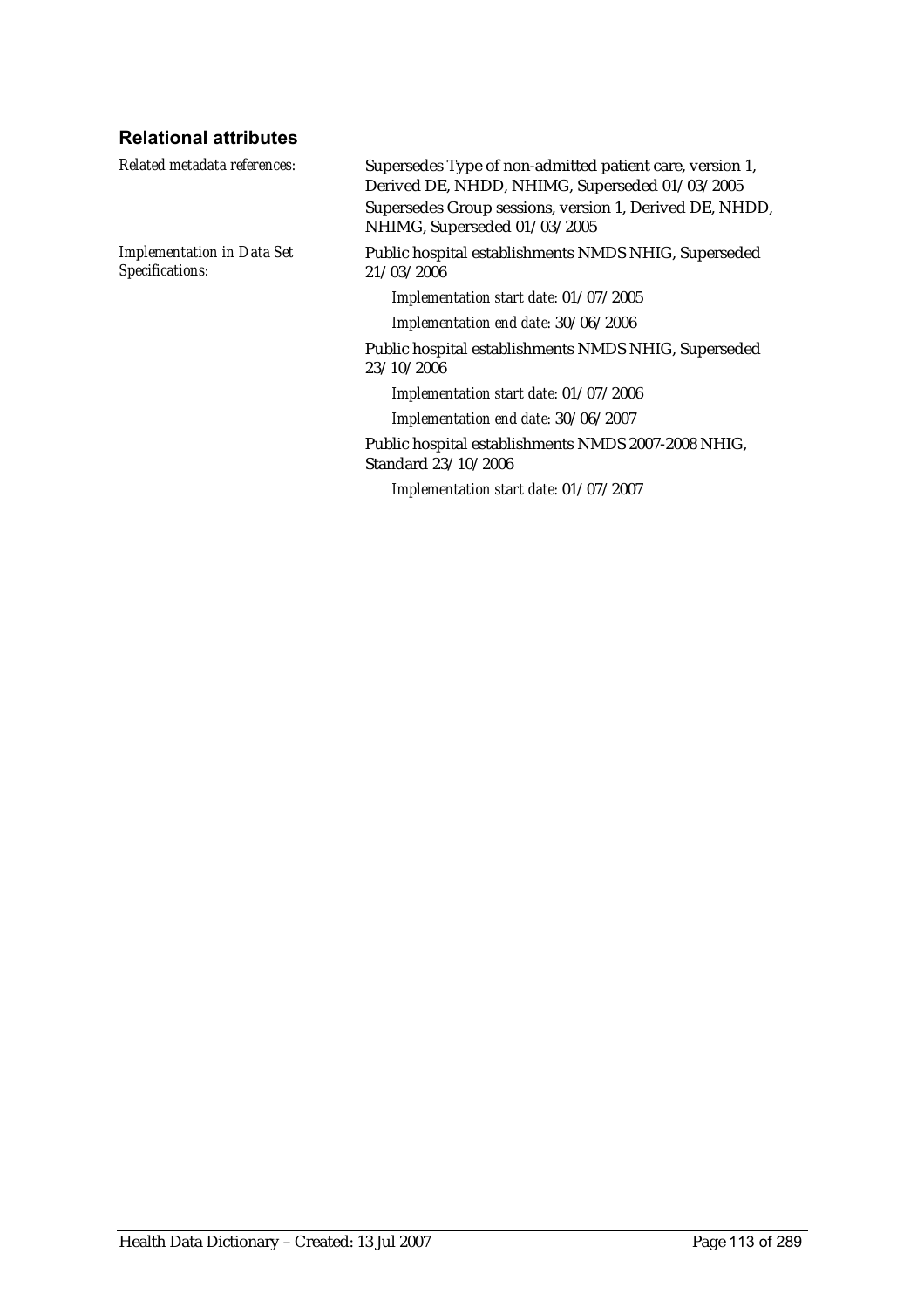### Relational attributes

*Related metadata references:*

Supersedes Type of non-admitted patient care, version 1, Derived DE, NHDD, NHIMG, Superseded 01/03/2005

Supersedes Group sessions, version 1, Derived DE, NHDD, NHIMG, Superseded 01/03/2005

*Implementation in Data Set Specifications:*

Public hospital establishments NMDS NHIG, Superseded 21/03/2006

*Implementation start date:* 01/07/2005

*Implementation end date:* 30/06/2006

Public hospital establishments NMDS NHIG, Superseded 23/10/2006

*Implementation start date:* 01/07/2006

*Implementation end date:* 30/06/2007

Public hospital establishments NMDS 2007-2008 NHIG, Standard 23/10/2006

*Implementation start date:* 01/07/2007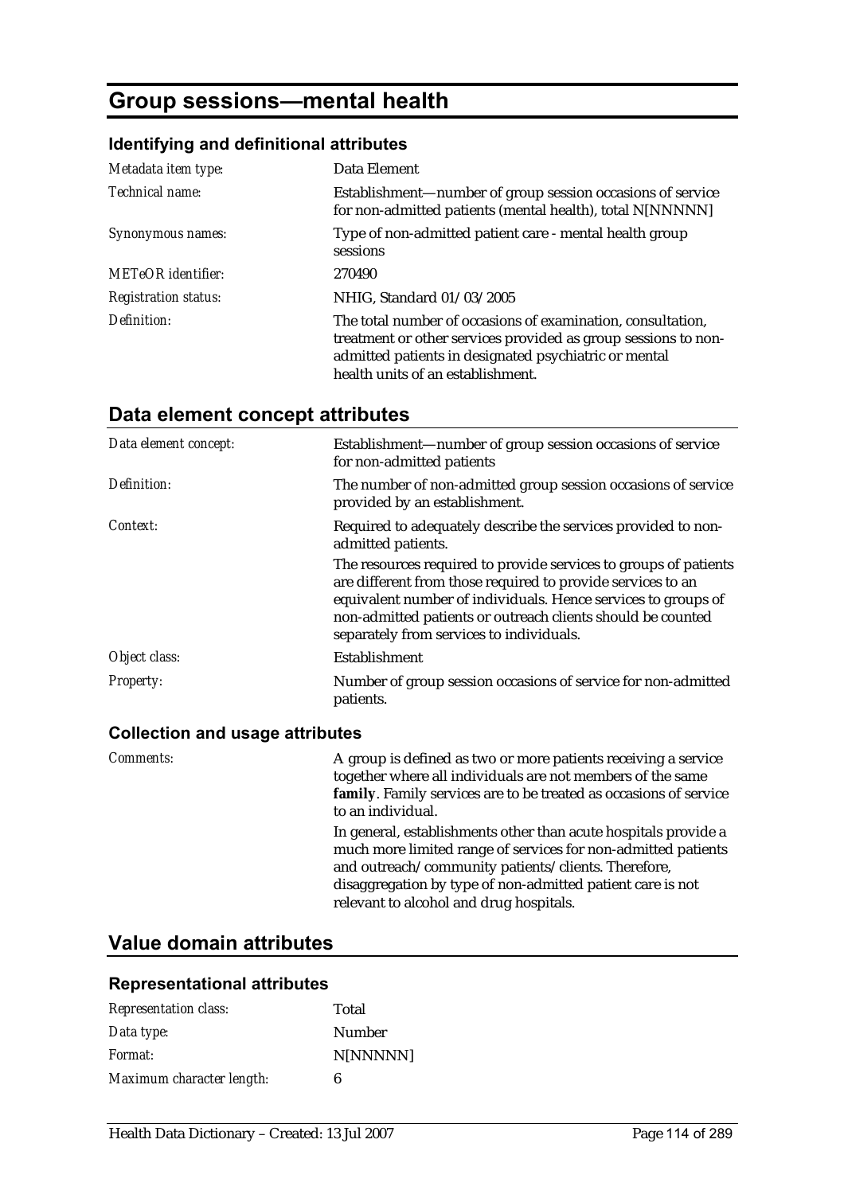# Group sessions—mental health

## Identifying and definitional attributes

| | |
|---|---|
| *Metadata item type:* | Data Element |
| *Technical name:* | Establishment—number of group session occasions of service for non-admitted patients (mental health), total N[NNNNN] |
| *Synonymous names:* | Type of non-admitted patient care - mental health group sessions |
| *METeOR identifier:* | 270490 |
| *Registration status:* | NHIG, Standard 01/03/2005 |
| *Definition:* | The total number of occasions of examination, consultation, treatment or other services provided as group sessions to non-admitted patients in designated psychiatric or mental health units of an establishment. |

## Data element concept attributes

| | |
|---|---|
| *Data element concept:* | Establishment—number of group session occasions of service for non-admitted patients |
| *Definition:* | The number of non-admitted group session occasions of service provided by an establishment. |
| *Context:* | Required to adequately describe the services provided to non-admitted patients.<br>The resources required to provide services to groups of patients are different from those required to provide services to an equivalent number of individuals. Hence services to groups of non-admitted patients or outreach clients should be counted separately from services to individuals. |
| *Object class:* | Establishment |
| *Property:* | Number of group session occasions of service for non-admitted patients. |

### Collection and usage attributes

| | |
|---|---|
| *Comments:* | A group is defined as two or more patients receiving a service together where all individuals are not members of the same **family**. Family services are to be treated as occasions of service to an individual.<br>In general, establishments other than acute hospitals provide a much more limited range of services for non-admitted patients and outreach/community patients/clients. Therefore, disaggregation by type of non-admitted patient care is not relevant to alcohol and drug hospitals. |

## Value domain attributes

### Representational attributes

| | |
|---|---|
| *Representation class:* | Total |
| *Data type:* | Number |
| *Format:* | N[NNNNN] |
| *Maximum character length:* | 6 |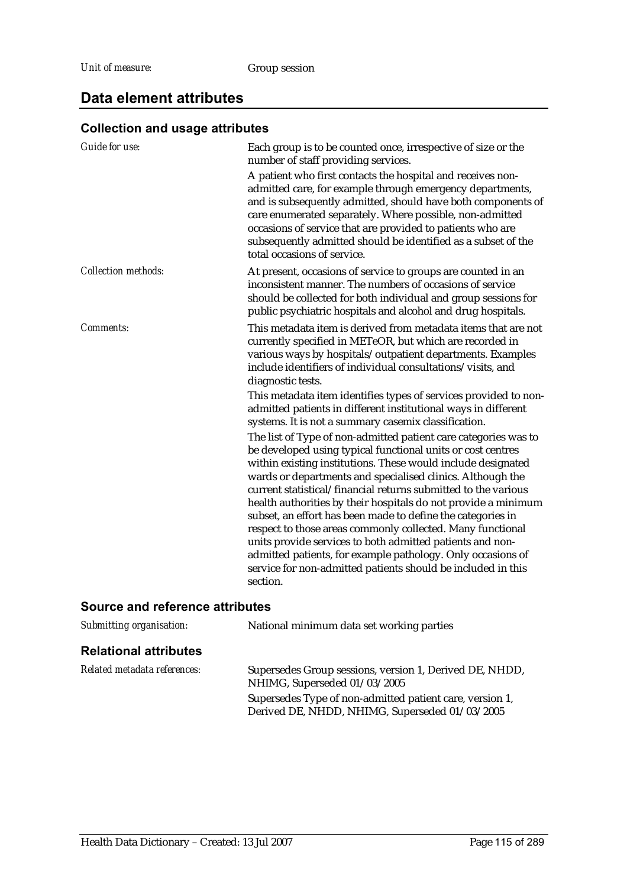*Unit of measure:* Group session

## Data element attributes

### Collection and usage attributes

*Guide for use:*

Each group is to be counted once, irrespective of size or the number of staff providing services.

A patient who first contacts the hospital and receives non-admitted care, for example through emergency departments, and is subsequently admitted, should have both components of care enumerated separately. Where possible, non-admitted occasions of service that are provided to patients who are subsequently admitted should be identified as a subset of the total occasions of service.

*Collection methods:*

At present, occasions of service to groups are counted in an inconsistent manner. The numbers of occasions of service should be collected for both individual and group sessions for public psychiatric hospitals and alcohol and drug hospitals.

*Comments:*

This metadata item is derived from metadata items that are not currently specified in METeOR, but which are recorded in various ways by hospitals/outpatient departments. Examples include identifiers of individual consultations/visits, and diagnostic tests.

This metadata item identifies types of services provided to non-admitted patients in different institutional ways in different systems. It is not a summary casemix classification.

The list of Type of non-admitted patient care categories was to be developed using typical functional units or cost centres within existing institutions. These would include designated wards or departments and specialised clinics. Although the current statistical/financial returns submitted to the various health authorities by their hospitals do not provide a minimum subset, an effort has been made to define the categories in respect to those areas commonly collected. Many functional units provide services to both admitted patients and non-admitted patients, for example pathology. Only occasions of service for non-admitted patients should be included in this section.

### Source and reference attributes

*Submitting organisation:* National minimum data set working parties

### Relational attributes

*Related metadata references:*

Supersedes Group sessions, version 1, Derived DE, NHDD, NHIMG, Superseded 01/03/2005

Supersedes Type of non-admitted patient care, version 1, Derived DE, NHDD, NHIMG, Superseded 01/03/2005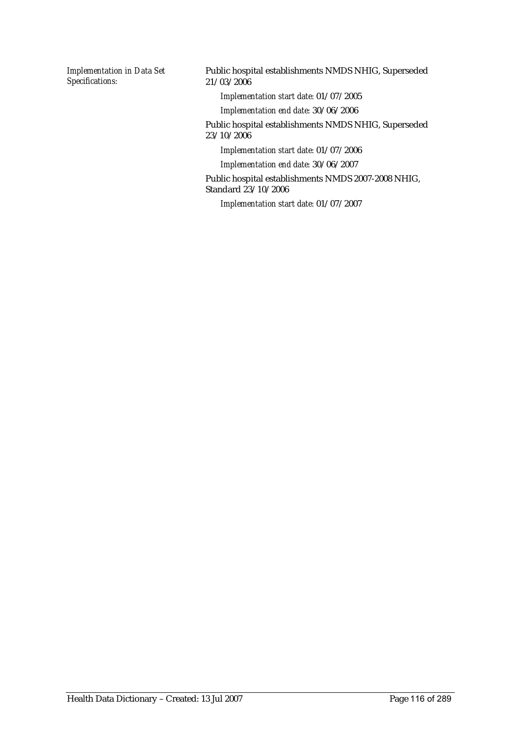*Implementation in Data Set Specifications:*

Public hospital establishments NMDS NHIG, Superseded 21/03/2006

*Implementation start date:* 01/07/2005

*Implementation end date:* 30/06/2006

Public hospital establishments NMDS NHIG, Superseded 23/10/2006

*Implementation start date:* 01/07/2006

*Implementation end date:* 30/06/2007

Public hospital establishments NMDS 2007-2008 NHIG, Standard 23/10/2006

*Implementation start date:* 01/07/2007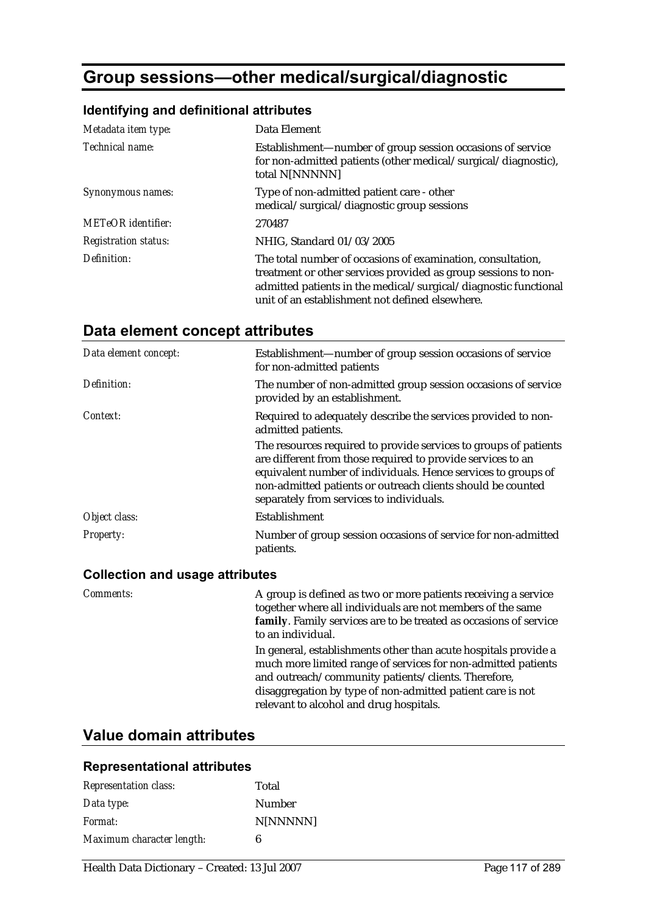# Group sessions—other medical/surgical/diagnostic

### Identifying and definitional attributes

| | |
|---|---|
| *Metadata item type:* | Data Element |
| *Technical name:* | Establishment—number of group session occasions of service for non-admitted patients (other medical/surgical/diagnostic), total N[NNNNN] |
| *Synonymous names:* | Type of non-admitted patient care - other medical/surgical/diagnostic group sessions |
| *METeOR identifier:* | 270487 |
| *Registration status:* | NHIG, Standard 01/03/2005 |
| *Definition:* | The total number of occasions of examination, consultation, treatment or other services provided as group sessions to non-admitted patients in the medical/surgical/diagnostic functional unit of an establishment not defined elsewhere. |

## Data element concept attributes

| | |
|---|---|
| *Data element concept:* | Establishment—number of group session occasions of service for non-admitted patients |
| *Definition:* | The number of non-admitted group session occasions of service provided by an establishment. |
| *Context:* | Required to adequately describe the services provided to non-admitted patients.<br><br>The resources required to provide services to groups of patients are different from those required to provide services to an equivalent number of individuals. Hence services to groups of non-admitted patients or outreach clients should be counted separately from services to individuals. |
| *Object class:* | Establishment |
| *Property:* | Number of group session occasions of service for non-admitted patients. |

### Collection and usage attributes

| | |
|---|---|
| *Comments:* | A group is defined as two or more patients receiving a service together where all individuals are not members of the same **family**. Family services are to be treated as occasions of service to an individual.<br><br>In general, establishments other than acute hospitals provide a much more limited range of services for non-admitted patients and outreach/community patients/clients. Therefore, disaggregation by type of non-admitted patient care is not relevant to alcohol and drug hospitals. |

## Value domain attributes

### Representational attributes

| | |
|---|---|
| *Representation class:* | Total |
| *Data type:* | Number |
| *Format:* | N[NNNNN] |
| *Maximum character length:* | 6 |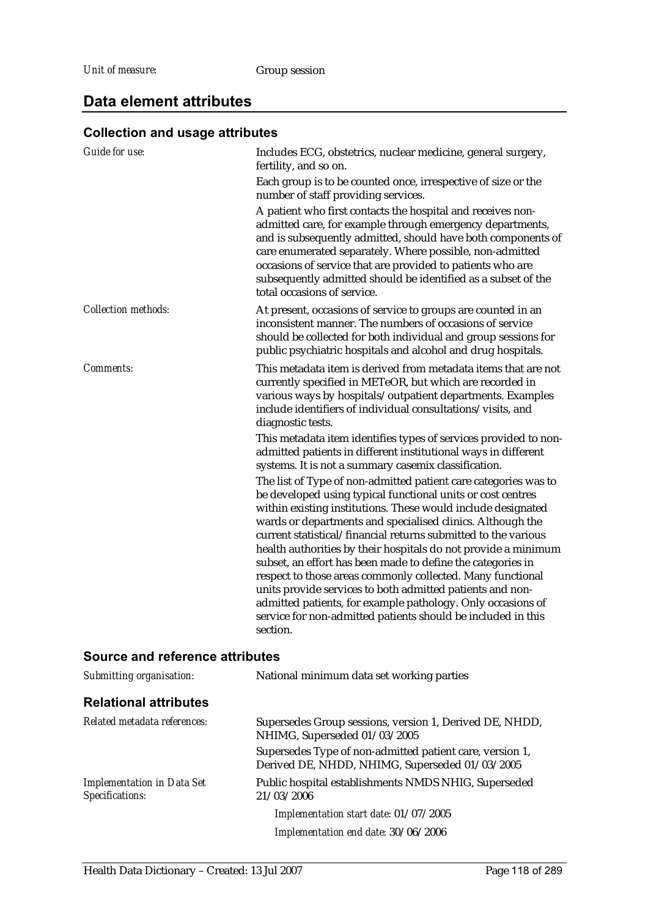*Unit of measure:* Group session

## Data element attributes

### Collection and usage attributes

*Guide for use:*

Includes ECG, obstetrics, nuclear medicine, general surgery, fertility, and so on.

Each group is to be counted once, irrespective of size or the number of staff providing services.

A patient who first contacts the hospital and receives non-admitted care, for example through emergency departments, and is subsequently admitted, should have both components of care enumerated separately. Where possible, non-admitted occasions of service that are provided to patients who are subsequently admitted should be identified as a subset of the total occasions of service.

*Collection methods:*

At present, occasions of service to groups are counted in an inconsistent manner. The numbers of occasions of service should be collected for both individual and group sessions for public psychiatric hospitals and alcohol and drug hospitals.

*Comments:*

This metadata item is derived from metadata items that are not currently specified in METeOR, but which are recorded in various ways by hospitals/outpatient departments. Examples include identifiers of individual consultations/visits, and diagnostic tests.

This metadata item identifies types of services provided to non-admitted patients in different institutional ways in different systems. It is not a summary casemix classification.

The list of Type of non-admitted patient care categories was to be developed using typical functional units or cost centres within existing institutions. These would include designated wards or departments and specialised clinics. Although the current statistical/financial returns submitted to the various health authorities by their hospitals do not provide a minimum subset, an effort has been made to define the categories in respect to those areas commonly collected. Many functional units provide services to both admitted patients and non-admitted patients, for example pathology. Only occasions of service for non-admitted patients should be included in this section.

### Source and reference attributes

*Submitting organisation:* National minimum data set working parties

### Relational attributes

*Related metadata references:*

Supersedes Group sessions, version 1, Derived DE, NHDD, NHIMG, Superseded 01/03/2005

Supersedes Type of non-admitted patient care, version 1, Derived DE, NHDD, NHIMG, Superseded 01/03/2005

*Implementation in Data Set Specifications:*

Public hospital establishments NMDS NHIG, Superseded 21/03/2006

*Implementation start date:* 01/07/2005

*Implementation end date:* 30/06/2006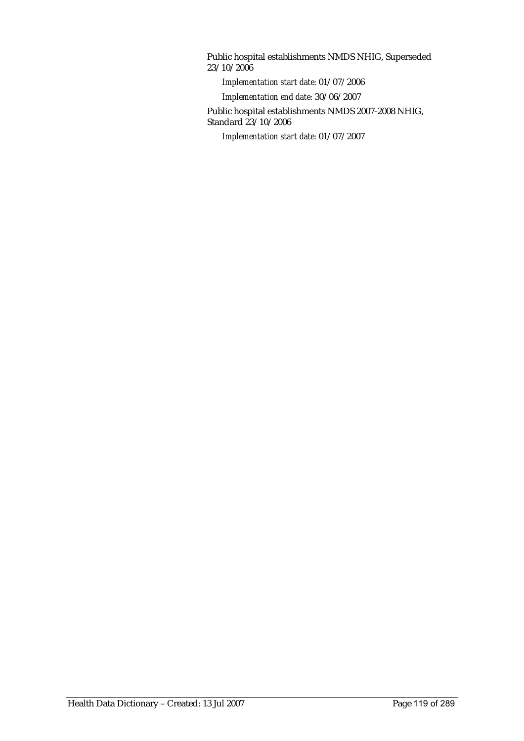Public hospital establishments NMDS NHIG, Superseded 23/10/2006

*Implementation start date:* 01/07/2006

*Implementation end date:* 30/06/2007

Public hospital establishments NMDS 2007-2008 NHIG, Standard 23/10/2006

*Implementation start date:* 01/07/2007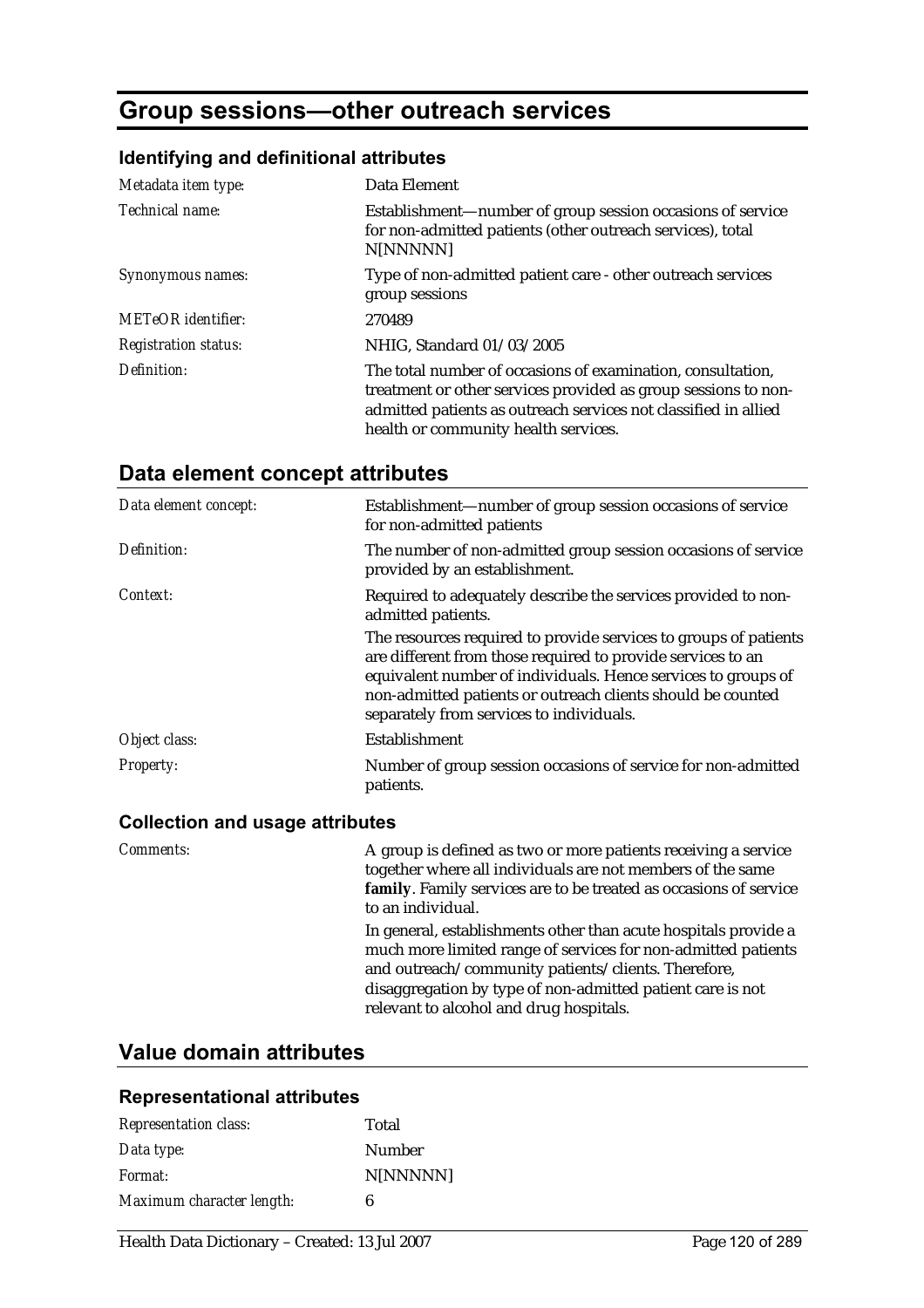# Group sessions—other outreach services

### Identifying and definitional attributes

| | |
|---|---|
| *Metadata item type:* | Data Element |
| *Technical name:* | Establishment—number of group session occasions of service for non-admitted patients (other outreach services), total N[NNNNN] |
| *Synonymous names:* | Type of non-admitted patient care - other outreach services group sessions |
| *METeOR identifier:* | 270489 |
| *Registration status:* | NHIG, Standard 01/03/2005 |
| *Definition:* | The total number of occasions of examination, consultation, treatment or other services provided as group sessions to non-admitted patients as outreach services not classified in allied health or community health services. |

## Data element concept attributes

| | |
|---|---|
| *Data element concept:* | Establishment—number of group session occasions of service for non-admitted patients |
| *Definition:* | The number of non-admitted group session occasions of service provided by an establishment. |
| *Context:* | Required to adequately describe the services provided to non-admitted patients.<br><br>The resources required to provide services to groups of patients are different from those required to provide services to an equivalent number of individuals. Hence services to groups of non-admitted patients or outreach clients should be counted separately from services to individuals. |
| *Object class:* | Establishment |
| *Property:* | Number of group session occasions of service for non-admitted patients. |

### Collection and usage attributes

| | |
|---|---|
| *Comments:* | A group is defined as two or more patients receiving a service together where all individuals are not members of the same **family**. Family services are to be treated as occasions of service to an individual.<br><br>In general, establishments other than acute hospitals provide a much more limited range of services for non-admitted patients and outreach/community patients/clients. Therefore, disaggregation by type of non-admitted patient care is not relevant to alcohol and drug hospitals. |

## Value domain attributes

### Representational attributes

| | |
|---|---|
| *Representation class:* | Total |
| *Data type:* | Number |
| *Format:* | N[NNNNN] |
| *Maximum character length:* | 6 |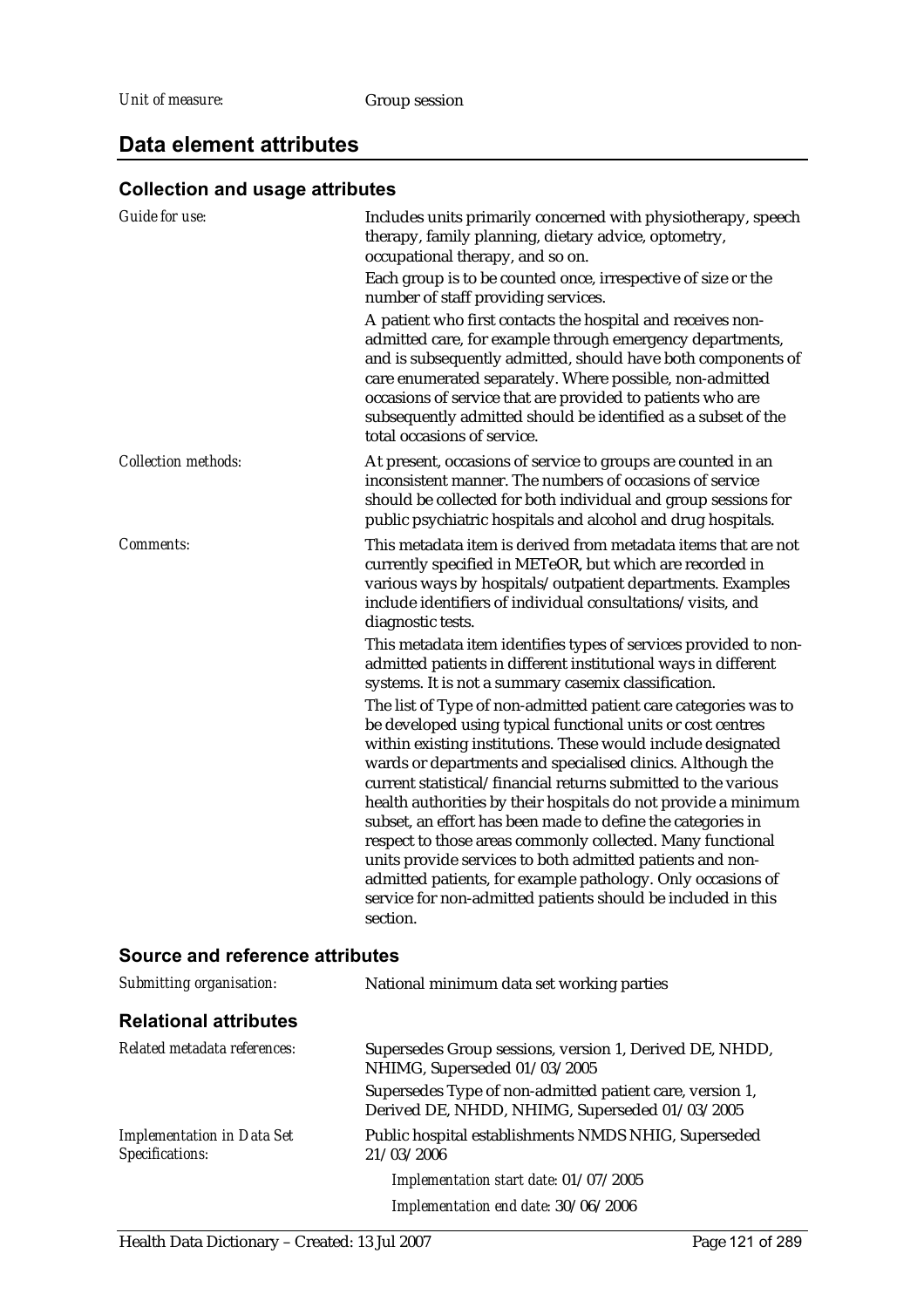*Unit of measure:* Group session

## Data element attributes

### Collection and usage attributes

*Guide for use:*

Includes units primarily concerned with physiotherapy, speech therapy, family planning, dietary advice, optometry, occupational therapy, and so on.

Each group is to be counted once, irrespective of size or the number of staff providing services.

A patient who first contacts the hospital and receives non-admitted care, for example through emergency departments, and is subsequently admitted, should have both components of care enumerated separately. Where possible, non-admitted occasions of service that are provided to patients who are subsequently admitted should be identified as a subset of the total occasions of service.

*Collection methods:*

At present, occasions of service to groups are counted in an inconsistent manner. The numbers of occasions of service should be collected for both individual and group sessions for public psychiatric hospitals and alcohol and drug hospitals.

*Comments:*

This metadata item is derived from metadata items that are not currently specified in METeOR, but which are recorded in various ways by hospitals/outpatient departments. Examples include identifiers of individual consultations/visits, and diagnostic tests.

This metadata item identifies types of services provided to non-admitted patients in different institutional ways in different systems. It is not a summary casemix classification.

The list of Type of non-admitted patient care categories was to be developed using typical functional units or cost centres within existing institutions. These would include designated wards or departments and specialised clinics. Although the current statistical/financial returns submitted to the various health authorities by their hospitals do not provide a minimum subset, an effort has been made to define the categories in respect to those areas commonly collected. Many functional units provide services to both admitted patients and non-admitted patients, for example pathology. Only occasions of service for non-admitted patients should be included in this section.

### Source and reference attributes

*Submitting organisation:* National minimum data set working parties

### Relational attributes

*Related metadata references:*

Supersedes Group sessions, version 1, Derived DE, NHDD, NHIMG, Superseded 01/03/2005

Supersedes Type of non-admitted patient care, version 1, Derived DE, NHDD, NHIMG, Superseded 01/03/2005

*Implementation in Data Set Specifications:*

Public hospital establishments NMDS NHIG, Superseded 21/03/2006

*Implementation start date:* 01/07/2005

*Implementation end date:* 30/06/2006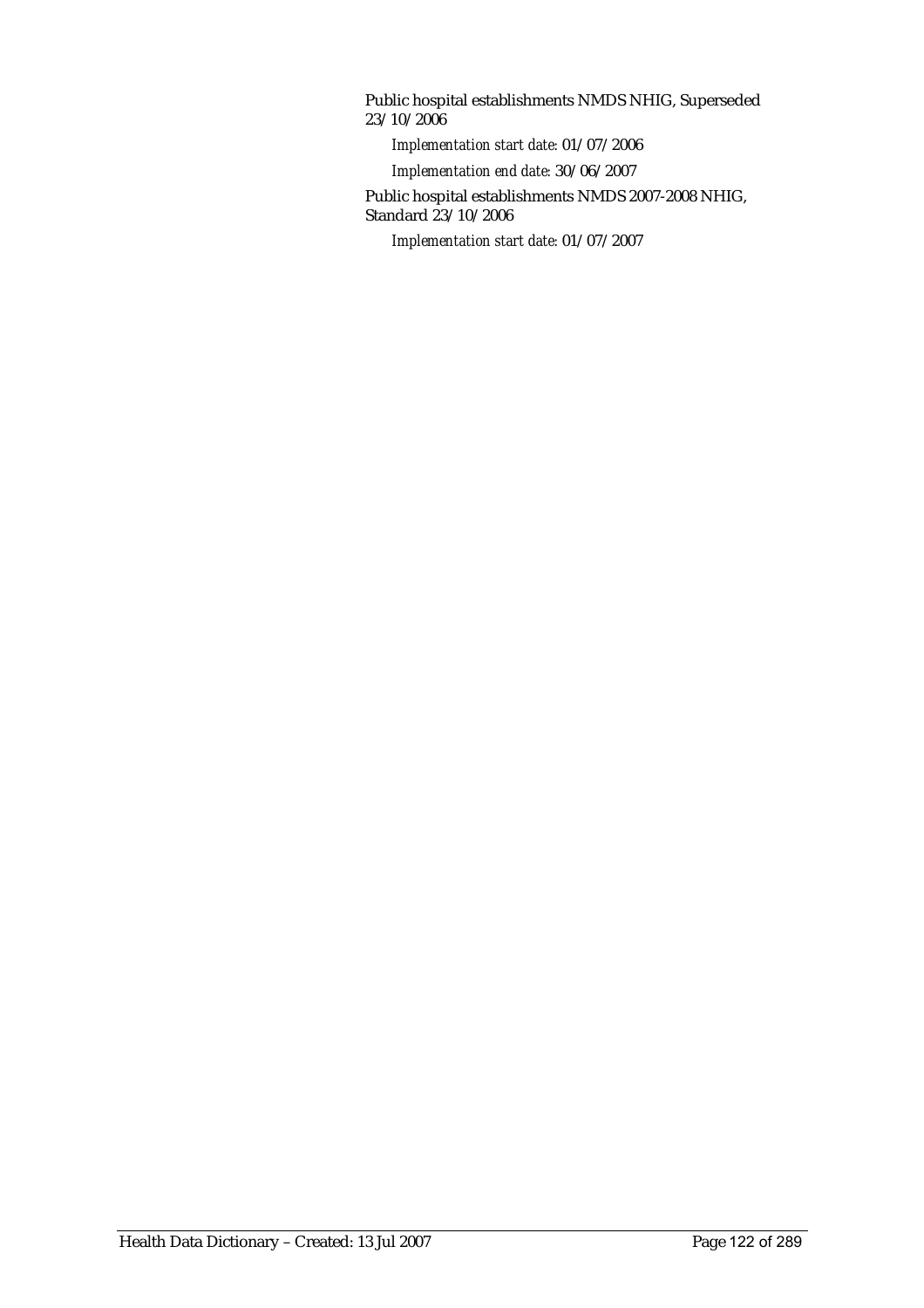Public hospital establishments NMDS NHIG, Superseded 23/10/2006

*Implementation start date:* 01/07/2006

*Implementation end date:* 30/06/2007

Public hospital establishments NMDS 2007-2008 NHIG, Standard 23/10/2006

*Implementation start date:* 01/07/2007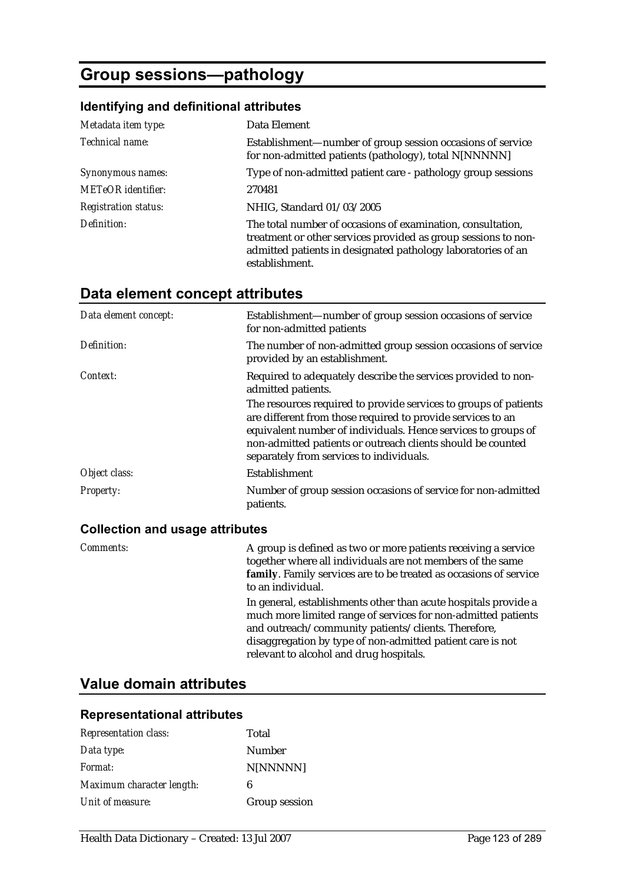# Group sessions—pathology

### Identifying and definitional attributes

| | |
|---|---|
| *Metadata item type:* | Data Element |
| *Technical name:* | Establishment—number of group session occasions of service for non-admitted patients (pathology), total N[NNNNN] |
| *Synonymous names:* | Type of non-admitted patient care - pathology group sessions |
| *METeOR identifier:* | 270481 |
| *Registration status:* | NHIG, Standard 01/03/2005 |
| *Definition:* | The total number of occasions of examination, consultation, treatment or other services provided as group sessions to non-admitted patients in designated pathology laboratories of an establishment. |

## Data element concept attributes

| | |
|---|---|
| *Data element concept:* | Establishment—number of group session occasions of service for non-admitted patients |
| *Definition:* | The number of non-admitted group session occasions of service provided by an establishment. |
| *Context:* | Required to adequately describe the services provided to non-admitted patients.<br><br>The resources required to provide services to groups of patients are different from those required to provide services to an equivalent number of individuals. Hence services to groups of non-admitted patients or outreach clients should be counted separately from services to individuals. |
| *Object class:* | Establishment |
| *Property:* | Number of group session occasions of service for non-admitted patients. |

### Collection and usage attributes

| | |
|---|---|
| *Comments:* | A group is defined as two or more patients receiving a service together where all individuals are not members of the same **family**. Family services are to be treated as occasions of service to an individual.<br><br>In general, establishments other than acute hospitals provide a much more limited range of services for non-admitted patients and outreach/community patients/clients. Therefore, disaggregation by type of non-admitted patient care is not relevant to alcohol and drug hospitals. |

## Value domain attributes

### Representational attributes

| | |
|---|---|
| *Representation class:* | Total |
| *Data type:* | Number |
| *Format:* | N[NNNNN] |
| *Maximum character length:* | 6 |
| *Unit of measure:* | Group session |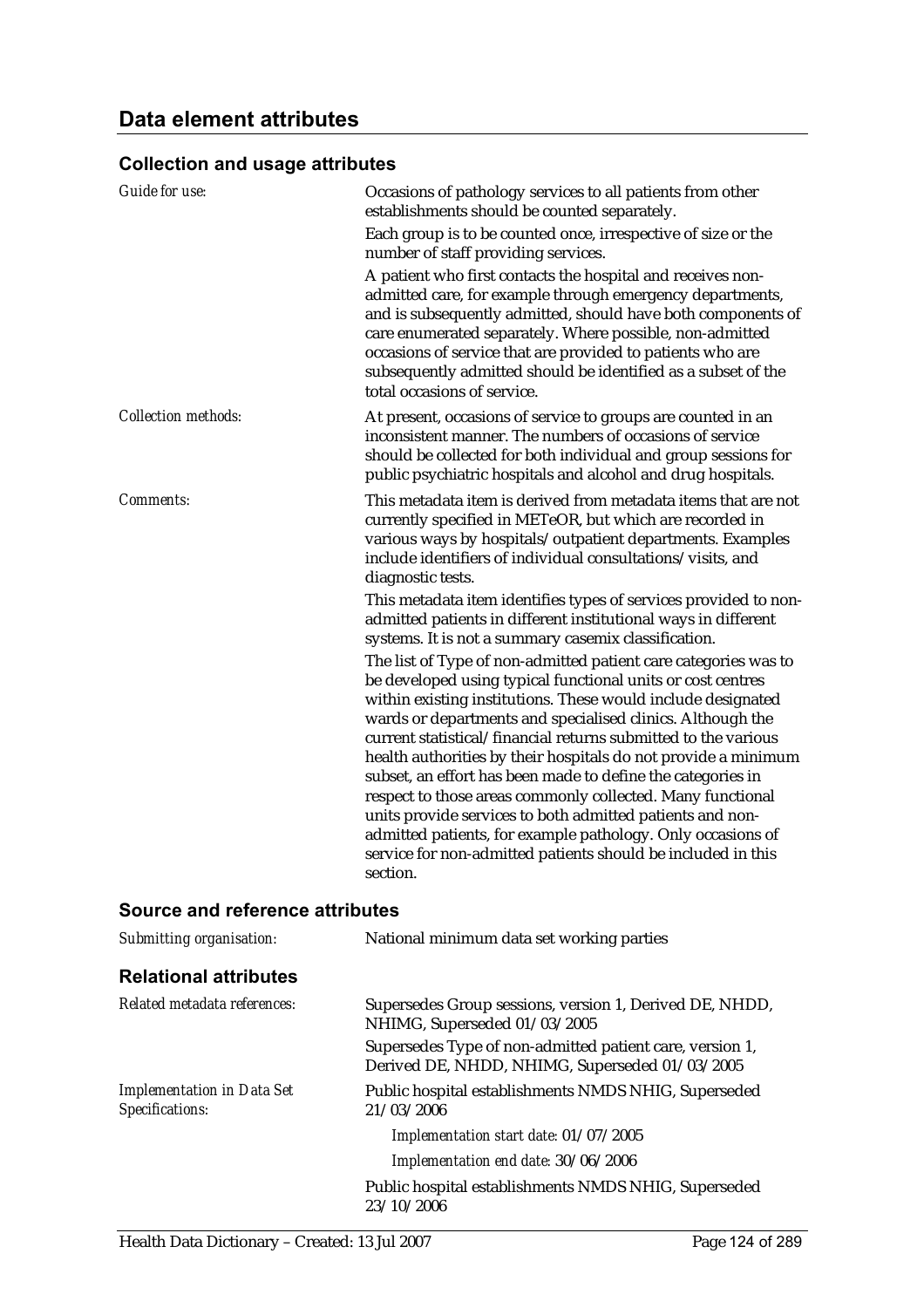## Data element attributes

### Collection and usage attributes

*Guide for use:*

Occasions of pathology services to all patients from other establishments should be counted separately.

Each group is to be counted once, irrespective of size or the number of staff providing services.

A patient who first contacts the hospital and receives non-admitted care, for example through emergency departments, and is subsequently admitted, should have both components of care enumerated separately. Where possible, non-admitted occasions of service that are provided to patients who are subsequently admitted should be identified as a subset of the total occasions of service.

*Collection methods:*

At present, occasions of service to groups are counted in an inconsistent manner. The numbers of occasions of service should be collected for both individual and group sessions for public psychiatric hospitals and alcohol and drug hospitals.

*Comments:*

This metadata item is derived from metadata items that are not currently specified in METeOR, but which are recorded in various ways by hospitals/outpatient departments. Examples include identifiers of individual consultations/visits, and diagnostic tests.

This metadata item identifies types of services provided to non-admitted patients in different institutional ways in different systems. It is not a summary casemix classification.

The list of Type of non-admitted patient care categories was to be developed using typical functional units or cost centres within existing institutions. These would include designated wards or departments and specialised clinics. Although the current statistical/financial returns submitted to the various health authorities by their hospitals do not provide a minimum subset, an effort has been made to define the categories in respect to those areas commonly collected. Many functional units provide services to both admitted patients and non-admitted patients, for example pathology. Only occasions of service for non-admitted patients should be included in this section.

### Source and reference attributes

*Submitting organisation:* National minimum data set working parties

### Relational attributes

*Related metadata references:*

Supersedes Group sessions, version 1, Derived DE, NHDD, NHIMG, Superseded 01/03/2005

Supersedes Type of non-admitted patient care, version 1, Derived DE, NHDD, NHIMG, Superseded 01/03/2005

*Implementation in Data Set Specifications:*

Public hospital establishments NMDS NHIG, Superseded 21/03/2006

*Implementation start date:* 01/07/2005

*Implementation end date:* 30/06/2006

Public hospital establishments NMDS NHIG, Superseded 23/10/2006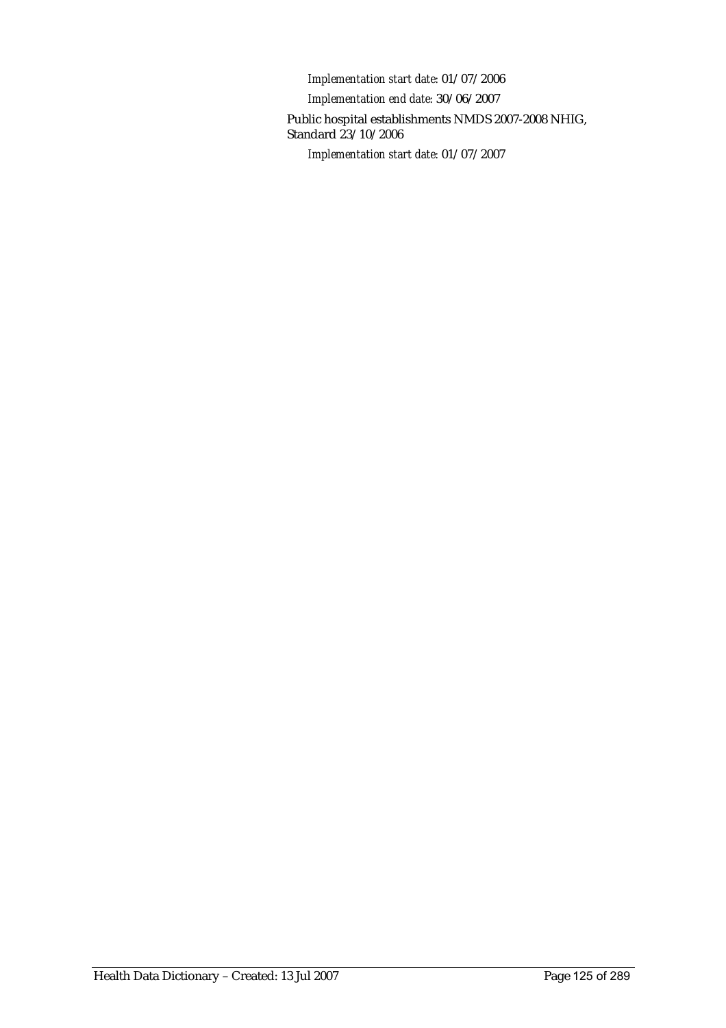*Implementation start date:* 01/07/2006

*Implementation end date:* 30/06/2007

Public hospital establishments NMDS 2007-2008 NHIG, Standard 23/10/2006

*Implementation start date:* 01/07/2007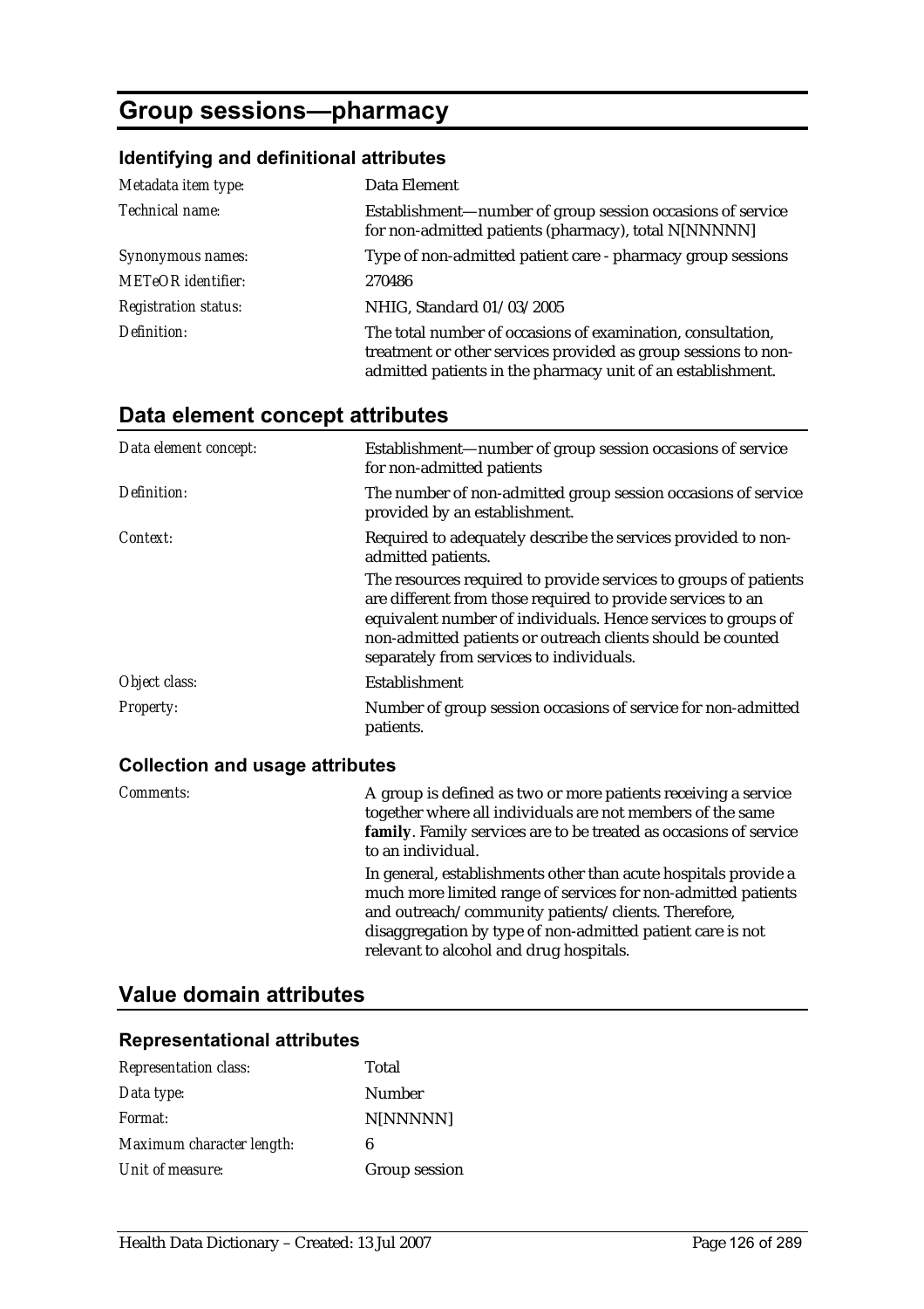# Group sessions—pharmacy

### Identifying and definitional attributes

| | |
|---|---|
| *Metadata item type:* | Data Element |
| *Technical name:* | Establishment—number of group session occasions of service for non-admitted patients (pharmacy), total N[NNNNN] |
| *Synonymous names:* | Type of non-admitted patient care - pharmacy group sessions |
| *METeOR identifier:* | 270486 |
| *Registration status:* | NHIG, Standard 01/03/2005 |
| *Definition:* | The total number of occasions of examination, consultation, treatment or other services provided as group sessions to non-admitted patients in the pharmacy unit of an establishment. |

## Data element concept attributes

| | |
|---|---|
| *Data element concept:* | Establishment—number of group session occasions of service for non-admitted patients |
| *Definition:* | The number of non-admitted group session occasions of service provided by an establishment. |
| *Context:* | Required to adequately describe the services provided to non-admitted patients.<br><br>The resources required to provide services to groups of patients are different from those required to provide services to an equivalent number of individuals. Hence services to groups of non-admitted patients or outreach clients should be counted separately from services to individuals. |
| *Object class:* | Establishment |
| *Property:* | Number of group session occasions of service for non-admitted patients. |

### Collection and usage attributes

| | |
|---|---|
| *Comments:* | A group is defined as two or more patients receiving a service together where all individuals are not members of the same **family**. Family services are to be treated as occasions of service to an individual.<br><br>In general, establishments other than acute hospitals provide a much more limited range of services for non-admitted patients and outreach/community patients/clients. Therefore, disaggregation by type of non-admitted patient care is not relevant to alcohol and drug hospitals. |

## Value domain attributes

### Representational attributes

| | |
|---|---|
| *Representation class:* | Total |
| *Data type:* | Number |
| *Format:* | N[NNNNN] |
| *Maximum character length:* | 6 |
| *Unit of measure:* | Group session |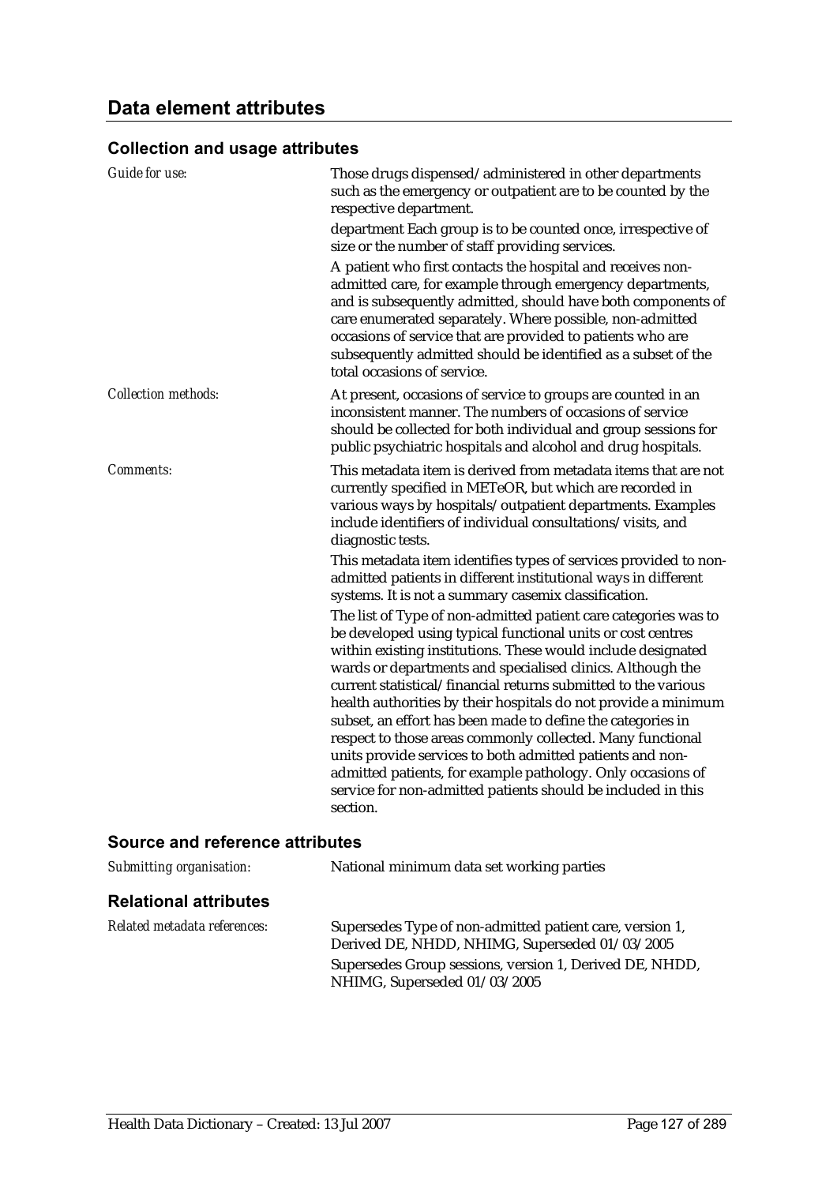## Data element attributes

### Collection and usage attributes

| | |
|---|---|
| *Guide for use:* | Those drugs dispensed/administered in other departments such as the emergency or outpatient are to be counted by the respective department.<br><br>department Each group is to be counted once, irrespective of size or the number of staff providing services.<br><br>A patient who first contacts the hospital and receives non-admitted care, for example through emergency departments, and is subsequently admitted, should have both components of care enumerated separately. Where possible, non-admitted occasions of service that are provided to patients who are subsequently admitted should be identified as a subset of the total occasions of service. |
| *Collection methods:* | At present, occasions of service to groups are counted in an inconsistent manner. The numbers of occasions of service should be collected for both individual and group sessions for public psychiatric hospitals and alcohol and drug hospitals. |
| *Comments:* | This metadata item is derived from metadata items that are not currently specified in METeOR, but which are recorded in various ways by hospitals/outpatient departments. Examples include identifiers of individual consultations/visits, and diagnostic tests.<br><br>This metadata item identifies types of services provided to non-admitted patients in different institutional ways in different systems. It is not a summary casemix classification.<br><br>The list of Type of non-admitted patient care categories was to be developed using typical functional units or cost centres within existing institutions. These would include designated wards or departments and specialised clinics. Although the current statistical/financial returns submitted to the various health authorities by their hospitals do not provide a minimum subset, an effort has been made to define the categories in respect to those areas commonly collected. Many functional units provide services to both admitted patients and non-admitted patients, for example pathology. Only occasions of service for non-admitted patients should be included in this section. |

### Source and reference attributes

| | |
|---|---|
| *Submitting organisation:* | National minimum data set working parties |

### Relational attributes

| | |
|---|---|
| *Related metadata references:* | Supersedes Type of non-admitted patient care, version 1, Derived DE, NHDD, NHIMG, Superseded 01/03/2005<br><br>Supersedes Group sessions, version 1, Derived DE, NHDD, NHIMG, Superseded 01/03/2005 |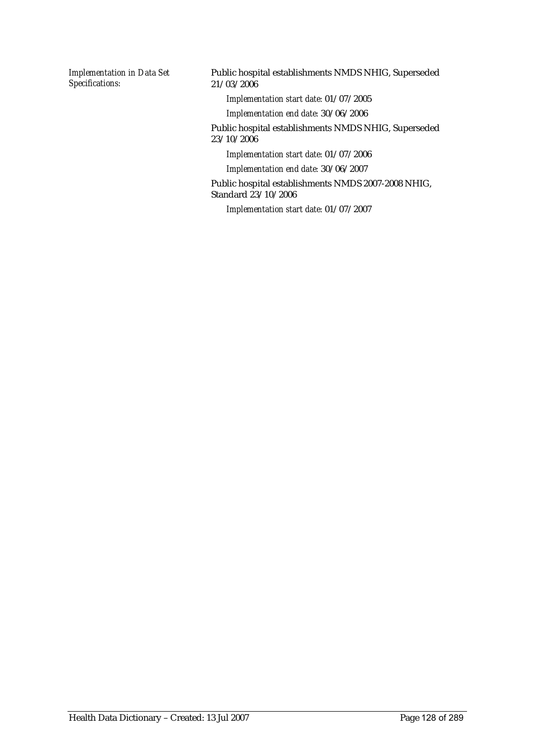*Implementation in Data Set Specifications:*

Public hospital establishments NMDS NHIG, Superseded 21/03/2006

*Implementation start date:* 01/07/2005

*Implementation end date:* 30/06/2006

Public hospital establishments NMDS NHIG, Superseded 23/10/2006

*Implementation start date:* 01/07/2006

*Implementation end date:* 30/06/2007

Public hospital establishments NMDS 2007-2008 NHIG, Standard 23/10/2006

*Implementation start date:* 01/07/2007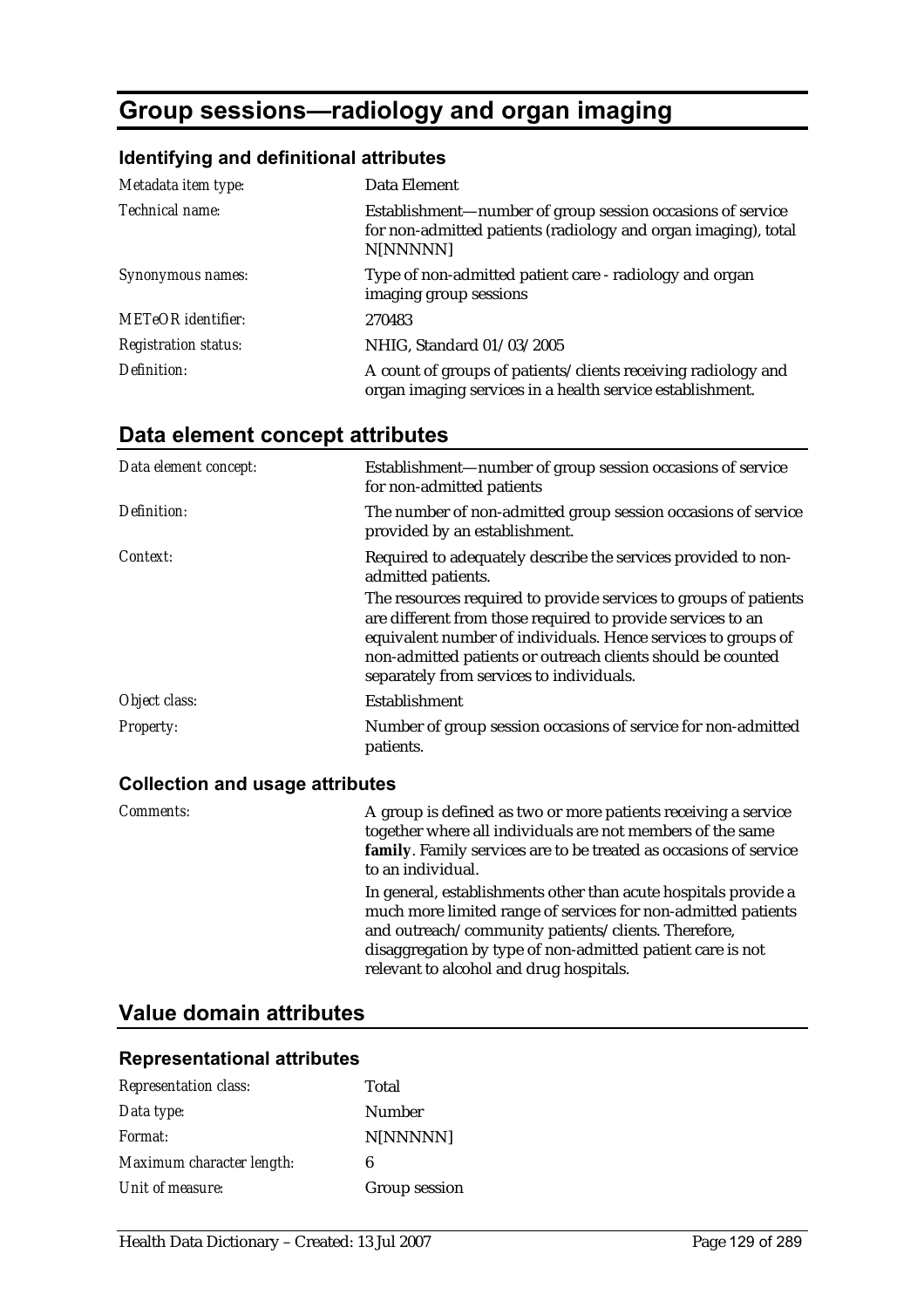# Group sessions—radiology and organ imaging

### Identifying and definitional attributes

| | |
|---|---|
| *Metadata item type:* | Data Element |
| *Technical name:* | Establishment—number of group session occasions of service for non-admitted patients (radiology and organ imaging), total N[NNNNN] |
| *Synonymous names:* | Type of non-admitted patient care - radiology and organ imaging group sessions |
| *METeOR identifier:* | 270483 |
| *Registration status:* | NHIG, Standard 01/03/2005 |
| *Definition:* | A count of groups of patients/clients receiving radiology and organ imaging services in a health service establishment. |

## Data element concept attributes

| | |
|---|---|
| *Data element concept:* | Establishment—number of group session occasions of service for non-admitted patients |
| *Definition:* | The number of non-admitted group session occasions of service provided by an establishment. |
| *Context:* | Required to adequately describe the services provided to non-admitted patients.<br>The resources required to provide services to groups of patients are different from those required to provide services to an equivalent number of individuals. Hence services to groups of non-admitted patients or outreach clients should be counted separately from services to individuals. |
| *Object class:* | Establishment |
| *Property:* | Number of group session occasions of service for non-admitted patients. |

### Collection and usage attributes

| | |
|---|---|
| *Comments:* | A group is defined as two or more patients receiving a service together where all individuals are not members of the same **family**. Family services are to be treated as occasions of service to an individual.<br>In general, establishments other than acute hospitals provide a much more limited range of services for non-admitted patients and outreach/community patients/clients. Therefore, disaggregation by type of non-admitted patient care is not relevant to alcohol and drug hospitals. |

## Value domain attributes

### Representational attributes

| | |
|---|---|
| *Representation class:* | Total |
| *Data type:* | Number |
| *Format:* | N[NNNNN] |
| *Maximum character length:* | 6 |
| *Unit of measure:* | Group session |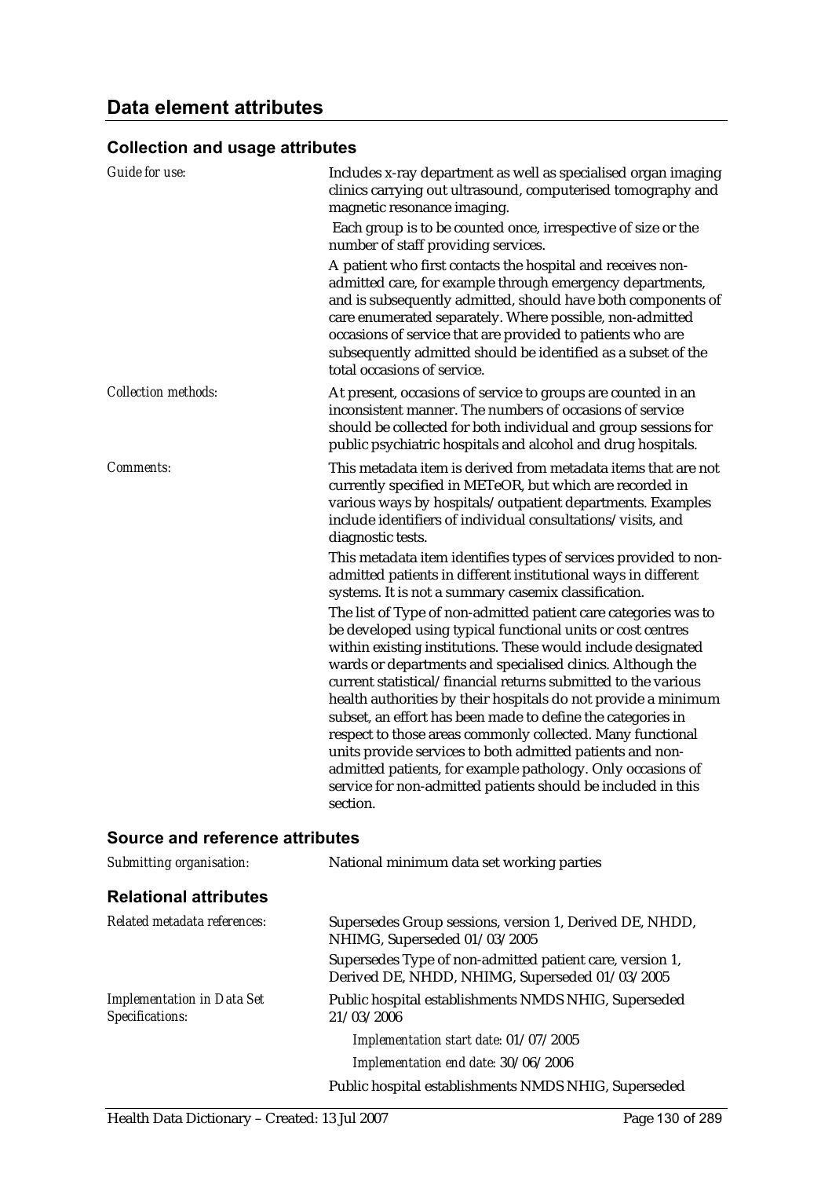## Data element attributes

### Collection and usage attributes

*Guide for use:* Includes x-ray department as well as specialised organ imaging clinics carrying out ultrasound, computerised tomography and magnetic resonance imaging.

Each group is to be counted once, irrespective of size or the number of staff providing services.

A patient who first contacts the hospital and receives non-admitted care, for example through emergency departments, and is subsequently admitted, should have both components of care enumerated separately. Where possible, non-admitted occasions of service that are provided to patients who are subsequently admitted should be identified as a subset of the total occasions of service.

*Collection methods:* At present, occasions of service to groups are counted in an inconsistent manner. The numbers of occasions of service should be collected for both individual and group sessions for public psychiatric hospitals and alcohol and drug hospitals.

*Comments:* This metadata item is derived from metadata items that are not currently specified in METeOR, but which are recorded in various ways by hospitals/outpatient departments. Examples include identifiers of individual consultations/visits, and diagnostic tests.

This metadata item identifies types of services provided to non-admitted patients in different institutional ways in different systems. It is not a summary casemix classification.

The list of Type of non-admitted patient care categories was to be developed using typical functional units or cost centres within existing institutions. These would include designated wards or departments and specialised clinics. Although the current statistical/financial returns submitted to the various health authorities by their hospitals do not provide a minimum subset, an effort has been made to define the categories in respect to those areas commonly collected. Many functional units provide services to both admitted patients and non-admitted patients, for example pathology. Only occasions of service for non-admitted patients should be included in this section.

### Source and reference attributes

*Submitting organisation:* National minimum data set working parties

### Relational attributes

*Related metadata references:* Supersedes Group sessions, version 1, Derived DE, NHDD, NHIMG, Superseded 01/03/2005

Supersedes Type of non-admitted patient care, version 1, Derived DE, NHDD, NHIMG, Superseded 01/03/2005

*Implementation in Data Set Specifications:* Public hospital establishments NMDS NHIG, Superseded 21/03/2006

*Implementation start date:* 01/07/2005

*Implementation end date:* 30/06/2006

Public hospital establishments NMDS NHIG, Superseded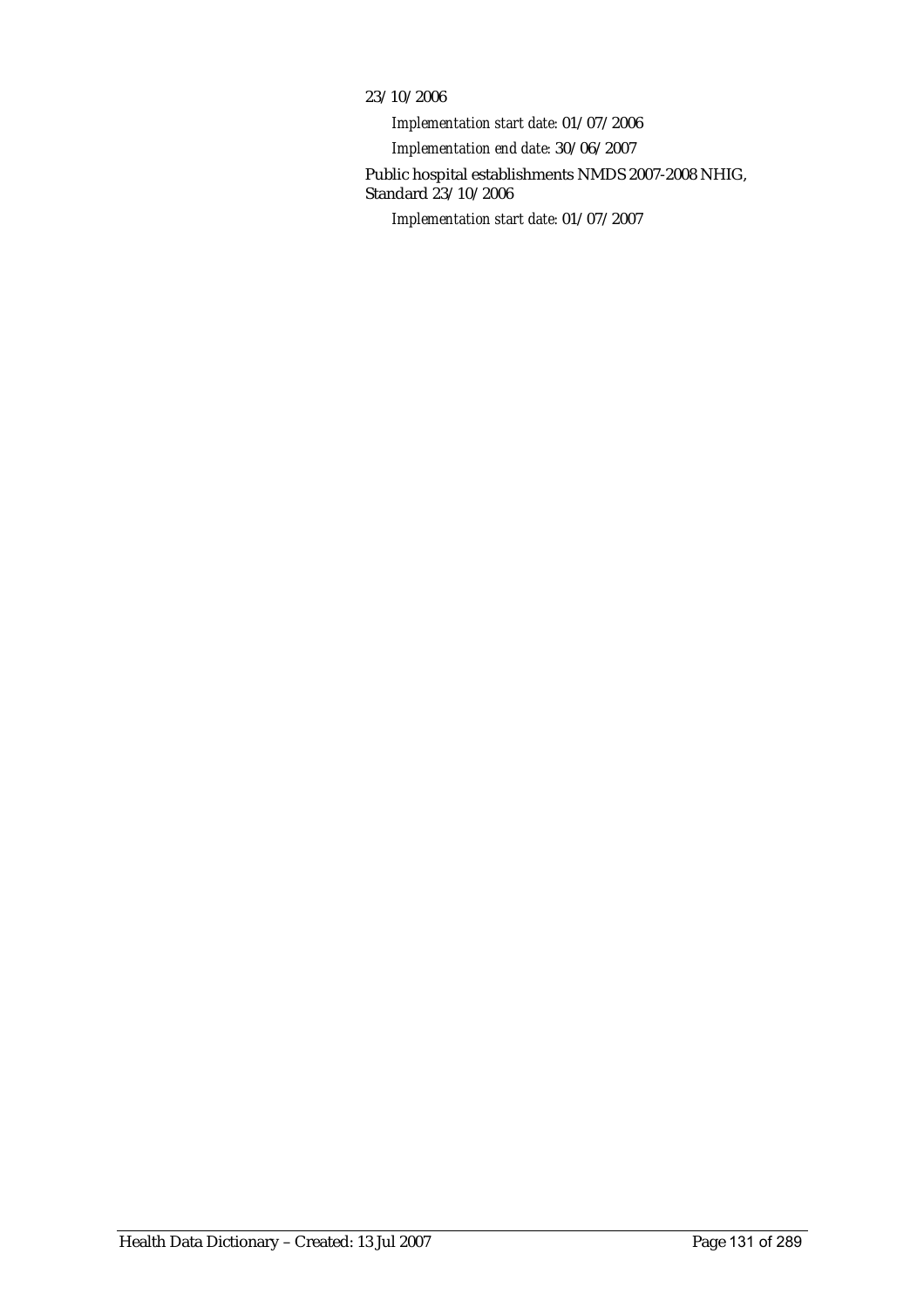23/10/2006

*Implementation start date:* 01/07/2006

*Implementation end date:* 30/06/2007

Public hospital establishments NMDS 2007-2008 NHIG, Standard 23/10/2006

*Implementation start date:* 01/07/2007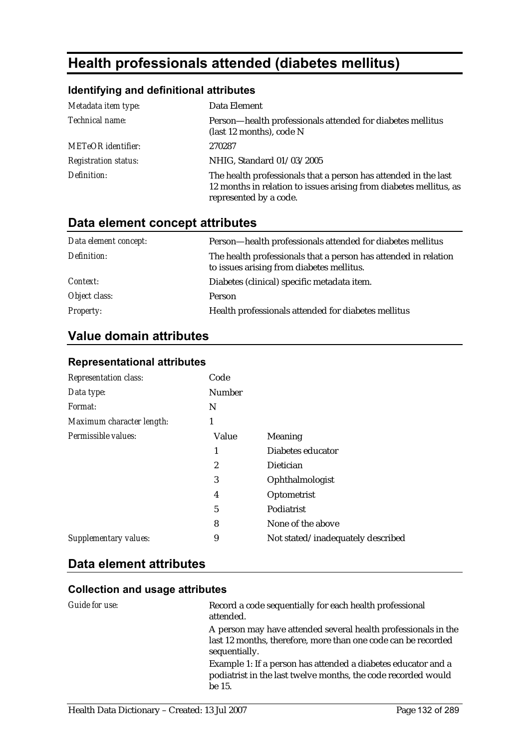# Health professionals attended (diabetes mellitus)

### Identifying and definitional attributes

| | |
|---|---|
| *Metadata item type:* | Data Element |
| *Technical name:* | Person—health professionals attended for diabetes mellitus (last 12 months), code N |
| *METeOR identifier:* | 270287 |
| *Registration status:* | NHIG, Standard 01/03/2005 |
| *Definition:* | The health professionals that a person has attended in the last 12 months in relation to issues arising from diabetes mellitus, as represented by a code. |

## Data element concept attributes

| | |
|---|---|
| *Data element concept:* | Person—health professionals attended for diabetes mellitus |
| *Definition:* | The health professionals that a person has attended in relation to issues arising from diabetes mellitus. |
| *Context:* | Diabetes (clinical) specific metadata item. |
| *Object class:* | Person |
| *Property:* | Health professionals attended for diabetes mellitus |

## Value domain attributes

### Representational attributes

| | | |
|---|---|---|
| *Representation class:* | Code | |
| *Data type:* | Number | |
| *Format:* | N | |
| *Maximum character length:* | 1 | |
| *Permissible values:* | Value | Meaning |
| | 1 | Diabetes educator |
| | 2 | Dietician |
| | 3 | Ophthalmologist |
| | 4 | Optometrist |
| | 5 | Podiatrist |
| | 8 | None of the above |
| *Supplementary values:* | 9 | Not stated/inadequately described |

## Data element attributes

### Collection and usage attributes

*Guide for use:*

Record a code sequentially for each health professional attended.

A person may have attended several health professionals in the last 12 months, therefore, more than one code can be recorded sequentially.

Example 1: If a person has attended a diabetes educator and a podiatrist in the last twelve months, the code recorded would be 15.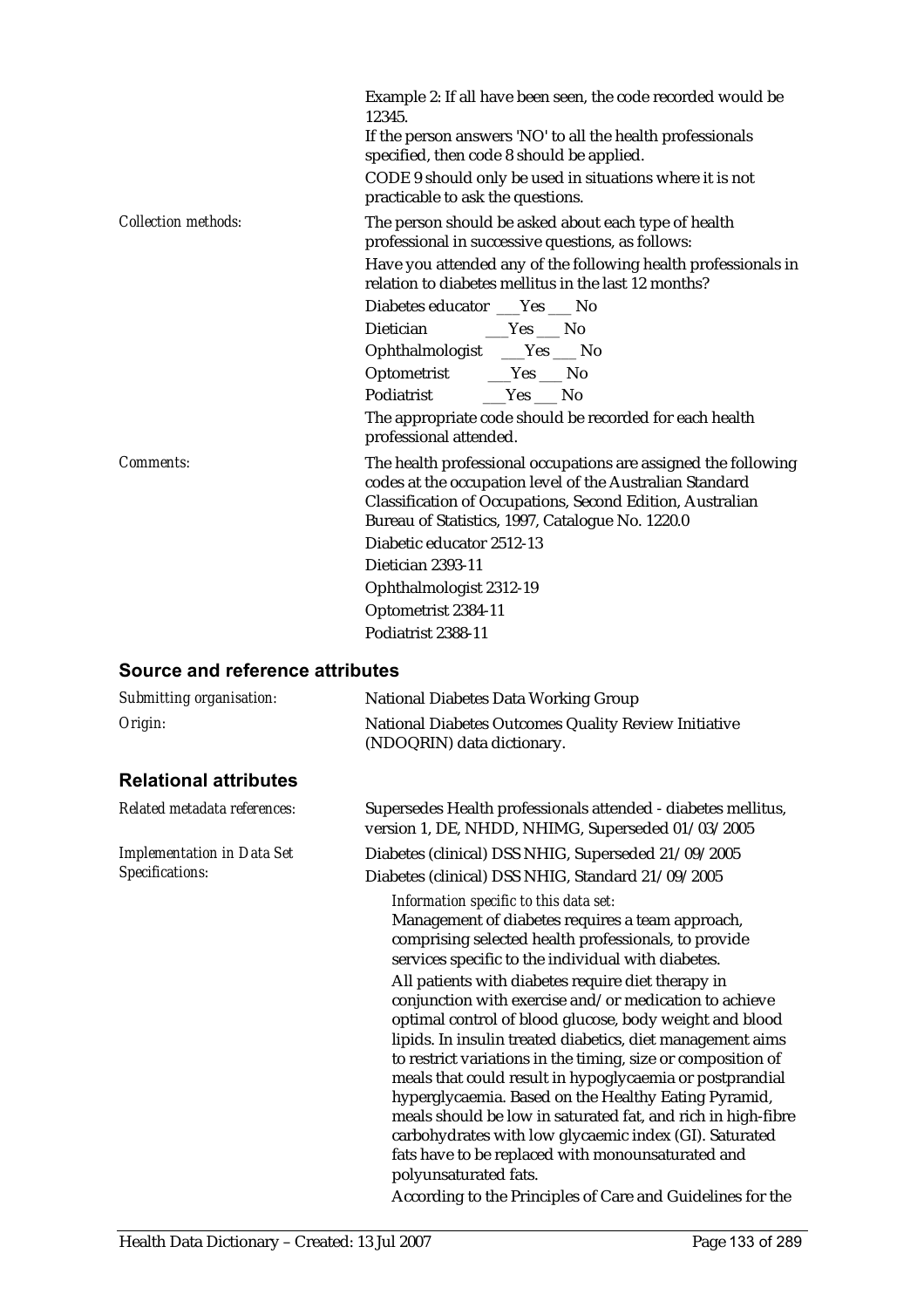| | |
|---|---|
| | Example 2: If all have been seen, the code recorded would be 12345. |
| | If the person answers 'NO' to all the health professionals specified, then code 8 should be applied. |
| | CODE 9 should only be used in situations where it is not practicable to ask the questions. |
| *Collection methods:* | The person should be asked about each type of health professional in successive questions, as follows: |
| | Have you attended any of the following health professionals in relation to diabetes mellitus in the last 12 months? |
| | Diabetes educator ___Yes ___ No |
| | Dietician ___Yes ___ No |
| | Ophthalmologist ___Yes ___ No |
| | Optometrist ___Yes ___ No |
| | Podiatrist ___Yes ___ No |
| | The appropriate code should be recorded for each health professional attended. |
| *Comments:* | The health professional occupations are assigned the following codes at the occupation level of the Australian Standard Classification of Occupations, Second Edition, Australian Bureau of Statistics, 1997, Catalogue No. 1220.0 |
| | Diabetic educator 2512-13 |
| | Dietician 2393-11 |
| | Ophthalmologist 2312-19 |
| | Optometrist 2384-11 |
| | Podiatrist 2388-11 |

## Source and reference attributes

| | |
|---|---|
| *Submitting organisation:* | National Diabetes Data Working Group |
| *Origin:* | National Diabetes Outcomes Quality Review Initiative (NDOQRIN) data dictionary. |

## Relational attributes

| | |
|---|---|
| *Related metadata references:* | Supersedes Health professionals attended - diabetes mellitus, version 1, DE, NHDD, NHIMG, Superseded 01/03/2005 |
| *Implementation in Data Set Specifications:* | Diabetes (clinical) DSS NHIG, Superseded 21/09/2005 |
| | Diabetes (clinical) DSS NHIG, Standard 21/09/2005 |

*Information specific to this data set:*

Management of diabetes requires a team approach, comprising selected health professionals, to provide services specific to the individual with diabetes.

All patients with diabetes require diet therapy in conjunction with exercise and/or medication to achieve optimal control of blood glucose, body weight and blood lipids. In insulin treated diabetics, diet management aims to restrict variations in the timing, size or composition of meals that could result in hypoglycaemia or postprandial hyperglycaemia. Based on the Healthy Eating Pyramid, meals should be low in saturated fat, and rich in high-fibre carbohydrates with low glycaemic index (GI). Saturated fats have to be replaced with monounsaturated and polyunsaturated fats.

According to the Principles of Care and Guidelines for the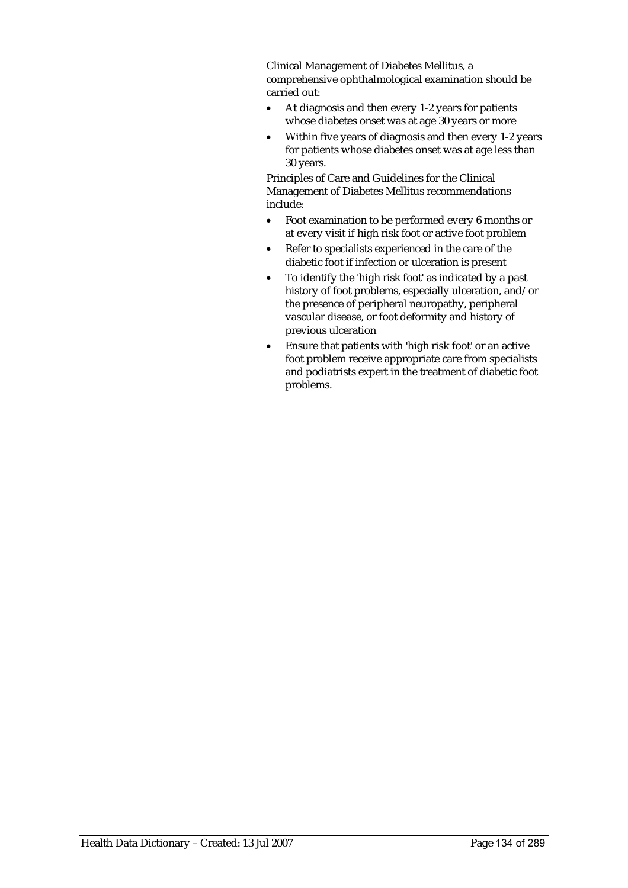Clinical Management of Diabetes Mellitus, a comprehensive ophthalmological examination should be carried out:

- At diagnosis and then every 1-2 years for patients whose diabetes onset was at age 30 years or more
- Within five years of diagnosis and then every 1-2 years for patients whose diabetes onset was at age less than 30 years.

Principles of Care and Guidelines for the Clinical Management of Diabetes Mellitus recommendations include:

- Foot examination to be performed every 6 months or at every visit if high risk foot or active foot problem
- Refer to specialists experienced in the care of the diabetic foot if infection or ulceration is present
- To identify the 'high risk foot' as indicated by a past history of foot problems, especially ulceration, and/or the presence of peripheral neuropathy, peripheral vascular disease, or foot deformity and history of previous ulceration
- Ensure that patients with 'high risk foot' or an active foot problem receive appropriate care from specialists and podiatrists expert in the treatment of diabetic foot problems.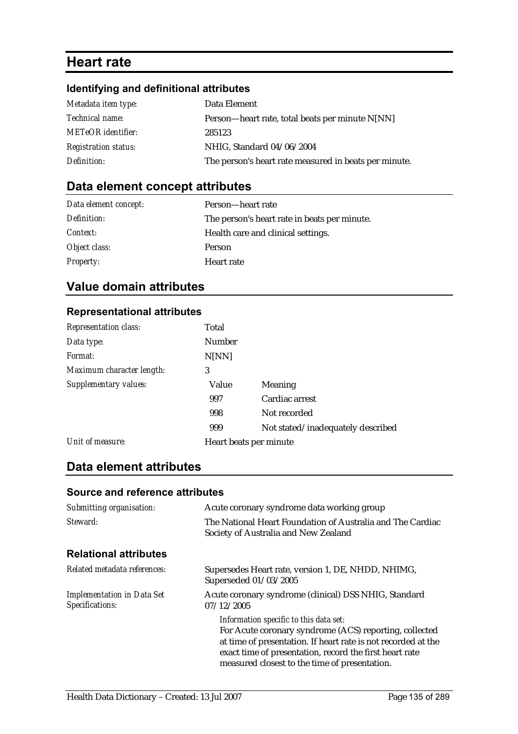# Heart rate

### Identifying and definitional attributes

| | |
|---|---|
| *Metadata item type:* | Data Element |
| *Technical name:* | Person—heart rate, total beats per minute N[NN] |
| *METeOR identifier:* | 285123 |
| *Registration status:* | NHIG, Standard 04/06/2004 |
| *Definition:* | The person's heart rate measured in beats per minute. |

## Data element concept attributes

| | |
|---|---|
| *Data element concept:* | Person—heart rate |
| *Definition:* | The person's heart rate in beats per minute. |
| *Context:* | Health care and clinical settings. |
| *Object class:* | Person |
| *Property:* | Heart rate |

## Value domain attributes

### Representational attributes

| | | |
|---|---|---|
| *Representation class:* | Total | |
| *Data type:* | Number | |
| *Format:* | N[NN] | |
| *Maximum character length:* | 3 | |
| *Supplementary values:* | Value | Meaning |
| | 997 | Cardiac arrest |
| | 998 | Not recorded |
| | 999 | Not stated/inadequately described |
| *Unit of measure:* | Heart beats per minute | |

## Data element attributes

### Source and reference attributes

| | |
|---|---|
| *Submitting organisation:* | Acute coronary syndrome data working group |
| *Steward:* | The National Heart Foundation of Australia and The Cardiac Society of Australia and New Zealand |

### Relational attributes

| | |
|---|---|
| *Related metadata references:* | Supersedes Heart rate, version 1, DE, NHDD, NHIMG, Superseded 01/03/2005 |
| *Implementation in Data Set Specifications:* | Acute coronary syndrome (clinical) DSS NHIG, Standard 07/12/2005 |

*Information specific to this data set:*
For Acute coronary syndrome (ACS) reporting, collected at time of presentation. If heart rate is not recorded at the exact time of presentation, record the first heart rate measured closest to the time of presentation.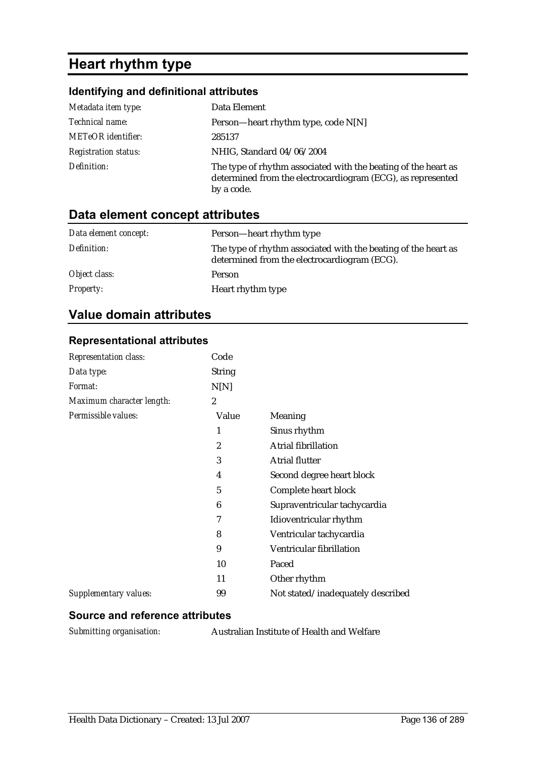# Heart rhythm type

## Identifying and definitional attributes

| | |
|---|---|
| *Metadata item type:* | Data Element |
| *Technical name:* | Person—heart rhythm type, code N[N] |
| *METeOR identifier:* | 285137 |
| *Registration status:* | NHIG, Standard 04/06/2004 |
| *Definition:* | The type of rhythm associated with the beating of the heart as determined from the electrocardiogram (ECG), as represented by a code. |

## Data element concept attributes

| | |
|---|---|
| *Data element concept:* | Person—heart rhythm type |
| *Definition:* | The type of rhythm associated with the beating of the heart as determined from the electrocardiogram (ECG). |
| *Object class:* | Person |
| *Property:* | Heart rhythm type |

## Value domain attributes

### Representational attributes

| | | |
|---|---|---|
| *Representation class:* | Code | |
| *Data type:* | String | |
| *Format:* | N[N] | |
| *Maximum character length:* | 2 | |
| *Permissible values:* | Value | Meaning |
| | 1 | Sinus rhythm |
| | 2 | Atrial fibrillation |
| | 3 | Atrial flutter |
| | 4 | Second degree heart block |
| | 5 | Complete heart block |
| | 6 | Supraventricular tachycardia |
| | 7 | Idioventricular rhythm |
| | 8 | Ventricular tachycardia |
| | 9 | Ventricular fibrillation |
| | 10 | Paced |
| | 11 | Other rhythm |
| *Supplementary values:* | 99 | Not stated/inadequately described |

### Source and reference attributes

| | |
|---|---|
| *Submitting organisation:* | Australian Institute of Health and Welfare |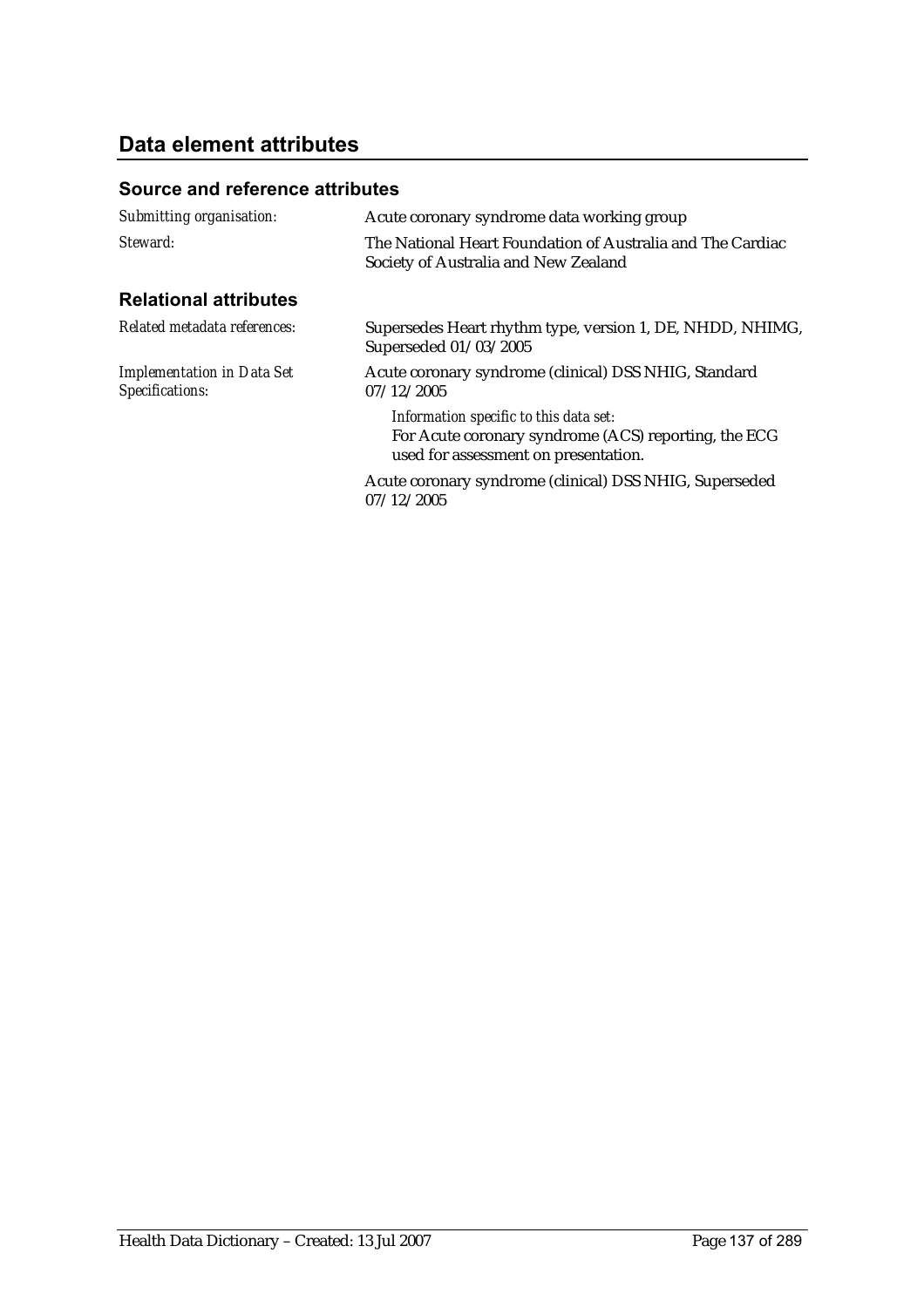## Data element attributes

### Source and reference attributes

*Submitting organisation:* Acute coronary syndrome data working group

*Steward:* The National Heart Foundation of Australia and The Cardiac Society of Australia and New Zealand

### Relational attributes

*Related metadata references:* Supersedes Heart rhythm type, version 1, DE, NHDD, NHIMG, Superseded 01/03/2005

*Implementation in Data Set Specifications:* Acute coronary syndrome (clinical) DSS NHIG, Standard 07/12/2005

*Information specific to this data set:*
For Acute coronary syndrome (ACS) reporting, the ECG used for assessment on presentation.

Acute coronary syndrome (clinical) DSS NHIG, Superseded 07/12/2005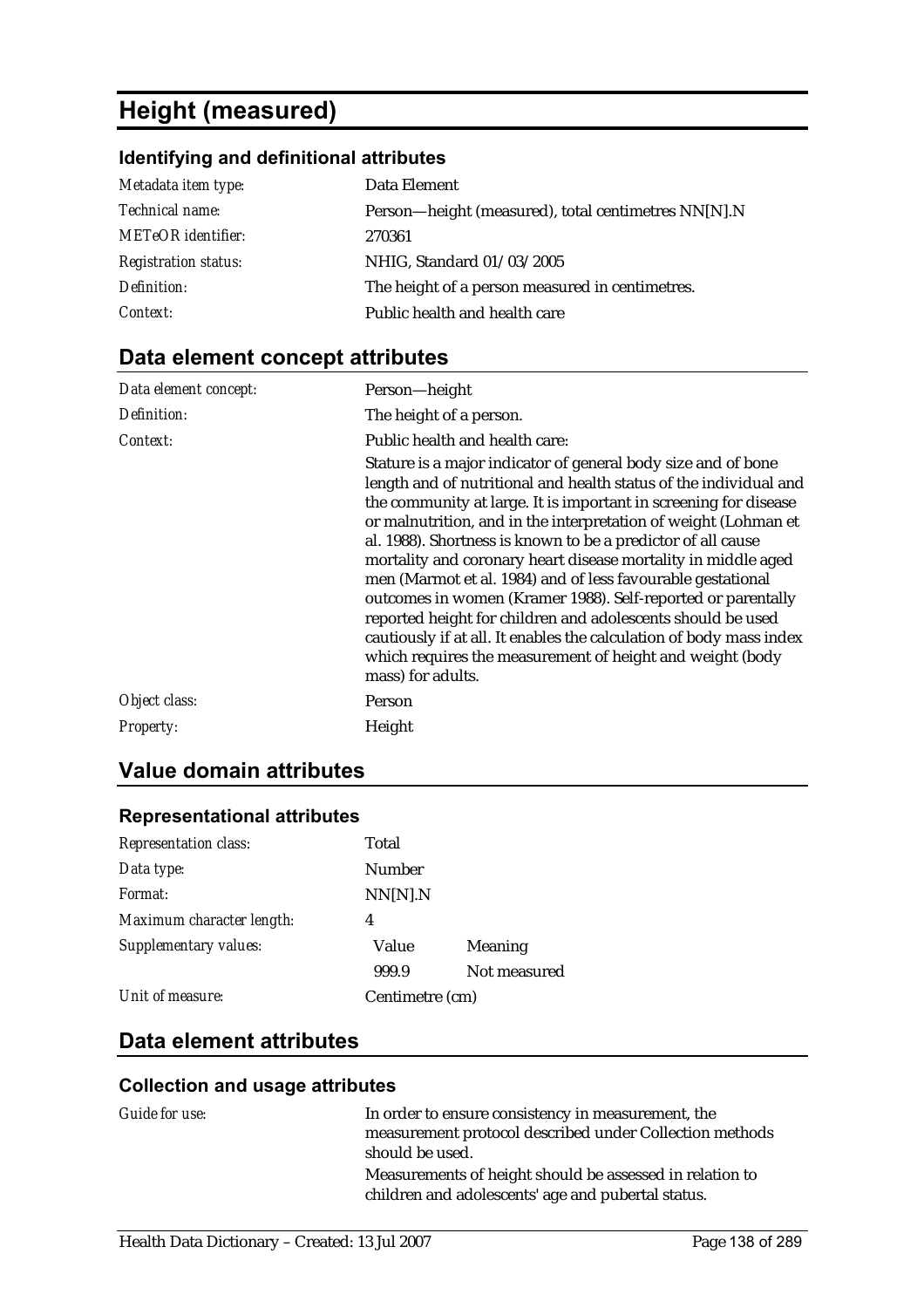# Height (measured)

## Identifying and definitional attributes

| | |
|---|---|
| *Metadata item type:* | Data Element |
| *Technical name:* | Person—height (measured), total centimetres NN[N].N |
| *METeOR identifier:* | 270361 |
| *Registration status:* | NHIG, Standard 01/03/2005 |
| *Definition:* | The height of a person measured in centimetres. |
| *Context:* | Public health and health care |

## Data element concept attributes

| | |
|---|---|
| *Data element concept:* | Person—height |
| *Definition:* | The height of a person. |
| *Context:* | Public health and health care: Stature is a major indicator of general body size and of bone length and of nutritional and health status of the individual and the community at large. It is important in screening for disease or malnutrition, and in the interpretation of weight (Lohman et al. 1988). Shortness is known to be a predictor of all cause mortality and coronary heart disease mortality in middle aged men (Marmot et al. 1984) and of less favourable gestational outcomes in women (Kramer 1988). Self-reported or parentally reported height for children and adolescents should be used cautiously if at all. It enables the calculation of body mass index which requires the measurement of height and weight (body mass) for adults. |
| *Object class:* | Person |
| *Property:* | Height |

## Value domain attributes

### Representational attributes

| | | |
|---|---|---|
| *Representation class:* | Total | |
| *Data type:* | Number | |
| *Format:* | NN[N].N | |
| *Maximum character length:* | 4 | |
| *Supplementary values:* | Value | Meaning |
| | 999.9 | Not measured |
| *Unit of measure:* | Centimetre (cm) | |

## Data element attributes

### Collection and usage attributes

| | |
|---|---|
| *Guide for use:* | In order to ensure consistency in measurement, the measurement protocol described under Collection methods should be used. Measurements of height should be assessed in relation to children and adolescents' age and pubertal status. |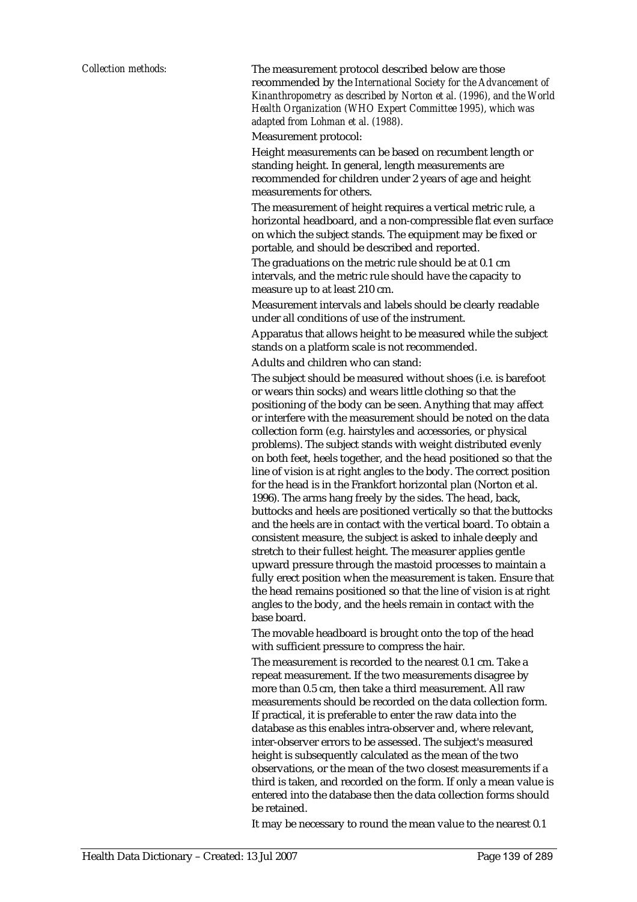*Collection methods:*

The measurement protocol described below are those recommended by the *International Society for the Advancement of Kinanthropometry as described by Norton et al. (1996), and the World Health Organization (WHO Expert Committee 1995), which was adapted from Lohman et al. (1988).*

Measurement protocol:

Height measurements can be based on recumbent length or standing height. In general, length measurements are recommended for children under 2 years of age and height measurements for others.

The measurement of height requires a vertical metric rule, a horizontal headboard, and a non-compressible flat even surface on which the subject stands. The equipment may be fixed or portable, and should be described and reported.

The graduations on the metric rule should be at 0.1 cm intervals, and the metric rule should have the capacity to measure up to at least 210 cm.

Measurement intervals and labels should be clearly readable under all conditions of use of the instrument.

Apparatus that allows height to be measured while the subject stands on a platform scale is not recommended.

Adults and children who can stand:

The subject should be measured without shoes (i.e. is barefoot or wears thin socks) and wears little clothing so that the positioning of the body can be seen. Anything that may affect or interfere with the measurement should be noted on the data collection form (e.g. hairstyles and accessories, or physical problems). The subject stands with weight distributed evenly on both feet, heels together, and the head positioned so that the line of vision is at right angles to the body. The correct position for the head is in the Frankfort horizontal plan (Norton et al. 1996). The arms hang freely by the sides. The head, back, buttocks and heels are positioned vertically so that the buttocks and the heels are in contact with the vertical board. To obtain a consistent measure, the subject is asked to inhale deeply and stretch to their fullest height. The measurer applies gentle upward pressure through the mastoid processes to maintain a fully erect position when the measurement is taken. Ensure that the head remains positioned so that the line of vision is at right angles to the body, and the heels remain in contact with the base board.

The movable headboard is brought onto the top of the head with sufficient pressure to compress the hair.

The measurement is recorded to the nearest 0.1 cm. Take a repeat measurement. If the two measurements disagree by more than 0.5 cm, then take a third measurement. All raw measurements should be recorded on the data collection form. If practical, it is preferable to enter the raw data into the database as this enables intra-observer and, where relevant, inter-observer errors to be assessed. The subject's measured height is subsequently calculated as the mean of the two observations, or the mean of the two closest measurements if a third is taken, and recorded on the form. If only a mean value is entered into the database then the data collection forms should be retained.

It may be necessary to round the mean value to the nearest 0.1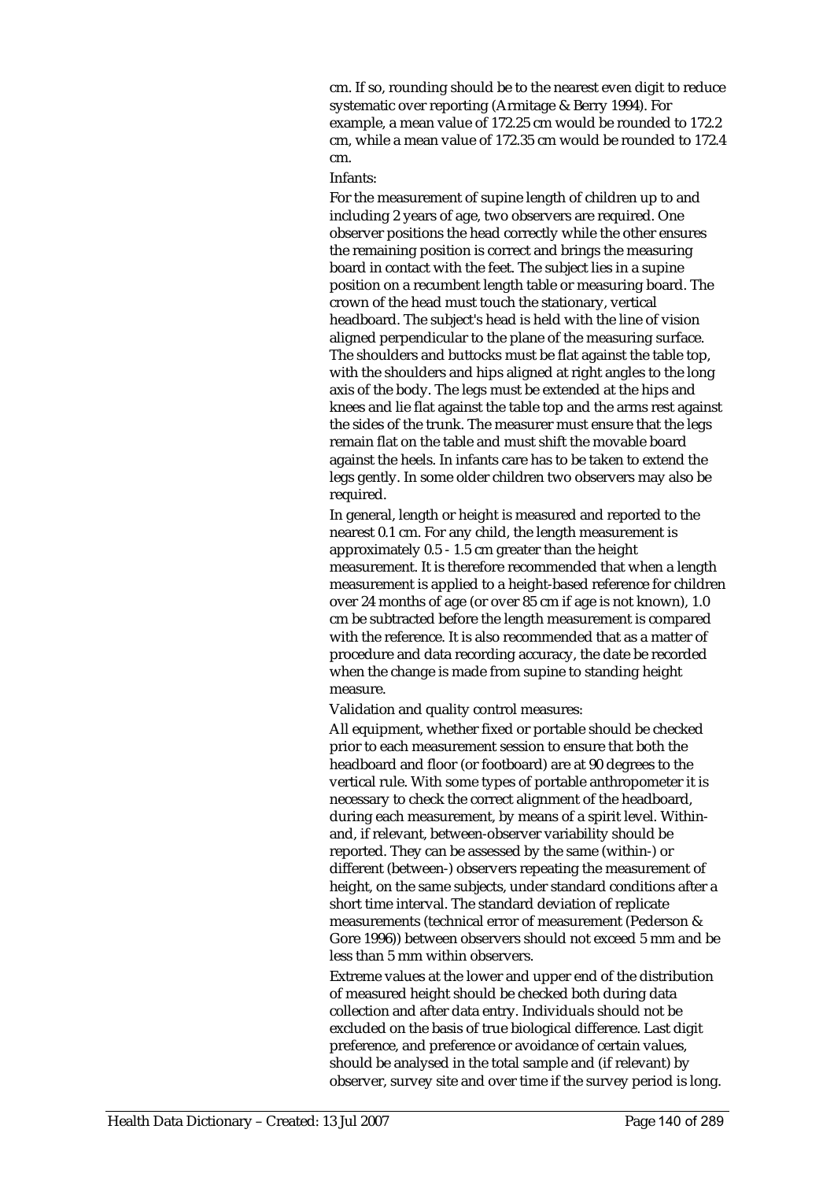cm. If so, rounding should be to the nearest even digit to reduce systematic over reporting (Armitage & Berry 1994). For example, a mean value of 172.25 cm would be rounded to 172.2 cm, while a mean value of 172.35 cm would be rounded to 172.4 cm.

Infants:

For the measurement of supine length of children up to and including 2 years of age, two observers are required. One observer positions the head correctly while the other ensures the remaining position is correct and brings the measuring board in contact with the feet. The subject lies in a supine position on a recumbent length table or measuring board. The crown of the head must touch the stationary, vertical headboard. The subject's head is held with the line of vision aligned perpendicular to the plane of the measuring surface. The shoulders and buttocks must be flat against the table top, with the shoulders and hips aligned at right angles to the long axis of the body. The legs must be extended at the hips and knees and lie flat against the table top and the arms rest against the sides of the trunk. The measurer must ensure that the legs remain flat on the table and must shift the movable board against the heels. In infants care has to be taken to extend the legs gently. In some older children two observers may also be required.

In general, length or height is measured and reported to the nearest 0.1 cm. For any child, the length measurement is approximately 0.5 - 1.5 cm greater than the height measurement. It is therefore recommended that when a length measurement is applied to a height-based reference for children over 24 months of age (or over 85 cm if age is not known), 1.0 cm be subtracted before the length measurement is compared with the reference. It is also recommended that as a matter of procedure and data recording accuracy, the date be recorded when the change is made from supine to standing height measure.

Validation and quality control measures:

All equipment, whether fixed or portable should be checked prior to each measurement session to ensure that both the headboard and floor (or footboard) are at 90 degrees to the vertical rule. With some types of portable anthropometer it is necessary to check the correct alignment of the headboard, during each measurement, by means of a spirit level. Within- and, if relevant, between-observer variability should be reported. They can be assessed by the same (within-) or different (between-) observers repeating the measurement of height, on the same subjects, under standard conditions after a short time interval. The standard deviation of replicate measurements (technical error of measurement (Pederson & Gore 1996)) between observers should not exceed 5 mm and be less than 5 mm within observers.

Extreme values at the lower and upper end of the distribution of measured height should be checked both during data collection and after data entry. Individuals should not be excluded on the basis of true biological difference. Last digit preference, and preference or avoidance of certain values, should be analysed in the total sample and (if relevant) by observer, survey site and over time if the survey period is long.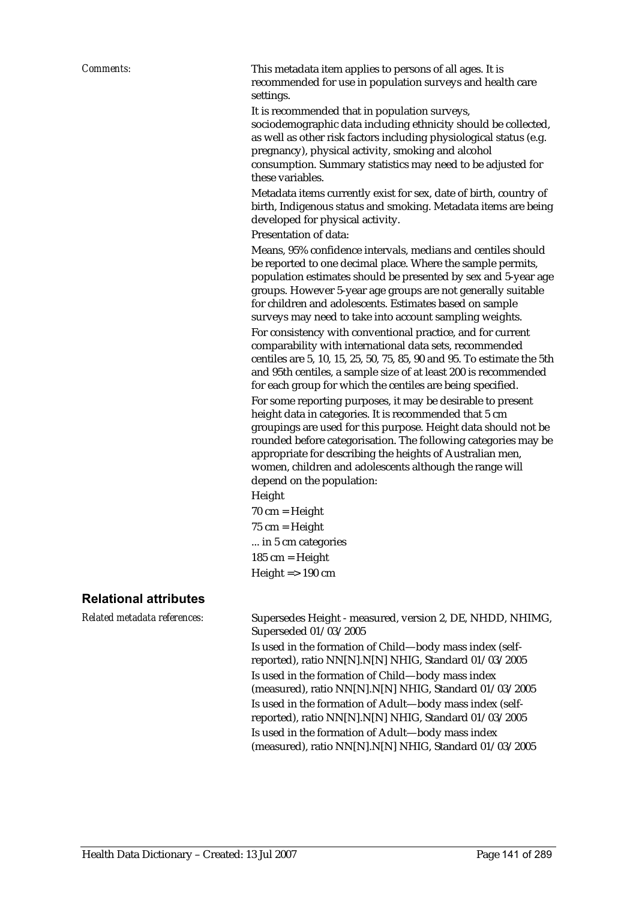*Comments:*

This metadata item applies to persons of all ages. It is recommended for use in population surveys and health care settings.

It is recommended that in population surveys, sociodemographic data including ethnicity should be collected, as well as other risk factors including physiological status (e.g. pregnancy), physical activity, smoking and alcohol consumption. Summary statistics may need to be adjusted for these variables.

Metadata items currently exist for sex, date of birth, country of birth, Indigenous status and smoking. Metadata items are being developed for physical activity.

Presentation of data:

Means, 95% confidence intervals, medians and centiles should be reported to one decimal place. Where the sample permits, population estimates should be presented by sex and 5-year age groups. However 5-year age groups are not generally suitable for children and adolescents. Estimates based on sample surveys may need to take into account sampling weights.

For consistency with conventional practice, and for current comparability with international data sets, recommended centiles are 5, 10, 15, 25, 50, 75, 85, 90 and 95. To estimate the 5th and 95th centiles, a sample size of at least 200 is recommended for each group for which the centiles are being specified.

For some reporting purposes, it may be desirable to present height data in categories. It is recommended that 5 cm groupings are used for this purpose. Height data should not be rounded before categorisation. The following categories may be appropriate for describing the heights of Australian men, women, children and adolescents although the range will depend on the population:

Height

70 cm = Height

75 cm = Height

... in 5 cm categories

185 cm = Height

Height => 190 cm

## Relational attributes

*Related metadata references:*

Supersedes Height - measured, version 2, DE, NHDD, NHIMG, Superseded 01/03/2005

Is used in the formation of Child—body mass index (self-reported), ratio NN[N].N[N] NHIG, Standard 01/03/2005

Is used in the formation of Child—body mass index (measured), ratio NN[N].N[N] NHIG, Standard 01/03/2005

Is used in the formation of Adult—body mass index (self-reported), ratio NN[N].N[N] NHIG, Standard 01/03/2005

Is used in the formation of Adult—body mass index (measured), ratio NN[N].N[N] NHIG, Standard 01/03/2005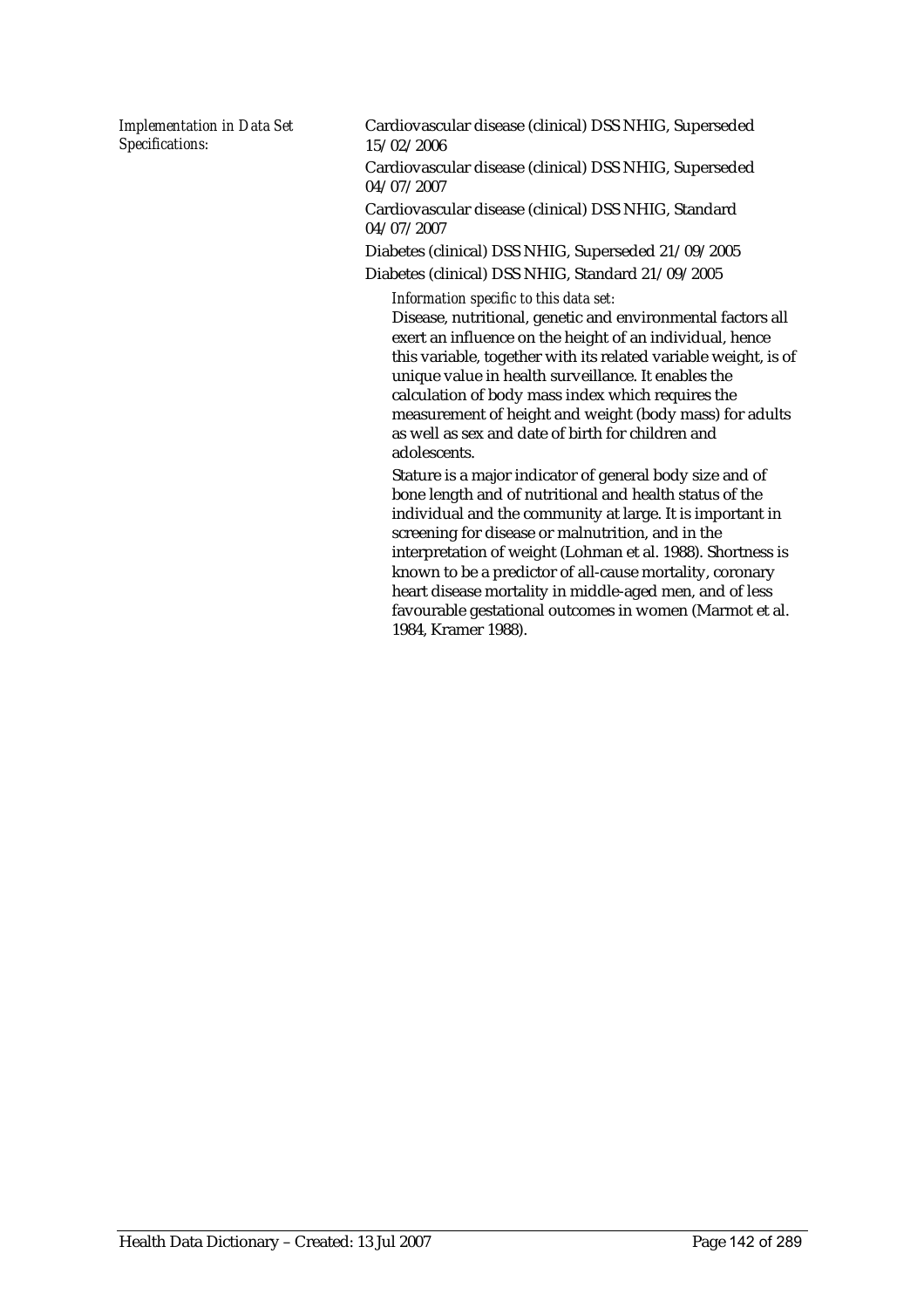*Implementation in Data Set Specifications:*

Cardiovascular disease (clinical) DSS NHIG, Superseded 15/02/2006

Cardiovascular disease (clinical) DSS NHIG, Superseded 04/07/2007

Cardiovascular disease (clinical) DSS NHIG, Standard 04/07/2007

Diabetes (clinical) DSS NHIG, Superseded 21/09/2005

Diabetes (clinical) DSS NHIG, Standard 21/09/2005

*Information specific to this data set:*

Disease, nutritional, genetic and environmental factors all exert an influence on the height of an individual, hence this variable, together with its related variable weight, is of unique value in health surveillance. It enables the calculation of body mass index which requires the measurement of height and weight (body mass) for adults as well as sex and date of birth for children and adolescents.

Stature is a major indicator of general body size and of bone length and of nutritional and health status of the individual and the community at large. It is important in screening for disease or malnutrition, and in the interpretation of weight (Lohman et al. 1988). Shortness is known to be a predictor of all-cause mortality, coronary heart disease mortality in middle-aged men, and of less favourable gestational outcomes in women (Marmot et al. 1984, Kramer 1988).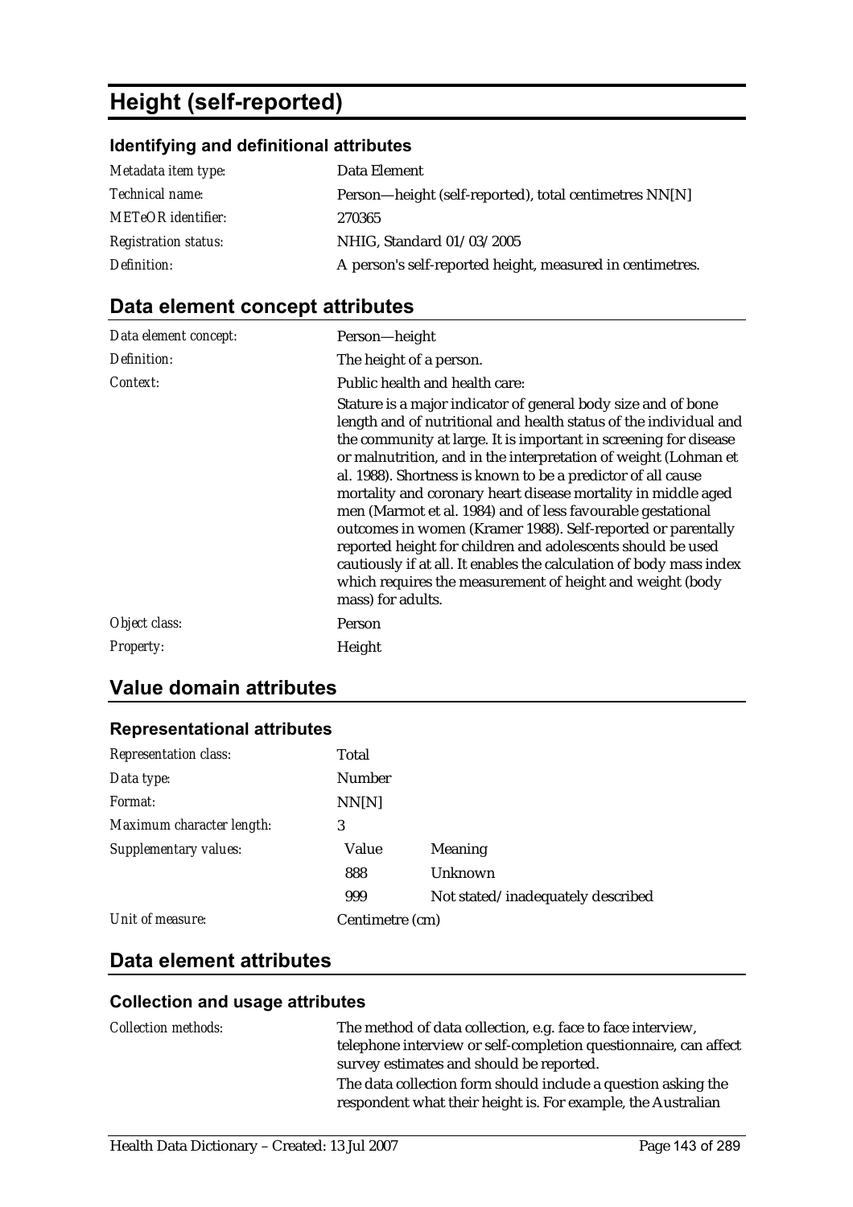# Height (self-reported)

## Identifying and definitional attributes

| | |
|---|---|
| *Metadata item type:* | Data Element |
| *Technical name:* | Person—height (self-reported), total centimetres NN[N] |
| *METeOR identifier:* | 270365 |
| *Registration status:* | NHIG, Standard 01/03/2005 |
| *Definition:* | A person's self-reported height, measured in centimetres. |

## Data element concept attributes

| | |
|---|---|
| *Data element concept:* | Person—height |
| *Definition:* | The height of a person. |
| *Context:* | Public health and health care: Stature is a major indicator of general body size and of bone length and of nutritional and health status of the individual and the community at large. It is important in screening for disease or malnutrition, and in the interpretation of weight (Lohman et al. 1988). Shortness is known to be a predictor of all cause mortality and coronary heart disease mortality in middle aged men (Marmot et al. 1984) and of less favourable gestational outcomes in women (Kramer 1988). Self-reported or parentally reported height for children and adolescents should be used cautiously if at all. It enables the calculation of body mass index which requires the measurement of height and weight (body mass) for adults. |
| *Object class:* | Person |
| *Property:* | Height |

## Value domain attributes

### Representational attributes

| | | |
|---|---|---|
| *Representation class:* | Total | |
| *Data type:* | Number | |
| *Format:* | NN[N] | |
| *Maximum character length:* | 3 | |
| *Supplementary values:* | Value | Meaning |
| | 888 | Unknown |
| | 999 | Not stated/inadequately described |
| *Unit of measure:* | Centimetre (cm) | |

## Data element attributes

### Collection and usage attributes

| | |
|---|---|
| *Collection methods:* | The method of data collection, e.g. face to face interview, telephone interview or self-completion questionnaire, can affect survey estimates and should be reported. The data collection form should include a question asking the respondent what their height is. For example, the Australian |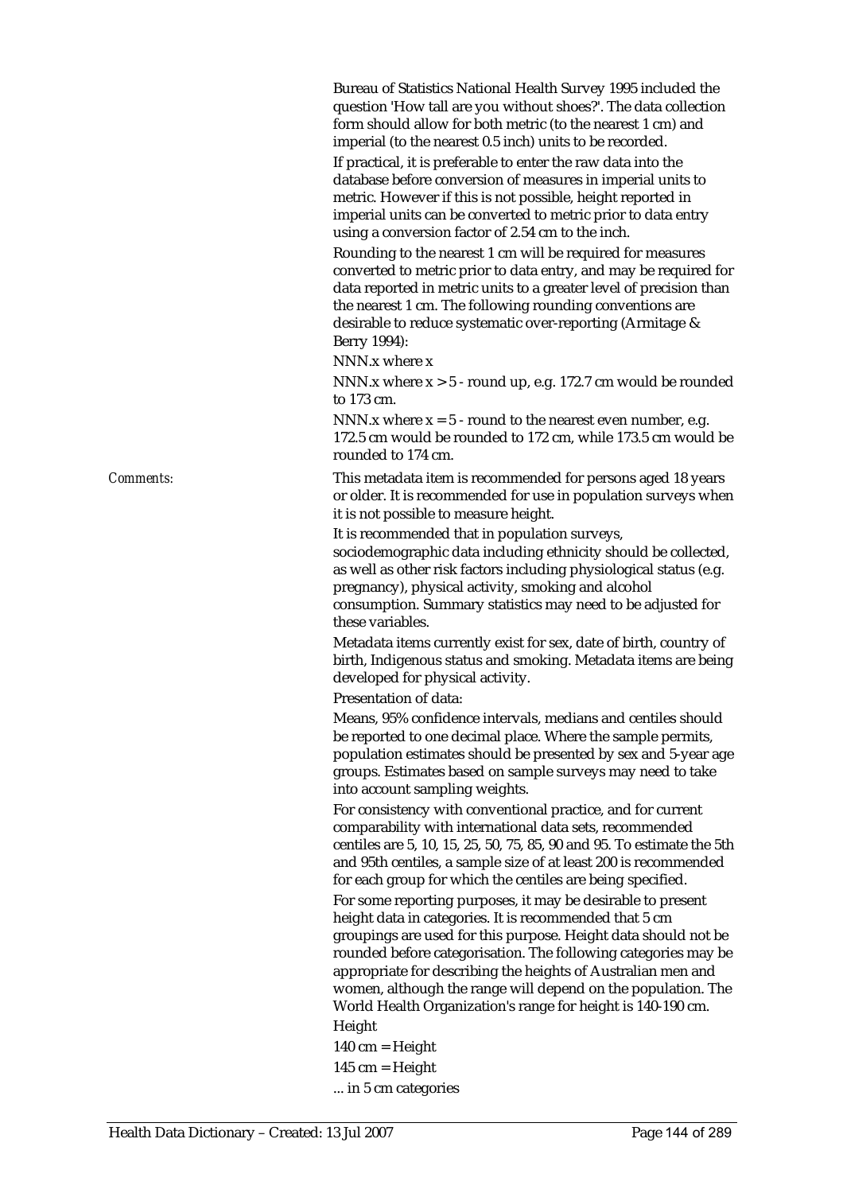Bureau of Statistics National Health Survey 1995 included the question 'How tall are you without shoes?'. The data collection form should allow for both metric (to the nearest 1 cm) and imperial (to the nearest 0.5 inch) units to be recorded.

If practical, it is preferable to enter the raw data into the database before conversion of measures in imperial units to metric. However if this is not possible, height reported in imperial units can be converted to metric prior to data entry using a conversion factor of 2.54 cm to the inch.

Rounding to the nearest 1 cm will be required for measures converted to metric prior to data entry, and may be required for data reported in metric units to a greater level of precision than the nearest 1 cm. The following rounding conventions are desirable to reduce systematic over-reporting (Armitage & Berry 1994):

NNN.x where x

NNN.x where x > 5 - round up, e.g. 172.7 cm would be rounded to 173 cm.

NNN.x where x = 5 - round to the nearest even number, e.g. 172.5 cm would be rounded to 172 cm, while 173.5 cm would be rounded to 174 cm.

*Comments:* This metadata item is recommended for persons aged 18 years or older. It is recommended for use in population surveys when it is not possible to measure height.

It is recommended that in population surveys, sociodemographic data including ethnicity should be collected, as well as other risk factors including physiological status (e.g. pregnancy), physical activity, smoking and alcohol consumption. Summary statistics may need to be adjusted for these variables.

Metadata items currently exist for sex, date of birth, country of birth, Indigenous status and smoking. Metadata items are being developed for physical activity.

Presentation of data:

Means, 95% confidence intervals, medians and centiles should be reported to one decimal place. Where the sample permits, population estimates should be presented by sex and 5-year age groups. Estimates based on sample surveys may need to take into account sampling weights.

For consistency with conventional practice, and for current comparability with international data sets, recommended centiles are 5, 10, 15, 25, 50, 75, 85, 90 and 95. To estimate the 5th and 95th centiles, a sample size of at least 200 is recommended for each group for which the centiles are being specified.

For some reporting purposes, it may be desirable to present height data in categories. It is recommended that 5 cm groupings are used for this purpose. Height data should not be rounded before categorisation. The following categories may be appropriate for describing the heights of Australian men and women, although the range will depend on the population. The World Health Organization's range for height is 140-190 cm.

Height

140 cm = Height

145 cm = Height

... in 5 cm categories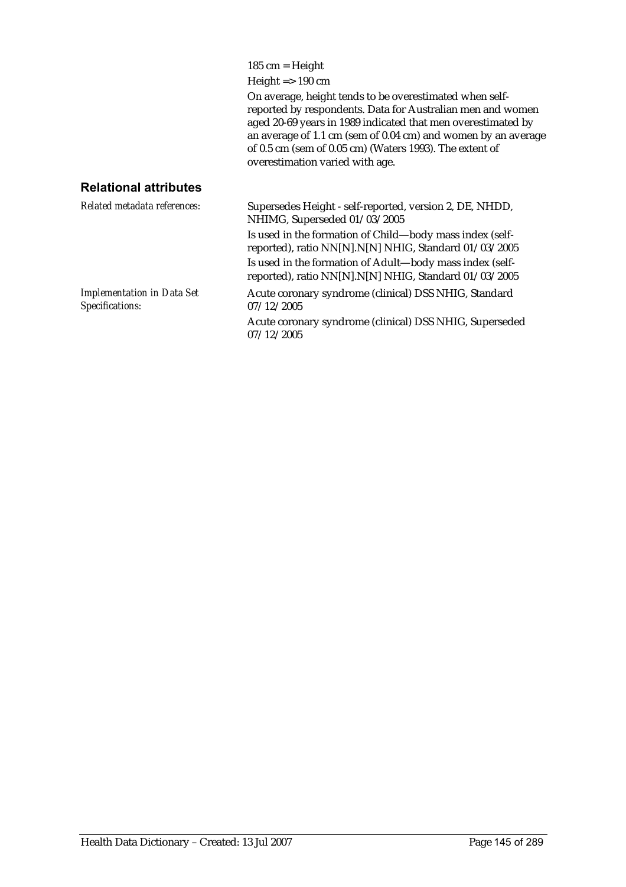185 cm = Height

Height => 190 cm

On average, height tends to be overestimated when self-reported by respondents. Data for Australian men and women aged 20-69 years in 1989 indicated that men overestimated by an average of 1.1 cm (sem of 0.04 cm) and women by an average of 0.5 cm (sem of 0.05 cm) (Waters 1993). The extent of overestimation varied with age.

## Relational attributes

*Related metadata references:*

Supersedes Height - self-reported, version 2, DE, NHDD, NHIMG, Superseded 01/03/2005

Is used in the formation of Child—body mass index (self-reported), ratio NN[N].N[N] NHIG, Standard 01/03/2005

Is used in the formation of Adult—body mass index (self-reported), ratio NN[N].N[N] NHIG, Standard 01/03/2005

*Implementation in Data Set Specifications:*

Acute coronary syndrome (clinical) DSS NHIG, Standard 07/12/2005

Acute coronary syndrome (clinical) DSS NHIG, Superseded 07/12/2005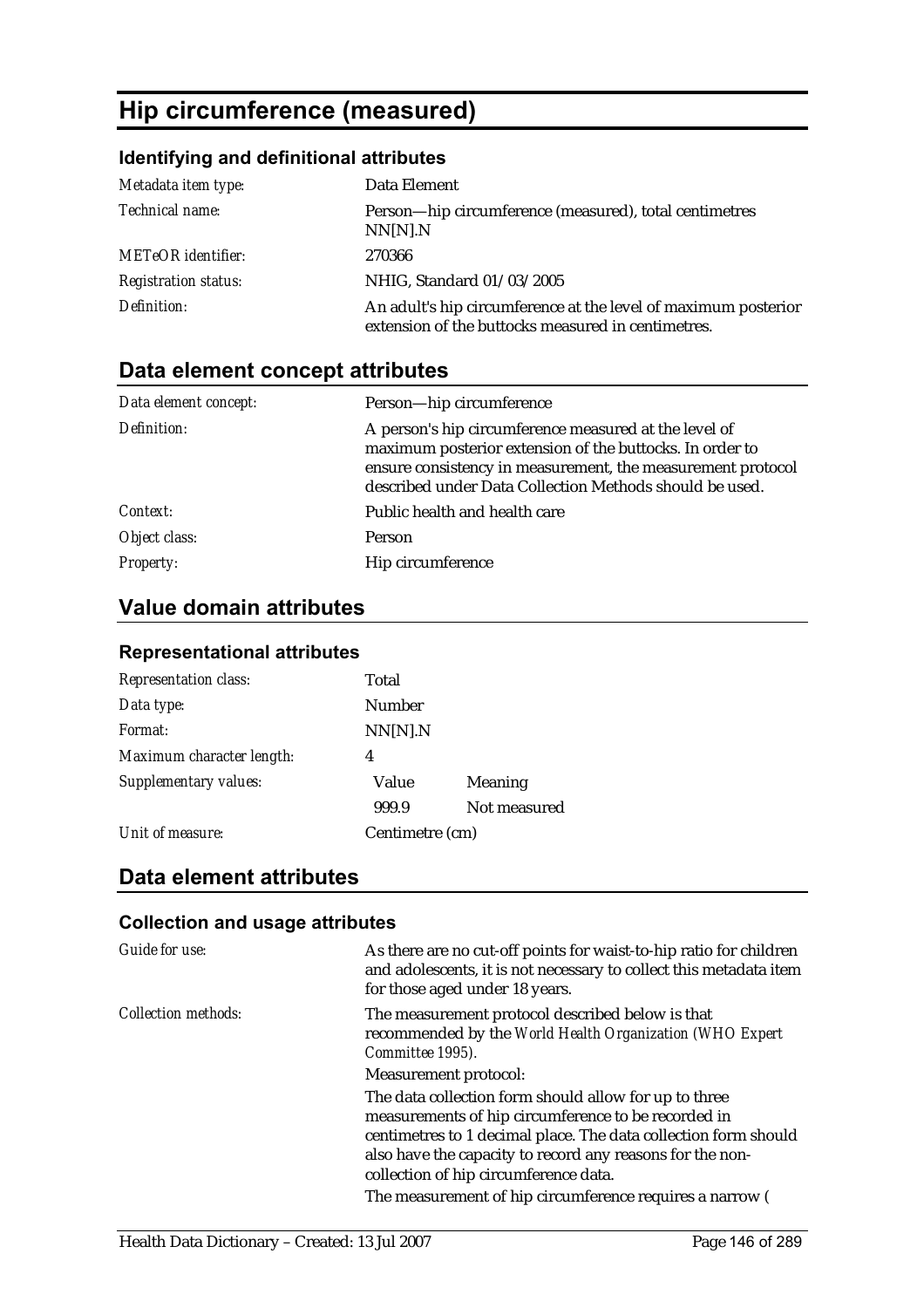# Hip circumference (measured)

### Identifying and definitional attributes

| | |
|---|---|
| *Metadata item type:* | Data Element |
| *Technical name:* | Person—hip circumference (measured), total centimetres NN[N].N |
| *METeOR identifier:* | 270366 |
| *Registration status:* | NHIG, Standard 01/03/2005 |
| *Definition:* | An adult's hip circumference at the level of maximum posterior extension of the buttocks measured in centimetres. |

## Data element concept attributes

| | |
|---|---|
| *Data element concept:* | Person—hip circumference |
| *Definition:* | A person's hip circumference measured at the level of maximum posterior extension of the buttocks. In order to ensure consistency in measurement, the measurement protocol described under Data Collection Methods should be used. |
| *Context:* | Public health and health care |
| *Object class:* | Person |
| *Property:* | Hip circumference |

## Value domain attributes

### Representational attributes

| | | |
|---|---|---|
| *Representation class:* | Total | |
| *Data type:* | Number | |
| *Format:* | NN[N].N | |
| *Maximum character length:* | 4 | |
| *Supplementary values:* | Value | Meaning |
| | 999.9 | Not measured |
| *Unit of measure:* | Centimetre (cm) | |

## Data element attributes

### Collection and usage attributes

| | |
|---|---|
| *Guide for use:* | As there are no cut-off points for waist-to-hip ratio for children and adolescents, it is not necessary to collect this metadata item for those aged under 18 years. |
| *Collection methods:* | The measurement protocol described below is that recommended by the *World Health Organization (WHO Expert Committee 1995).* |

Measurement protocol:

The data collection form should allow for up to three measurements of hip circumference to be recorded in centimetres to 1 decimal place. The data collection form should also have the capacity to record any reasons for the non-collection of hip circumference data.

The measurement of hip circumference requires a narrow (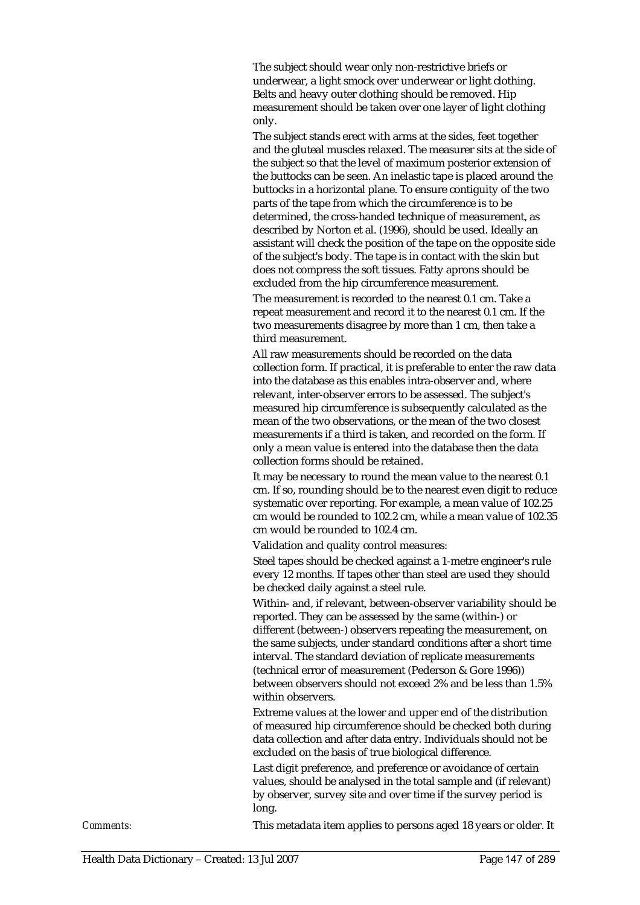The subject should wear only non-restrictive briefs or underwear, a light smock over underwear or light clothing. Belts and heavy outer clothing should be removed. Hip measurement should be taken over one layer of light clothing only.

The subject stands erect with arms at the sides, feet together and the gluteal muscles relaxed. The measurer sits at the side of the subject so that the level of maximum posterior extension of the buttocks can be seen. An inelastic tape is placed around the buttocks in a horizontal plane. To ensure contiguity of the two parts of the tape from which the circumference is to be determined, the cross-handed technique of measurement, as described by Norton et al. (1996), should be used. Ideally an assistant will check the position of the tape on the opposite side of the subject's body. The tape is in contact with the skin but does not compress the soft tissues. Fatty aprons should be excluded from the hip circumference measurement.

The measurement is recorded to the nearest 0.1 cm. Take a repeat measurement and record it to the nearest 0.1 cm. If the two measurements disagree by more than 1 cm, then take a third measurement.

All raw measurements should be recorded on the data collection form. If practical, it is preferable to enter the raw data into the database as this enables intra-observer and, where relevant, inter-observer errors to be assessed. The subject's measured hip circumference is subsequently calculated as the mean of the two observations, or the mean of the two closest measurements if a third is taken, and recorded on the form. If only a mean value is entered into the database then the data collection forms should be retained.

It may be necessary to round the mean value to the nearest 0.1 cm. If so, rounding should be to the nearest even digit to reduce systematic over reporting. For example, a mean value of 102.25 cm would be rounded to 102.2 cm, while a mean value of 102.35 cm would be rounded to 102.4 cm.

Validation and quality control measures:

Steel tapes should be checked against a 1-metre engineer's rule every 12 months. If tapes other than steel are used they should be checked daily against a steel rule.

Within- and, if relevant, between-observer variability should be reported. They can be assessed by the same (within-) or different (between-) observers repeating the measurement, on the same subjects, under standard conditions after a short time interval. The standard deviation of replicate measurements (technical error of measurement (Pederson & Gore 1996)) between observers should not exceed 2% and be less than 1.5% within observers.

Extreme values at the lower and upper end of the distribution of measured hip circumference should be checked both during data collection and after data entry. Individuals should not be excluded on the basis of true biological difference.

Last digit preference, and preference or avoidance of certain values, should be analysed in the total sample and (if relevant) by observer, survey site and over time if the survey period is long.

*Comments:* This metadata item applies to persons aged 18 years or older. It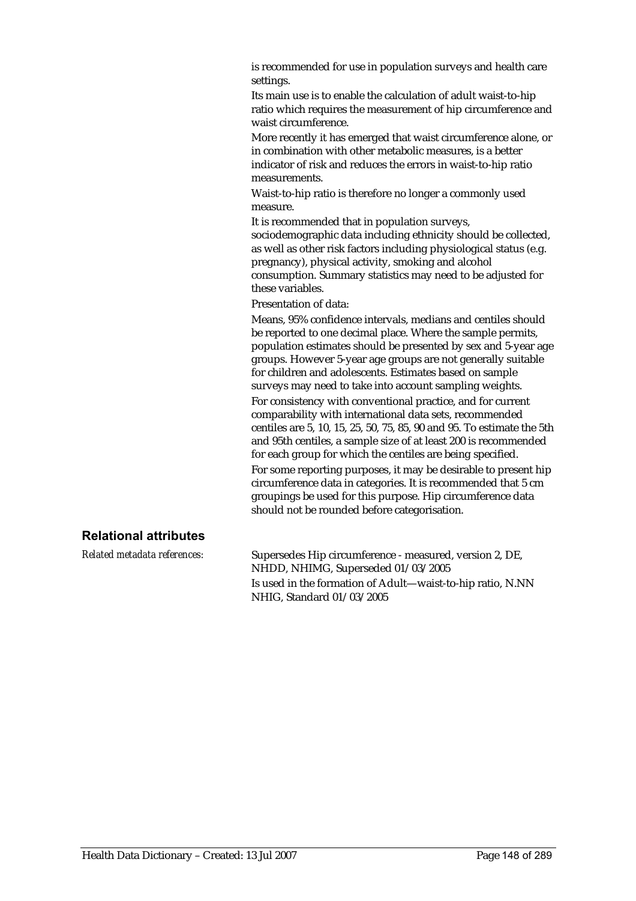is recommended for use in population surveys and health care settings.

Its main use is to enable the calculation of adult waist-to-hip ratio which requires the measurement of hip circumference and waist circumference.

More recently it has emerged that waist circumference alone, or in combination with other metabolic measures, is a better indicator of risk and reduces the errors in waist-to-hip ratio measurements.

Waist-to-hip ratio is therefore no longer a commonly used measure.

It is recommended that in population surveys, sociodemographic data including ethnicity should be collected, as well as other risk factors including physiological status (e.g. pregnancy), physical activity, smoking and alcohol consumption. Summary statistics may need to be adjusted for these variables.

Presentation of data:

Means, 95% confidence intervals, medians and centiles should be reported to one decimal place. Where the sample permits, population estimates should be presented by sex and 5-year age groups. However 5-year age groups are not generally suitable for children and adolescents. Estimates based on sample surveys may need to take into account sampling weights.

For consistency with conventional practice, and for current comparability with international data sets, recommended centiles are 5, 10, 15, 25, 50, 75, 85, 90 and 95. To estimate the 5th and 95th centiles, a sample size of at least 200 is recommended for each group for which the centiles are being specified.

For some reporting purposes, it may be desirable to present hip circumference data in categories. It is recommended that 5 cm groupings be used for this purpose. Hip circumference data should not be rounded before categorisation.

## Relational attributes

*Related metadata references:* Supersedes Hip circumference - measured, version 2, DE, NHDD, NHIMG, Superseded 01/03/2005

Is used in the formation of Adult—waist-to-hip ratio, N.NN NHIG, Standard 01/03/2005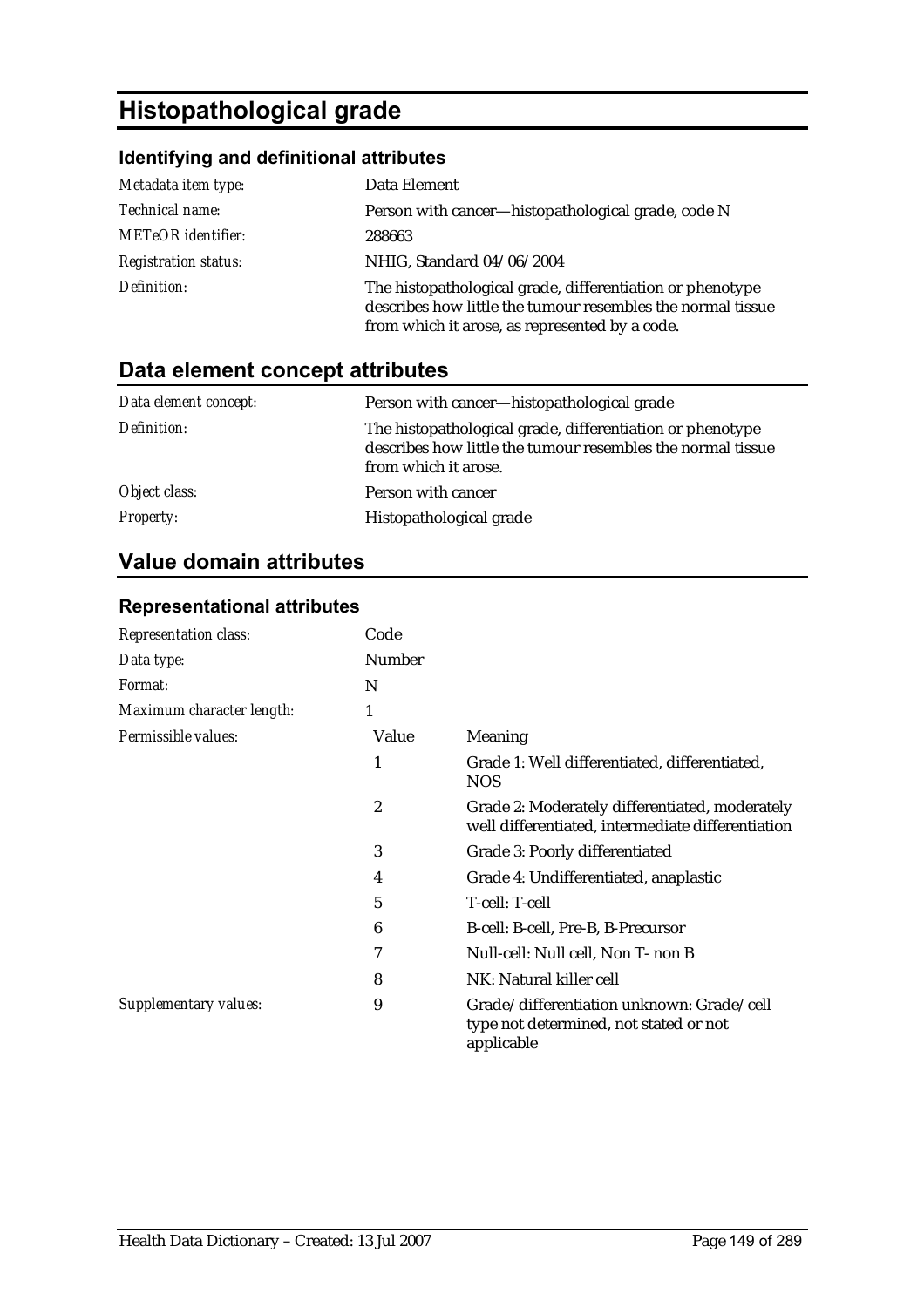# Histopathological grade

### Identifying and definitional attributes

| | |
|---|---|
| *Metadata item type:* | Data Element |
| *Technical name:* | Person with cancer—histopathological grade, code N |
| *METeOR identifier:* | 288663 |
| *Registration status:* | NHIG, Standard 04/06/2004 |
| *Definition:* | The histopathological grade, differentiation or phenotype describes how little the tumour resembles the normal tissue from which it arose, as represented by a code. |

## Data element concept attributes

| | |
|---|---|
| *Data element concept:* | Person with cancer—histopathological grade |
| *Definition:* | The histopathological grade, differentiation or phenotype describes how little the tumour resembles the normal tissue from which it arose. |
| *Object class:* | Person with cancer |
| *Property:* | Histopathological grade |

## Value domain attributes

### Representational attributes

| | | |
|---|---|---|
| *Representation class:* | Code | |
| *Data type:* | Number | |
| *Format:* | N | |
| *Maximum character length:* | 1 | |
| *Permissible values:* | Value | Meaning |
| | 1 | Grade 1: Well differentiated, differentiated, NOS |
| | 2 | Grade 2: Moderately differentiated, moderately well differentiated, intermediate differentiation |
| | 3 | Grade 3: Poorly differentiated |
| | 4 | Grade 4: Undifferentiated, anaplastic |
| | 5 | T-cell: T-cell |
| | 6 | B-cell: B-cell, Pre-B, B-Precursor |
| | 7 | Null-cell: Null cell, Non T- non B |
| | 8 | NK: Natural killer cell |
| *Supplementary values:* | 9 | Grade/differentiation unknown: Grade/cell type not determined, not stated or not applicable |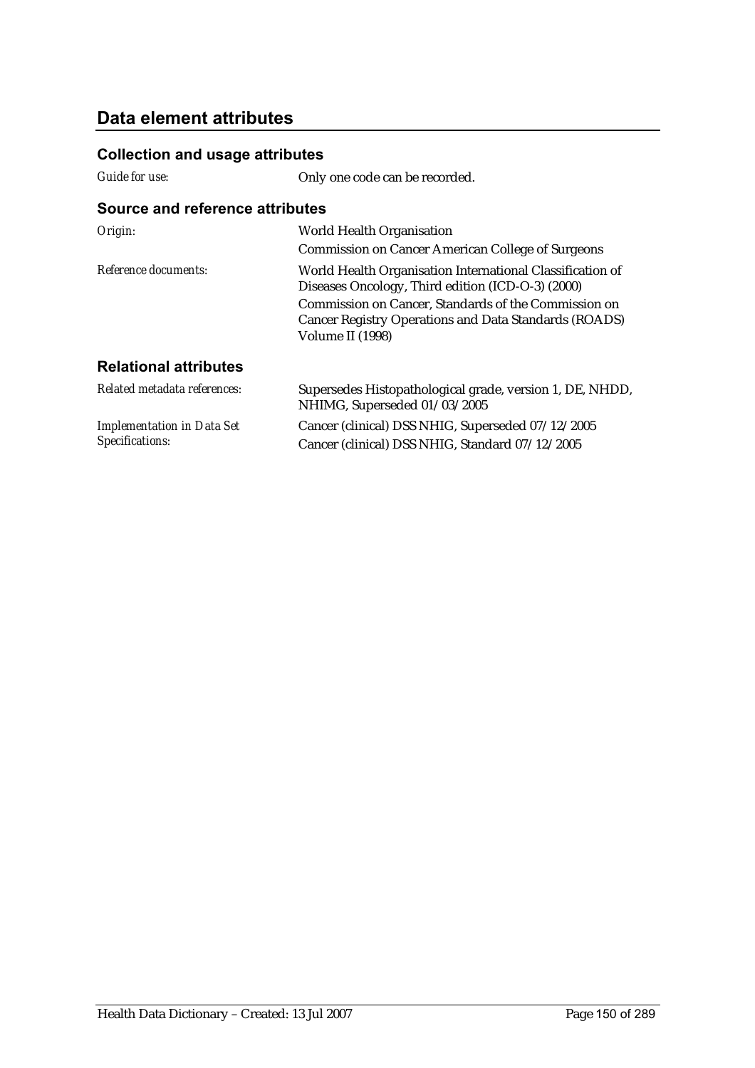## Data element attributes

### Collection and usage attributes

| | |
|---|---|
| *Guide for use:* | Only one code can be recorded. |

### Source and reference attributes

| | |
|---|---|
| *Origin:* | World Health Organisation<br>Commission on Cancer American College of Surgeons |
| *Reference documents:* | World Health Organisation International Classification of Diseases Oncology, Third edition (ICD-O-3) (2000)<br>Commission on Cancer, Standards of the Commission on Cancer Registry Operations and Data Standards (ROADS) Volume II (1998) |

### Relational attributes

| | |
|---|---|
| *Related metadata references:* | Supersedes Histopathological grade, version 1, DE, NHDD, NHIMG, Superseded 01/03/2005 |
| *Implementation in Data Set Specifications:* | Cancer (clinical) DSS NHIG, Superseded 07/12/2005<br>Cancer (clinical) DSS NHIG, Standard 07/12/2005 |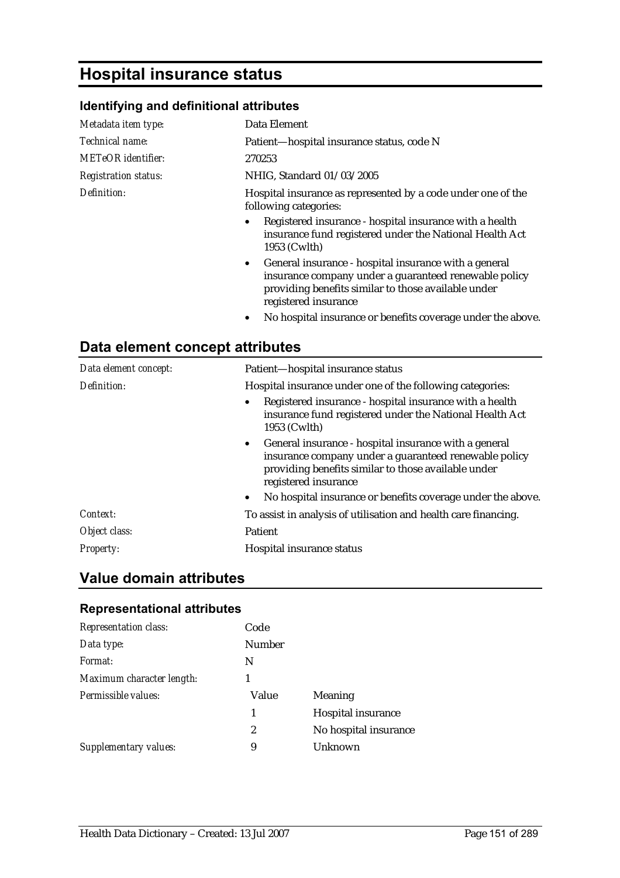# Hospital insurance status

### Identifying and definitional attributes

| | |
|---|---|
| *Metadata item type:* | Data Element |
| *Technical name:* | Patient—hospital insurance status, code N |
| *METeOR identifier:* | 270253 |
| *Registration status:* | NHIG, Standard 01/03/2005 |
| *Definition:* | Hospital insurance as represented by a code under one of the following categories:<br>• Registered insurance - hospital insurance with a health insurance fund registered under the National Health Act 1953 (Cwlth)<br>• General insurance - hospital insurance with a general insurance company under a guaranteed renewable policy providing benefits similar to those available under registered insurance<br>• No hospital insurance or benefits coverage under the above. |

## Data element concept attributes

| | |
|---|---|
| *Data element concept:* | Patient—hospital insurance status |
| *Definition:* | Hospital insurance under one of the following categories:<br>• Registered insurance - hospital insurance with a health insurance fund registered under the National Health Act 1953 (Cwlth)<br>• General insurance - hospital insurance with a general insurance company under a guaranteed renewable policy providing benefits similar to those available under registered insurance<br>• No hospital insurance or benefits coverage under the above. |
| *Context:* | To assist in analysis of utilisation and health care financing. |
| *Object class:* | Patient |
| *Property:* | Hospital insurance status |

## Value domain attributes

### Representational attributes

| | | |
|---|---|---|
| *Representation class:* | Code | |
| *Data type:* | Number | |
| *Format:* | N | |
| *Maximum character length:* | 1 | |
| *Permissible values:* | Value | Meaning |
| | 1 | Hospital insurance |
| | 2 | No hospital insurance |
| *Supplementary values:* | 9 | Unknown |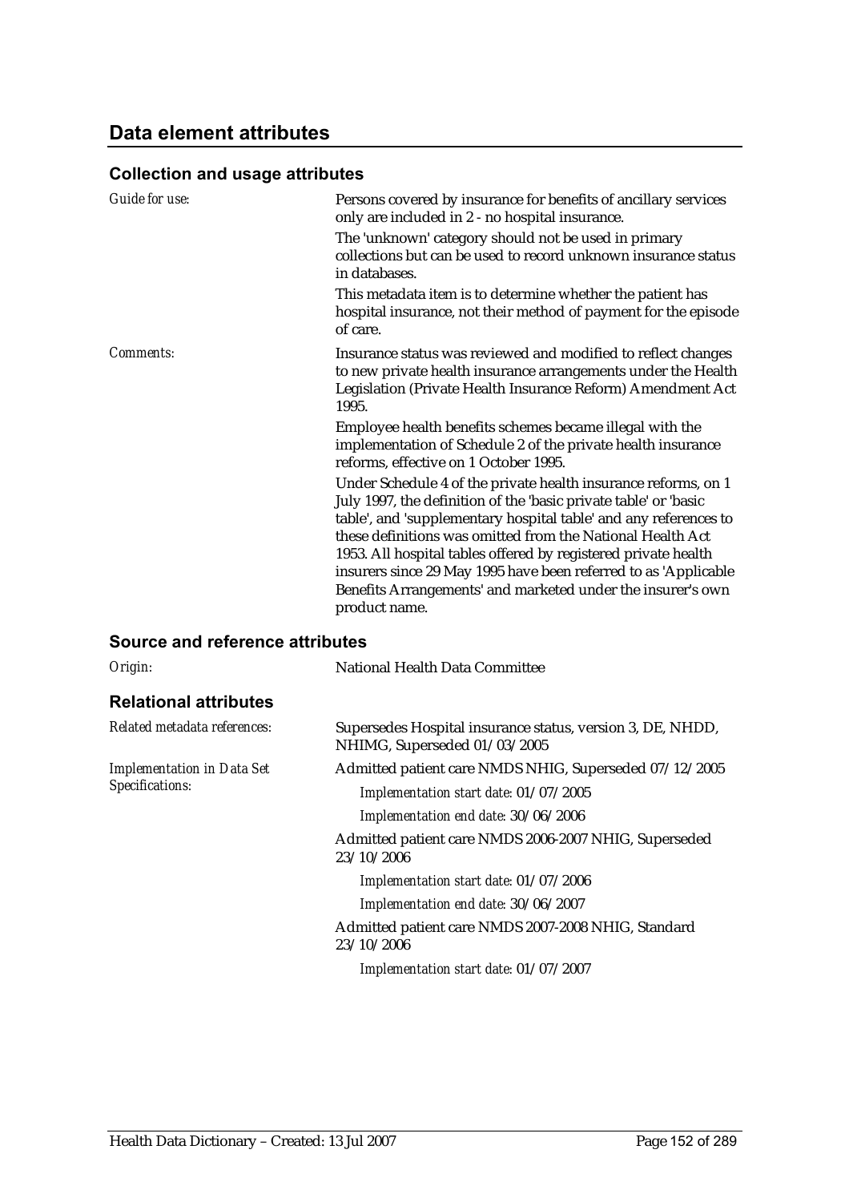## Data element attributes

### Collection and usage attributes

*Guide for use:*

Persons covered by insurance for benefits of ancillary services only are included in 2 - no hospital insurance.

The 'unknown' category should not be used in primary collections but can be used to record unknown insurance status in databases.

This metadata item is to determine whether the patient has hospital insurance, not their method of payment for the episode of care.

*Comments:*

Insurance status was reviewed and modified to reflect changes to new private health insurance arrangements under the Health Legislation (Private Health Insurance Reform) Amendment Act 1995.

Employee health benefits schemes became illegal with the implementation of Schedule 2 of the private health insurance reforms, effective on 1 October 1995.

Under Schedule 4 of the private health insurance reforms, on 1 July 1997, the definition of the 'basic private table' or 'basic table', and 'supplementary hospital table' and any references to these definitions was omitted from the National Health Act 1953. All hospital tables offered by registered private health insurers since 29 May 1995 have been referred to as 'Applicable Benefits Arrangements' and marketed under the insurer's own product name.

### Source and reference attributes

*Origin:* National Health Data Committee

### Relational attributes

*Related metadata references:*

Supersedes Hospital insurance status, version 3, DE, NHDD, NHIMG, Superseded 01/03/2005

*Implementation in Data Set Specifications:*

Admitted patient care NMDS NHIG, Superseded 07/12/2005

*Implementation start date:* 01/07/2005

*Implementation end date:* 30/06/2006

Admitted patient care NMDS 2006-2007 NHIG, Superseded 23/10/2006

*Implementation start date:* 01/07/2006

*Implementation end date:* 30/06/2007

Admitted patient care NMDS 2007-2008 NHIG, Standard 23/10/2006

*Implementation start date:* 01/07/2007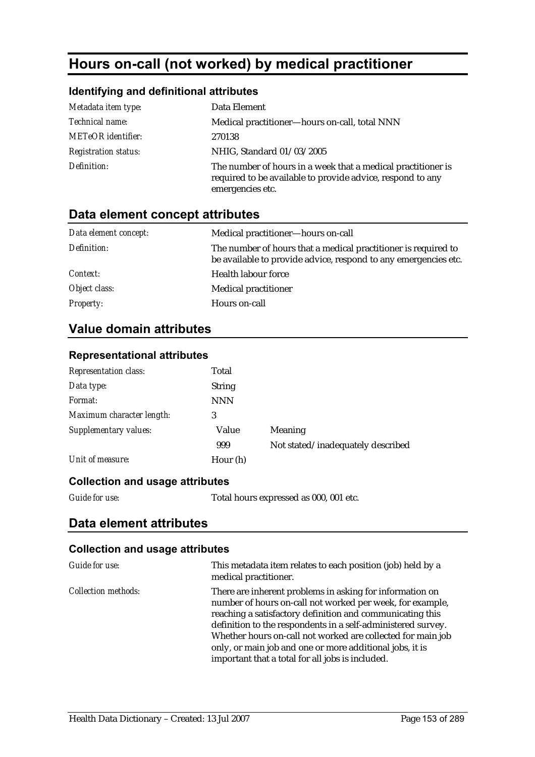# Hours on-call (not worked) by medical practitioner

### Identifying and definitional attributes

| | |
|---|---|
| *Metadata item type:* | Data Element |
| *Technical name:* | Medical practitioner—hours on-call, total NNN |
| *METeOR identifier:* | 270138 |
| *Registration status:* | NHIG, Standard 01/03/2005 |
| *Definition:* | The number of hours in a week that a medical practitioner is required to be available to provide advice, respond to any emergencies etc. |

## Data element concept attributes

| | |
|---|---|
| *Data element concept:* | Medical practitioner—hours on-call |
| *Definition:* | The number of hours that a medical practitioner is required to be available to provide advice, respond to any emergencies etc. |
| *Context:* | Health labour force |
| *Object class:* | Medical practitioner |
| *Property:* | Hours on-call |

## Value domain attributes

### Representational attributes

| | | |
|---|---|---|
| *Representation class:* | Total | |
| *Data type:* | String | |
| *Format:* | NNN | |
| *Maximum character length:* | 3 | |
| *Supplementary values:* | Value | Meaning |
| | 999 | Not stated/inadequately described |
| *Unit of measure:* | Hour (h) | |

### Collection and usage attributes

| | |
|---|---|
| *Guide for use:* | Total hours expressed as 000, 001 etc. |

## Data element attributes

### Collection and usage attributes

| | |
|---|---|
| *Guide for use:* | This metadata item relates to each position (job) held by a medical practitioner. |
| *Collection methods:* | There are inherent problems in asking for information on number of hours on-call not worked per week, for example, reaching a satisfactory definition and communicating this definition to the respondents in a self-administered survey. Whether hours on-call not worked are collected for main job only, or main job and one or more additional jobs, it is important that a total for all jobs is included. |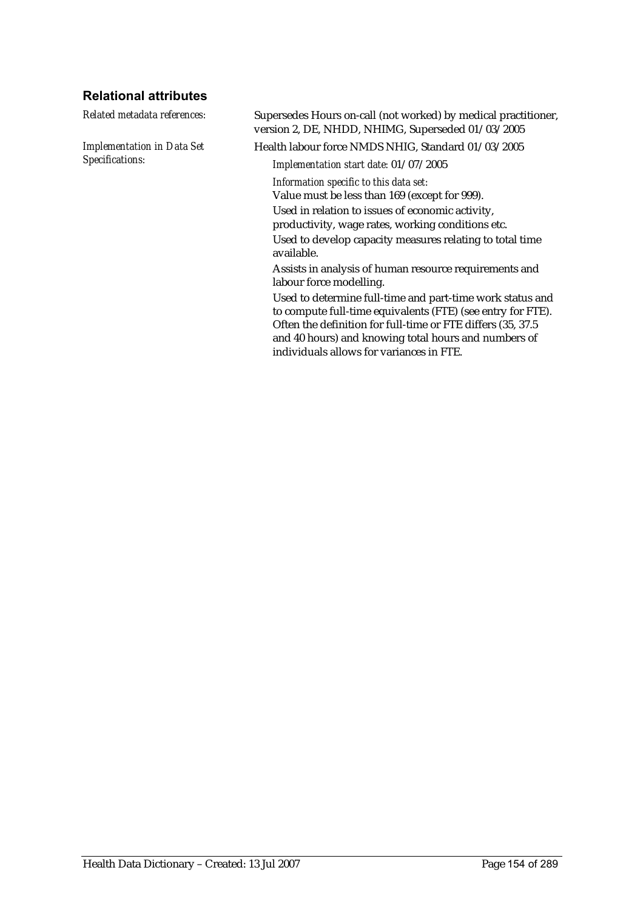## Relational attributes

*Related metadata references:* Supersedes Hours on-call (not worked) by medical practitioner, version 2, DE, NHDD, NHIMG, Superseded 01/03/2005

*Implementation in Data Set Specifications:* Health labour force NMDS NHIG, Standard 01/03/2005

*Implementation start date:* 01/07/2005

*Information specific to this data set:*

Value must be less than 169 (except for 999).

Used in relation to issues of economic activity, productivity, wage rates, working conditions etc.

Used to develop capacity measures relating to total time available.

Assists in analysis of human resource requirements and labour force modelling.

Used to determine full-time and part-time work status and to compute full-time equivalents (FTE) (see entry for FTE). Often the definition for full-time or FTE differs (35, 37.5 and 40 hours) and knowing total hours and numbers of individuals allows for variances in FTE.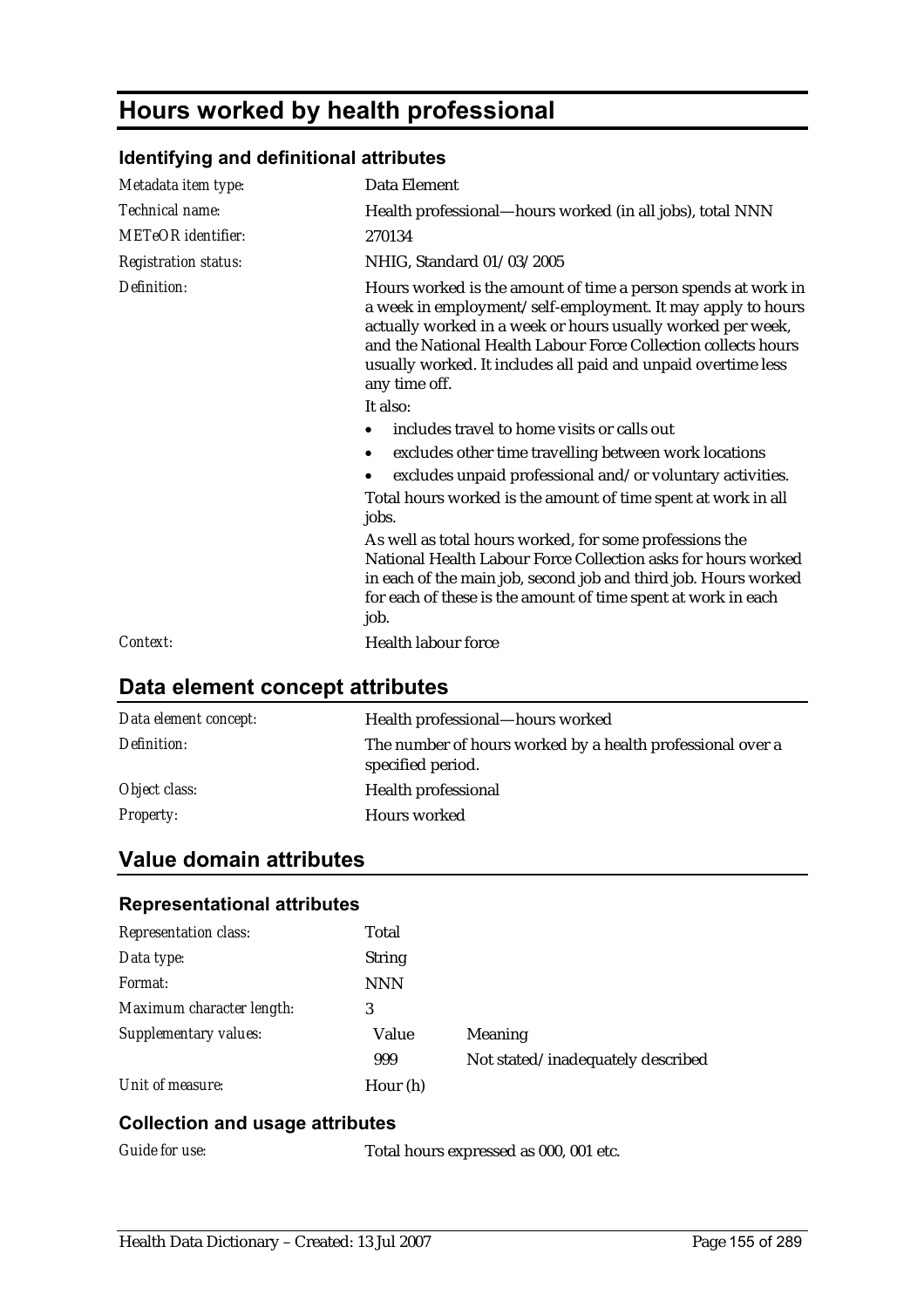# Hours worked by health professional

### Identifying and definitional attributes

| | |
|---|---|
| *Metadata item type:* | Data Element |
| *Technical name:* | Health professional—hours worked (in all jobs), total NNN |
| *METeOR identifier:* | 270134 |
| *Registration status:* | NHIG, Standard 01/03/2005 |
| *Definition:* | Hours worked is the amount of time a person spends at work in a week in employment/self-employment. It may apply to hours actually worked in a week or hours usually worked per week, and the National Health Labour Force Collection collects hours usually worked. It includes all paid and unpaid overtime less any time off. |

It also:

- includes travel to home visits or calls out
- excludes other time travelling between work locations
- excludes unpaid professional and/or voluntary activities.

Total hours worked is the amount of time spent at work in all jobs.

As well as total hours worked, for some professions the National Health Labour Force Collection asks for hours worked in each of the main job, second job and third job. Hours worked for each of these is the amount of time spent at work in each job.

| | |
|---|---|
| *Context:* | Health labour force |

## Data element concept attributes

| | |
|---|---|
| *Data element concept:* | Health professional—hours worked |
| *Definition:* | The number of hours worked by a health professional over a specified period. |
| *Object class:* | Health professional |
| *Property:* | Hours worked |

## Value domain attributes

### Representational attributes

| | | |
|---|---|---|
| *Representation class:* | Total | |
| *Data type:* | String | |
| *Format:* | NNN | |
| *Maximum character length:* | 3 | |
| *Supplementary values:* | Value | Meaning |
| | 999 | Not stated/inadequately described |
| *Unit of measure:* | Hour (h) | |

### Collection and usage attributes

| | |
|---|---|
| *Guide for use:* | Total hours expressed as 000, 001 etc. |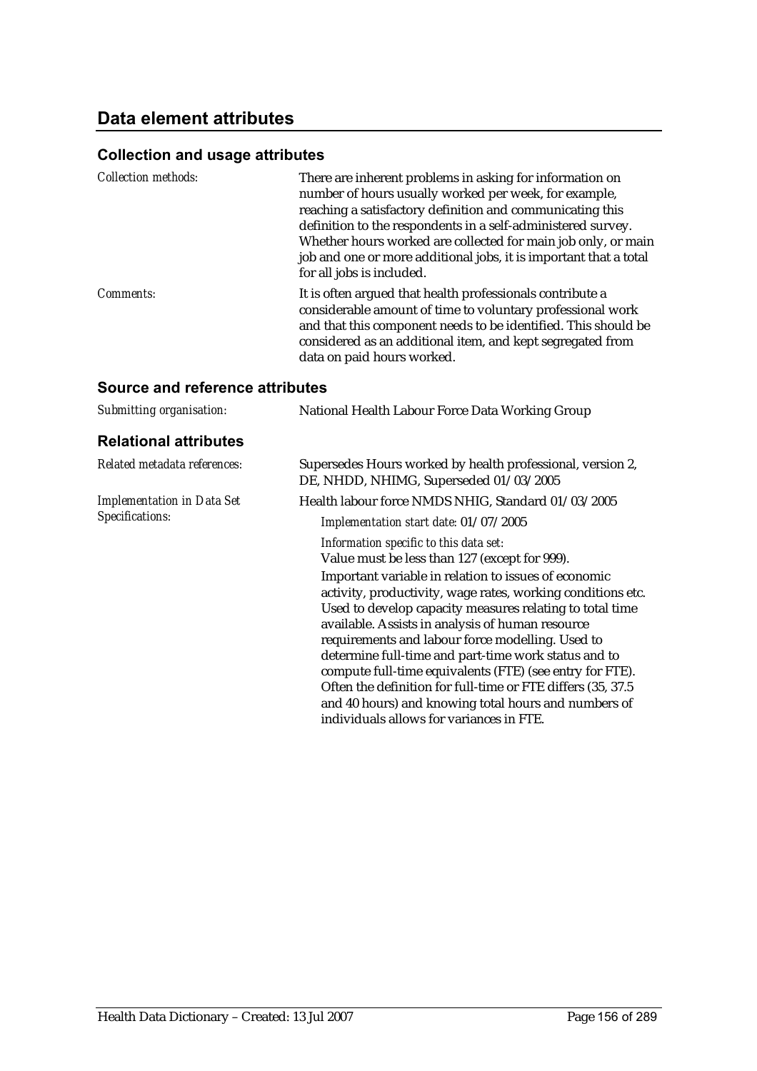## Data element attributes

### Collection and usage attributes

*Collection methods:* There are inherent problems in asking for information on number of hours usually worked per week, for example, reaching a satisfactory definition and communicating this definition to the respondents in a self-administered survey. Whether hours worked are collected for main job only, or main job and one or more additional jobs, it is important that a total for all jobs is included.

*Comments:* It is often argued that health professionals contribute a considerable amount of time to voluntary professional work and that this component needs to be identified. This should be considered as an additional item, and kept segregated from data on paid hours worked.

### Source and reference attributes

*Submitting organisation:* National Health Labour Force Data Working Group

### Relational attributes

*Related metadata references:* Supersedes Hours worked by health professional, version 2, DE, NHDD, NHIMG, Superseded 01/03/2005

*Implementation in Data Set Specifications:* Health labour force NMDS NHIG, Standard 01/03/2005

*Implementation start date:* 01/07/2005

*Information specific to this data set:*

Value must be less than 127 (except for 999).

Important variable in relation to issues of economic activity, productivity, wage rates, working conditions etc. Used to develop capacity measures relating to total time available. Assists in analysis of human resource requirements and labour force modelling. Used to determine full-time and part-time work status and to compute full-time equivalents (FTE) (see entry for FTE). Often the definition for full-time or FTE differs (35, 37.5 and 40 hours) and knowing total hours and numbers of individuals allows for variances in FTE.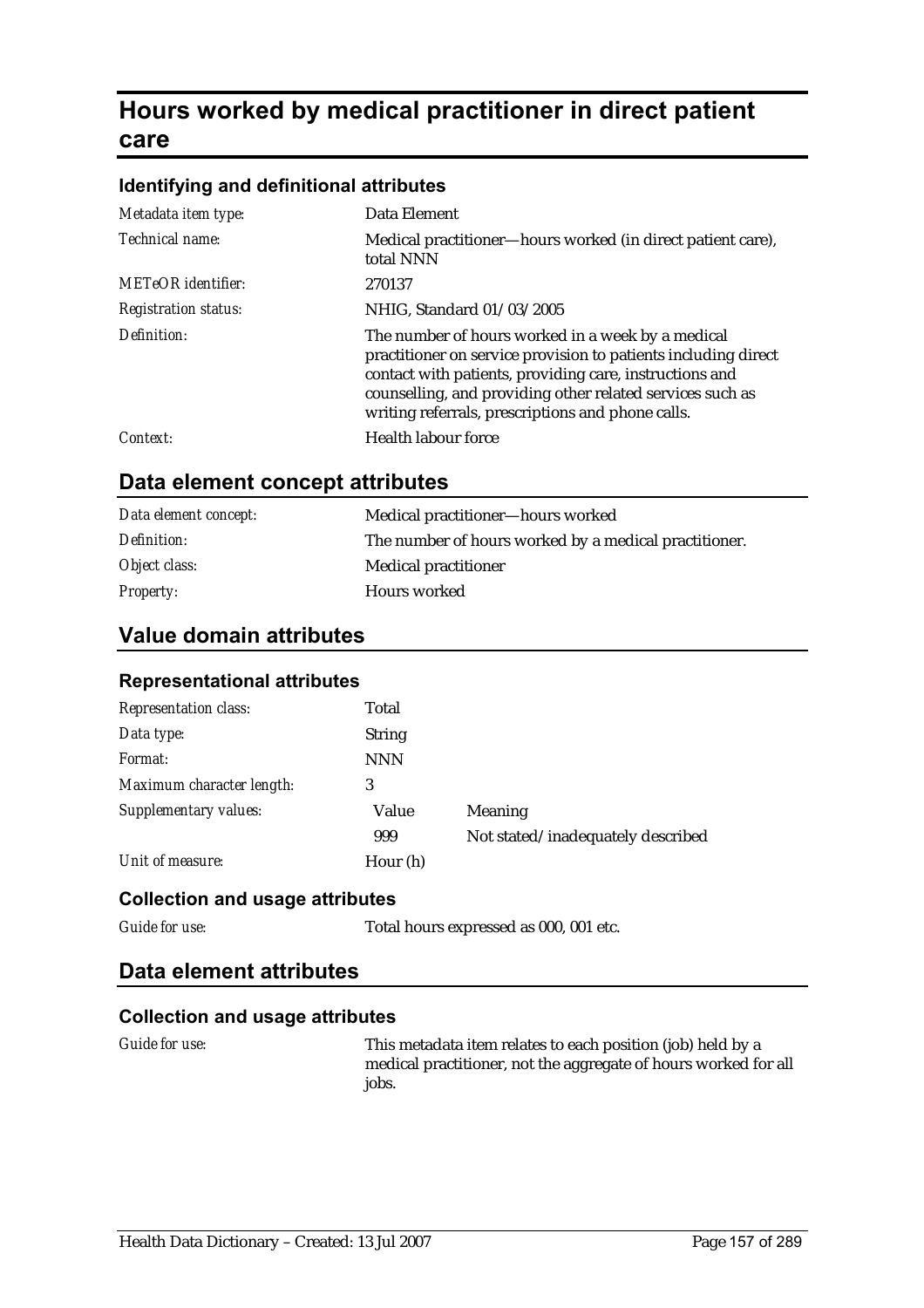# Hours worked by medical practitioner in direct patient care

### Identifying and definitional attributes

| | |
|---|---|
| *Metadata item type:* | Data Element |
| *Technical name:* | Medical practitioner—hours worked (in direct patient care), total NNN |
| *METeOR identifier:* | 270137 |
| *Registration status:* | NHIG, Standard 01/03/2005 |
| *Definition:* | The number of hours worked in a week by a medical practitioner on service provision to patients including direct contact with patients, providing care, instructions and counselling, and providing other related services such as writing referrals, prescriptions and phone calls. |
| *Context:* | Health labour force |

## Data element concept attributes

| | |
|---|---|
| *Data element concept:* | Medical practitioner—hours worked |
| *Definition:* | The number of hours worked by a medical practitioner. |
| *Object class:* | Medical practitioner |
| *Property:* | Hours worked |

## Value domain attributes

### Representational attributes

| | | |
|---|---|---|
| *Representation class:* | Total | |
| *Data type:* | String | |
| *Format:* | NNN | |
| *Maximum character length:* | 3 | |
| *Supplementary values:* | Value | Meaning |
| | 999 | Not stated/inadequately described |
| *Unit of measure:* | Hour (h) | |

### Collection and usage attributes

| | |
|---|---|
| *Guide for use:* | Total hours expressed as 000, 001 etc. |

## Data element attributes

### Collection and usage attributes

| | |
|---|---|
| *Guide for use:* | This metadata item relates to each position (job) held by a medical practitioner, not the aggregate of hours worked for all jobs. |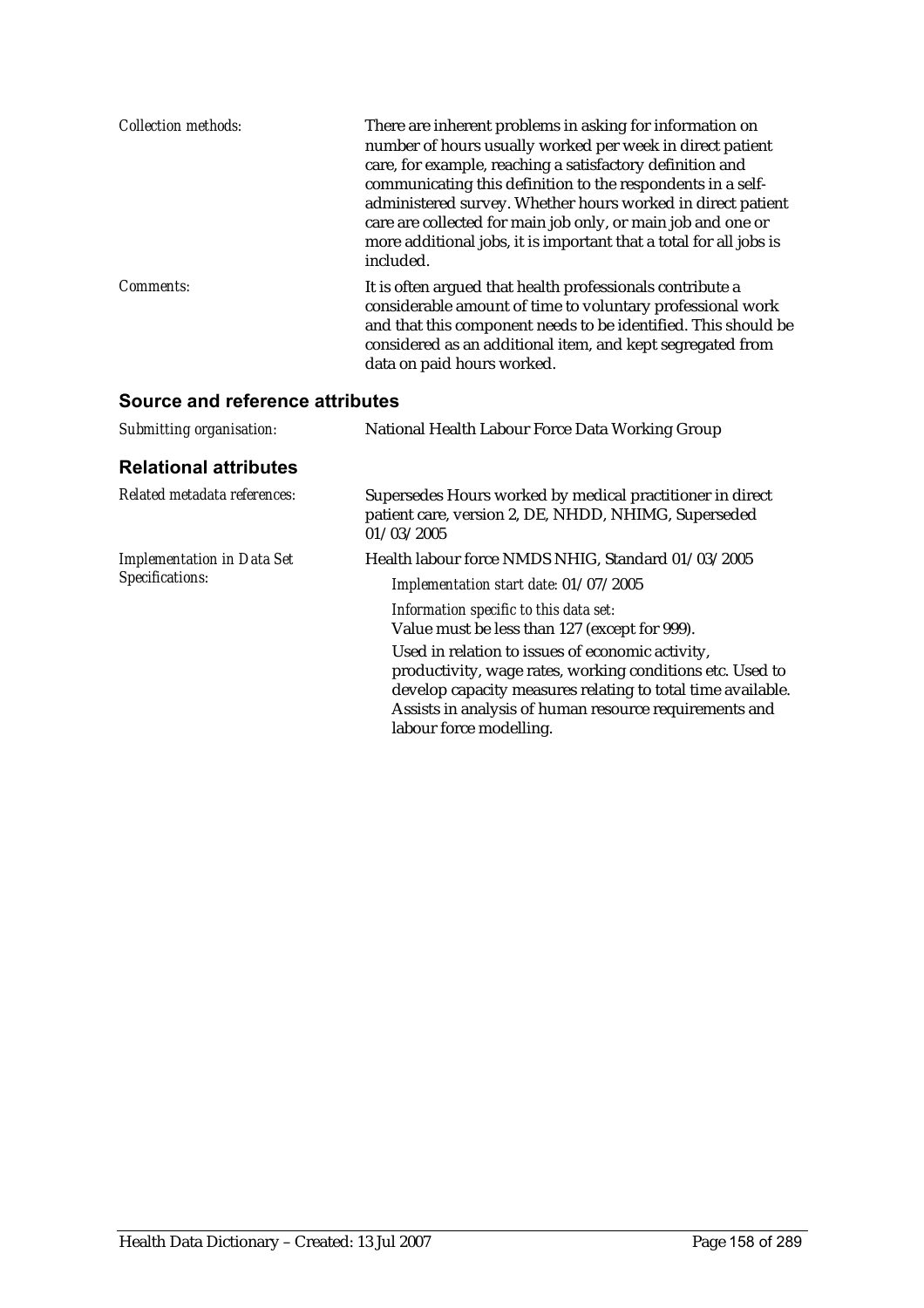*Collection methods:* There are inherent problems in asking for information on number of hours usually worked per week in direct patient care, for example, reaching a satisfactory definition and communicating this definition to the respondents in a self-administered survey. Whether hours worked in direct patient care are collected for main job only, or main job and one or more additional jobs, it is important that a total for all jobs is included.

*Comments:* It is often argued that health professionals contribute a considerable amount of time to voluntary professional work and that this component needs to be identified. This should be considered as an additional item, and kept segregated from data on paid hours worked.

## Source and reference attributes

*Submitting organisation:* National Health Labour Force Data Working Group

## Relational attributes

*Related metadata references:* Supersedes Hours worked by medical practitioner in direct patient care, version 2, DE, NHDD, NHIMG, Superseded 01/03/2005

*Implementation in Data Set Specifications:* Health labour force NMDS NHIG, Standard 01/03/2005

*Implementation start date:* 01/07/2005

*Information specific to this data set:*
Value must be less than 127 (except for 999).

Used in relation to issues of economic activity, productivity, wage rates, working conditions etc. Used to develop capacity measures relating to total time available. Assists in analysis of human resource requirements and labour force modelling.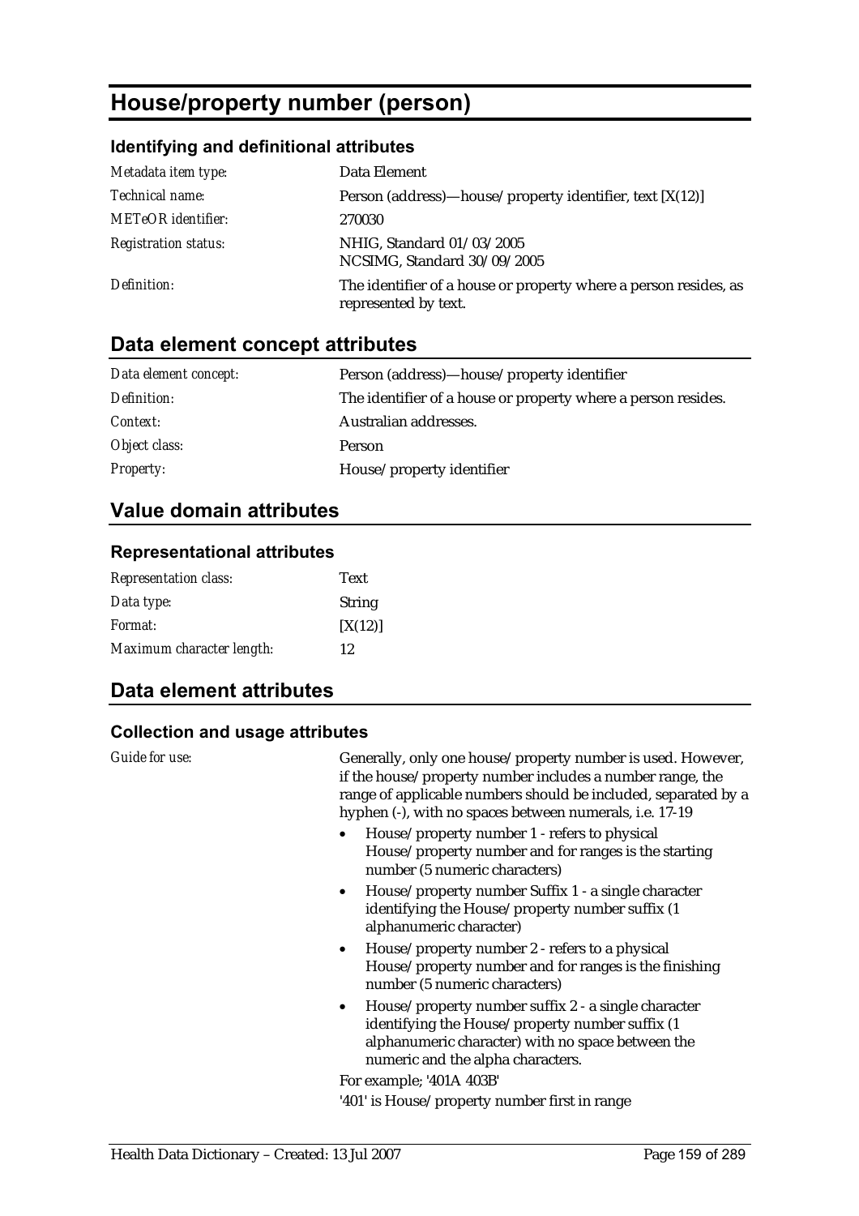# House/property number (person)

### Identifying and definitional attributes

| | |
|---|---|
| *Metadata item type:* | Data Element |
| *Technical name:* | Person (address)—house/property identifier, text [X(12)] |
| *METeOR identifier:* | 270030 |
| *Registration status:* | NHIG, Standard 01/03/2005<br>NCSIMG, Standard 30/09/2005 |
| *Definition:* | The identifier of a house or property where a person resides, as represented by text. |

## Data element concept attributes

| | |
|---|---|
| *Data element concept:* | Person (address)—house/property identifier |
| *Definition:* | The identifier of a house or property where a person resides. |
| *Context:* | Australian addresses. |
| *Object class:* | Person |
| *Property:* | House/property identifier |

## Value domain attributes

### Representational attributes

| | |
|---|---|
| *Representation class:* | Text |
| *Data type:* | String |
| *Format:* | [X(12)] |
| *Maximum character length:* | 12 |

## Data element attributes

### Collection and usage attributes

*Guide for use:*

Generally, only one house/property number is used. However, if the house/property number includes a number range, the range of applicable numbers should be included, separated by a hyphen (-), with no spaces between numerals, i.e. 17-19

- House/property number 1 - refers to physical House/property number and for ranges is the starting number (5 numeric characters)
- House/property number Suffix 1 - a single character identifying the House/property number suffix (1 alphanumeric character)
- House/property number 2 - refers to a physical House/property number and for ranges is the finishing number (5 numeric characters)
- House/property number suffix 2 - a single character identifying the House/property number suffix (1 alphanumeric character) with no space between the numeric and the alpha characters.

For example; '401A 403B'

'401' is House/property number first in range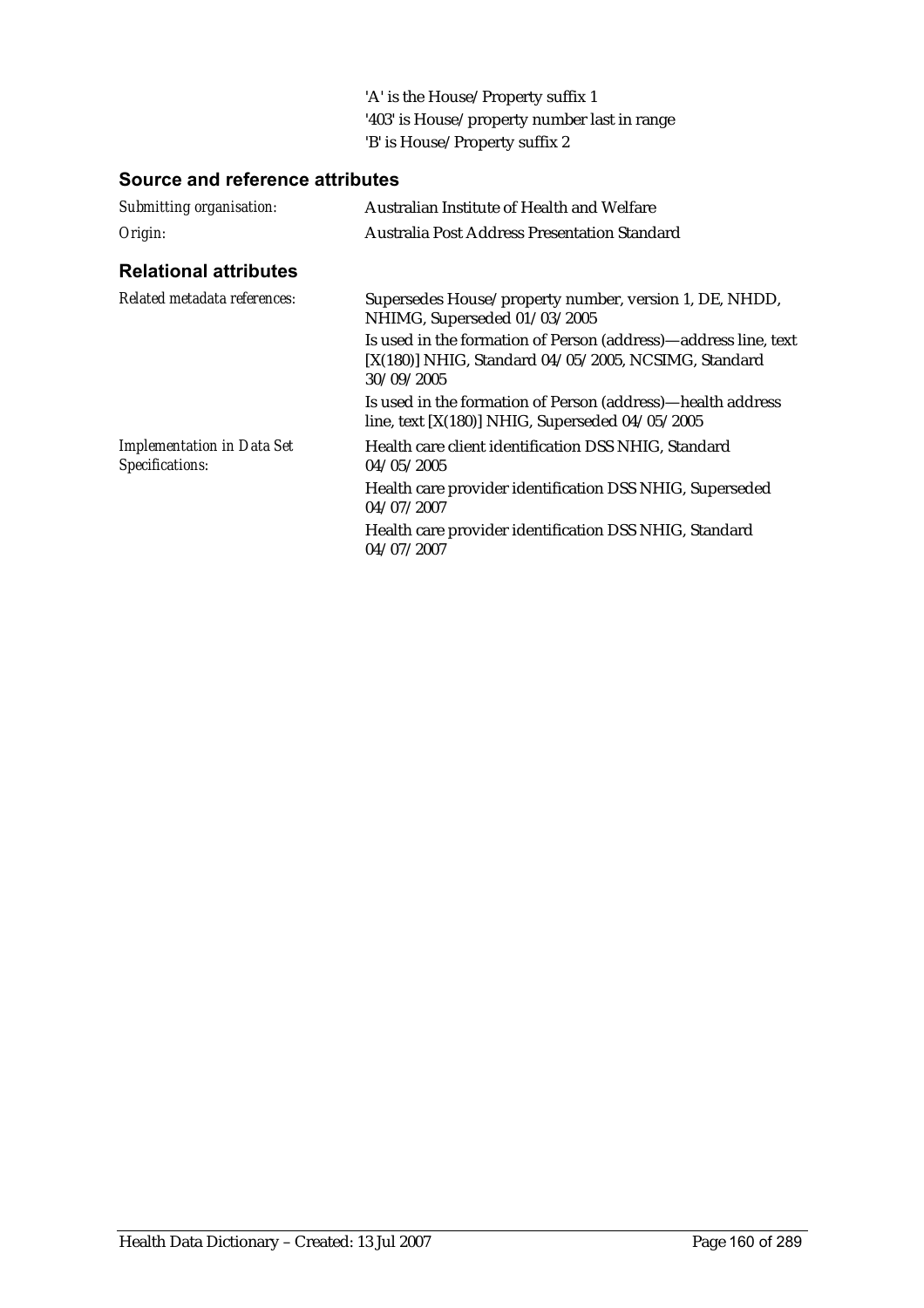'A' is the House/Property suffix 1
'403' is House/property number last in range
'B' is House/Property suffix 2

## Source and reference attributes

| | |
|---|---|
| *Submitting organisation:* | Australian Institute of Health and Welfare |
| *Origin:* | Australia Post Address Presentation Standard |

## Relational attributes

| | |
|---|---|
| *Related metadata references:* | Supersedes House/property number, version 1, DE, NHDD, NHIMG, Superseded 01/03/2005 |
| | Is used in the formation of Person (address)—address line, text [X(180)] NHIG, Standard 04/05/2005, NCSIMG, Standard 30/09/2005 |
| | Is used in the formation of Person (address)—health address line, text [X(180)] NHIG, Superseded 04/05/2005 |
| *Implementation in Data Set Specifications:* | Health care client identification DSS NHIG, Standard 04/05/2005 |
| | Health care provider identification DSS NHIG, Superseded 04/07/2007 |
| | Health care provider identification DSS NHIG, Standard 04/07/2007 |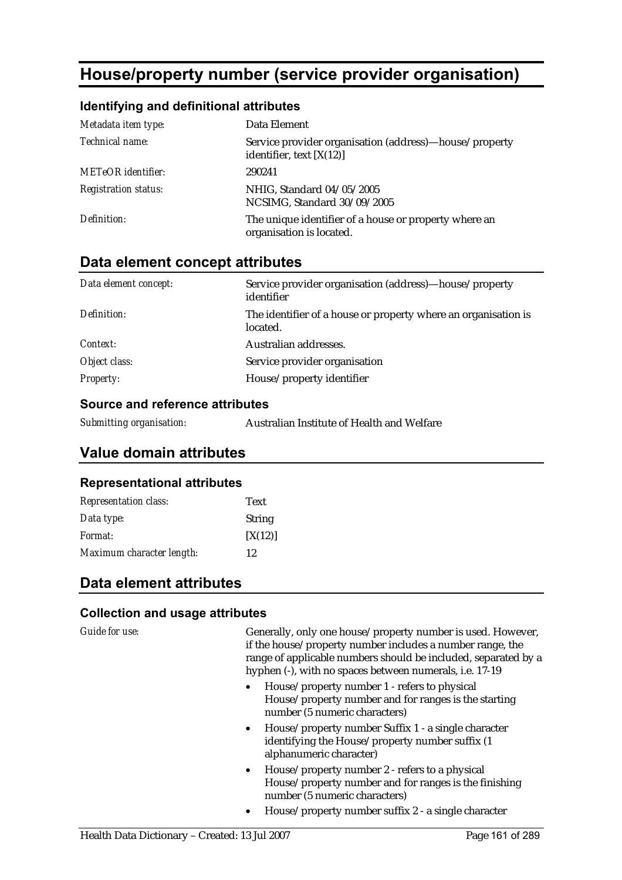# House/property number (service provider organisation)

### Identifying and definitional attributes

| | |
|---|---|
| *Metadata item type:* | Data Element |
| *Technical name:* | Service provider organisation (address)—house/property identifier, text [X(12)] |
| *METeOR identifier:* | 290241 |
| *Registration status:* | NHIG, Standard 04/05/2005<br>NCSIMG, Standard 30/09/2005 |
| *Definition:* | The unique identifier of a house or property where an organisation is located. |

## Data element concept attributes

| | |
|---|---|
| *Data element concept:* | Service provider organisation (address)—house/property identifier |
| *Definition:* | The identifier of a house or property where an organisation is located. |
| *Context:* | Australian addresses. |
| *Object class:* | Service provider organisation |
| *Property:* | House/property identifier |

### Source and reference attributes

| | |
|---|---|
| *Submitting organisation:* | Australian Institute of Health and Welfare |

## Value domain attributes

### Representational attributes

| | |
|---|---|
| *Representation class:* | Text |
| *Data type:* | String |
| *Format:* | [X(12)] |
| *Maximum character length:* | 12 |

## Data element attributes

### Collection and usage attributes

*Guide for use:*

Generally, only one house/property number is used. However, if the house/property number includes a number range, the range of applicable numbers should be included, separated by a hyphen (-), with no spaces between numerals, i.e. 17-19

- House/property number 1 - refers to physical House/property number and for ranges is the starting number (5 numeric characters)
- House/property number Suffix 1 - a single character identifying the House/property number suffix (1 alphanumeric character)
- House/property number 2 - refers to a physical House/property number and for ranges is the finishing number (5 numeric characters)
- House/property number suffix 2 - a single character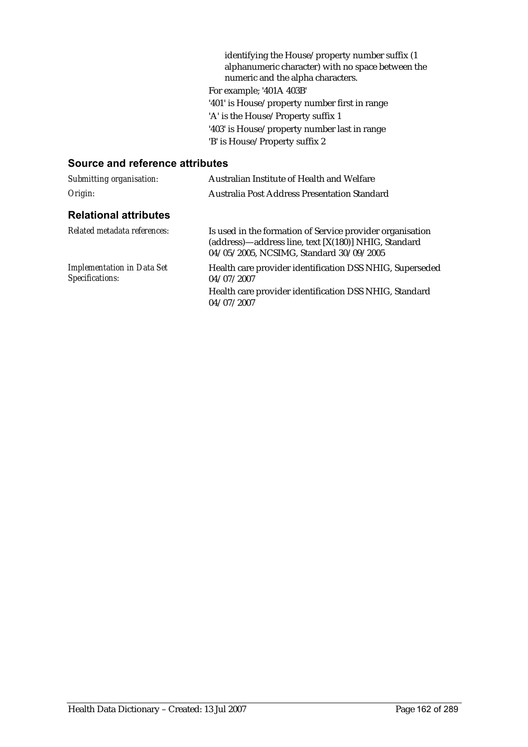identifying the House/property number suffix (1 alphanumeric character) with no space between the numeric and the alpha characters.

For example; '401A 403B'

'401' is House/property number first in range

'A' is the House/Property suffix 1

'403' is House/property number last in range

'B' is House/Property suffix 2

## Source and reference attributes

| | |
|---|---|
| *Submitting organisation:* | Australian Institute of Health and Welfare |
| *Origin:* | Australia Post Address Presentation Standard |

## Relational attributes

| | |
|---|---|
| *Related metadata references:* | Is used in the formation of Service provider organisation (address)—address line, text [X(180)] NHIG, Standard 04/05/2005, NCSIMG, Standard 30/09/2005 |
| *Implementation in Data Set Specifications:* | Health care provider identification DSS NHIG, Superseded 04/07/2007<br>Health care provider identification DSS NHIG, Standard 04/07/2007 |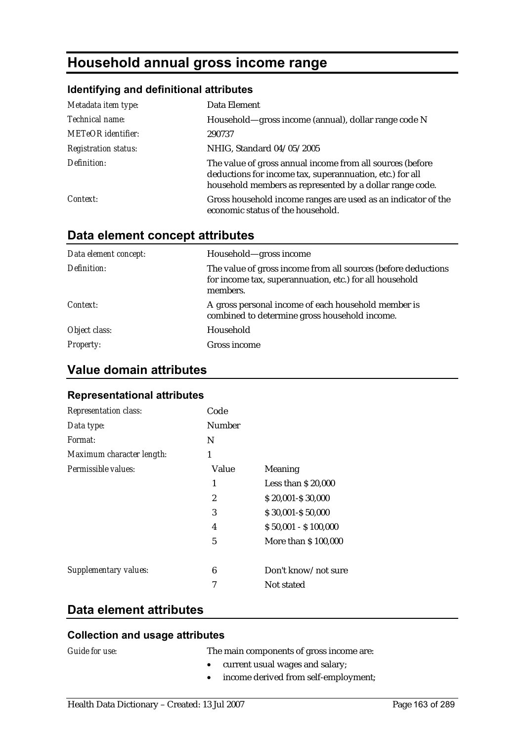# Household annual gross income range

### Identifying and definitional attributes

| | |
|---|---|
| *Metadata item type:* | Data Element |
| *Technical name:* | Household—gross income (annual), dollar range code N |
| *METeOR identifier:* | 290737 |
| *Registration status:* | NHIG, Standard 04/05/2005 |
| *Definition:* | The value of gross annual income from all sources (before deductions for income tax, superannuation, etc.) for all household members as represented by a dollar range code. |
| *Context:* | Gross household income ranges are used as an indicator of the economic status of the household. |

## Data element concept attributes

| | |
|---|---|
| *Data element concept:* | Household—gross income |
| *Definition:* | The value of gross income from all sources (before deductions for income tax, superannuation, etc.) for all household members. |
| *Context:* | A gross personal income of each household member is combined to determine gross household income. |
| *Object class:* | Household |
| *Property:* | Gross income |

## Value domain attributes

### Representational attributes

| | | |
|---|---|---|
| *Representation class:* | Code | |
| *Data type:* | Number | |
| *Format:* | N | |
| *Maximum character length:* | 1 | |
| *Permissible values:* | Value | Meaning |
| | 1 | Less than $ 20,000 |
| | 2 | $ 20,001-$ 30,000 |
| | 3 | $ 30,001-$ 50,000 |
| | 4 | $ 50,001 - $ 100,000 |
| | 5 | More than $ 100,000 |
| *Supplementary values:* | 6 | Don't know/ not sure |
| | 7 | Not stated |

## Data element attributes

### Collection and usage attributes

*Guide for use:* The main components of gross income are:

- current usual wages and salary;
- income derived from self-employment;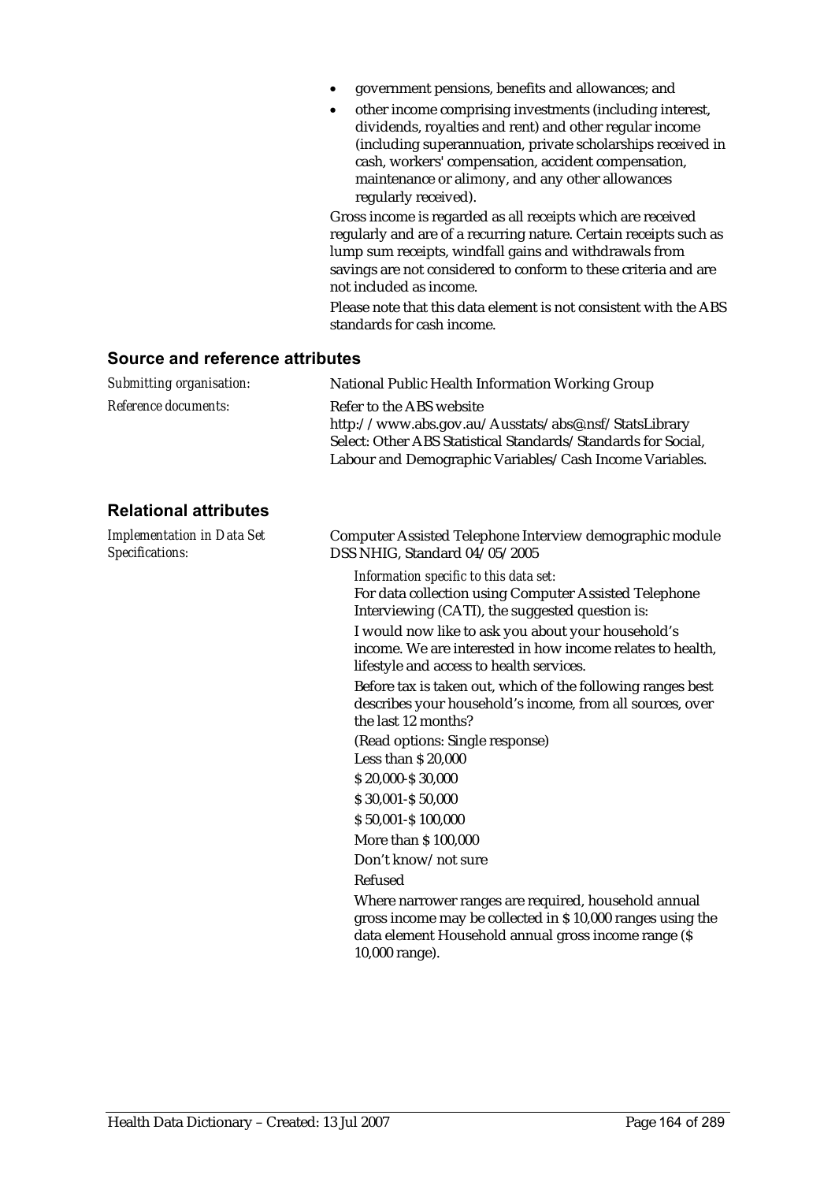- government pensions, benefits and allowances; and
- other income comprising investments (including interest, dividends, royalties and rent) and other regular income (including superannuation, private scholarships received in cash, workers' compensation, accident compensation, maintenance or alimony, and any other allowances regularly received).

Gross income is regarded as all receipts which are received regularly and are of a recurring nature. Certain receipts such as lump sum receipts, windfall gains and withdrawals from savings are not considered to conform to these criteria and are not included as income.

Please note that this data element is not consistent with the ABS standards for cash income.

## Source and reference attributes

*Submitting organisation:* National Public Health Information Working Group

*Reference documents:* Refer to the ABS website
http://www.abs.gov.au/Ausstats/abs@.nsf/StatsLibrary
Select: Other ABS Statistical Standards/Standards for Social, Labour and Demographic Variables/Cash Income Variables.

## Relational attributes

*Implementation in Data Set Specifications:* Computer Assisted Telephone Interview demographic module DSS NHIG, Standard 04/05/2005

*Information specific to this data set:*
For data collection using Computer Assisted Telephone Interviewing (CATI), the suggested question is:

I would now like to ask you about your household's income. We are interested in how income relates to health, lifestyle and access to health services.

Before tax is taken out, which of the following ranges best describes your household's income, from all sources, over the last 12 months?

(Read options: Single response)

Less than $ 20,000

$ 20,000-$ 30,000

$ 30,001-$ 50,000

$ 50,001-$ 100,000

More than $ 100,000

Don't know/not sure

Refused

Where narrower ranges are required, household annual gross income may be collected in $ 10,000 ranges using the data element Household annual gross income range ($ 10,000 range).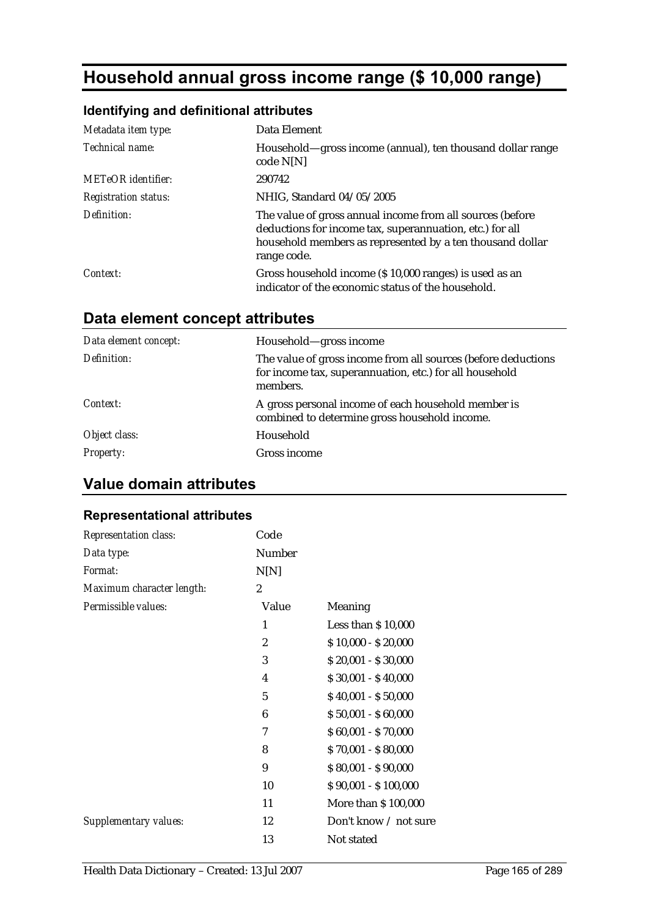# Household annual gross income range ($ 10,000 range)

### Identifying and definitional attributes

| | |
|---|---|
| *Metadata item type:* | Data Element |
| *Technical name:* | Household—gross income (annual), ten thousand dollar range code N[N] |
| *METeOR identifier:* | 290742 |
| *Registration status:* | NHIG, Standard 04/05/2005 |
| *Definition:* | The value of gross annual income from all sources (before deductions for income tax, superannuation, etc.) for all household members as represented by a ten thousand dollar range code. |
| *Context:* | Gross household income ($ 10,000 ranges) is used as an indicator of the economic status of the household. |

## Data element concept attributes

| | |
|---|---|
| *Data element concept:* | Household—gross income |
| *Definition:* | The value of gross income from all sources (before deductions for income tax, superannuation, etc.) for all household members. |
| *Context:* | A gross personal income of each household member is combined to determine gross household income. |
| *Object class:* | Household |
| *Property:* | Gross income |

## Value domain attributes

### Representational attributes

| | | |
|---|---|---|
| *Representation class:* | Code | |
| *Data type:* | Number | |
| *Format:* | N[N] | |
| *Maximum character length:* | 2 | |
| *Permissible values:* | **Value** | **Meaning** |
| | 1 | Less than $ 10,000 |
| | 2 | $ 10,000 - $ 20,000 |
| | 3 | $ 20,001 - $ 30,000 |
| | 4 | $ 30,001 - $ 40,000 |
| | 5 | $ 40,001 - $ 50,000 |
| | 6 | $ 50,001 - $ 60,000 |
| | 7 | $ 60,001 - $ 70,000 |
| | 8 | $ 70,001 - $ 80,000 |
| | 9 | $ 80,001 - $ 90,000 |
| | 10 | $ 90,001 - $ 100,000 |
| | 11 | More than $ 100,000 |
| *Supplementary values:* | 12 | Don't know / not sure |
| | 13 | Not stated |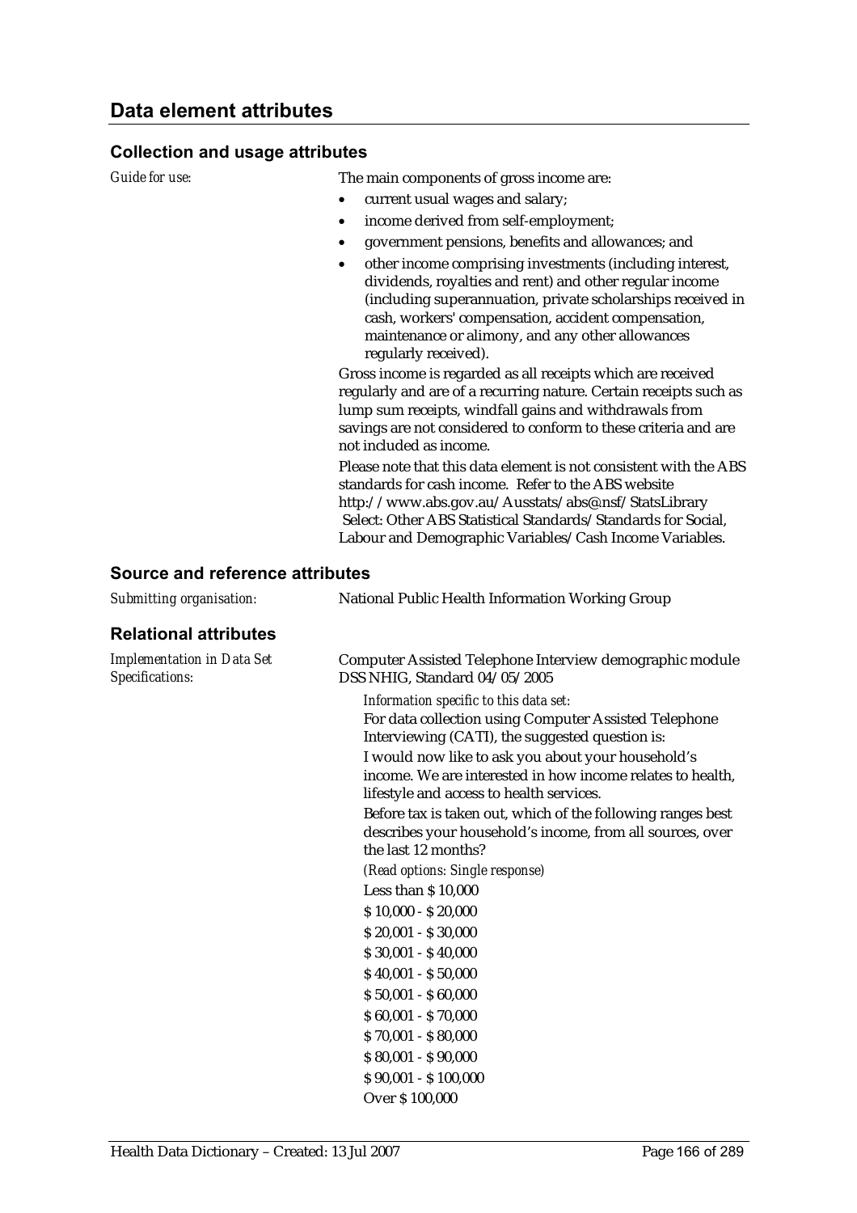## Data element attributes

### Collection and usage attributes

*Guide for use:*

The main components of gross income are:

- current usual wages and salary;
- income derived from self-employment;
- government pensions, benefits and allowances; and
- other income comprising investments (including interest, dividends, royalties and rent) and other regular income (including superannuation, private scholarships received in cash, workers' compensation, accident compensation, maintenance or alimony, and any other allowances regularly received).

Gross income is regarded as all receipts which are received regularly and are of a recurring nature. Certain receipts such as lump sum receipts, windfall gains and withdrawals from savings are not considered to conform to these criteria and are not included as income.

Please note that this data element is not consistent with the ABS standards for cash income. Refer to the ABS website http://www.abs.gov.au/Ausstats/abs@.nsf/StatsLibrary Select: Other ABS Statistical Standards/Standards for Social, Labour and Demographic Variables/Cash Income Variables.

### Source and reference attributes

*Submitting organisation:* National Public Health Information Working Group

### Relational attributes

*Implementation in Data Set Specifications:*

Computer Assisted Telephone Interview demographic module DSS NHIG, Standard 04/05/2005

*Information specific to this data set:*

For data collection using Computer Assisted Telephone Interviewing (CATI), the suggested question is:

I would now like to ask you about your household's income. We are interested in how income relates to health, lifestyle and access to health services.

Before tax is taken out, which of the following ranges best describes your household's income, from all sources, over the last 12 months?

*(Read options: Single response)*

Less than $ 10,000
$ 10,000 - $ 20,000
$ 20,001 - $ 30,000
$ 30,001 - $ 40,000
$ 40,001 - $ 50,000
$ 50,001 - $ 60,000
$ 60,001 - $ 70,000
$ 70,001 - $ 80,000
$ 80,001 - $ 90,000
$ 90,001 - $ 100,000
Over $ 100,000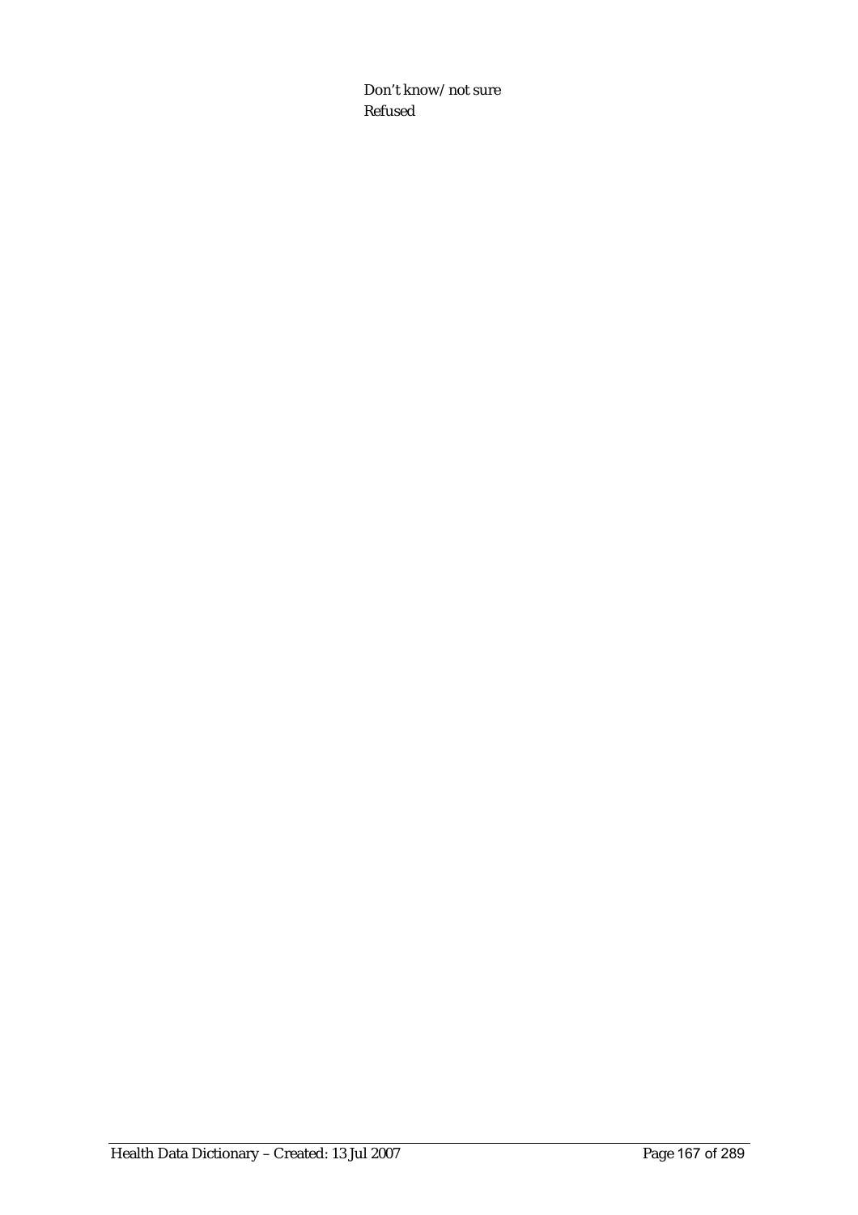Don't know/not sure
Refused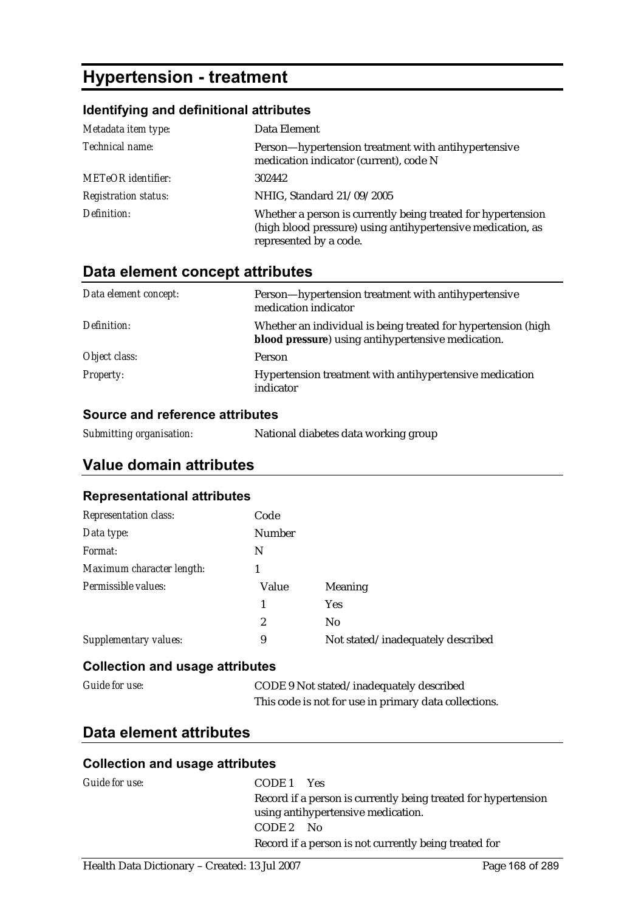# Hypertension - treatment

### Identifying and definitional attributes

| | |
|---|---|
| *Metadata item type:* | Data Element |
| *Technical name:* | Person—hypertension treatment with antihypertensive medication indicator (current), code N |
| *METeOR identifier:* | 302442 |
| *Registration status:* | NHIG, Standard 21/09/2005 |
| *Definition:* | Whether a person is currently being treated for hypertension (high blood pressure) using antihypertensive medication, as represented by a code. |

## Data element concept attributes

| | |
|---|---|
| *Data element concept:* | Person—hypertension treatment with antihypertensive medication indicator |
| *Definition:* | Whether an individual is being treated for hypertension (high **blood pressure**) using antihypertensive medication. |
| *Object class:* | Person |
| *Property:* | Hypertension treatment with antihypertensive medication indicator |

### Source and reference attributes

| | |
|---|---|
| *Submitting organisation:* | National diabetes data working group |

## Value domain attributes

### Representational attributes

| | | |
|---|---|---|
| *Representation class:* | Code | |
| *Data type:* | Number | |
| *Format:* | N | |
| *Maximum character length:* | 1 | |
| *Permissible values:* | Value | Meaning |
| | 1 | Yes |
| | 2 | No |
| *Supplementary values:* | 9 | Not stated/inadequately described |

### Collection and usage attributes

| | |
|---|---|
| *Guide for use:* | CODE 9 Not stated/inadequately described<br>This code is not for use in primary data collections. |

## Data element attributes

### Collection and usage attributes

*Guide for use:*

CODE 1 Yes

Record if a person is currently being treated for hypertension using antihypertensive medication.

CODE 2 No

Record if a person is not currently being treated for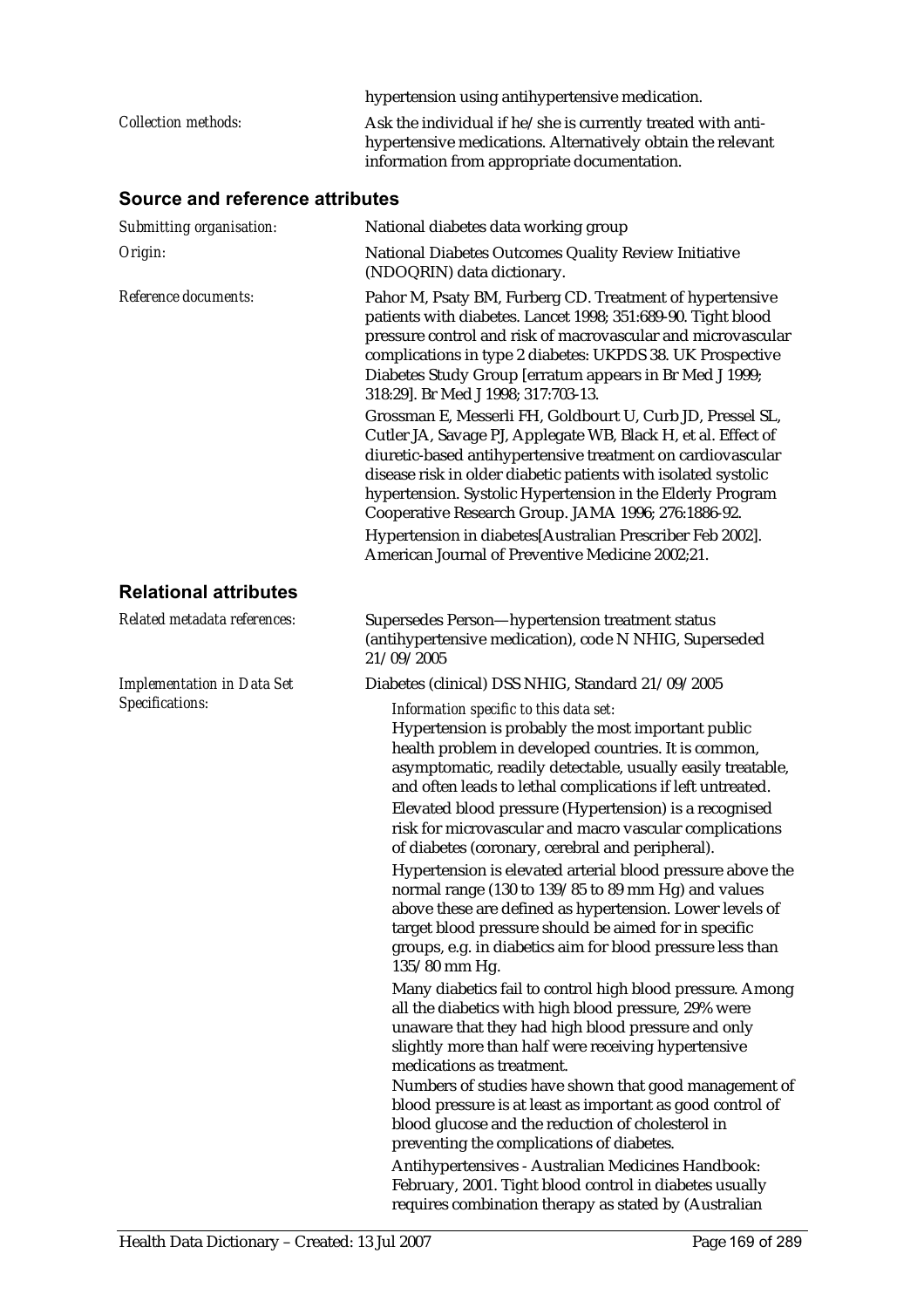hypertension using antihypertensive medication.

| | |
|---|---|
| *Collection methods:* | Ask the individual if he/she is currently treated with anti-hypertensive medications. Alternatively obtain the relevant information from appropriate documentation. |

## Source and reference attributes

| | |
|---|---|
| *Submitting organisation:* | National diabetes data working group |
| *Origin:* | National Diabetes Outcomes Quality Review Initiative (NDOQRIN) data dictionary. |
| *Reference documents:* | Pahor M, Psaty BM, Furberg CD. Treatment of hypertensive patients with diabetes. Lancet 1998; 351:689-90. Tight blood pressure control and risk of macrovascular and microvascular complications in type 2 diabetes: UKPDS 38. UK Prospective Diabetes Study Group [erratum appears in Br Med J 1999; 318:29]. Br Med J 1998; 317:703-13.<br>Grossman E, Messerli FH, Goldbourt U, Curb JD, Pressel SL, Cutler JA, Savage PJ, Applegate WB, Black H, et al. Effect of diuretic-based antihypertensive treatment on cardiovascular disease risk in older diabetic patients with isolated systolic hypertension. Systolic Hypertension in the Elderly Program Cooperative Research Group. JAMA 1996; 276:1886-92.<br>Hypertension in diabetes[Australian Prescriber Feb 2002]. American Journal of Preventive Medicine 2002;21. |

## Relational attributes

| | |
|---|---|
| *Related metadata references:* | Supersedes Person—hypertension treatment status (antihypertensive medication), code N NHIG, Superseded 21/09/2005 |
| *Implementation in Data Set Specifications:* | Diabetes (clinical) DSS NHIG, Standard 21/09/2005<br>*Information specific to this data set:*<br>Hypertension is probably the most important public health problem in developed countries. It is common, asymptomatic, readily detectable, usually easily treatable, and often leads to lethal complications if left untreated.<br>Elevated blood pressure (Hypertension) is a recognised risk for microvascular and macro vascular complications of diabetes (coronary, cerebral and peripheral).<br>Hypertension is elevated arterial blood pressure above the normal range (130 to 139/85 to 89 mm Hg) and values above these are defined as hypertension. Lower levels of target blood pressure should be aimed for in specific groups, e.g. in diabetics aim for blood pressure less than 135/80 mm Hg.<br>Many diabetics fail to control high blood pressure. Among all the diabetics with high blood pressure, 29% were unaware that they had high blood pressure and only slightly more than half were receiving hypertensive medications as treatment.<br>Numbers of studies have shown that good management of blood pressure is at least as important as good control of blood glucose and the reduction of cholesterol in preventing the complications of diabetes.<br>Antihypertensives - Australian Medicines Handbook: February, 2001. Tight blood control in diabetes usually requires combination therapy as stated by (Australian |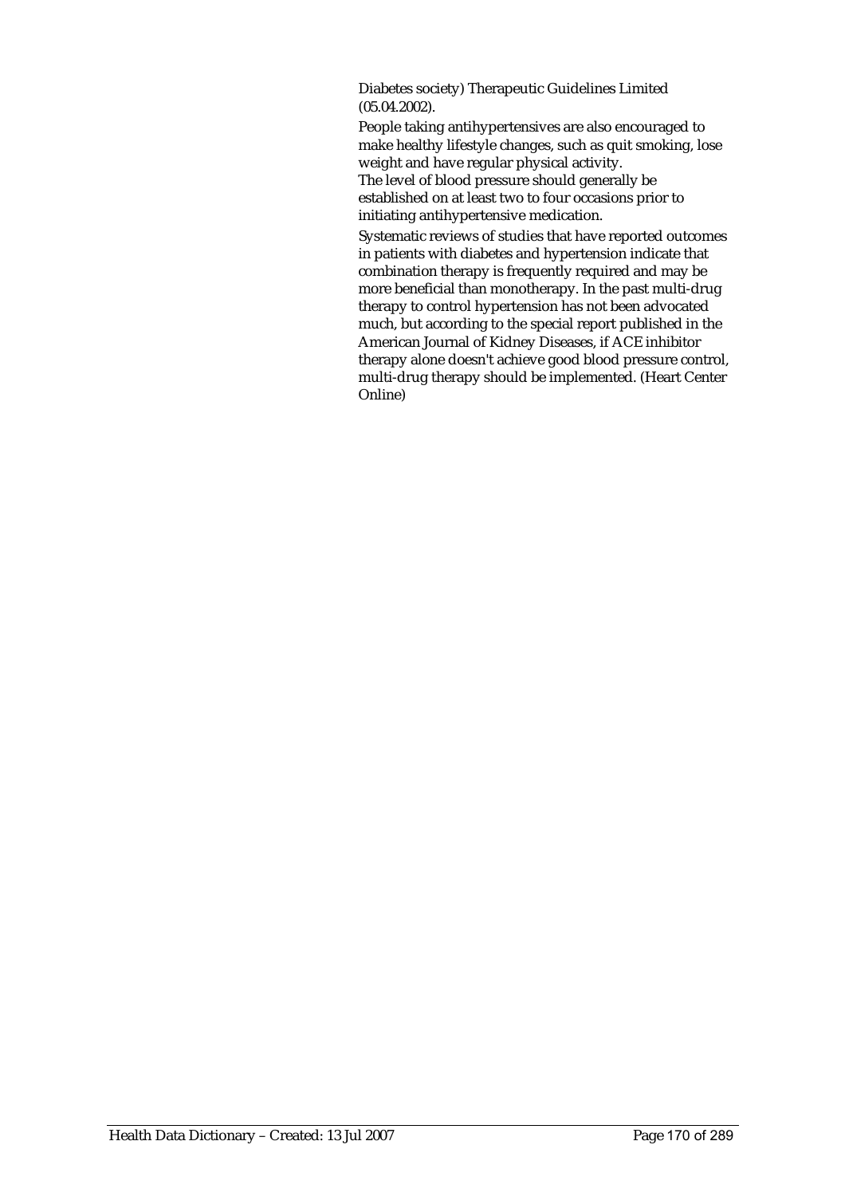Diabetes society) Therapeutic Guidelines Limited (05.04.2002).

People taking antihypertensives are also encouraged to make healthy lifestyle changes, such as quit smoking, lose weight and have regular physical activity.

The level of blood pressure should generally be established on at least two to four occasions prior to initiating antihypertensive medication.

Systematic reviews of studies that have reported outcomes in patients with diabetes and hypertension indicate that combination therapy is frequently required and may be more beneficial than monotherapy. In the past multi-drug therapy to control hypertension has not been advocated much, but according to the special report published in the American Journal of Kidney Diseases, if ACE inhibitor therapy alone doesn't achieve good blood pressure control, multi-drug therapy should be implemented. (Heart Center Online)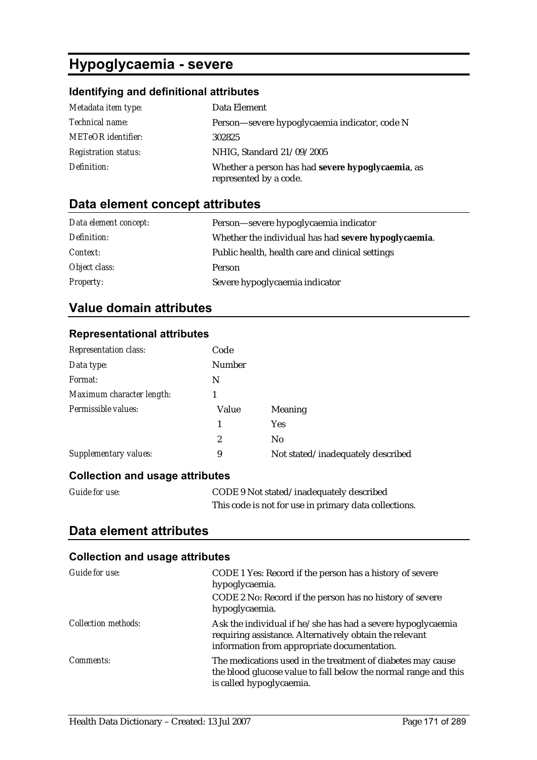# Hypoglycaemia - severe

### Identifying and definitional attributes

| | |
|---|---|
| *Metadata item type:* | Data Element |
| *Technical name:* | Person—severe hypoglycaemia indicator, code N |
| *METeOR identifier:* | 302825 |
| *Registration status:* | NHIG, Standard 21/09/2005 |
| *Definition:* | Whether a person has had **severe hypoglycaemia**, as represented by a code. |

## Data element concept attributes

| | |
|---|---|
| *Data element concept:* | Person—severe hypoglycaemia indicator |
| *Definition:* | Whether the individual has had **severe hypoglycaemia**. |
| *Context:* | Public health, health care and clinical settings |
| *Object class:* | Person |
| *Property:* | Severe hypoglycaemia indicator |

## Value domain attributes

### Representational attributes

| | | |
|---|---|---|
| *Representation class:* | Code | |
| *Data type:* | Number | |
| *Format:* | N | |
| *Maximum character length:* | 1 | |
| *Permissible values:* | Value | Meaning |
| | 1 | Yes |
| | 2 | No |
| *Supplementary values:* | 9 | Not stated/inadequately described |

### Collection and usage attributes

| | |
|---|---|
| *Guide for use:* | CODE 9 Not stated/inadequately described<br>This code is not for use in primary data collections. |

## Data element attributes

### Collection and usage attributes

| | |
|---|---|
| *Guide for use:* | CODE 1 Yes: Record if the person has a history of severe hypoglycaemia.<br>CODE 2 No: Record if the person has no history of severe hypoglycaemia. |
| *Collection methods:* | Ask the individual if he/she has had a severe hypoglycaemia requiring assistance. Alternatively obtain the relevant information from appropriate documentation. |
| *Comments:* | The medications used in the treatment of diabetes may cause the blood glucose value to fall below the normal range and this is called hypoglycaemia. |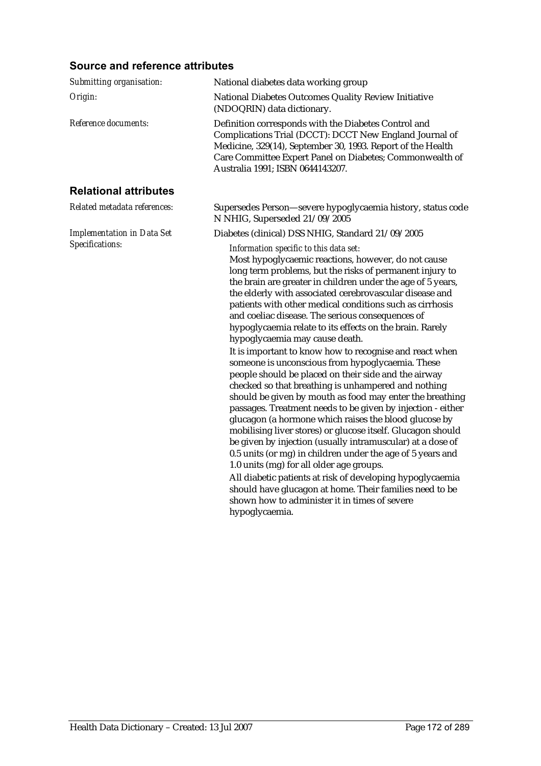## Source and reference attributes

*Submitting organisation:* National diabetes data working group

*Origin:* National Diabetes Outcomes Quality Review Initiative (NDOQRIN) data dictionary.

*Reference documents:* Definition corresponds with the Diabetes Control and Complications Trial (DCCT): DCCT New England Journal of Medicine, 329(14), September 30, 1993. Report of the Health Care Committee Expert Panel on Diabetes; Commonwealth of Australia 1991; ISBN 0644143207.

## Relational attributes

*Related metadata references:* Supersedes Person—severe hypoglycaemia history, status code N NHIG, Superseded 21/09/2005

*Implementation in Data Set Specifications:* Diabetes (clinical) DSS NHIG, Standard 21/09/2005

*Information specific to this data set:*

Most hypoglycaemic reactions, however, do not cause long term problems, but the risks of permanent injury to the brain are greater in children under the age of 5 years, the elderly with associated cerebrovascular disease and patients with other medical conditions such as cirrhosis and coeliac disease. The serious consequences of hypoglycaemia relate to its effects on the brain. Rarely hypoglycaemia may cause death.

It is important to know how to recognise and react when someone is unconscious from hypoglycaemia. These people should be placed on their side and the airway checked so that breathing is unhampered and nothing should be given by mouth as food may enter the breathing passages. Treatment needs to be given by injection - either glucagon (a hormone which raises the blood glucose by mobilising liver stores) or glucose itself. Glucagon should be given by injection (usually intramuscular) at a dose of 0.5 units (or mg) in children under the age of 5 years and 1.0 units (mg) for all older age groups.

All diabetic patients at risk of developing hypoglycaemia should have glucagon at home. Their families need to be shown how to administer it in times of severe hypoglycaemia.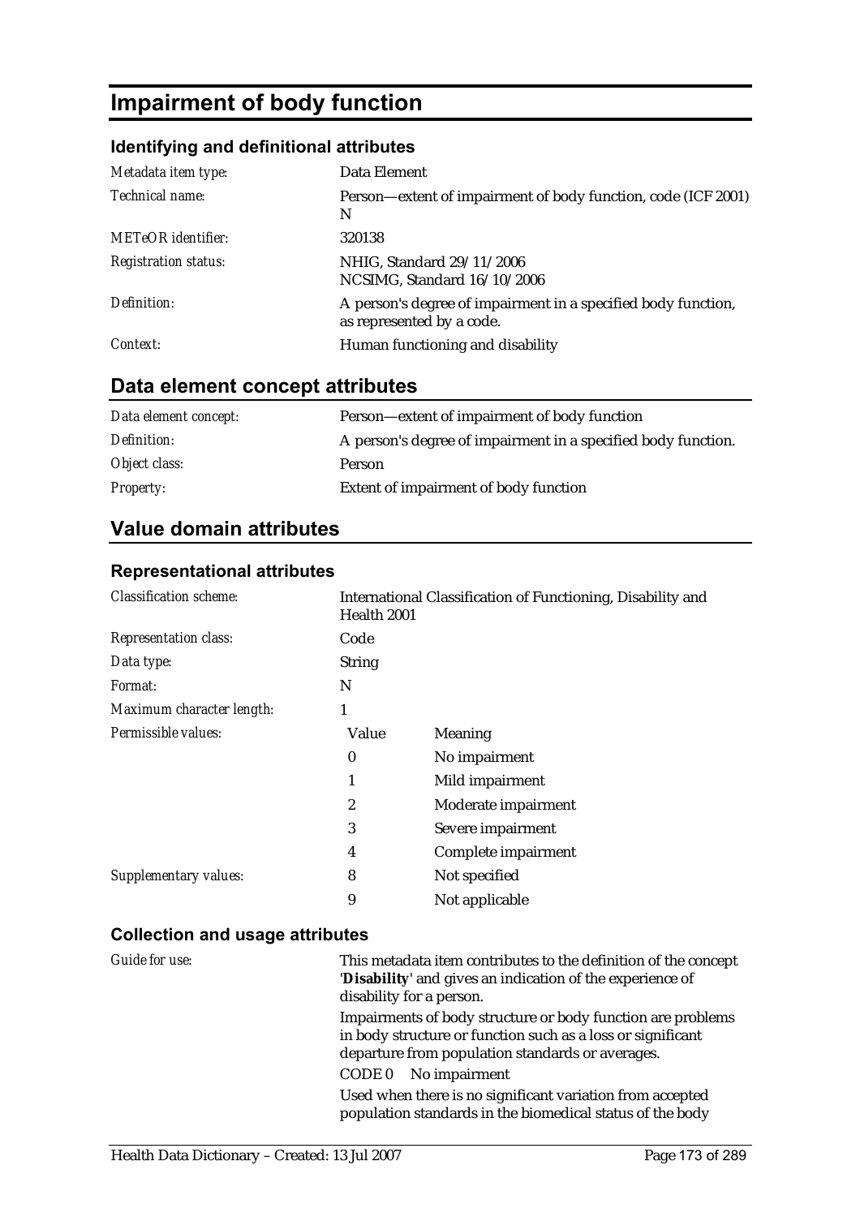# Impairment of body function

### Identifying and definitional attributes

| | |
|---|---|
| *Metadata item type:* | Data Element |
| *Technical name:* | Person—extent of impairment of body function, code (ICF 2001) N |
| *METeOR identifier:* | 320138 |
| *Registration status:* | NHIG, Standard 29/11/2006<br>NCSIMG, Standard 16/10/2006 |
| *Definition:* | A person's degree of impairment in a specified body function, as represented by a code. |
| *Context:* | Human functioning and disability |

## Data element concept attributes

| | |
|---|---|
| *Data element concept:* | Person—extent of impairment of body function |
| *Definition:* | A person's degree of impairment in a specified body function. |
| *Object class:* | Person |
| *Property:* | Extent of impairment of body function |

## Value domain attributes

### Representational attributes

| | | |
|---|---|---|
| *Classification scheme:* | International Classification of Functioning, Disability and Health 2001 | |
| *Representation class:* | Code | |
| *Data type:* | String | |
| *Format:* | N | |
| *Maximum character length:* | 1 | |
| *Permissible values:* | **Value** | **Meaning** |
| | 0 | No impairment |
| | 1 | Mild impairment |
| | 2 | Moderate impairment |
| | 3 | Severe impairment |
| | 4 | Complete impairment |
| *Supplementary values:* | 8 | Not specified |
| | 9 | Not applicable |

### Collection and usage attributes

*Guide for use:*

This metadata item contributes to the definition of the concept '**Disability**' and gives an indication of the experience of disability for a person.

Impairments of body structure or body function are problems in body structure or function such as a loss or significant departure from population standards or averages.

CODE 0 No impairment

Used when there is no significant variation from accepted population standards in the biomedical status of the body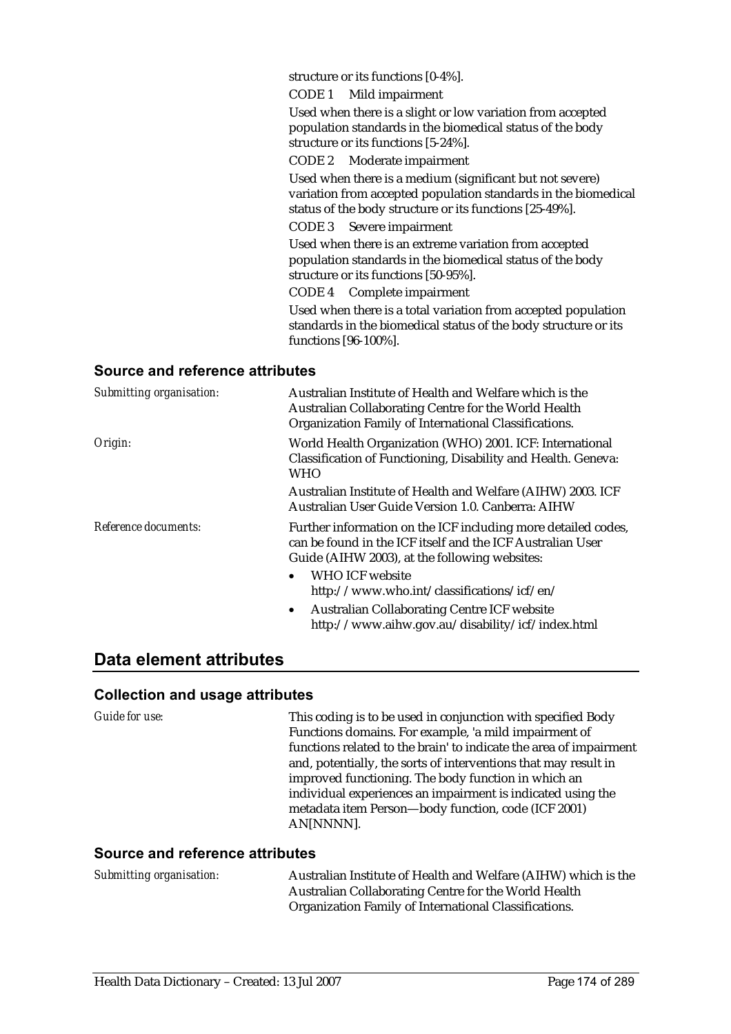structure or its functions [0-4%].

CODE 1 Mild impairment

Used when there is a slight or low variation from accepted population standards in the biomedical status of the body structure or its functions [5-24%].

CODE 2 Moderate impairment

Used when there is a medium (significant but not severe) variation from accepted population standards in the biomedical status of the body structure or its functions [25-49%].

CODE 3 Severe impairment

Used when there is an extreme variation from accepted population standards in the biomedical status of the body structure or its functions [50-95%].

CODE 4 Complete impairment

Used when there is a total variation from accepted population standards in the biomedical status of the body structure or its functions [96-100%].

### Source and reference attributes

*Submitting organisation:* Australian Institute of Health and Welfare which is the Australian Collaborating Centre for the World Health Organization Family of International Classifications.

*Origin:* World Health Organization (WHO) 2001. ICF: International Classification of Functioning, Disability and Health. Geneva: WHO

Australian Institute of Health and Welfare (AIHW) 2003. ICF Australian User Guide Version 1.0. Canberra: AIHW

*Reference documents:* Further information on the ICF including more detailed codes, can be found in the ICF itself and the ICF Australian User Guide (AIHW 2003), at the following websites:

- WHO ICF website http://www.who.int/classifications/icf/en/
- Australian Collaborating Centre ICF website http://www.aihw.gov.au/disability/icf/index.html

## Data element attributes

### Collection and usage attributes

*Guide for use:* This coding is to be used in conjunction with specified Body Functions domains. For example, 'a mild impairment of functions related to the brain' to indicate the area of impairment and, potentially, the sorts of interventions that may result in improved functioning. The body function in which an individual experiences an impairment is indicated using the metadata item Person—body function, code (ICF 2001) AN[NNNN].

### Source and reference attributes

*Submitting organisation:* Australian Institute of Health and Welfare (AIHW) which is the Australian Collaborating Centre for the World Health Organization Family of International Classifications.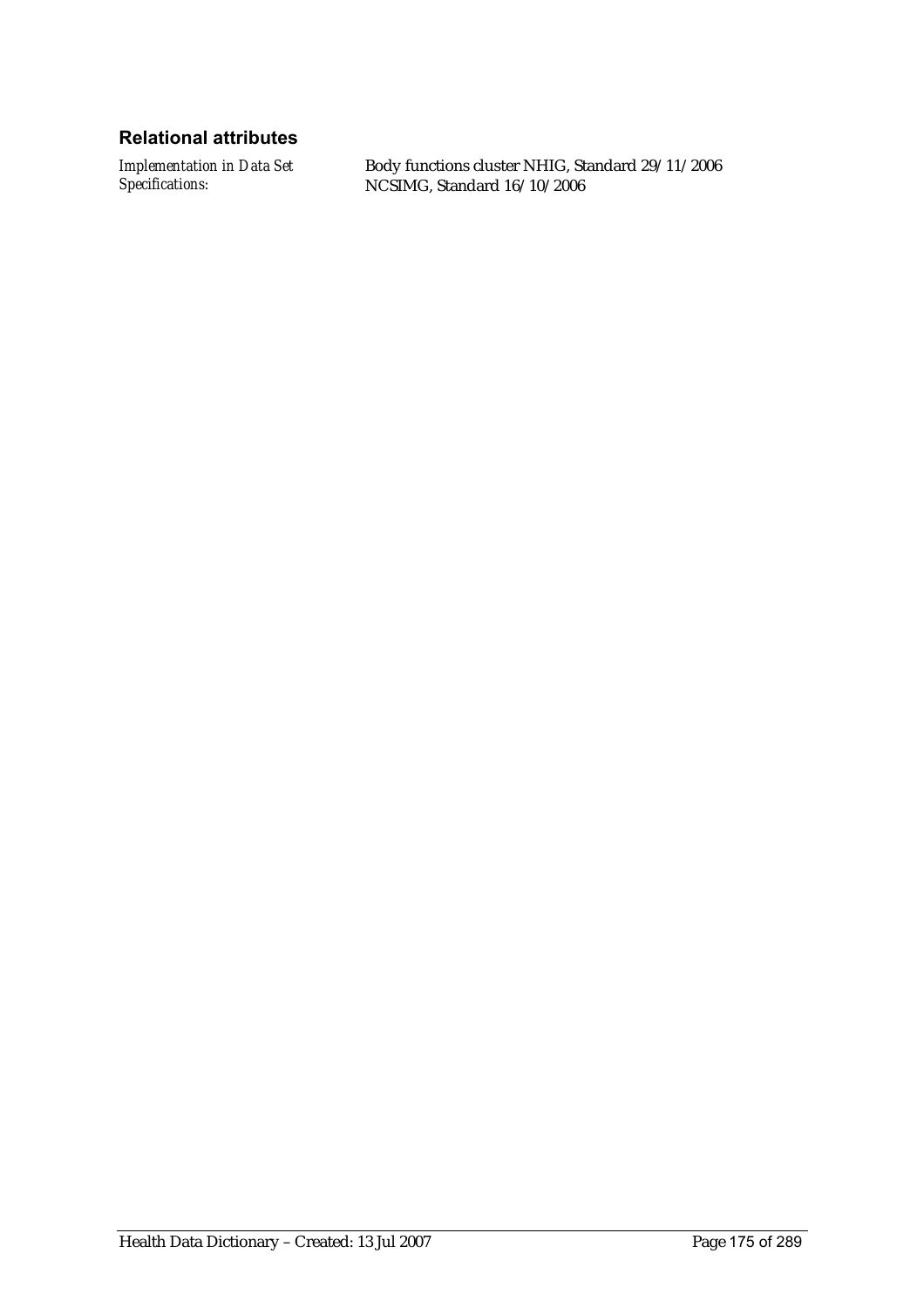### Relational attributes

| | |
|---|---|
| *Implementation in Data Set Specifications:* | Body functions cluster NHIG, Standard 29/11/2006<br>NCSIMG, Standard 16/10/2006 |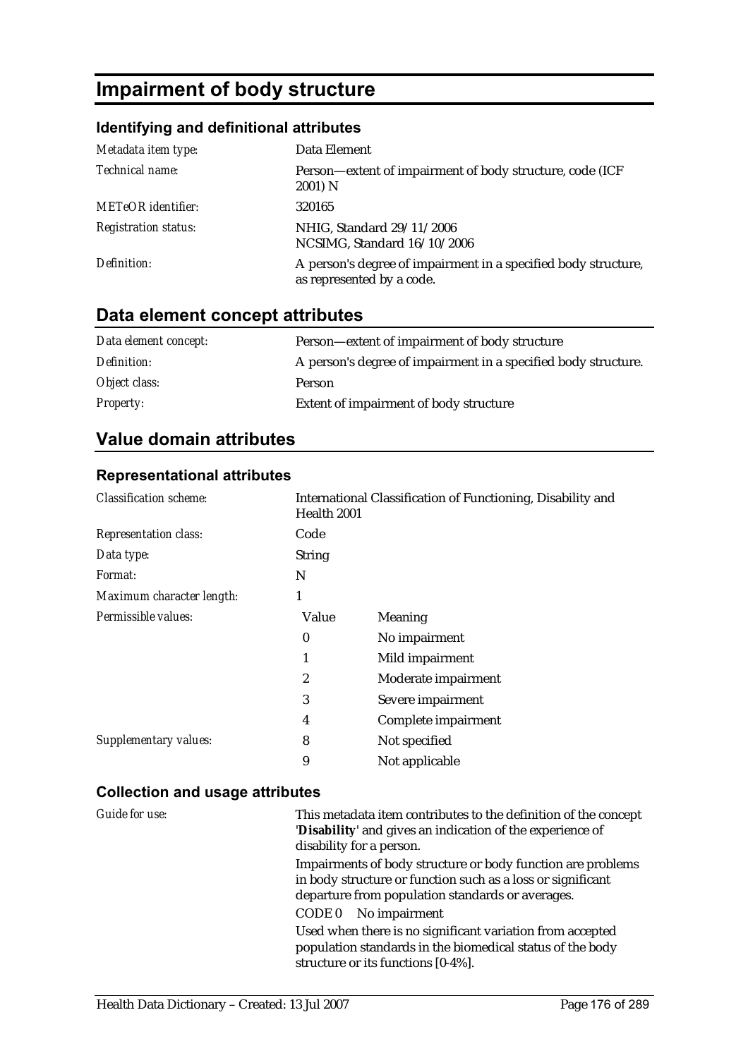# Impairment of body structure

### Identifying and definitional attributes

| | |
|---|---|
| *Metadata item type:* | Data Element |
| *Technical name:* | Person—extent of impairment of body structure, code (ICF 2001) N |
| *METeOR identifier:* | 320165 |
| *Registration status:* | NHIG, Standard 29/11/2006<br>NCSIMG, Standard 16/10/2006 |
| *Definition:* | A person's degree of impairment in a specified body structure, as represented by a code. |

## Data element concept attributes

| | |
|---|---|
| *Data element concept:* | Person—extent of impairment of body structure |
| *Definition:* | A person's degree of impairment in a specified body structure. |
| *Object class:* | Person |
| *Property:* | Extent of impairment of body structure |

## Value domain attributes

### Representational attributes

| | | |
|---|---|---|
| *Classification scheme:* | International Classification of Functioning, Disability and Health 2001 | |
| *Representation class:* | Code | |
| *Data type:* | String | |
| *Format:* | N | |
| *Maximum character length:* | 1 | |
| *Permissible values:* | Value | Meaning |
| | 0 | No impairment |
| | 1 | Mild impairment |
| | 2 | Moderate impairment |
| | 3 | Severe impairment |
| | 4 | Complete impairment |
| *Supplementary values:* | 8 | Not specified |
| | 9 | Not applicable |

### Collection and usage attributes

*Guide for use:*

This metadata item contributes to the definition of the concept '**Disability**' and gives an indication of the experience of disability for a person.

Impairments of body structure or body function are problems in body structure or function such as a loss or significant departure from population standards or averages.

CODE 0 No impairment

Used when there is no significant variation from accepted population standards in the biomedical status of the body structure or its functions [0-4%].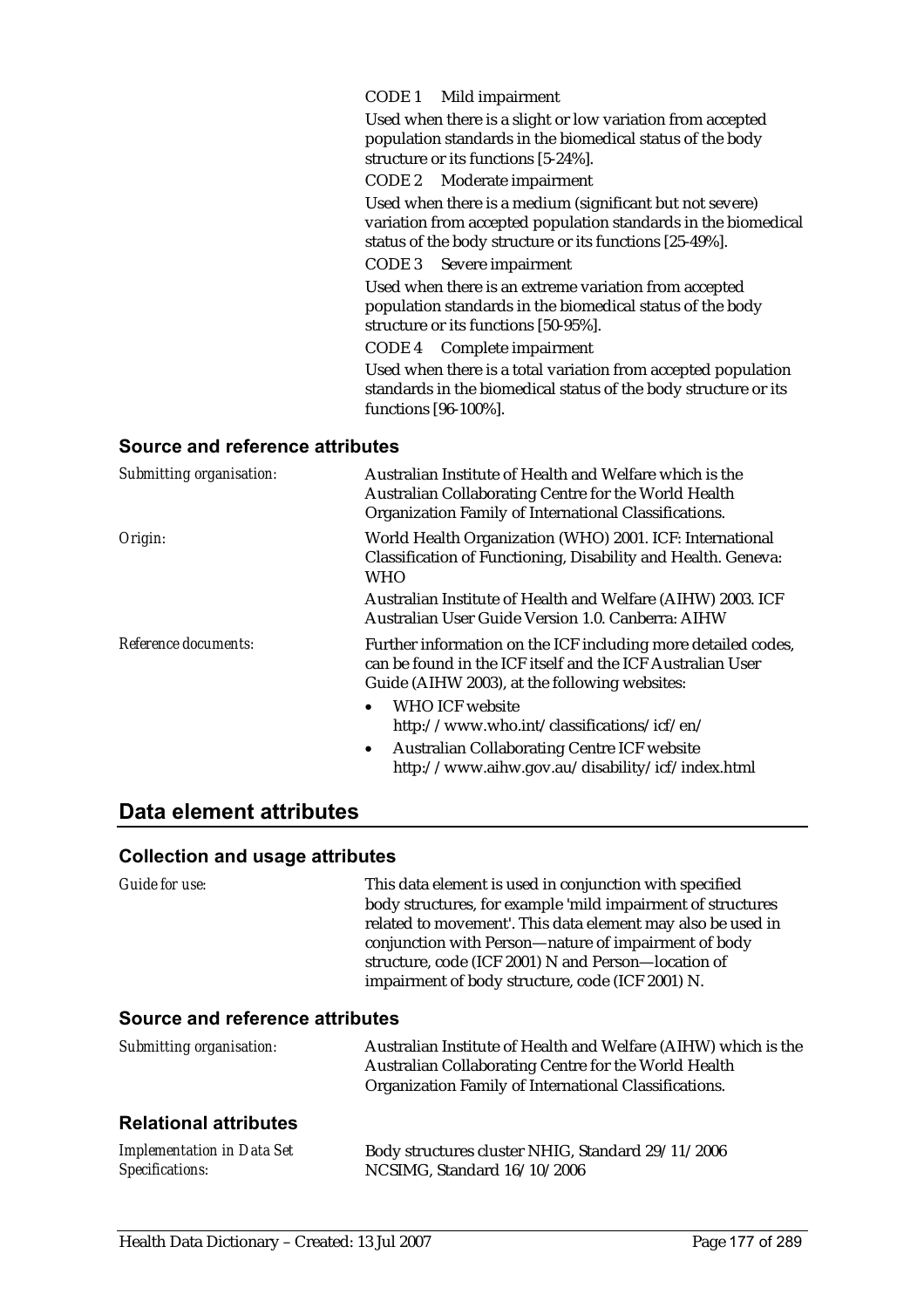CODE 1 Mild impairment

Used when there is a slight or low variation from accepted population standards in the biomedical status of the body structure or its functions [5-24%].

CODE 2 Moderate impairment

Used when there is a medium (significant but not severe) variation from accepted population standards in the biomedical status of the body structure or its functions [25-49%].

CODE 3 Severe impairment

Used when there is an extreme variation from accepted population standards in the biomedical status of the body structure or its functions [50-95%].

CODE 4 Complete impairment

Used when there is a total variation from accepted population standards in the biomedical status of the body structure or its functions [96-100%].

### Source and reference attributes

*Submitting organisation:* Australian Institute of Health and Welfare which is the Australian Collaborating Centre for the World Health Organization Family of International Classifications.

*Origin:* World Health Organization (WHO) 2001. ICF: International Classification of Functioning, Disability and Health. Geneva: WHO

Australian Institute of Health and Welfare (AIHW) 2003. ICF Australian User Guide Version 1.0. Canberra: AIHW

*Reference documents:* Further information on the ICF including more detailed codes, can be found in the ICF itself and the ICF Australian User Guide (AIHW 2003), at the following websites:

- WHO ICF website http://www.who.int/classifications/icf/en/
- Australian Collaborating Centre ICF website http://www.aihw.gov.au/disability/icf/index.html

## Data element attributes

### Collection and usage attributes

*Guide for use:* This data element is used in conjunction with specified body structures, for example 'mild impairment of structures related to movement'. This data element may also be used in conjunction with Person—nature of impairment of body structure, code (ICF 2001) N and Person—location of impairment of body structure, code (ICF 2001) N.

### Source and reference attributes

*Submitting organisation:* Australian Institute of Health and Welfare (AIHW) which is the Australian Collaborating Centre for the World Health Organization Family of International Classifications.

### Relational attributes

*Implementation in Data Set Specifications:* Body structures cluster NHIG, Standard 29/11/2006

NCSIMG, Standard 16/10/2006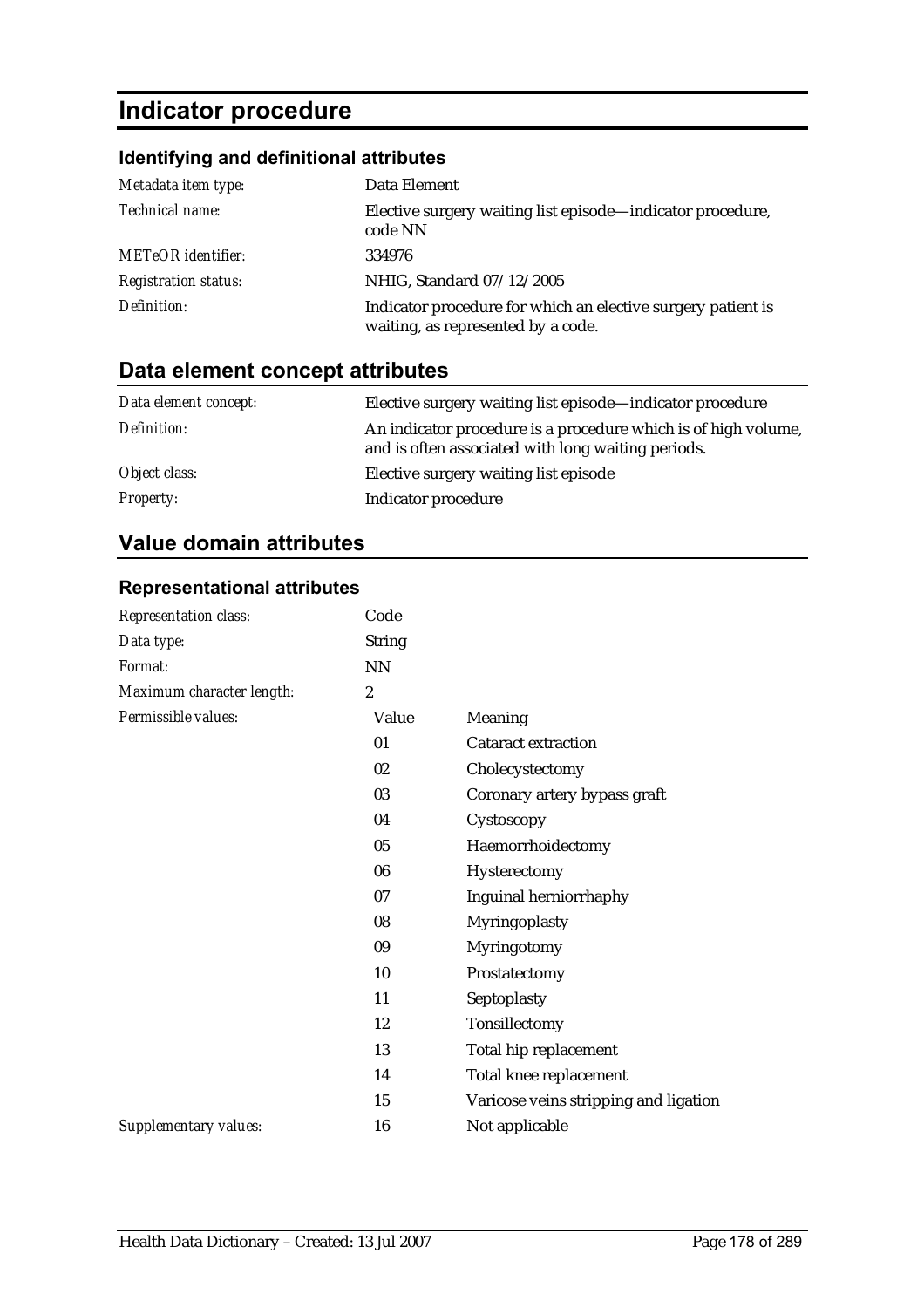# Indicator procedure

### Identifying and definitional attributes

| | |
|---|---|
| *Metadata item type:* | Data Element |
| *Technical name:* | Elective surgery waiting list episode—indicator procedure, code NN |
| *METeOR identifier:* | 334976 |
| *Registration status:* | NHIG, Standard 07/12/2005 |
| *Definition:* | Indicator procedure for which an elective surgery patient is waiting, as represented by a code. |

## Data element concept attributes

| | |
|---|---|
| *Data element concept:* | Elective surgery waiting list episode—indicator procedure |
| *Definition:* | An indicator procedure is a procedure which is of high volume, and is often associated with long waiting periods. |
| *Object class:* | Elective surgery waiting list episode |
| *Property:* | Indicator procedure |

## Value domain attributes

### Representational attributes

| | | |
|---|---|---|
| *Representation class:* | Code | |
| *Data type:* | String | |
| *Format:* | NN | |
| *Maximum character length:* | 2 | |
| *Permissible values:* | Value | Meaning |
| | 01 | Cataract extraction |
| | 02 | Cholecystectomy |
| | 03 | Coronary artery bypass graft |
| | 04 | Cystoscopy |
| | 05 | Haemorrhoidectomy |
| | 06 | Hysterectomy |
| | 07 | Inguinal herniorrhaphy |
| | 08 | Myringoplasty |
| | 09 | Myringotomy |
| | 10 | Prostatectomy |
| | 11 | Septoplasty |
| | 12 | Tonsillectomy |
| | 13 | Total hip replacement |
| | 14 | Total knee replacement |
| | 15 | Varicose veins stripping and ligation |
| *Supplementary values:* | 16 | Not applicable |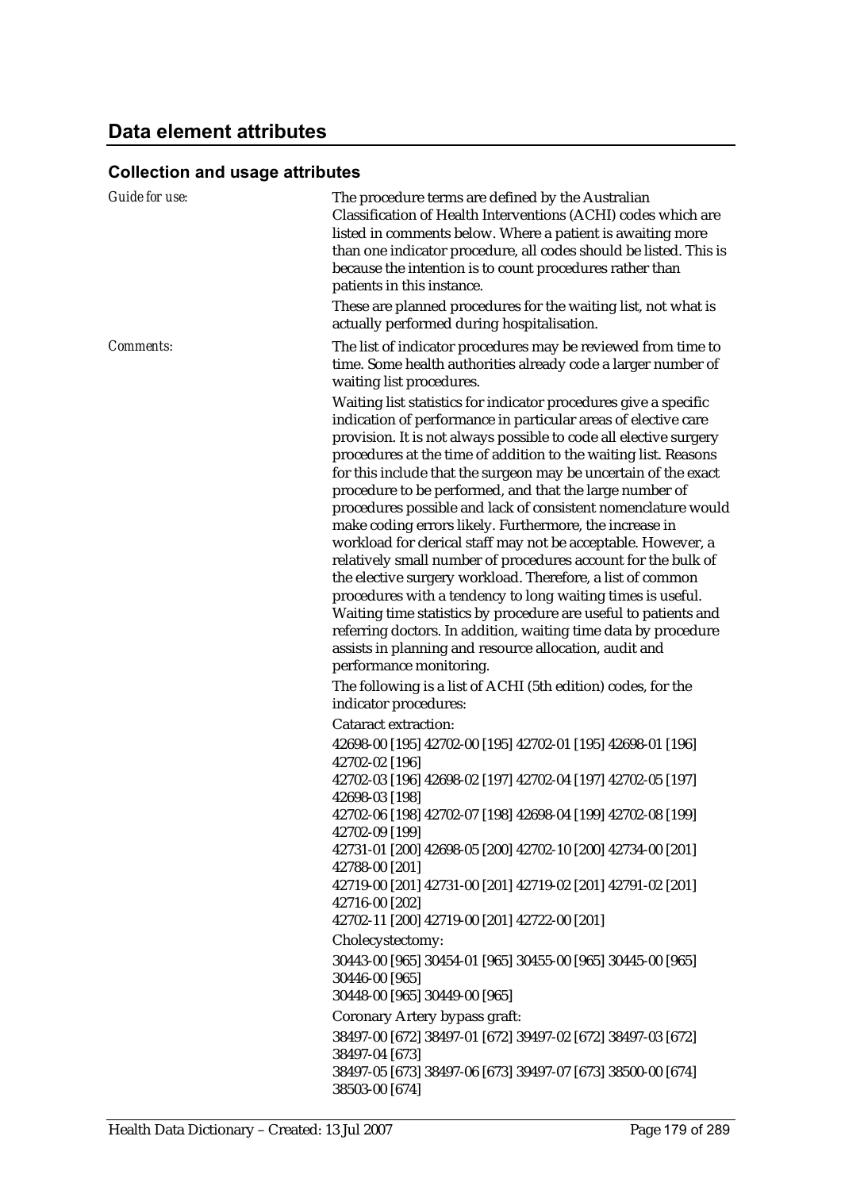## Data element attributes

### Collection and usage attributes

*Guide for use:*

The procedure terms are defined by the Australian Classification of Health Interventions (ACHI) codes which are listed in comments below. Where a patient is awaiting more than one indicator procedure, all codes should be listed. This is because the intention is to count procedures rather than patients in this instance.

These are planned procedures for the waiting list, not what is actually performed during hospitalisation.

*Comments:*

The list of indicator procedures may be reviewed from time to time. Some health authorities already code a larger number of waiting list procedures.

Waiting list statistics for indicator procedures give a specific indication of performance in particular areas of elective care provision. It is not always possible to code all elective surgery procedures at the time of addition to the waiting list. Reasons for this include that the surgeon may be uncertain of the exact procedure to be performed, and that the large number of procedures possible and lack of consistent nomenclature would make coding errors likely. Furthermore, the increase in workload for clerical staff may not be acceptable. However, a relatively small number of procedures account for the bulk of the elective surgery workload. Therefore, a list of common procedures with a tendency to long waiting times is useful. Waiting time statistics by procedure are useful to patients and referring doctors. In addition, waiting time data by procedure assists in planning and resource allocation, audit and performance monitoring.

The following is a list of ACHI (5th edition) codes, for the indicator procedures:

Cataract extraction:

42698-00 [195] 42702-00 [195] 42702-01 [195] 42698-01 [196] 42702-02 [196]
42702-03 [196] 42698-02 [197] 42702-04 [197] 42702-05 [197] 42698-03 [198]
42702-06 [198] 42702-07 [198] 42698-04 [199] 42702-08 [199] 42702-09 [199]
42731-01 [200] 42698-05 [200] 42702-10 [200] 42734-00 [201] 42788-00 [201]
42719-00 [201] 42731-00 [201] 42719-02 [201] 42791-02 [201] 42716-00 [202]
42702-11 [200] 42719-00 [201] 42722-00 [201]

Cholecystectomy:

30443-00 [965] 30454-01 [965] 30455-00 [965] 30445-00 [965] 30446-00 [965]
30448-00 [965] 30449-00 [965]

Coronary Artery bypass graft:

38497-00 [672] 38497-01 [672] 39497-02 [672] 38497-03 [672] 38497-04 [673]
38497-05 [673] 38497-06 [673] 39497-07 [673] 38500-00 [674] 38503-00 [674]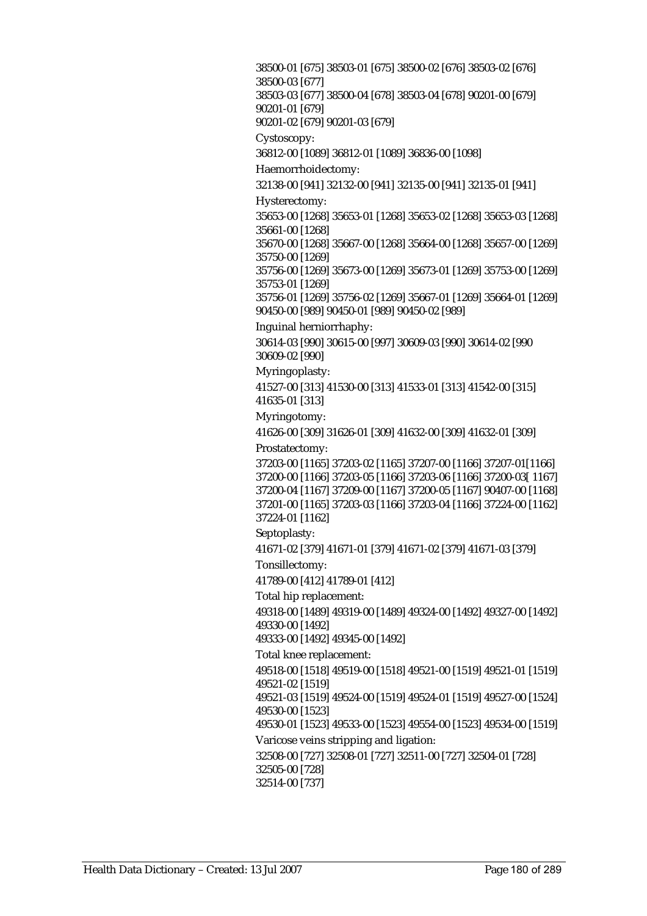38500-01 [675] 38503-01 [675] 38500-02 [676] 38503-02 [676] 38500-03 [677]
38503-03 [677] 38500-04 [678] 38503-04 [678] 90201-00 [679] 90201-01 [679]
90201-02 [679] 90201-03 [679]

Cystoscopy:

36812-00 [1089] 36812-01 [1089] 36836-00 [1098]

Haemorrhoidectomy:

32138-00 [941] 32132-00 [941] 32135-00 [941] 32135-01 [941]

Hysterectomy:

35653-00 [1268] 35653-01 [1268] 35653-02 [1268] 35653-03 [1268] 35661-00 [1268]
35670-00 [1268] 35667-00 [1268] 35664-00 [1268] 35657-00 [1269] 35750-00 [1269]
35756-00 [1269] 35673-00 [1269] 35673-01 [1269] 35753-00 [1269] 35753-01 [1269]
35756-01 [1269] 35756-02 [1269] 35667-01 [1269] 35664-01 [1269] 90450-00 [989] 90450-01 [989] 90450-02 [989]

Inguinal herniorrhaphy:

30614-03 [990] 30615-00 [997] 30609-03 [990] 30614-02 [990 30609-02 [990]

Myringoplasty:

41527-00 [313] 41530-00 [313] 41533-01 [313] 41542-00 [315] 41635-01 [313]

Myringotomy:

41626-00 [309] 31626-01 [309] 41632-00 [309] 41632-01 [309]

Prostatectomy:

37203-00 [1165] 37203-02 [1165] 37207-00 [1166] 37207-01[1166] 37200-00 [1166] 37203-05 [1166] 37203-06 [1166] 37200-03[ 1167] 37200-04 [1167] 37209-00 [1167] 37200-05 [1167] 90407-00 [1168] 37201-00 [1165] 37203-03 [1166] 37203-04 [1166] 37224-00 [1162] 37224-01 [1162]

Septoplasty:

41671-02 [379] 41671-01 [379] 41671-02 [379] 41671-03 [379]

Tonsillectomy:

41789-00 [412] 41789-01 [412]

Total hip replacement:

49318-00 [1489] 49319-00 [1489] 49324-00 [1492] 49327-00 [1492] 49330-00 [1492]
49333-00 [1492] 49345-00 [1492]

Total knee replacement:

49518-00 [1518] 49519-00 [1518] 49521-00 [1519] 49521-01 [1519] 49521-02 [1519]
49521-03 [1519] 49524-00 [1519] 49524-01 [1519] 49527-00 [1524] 49530-00 [1523]
49530-01 [1523] 49533-00 [1523] 49554-00 [1523] 49534-00 [1519]

Varicose veins stripping and ligation:

32508-00 [727] 32508-01 [727] 32511-00 [727] 32504-01 [728] 32505-00 [728]
32514-00 [737]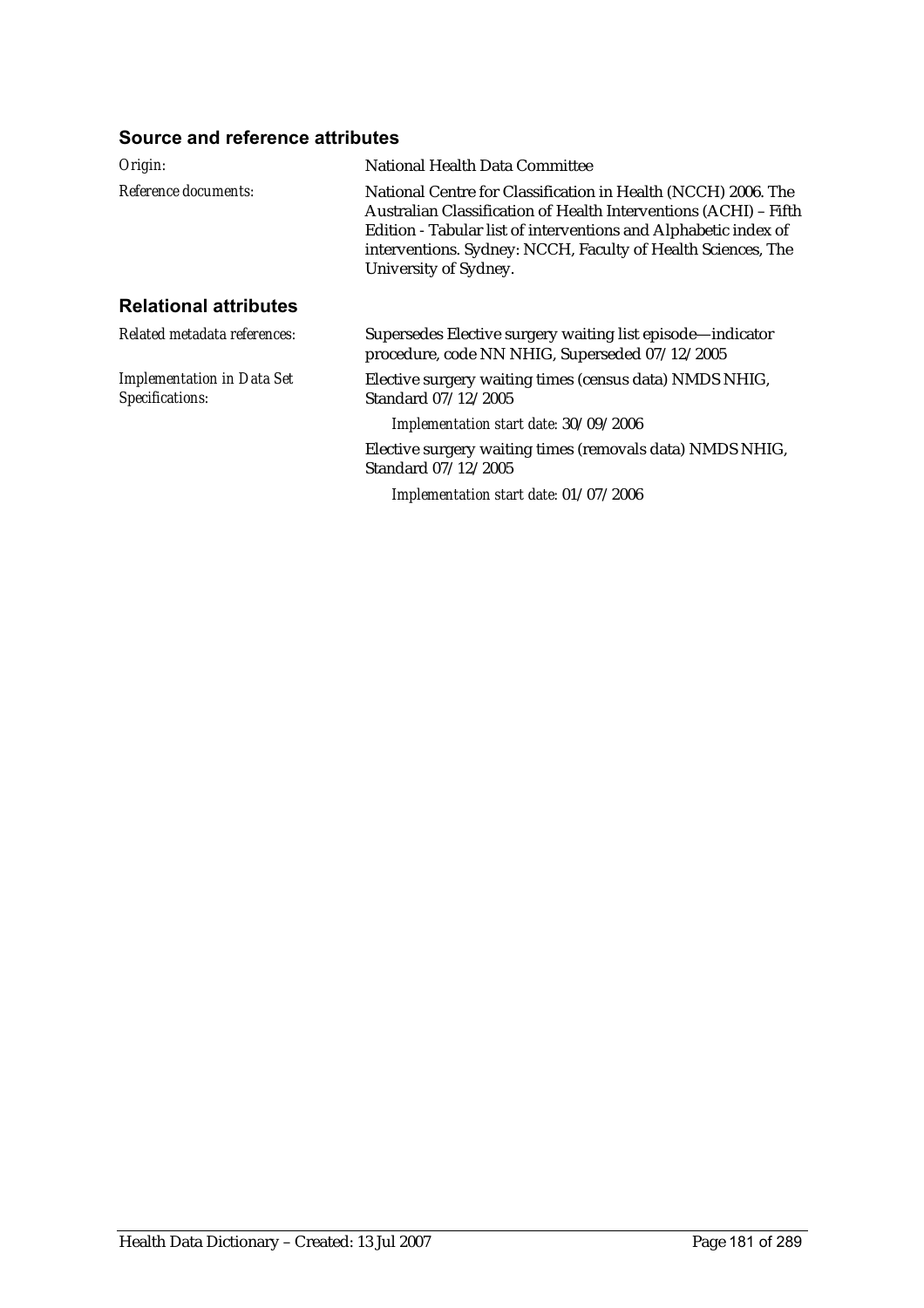## Source and reference attributes

*Origin:* National Health Data Committee

*Reference documents:* National Centre for Classification in Health (NCCH) 2006. The Australian Classification of Health Interventions (ACHI) – Fifth Edition - Tabular list of interventions and Alphabetic index of interventions. Sydney: NCCH, Faculty of Health Sciences, The University of Sydney.

## Relational attributes

*Related metadata references:* Supersedes Elective surgery waiting list episode—indicator procedure, code NN NHIG, Superseded 07/12/2005

*Implementation in Data Set Specifications:* Elective surgery waiting times (census data) NMDS NHIG, Standard 07/12/2005

*Implementation start date:* 30/09/2006

Elective surgery waiting times (removals data) NMDS NHIG, Standard 07/12/2005

*Implementation start date:* 01/07/2006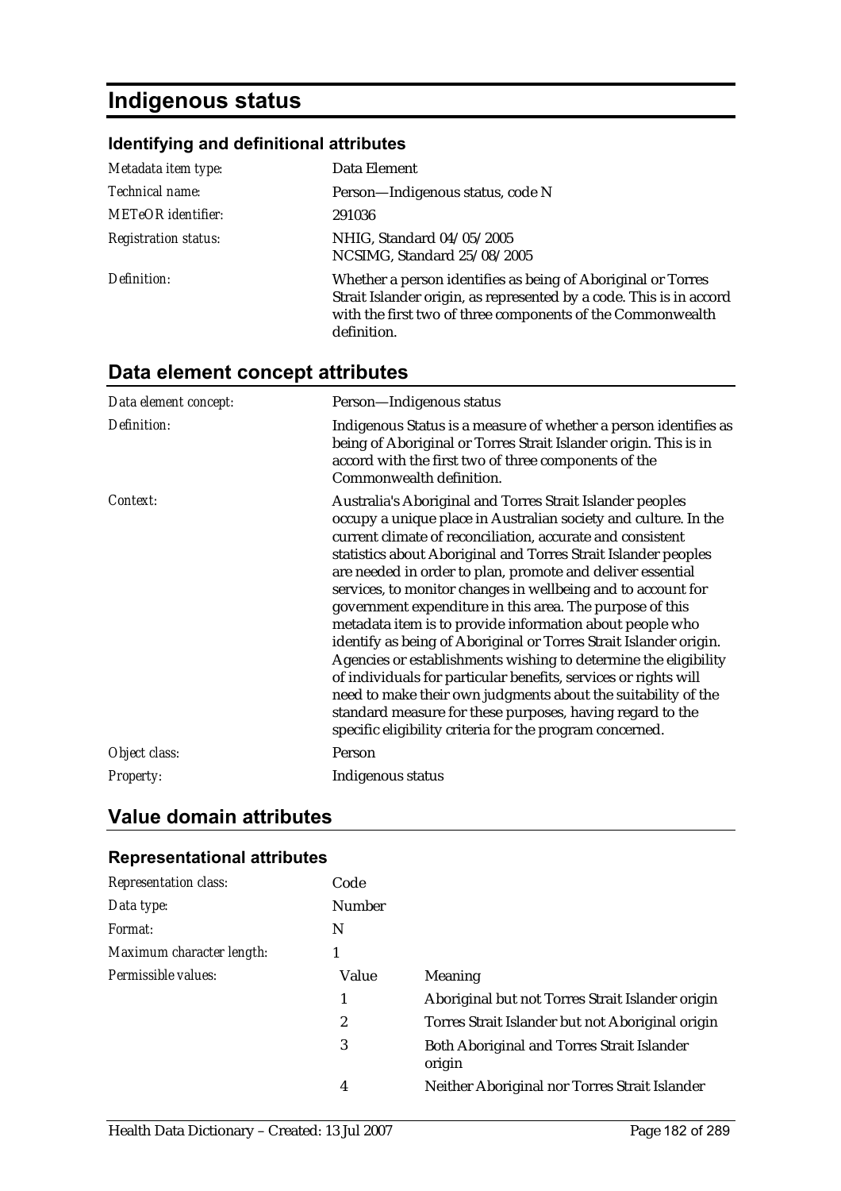# Indigenous status

### Identifying and definitional attributes

| | |
|---|---|
| *Metadata item type:* | Data Element |
| *Technical name:* | Person—Indigenous status, code N |
| *METeOR identifier:* | 291036 |
| *Registration status:* | NHIG, Standard 04/05/2005<br>NCSIMG, Standard 25/08/2005 |
| *Definition:* | Whether a person identifies as being of Aboriginal or Torres Strait Islander origin, as represented by a code. This is in accord with the first two of three components of the Commonwealth definition. |

## Data element concept attributes

| | |
|---|---|
| *Data element concept:* | Person—Indigenous status |
| *Definition:* | Indigenous Status is a measure of whether a person identifies as being of Aboriginal or Torres Strait Islander origin. This is in accord with the first two of three components of the Commonwealth definition. |
| *Context:* | Australia's Aboriginal and Torres Strait Islander peoples occupy a unique place in Australian society and culture. In the current climate of reconciliation, accurate and consistent statistics about Aboriginal and Torres Strait Islander peoples are needed in order to plan, promote and deliver essential services, to monitor changes in wellbeing and to account for government expenditure in this area. The purpose of this metadata item is to provide information about people who identify as being of Aboriginal or Torres Strait Islander origin. Agencies or establishments wishing to determine the eligibility of individuals for particular benefits, services or rights will need to make their own judgments about the suitability of the standard measure for these purposes, having regard to the specific eligibility criteria for the program concerned. |
| *Object class:* | Person |
| *Property:* | Indigenous status |

## Value domain attributes

### Representational attributes

| | | |
|---|---|---|
| *Representation class:* | Code | |
| *Data type:* | Number | |
| *Format:* | N | |
| *Maximum character length:* | 1 | |
| *Permissible values:* | Value | Meaning |
| | 1 | Aboriginal but not Torres Strait Islander origin |
| | 2 | Torres Strait Islander but not Aboriginal origin |
| | 3 | Both Aboriginal and Torres Strait Islander origin |
| | 4 | Neither Aboriginal nor Torres Strait Islander |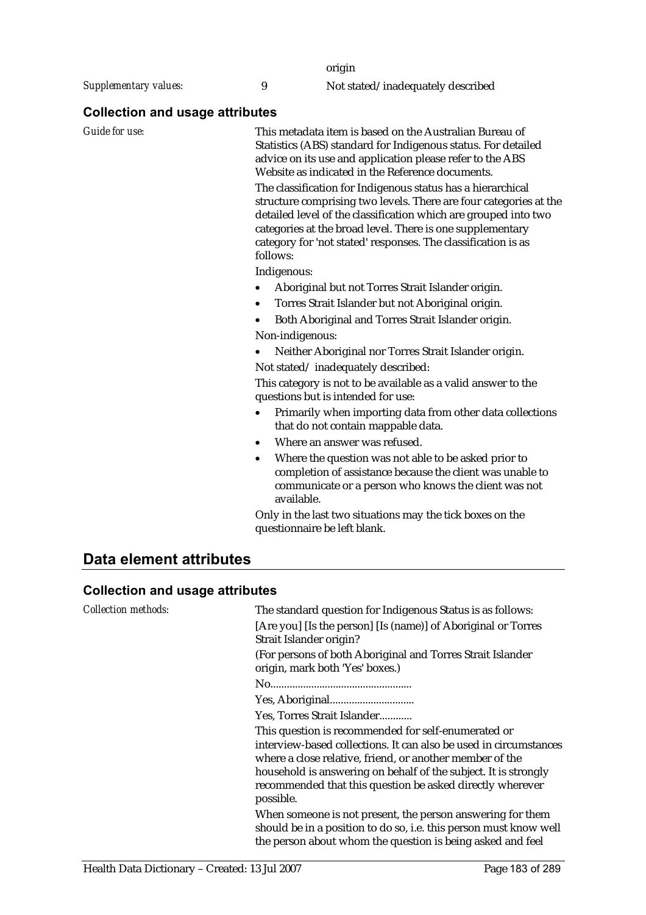origin

*Supplementary values:* 9 Not stated/inadequately described

### Collection and usage attributes

*Guide for use:*

This metadata item is based on the Australian Bureau of Statistics (ABS) standard for Indigenous status. For detailed advice on its use and application please refer to the ABS Website as indicated in the Reference documents.

The classification for Indigenous status has a hierarchical structure comprising two levels. There are four categories at the detailed level of the classification which are grouped into two categories at the broad level. There is one supplementary category for 'not stated' responses. The classification is as follows:

Indigenous:

- Aboriginal but not Torres Strait Islander origin.
- Torres Strait Islander but not Aboriginal origin.
- Both Aboriginal and Torres Strait Islander origin.

Non-indigenous:

- Neither Aboriginal nor Torres Strait Islander origin.

Not stated/ inadequately described:

This category is not to be available as a valid answer to the questions but is intended for use:

- Primarily when importing data from other data collections that do not contain mappable data.
- Where an answer was refused.
- Where the question was not able to be asked prior to completion of assistance because the client was unable to communicate or a person who knows the client was not available.

Only in the last two situations may the tick boxes on the questionnaire be left blank.

## Data element attributes

### Collection and usage attributes

*Collection methods:*

The standard question for Indigenous Status is as follows:

[Are you] [Is the person] [Is (name)] of Aboriginal or Torres Strait Islander origin?

(For persons of both Aboriginal and Torres Strait Islander origin, mark both 'Yes' boxes.)

No....................................................

Yes, Aboriginal...............................

Yes, Torres Strait Islander............

This question is recommended for self-enumerated or interview-based collections. It can also be used in circumstances where a close relative, friend, or another member of the household is answering on behalf of the subject. It is strongly recommended that this question be asked directly wherever possible.

When someone is not present, the person answering for them should be in a position to do so, i.e. this person must know well the person about whom the question is being asked and feel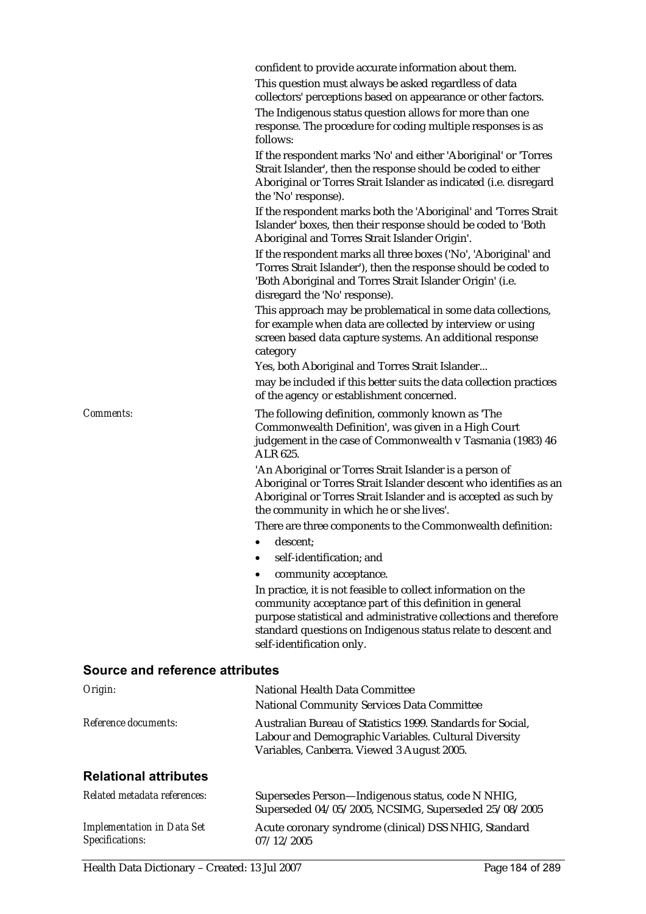confident to provide accurate information about them.

This question must always be asked regardless of data collectors' perceptions based on appearance or other factors.

The Indigenous status question allows for more than one response. The procedure for coding multiple responses is as follows:

If the respondent marks 'No' and either 'Aboriginal' or 'Torres Strait Islander', then the response should be coded to either Aboriginal or Torres Strait Islander as indicated (i.e. disregard the 'No' response).

If the respondent marks both the 'Aboriginal' and 'Torres Strait Islander' boxes, then their response should be coded to 'Both Aboriginal and Torres Strait Islander Origin'.

If the respondent marks all three boxes ('No', 'Aboriginal' and 'Torres Strait Islander'), then the response should be coded to 'Both Aboriginal and Torres Strait Islander Origin' (i.e. disregard the 'No' response).

This approach may be problematical in some data collections, for example when data are collected by interview or using screen based data capture systems. An additional response category

Yes, both Aboriginal and Torres Strait Islander...

may be included if this better suits the data collection practices of the agency or establishment concerned.

*Comments:* The following definition, commonly known as 'The Commonwealth Definition', was given in a High Court judgement in the case of Commonwealth v Tasmania (1983) 46 ALR 625.

'An Aboriginal or Torres Strait Islander is a person of Aboriginal or Torres Strait Islander descent who identifies as an Aboriginal or Torres Strait Islander and is accepted as such by the community in which he or she lives'.

There are three components to the Commonwealth definition:

- descent;
- self-identification; and
- community acceptance.

In practice, it is not feasible to collect information on the community acceptance part of this definition in general purpose statistical and administrative collections and therefore standard questions on Indigenous status relate to descent and self-identification only.

## Source and reference attributes

*Origin:* National Health Data Committee
National Community Services Data Committee

*Reference documents:* Australian Bureau of Statistics 1999. Standards for Social, Labour and Demographic Variables. Cultural Diversity Variables, Canberra. Viewed 3 August 2005.

## Relational attributes

*Related metadata references:* Supersedes Person—Indigenous status, code N NHIG, Superseded 04/05/2005, NCSIMG, Superseded 25/08/2005

*Implementation in Data Set Specifications:* Acute coronary syndrome (clinical) DSS NHIG, Standard 07/12/2005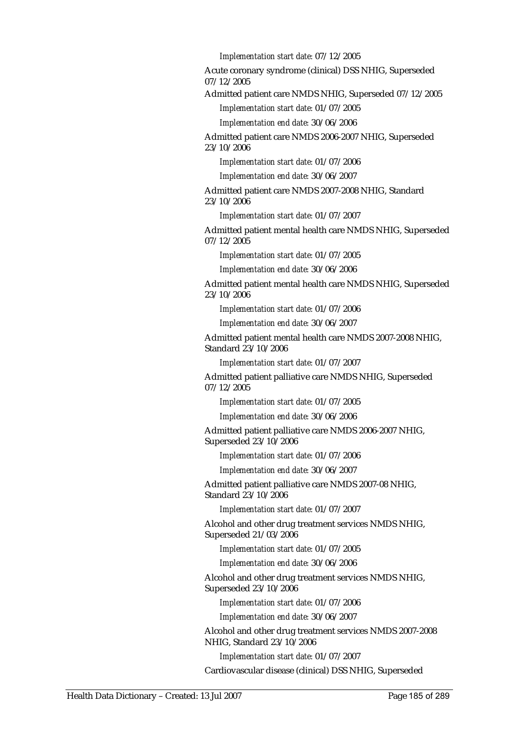*Implementation start date:* 07/12/2005

Acute coronary syndrome (clinical) DSS NHIG, Superseded 07/12/2005

Admitted patient care NMDS NHIG, Superseded 07/12/2005

*Implementation start date:* 01/07/2005

*Implementation end date:* 30/06/2006

Admitted patient care NMDS 2006-2007 NHIG, Superseded 23/10/2006

*Implementation start date:* 01/07/2006

*Implementation end date:* 30/06/2007

Admitted patient care NMDS 2007-2008 NHIG, Standard 23/10/2006

*Implementation start date:* 01/07/2007

Admitted patient mental health care NMDS NHIG, Superseded 07/12/2005

*Implementation start date:* 01/07/2005

*Implementation end date:* 30/06/2006

Admitted patient mental health care NMDS NHIG, Superseded 23/10/2006

*Implementation start date:* 01/07/2006

*Implementation end date:* 30/06/2007

Admitted patient mental health care NMDS 2007-2008 NHIG, Standard 23/10/2006

*Implementation start date:* 01/07/2007

Admitted patient palliative care NMDS NHIG, Superseded 07/12/2005

*Implementation start date:* 01/07/2005

*Implementation end date:* 30/06/2006

Admitted patient palliative care NMDS 2006-2007 NHIG, Superseded 23/10/2006

*Implementation start date:* 01/07/2006

*Implementation end date:* 30/06/2007

Admitted patient palliative care NMDS 2007-08 NHIG, Standard 23/10/2006

*Implementation start date:* 01/07/2007

Alcohol and other drug treatment services NMDS NHIG, Superseded 21/03/2006

*Implementation start date:* 01/07/2005

*Implementation end date:* 30/06/2006

Alcohol and other drug treatment services NMDS NHIG, Superseded 23/10/2006

*Implementation start date:* 01/07/2006

*Implementation end date:* 30/06/2007

Alcohol and other drug treatment services NMDS 2007-2008 NHIG, Standard 23/10/2006

*Implementation start date:* 01/07/2007

Cardiovascular disease (clinical) DSS NHIG, Superseded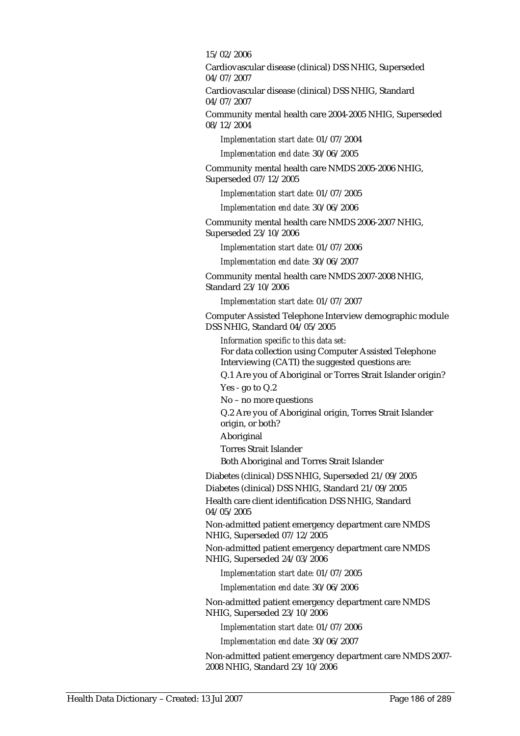15/02/2006

Cardiovascular disease (clinical) DSS NHIG, Superseded 04/07/2007

Cardiovascular disease (clinical) DSS NHIG, Standard 04/07/2007

Community mental health care 2004-2005 NHIG, Superseded 08/12/2004

*Implementation start date:* 01/07/2004

*Implementation end date:* 30/06/2005

Community mental health care NMDS 2005-2006 NHIG, Superseded 07/12/2005

*Implementation start date:* 01/07/2005

*Implementation end date:* 30/06/2006

Community mental health care NMDS 2006-2007 NHIG, Superseded 23/10/2006

*Implementation start date:* 01/07/2006

*Implementation end date:* 30/06/2007

Community mental health care NMDS 2007-2008 NHIG, Standard 23/10/2006

*Implementation start date:* 01/07/2007

Computer Assisted Telephone Interview demographic module DSS NHIG, Standard 04/05/2005

*Information specific to this data set:*

For data collection using Computer Assisted Telephone Interviewing (CATI) the suggested questions are:

Q.1 Are you of Aboriginal or Torres Strait Islander origin?

Yes - go to Q.2

No – no more questions

Q.2 Are you of Aboriginal origin, Torres Strait Islander origin, or both?

Aboriginal

Torres Strait Islander

Both Aboriginal and Torres Strait Islander

Diabetes (clinical) DSS NHIG, Superseded 21/09/2005

Diabetes (clinical) DSS NHIG, Standard 21/09/2005

Health care client identification DSS NHIG, Standard 04/05/2005

Non-admitted patient emergency department care NMDS NHIG, Superseded 07/12/2005

Non-admitted patient emergency department care NMDS NHIG, Superseded 24/03/2006

*Implementation start date:* 01/07/2005

*Implementation end date:* 30/06/2006

Non-admitted patient emergency department care NMDS NHIG, Superseded 23/10/2006

*Implementation start date:* 01/07/2006

*Implementation end date:* 30/06/2007

Non-admitted patient emergency department care NMDS 2007-2008 NHIG, Standard 23/10/2006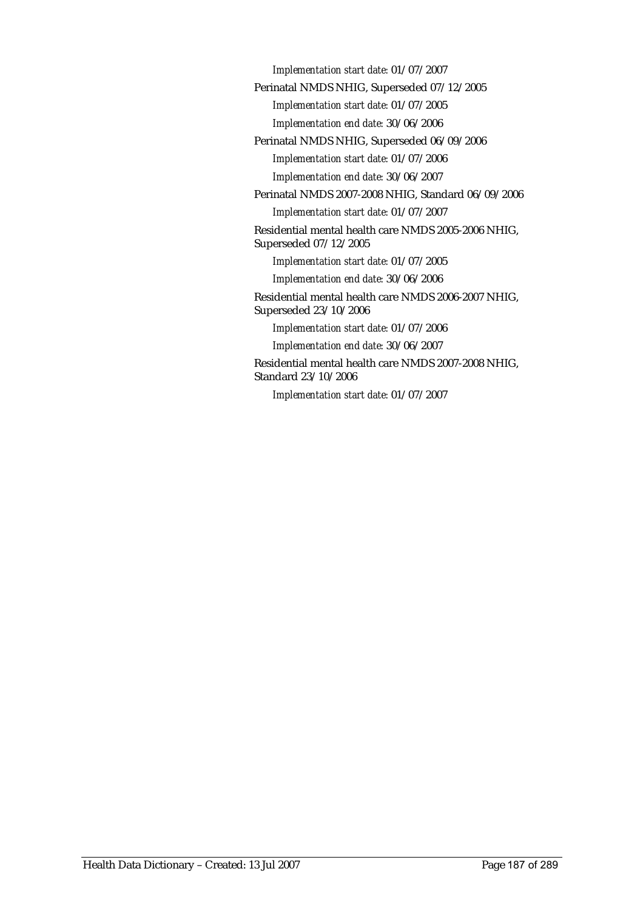*Implementation start date:* 01/07/2007

Perinatal NMDS NHIG, Superseded 07/12/2005

*Implementation start date:* 01/07/2005

*Implementation end date:* 30/06/2006

Perinatal NMDS NHIG, Superseded 06/09/2006

*Implementation start date:* 01/07/2006

*Implementation end date:* 30/06/2007

Perinatal NMDS 2007-2008 NHIG, Standard 06/09/2006

*Implementation start date:* 01/07/2007

Residential mental health care NMDS 2005-2006 NHIG, Superseded 07/12/2005

*Implementation start date:* 01/07/2005

*Implementation end date:* 30/06/2006

Residential mental health care NMDS 2006-2007 NHIG, Superseded 23/10/2006

*Implementation start date:* 01/07/2006

*Implementation end date:* 30/06/2007

Residential mental health care NMDS 2007-2008 NHIG, Standard 23/10/2006

*Implementation start date:* 01/07/2007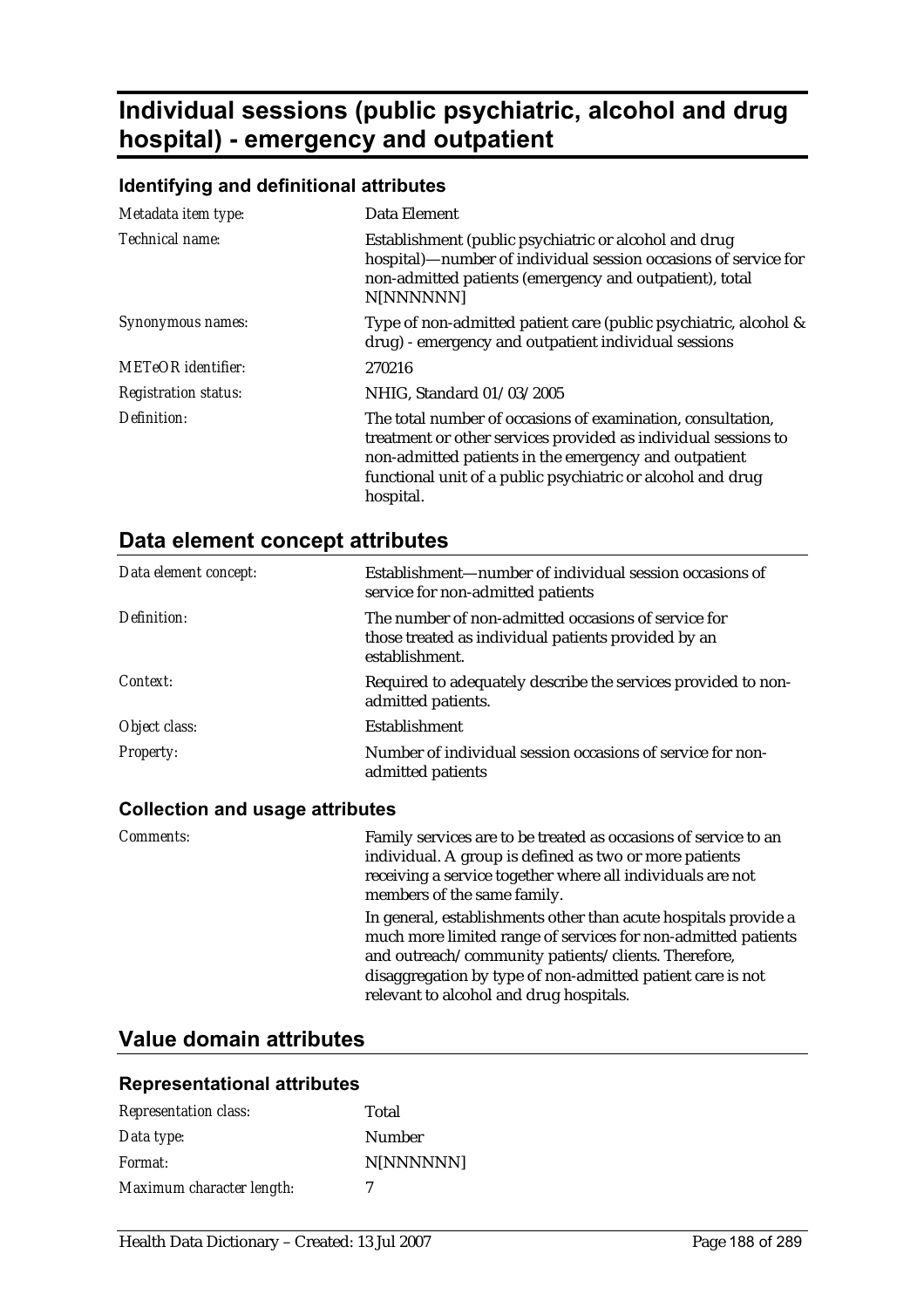# Individual sessions (public psychiatric, alcohol and drug hospital) - emergency and outpatient

### Identifying and definitional attributes

| | |
|---|---|
| *Metadata item type:* | Data Element |
| *Technical name:* | Establishment (public psychiatric or alcohol and drug hospital)—number of individual session occasions of service for non-admitted patients (emergency and outpatient), total N[NNNNNN] |
| *Synonymous names:* | Type of non-admitted patient care (public psychiatric, alcohol & drug) - emergency and outpatient individual sessions |
| *METeOR identifier:* | 270216 |
| *Registration status:* | NHIG, Standard 01/03/2005 |
| *Definition:* | The total number of occasions of examination, consultation, treatment or other services provided as individual sessions to non-admitted patients in the emergency and outpatient functional unit of a public psychiatric or alcohol and drug hospital. |

## Data element concept attributes

| | |
|---|---|
| *Data element concept:* | Establishment—number of individual session occasions of service for non-admitted patients |
| *Definition:* | The number of non-admitted occasions of service for those treated as individual patients provided by an establishment. |
| *Context:* | Required to adequately describe the services provided to non-admitted patients. |
| *Object class:* | Establishment |
| *Property:* | Number of individual session occasions of service for non-admitted patients |

### Collection and usage attributes

*Comments:*

Family services are to be treated as occasions of service to an individual. A group is defined as two or more patients receiving a service together where all individuals are not members of the same family.

In general, establishments other than acute hospitals provide a much more limited range of services for non-admitted patients and outreach/community patients/clients. Therefore, disaggregation by type of non-admitted patient care is not relevant to alcohol and drug hospitals.

## Value domain attributes

### Representational attributes

| | |
|---|---|
| *Representation class:* | Total |
| *Data type:* | Number |
| *Format:* | N[NNNNNN] |
| *Maximum character length:* | 7 |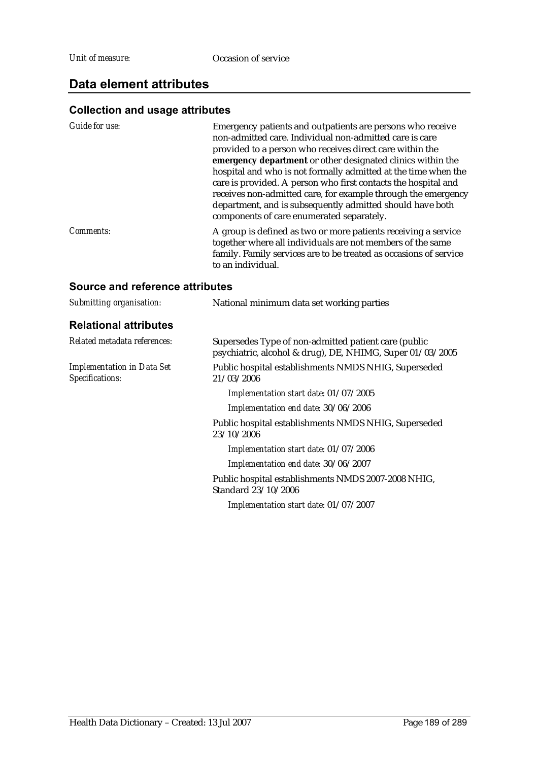*Unit of measure:* Occasion of service

## Data element attributes

### Collection and usage attributes

*Guide for use:* Emergency patients and outpatients are persons who receive non-admitted care. Individual non-admitted care is care provided to a person who receives direct care within the **emergency department** or other designated clinics within the hospital and who is not formally admitted at the time when the care is provided. A person who first contacts the hospital and receives non-admitted care, for example through the emergency department, and is subsequently admitted should have both components of care enumerated separately.

*Comments:* A group is defined as two or more patients receiving a service together where all individuals are not members of the same family. Family services are to be treated as occasions of service to an individual.

### Source and reference attributes

*Submitting organisation:* National minimum data set working parties

### Relational attributes

*Related metadata references:* Supersedes Type of non-admitted patient care (public psychiatric, alcohol & drug), DE, NHIMG, Super 01/03/2005

*Implementation in Data Set Specifications:* Public hospital establishments NMDS NHIG, Superseded 21/03/2006

*Implementation start date:* 01/07/2005

*Implementation end date:* 30/06/2006

Public hospital establishments NMDS NHIG, Superseded 23/10/2006

*Implementation start date:* 01/07/2006

*Implementation end date:* 30/06/2007

Public hospital establishments NMDS 2007-2008 NHIG, Standard 23/10/2006

*Implementation start date:* 01/07/2007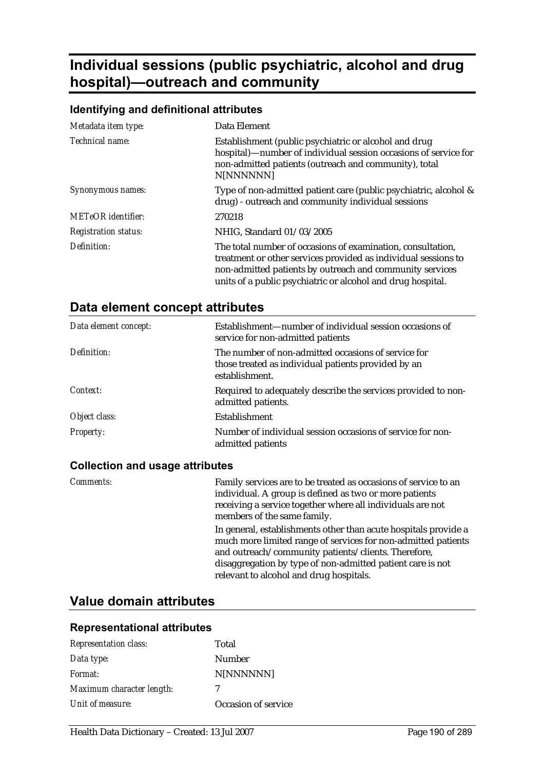# Individual sessions (public psychiatric, alcohol and drug hospital)—outreach and community

### Identifying and definitional attributes

| | |
|---|---|
| *Metadata item type:* | Data Element |
| *Technical name:* | Establishment (public psychiatric or alcohol and drug hospital)—number of individual session occasions of service for non-admitted patients (outreach and community), total N[NNNNNN] |
| *Synonymous names:* | Type of non-admitted patient care (public psychiatric, alcohol & drug) - outreach and community individual sessions |
| *METeOR identifier:* | 270218 |
| *Registration status:* | NHIG, Standard 01/03/2005 |
| *Definition:* | The total number of occasions of examination, consultation, treatment or other services provided as individual sessions to non-admitted patients by outreach and community services units of a public psychiatric or alcohol and drug hospital. |

## Data element concept attributes

| | |
|---|---|
| *Data element concept:* | Establishment—number of individual session occasions of service for non-admitted patients |
| *Definition:* | The number of non-admitted occasions of service for those treated as individual patients provided by an establishment. |
| *Context:* | Required to adequately describe the services provided to non-admitted patients. |
| *Object class:* | Establishment |
| *Property:* | Number of individual session occasions of service for non-admitted patients |

### Collection and usage attributes

| | |
|---|---|
| *Comments:* | Family services are to be treated as occasions of service to an individual. A group is defined as two or more patients receiving a service together where all individuals are not members of the same family.<br><br>In general, establishments other than acute hospitals provide a much more limited range of services for non-admitted patients and outreach/community patients/clients. Therefore, disaggregation by type of non-admitted patient care is not relevant to alcohol and drug hospitals. |

## Value domain attributes

### Representational attributes

| | |
|---|---|
| *Representation class:* | Total |
| *Data type:* | Number |
| *Format:* | N[NNNNNN] |
| *Maximum character length:* | 7 |
| *Unit of measure:* | Occasion of service |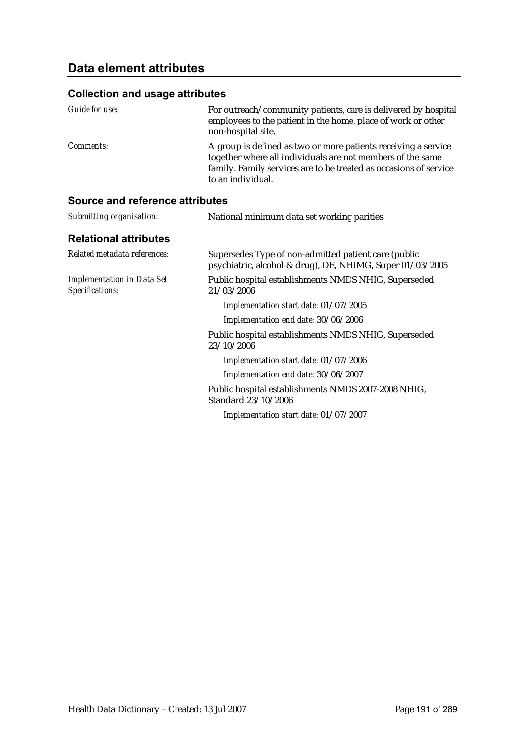## Data element attributes

### Collection and usage attributes

*Guide for use:* For outreach/community patients, care is delivered by hospital employees to the patient in the home, place of work or other non-hospital site.

*Comments:* A group is defined as two or more patients receiving a service together where all individuals are not members of the same family. Family services are to be treated as occasions of service to an individual.

### Source and reference attributes

*Submitting organisation:* National minimum data set working parities

### Relational attributes

*Related metadata references:* Supersedes Type of non-admitted patient care (public psychiatric, alcohol & drug), DE, NHIMG, Super 01/03/2005

*Implementation in Data Set Specifications:* Public hospital establishments NMDS NHIG, Superseded 21/03/2006

*Implementation start date:* 01/07/2005

*Implementation end date:* 30/06/2006

Public hospital establishments NMDS NHIG, Superseded 23/10/2006

*Implementation start date:* 01/07/2006

*Implementation end date:* 30/06/2007

Public hospital establishments NMDS 2007-2008 NHIG, Standard 23/10/2006

*Implementation start date:* 01/07/2007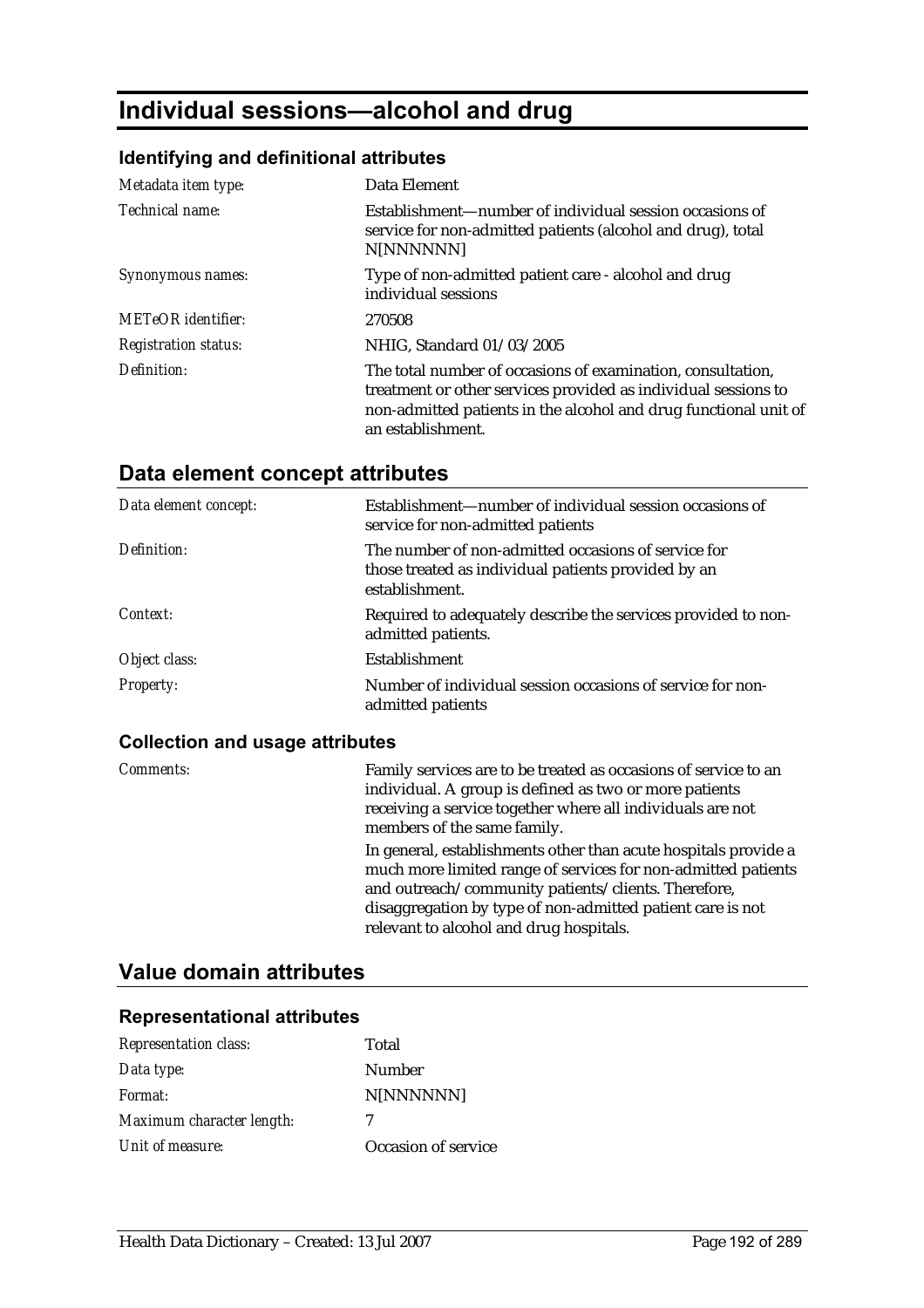# Individual sessions—alcohol and drug

### Identifying and definitional attributes

| | |
|---|---|
| *Metadata item type:* | Data Element |
| *Technical name:* | Establishment—number of individual session occasions of service for non-admitted patients (alcohol and drug), total N[NNNNNN] |
| *Synonymous names:* | Type of non-admitted patient care - alcohol and drug individual sessions |
| *METeOR identifier:* | 270508 |
| *Registration status:* | NHIG, Standard 01/03/2005 |
| *Definition:* | The total number of occasions of examination, consultation, treatment or other services provided as individual sessions to non-admitted patients in the alcohol and drug functional unit of an establishment. |

## Data element concept attributes

| | |
|---|---|
| *Data element concept:* | Establishment—number of individual session occasions of service for non-admitted patients |
| *Definition:* | The number of non-admitted occasions of service for those treated as individual patients provided by an establishment. |
| *Context:* | Required to adequately describe the services provided to non-admitted patients. |
| *Object class:* | Establishment |
| *Property:* | Number of individual session occasions of service for non-admitted patients |

### Collection and usage attributes

| | |
|---|---|
| *Comments:* | Family services are to be treated as occasions of service to an individual. A group is defined as two or more patients receiving a service together where all individuals are not members of the same family.<br>In general, establishments other than acute hospitals provide a much more limited range of services for non-admitted patients and outreach/community patients/clients. Therefore, disaggregation by type of non-admitted patient care is not relevant to alcohol and drug hospitals. |

## Value domain attributes

### Representational attributes

| | |
|---|---|
| *Representation class:* | Total |
| *Data type:* | Number |
| *Format:* | N[NNNNNN] |
| *Maximum character length:* | 7 |
| *Unit of measure:* | Occasion of service |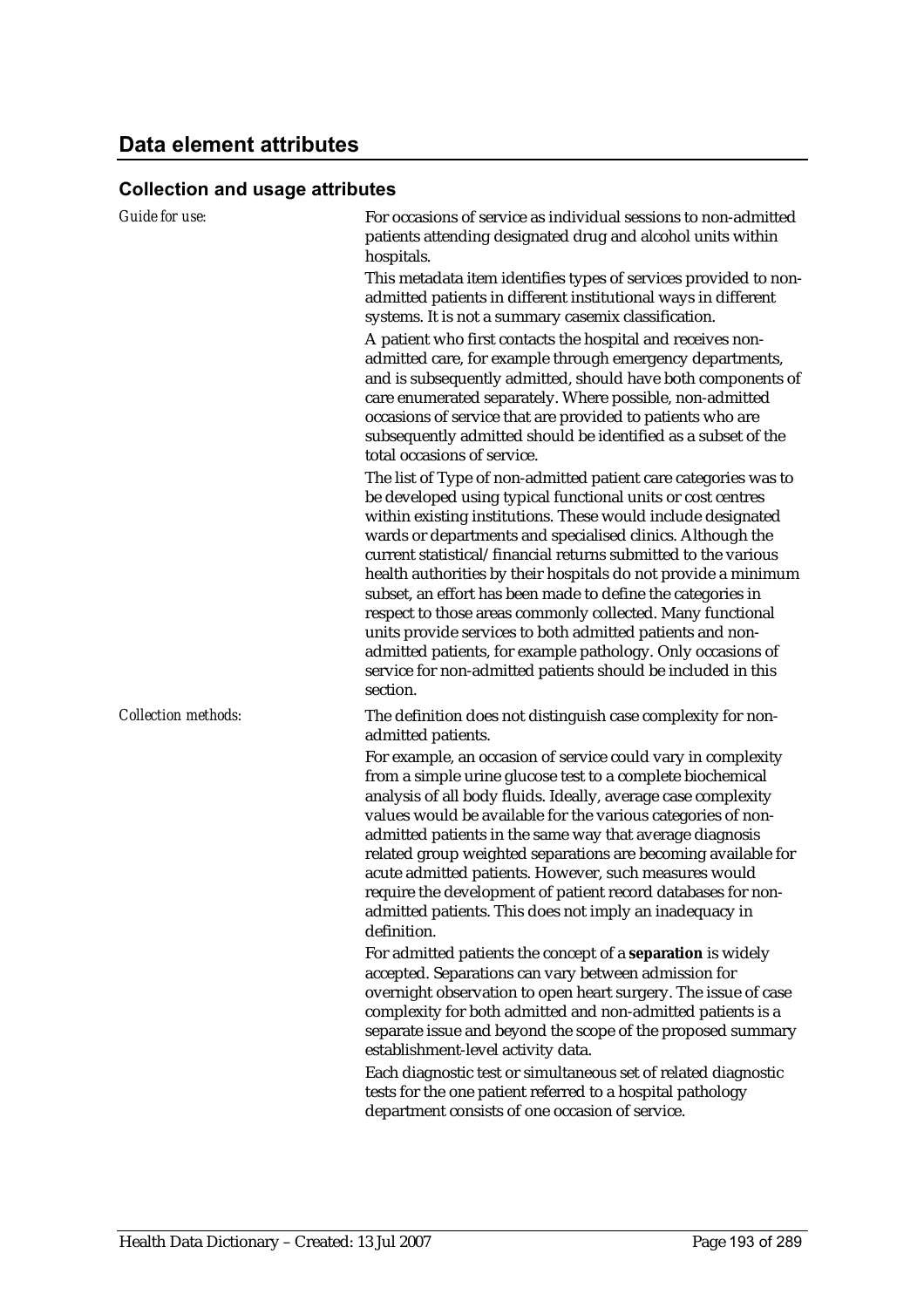## Data element attributes

### Collection and usage attributes

*Guide for use:*

For occasions of service as individual sessions to non-admitted patients attending designated drug and alcohol units within hospitals.

This metadata item identifies types of services provided to non-admitted patients in different institutional ways in different systems. It is not a summary casemix classification.

A patient who first contacts the hospital and receives non-admitted care, for example through emergency departments, and is subsequently admitted, should have both components of care enumerated separately. Where possible, non-admitted occasions of service that are provided to patients who are subsequently admitted should be identified as a subset of the total occasions of service.

The list of Type of non-admitted patient care categories was to be developed using typical functional units or cost centres within existing institutions. These would include designated wards or departments and specialised clinics. Although the current statistical/financial returns submitted to the various health authorities by their hospitals do not provide a minimum subset, an effort has been made to define the categories in respect to those areas commonly collected. Many functional units provide services to both admitted patients and non-admitted patients, for example pathology. Only occasions of service for non-admitted patients should be included in this section.

*Collection methods:*

The definition does not distinguish case complexity for non-admitted patients.

For example, an occasion of service could vary in complexity from a simple urine glucose test to a complete biochemical analysis of all body fluids. Ideally, average case complexity values would be available for the various categories of non-admitted patients in the same way that average diagnosis related group weighted separations are becoming available for acute admitted patients. However, such measures would require the development of patient record databases for non-admitted patients. This does not imply an inadequacy in definition.

For admitted patients the concept of a **separation** is widely accepted. Separations can vary between admission for overnight observation to open heart surgery. The issue of case complexity for both admitted and non-admitted patients is a separate issue and beyond the scope of the proposed summary establishment-level activity data.

Each diagnostic test or simultaneous set of related diagnostic tests for the one patient referred to a hospital pathology department consists of one occasion of service.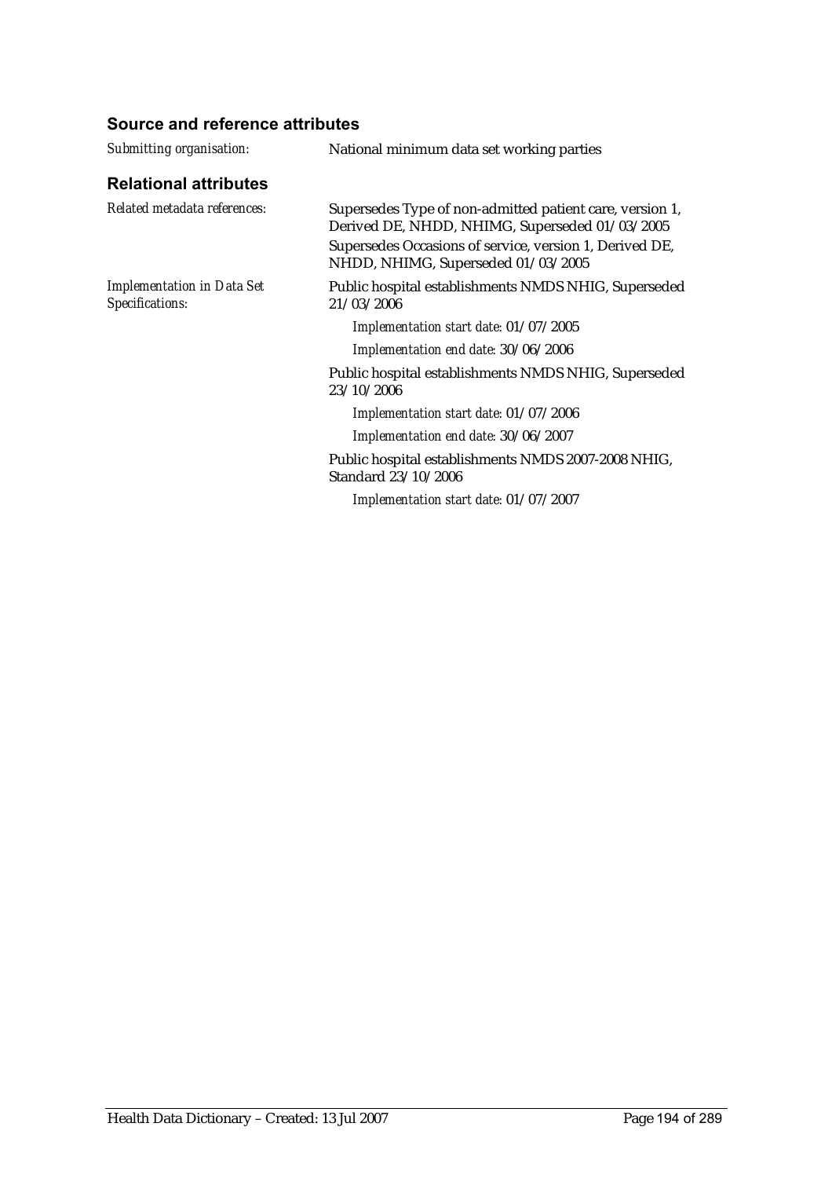### Source and reference attributes

| | |
|---|---|
| *Submitting organisation:* | National minimum data set working parties |

### Relational attributes

| | |
|---|---|
| *Related metadata references:* | Supersedes Type of non-admitted patient care, version 1, Derived DE, NHDD, NHIMG, Superseded 01/03/2005<br>Supersedes Occasions of service, version 1, Derived DE, NHDD, NHIMG, Superseded 01/03/2005 |
| *Implementation in Data Set Specifications:* | Public hospital establishments NMDS NHIG, Superseded 21/03/2006<br>*Implementation start date:* 01/07/2005<br>*Implementation end date:* 30/06/2006<br>Public hospital establishments NMDS NHIG, Superseded 23/10/2006<br>*Implementation start date:* 01/07/2006<br>*Implementation end date:* 30/06/2007<br>Public hospital establishments NMDS 2007-2008 NHIG, Standard 23/10/2006<br>*Implementation start date:* 01/07/2007 |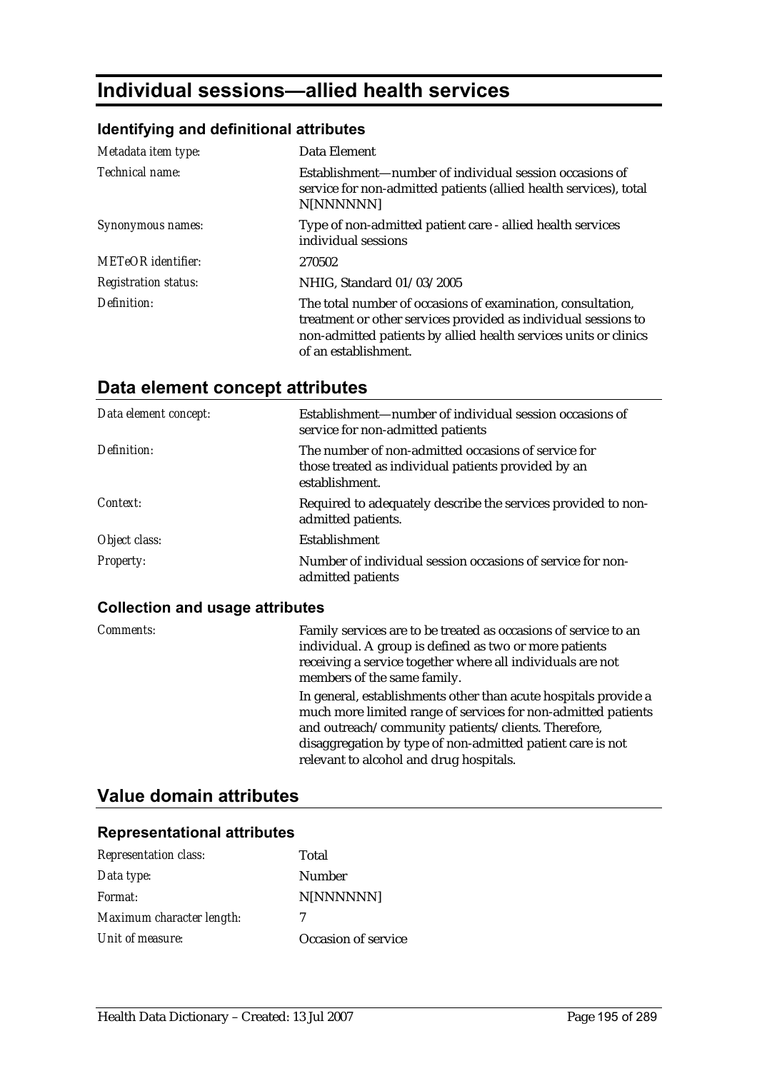# Individual sessions—allied health services

### Identifying and definitional attributes

| | |
|---|---|
| *Metadata item type:* | Data Element |
| *Technical name:* | Establishment—number of individual session occasions of service for non-admitted patients (allied health services), total N[NNNNNN] |
| *Synonymous names:* | Type of non-admitted patient care - allied health services individual sessions |
| *METeOR identifier:* | 270502 |
| *Registration status:* | NHIG, Standard 01/03/2005 |
| *Definition:* | The total number of occasions of examination, consultation, treatment or other services provided as individual sessions to non-admitted patients by allied health services units or clinics of an establishment. |

## Data element concept attributes

| | |
|---|---|
| *Data element concept:* | Establishment—number of individual session occasions of service for non-admitted patients |
| *Definition:* | The number of non-admitted occasions of service for those treated as individual patients provided by an establishment. |
| *Context:* | Required to adequately describe the services provided to non-admitted patients. |
| *Object class:* | Establishment |
| *Property:* | Number of individual session occasions of service for non-admitted patients |

### Collection and usage attributes

| | |
|---|---|
| *Comments:* | Family services are to be treated as occasions of service to an individual. A group is defined as two or more patients receiving a service together where all individuals are not members of the same family.<br><br>In general, establishments other than acute hospitals provide a much more limited range of services for non-admitted patients and outreach/community patients/clients. Therefore, disaggregation by type of non-admitted patient care is not relevant to alcohol and drug hospitals. |

## Value domain attributes

### Representational attributes

| | |
|---|---|
| *Representation class:* | Total |
| *Data type:* | Number |
| *Format:* | N[NNNNNN] |
| *Maximum character length:* | 7 |
| *Unit of measure:* | Occasion of service |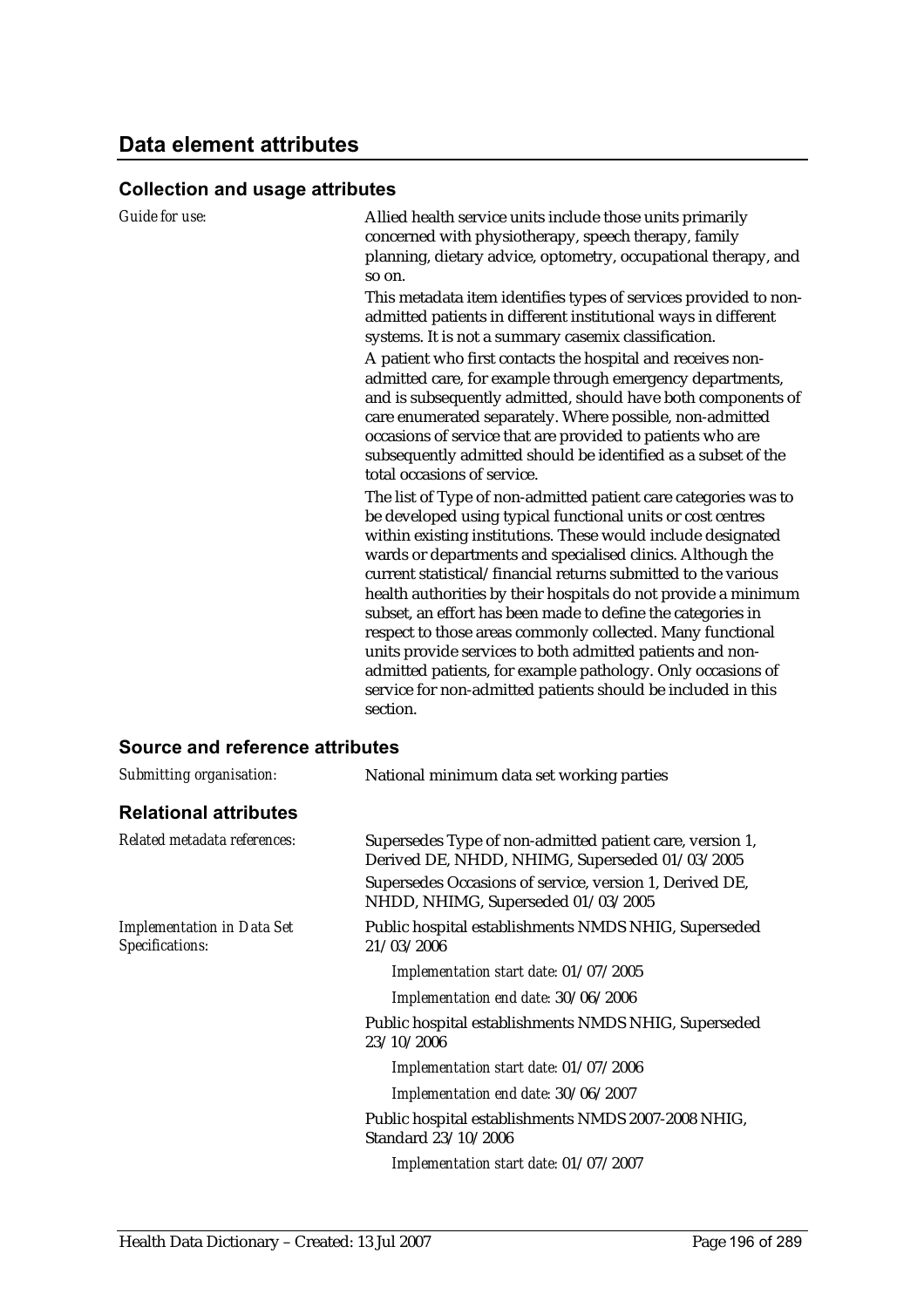## Data element attributes

### Collection and usage attributes

*Guide for use:*

Allied health service units include those units primarily concerned with physiotherapy, speech therapy, family planning, dietary advice, optometry, occupational therapy, and so on.

This metadata item identifies types of services provided to non-admitted patients in different institutional ways in different systems. It is not a summary casemix classification.

A patient who first contacts the hospital and receives non-admitted care, for example through emergency departments, and is subsequently admitted, should have both components of care enumerated separately. Where possible, non-admitted occasions of service that are provided to patients who are subsequently admitted should be identified as a subset of the total occasions of service.

The list of Type of non-admitted patient care categories was to be developed using typical functional units or cost centres within existing institutions. These would include designated wards or departments and specialised clinics. Although the current statistical/financial returns submitted to the various health authorities by their hospitals do not provide a minimum subset, an effort has been made to define the categories in respect to those areas commonly collected. Many functional units provide services to both admitted patients and non-admitted patients, for example pathology. Only occasions of service for non-admitted patients should be included in this section.

### Source and reference attributes

*Submitting organisation:* National minimum data set working parties

### Relational attributes

*Related metadata references:*

Supersedes Type of non-admitted patient care, version 1, Derived DE, NHDD, NHIMG, Superseded 01/03/2005

Supersedes Occasions of service, version 1, Derived DE, NHDD, NHIMG, Superseded 01/03/2005

*Implementation in Data Set Specifications:*

Public hospital establishments NMDS NHIG, Superseded 21/03/2006

*Implementation start date:* 01/07/2005

*Implementation end date:* 30/06/2006

Public hospital establishments NMDS NHIG, Superseded 23/10/2006

*Implementation start date:* 01/07/2006

*Implementation end date:* 30/06/2007

Public hospital establishments NMDS 2007-2008 NHIG, Standard 23/10/2006

*Implementation start date:* 01/07/2007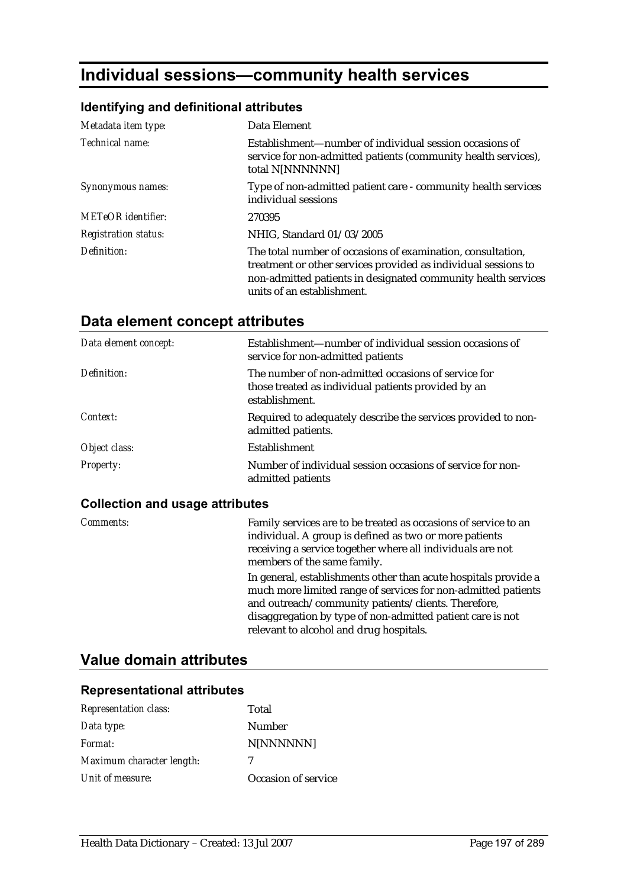# Individual sessions—community health services

### Identifying and definitional attributes

| | |
|---|---|
| *Metadata item type:* | Data Element |
| *Technical name:* | Establishment—number of individual session occasions of service for non-admitted patients (community health services), total N[NNNNNN] |
| *Synonymous names:* | Type of non-admitted patient care - community health services individual sessions |
| *METeOR identifier:* | 270395 |
| *Registration status:* | NHIG, Standard 01/03/2005 |
| *Definition:* | The total number of occasions of examination, consultation, treatment or other services provided as individual sessions to non-admitted patients in designated community health services units of an establishment. |

## Data element concept attributes

| | |
|---|---|
| *Data element concept:* | Establishment—number of individual session occasions of service for non-admitted patients |
| *Definition:* | The number of non-admitted occasions of service for those treated as individual patients provided by an establishment. |
| *Context:* | Required to adequately describe the services provided to non-admitted patients. |
| *Object class:* | Establishment |
| *Property:* | Number of individual session occasions of service for non-admitted patients |

### Collection and usage attributes

| | |
|---|---|
| *Comments:* | Family services are to be treated as occasions of service to an individual. A group is defined as two or more patients receiving a service together where all individuals are not members of the same family.<br><br>In general, establishments other than acute hospitals provide a much more limited range of services for non-admitted patients and outreach/community patients/clients. Therefore, disaggregation by type of non-admitted patient care is not relevant to alcohol and drug hospitals. |

## Value domain attributes

### Representational attributes

| | |
|---|---|
| *Representation class:* | Total |
| *Data type:* | Number |
| *Format:* | N[NNNNNN] |
| *Maximum character length:* | 7 |
| *Unit of measure:* | Occasion of service |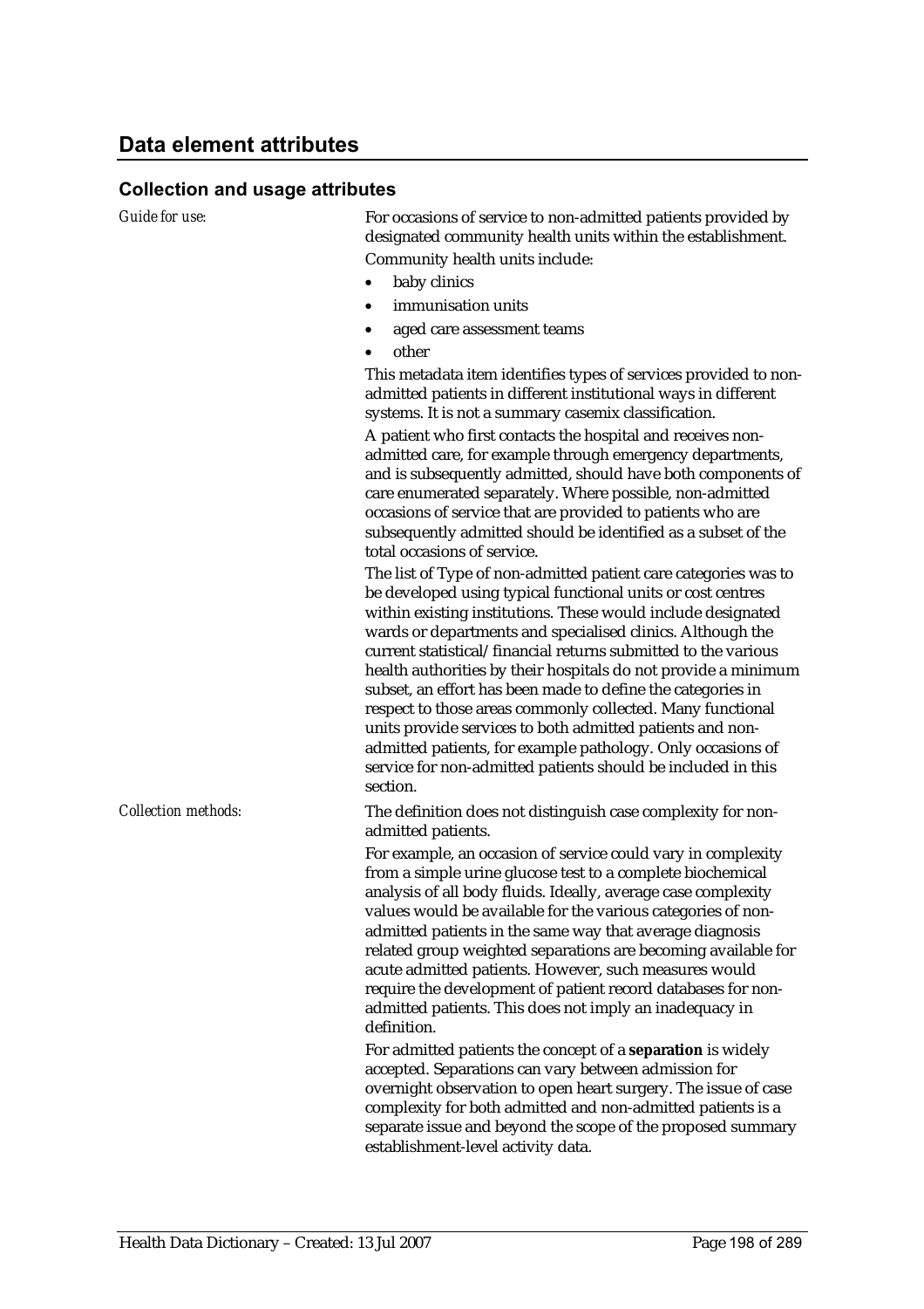## Data element attributes

### Collection and usage attributes

*Guide for use:*

For occasions of service to non-admitted patients provided by designated community health units within the establishment.

Community health units include:

- baby clinics
- immunisation units
- aged care assessment teams
- other

This metadata item identifies types of services provided to non-admitted patients in different institutional ways in different systems. It is not a summary casemix classification.

A patient who first contacts the hospital and receives non-admitted care, for example through emergency departments, and is subsequently admitted, should have both components of care enumerated separately. Where possible, non-admitted occasions of service that are provided to patients who are subsequently admitted should be identified as a subset of the total occasions of service.

The list of Type of non-admitted patient care categories was to be developed using typical functional units or cost centres within existing institutions. These would include designated wards or departments and specialised clinics. Although the current statistical/financial returns submitted to the various health authorities by their hospitals do not provide a minimum subset, an effort has been made to define the categories in respect to those areas commonly collected. Many functional units provide services to both admitted patients and non-admitted patients, for example pathology. Only occasions of service for non-admitted patients should be included in this section.

*Collection methods:*

The definition does not distinguish case complexity for non-admitted patients.

For example, an occasion of service could vary in complexity from a simple urine glucose test to a complete biochemical analysis of all body fluids. Ideally, average case complexity values would be available for the various categories of non-admitted patients in the same way that average diagnosis related group weighted separations are becoming available for acute admitted patients. However, such measures would require the development of patient record databases for non-admitted patients. This does not imply an inadequacy in definition.

For admitted patients the concept of a **separation** is widely accepted. Separations can vary between admission for overnight observation to open heart surgery. The issue of case complexity for both admitted and non-admitted patients is a separate issue and beyond the scope of the proposed summary establishment-level activity data.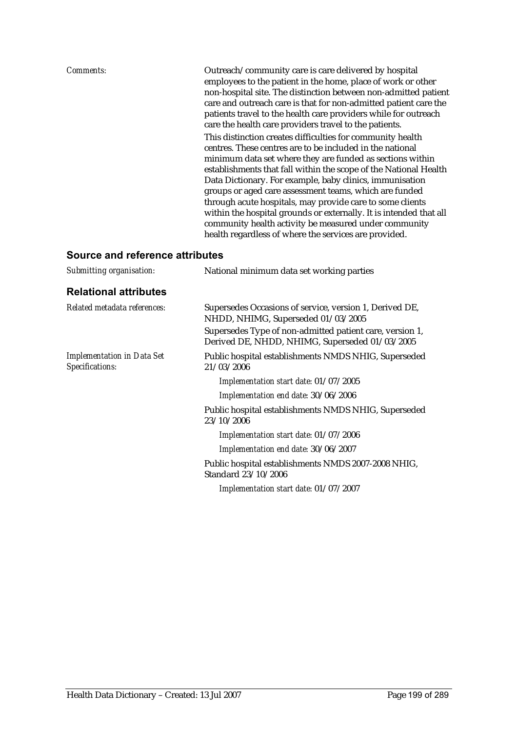*Comments:* Outreach/community care is care delivered by hospital employees to the patient in the home, place of work or other non-hospital site. The distinction between non-admitted patient care and outreach care is that for non-admitted patient care the patients travel to the health care providers while for outreach care the health care providers travel to the patients.

This distinction creates difficulties for community health centres. These centres are to be included in the national minimum data set where they are funded as sections within establishments that fall within the scope of the National Health Data Dictionary. For example, baby clinics, immunisation groups or aged care assessment teams, which are funded through acute hospitals, may provide care to some clients within the hospital grounds or externally. It is intended that all community health activity be measured under community health regardless of where the services are provided.

## Source and reference attributes

*Submitting organisation:* National minimum data set working parties

## Relational attributes

*Related metadata references:* Supersedes Occasions of service, version 1, Derived DE, NHDD, NHIMG, Superseded 01/03/2005

Supersedes Type of non-admitted patient care, version 1, Derived DE, NHDD, NHIMG, Superseded 01/03/2005

*Implementation in Data Set Specifications:* Public hospital establishments NMDS NHIG, Superseded 21/03/2006

*Implementation start date:* 01/07/2005

*Implementation end date:* 30/06/2006

Public hospital establishments NMDS NHIG, Superseded 23/10/2006

*Implementation start date:* 01/07/2006

*Implementation end date:* 30/06/2007

Public hospital establishments NMDS 2007-2008 NHIG, Standard 23/10/2006

*Implementation start date:* 01/07/2007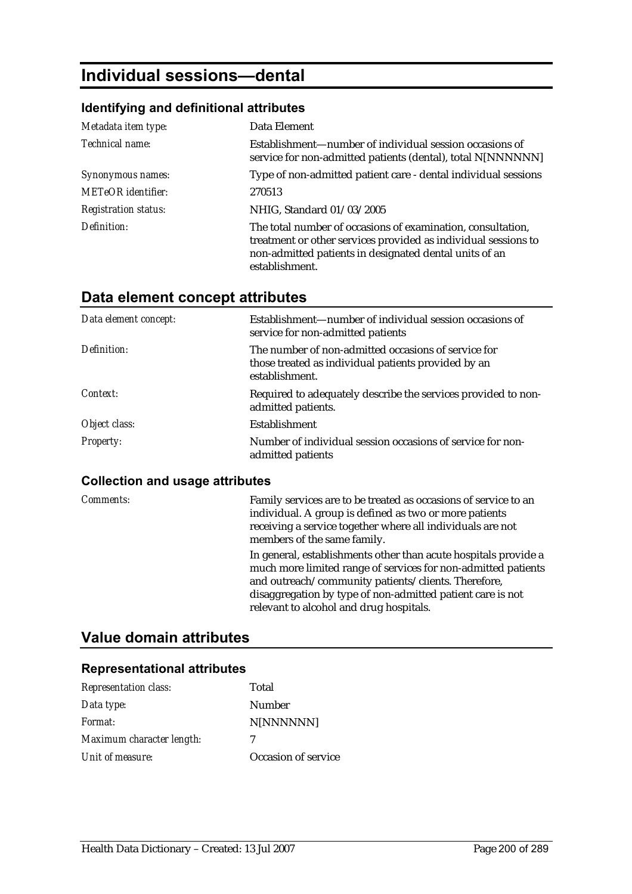# Individual sessions—dental

## Identifying and definitional attributes

| | |
|---|---|
| *Metadata item type:* | Data Element |
| *Technical name:* | Establishment—number of individual session occasions of service for non-admitted patients (dental), total N[NNNNNN] |
| *Synonymous names:* | Type of non-admitted patient care - dental individual sessions |
| *METeOR identifier:* | 270513 |
| *Registration status:* | NHIG, Standard 01/03/2005 |
| *Definition:* | The total number of occasions of examination, consultation, treatment or other services provided as individual sessions to non-admitted patients in designated dental units of an establishment. |

# Data element concept attributes

| | |
|---|---|
| *Data element concept:* | Establishment—number of individual session occasions of service for non-admitted patients |
| *Definition:* | The number of non-admitted occasions of service for those treated as individual patients provided by an establishment. |
| *Context:* | Required to adequately describe the services provided to non-admitted patients. |
| *Object class:* | Establishment |
| *Property:* | Number of individual session occasions of service for non-admitted patients |

## Collection and usage attributes

| | |
|---|---|
| *Comments:* | Family services are to be treated as occasions of service to an individual. A group is defined as two or more patients receiving a service together where all individuals are not members of the same family.<br><br>In general, establishments other than acute hospitals provide a much more limited range of services for non-admitted patients and outreach/community patients/clients. Therefore, disaggregation by type of non-admitted patient care is not relevant to alcohol and drug hospitals. |

# Value domain attributes

## Representational attributes

| | |
|---|---|
| *Representation class:* | Total |
| *Data type:* | Number |
| *Format:* | N[NNNNNN] |
| *Maximum character length:* | 7 |
| *Unit of measure:* | Occasion of service |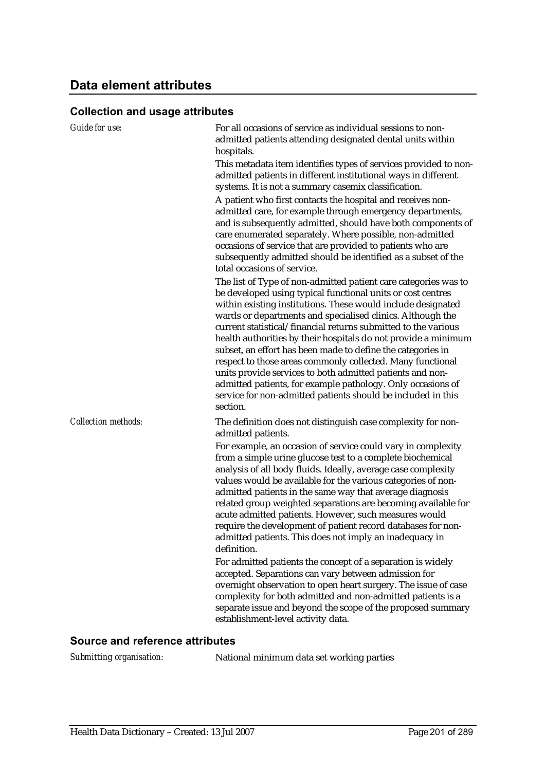## Data element attributes

### Collection and usage attributes

*Guide for use:*

For all occasions of service as individual sessions to non-admitted patients attending designated dental units within hospitals.

This metadata item identifies types of services provided to non-admitted patients in different institutional ways in different systems. It is not a summary casemix classification.

A patient who first contacts the hospital and receives non-admitted care, for example through emergency departments, and is subsequently admitted, should have both components of care enumerated separately. Where possible, non-admitted occasions of service that are provided to patients who are subsequently admitted should be identified as a subset of the total occasions of service.

The list of Type of non-admitted patient care categories was to be developed using typical functional units or cost centres within existing institutions. These would include designated wards or departments and specialised clinics. Although the current statistical/financial returns submitted to the various health authorities by their hospitals do not provide a minimum subset, an effort has been made to define the categories in respect to those areas commonly collected. Many functional units provide services to both admitted patients and non-admitted patients, for example pathology. Only occasions of service for non-admitted patients should be included in this section.

*Collection methods:*

The definition does not distinguish case complexity for non-admitted patients.

For example, an occasion of service could vary in complexity from a simple urine glucose test to a complete biochemical analysis of all body fluids. Ideally, average case complexity values would be available for the various categories of non-admitted patients in the same way that average diagnosis related group weighted separations are becoming available for acute admitted patients. However, such measures would require the development of patient record databases for non-admitted patients. This does not imply an inadequacy in definition.

For admitted patients the concept of a separation is widely accepted. Separations can vary between admission for overnight observation to open heart surgery. The issue of case complexity for both admitted and non-admitted patients is a separate issue and beyond the scope of the proposed summary establishment-level activity data.

### Source and reference attributes

*Submitting organisation:* National minimum data set working parties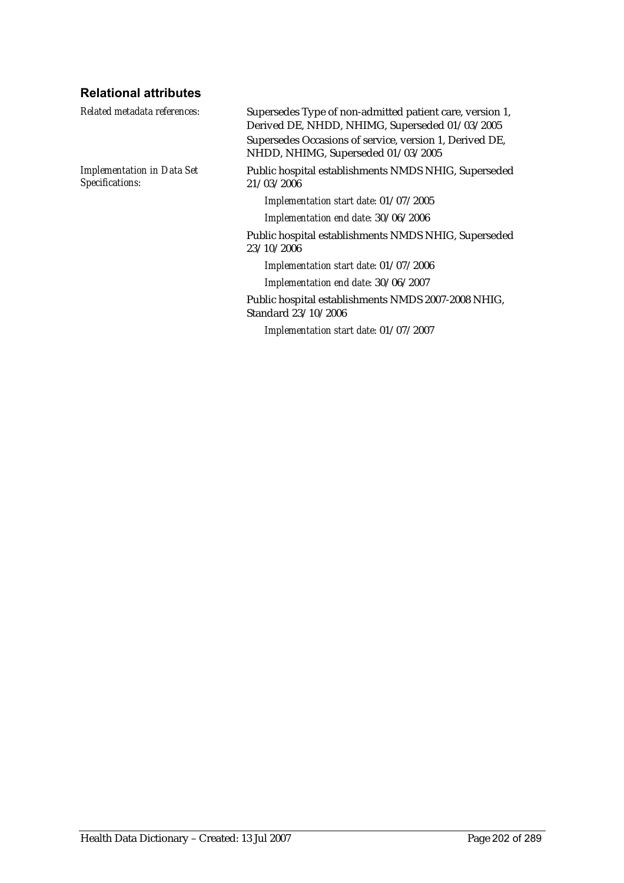### Relational attributes

*Related metadata references:*

Supersedes Type of non-admitted patient care, version 1, Derived DE, NHDD, NHIMG, Superseded 01/03/2005

Supersedes Occasions of service, version 1, Derived DE, NHDD, NHIMG, Superseded 01/03/2005

*Implementation in Data Set Specifications:*

Public hospital establishments NMDS NHIG, Superseded 21/03/2006

*Implementation start date:* 01/07/2005

*Implementation end date:* 30/06/2006

Public hospital establishments NMDS NHIG, Superseded 23/10/2006

*Implementation start date:* 01/07/2006

*Implementation end date:* 30/06/2007

Public hospital establishments NMDS 2007-2008 NHIG, Standard 23/10/2006

*Implementation start date:* 01/07/2007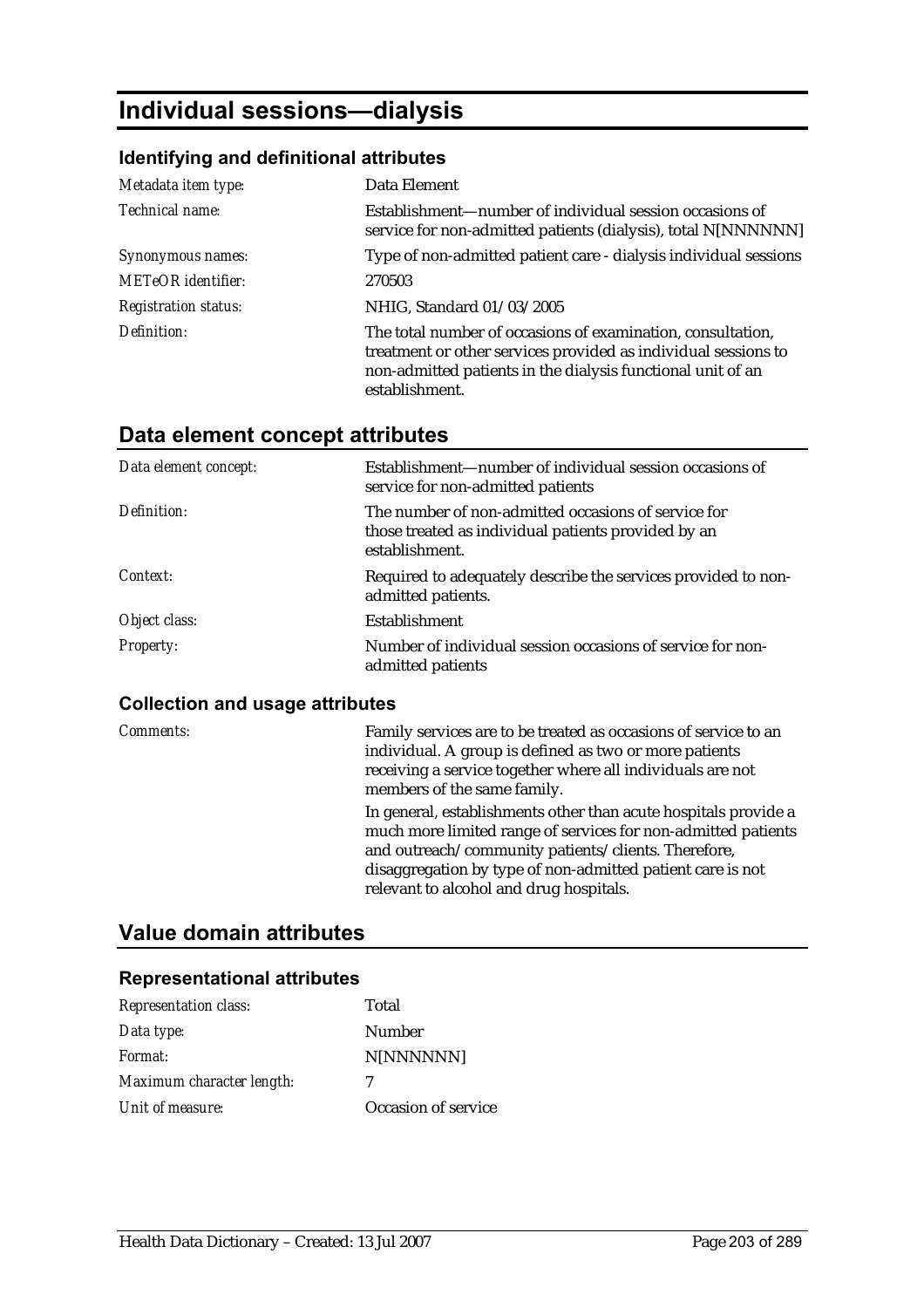# Individual sessions—dialysis

### Identifying and definitional attributes

| | |
|---|---|
| *Metadata item type:* | Data Element |
| *Technical name:* | Establishment—number of individual session occasions of service for non-admitted patients (dialysis), total N[NNNNNN] |
| *Synonymous names:* | Type of non-admitted patient care - dialysis individual sessions |
| *METeOR identifier:* | 270503 |
| *Registration status:* | NHIG, Standard 01/03/2005 |
| *Definition:* | The total number of occasions of examination, consultation, treatment or other services provided as individual sessions to non-admitted patients in the dialysis functional unit of an establishment. |

## Data element concept attributes

| | |
|---|---|
| *Data element concept:* | Establishment—number of individual session occasions of service for non-admitted patients |
| *Definition:* | The number of non-admitted occasions of service for those treated as individual patients provided by an establishment. |
| *Context:* | Required to adequately describe the services provided to non-admitted patients. |
| *Object class:* | Establishment |
| *Property:* | Number of individual session occasions of service for non-admitted patients |

### Collection and usage attributes

| | |
|---|---|
| *Comments:* | Family services are to be treated as occasions of service to an individual. A group is defined as two or more patients receiving a service together where all individuals are not members of the same family.<br><br>In general, establishments other than acute hospitals provide a much more limited range of services for non-admitted patients and outreach/community patients/clients. Therefore, disaggregation by type of non-admitted patient care is not relevant to alcohol and drug hospitals. |

## Value domain attributes

### Representational attributes

| | |
|---|---|
| *Representation class:* | Total |
| *Data type:* | Number |
| *Format:* | N[NNNNNN] |
| *Maximum character length:* | 7 |
| *Unit of measure:* | Occasion of service |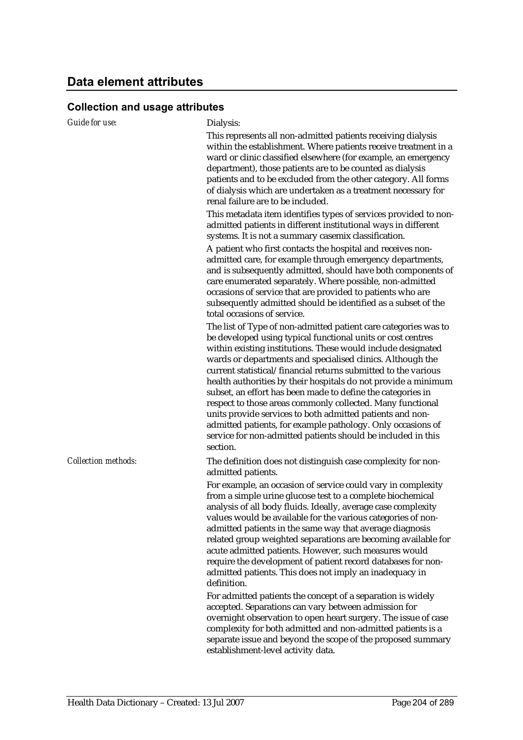## Data element attributes

### Collection and usage attributes

*Guide for use:*

Dialysis:

This represents all non-admitted patients receiving dialysis within the establishment. Where patients receive treatment in a ward or clinic classified elsewhere (for example, an emergency department), those patients are to be counted as dialysis patients and to be excluded from the other category. All forms of dialysis which are undertaken as a treatment necessary for renal failure are to be included.

This metadata item identifies types of services provided to non-admitted patients in different institutional ways in different systems. It is not a summary casemix classification.

A patient who first contacts the hospital and receives non-admitted care, for example through emergency departments, and is subsequently admitted, should have both components of care enumerated separately. Where possible, non-admitted occasions of service that are provided to patients who are subsequently admitted should be identified as a subset of the total occasions of service.

The list of Type of non-admitted patient care categories was to be developed using typical functional units or cost centres within existing institutions. These would include designated wards or departments and specialised clinics. Although the current statistical/financial returns submitted to the various health authorities by their hospitals do not provide a minimum subset, an effort has been made to define the categories in respect to those areas commonly collected. Many functional units provide services to both admitted patients and non-admitted patients, for example pathology. Only occasions of service for non-admitted patients should be included in this section.

*Collection methods:*

The definition does not distinguish case complexity for non-admitted patients.

For example, an occasion of service could vary in complexity from a simple urine glucose test to a complete biochemical analysis of all body fluids. Ideally, average case complexity values would be available for the various categories of non-admitted patients in the same way that average diagnosis related group weighted separations are becoming available for acute admitted patients. However, such measures would require the development of patient record databases for non-admitted patients. This does not imply an inadequacy in definition.

For admitted patients the concept of a separation is widely accepted. Separations can vary between admission for overnight observation to open heart surgery. The issue of case complexity for both admitted and non-admitted patients is a separate issue and beyond the scope of the proposed summary establishment-level activity data.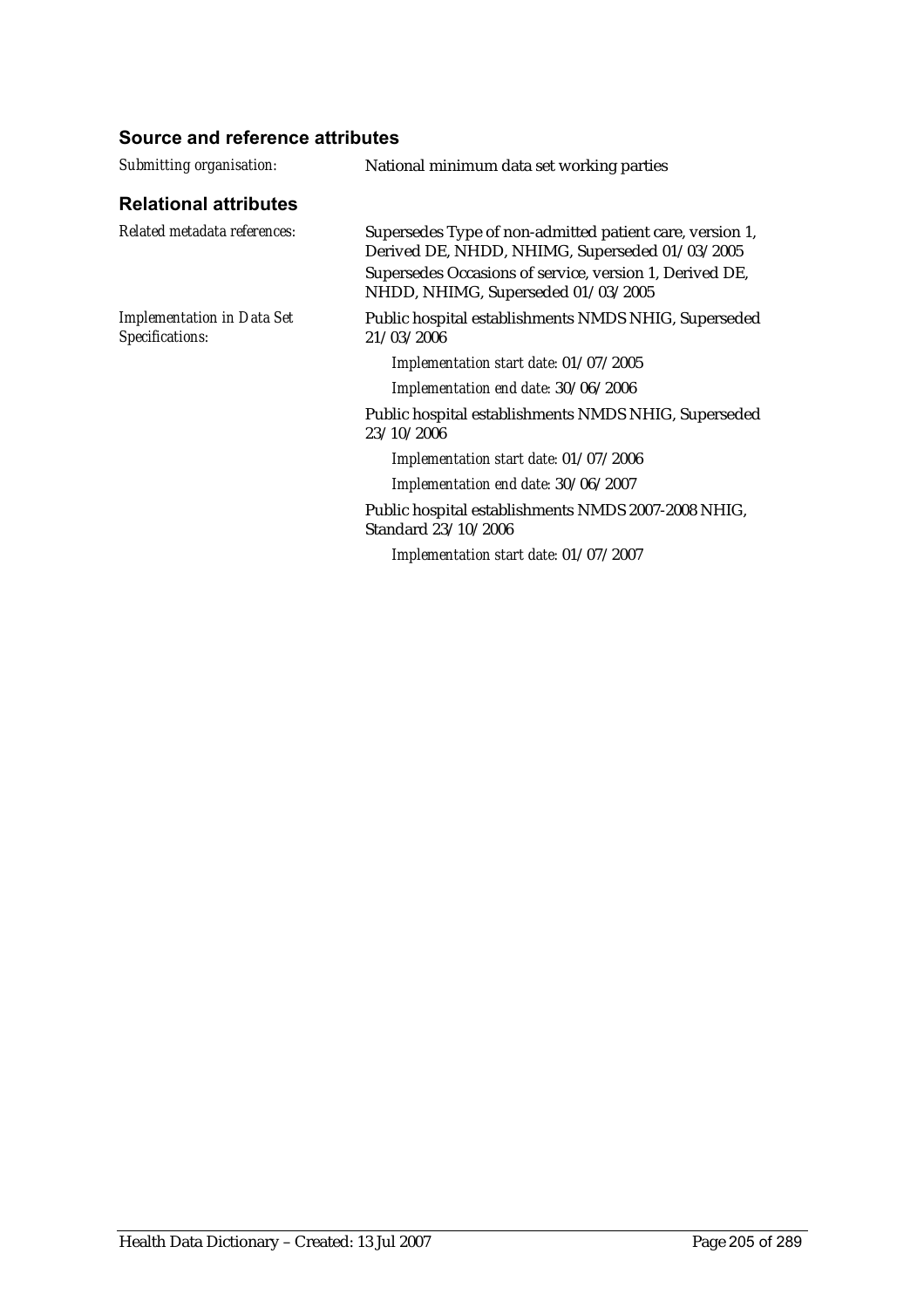### Source and reference attributes

*Submitting organisation:* National minimum data set working parties

### Relational attributes

*Related metadata references:* Supersedes Type of non-admitted patient care, version 1, Derived DE, NHDD, NHIMG, Superseded 01/03/2005

Supersedes Occasions of service, version 1, Derived DE, NHDD, NHIMG, Superseded 01/03/2005

*Implementation in Data Set Specifications:* Public hospital establishments NMDS NHIG, Superseded 21/03/2006

*Implementation start date:* 01/07/2005

*Implementation end date:* 30/06/2006

Public hospital establishments NMDS NHIG, Superseded 23/10/2006

*Implementation start date:* 01/07/2006

*Implementation end date:* 30/06/2007

Public hospital establishments NMDS 2007-2008 NHIG, Standard 23/10/2006

*Implementation start date:* 01/07/2007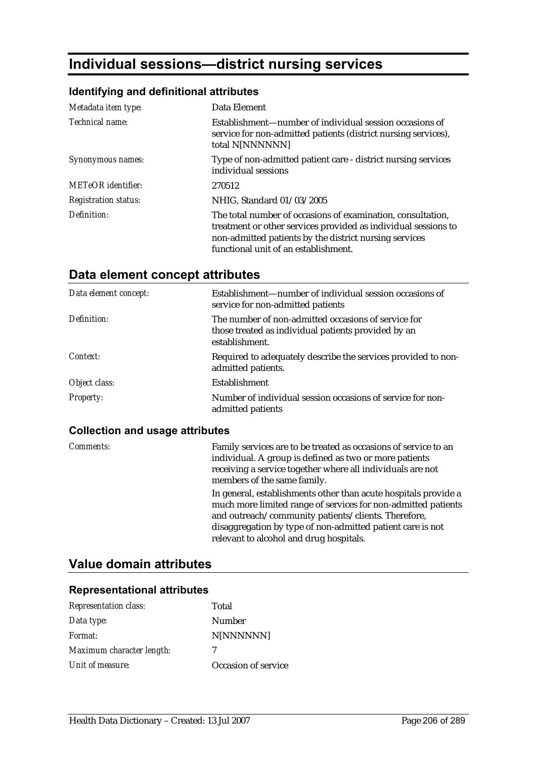# Individual sessions—district nursing services

### Identifying and definitional attributes

| | |
|---|---|
| *Metadata item type:* | Data Element |
| *Technical name:* | Establishment—number of individual session occasions of service for non-admitted patients (district nursing services), total N[NNNNNN] |
| *Synonymous names:* | Type of non-admitted patient care - district nursing services individual sessions |
| *METeOR identifier:* | 270512 |
| *Registration status:* | NHIG, Standard 01/03/2005 |
| *Definition:* | The total number of occasions of examination, consultation, treatment or other services provided as individual sessions to non-admitted patients by the district nursing services functional unit of an establishment. |

## Data element concept attributes

| | |
|---|---|
| *Data element concept:* | Establishment—number of individual session occasions of service for non-admitted patients |
| *Definition:* | The number of non-admitted occasions of service for those treated as individual patients provided by an establishment. |
| *Context:* | Required to adequately describe the services provided to non-admitted patients. |
| *Object class:* | Establishment |
| *Property:* | Number of individual session occasions of service for non-admitted patients |

### Collection and usage attributes

| | |
|---|---|
| *Comments:* | Family services are to be treated as occasions of service to an individual. A group is defined as two or more patients receiving a service together where all individuals are not members of the same family.<br><br>In general, establishments other than acute hospitals provide a much more limited range of services for non-admitted patients and outreach/community patients/clients. Therefore, disaggregation by type of non-admitted patient care is not relevant to alcohol and drug hospitals. |

## Value domain attributes

### Representational attributes

| | |
|---|---|
| *Representation class:* | Total |
| *Data type:* | Number |
| *Format:* | N[NNNNNN] |
| *Maximum character length:* | 7 |
| *Unit of measure:* | Occasion of service |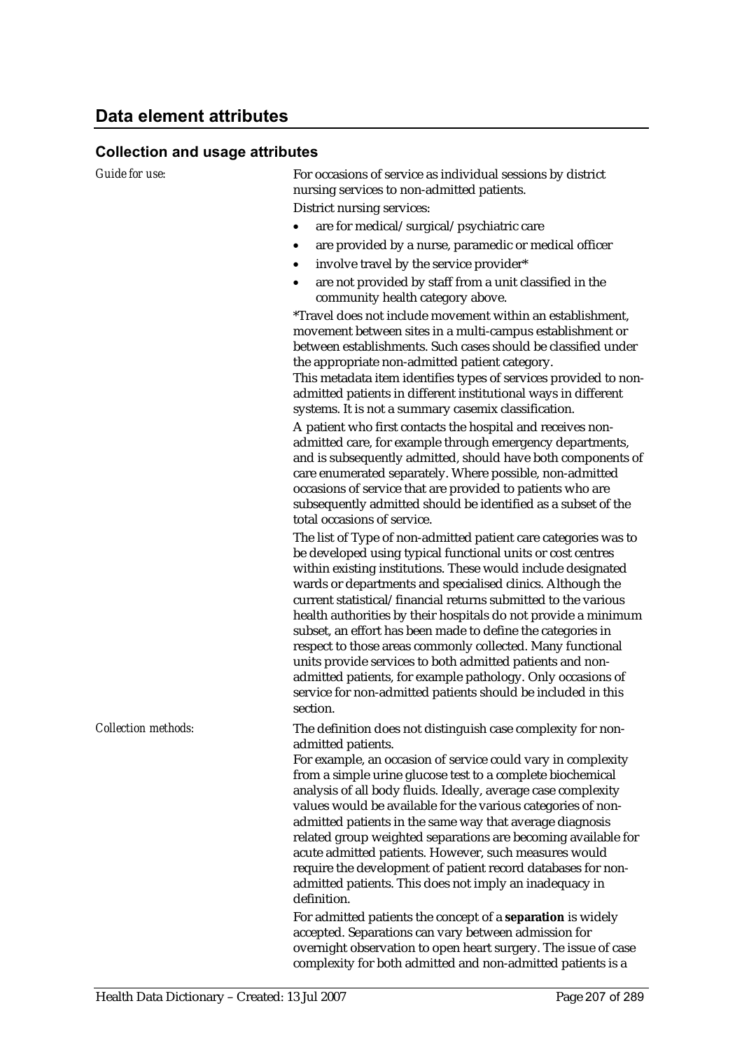## Data element attributes

### Collection and usage attributes

*Guide for use:*

For occasions of service as individual sessions by district nursing services to non-admitted patients.

District nursing services:

- are for medical/surgical/psychiatric care
- are provided by a nurse, paramedic or medical officer
- involve travel by the service provider*
- are not provided by staff from a unit classified in the community health category above.

*Travel does not include movement within an establishment, movement between sites in a multi-campus establishment or between establishments. Such cases should be classified under the appropriate non-admitted patient category.

This metadata item identifies types of services provided to non-admitted patients in different institutional ways in different systems. It is not a summary casemix classification.

A patient who first contacts the hospital and receives non-admitted care, for example through emergency departments, and is subsequently admitted, should have both components of care enumerated separately. Where possible, non-admitted occasions of service that are provided to patients who are subsequently admitted should be identified as a subset of the total occasions of service.

The list of Type of non-admitted patient care categories was to be developed using typical functional units or cost centres within existing institutions. These would include designated wards or departments and specialised clinics. Although the current statistical/financial returns submitted to the various health authorities by their hospitals do not provide a minimum subset, an effort has been made to define the categories in respect to those areas commonly collected. Many functional units provide services to both admitted patients and non-admitted patients, for example pathology. Only occasions of service for non-admitted patients should be included in this section.

*Collection methods:*

The definition does not distinguish case complexity for non-admitted patients.

For example, an occasion of service could vary in complexity from a simple urine glucose test to a complete biochemical analysis of all body fluids. Ideally, average case complexity values would be available for the various categories of non-admitted patients in the same way that average diagnosis related group weighted separations are becoming available for acute admitted patients. However, such measures would require the development of patient record databases for non-admitted patients. This does not imply an inadequacy in definition.

For admitted patients the concept of a **separation** is widely accepted. Separations can vary between admission for overnight observation to open heart surgery. The issue of case complexity for both admitted and non-admitted patients is a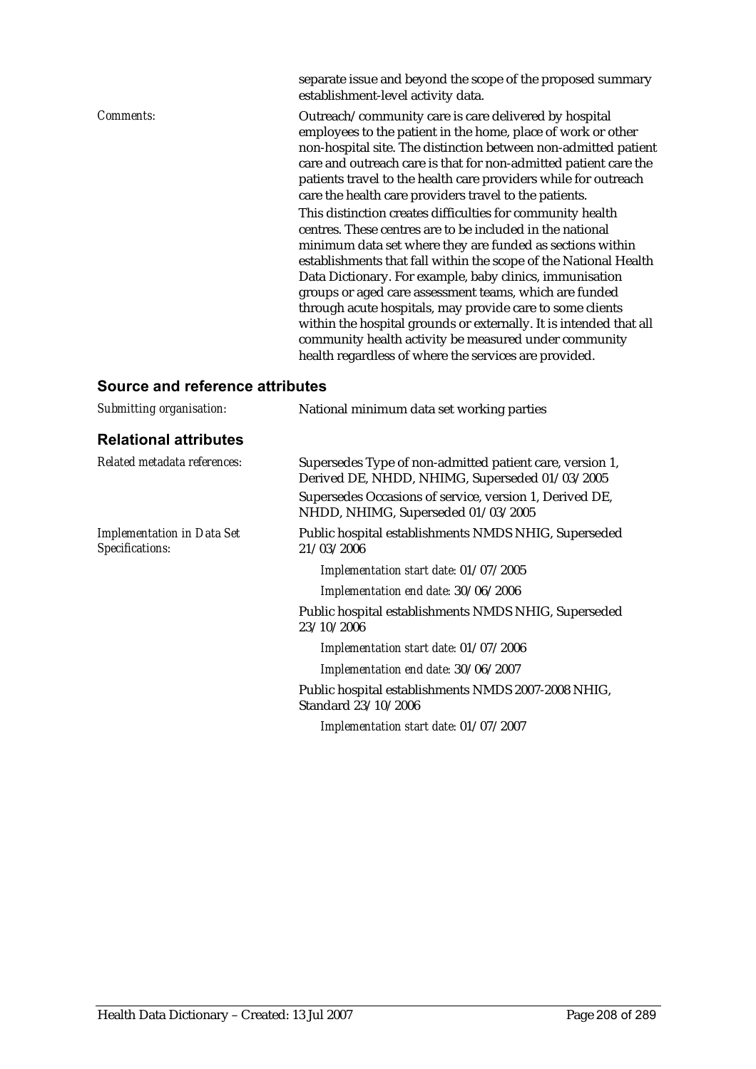separate issue and beyond the scope of the proposed summary establishment-level activity data.

*Comments:* Outreach/community care is care delivered by hospital employees to the patient in the home, place of work or other non-hospital site. The distinction between non-admitted patient care and outreach care is that for non-admitted patient care the patients travel to the health care providers while for outreach care the health care providers travel to the patients.

This distinction creates difficulties for community health centres. These centres are to be included in the national minimum data set where they are funded as sections within establishments that fall within the scope of the National Health Data Dictionary. For example, baby clinics, immunisation groups or aged care assessment teams, which are funded through acute hospitals, may provide care to some clients within the hospital grounds or externally. It is intended that all community health activity be measured under community health regardless of where the services are provided.

## Source and reference attributes

*Submitting organisation:* National minimum data set working parties

## Relational attributes

*Related metadata references:* Supersedes Type of non-admitted patient care, version 1, Derived DE, NHDD, NHIMG, Superseded 01/03/2005

Supersedes Occasions of service, version 1, Derived DE, NHDD, NHIMG, Superseded 01/03/2005

*Implementation in Data Set Specifications:* Public hospital establishments NMDS NHIG, Superseded 21/03/2006

*Implementation start date:* 01/07/2005

*Implementation end date:* 30/06/2006

Public hospital establishments NMDS NHIG, Superseded 23/10/2006

*Implementation start date:* 01/07/2006

*Implementation end date:* 30/06/2007

Public hospital establishments NMDS 2007-2008 NHIG, Standard 23/10/2006

*Implementation start date:* 01/07/2007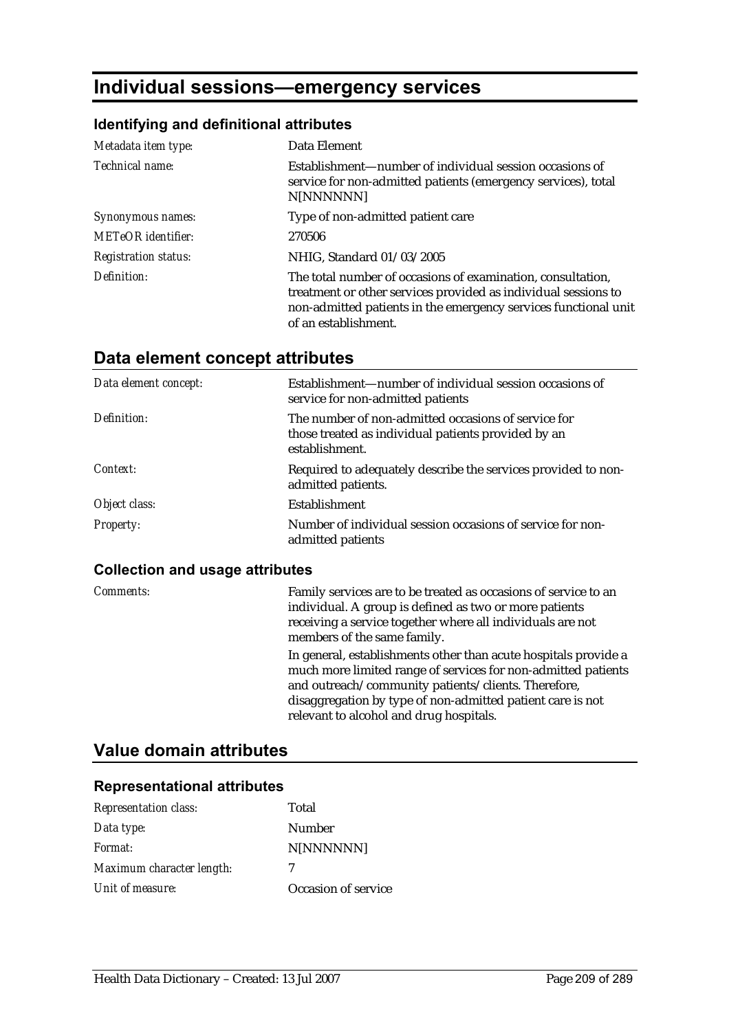# Individual sessions—emergency services

### Identifying and definitional attributes

| | |
|---|---|
| *Metadata item type:* | Data Element |
| *Technical name:* | Establishment—number of individual session occasions of service for non-admitted patients (emergency services), total N[NNNNNN] |
| *Synonymous names:* | Type of non-admitted patient care |
| *METeOR identifier:* | 270506 |
| *Registration status:* | NHIG, Standard 01/03/2005 |
| *Definition:* | The total number of occasions of examination, consultation, treatment or other services provided as individual sessions to non-admitted patients in the emergency services functional unit of an establishment. |

## Data element concept attributes

| | |
|---|---|
| *Data element concept:* | Establishment—number of individual session occasions of service for non-admitted patients |
| *Definition:* | The number of non-admitted occasions of service for those treated as individual patients provided by an establishment. |
| *Context:* | Required to adequately describe the services provided to non-admitted patients. |
| *Object class:* | Establishment |
| *Property:* | Number of individual session occasions of service for non-admitted patients |

### Collection and usage attributes

| | |
|---|---|
| *Comments:* | Family services are to be treated as occasions of service to an individual. A group is defined as two or more patients receiving a service together where all individuals are not members of the same family.<br><br>In general, establishments other than acute hospitals provide a much more limited range of services for non-admitted patients and outreach/community patients/clients. Therefore, disaggregation by type of non-admitted patient care is not relevant to alcohol and drug hospitals. |

## Value domain attributes

### Representational attributes

| | |
|---|---|
| *Representation class:* | Total |
| *Data type:* | Number |
| *Format:* | N[NNNNNN] |
| *Maximum character length:* | 7 |
| *Unit of measure:* | Occasion of service |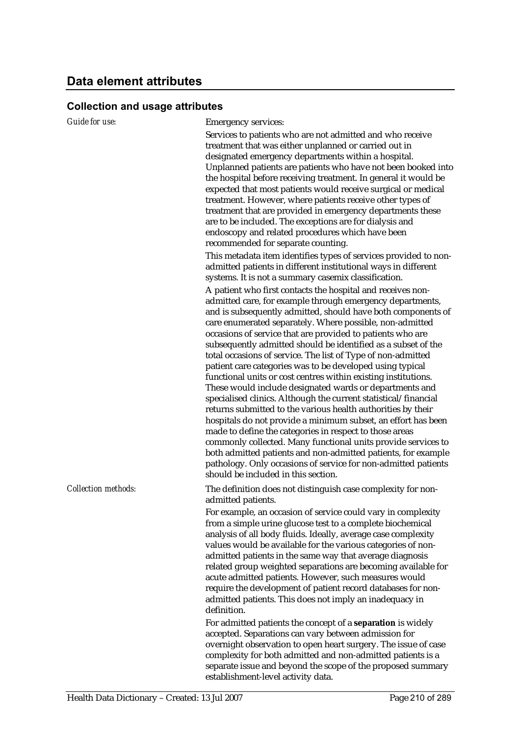## Data element attributes

### Collection and usage attributes

*Guide for use:*

Emergency services:

Services to patients who are not admitted and who receive treatment that was either unplanned or carried out in designated emergency departments within a hospital. Unplanned patients are patients who have not been booked into the hospital before receiving treatment. In general it would be expected that most patients would receive surgical or medical treatment. However, where patients receive other types of treatment that are provided in emergency departments these are to be included. The exceptions are for dialysis and endoscopy and related procedures which have been recommended for separate counting.

This metadata item identifies types of services provided to non-admitted patients in different institutional ways in different systems. It is not a summary casemix classification.

A patient who first contacts the hospital and receives non-admitted care, for example through emergency departments, and is subsequently admitted, should have both components of care enumerated separately. Where possible, non-admitted occasions of service that are provided to patients who are subsequently admitted should be identified as a subset of the total occasions of service. The list of Type of non-admitted patient care categories was to be developed using typical functional units or cost centres within existing institutions. These would include designated wards or departments and specialised clinics. Although the current statistical/financial returns submitted to the various health authorities by their hospitals do not provide a minimum subset, an effort has been made to define the categories in respect to those areas commonly collected. Many functional units provide services to both admitted patients and non-admitted patients, for example pathology. Only occasions of service for non-admitted patients should be included in this section.

*Collection methods:*

The definition does not distinguish case complexity for non-admitted patients.

For example, an occasion of service could vary in complexity from a simple urine glucose test to a complete biochemical analysis of all body fluids. Ideally, average case complexity values would be available for the various categories of non-admitted patients in the same way that average diagnosis related group weighted separations are becoming available for acute admitted patients. However, such measures would require the development of patient record databases for non-admitted patients. This does not imply an inadequacy in definition.

For admitted patients the concept of a **separation** is widely accepted. Separations can vary between admission for overnight observation to open heart surgery. The issue of case complexity for both admitted and non-admitted patients is a separate issue and beyond the scope of the proposed summary establishment-level activity data.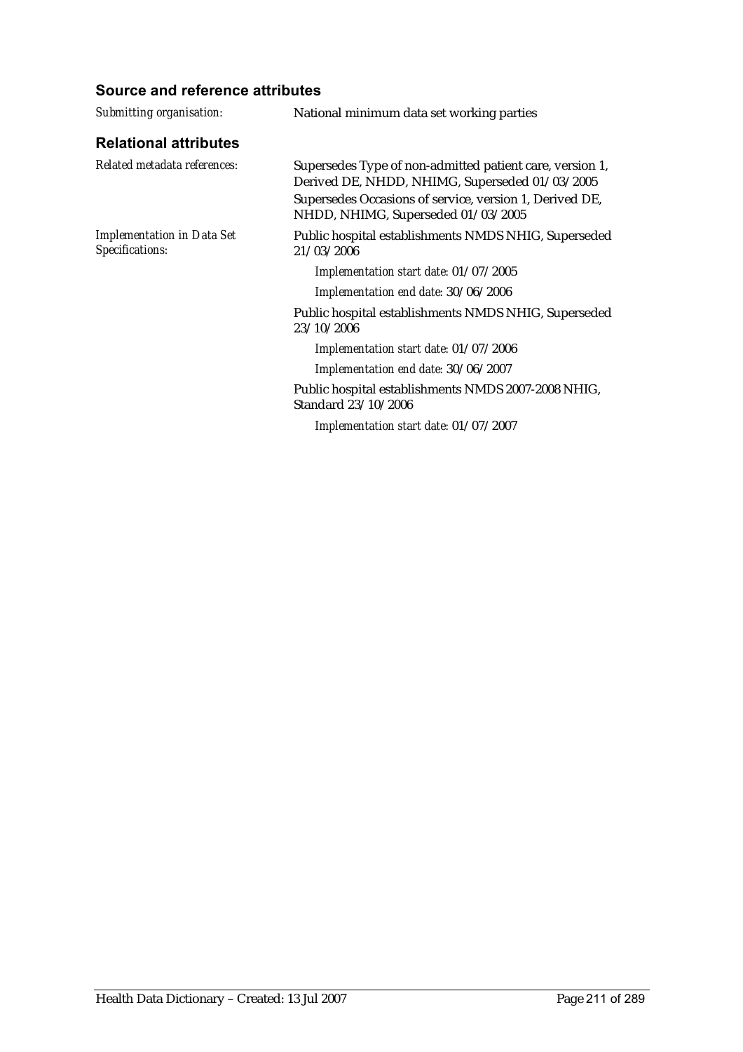### Source and reference attributes

| | |
|---|---|
| *Submitting organisation:* | National minimum data set working parties |

### Relational attributes

| | |
|---|---|
| *Related metadata references:* | Supersedes Type of non-admitted patient care, version 1, Derived DE, NHDD, NHIMG, Superseded 01/03/2005 |
| | Supersedes Occasions of service, version 1, Derived DE, NHDD, NHIMG, Superseded 01/03/2005 |
| *Implementation in Data Set Specifications:* | Public hospital establishments NMDS NHIG, Superseded 21/03/2006 |
| | *Implementation start date:* 01/07/2005 |
| | *Implementation end date:* 30/06/2006 |
| | Public hospital establishments NMDS NHIG, Superseded 23/10/2006 |
| | *Implementation start date:* 01/07/2006 |
| | *Implementation end date:* 30/06/2007 |
| | Public hospital establishments NMDS 2007-2008 NHIG, Standard 23/10/2006 |
| | *Implementation start date:* 01/07/2007 |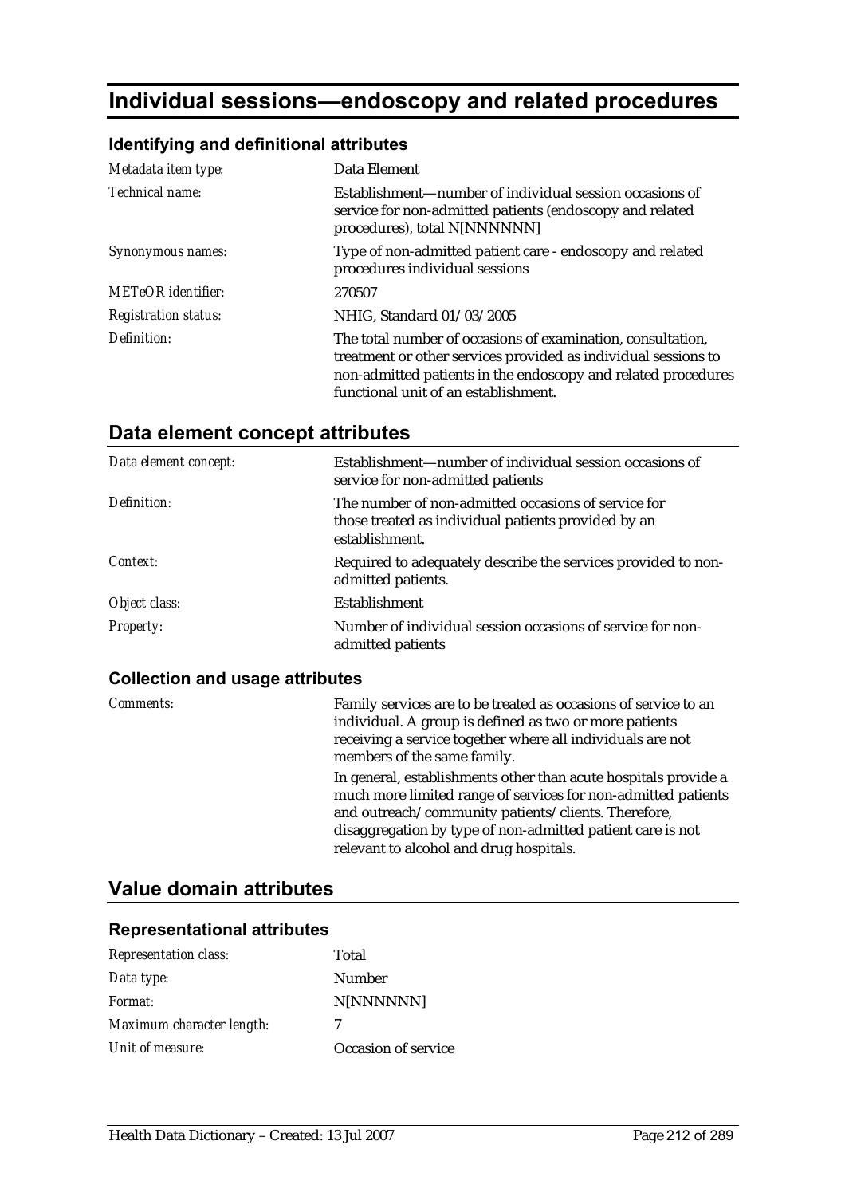# Individual sessions—endoscopy and related procedures

### Identifying and definitional attributes

| | |
|---|---|
| *Metadata item type:* | Data Element |
| *Technical name:* | Establishment—number of individual session occasions of service for non-admitted patients (endoscopy and related procedures), total N[NNNNNN] |
| *Synonymous names:* | Type of non-admitted patient care - endoscopy and related procedures individual sessions |
| *METeOR identifier:* | 270507 |
| *Registration status:* | NHIG, Standard 01/03/2005 |
| *Definition:* | The total number of occasions of examination, consultation, treatment or other services provided as individual sessions to non-admitted patients in the endoscopy and related procedures functional unit of an establishment. |

## Data element concept attributes

| | |
|---|---|
| *Data element concept:* | Establishment—number of individual session occasions of service for non-admitted patients |
| *Definition:* | The number of non-admitted occasions of service for those treated as individual patients provided by an establishment. |
| *Context:* | Required to adequately describe the services provided to non-admitted patients. |
| *Object class:* | Establishment |
| *Property:* | Number of individual session occasions of service for non-admitted patients |

### Collection and usage attributes

| | |
|---|---|
| *Comments:* | Family services are to be treated as occasions of service to an individual. A group is defined as two or more patients receiving a service together where all individuals are not members of the same family.<br><br>In general, establishments other than acute hospitals provide a much more limited range of services for non-admitted patients and outreach/community patients/clients. Therefore, disaggregation by type of non-admitted patient care is not relevant to alcohol and drug hospitals. |

## Value domain attributes

### Representational attributes

| | |
|---|---|
| *Representation class:* | Total |
| *Data type:* | Number |
| *Format:* | N[NNNNNN] |
| *Maximum character length:* | 7 |
| *Unit of measure:* | Occasion of service |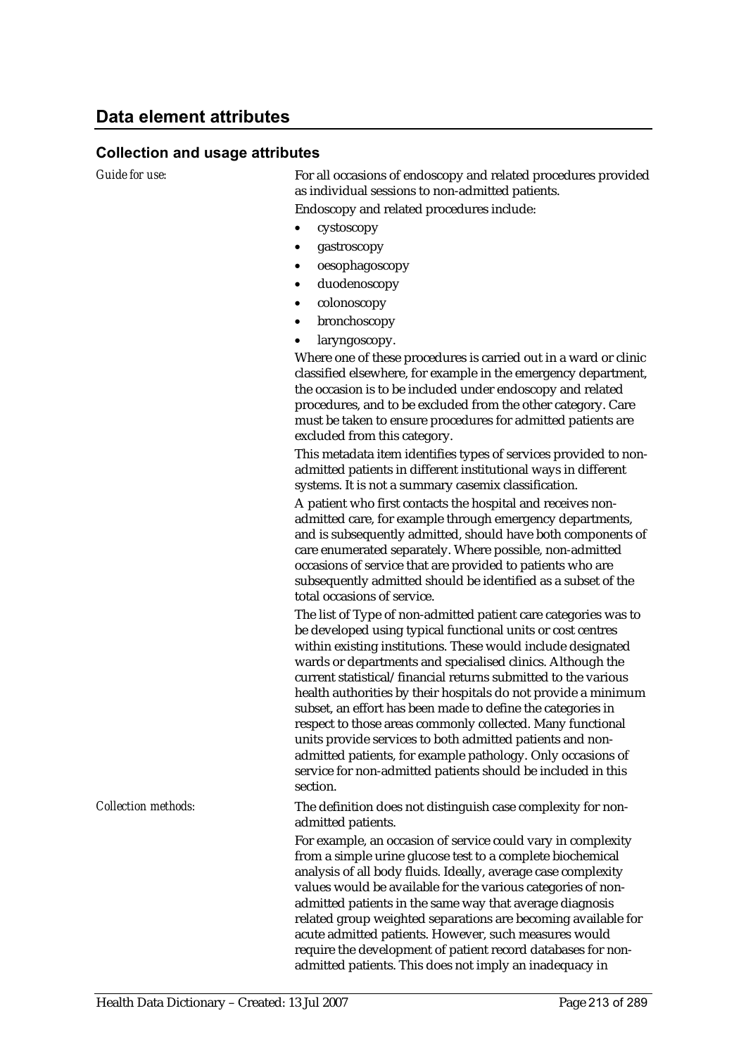## Data element attributes

### Collection and usage attributes

*Guide for use:*

For all occasions of endoscopy and related procedures provided as individual sessions to non-admitted patients.

Endoscopy and related procedures include:

- cystoscopy
- gastroscopy
- oesophagoscopy
- duodenoscopy
- colonoscopy
- bronchoscopy
- laryngoscopy.

Where one of these procedures is carried out in a ward or clinic classified elsewhere, for example in the emergency department, the occasion is to be included under endoscopy and related procedures, and to be excluded from the other category. Care must be taken to ensure procedures for admitted patients are excluded from this category.

This metadata item identifies types of services provided to non-admitted patients in different institutional ways in different systems. It is not a summary casemix classification.

A patient who first contacts the hospital and receives non-admitted care, for example through emergency departments, and is subsequently admitted, should have both components of care enumerated separately. Where possible, non-admitted occasions of service that are provided to patients who are subsequently admitted should be identified as a subset of the total occasions of service.

The list of Type of non-admitted patient care categories was to be developed using typical functional units or cost centres within existing institutions. These would include designated wards or departments and specialised clinics. Although the current statistical/financial returns submitted to the various health authorities by their hospitals do not provide a minimum subset, an effort has been made to define the categories in respect to those areas commonly collected. Many functional units provide services to both admitted patients and non-admitted patients, for example pathology. Only occasions of service for non-admitted patients should be included in this section.

*Collection methods:*

The definition does not distinguish case complexity for non-admitted patients.

For example, an occasion of service could vary in complexity from a simple urine glucose test to a complete biochemical analysis of all body fluids. Ideally, average case complexity values would be available for the various categories of non-admitted patients in the same way that average diagnosis related group weighted separations are becoming available for acute admitted patients. However, such measures would require the development of patient record databases for non-admitted patients. This does not imply an inadequacy in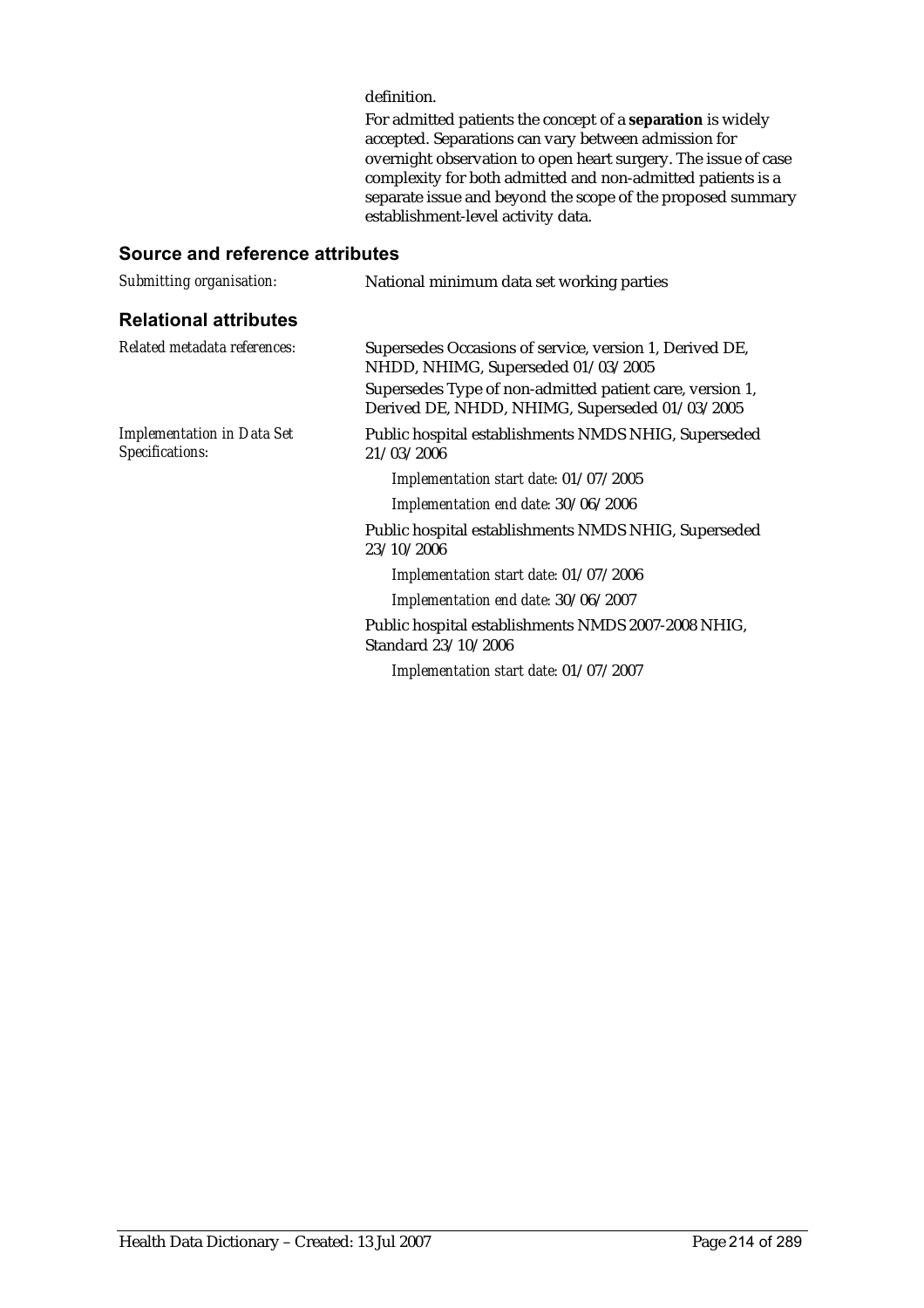definition.

For admitted patients the concept of a **separation** is widely accepted. Separations can vary between admission for overnight observation to open heart surgery. The issue of case complexity for both admitted and non-admitted patients is a separate issue and beyond the scope of the proposed summary establishment-level activity data.

## Source and reference attributes

*Submitting organisation:* National minimum data set working parties

## Relational attributes

*Related metadata references:* Supersedes Occasions of service, version 1, Derived DE, NHDD, NHIMG, Superseded 01/03/2005

Supersedes Type of non-admitted patient care, version 1, Derived DE, NHDD, NHIMG, Superseded 01/03/2005

*Implementation in Data Set Specifications:* Public hospital establishments NMDS NHIG, Superseded 21/03/2006

*Implementation start date:* 01/07/2005

*Implementation end date:* 30/06/2006

Public hospital establishments NMDS NHIG, Superseded 23/10/2006

*Implementation start date:* 01/07/2006

*Implementation end date:* 30/06/2007

Public hospital establishments NMDS 2007-2008 NHIG, Standard 23/10/2006

*Implementation start date:* 01/07/2007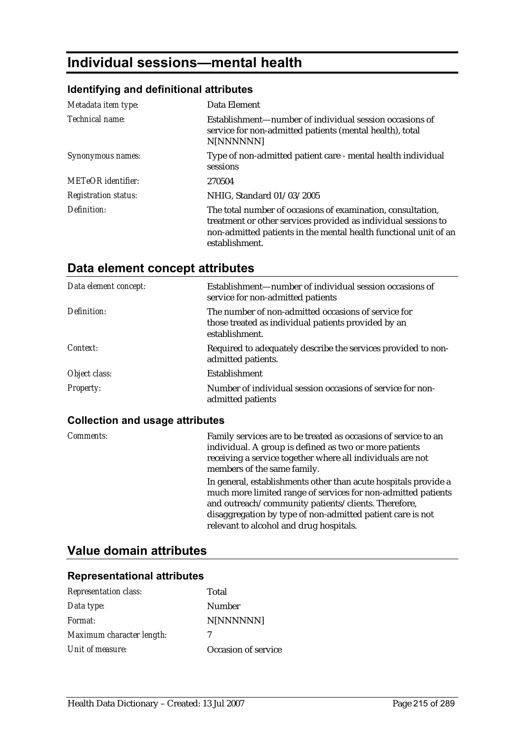# Individual sessions—mental health

### Identifying and definitional attributes

| | |
|---|---|
| *Metadata item type:* | Data Element |
| *Technical name:* | Establishment—number of individual session occasions of service for non-admitted patients (mental health), total N[NNNNNN] |
| *Synonymous names:* | Type of non-admitted patient care - mental health individual sessions |
| *METeOR identifier:* | 270504 |
| *Registration status:* | NHIG, Standard 01/03/2005 |
| *Definition:* | The total number of occasions of examination, consultation, treatment or other services provided as individual sessions to non-admitted patients in the mental health functional unit of an establishment. |

## Data element concept attributes

| | |
|---|---|
| *Data element concept:* | Establishment—number of individual session occasions of service for non-admitted patients |
| *Definition:* | The number of non-admitted occasions of service for those treated as individual patients provided by an establishment. |
| *Context:* | Required to adequately describe the services provided to non-admitted patients. |
| *Object class:* | Establishment |
| *Property:* | Number of individual session occasions of service for non-admitted patients |

### Collection and usage attributes

| | |
|---|---|
| *Comments:* | Family services are to be treated as occasions of service to an individual. A group is defined as two or more patients receiving a service together where all individuals are not members of the same family.<br>In general, establishments other than acute hospitals provide a much more limited range of services for non-admitted patients and outreach/community patients/clients. Therefore, disaggregation by type of non-admitted patient care is not relevant to alcohol and drug hospitals. |

## Value domain attributes

### Representational attributes

| | |
|---|---|
| *Representation class:* | Total |
| *Data type:* | Number |
| *Format:* | N[NNNNNN] |
| *Maximum character length:* | 7 |
| *Unit of measure:* | Occasion of service |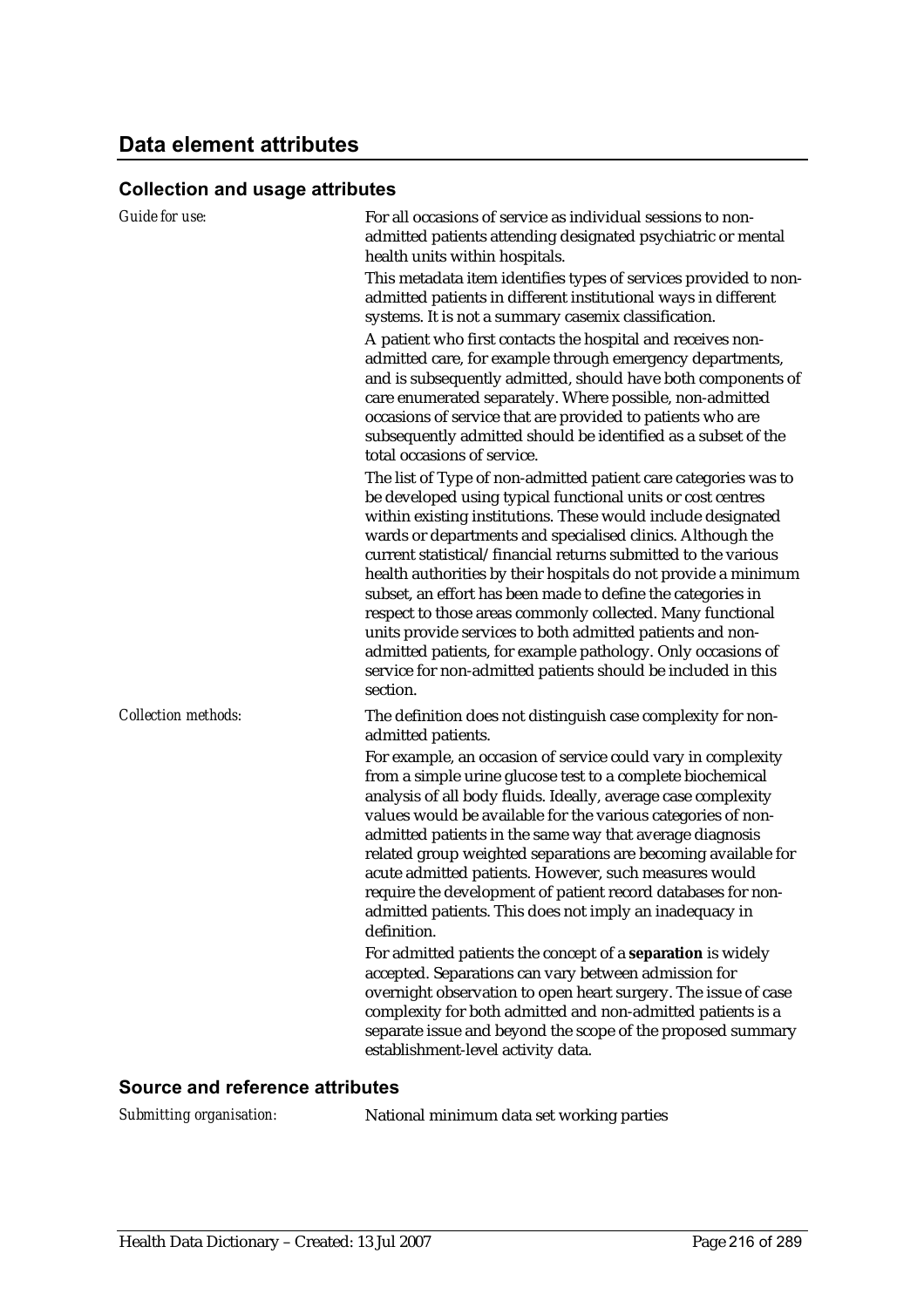## Data element attributes

### Collection and usage attributes

*Guide for use:*

For all occasions of service as individual sessions to non-admitted patients attending designated psychiatric or mental health units within hospitals.

This metadata item identifies types of services provided to non-admitted patients in different institutional ways in different systems. It is not a summary casemix classification.

A patient who first contacts the hospital and receives non-admitted care, for example through emergency departments, and is subsequently admitted, should have both components of care enumerated separately. Where possible, non-admitted occasions of service that are provided to patients who are subsequently admitted should be identified as a subset of the total occasions of service.

The list of Type of non-admitted patient care categories was to be developed using typical functional units or cost centres within existing institutions. These would include designated wards or departments and specialised clinics. Although the current statistical/financial returns submitted to the various health authorities by their hospitals do not provide a minimum subset, an effort has been made to define the categories in respect to those areas commonly collected. Many functional units provide services to both admitted patients and non-admitted patients, for example pathology. Only occasions of service for non-admitted patients should be included in this section.

*Collection methods:*

The definition does not distinguish case complexity for non-admitted patients.

For example, an occasion of service could vary in complexity from a simple urine glucose test to a complete biochemical analysis of all body fluids. Ideally, average case complexity values would be available for the various categories of non-admitted patients in the same way that average diagnosis related group weighted separations are becoming available for acute admitted patients. However, such measures would require the development of patient record databases for non-admitted patients. This does not imply an inadequacy in definition.

For admitted patients the concept of a **separation** is widely accepted. Separations can vary between admission for overnight observation to open heart surgery. The issue of case complexity for both admitted and non-admitted patients is a separate issue and beyond the scope of the proposed summary establishment-level activity data.

### Source and reference attributes

*Submitting organisation:* National minimum data set working parties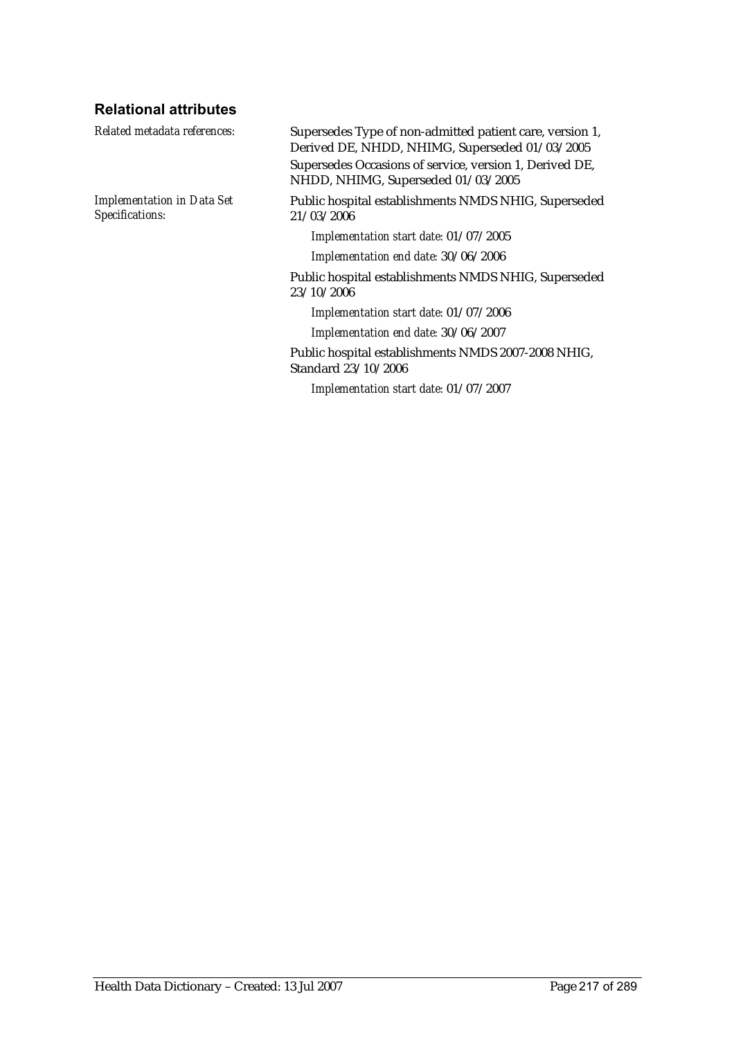### Relational attributes

*Related metadata references:*

Supersedes Type of non-admitted patient care, version 1, Derived DE, NHDD, NHIMG, Superseded 01/03/2005

Supersedes Occasions of service, version 1, Derived DE, NHDD, NHIMG, Superseded 01/03/2005

*Implementation in Data Set Specifications:*

Public hospital establishments NMDS NHIG, Superseded 21/03/2006

*Implementation start date:* 01/07/2005

*Implementation end date:* 30/06/2006

Public hospital establishments NMDS NHIG, Superseded 23/10/2006

*Implementation start date:* 01/07/2006

*Implementation end date:* 30/06/2007

Public hospital establishments NMDS 2007-2008 NHIG, Standard 23/10/2006

*Implementation start date:* 01/07/2007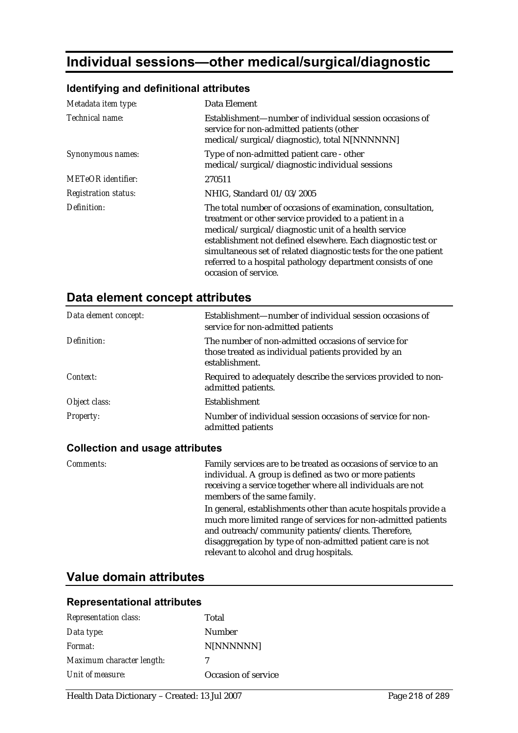# Individual sessions—other medical/surgical/diagnostic

### Identifying and definitional attributes

| | |
|---|---|
| *Metadata item type:* | Data Element |
| *Technical name:* | Establishment—number of individual session occasions of service for non-admitted patients (other medical/surgical/diagnostic), total N[NNNNNN] |
| *Synonymous names:* | Type of non-admitted patient care - other medical/surgical/diagnostic individual sessions |
| *METeOR identifier:* | 270511 |
| *Registration status:* | NHIG, Standard 01/03/2005 |
| *Definition:* | The total number of occasions of examination, consultation, treatment or other service provided to a patient in a medical/surgical/diagnostic unit of a health service establishment not defined elsewhere. Each diagnostic test or simultaneous set of related diagnostic tests for the one patient referred to a hospital pathology department consists of one occasion of service. |

## Data element concept attributes

| | |
|---|---|
| *Data element concept:* | Establishment—number of individual session occasions of service for non-admitted patients |
| *Definition:* | The number of non-admitted occasions of service for those treated as individual patients provided by an establishment. |
| *Context:* | Required to adequately describe the services provided to non-admitted patients. |
| *Object class:* | Establishment |
| *Property:* | Number of individual session occasions of service for non-admitted patients |

### Collection and usage attributes

| | |
|---|---|
| *Comments:* | Family services are to be treated as occasions of service to an individual. A group is defined as two or more patients receiving a service together where all individuals are not members of the same family.<br>In general, establishments other than acute hospitals provide a much more limited range of services for non-admitted patients and outreach/community patients/clients. Therefore, disaggregation by type of non-admitted patient care is not relevant to alcohol and drug hospitals. |

## Value domain attributes

### Representational attributes

| | |
|---|---|
| *Representation class:* | Total |
| *Data type:* | Number |
| *Format:* | N[NNNNNN] |
| *Maximum character length:* | 7 |
| *Unit of measure:* | Occasion of service |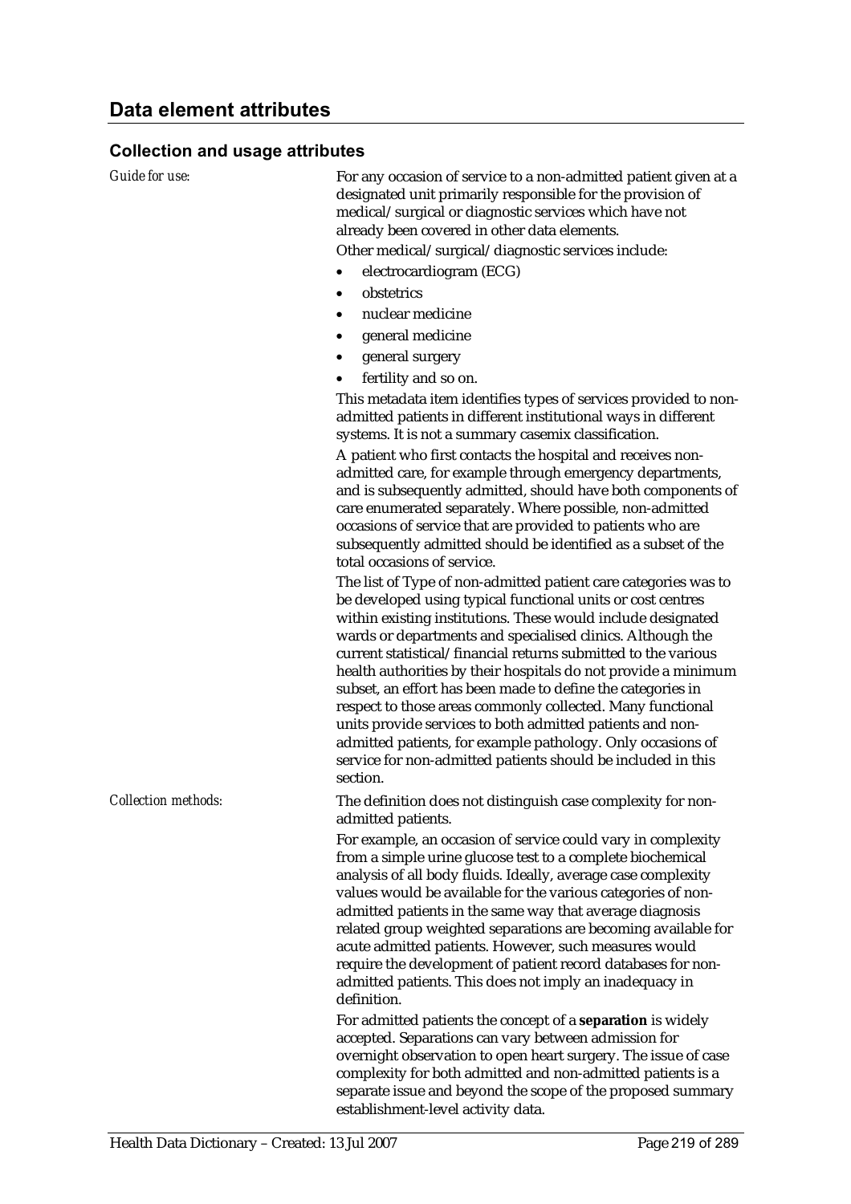## Data element attributes

### Collection and usage attributes

*Guide for use:*

For any occasion of service to a non-admitted patient given at a designated unit primarily responsible for the provision of medical/surgical or diagnostic services which have not already been covered in other data elements.

Other medical/surgical/diagnostic services include:

- electrocardiogram (ECG)
- obstetrics
- nuclear medicine
- general medicine
- general surgery
- fertility and so on.

This metadata item identifies types of services provided to non-admitted patients in different institutional ways in different systems. It is not a summary casemix classification.

A patient who first contacts the hospital and receives non-admitted care, for example through emergency departments, and is subsequently admitted, should have both components of care enumerated separately. Where possible, non-admitted occasions of service that are provided to patients who are subsequently admitted should be identified as a subset of the total occasions of service.

The list of Type of non-admitted patient care categories was to be developed using typical functional units or cost centres within existing institutions. These would include designated wards or departments and specialised clinics. Although the current statistical/financial returns submitted to the various health authorities by their hospitals do not provide a minimum subset, an effort has been made to define the categories in respect to those areas commonly collected. Many functional units provide services to both admitted patients and non-admitted patients, for example pathology. Only occasions of service for non-admitted patients should be included in this section.

*Collection methods:*

The definition does not distinguish case complexity for non-admitted patients.

For example, an occasion of service could vary in complexity from a simple urine glucose test to a complete biochemical analysis of all body fluids. Ideally, average case complexity values would be available for the various categories of non-admitted patients in the same way that average diagnosis related group weighted separations are becoming available for acute admitted patients. However, such measures would require the development of patient record databases for non-admitted patients. This does not imply an inadequacy in definition.

For admitted patients the concept of a **separation** is widely accepted. Separations can vary between admission for overnight observation to open heart surgery. The issue of case complexity for both admitted and non-admitted patients is a separate issue and beyond the scope of the proposed summary establishment-level activity data.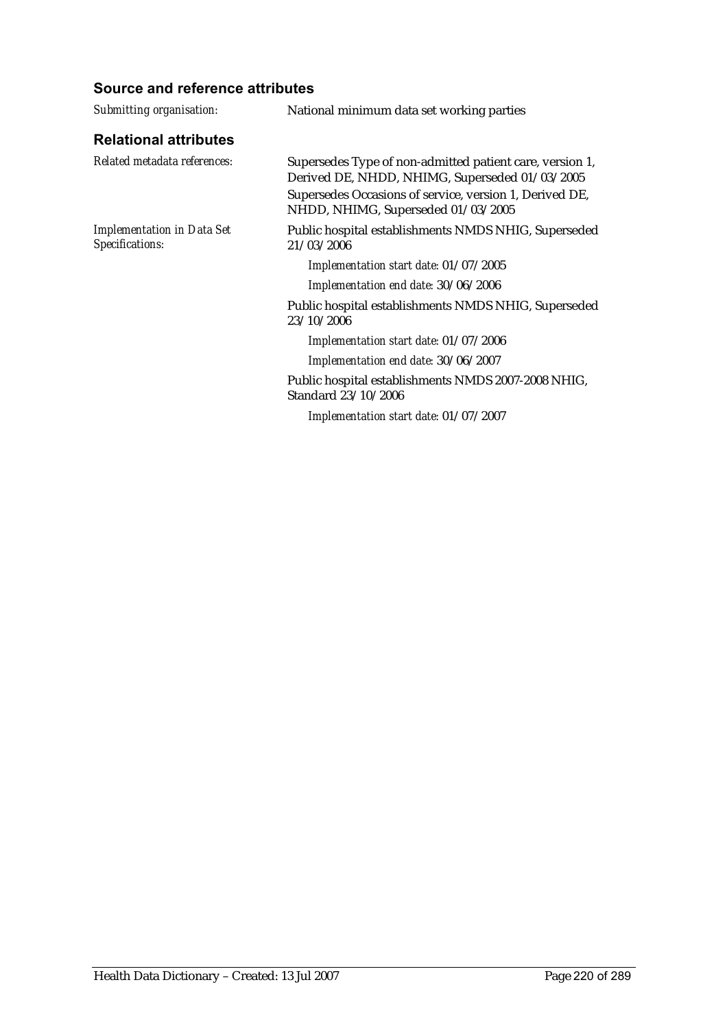### Source and reference attributes

*Submitting organisation:* National minimum data set working parties

### Relational attributes

*Related metadata references:* Supersedes Type of non-admitted patient care, version 1, Derived DE, NHDD, NHIMG, Superseded 01/03/2005

Supersedes Occasions of service, version 1, Derived DE, NHDD, NHIMG, Superseded 01/03/2005

*Implementation in Data Set Specifications:* Public hospital establishments NMDS NHIG, Superseded 21/03/2006

*Implementation start date:* 01/07/2005

*Implementation end date:* 30/06/2006

Public hospital establishments NMDS NHIG, Superseded 23/10/2006

*Implementation start date:* 01/07/2006

*Implementation end date:* 30/06/2007

Public hospital establishments NMDS 2007-2008 NHIG, Standard 23/10/2006

*Implementation start date:* 01/07/2007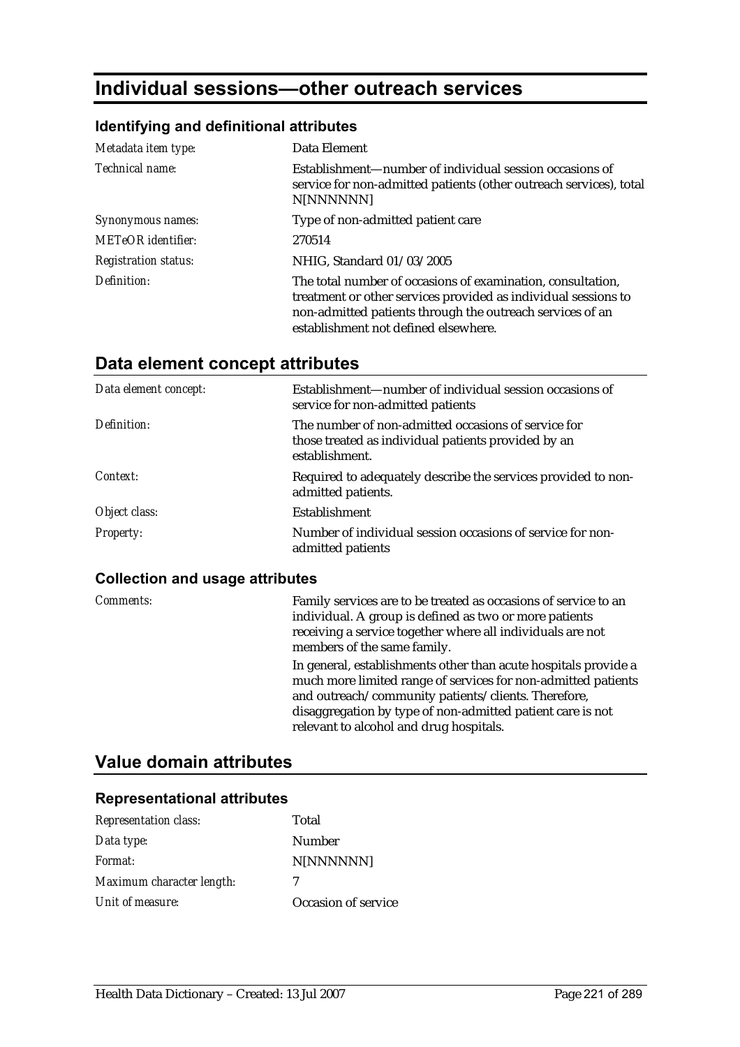# Individual sessions—other outreach services

### Identifying and definitional attributes

| | |
|---|---|
| *Metadata item type:* | Data Element |
| *Technical name:* | Establishment—number of individual session occasions of service for non-admitted patients (other outreach services), total N[NNNNNN] |
| *Synonymous names:* | Type of non-admitted patient care |
| *METeOR identifier:* | 270514 |
| *Registration status:* | NHIG, Standard 01/03/2005 |
| *Definition:* | The total number of occasions of examination, consultation, treatment or other services provided as individual sessions to non-admitted patients through the outreach services of an establishment not defined elsewhere. |

## Data element concept attributes

| | |
|---|---|
| *Data element concept:* | Establishment—number of individual session occasions of service for non-admitted patients |
| *Definition:* | The number of non-admitted occasions of service for those treated as individual patients provided by an establishment. |
| *Context:* | Required to adequately describe the services provided to non-admitted patients. |
| *Object class:* | Establishment |
| *Property:* | Number of individual session occasions of service for non-admitted patients |

### Collection and usage attributes

| | |
|---|---|
| *Comments:* | Family services are to be treated as occasions of service to an individual. A group is defined as two or more patients receiving a service together where all individuals are not members of the same family.<br><br>In general, establishments other than acute hospitals provide a much more limited range of services for non-admitted patients and outreach/community patients/clients. Therefore, disaggregation by type of non-admitted patient care is not relevant to alcohol and drug hospitals. |

## Value domain attributes

### Representational attributes

| | |
|---|---|
| *Representation class:* | Total |
| *Data type:* | Number |
| *Format:* | N[NNNNNN] |
| *Maximum character length:* | 7 |
| *Unit of measure:* | Occasion of service |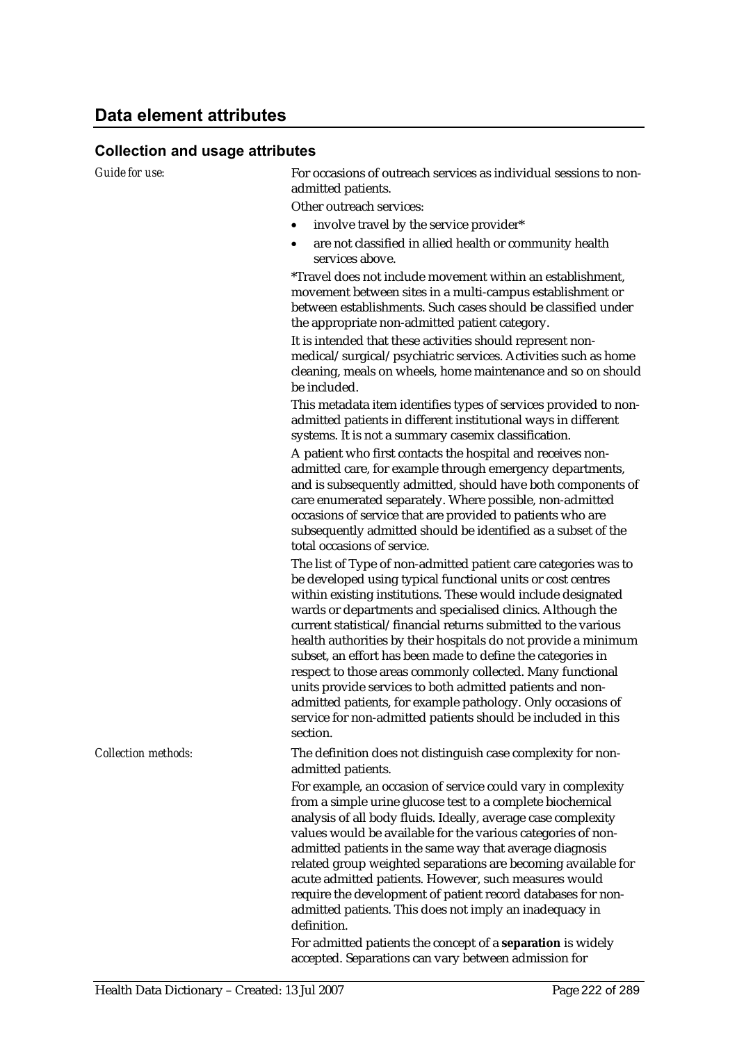## Data element attributes

### Collection and usage attributes

*Guide for use:*

For occasions of outreach services as individual sessions to non-admitted patients.

Other outreach services:

- involve travel by the service provider*
- are not classified in allied health or community health services above.

*Travel does not include movement within an establishment, movement between sites in a multi-campus establishment or between establishments. Such cases should be classified under the appropriate non-admitted patient category.

It is intended that these activities should represent non-medical/surgical/psychiatric services. Activities such as home cleaning, meals on wheels, home maintenance and so on should be included.

This metadata item identifies types of services provided to non-admitted patients in different institutional ways in different systems. It is not a summary casemix classification.

A patient who first contacts the hospital and receives non-admitted care, for example through emergency departments, and is subsequently admitted, should have both components of care enumerated separately. Where possible, non-admitted occasions of service that are provided to patients who are subsequently admitted should be identified as a subset of the total occasions of service.

The list of Type of non-admitted patient care categories was to be developed using typical functional units or cost centres within existing institutions. These would include designated wards or departments and specialised clinics. Although the current statistical/financial returns submitted to the various health authorities by their hospitals do not provide a minimum subset, an effort has been made to define the categories in respect to those areas commonly collected. Many functional units provide services to both admitted patients and non-admitted patients, for example pathology. Only occasions of service for non-admitted patients should be included in this section.

*Collection methods:*

The definition does not distinguish case complexity for non-admitted patients.

For example, an occasion of service could vary in complexity from a simple urine glucose test to a complete biochemical analysis of all body fluids. Ideally, average case complexity values would be available for the various categories of non-admitted patients in the same way that average diagnosis related group weighted separations are becoming available for acute admitted patients. However, such measures would require the development of patient record databases for non-admitted patients. This does not imply an inadequacy in definition.

For admitted patients the concept of a **separation** is widely accepted. Separations can vary between admission for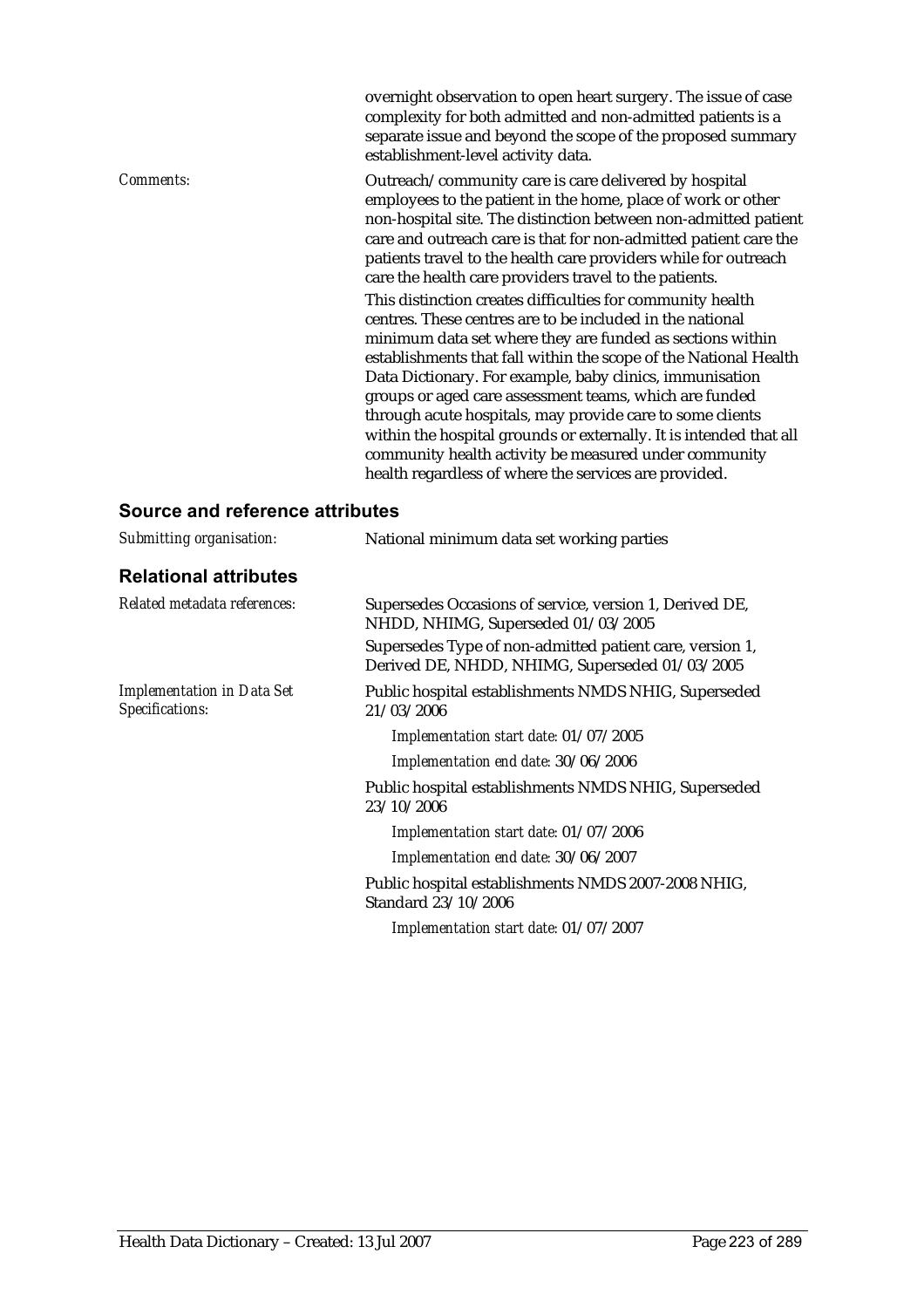overnight observation to open heart surgery. The issue of case complexity for both admitted and non-admitted patients is a separate issue and beyond the scope of the proposed summary establishment-level activity data.

*Comments:* Outreach/community care is care delivered by hospital employees to the patient in the home, place of work or other non-hospital site. The distinction between non-admitted patient care and outreach care is that for non-admitted patient care the patients travel to the health care providers while for outreach care the health care providers travel to the patients.

This distinction creates difficulties for community health centres. These centres are to be included in the national minimum data set where they are funded as sections within establishments that fall within the scope of the National Health Data Dictionary. For example, baby clinics, immunisation groups or aged care assessment teams, which are funded through acute hospitals, may provide care to some clients within the hospital grounds or externally. It is intended that all community health activity be measured under community health regardless of where the services are provided.

## Source and reference attributes

*Submitting organisation:* National minimum data set working parties

## Relational attributes

*Related metadata references:* Supersedes Occasions of service, version 1, Derived DE, NHDD, NHIMG, Superseded 01/03/2005

Supersedes Type of non-admitted patient care, version 1, Derived DE, NHDD, NHIMG, Superseded 01/03/2005

*Implementation in Data Set Specifications:* Public hospital establishments NMDS NHIG, Superseded 21/03/2006

*Implementation start date:* 01/07/2005

*Implementation end date:* 30/06/2006

Public hospital establishments NMDS NHIG, Superseded 23/10/2006

*Implementation start date:* 01/07/2006

*Implementation end date:* 30/06/2007

Public hospital establishments NMDS 2007-2008 NHIG, Standard 23/10/2006

*Implementation start date:* 01/07/2007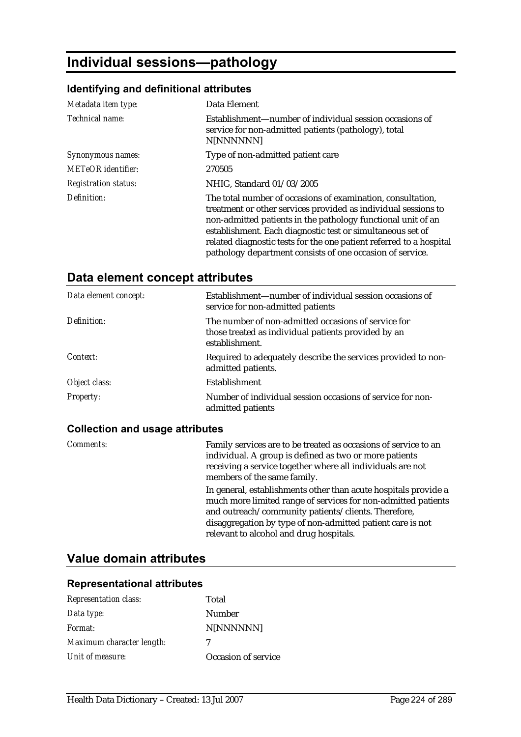# Individual sessions—pathology

### Identifying and definitional attributes

| | |
|---|---|
| *Metadata item type:* | Data Element |
| *Technical name:* | Establishment—number of individual session occasions of service for non-admitted patients (pathology), total N[NNNNNN] |
| *Synonymous names:* | Type of non-admitted patient care |
| *METeOR identifier:* | 270505 |
| *Registration status:* | NHIG, Standard 01/03/2005 |
| *Definition:* | The total number of occasions of examination, consultation, treatment or other services provided as individual sessions to non-admitted patients in the pathology functional unit of an establishment. Each diagnostic test or simultaneous set of related diagnostic tests for the one patient referred to a hospital pathology department consists of one occasion of service. |

## Data element concept attributes

| | |
|---|---|
| *Data element concept:* | Establishment—number of individual session occasions of service for non-admitted patients |
| *Definition:* | The number of non-admitted occasions of service for those treated as individual patients provided by an establishment. |
| *Context:* | Required to adequately describe the services provided to non-admitted patients. |
| *Object class:* | Establishment |
| *Property:* | Number of individual session occasions of service for non-admitted patients |

### Collection and usage attributes

| | |
|---|---|
| *Comments:* | Family services are to be treated as occasions of service to an individual. A group is defined as two or more patients receiving a service together where all individuals are not members of the same family.<br>In general, establishments other than acute hospitals provide a much more limited range of services for non-admitted patients and outreach/community patients/clients. Therefore, disaggregation by type of non-admitted patient care is not relevant to alcohol and drug hospitals. |

## Value domain attributes

### Representational attributes

| | |
|---|---|
| *Representation class:* | Total |
| *Data type:* | Number |
| *Format:* | N[NNNNNN] |
| *Maximum character length:* | 7 |
| *Unit of measure:* | Occasion of service |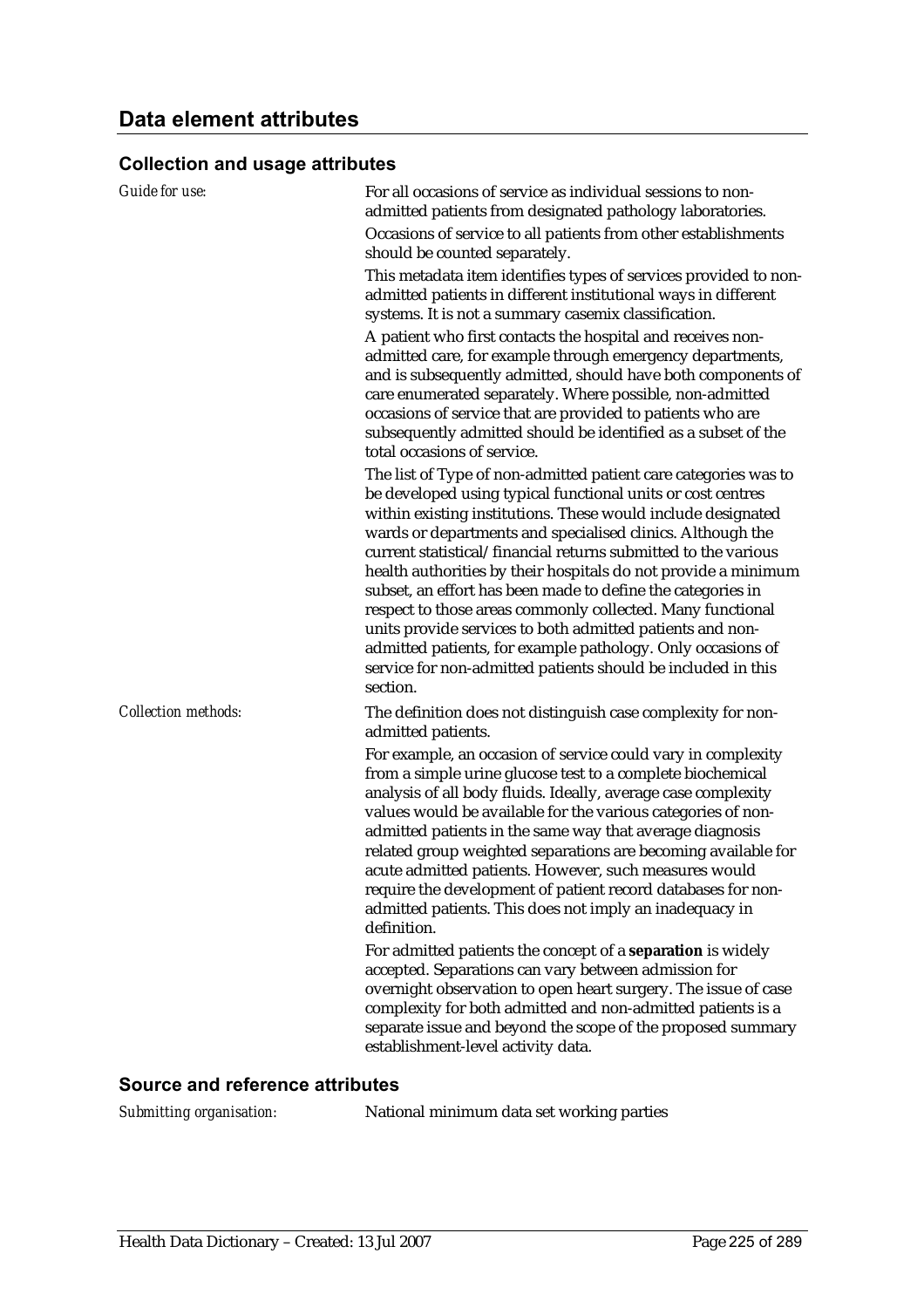# Data element attributes

## Collection and usage attributes

*Guide for use:*

For all occasions of service as individual sessions to non-admitted patients from designated pathology laboratories.

Occasions of service to all patients from other establishments should be counted separately.

This metadata item identifies types of services provided to non-admitted patients in different institutional ways in different systems. It is not a summary casemix classification.

A patient who first contacts the hospital and receives non-admitted care, for example through emergency departments, and is subsequently admitted, should have both components of care enumerated separately. Where possible, non-admitted occasions of service that are provided to patients who are subsequently admitted should be identified as a subset of the total occasions of service.

The list of Type of non-admitted patient care categories was to be developed using typical functional units or cost centres within existing institutions. These would include designated wards or departments and specialised clinics. Although the current statistical/financial returns submitted to the various health authorities by their hospitals do not provide a minimum subset, an effort has been made to define the categories in respect to those areas commonly collected. Many functional units provide services to both admitted patients and non-admitted patients, for example pathology. Only occasions of service for non-admitted patients should be included in this section.

*Collection methods:*

The definition does not distinguish case complexity for non-admitted patients.

For example, an occasion of service could vary in complexity from a simple urine glucose test to a complete biochemical analysis of all body fluids. Ideally, average case complexity values would be available for the various categories of non-admitted patients in the same way that average diagnosis related group weighted separations are becoming available for acute admitted patients. However, such measures would require the development of patient record databases for non-admitted patients. This does not imply an inadequacy in definition.

For admitted patients the concept of a **separation** is widely accepted. Separations can vary between admission for overnight observation to open heart surgery. The issue of case complexity for both admitted and non-admitted patients is a separate issue and beyond the scope of the proposed summary establishment-level activity data.

## Source and reference attributes

*Submitting organisation:* National minimum data set working parties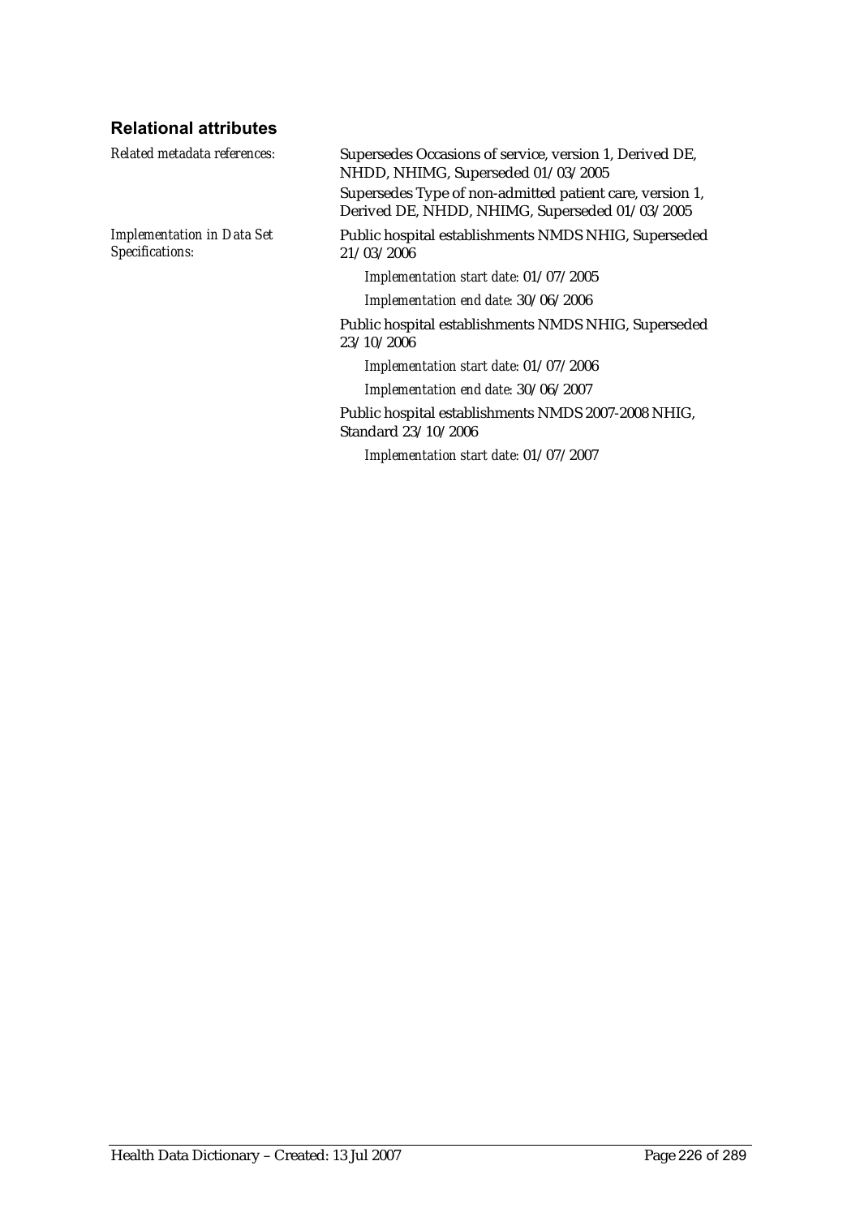## Relational attributes

*Related metadata references:*

Supersedes Occasions of service, version 1, Derived DE, NHDD, NHIMG, Superseded 01/03/2005

Supersedes Type of non-admitted patient care, version 1, Derived DE, NHDD, NHIMG, Superseded 01/03/2005

*Implementation in Data Set Specifications:*

Public hospital establishments NMDS NHIG, Superseded 21/03/2006

*Implementation start date:* 01/07/2005

*Implementation end date:* 30/06/2006

Public hospital establishments NMDS NHIG, Superseded 23/10/2006

*Implementation start date:* 01/07/2006

*Implementation end date:* 30/06/2007

Public hospital establishments NMDS 2007-2008 NHIG, Standard 23/10/2006

*Implementation start date:* 01/07/2007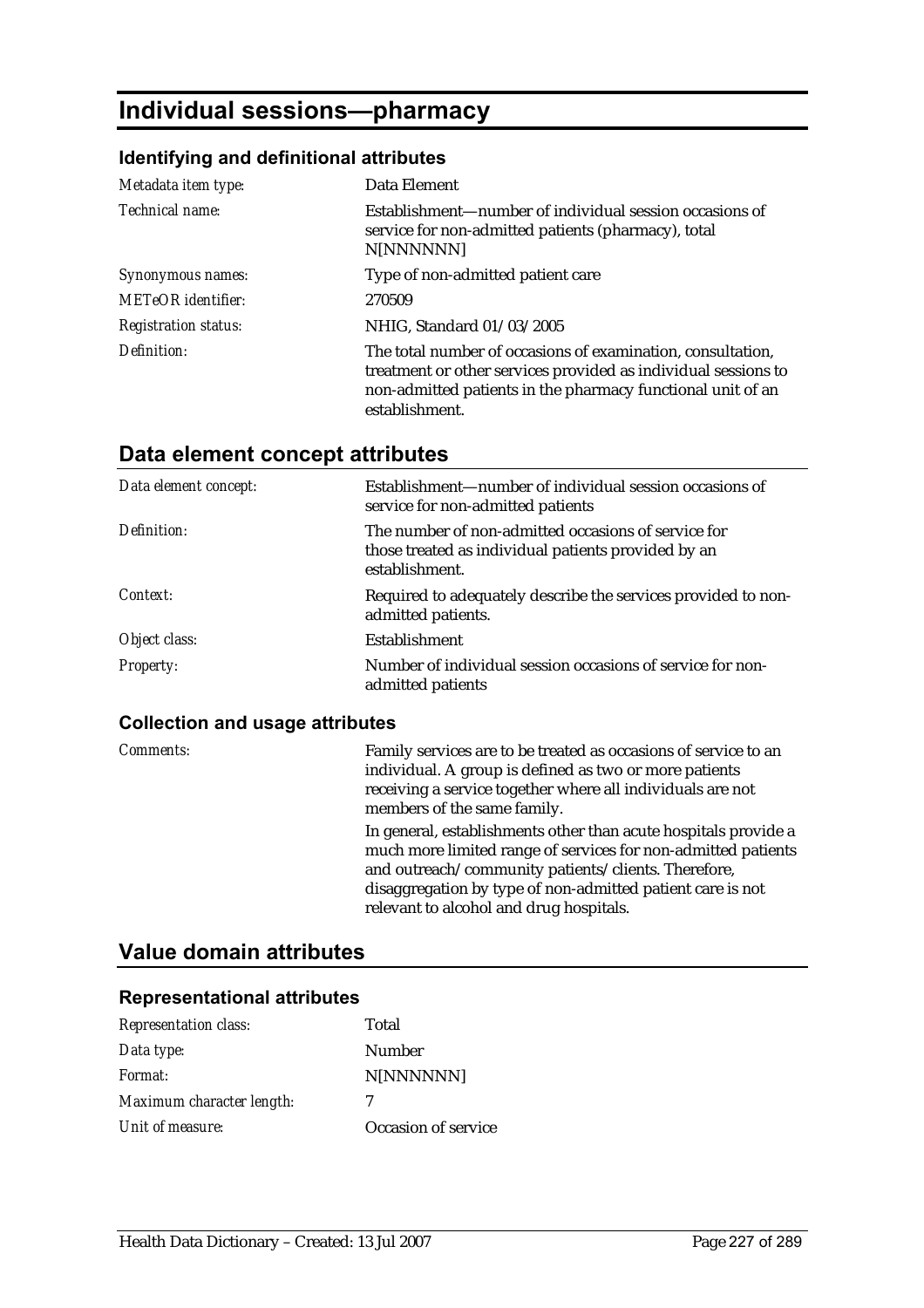# Individual sessions—pharmacy

## Identifying and definitional attributes

| | |
|---|---|
| *Metadata item type:* | Data Element |
| *Technical name:* | Establishment—number of individual session occasions of service for non-admitted patients (pharmacy), total N[NNNNNN] |
| *Synonymous names:* | Type of non-admitted patient care |
| *METeOR identifier:* | 270509 |
| *Registration status:* | NHIG, Standard 01/03/2005 |
| *Definition:* | The total number of occasions of examination, consultation, treatment or other services provided as individual sessions to non-admitted patients in the pharmacy functional unit of an establishment. |

## Data element concept attributes

| | |
|---|---|
| *Data element concept:* | Establishment—number of individual session occasions of service for non-admitted patients |
| *Definition:* | The number of non-admitted occasions of service for those treated as individual patients provided by an establishment. |
| *Context:* | Required to adequately describe the services provided to non-admitted patients. |
| *Object class:* | Establishment |
| *Property:* | Number of individual session occasions of service for non-admitted patients |

### Collection and usage attributes

| | |
|---|---|
| *Comments:* | Family services are to be treated as occasions of service to an individual. A group is defined as two or more patients receiving a service together where all individuals are not members of the same family.<br><br>In general, establishments other than acute hospitals provide a much more limited range of services for non-admitted patients and outreach/community patients/clients. Therefore, disaggregation by type of non-admitted patient care is not relevant to alcohol and drug hospitals. |

## Value domain attributes

### Representational attributes

| | |
|---|---|
| *Representation class:* | Total |
| *Data type:* | Number |
| *Format:* | N[NNNNNN] |
| *Maximum character length:* | 7 |
| *Unit of measure:* | Occasion of service |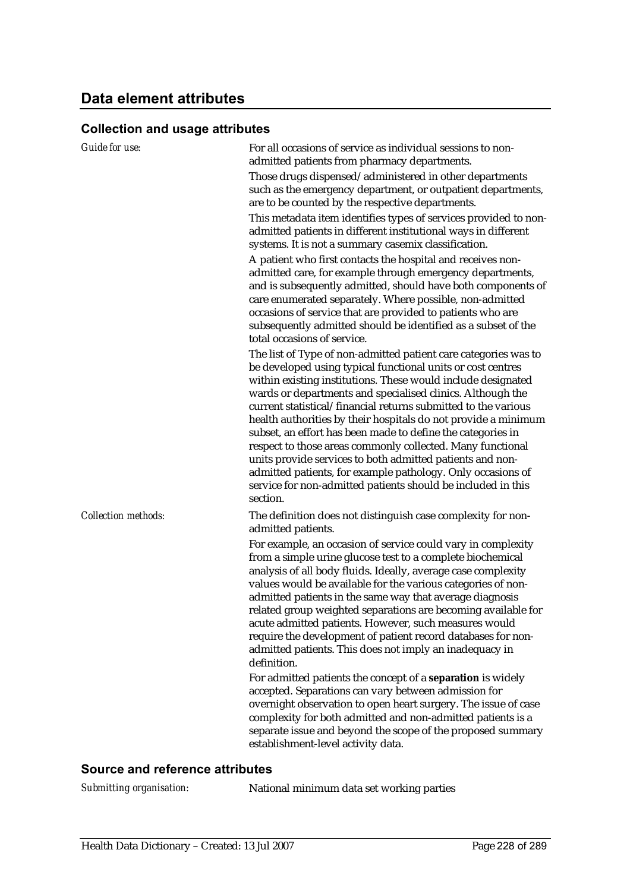## Data element attributes

### Collection and usage attributes

*Guide for use:*

For all occasions of service as individual sessions to non-admitted patients from pharmacy departments.

Those drugs dispensed/administered in other departments such as the emergency department, or outpatient departments, are to be counted by the respective departments.

This metadata item identifies types of services provided to non-admitted patients in different institutional ways in different systems. It is not a summary casemix classification.

A patient who first contacts the hospital and receives non-admitted care, for example through emergency departments, and is subsequently admitted, should have both components of care enumerated separately. Where possible, non-admitted occasions of service that are provided to patients who are subsequently admitted should be identified as a subset of the total occasions of service.

The list of Type of non-admitted patient care categories was to be developed using typical functional units or cost centres within existing institutions. These would include designated wards or departments and specialised clinics. Although the current statistical/financial returns submitted to the various health authorities by their hospitals do not provide a minimum subset, an effort has been made to define the categories in respect to those areas commonly collected. Many functional units provide services to both admitted patients and non-admitted patients, for example pathology. Only occasions of service for non-admitted patients should be included in this section.

*Collection methods:*

The definition does not distinguish case complexity for non-admitted patients.

For example, an occasion of service could vary in complexity from a simple urine glucose test to a complete biochemical analysis of all body fluids. Ideally, average case complexity values would be available for the various categories of non-admitted patients in the same way that average diagnosis related group weighted separations are becoming available for acute admitted patients. However, such measures would require the development of patient record databases for non-admitted patients. This does not imply an inadequacy in definition.

For admitted patients the concept of a **separation** is widely accepted. Separations can vary between admission for overnight observation to open heart surgery. The issue of case complexity for both admitted and non-admitted patients is a separate issue and beyond the scope of the proposed summary establishment-level activity data.

### Source and reference attributes

*Submitting organisation:* National minimum data set working parties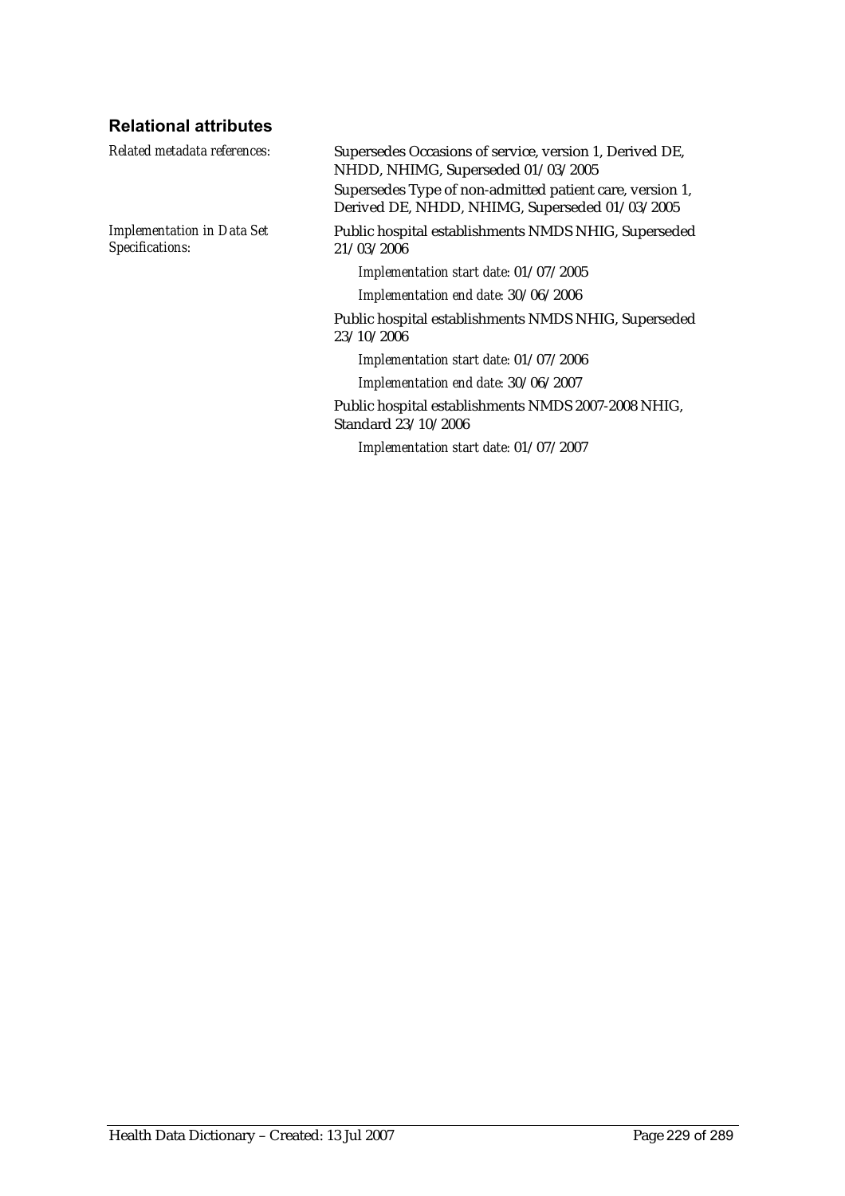### Relational attributes

*Related metadata references:*

Supersedes Occasions of service, version 1, Derived DE, NHDD, NHIMG, Superseded 01/03/2005

Supersedes Type of non-admitted patient care, version 1, Derived DE, NHDD, NHIMG, Superseded 01/03/2005

*Implementation in Data Set Specifications:*

Public hospital establishments NMDS NHIG, Superseded 21/03/2006

*Implementation start date:* 01/07/2005

*Implementation end date:* 30/06/2006

Public hospital establishments NMDS NHIG, Superseded 23/10/2006

*Implementation start date:* 01/07/2006

*Implementation end date:* 30/06/2007

Public hospital establishments NMDS 2007-2008 NHIG, Standard 23/10/2006

*Implementation start date:* 01/07/2007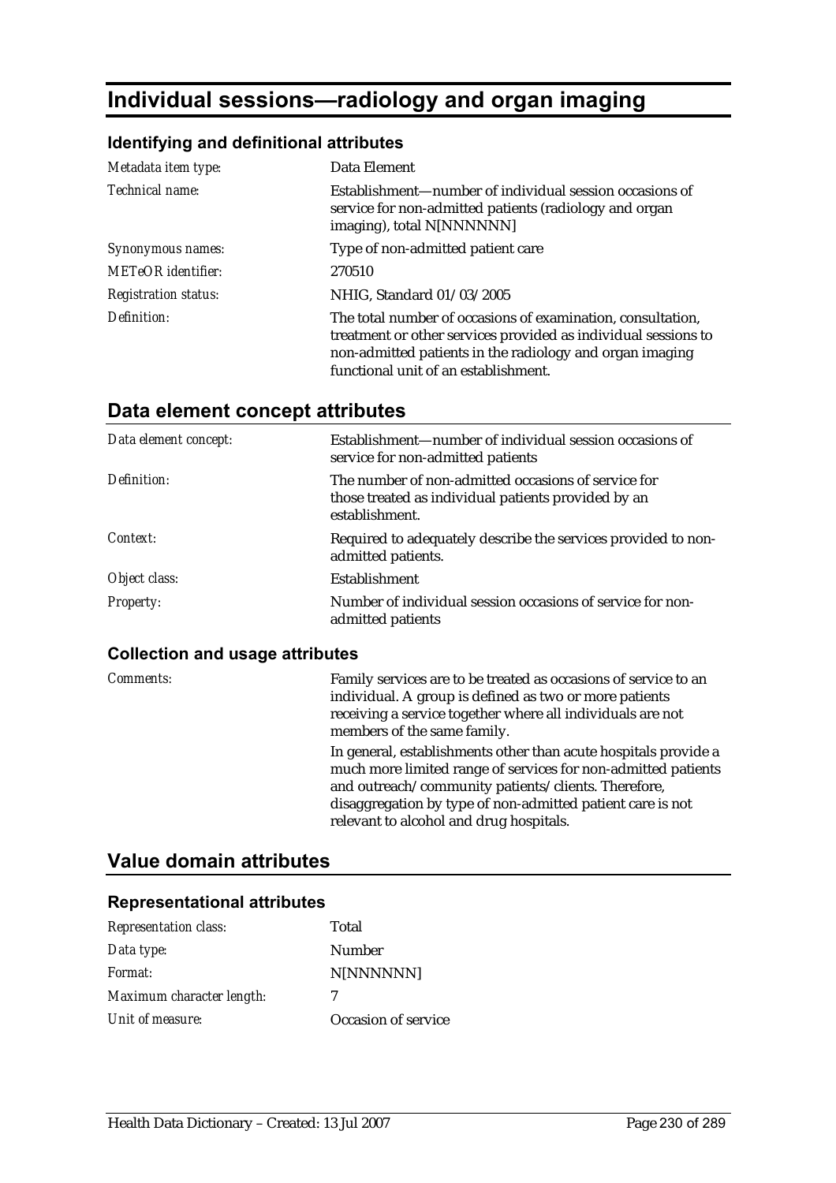# Individual sessions—radiology and organ imaging

### Identifying and definitional attributes

| | |
|---|---|
| *Metadata item type:* | Data Element |
| *Technical name:* | Establishment—number of individual session occasions of service for non-admitted patients (radiology and organ imaging), total N[NNNNNN] |
| *Synonymous names:* | Type of non-admitted patient care |
| *METeOR identifier:* | 270510 |
| *Registration status:* | NHIG, Standard 01/03/2005 |
| *Definition:* | The total number of occasions of examination, consultation, treatment or other services provided as individual sessions to non-admitted patients in the radiology and organ imaging functional unit of an establishment. |

## Data element concept attributes

| | |
|---|---|
| *Data element concept:* | Establishment—number of individual session occasions of service for non-admitted patients |
| *Definition:* | The number of non-admitted occasions of service for those treated as individual patients provided by an establishment. |
| *Context:* | Required to adequately describe the services provided to non-admitted patients. |
| *Object class:* | Establishment |
| *Property:* | Number of individual session occasions of service for non-admitted patients |

### Collection and usage attributes

| | |
|---|---|
| *Comments:* | Family services are to be treated as occasions of service to an individual. A group is defined as two or more patients receiving a service together where all individuals are not members of the same family.<br><br>In general, establishments other than acute hospitals provide a much more limited range of services for non-admitted patients and outreach/community patients/clients. Therefore, disaggregation by type of non-admitted patient care is not relevant to alcohol and drug hospitals. |

## Value domain attributes

### Representational attributes

| | |
|---|---|
| *Representation class:* | Total |
| *Data type:* | Number |
| *Format:* | N[NNNNNN] |
| *Maximum character length:* | 7 |
| *Unit of measure:* | Occasion of service |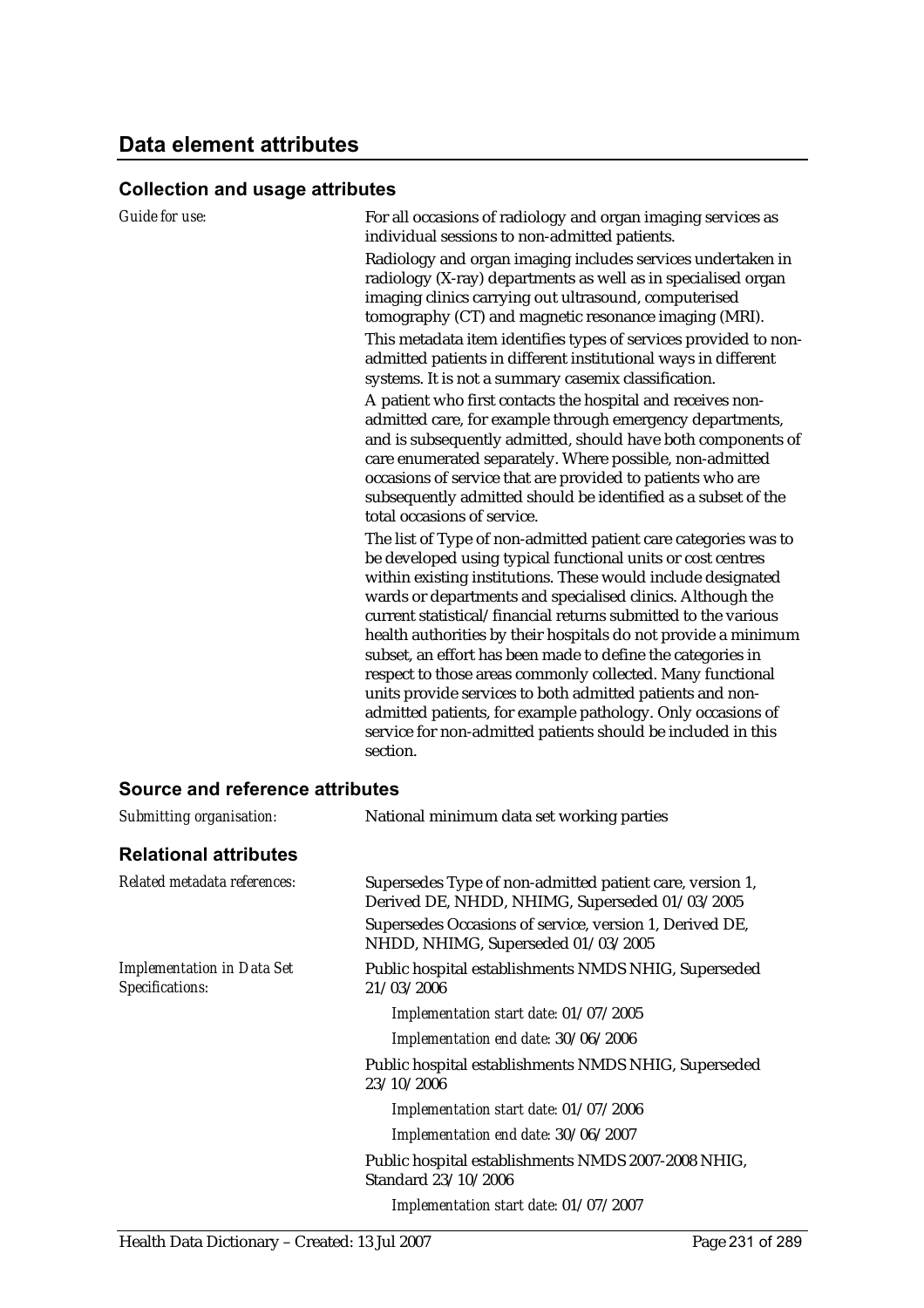## Data element attributes

### Collection and usage attributes

*Guide for use:*

For all occasions of radiology and organ imaging services as individual sessions to non-admitted patients.

Radiology and organ imaging includes services undertaken in radiology (X-ray) departments as well as in specialised organ imaging clinics carrying out ultrasound, computerised tomography (CT) and magnetic resonance imaging (MRI).

This metadata item identifies types of services provided to non-admitted patients in different institutional ways in different systems. It is not a summary casemix classification.

A patient who first contacts the hospital and receives non-admitted care, for example through emergency departments, and is subsequently admitted, should have both components of care enumerated separately. Where possible, non-admitted occasions of service that are provided to patients who are subsequently admitted should be identified as a subset of the total occasions of service.

The list of Type of non-admitted patient care categories was to be developed using typical functional units or cost centres within existing institutions. These would include designated wards or departments and specialised clinics. Although the current statistical/financial returns submitted to the various health authorities by their hospitals do not provide a minimum subset, an effort has been made to define the categories in respect to those areas commonly collected. Many functional units provide services to both admitted patients and non-admitted patients, for example pathology. Only occasions of service for non-admitted patients should be included in this section.

### Source and reference attributes

*Submitting organisation:* National minimum data set working parties

### Relational attributes

*Related metadata references:*

Supersedes Type of non-admitted patient care, version 1, Derived DE, NHDD, NHIMG, Superseded 01/03/2005

Supersedes Occasions of service, version 1, Derived DE, NHDD, NHIMG, Superseded 01/03/2005

*Implementation in Data Set Specifications:*

Public hospital establishments NMDS NHIG, Superseded 21/03/2006

*Implementation start date:* 01/07/2005

*Implementation end date:* 30/06/2006

Public hospital establishments NMDS NHIG, Superseded 23/10/2006

*Implementation start date:* 01/07/2006

*Implementation end date:* 30/06/2007

Public hospital establishments NMDS 2007-2008 NHIG, Standard 23/10/2006

*Implementation start date:* 01/07/2007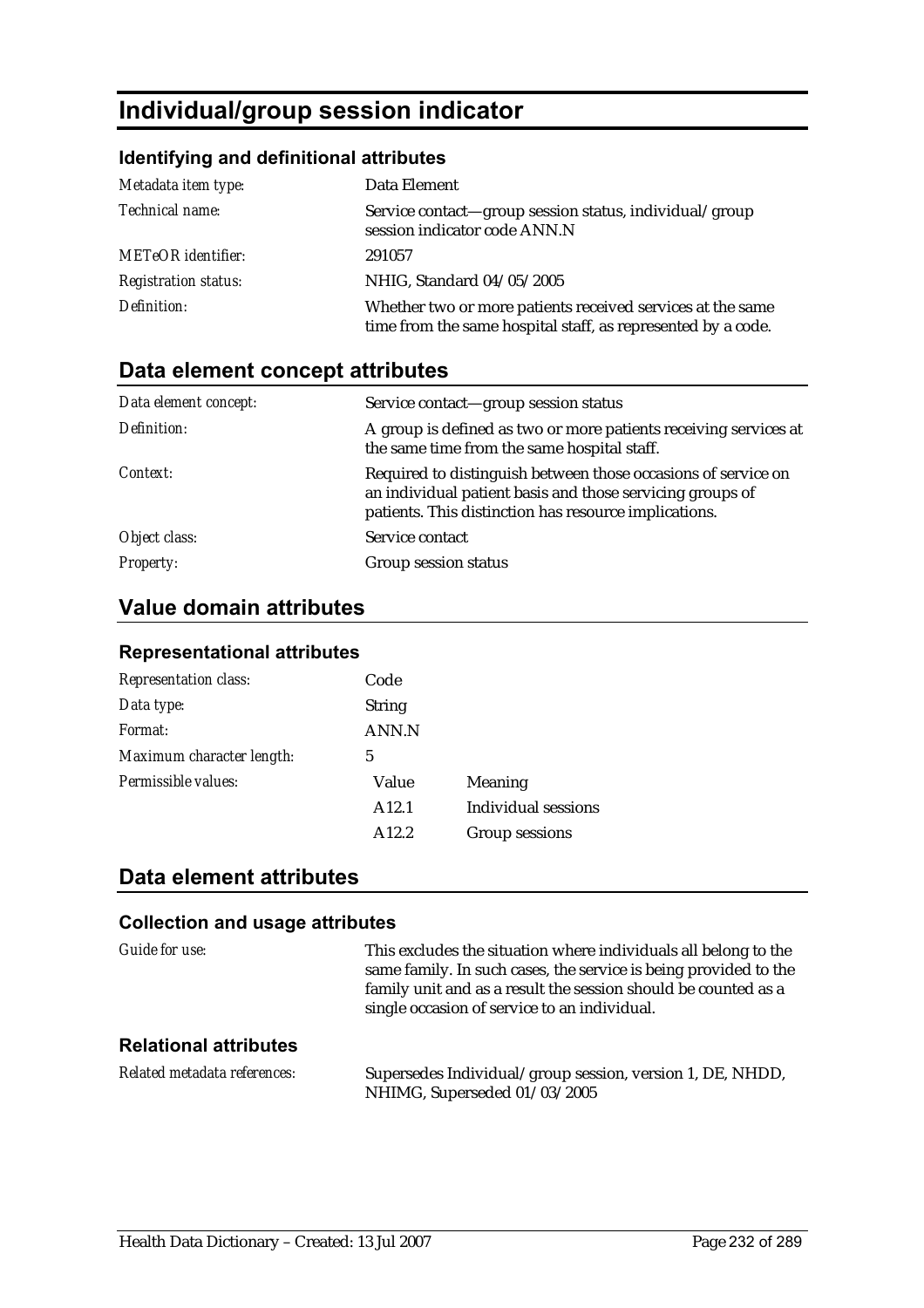# Individual/group session indicator

### Identifying and definitional attributes

| | |
|---|---|
| *Metadata item type:* | Data Element |
| *Technical name:* | Service contact—group session status, individual/group session indicator code ANN.N |
| *METeOR identifier:* | 291057 |
| *Registration status:* | NHIG, Standard 04/05/2005 |
| *Definition:* | Whether two or more patients received services at the same time from the same hospital staff, as represented by a code. |

## Data element concept attributes

| | |
|---|---|
| *Data element concept:* | Service contact—group session status |
| *Definition:* | A group is defined as two or more patients receiving services at the same time from the same hospital staff. |
| *Context:* | Required to distinguish between those occasions of service on an individual patient basis and those servicing groups of patients. This distinction has resource implications. |
| *Object class:* | Service contact |
| *Property:* | Group session status |

## Value domain attributes

### Representational attributes

| | | |
|---|---|---|
| *Representation class:* | Code | |
| *Data type:* | String | |
| *Format:* | ANN.N | |
| *Maximum character length:* | 5 | |
| *Permissible values:* | Value | Meaning |
| | A12.1 | Individual sessions |
| | A12.2 | Group sessions |

## Data element attributes

### Collection and usage attributes

| | |
|---|---|
| *Guide for use:* | This excludes the situation where individuals all belong to the same family. In such cases, the service is being provided to the family unit and as a result the session should be counted as a single occasion of service to an individual. |

### Relational attributes

| | |
|---|---|
| *Related metadata references:* | Supersedes Individual/group session, version 1, DE, NHDD, NHIMG, Superseded 01/03/2005 |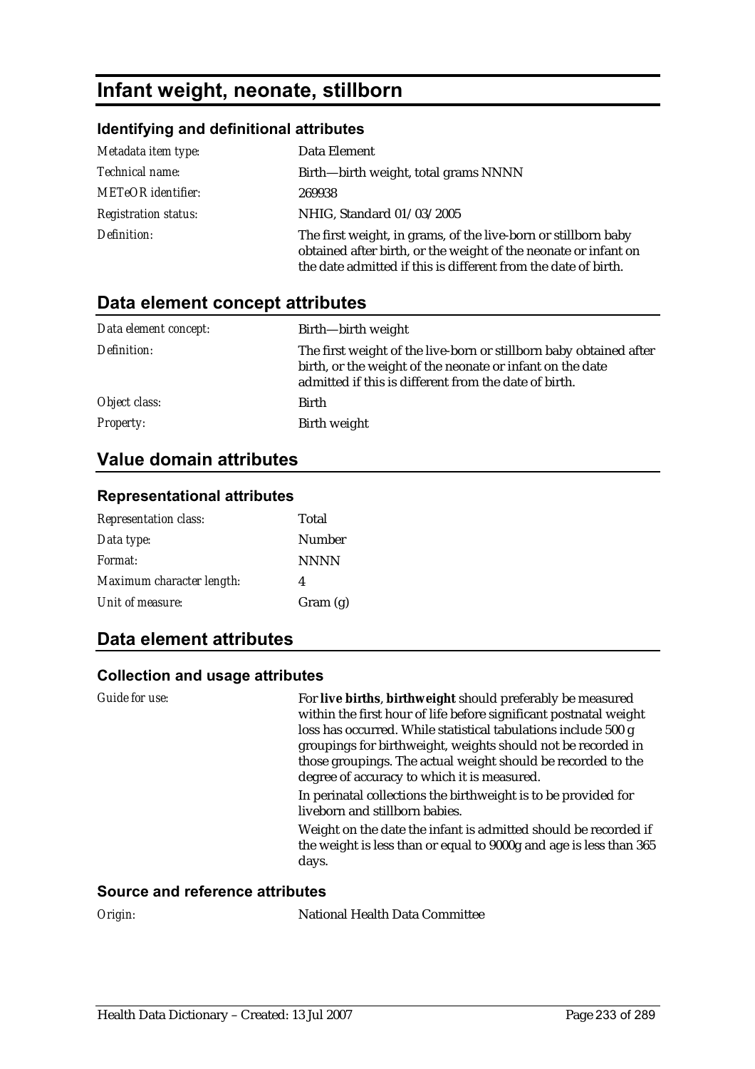# Infant weight, neonate, stillborn

### Identifying and definitional attributes

| | |
|---|---|
| *Metadata item type:* | Data Element |
| *Technical name:* | Birth—birth weight, total grams NNNN |
| *METeOR identifier:* | 269938 |
| *Registration status:* | NHIG, Standard 01/03/2005 |
| *Definition:* | The first weight, in grams, of the live-born or stillborn baby obtained after birth, or the weight of the neonate or infant on the date admitted if this is different from the date of birth. |

## Data element concept attributes

| | |
|---|---|
| *Data element concept:* | Birth—birth weight |
| *Definition:* | The first weight of the live-born or stillborn baby obtained after birth, or the weight of the neonate or infant on the date admitted if this is different from the date of birth. |
| *Object class:* | Birth |
| *Property:* | Birth weight |

## Value domain attributes

### Representational attributes

| | |
|---|---|
| *Representation class:* | Total |
| *Data type:* | Number |
| *Format:* | NNNN |
| *Maximum character length:* | 4 |
| *Unit of measure:* | Gram (g) |

## Data element attributes

### Collection and usage attributes

*Guide for use:*

For **live births**, **birthweight** should preferably be measured within the first hour of life before significant postnatal weight loss has occurred. While statistical tabulations include 500 g groupings for birthweight, weights should not be recorded in those groupings. The actual weight should be recorded to the degree of accuracy to which it is measured.

In perinatal collections the birthweight is to be provided for liveborn and stillborn babies.

Weight on the date the infant is admitted should be recorded if the weight is less than or equal to 9000g and age is less than 365 days.

### Source and reference attributes

| | |
|---|---|
| *Origin:* | National Health Data Committee |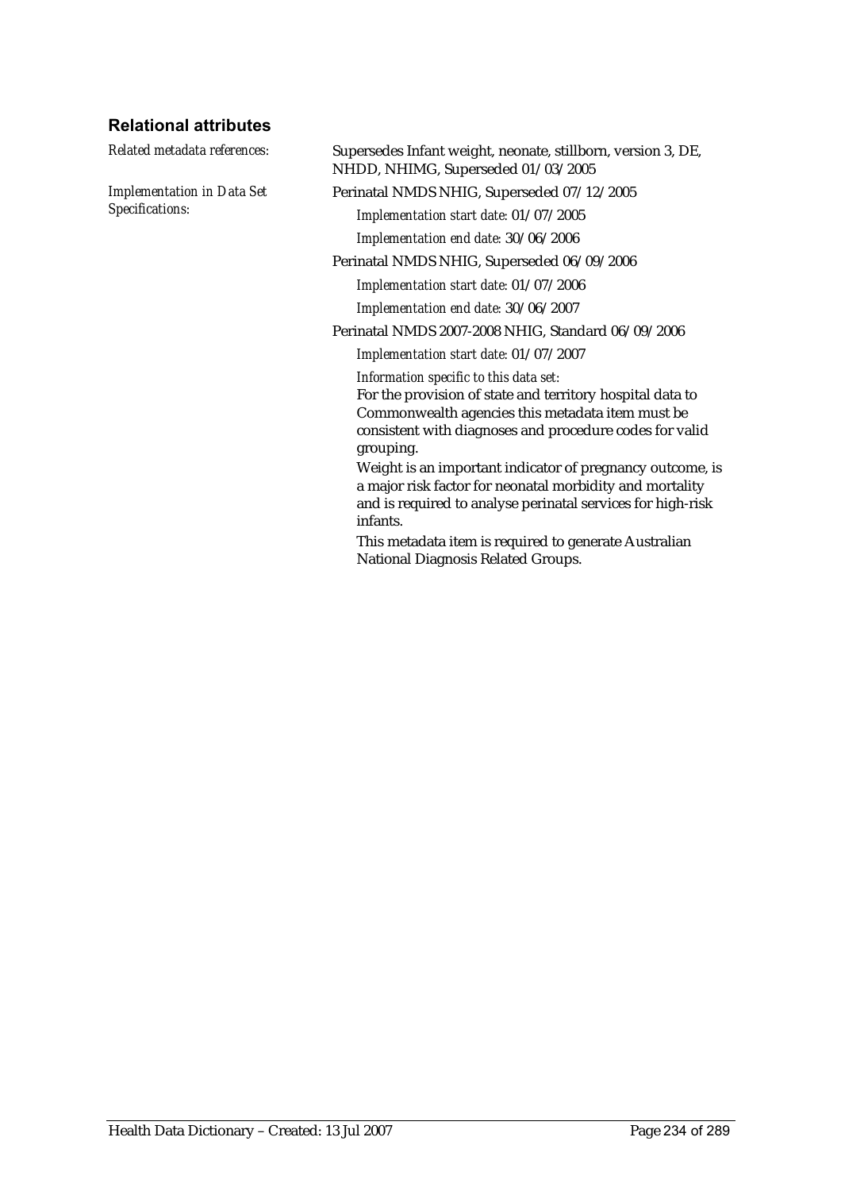### Relational attributes

*Related metadata references:* Supersedes Infant weight, neonate, stillborn, version 3, DE, NHDD, NHIMG, Superseded 01/03/2005

*Implementation in Data Set Specifications:* Perinatal NMDS NHIG, Superseded 07/12/2005

*Implementation start date:* 01/07/2005

*Implementation end date:* 30/06/2006

Perinatal NMDS NHIG, Superseded 06/09/2006

*Implementation start date:* 01/07/2006

*Implementation end date:* 30/06/2007

Perinatal NMDS 2007-2008 NHIG, Standard 06/09/2006

*Implementation start date:* 01/07/2007

*Information specific to this data set:*

For the provision of state and territory hospital data to Commonwealth agencies this metadata item must be consistent with diagnoses and procedure codes for valid grouping.

Weight is an important indicator of pregnancy outcome, is a major risk factor for neonatal morbidity and mortality and is required to analyse perinatal services for high-risk infants.

This metadata item is required to generate Australian National Diagnosis Related Groups.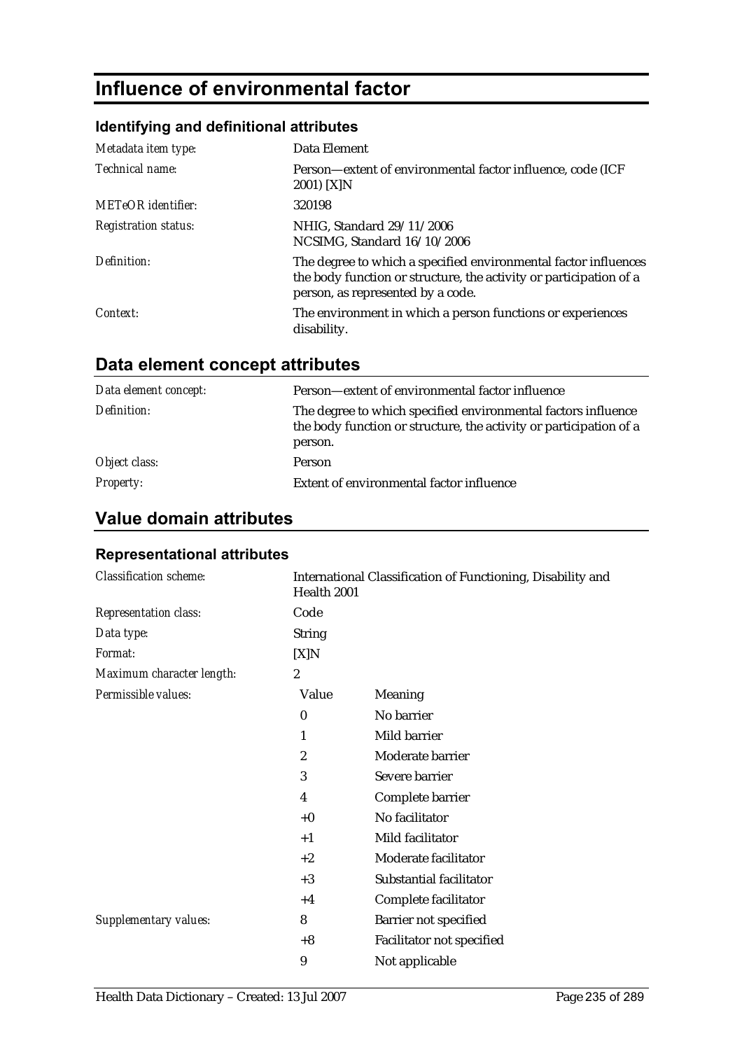# Influence of environmental factor

### Identifying and definitional attributes

| | |
|---|---|
| *Metadata item type:* | Data Element |
| *Technical name:* | Person—extent of environmental factor influence, code (ICF 2001) [X]N |
| *METeOR identifier:* | 320198 |
| *Registration status:* | NHIG, Standard 29/11/2006<br>NCSIMG, Standard 16/10/2006 |
| *Definition:* | The degree to which a specified environmental factor influences the body function or structure, the activity or participation of a person, as represented by a code. |
| *Context:* | The environment in which a person functions or experiences disability. |

## Data element concept attributes

| | |
|---|---|
| *Data element concept:* | Person—extent of environmental factor influence |
| *Definition:* | The degree to which specified environmental factors influence the body function or structure, the activity or participation of a person. |
| *Object class:* | Person |
| *Property:* | Extent of environmental factor influence |

## Value domain attributes

### Representational attributes

| | | |
|---|---|---|
| *Classification scheme:* | International Classification of Functioning, Disability and Health 2001 | |
| *Representation class:* | Code | |
| *Data type:* | String | |
| *Format:* | [X]N | |
| *Maximum character length:* | 2 | |
| *Permissible values:* | **Value** | **Meaning** |
| | 0 | No barrier |
| | 1 | Mild barrier |
| | 2 | Moderate barrier |
| | 3 | Severe barrier |
| | 4 | Complete barrier |
| | +0 | No facilitator |
| | +1 | Mild facilitator |
| | +2 | Moderate facilitator |
| | +3 | Substantial facilitator |
| | +4 | Complete facilitator |
| *Supplementary values:* | 8 | Barrier not specified |
| | +8 | Facilitator not specified |
| | 9 | Not applicable |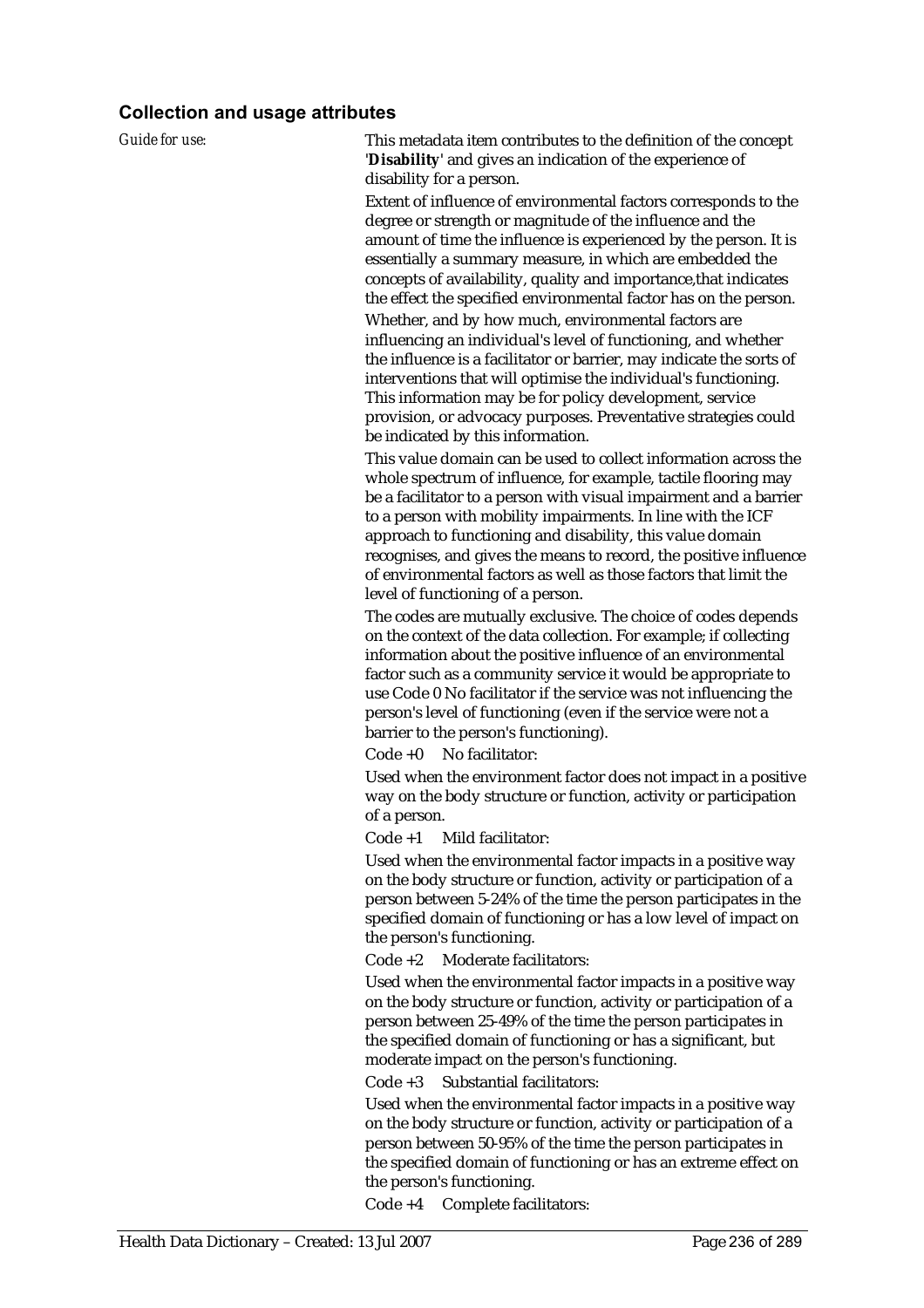## Collection and usage attributes

*Guide for use:*

This metadata item contributes to the definition of the concept '**Disability**' and gives an indication of the experience of disability for a person.

Extent of influence of environmental factors corresponds to the degree or strength or magnitude of the influence and the amount of time the influence is experienced by the person. It is essentially a summary measure, in which are embedded the concepts of availability, quality and importance,that indicates the effect the specified environmental factor has on the person.

Whether, and by how much, environmental factors are influencing an individual's level of functioning, and whether the influence is a facilitator or barrier, may indicate the sorts of interventions that will optimise the individual's functioning. This information may be for policy development, service provision, or advocacy purposes. Preventative strategies could be indicated by this information.

This value domain can be used to collect information across the whole spectrum of influence, for example, tactile flooring may be a facilitator to a person with visual impairment and a barrier to a person with mobility impairments. In line with the ICF approach to functioning and disability, this value domain recognises, and gives the means to record, the positive influence of environmental factors as well as those factors that limit the level of functioning of a person.

The codes are mutually exclusive. The choice of codes depends on the context of the data collection. For example; if collecting information about the positive influence of an environmental factor such as a community service it would be appropriate to use Code 0 No facilitator if the service was not influencing the person's level of functioning (even if the service were not a barrier to the person's functioning).

Code +0 No facilitator:

Used when the environment factor does not impact in a positive way on the body structure or function, activity or participation of a person.

Code +1 Mild facilitator:

Used when the environmental factor impacts in a positive way on the body structure or function, activity or participation of a person between 5-24% of the time the person participates in the specified domain of functioning or has a low level of impact on the person's functioning.

Code +2 Moderate facilitators:

Used when the environmental factor impacts in a positive way on the body structure or function, activity or participation of a person between 25-49% of the time the person participates in the specified domain of functioning or has a significant, but moderate impact on the person's functioning.

Code +3 Substantial facilitators:

Used when the environmental factor impacts in a positive way on the body structure or function, activity or participation of a person between 50-95% of the time the person participates in the specified domain of functioning or has an extreme effect on the person's functioning.

Code +4 Complete facilitators: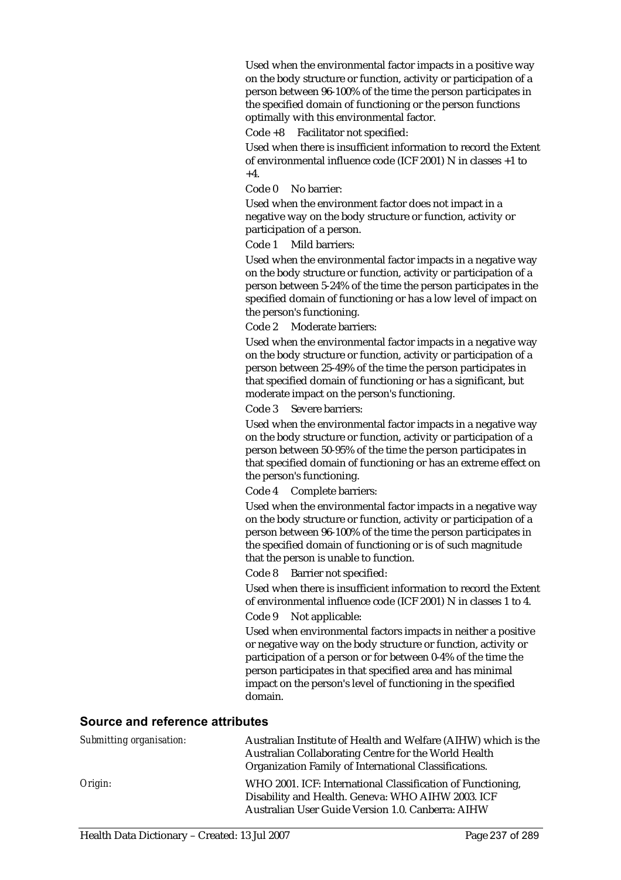Used when the environmental factor impacts in a positive way on the body structure or function, activity or participation of a person between 96-100% of the time the person participates in the specified domain of functioning or the person functions optimally with this environmental factor.

Code +8 Facilitator not specified:

Used when there is insufficient information to record the Extent of environmental influence code (ICF 2001) N in classes +1 to +4.

Code 0 No barrier:

Used when the environment factor does not impact in a negative way on the body structure or function, activity or participation of a person.

Code 1 Mild barriers:

Used when the environmental factor impacts in a negative way on the body structure or function, activity or participation of a person between 5-24% of the time the person participates in the specified domain of functioning or has a low level of impact on the person's functioning.

Code 2 Moderate barriers:

Used when the environmental factor impacts in a negative way on the body structure or function, activity or participation of a person between 25-49% of the time the person participates in that specified domain of functioning or has a significant, but moderate impact on the person's functioning.

Code 3 Severe barriers:

Used when the environmental factor impacts in a negative way on the body structure or function, activity or participation of a person between 50-95% of the time the person participates in that specified domain of functioning or has an extreme effect on the person's functioning.

Code 4 Complete barriers:

Used when the environmental factor impacts in a negative way on the body structure or function, activity or participation of a person between 96-100% of the time the person participates in the specified domain of functioning or is of such magnitude that the person is unable to function.

Code 8 Barrier not specified:

Used when there is insufficient information to record the Extent of environmental influence code (ICF 2001) N in classes 1 to 4.

Code 9 Not applicable:

Used when environmental factors impacts in neither a positive or negative way on the body structure or function, activity or participation of a person or for between 0-4% of the time the person participates in that specified area and has minimal impact on the person's level of functioning in the specified domain.

## Source and reference attributes

| | |
|---|---|
| *Submitting organisation:* | Australian Institute of Health and Welfare (AIHW) which is the Australian Collaborating Centre for the World Health Organization Family of International Classifications. |
| *Origin:* | WHO 2001. ICF: International Classification of Functioning, Disability and Health. Geneva: WHO AIHW 2003. ICF Australian User Guide Version 1.0. Canberra: AIHW |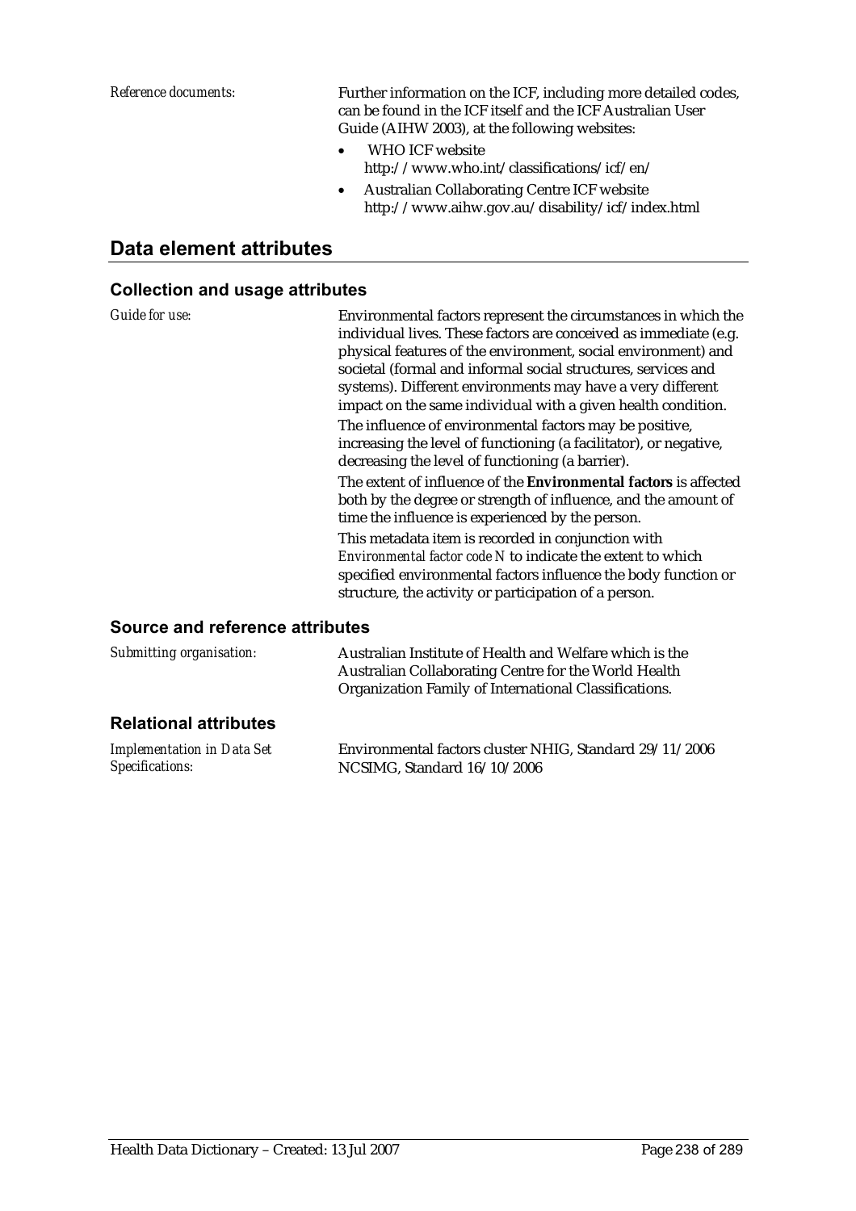*Reference documents:* Further information on the ICF, including more detailed codes, can be found in the ICF itself and the ICF Australian User Guide (AIHW 2003), at the following websites:

- WHO ICF website http://www.who.int/classifications/icf/en/
- Australian Collaborating Centre ICF website http://www.aihw.gov.au/disability/icf/index.html

## Data element attributes

### Collection and usage attributes

*Guide for use:* Environmental factors represent the circumstances in which the individual lives. These factors are conceived as immediate (e.g. physical features of the environment, social environment) and societal (formal and informal social structures, services and systems). Different environments may have a very different impact on the same individual with a given health condition.

The influence of environmental factors may be positive, increasing the level of functioning (a facilitator), or negative, decreasing the level of functioning (a barrier).

The extent of influence of the **Environmental factors** is affected both by the degree or strength of influence, and the amount of time the influence is experienced by the person.

This metadata item is recorded in conjunction with *Environmental factor code N* to indicate the extent to which specified environmental factors influence the body function or structure, the activity or participation of a person.

### Source and reference attributes

*Submitting organisation:* Australian Institute of Health and Welfare which is the Australian Collaborating Centre for the World Health Organization Family of International Classifications.

### Relational attributes

*Implementation in Data Set Specifications:* Environmental factors cluster NHIG, Standard 29/11/2006
NCSIMG, Standard 16/10/2006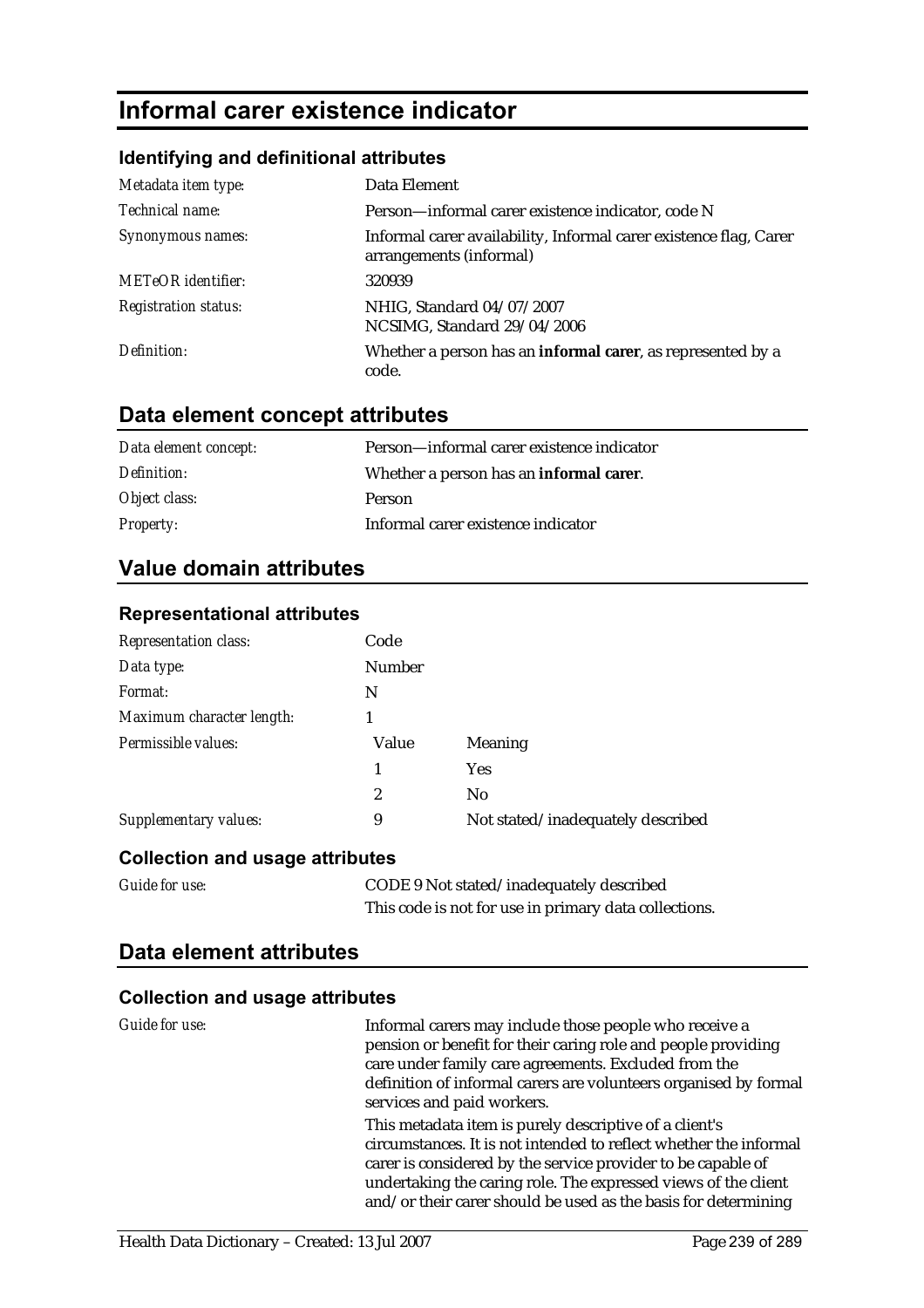# Informal carer existence indicator

### Identifying and definitional attributes

| | |
|---|---|
| *Metadata item type:* | Data Element |
| *Technical name:* | Person—informal carer existence indicator, code N |
| *Synonymous names:* | Informal carer availability, Informal carer existence flag, Carer arrangements (informal) |
| *METeOR identifier:* | 320939 |
| *Registration status:* | NHIG, Standard 04/07/2007<br>NCSIMG, Standard 29/04/2006 |
| *Definition:* | Whether a person has an **informal carer**, as represented by a code. |

## Data element concept attributes

| | |
|---|---|
| *Data element concept:* | Person—informal carer existence indicator |
| *Definition:* | Whether a person has an **informal carer**. |
| *Object class:* | Person |
| *Property:* | Informal carer existence indicator |

## Value domain attributes

### Representational attributes

| | | |
|---|---|---|
| *Representation class:* | Code | |
| *Data type:* | Number | |
| *Format:* | N | |
| *Maximum character length:* | 1 | |
| *Permissible values:* | Value | Meaning |
| | 1 | Yes |
| | 2 | No |
| *Supplementary values:* | 9 | Not stated/inadequately described |

### Collection and usage attributes

| | |
|---|---|
| *Guide for use:* | CODE 9 Not stated/inadequately described<br>This code is not for use in primary data collections. |

## Data element attributes

### Collection and usage attributes

*Guide for use:*

Informal carers may include those people who receive a pension or benefit for their caring role and people providing care under family care agreements. Excluded from the definition of informal carers are volunteers organised by formal services and paid workers.

This metadata item is purely descriptive of a client's circumstances. It is not intended to reflect whether the informal carer is considered by the service provider to be capable of undertaking the caring role. The expressed views of the client and/or their carer should be used as the basis for determining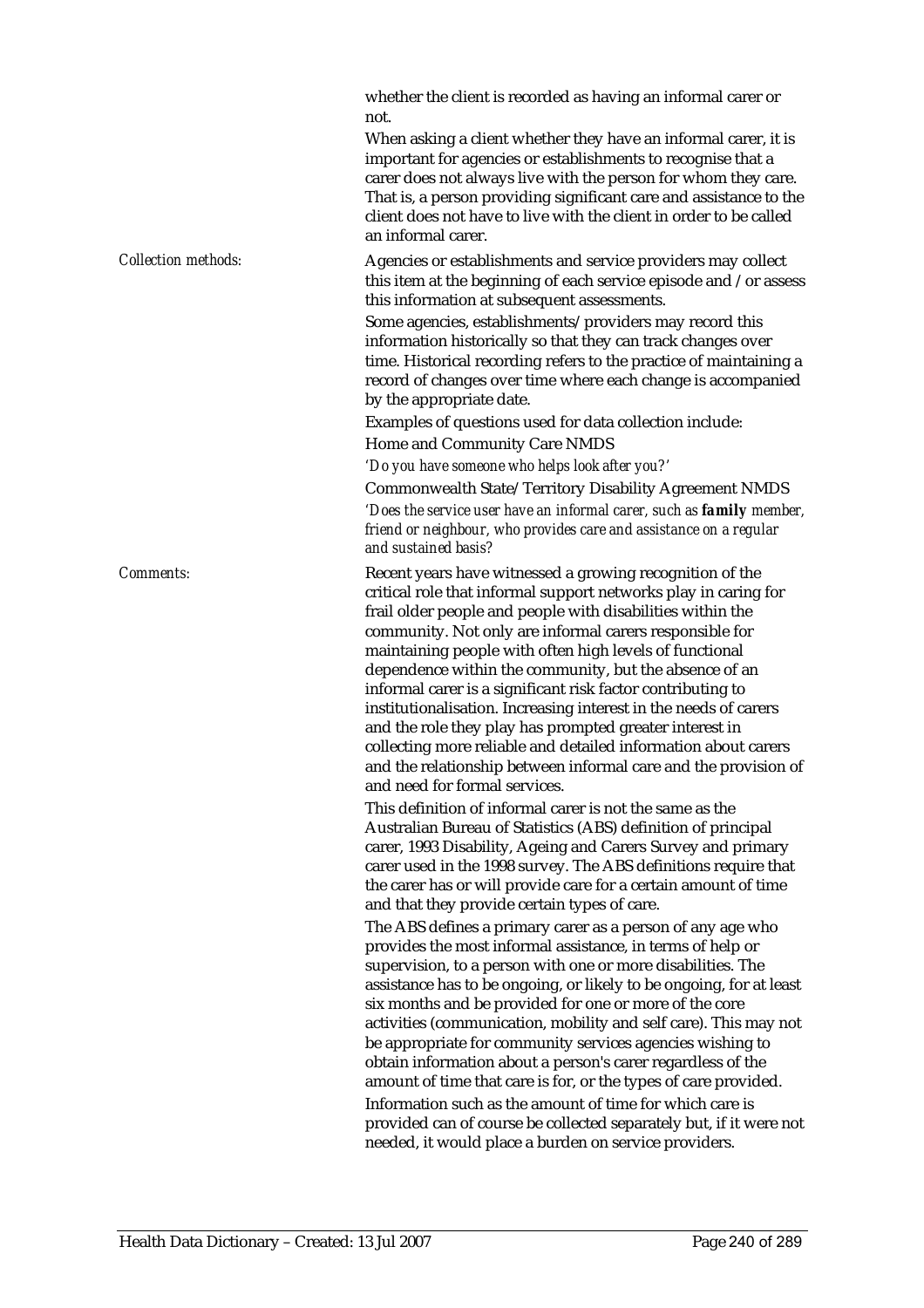whether the client is recorded as having an informal carer or not.

When asking a client whether they have an informal carer, it is important for agencies or establishments to recognise that a carer does not always live with the person for whom they care. That is, a person providing significant care and assistance to the client does not have to live with the client in order to be called an informal carer.

*Collection methods:*

Agencies or establishments and service providers may collect this item at the beginning of each service episode and /or assess this information at subsequent assessments.

Some agencies, establishments/providers may record this information historically so that they can track changes over time. Historical recording refers to the practice of maintaining a record of changes over time where each change is accompanied by the appropriate date.

Examples of questions used for data collection include:

Home and Community Care NMDS

*'Do you have someone who helps look after you?'*

Commonwealth State/Territory Disability Agreement NMDS

*'Does the service user have an informal carer, such as **family** member, friend or neighbour, who provides care and assistance on a regular and sustained basis?*

*Comments:*

Recent years have witnessed a growing recognition of the critical role that informal support networks play in caring for frail older people and people with disabilities within the community. Not only are informal carers responsible for maintaining people with often high levels of functional dependence within the community, but the absence of an informal carer is a significant risk factor contributing to institutionalisation. Increasing interest in the needs of carers and the role they play has prompted greater interest in collecting more reliable and detailed information about carers and the relationship between informal care and the provision of and need for formal services.

This definition of informal carer is not the same as the Australian Bureau of Statistics (ABS) definition of principal carer, 1993 Disability, Ageing and Carers Survey and primary carer used in the 1998 survey. The ABS definitions require that the carer has or will provide care for a certain amount of time and that they provide certain types of care.

The ABS defines a primary carer as a person of any age who provides the most informal assistance, in terms of help or supervision, to a person with one or more disabilities. The assistance has to be ongoing, or likely to be ongoing, for at least six months and be provided for one or more of the core activities (communication, mobility and self care). This may not be appropriate for community services agencies wishing to obtain information about a person's carer regardless of the amount of time that care is for, or the types of care provided.

Information such as the amount of time for which care is provided can of course be collected separately but, if it were not needed, it would place a burden on service providers.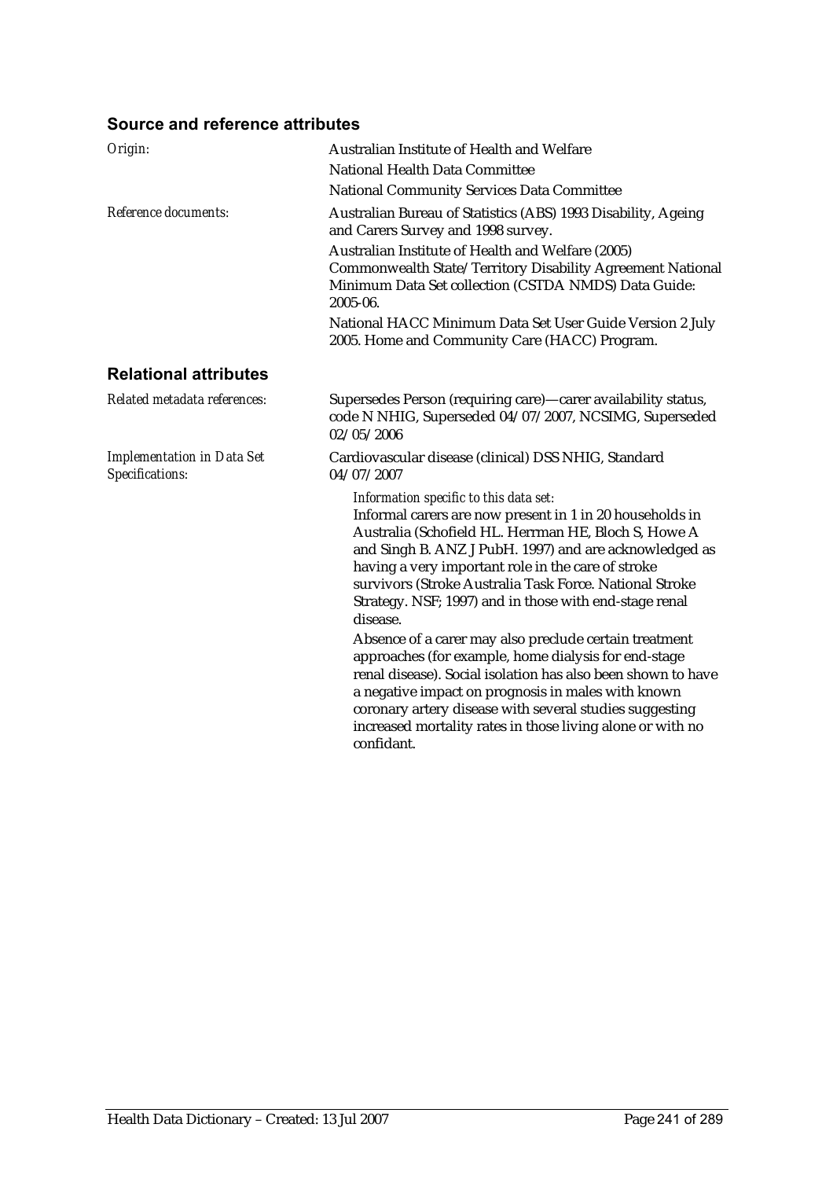## Source and reference attributes

*Origin:* Australian Institute of Health and Welfare

National Health Data Committee

National Community Services Data Committee

*Reference documents:* Australian Bureau of Statistics (ABS) 1993 Disability, Ageing and Carers Survey and 1998 survey.

Australian Institute of Health and Welfare (2005) Commonwealth State/Territory Disability Agreement National Minimum Data Set collection (CSTDA NMDS) Data Guide: 2005-06.

National HACC Minimum Data Set User Guide Version 2 July 2005. Home and Community Care (HACC) Program.

## Relational attributes

*Related metadata references:* Supersedes Person (requiring care)—carer availability status, code N NHIG, Superseded 04/07/2007, NCSIMG, Superseded 02/05/2006

*Implementation in Data Set Specifications:* Cardiovascular disease (clinical) DSS NHIG, Standard 04/07/2007

*Information specific to this data set:*

Informal carers are now present in 1 in 20 households in Australia (Schofield HL. Herrman HE, Bloch S, Howe A and Singh B. ANZ J PubH. 1997) and are acknowledged as having a very important role in the care of stroke survivors (Stroke Australia Task Force. National Stroke Strategy. NSF; 1997) and in those with end-stage renal disease.

Absence of a carer may also preclude certain treatment approaches (for example, home dialysis for end-stage renal disease). Social isolation has also been shown to have a negative impact on prognosis in males with known coronary artery disease with several studies suggesting increased mortality rates in those living alone or with no confidant.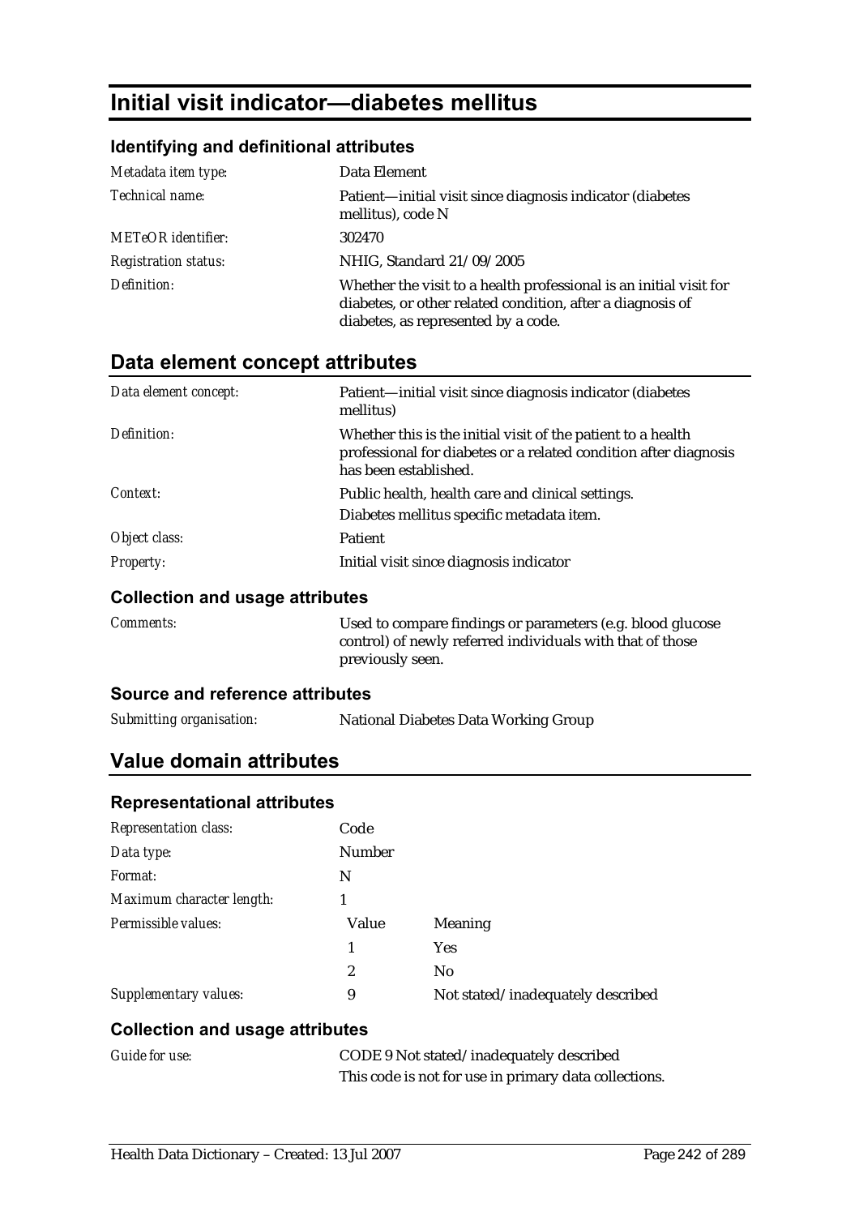# Initial visit indicator—diabetes mellitus

## Identifying and definitional attributes

| | |
|---|---|
| *Metadata item type:* | Data Element |
| *Technical name:* | Patient—initial visit since diagnosis indicator (diabetes mellitus), code N |
| *METeOR identifier:* | 302470 |
| *Registration status:* | NHIG, Standard 21/09/2005 |
| *Definition:* | Whether the visit to a health professional is an initial visit for diabetes, or other related condition, after a diagnosis of diabetes, as represented by a code. |

## Data element concept attributes

| | |
|---|---|
| *Data element concept:* | Patient—initial visit since diagnosis indicator (diabetes mellitus) |
| *Definition:* | Whether this is the initial visit of the patient to a health professional for diabetes or a related condition after diagnosis has been established. |
| *Context:* | Public health, health care and clinical settings.<br>Diabetes mellitus specific metadata item. |
| *Object class:* | Patient |
| *Property:* | Initial visit since diagnosis indicator |

### Collection and usage attributes

| | |
|---|---|
| *Comments:* | Used to compare findings or parameters (e.g. blood glucose control) of newly referred individuals with that of those previously seen. |

### Source and reference attributes

| | |
|---|---|
| *Submitting organisation:* | National Diabetes Data Working Group |

## Value domain attributes

### Representational attributes

| | | |
|---|---|---|
| *Representation class:* | Code | |
| *Data type:* | Number | |
| *Format:* | N | |
| *Maximum character length:* | 1 | |
| *Permissible values:* | Value | Meaning |
| | 1 | Yes |
| | 2 | No |
| *Supplementary values:* | 9 | Not stated/inadequately described |

### Collection and usage attributes

| | |
|---|---|
| *Guide for use:* | CODE 9 Not stated/inadequately described<br>This code is not for use in primary data collections. |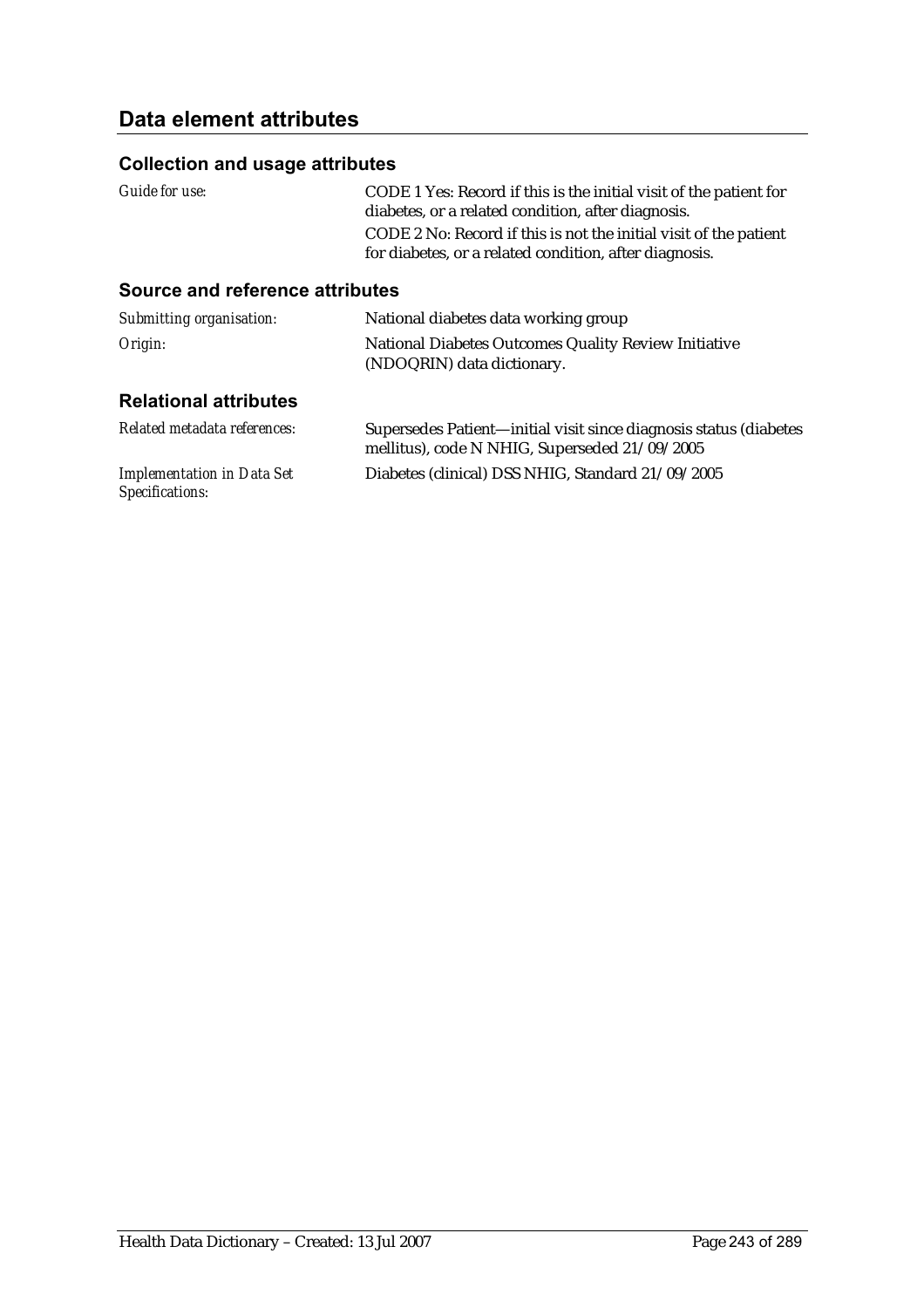## Data element attributes

### Collection and usage attributes

| | |
|---|---|
| *Guide for use:* | CODE 1 Yes: Record if this is the initial visit of the patient for diabetes, or a related condition, after diagnosis.<br>CODE 2 No: Record if this is not the initial visit of the patient for diabetes, or a related condition, after diagnosis. |

### Source and reference attributes

| | |
|---|---|
| *Submitting organisation:* | National diabetes data working group |
| *Origin:* | National Diabetes Outcomes Quality Review Initiative (NDOQRIN) data dictionary. |

### Relational attributes

| | |
|---|---|
| *Related metadata references:* | Supersedes Patient—initial visit since diagnosis status (diabetes mellitus), code N NHIG, Superseded 21/09/2005 |
| *Implementation in Data Set Specifications:* | Diabetes (clinical) DSS NHIG, Standard 21/09/2005 |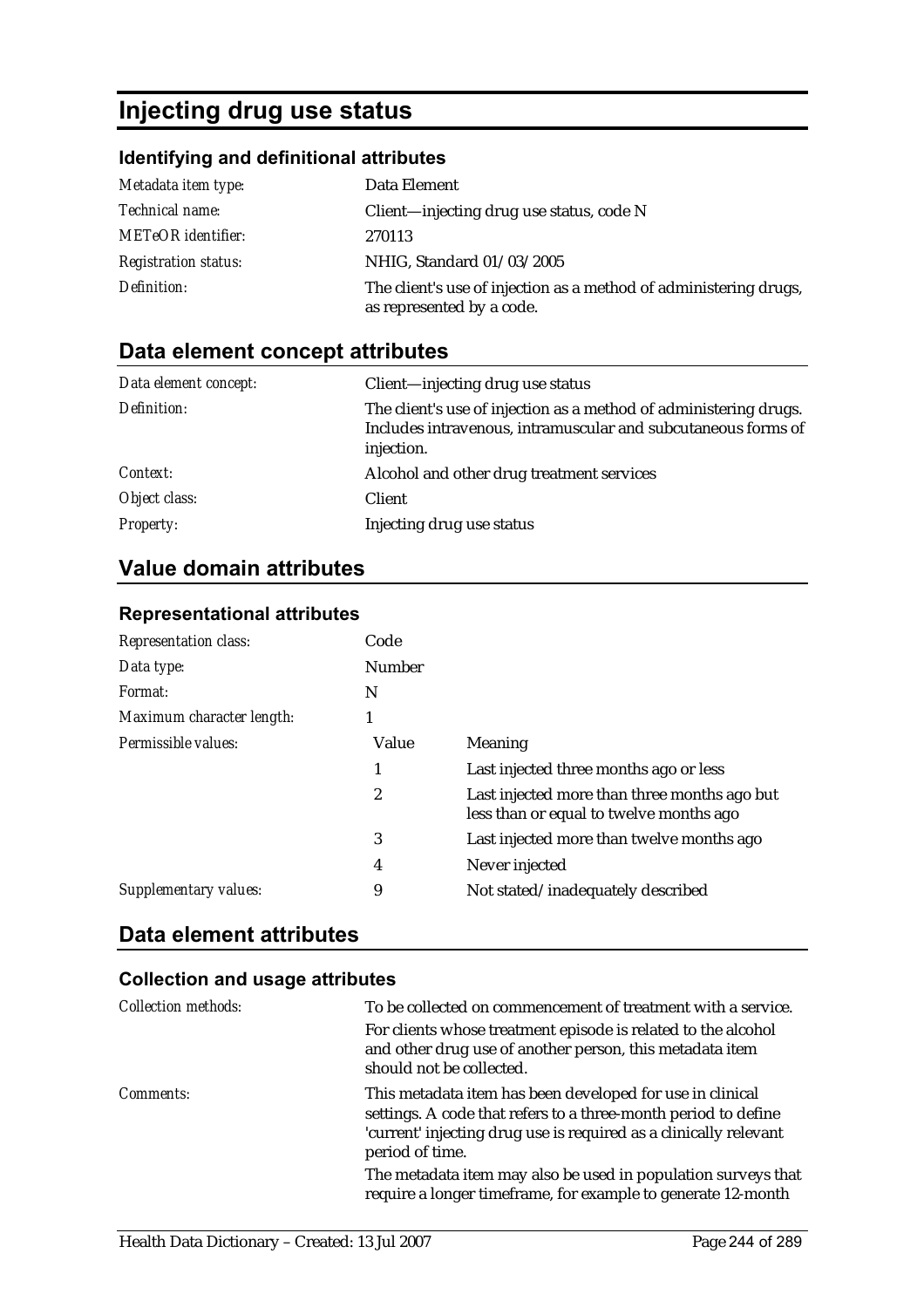# Injecting drug use status

### Identifying and definitional attributes

| | |
|---|---|
| *Metadata item type:* | Data Element |
| *Technical name:* | Client—injecting drug use status, code N |
| *METeOR identifier:* | 270113 |
| *Registration status:* | NHIG, Standard 01/03/2005 |
| *Definition:* | The client's use of injection as a method of administering drugs, as represented by a code. |

## Data element concept attributes

| | |
|---|---|
| *Data element concept:* | Client—injecting drug use status |
| *Definition:* | The client's use of injection as a method of administering drugs. Includes intravenous, intramuscular and subcutaneous forms of injection. |
| *Context:* | Alcohol and other drug treatment services |
| *Object class:* | Client |
| *Property:* | Injecting drug use status |

## Value domain attributes

### Representational attributes

| | | |
|---|---|---|
| *Representation class:* | Code | |
| *Data type:* | Number | |
| *Format:* | N | |
| *Maximum character length:* | 1 | |
| *Permissible values:* | **Value** | **Meaning** |
| | 1 | Last injected three months ago or less |
| | 2 | Last injected more than three months ago but less than or equal to twelve months ago |
| | 3 | Last injected more than twelve months ago |
| | 4 | Never injected |
| *Supplementary values:* | 9 | Not stated/inadequately described |

## Data element attributes

### Collection and usage attributes

| | |
|---|---|
| *Collection methods:* | To be collected on commencement of treatment with a service.<br>For clients whose treatment episode is related to the alcohol and other drug use of another person, this metadata item should not be collected. |
| *Comments:* | This metadata item has been developed for use in clinical settings. A code that refers to a three-month period to define 'current' injecting drug use is required as a clinically relevant period of time.<br>The metadata item may also be used in population surveys that require a longer timeframe, for example to generate 12-month |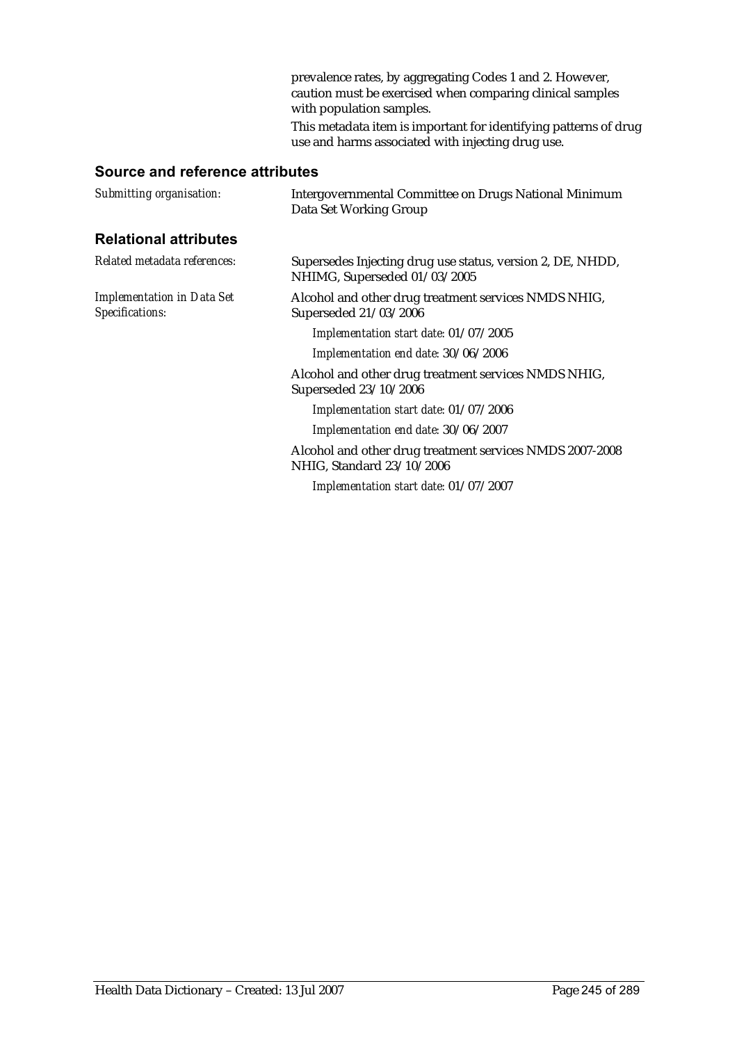prevalence rates, by aggregating Codes 1 and 2. However, caution must be exercised when comparing clinical samples with population samples.

This metadata item is important for identifying patterns of drug use and harms associated with injecting drug use.

## Source and reference attributes

*Submitting organisation:* Intergovernmental Committee on Drugs National Minimum Data Set Working Group

## Relational attributes

*Related metadata references:* Supersedes Injecting drug use status, version 2, DE, NHDD, NHIMG, Superseded 01/03/2005

*Implementation in Data Set Specifications:* Alcohol and other drug treatment services NMDS NHIG, Superseded 21/03/2006

*Implementation start date:* 01/07/2005

*Implementation end date:* 30/06/2006

Alcohol and other drug treatment services NMDS NHIG, Superseded 23/10/2006

*Implementation start date:* 01/07/2006

*Implementation end date:* 30/06/2007

Alcohol and other drug treatment services NMDS 2007-2008 NHIG, Standard 23/10/2006

*Implementation start date:* 01/07/2007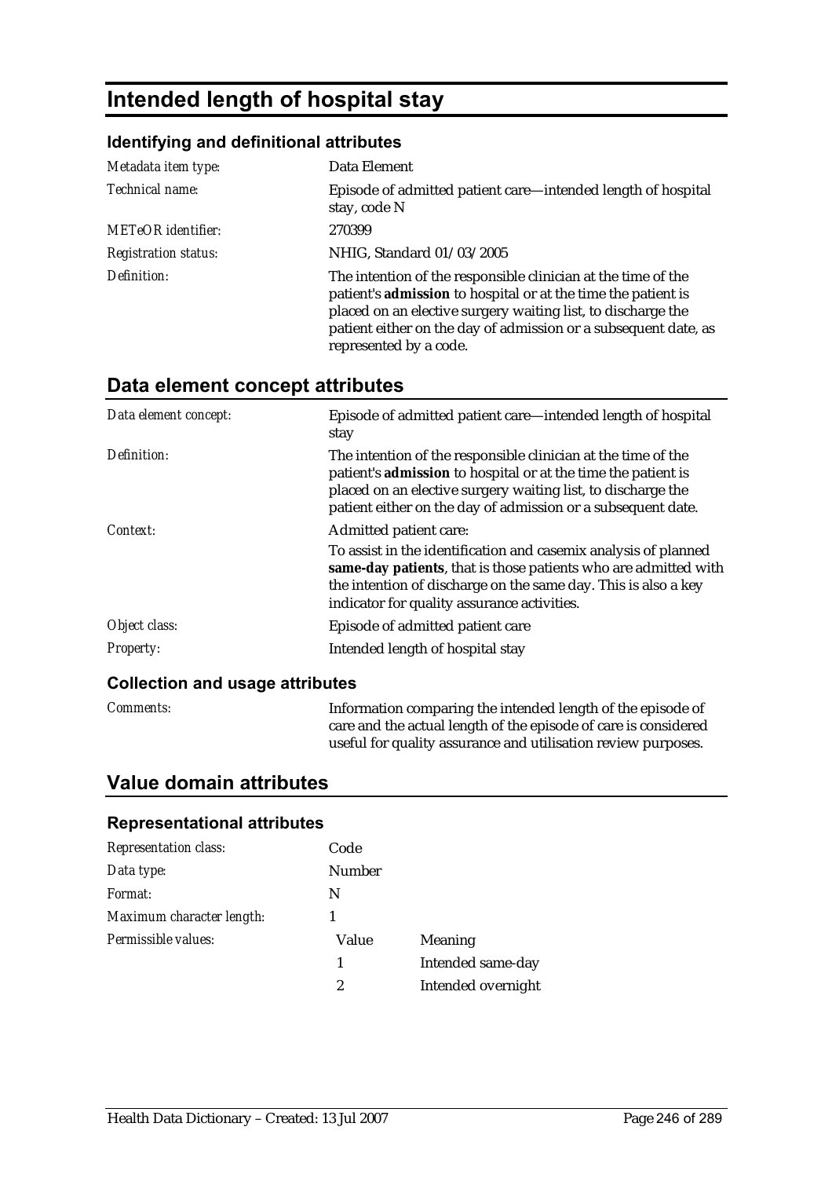# Intended length of hospital stay

## Identifying and definitional attributes

| | |
|---|---|
| *Metadata item type:* | Data Element |
| *Technical name:* | Episode of admitted patient care—intended length of hospital stay, code N |
| *METeOR identifier:* | 270399 |
| *Registration status:* | NHIG, Standard 01/03/2005 |
| *Definition:* | The intention of the responsible clinician at the time of the patient's **admission** to hospital or at the time the patient is placed on an elective surgery waiting list, to discharge the patient either on the day of admission or a subsequent date, as represented by a code. |

## Data element concept attributes

| | |
|---|---|
| *Data element concept:* | Episode of admitted patient care—intended length of hospital stay |
| *Definition:* | The intention of the responsible clinician at the time of the patient's **admission** to hospital or at the time the patient is placed on an elective surgery waiting list, to discharge the patient either on the day of admission or a subsequent date. |
| *Context:* | Admitted patient care:<br>To assist in the identification and casemix analysis of planned **same-day patients**, that is those patients who are admitted with the intention of discharge on the same day. This is also a key indicator for quality assurance activities. |
| *Object class:* | Episode of admitted patient care |
| *Property:* | Intended length of hospital stay |

### Collection and usage attributes

| | |
|---|---|
| *Comments:* | Information comparing the intended length of the episode of care and the actual length of the episode of care is considered useful for quality assurance and utilisation review purposes. |

## Value domain attributes

### Representational attributes

| | | |
|---|---|---|
| *Representation class:* | Code | |
| *Data type:* | Number | |
| *Format:* | N | |
| *Maximum character length:* | 1 | |
| *Permissible values:* | Value | Meaning |
| | 1 | Intended same-day |
| | 2 | Intended overnight |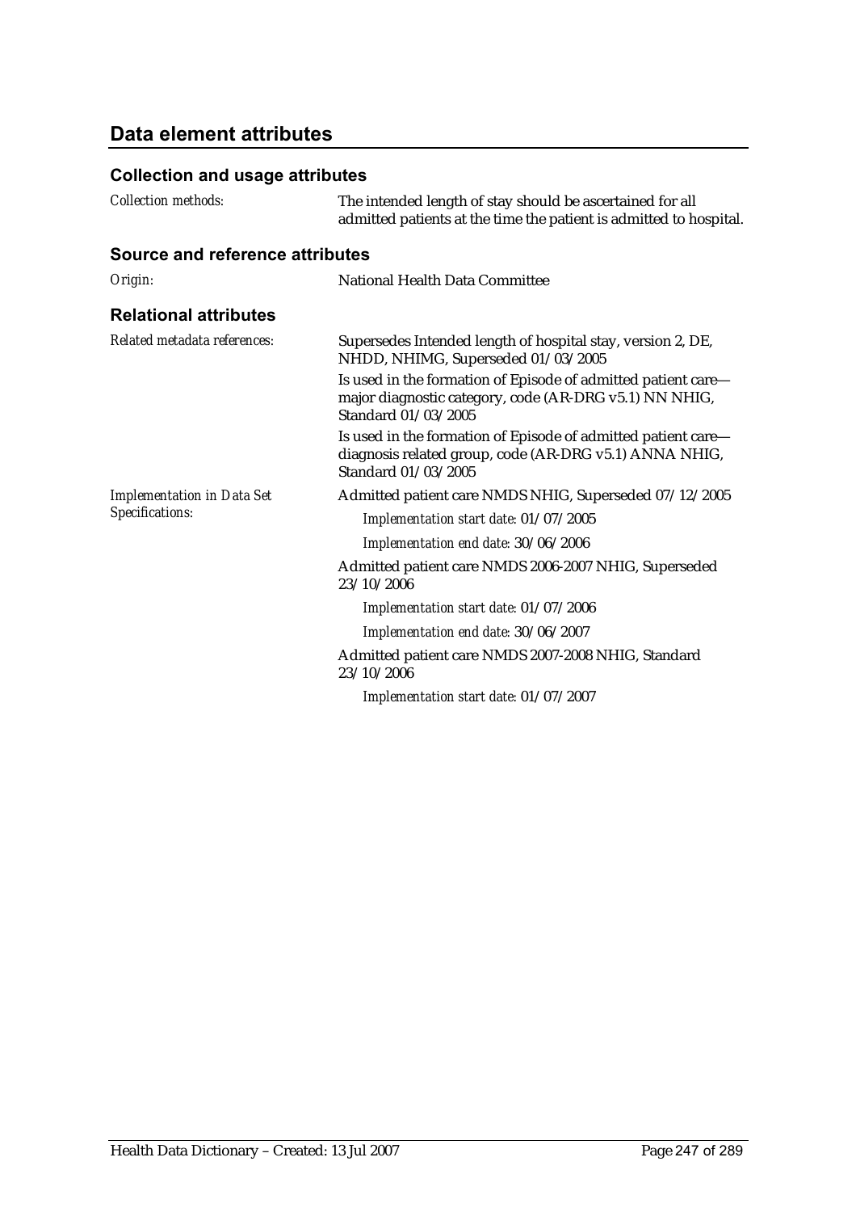## Data element attributes

### Collection and usage attributes

*Collection methods:* The intended length of stay should be ascertained for all admitted patients at the time the patient is admitted to hospital.

### Source and reference attributes

*Origin:* National Health Data Committee

### Relational attributes

*Related metadata references:*

Supersedes Intended length of hospital stay, version 2, DE, NHDD, NHIMG, Superseded 01/03/2005

Is used in the formation of Episode of admitted patient care—major diagnostic category, code (AR-DRG v5.1) NN NHIG, Standard 01/03/2005

Is used in the formation of Episode of admitted patient care—diagnosis related group, code (AR-DRG v5.1) ANNA NHIG, Standard 01/03/2005

*Implementation in Data Set Specifications:*

Admitted patient care NMDS NHIG, Superseded 07/12/2005

*Implementation start date:* 01/07/2005

*Implementation end date:* 30/06/2006

Admitted patient care NMDS 2006-2007 NHIG, Superseded 23/10/2006

*Implementation start date:* 01/07/2006

*Implementation end date:* 30/06/2007

Admitted patient care NMDS 2007-2008 NHIG, Standard 23/10/2006

*Implementation start date:* 01/07/2007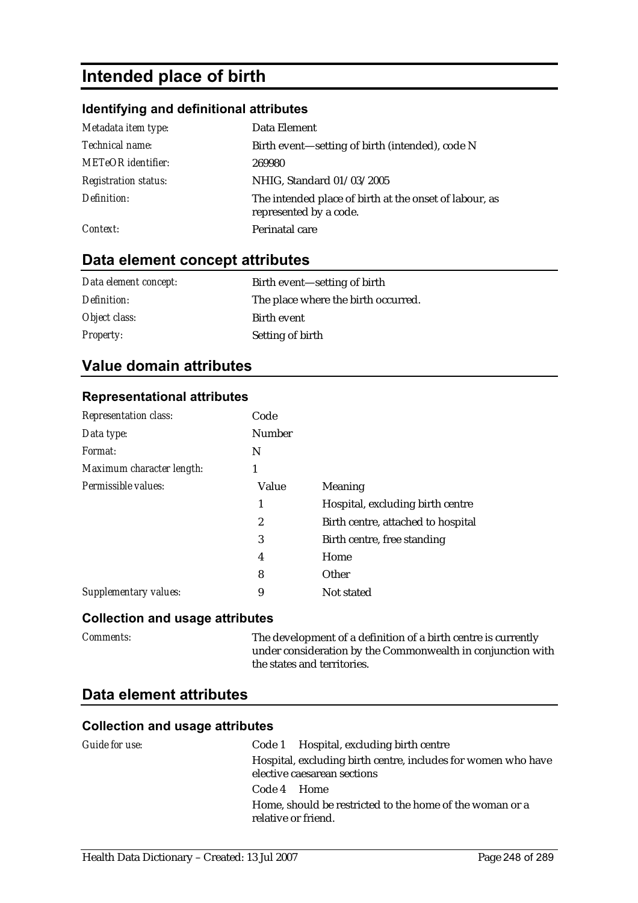# Intended place of birth

### Identifying and definitional attributes

| | |
|---|---|
| *Metadata item type:* | Data Element |
| *Technical name:* | Birth event—setting of birth (intended), code N |
| *METeOR identifier:* | 269980 |
| *Registration status:* | NHIG, Standard 01/03/2005 |
| *Definition:* | The intended place of birth at the onset of labour, as represented by a code. |
| *Context:* | Perinatal care |

## Data element concept attributes

| | |
|---|---|
| *Data element concept:* | Birth event—setting of birth |
| *Definition:* | The place where the birth occurred. |
| *Object class:* | Birth event |
| *Property:* | Setting of birth |

## Value domain attributes

### Representational attributes

| | | |
|---|---|---|
| *Representation class:* | Code | |
| *Data type:* | Number | |
| *Format:* | N | |
| *Maximum character length:* | 1 | |
| *Permissible values:* | Value | Meaning |
| | 1 | Hospital, excluding birth centre |
| | 2 | Birth centre, attached to hospital |
| | 3 | Birth centre, free standing |
| | 4 | Home |
| | 8 | Other |
| *Supplementary values:* | 9 | Not stated |

### Collection and usage attributes

| | |
|---|---|
| *Comments:* | The development of a definition of a birth centre is currently under consideration by the Commonwealth in conjunction with the states and territories. |

## Data element attributes

### Collection and usage attributes

*Guide for use:*

Code 1 Hospital, excluding birth centre

Hospital, excluding birth centre, includes for women who have elective caesarean sections

Code 4 Home

Home, should be restricted to the home of the woman or a relative or friend.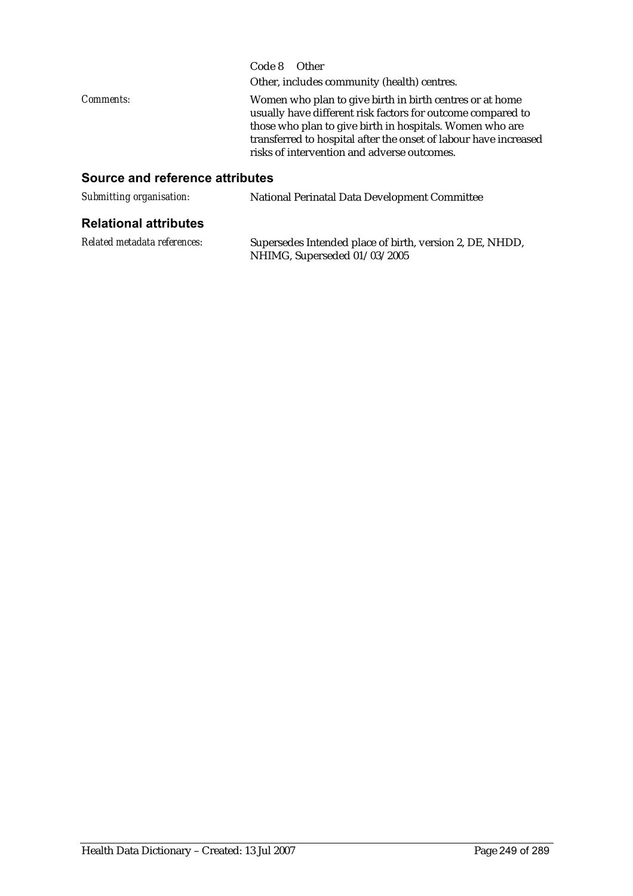Code 8 Other

Other, includes community (health) centres.

*Comments:* Women who plan to give birth in birth centres or at home usually have different risk factors for outcome compared to those who plan to give birth in hospitals. Women who are transferred to hospital after the onset of labour have increased risks of intervention and adverse outcomes.

## Source and reference attributes

*Submitting organisation:* National Perinatal Data Development Committee

## Relational attributes

*Related metadata references:* Supersedes Intended place of birth, version 2, DE, NHDD, NHIMG, Superseded 01/03/2005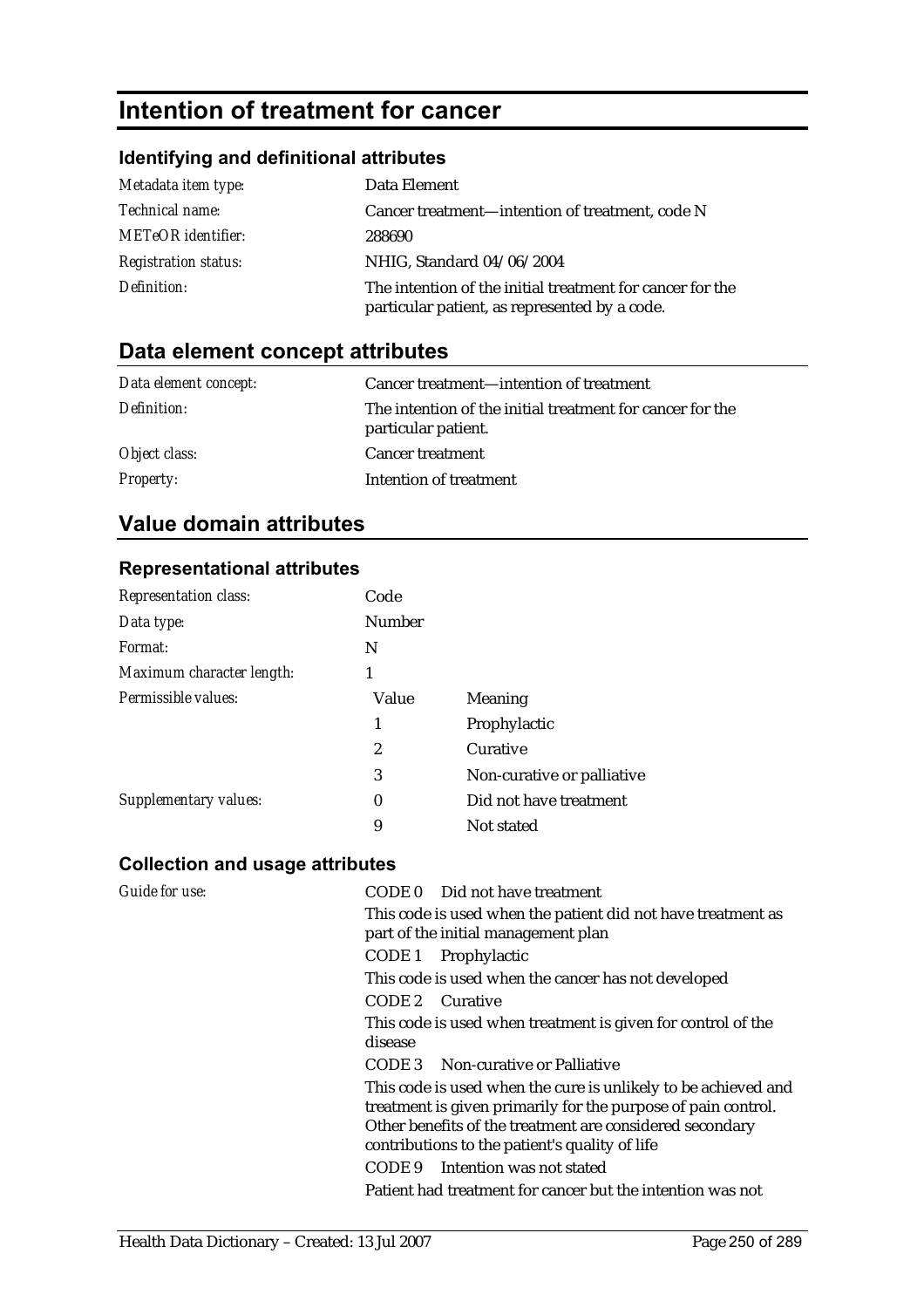# Intention of treatment for cancer

### Identifying and definitional attributes

| | |
|---|---|
| *Metadata item type:* | Data Element |
| *Technical name:* | Cancer treatment—intention of treatment, code N |
| *METeOR identifier:* | 288690 |
| *Registration status:* | NHIG, Standard 04/06/2004 |
| *Definition:* | The intention of the initial treatment for cancer for the particular patient, as represented by a code. |

## Data element concept attributes

| | |
|---|---|
| *Data element concept:* | Cancer treatment—intention of treatment |
| *Definition:* | The intention of the initial treatment for cancer for the particular patient. |
| *Object class:* | Cancer treatment |
| *Property:* | Intention of treatment |

## Value domain attributes

### Representational attributes

| | | |
|---|---|---|
| *Representation class:* | Code | |
| *Data type:* | Number | |
| *Format:* | N | |
| *Maximum character length:* | 1 | |
| *Permissible values:* | Value | Meaning |
| | 1 | Prophylactic |
| | 2 | Curative |
| | 3 | Non-curative or palliative |
| *Supplementary values:* | 0 | Did not have treatment |
| | 9 | Not stated |

### Collection and usage attributes

*Guide for use:*

CODE 0 Did not have treatment

This code is used when the patient did not have treatment as part of the initial management plan

CODE 1 Prophylactic

This code is used when the cancer has not developed

CODE 2 Curative

This code is used when treatment is given for control of the disease

CODE 3 Non-curative or Palliative

This code is used when the cure is unlikely to be achieved and treatment is given primarily for the purpose of pain control. Other benefits of the treatment are considered secondary contributions to the patient's quality of life

CODE 9 Intention was not stated

Patient had treatment for cancer but the intention was not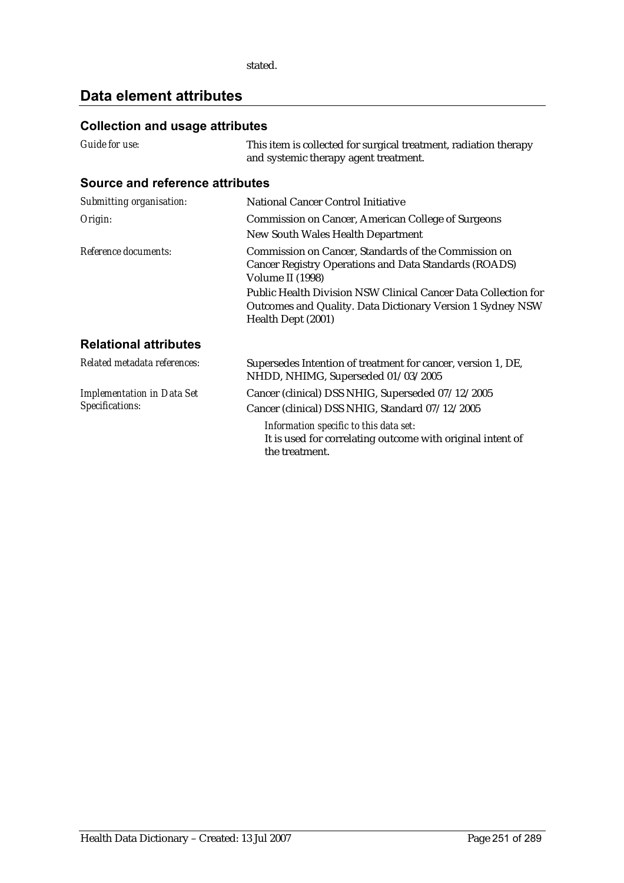stated.

## Data element attributes

### Collection and usage attributes

| | |
|---|---|
| *Guide for use:* | This item is collected for surgical treatment, radiation therapy and systemic therapy agent treatment. |

### Source and reference attributes

| | |
|---|---|
| *Submitting organisation:* | National Cancer Control Initiative |
| *Origin:* | Commission on Cancer, American College of Surgeons<br>New South Wales Health Department |
| *Reference documents:* | Commission on Cancer, Standards of the Commission on Cancer Registry Operations and Data Standards (ROADS) Volume II (1998)<br>Public Health Division NSW Clinical Cancer Data Collection for Outcomes and Quality. Data Dictionary Version 1 Sydney NSW Health Dept (2001) |

### Relational attributes

| | |
|---|---|
| *Related metadata references:* | Supersedes Intention of treatment for cancer, version 1, DE, NHDD, NHIMG, Superseded 01/03/2005 |
| *Implementation in Data Set Specifications:* | Cancer (clinical) DSS NHIG, Superseded 07/12/2005<br>Cancer (clinical) DSS NHIG, Standard 07/12/2005<br>*Information specific to this data set:*<br>It is used for correlating outcome with original intent of the treatment. |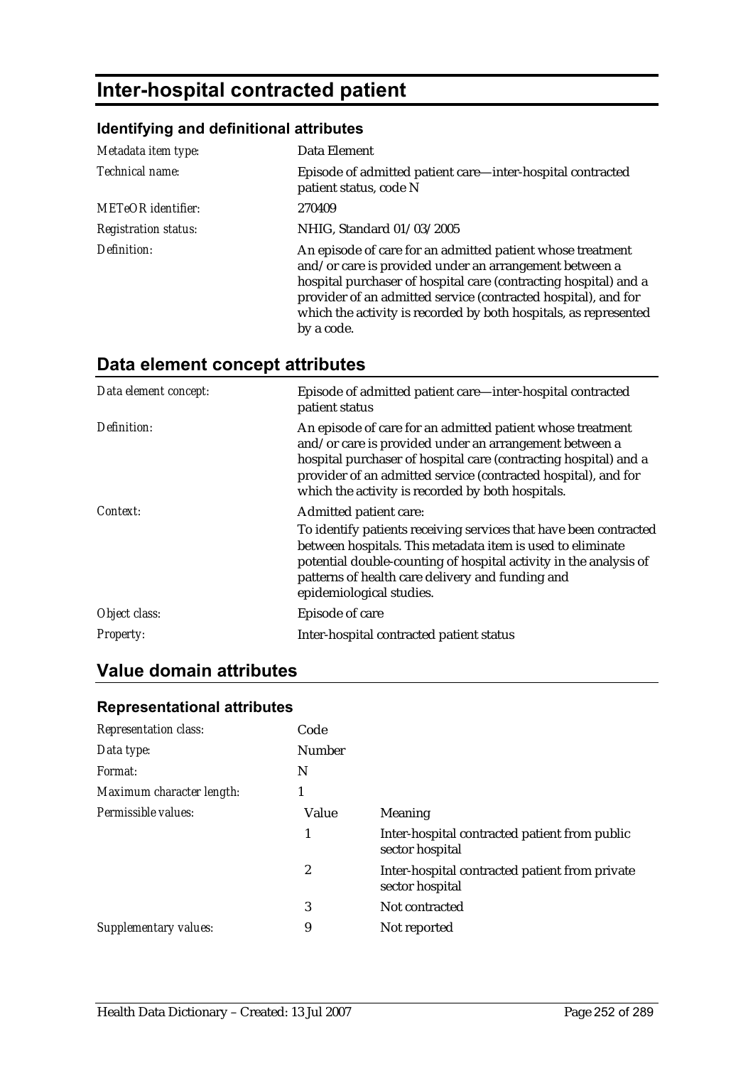# Inter-hospital contracted patient

### Identifying and definitional attributes

| | |
|---|---|
| *Metadata item type:* | Data Element |
| *Technical name:* | Episode of admitted patient care—inter-hospital contracted patient status, code N |
| *METeOR identifier:* | 270409 |
| *Registration status:* | NHIG, Standard 01/03/2005 |
| *Definition:* | An episode of care for an admitted patient whose treatment and/or care is provided under an arrangement between a hospital purchaser of hospital care (contracting hospital) and a provider of an admitted service (contracted hospital), and for which the activity is recorded by both hospitals, as represented by a code. |

## Data element concept attributes

| | |
|---|---|
| *Data element concept:* | Episode of admitted patient care—inter-hospital contracted patient status |
| *Definition:* | An episode of care for an admitted patient whose treatment and/or care is provided under an arrangement between a hospital purchaser of hospital care (contracting hospital) and a provider of an admitted service (contracted hospital), and for which the activity is recorded by both hospitals. |
| *Context:* | Admitted patient care:<br>To identify patients receiving services that have been contracted between hospitals. This metadata item is used to eliminate potential double-counting of hospital activity in the analysis of patterns of health care delivery and funding and epidemiological studies. |
| *Object class:* | Episode of care |
| *Property:* | Inter-hospital contracted patient status |

## Value domain attributes

### Representational attributes

| | | |
|---|---|---|
| *Representation class:* | Code | |
| *Data type:* | Number | |
| *Format:* | N | |
| *Maximum character length:* | 1 | |
| *Permissible values:* | Value | Meaning |
| | 1 | Inter-hospital contracted patient from public sector hospital |
| | 2 | Inter-hospital contracted patient from private sector hospital |
| | 3 | Not contracted |
| *Supplementary values:* | 9 | Not reported |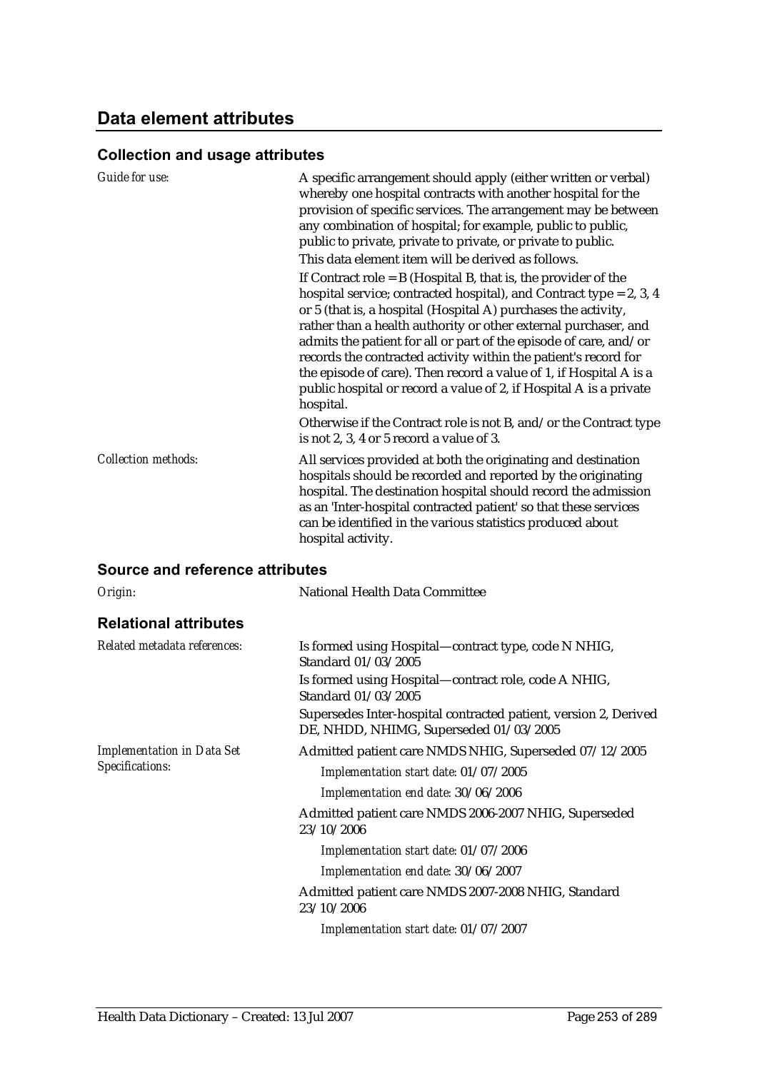## Data element attributes

### Collection and usage attributes

*Guide for use:*

A specific arrangement should apply (either written or verbal) whereby one hospital contracts with another hospital for the provision of specific services. The arrangement may be between any combination of hospital; for example, public to public, public to private, private to private, or private to public.

This data element item will be derived as follows.

If Contract role = B (Hospital B, that is, the provider of the hospital service; contracted hospital), and Contract type = 2, 3, 4 or 5 (that is, a hospital (Hospital A) purchases the activity, rather than a health authority or other external purchaser, and admits the patient for all or part of the episode of care, and/or records the contracted activity within the patient's record for the episode of care). Then record a value of 1, if Hospital A is a public hospital or record a value of 2, if Hospital A is a private hospital.

Otherwise if the Contract role is not B, and/or the Contract type is not 2, 3, 4 or 5 record a value of 3.

*Collection methods:*

All services provided at both the originating and destination hospitals should be recorded and reported by the originating hospital. The destination hospital should record the admission as an 'Inter-hospital contracted patient' so that these services can be identified in the various statistics produced about hospital activity.

### Source and reference attributes

*Origin:* National Health Data Committee

### Relational attributes

*Related metadata references:*

Is formed using Hospital—contract type, code N NHIG, Standard 01/03/2005

Is formed using Hospital—contract role, code A NHIG, Standard 01/03/2005

Supersedes Inter-hospital contracted patient, version 2, Derived DE, NHDD, NHIMG, Superseded 01/03/2005

*Implementation in Data Set Specifications:*

Admitted patient care NMDS NHIG, Superseded 07/12/2005

*Implementation start date:* 01/07/2005

*Implementation end date:* 30/06/2006

Admitted patient care NMDS 2006-2007 NHIG, Superseded 23/10/2006

*Implementation start date:* 01/07/2006

*Implementation end date:* 30/06/2007

Admitted patient care NMDS 2007-2008 NHIG, Standard 23/10/2006

*Implementation start date:* 01/07/2007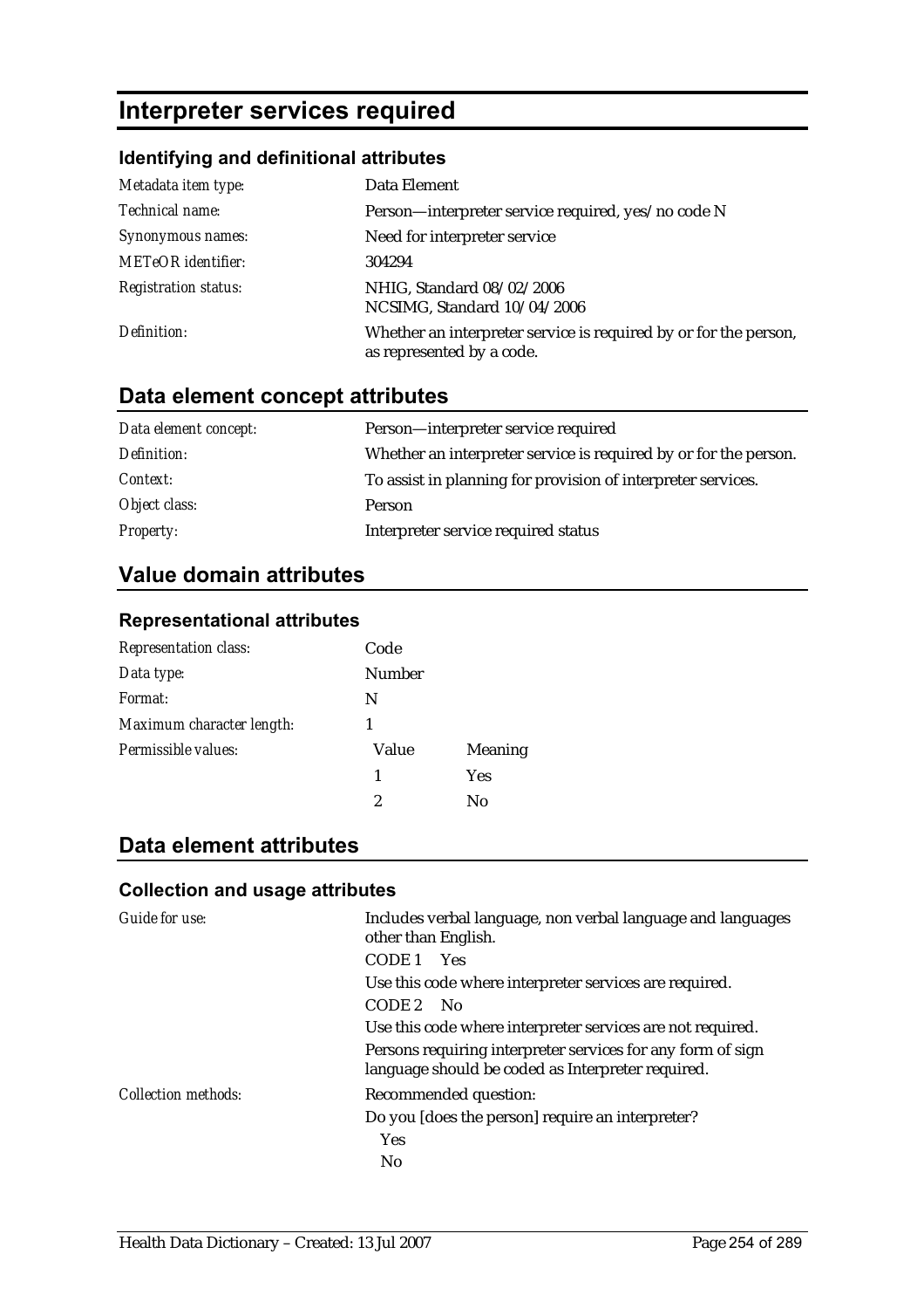# Interpreter services required

### Identifying and definitional attributes

| | |
|---|---|
| *Metadata item type:* | Data Element |
| *Technical name:* | Person—interpreter service required, yes/no code N |
| *Synonymous names:* | Need for interpreter service |
| *METeOR identifier:* | 304294 |
| *Registration status:* | NHIG, Standard 08/02/2006<br>NCSIMG, Standard 10/04/2006 |
| *Definition:* | Whether an interpreter service is required by or for the person, as represented by a code. |

## Data element concept attributes

| | |
|---|---|
| *Data element concept:* | Person—interpreter service required |
| *Definition:* | Whether an interpreter service is required by or for the person. |
| *Context:* | To assist in planning for provision of interpreter services. |
| *Object class:* | Person |
| *Property:* | Interpreter service required status |

## Value domain attributes

### Representational attributes

| | | |
|---|---|---|
| *Representation class:* | Code | |
| *Data type:* | Number | |
| *Format:* | N | |
| *Maximum character length:* | 1 | |
| *Permissible values:* | Value | Meaning |
| | 1 | Yes |
| | 2 | No |

## Data element attributes

### Collection and usage attributes

*Guide for use:*

Includes verbal language, non verbal language and languages other than English.

CODE 1 Yes

Use this code where interpreter services are required.

CODE 2 No

Use this code where interpreter services are not required.

Persons requiring interpreter services for any form of sign language should be coded as Interpreter required.

*Collection methods:*

Recommended question:

Do you [does the person] require an interpreter?

Yes

No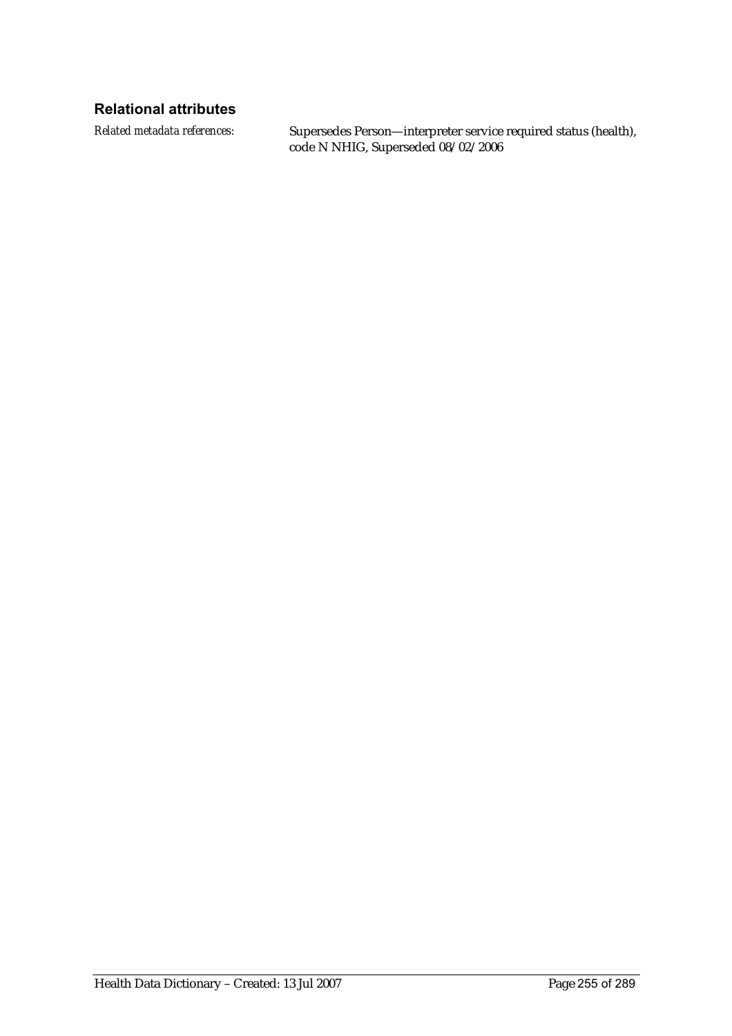### Relational attributes

*Related metadata references:* Supersedes Person—interpreter service required status (health), code N NHIG, Superseded 08/02/2006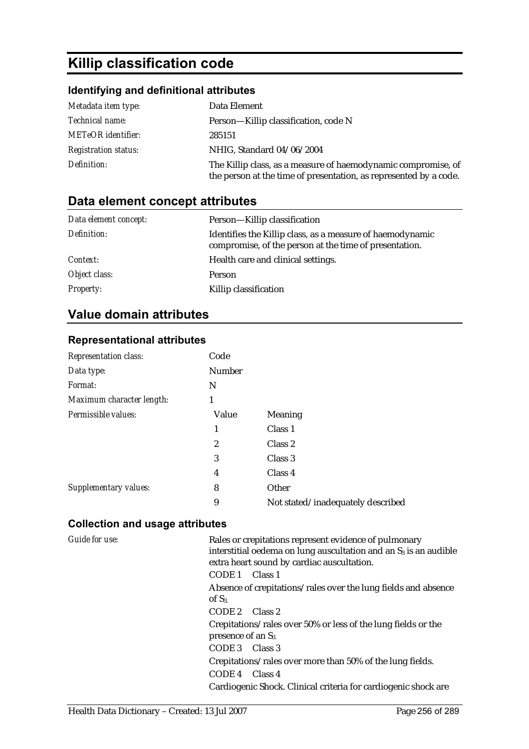# Killip classification code

## Identifying and definitional attributes

| | |
|---|---|
| *Metadata item type:* | Data Element |
| *Technical name:* | Person—Killip classification, code N |
| *METeOR identifier:* | 285151 |
| *Registration status:* | NHIG, Standard 04/06/2004 |
| *Definition:* | The Killip class, as a measure of haemodynamic compromise, of the person at the time of presentation, as represented by a code. |

## Data element concept attributes

| | |
|---|---|
| *Data element concept:* | Person—Killip classification |
| *Definition:* | Identifies the Killip class, as a measure of haemodynamic compromise, of the person at the time of presentation. |
| *Context:* | Health care and clinical settings. |
| *Object class:* | Person |
| *Property:* | Killip classification |

## Value domain attributes

### Representational attributes

| | | |
|---|---|---|
| *Representation class:* | Code | |
| *Data type:* | Number | |
| *Format:* | N | |
| *Maximum character length:* | 1 | |
| *Permissible values:* | Value | Meaning |
| | 1 | Class 1 |
| | 2 | Class 2 |
| | 3 | Class 3 |
| | 4 | Class 4 |
| *Supplementary values:* | 8 | Other |
| | 9 | Not stated/inadequately described |

### Collection and usage attributes

*Guide for use:*

Rales or crepitations represent evidence of pulmonary interstitial oedema on lung auscultation and an $S_3$ is an audible extra heart sound by cardiac auscultation.

CODE 1 Class 1

Absence of crepitations/rales over the lung fields and absence of $S_3$.

CODE 2 Class 2

Crepitations/rales over 50% or less of the lung fields or the presence of an $S_3$.

CODE 3 Class 3

Crepitations/rales over more than 50% of the lung fields.

CODE 4 Class 4

Cardiogenic Shock. Clinical criteria for cardiogenic shock are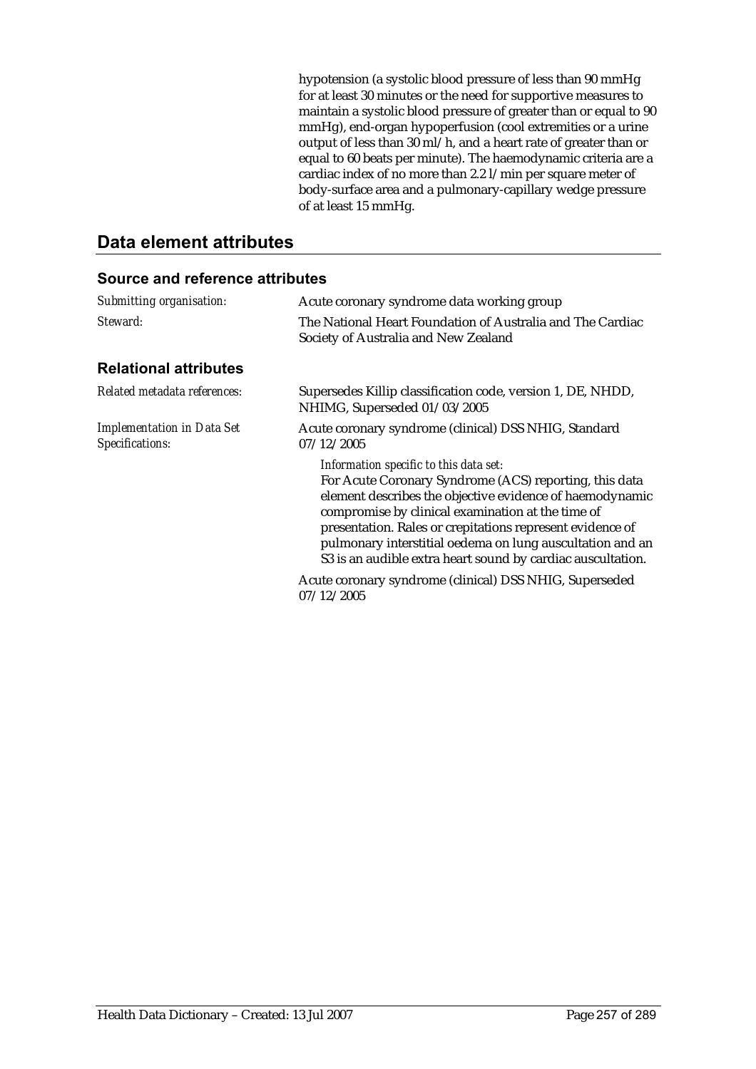hypotension (a systolic blood pressure of less than 90 mmHg for at least 30 minutes or the need for supportive measures to maintain a systolic blood pressure of greater than or equal to 90 mmHg), end-organ hypoperfusion (cool extremities or a urine output of less than 30 ml/h, and a heart rate of greater than or equal to 60 beats per minute). The haemodynamic criteria are a cardiac index of no more than 2.2 l/min per square meter of body-surface area and a pulmonary-capillary wedge pressure of at least 15 mmHg.

## Data element attributes

### Source and reference attributes

| | |
|---|---|
| *Submitting organisation:* | Acute coronary syndrome data working group |
| *Steward:* | The National Heart Foundation of Australia and The Cardiac Society of Australia and New Zealand |

### Relational attributes

| | |
|---|---|
| *Related metadata references:* | Supersedes Killip classification code, version 1, DE, NHDD, NHIMG, Superseded 01/03/2005 |
| *Implementation in Data Set Specifications:* | Acute coronary syndrome (clinical) DSS NHIG, Standard 07/12/2005<br><br>*Information specific to this data set:*<br>For Acute Coronary Syndrome (ACS) reporting, this data element describes the objective evidence of haemodynamic compromise by clinical examination at the time of presentation. Rales or crepitations represent evidence of pulmonary interstitial oedema on lung auscultation and an S3 is an audible extra heart sound by cardiac auscultation.<br><br>Acute coronary syndrome (clinical) DSS NHIG, Superseded 07/12/2005 |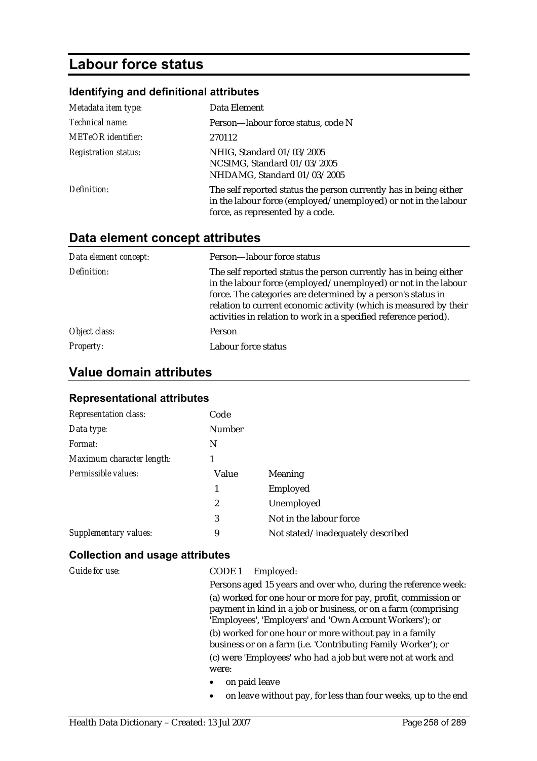# Labour force status

### Identifying and definitional attributes

| | |
|---|---|
| *Metadata item type:* | Data Element |
| *Technical name:* | Person—labour force status, code N |
| *METeOR identifier:* | 270112 |
| *Registration status:* | NHIG, Standard 01/03/2005<br>NCSIMG, Standard 01/03/2005<br>NHDAMG, Standard 01/03/2005 |
| *Definition:* | The self reported status the person currently has in being either in the labour force (employed/unemployed) or not in the labour force, as represented by a code. |

## Data element concept attributes

| | |
|---|---|
| *Data element concept:* | Person—labour force status |
| *Definition:* | The self reported status the person currently has in being either in the labour force (employed/unemployed) or not in the labour force. The categories are determined by a person's status in relation to current economic activity (which is measured by their activities in relation to work in a specified reference period). |
| *Object class:* | Person |
| *Property:* | Labour force status |

## Value domain attributes

### Representational attributes

| | | |
|---|---|---|
| *Representation class:* | Code | |
| *Data type:* | Number | |
| *Format:* | N | |
| *Maximum character length:* | 1 | |
| *Permissible values:* | Value | Meaning |
| | 1 | Employed |
| | 2 | Unemployed |
| | 3 | Not in the labour force |
| *Supplementary values:* | 9 | Not stated/inadequately described |

### Collection and usage attributes

*Guide for use:*

CODE 1 Employed:

Persons aged 15 years and over who, during the reference week:

(a) worked for one hour or more for pay, profit, commission or payment in kind in a job or business, or on a farm (comprising 'Employees', 'Employers' and 'Own Account Workers'); or

(b) worked for one hour or more without pay in a family business or on a farm (i.e. 'Contributing Family Worker'); or

(c) were 'Employees' who had a job but were not at work and were:

- on paid leave
- on leave without pay, for less than four weeks, up to the end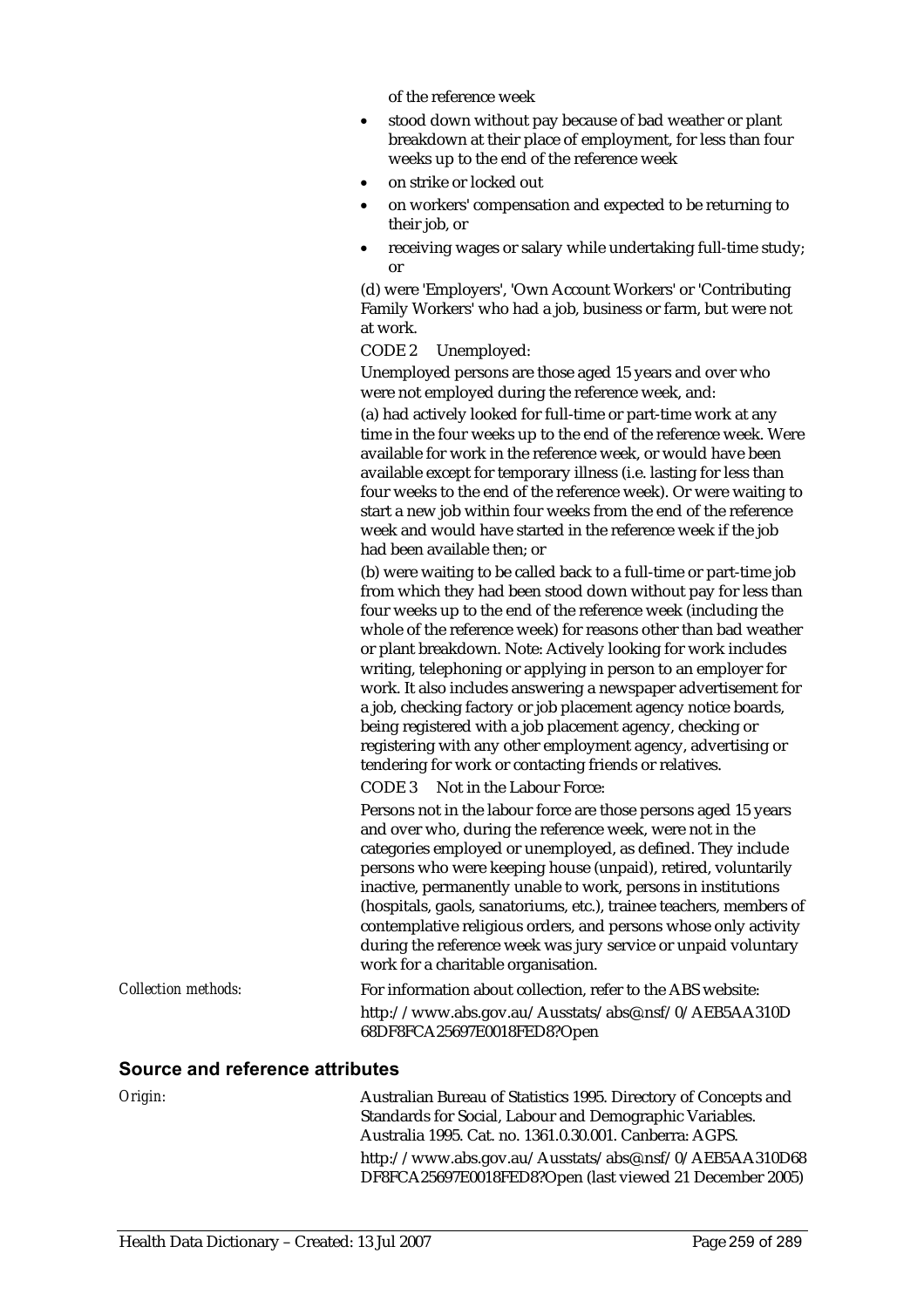of the reference week

- stood down without pay because of bad weather or plant breakdown at their place of employment, for less than four weeks up to the end of the reference week
- on strike or locked out
- on workers' compensation and expected to be returning to their job, or
- receiving wages or salary while undertaking full-time study; or

(d) were 'Employers', 'Own Account Workers' or 'Contributing Family Workers' who had a job, business or farm, but were not at work.

CODE 2 Unemployed:

Unemployed persons are those aged 15 years and over who were not employed during the reference week, and:

(a) had actively looked for full-time or part-time work at any time in the four weeks up to the end of the reference week. Were available for work in the reference week, or would have been available except for temporary illness (i.e. lasting for less than four weeks to the end of the reference week). Or were waiting to start a new job within four weeks from the end of the reference week and would have started in the reference week if the job had been available then; or

(b) were waiting to be called back to a full-time or part-time job from which they had been stood down without pay for less than four weeks up to the end of the reference week (including the whole of the reference week) for reasons other than bad weather or plant breakdown. Note: Actively looking for work includes writing, telephoning or applying in person to an employer for work. It also includes answering a newspaper advertisement for a job, checking factory or job placement agency notice boards, being registered with a job placement agency, checking or registering with any other employment agency, advertising or tendering for work or contacting friends or relatives.

CODE 3 Not in the Labour Force:

Persons not in the labour force are those persons aged 15 years and over who, during the reference week, were not in the categories employed or unemployed, as defined. They include persons who were keeping house (unpaid), retired, voluntarily inactive, permanently unable to work, persons in institutions (hospitals, gaols, sanatoriums, etc.), trainee teachers, members of contemplative religious orders, and persons whose only activity during the reference week was jury service or unpaid voluntary work for a charitable organisation.

*Collection methods:* For information about collection, refer to the ABS website: http://www.abs.gov.au/Ausstats/abs@.nsf/0/AEB5AA310D68DF8FCA25697E0018FED8?Open

## Source and reference attributes

*Origin:* Australian Bureau of Statistics 1995. Directory of Concepts and Standards for Social, Labour and Demographic Variables. Australia 1995. Cat. no. 1361.0.30.001. Canberra: AGPS.

http://www.abs.gov.au/Ausstats/abs@.nsf/0/AEB5AA310D68DF8FCA25697E0018FED8?Open (last viewed 21 December 2005)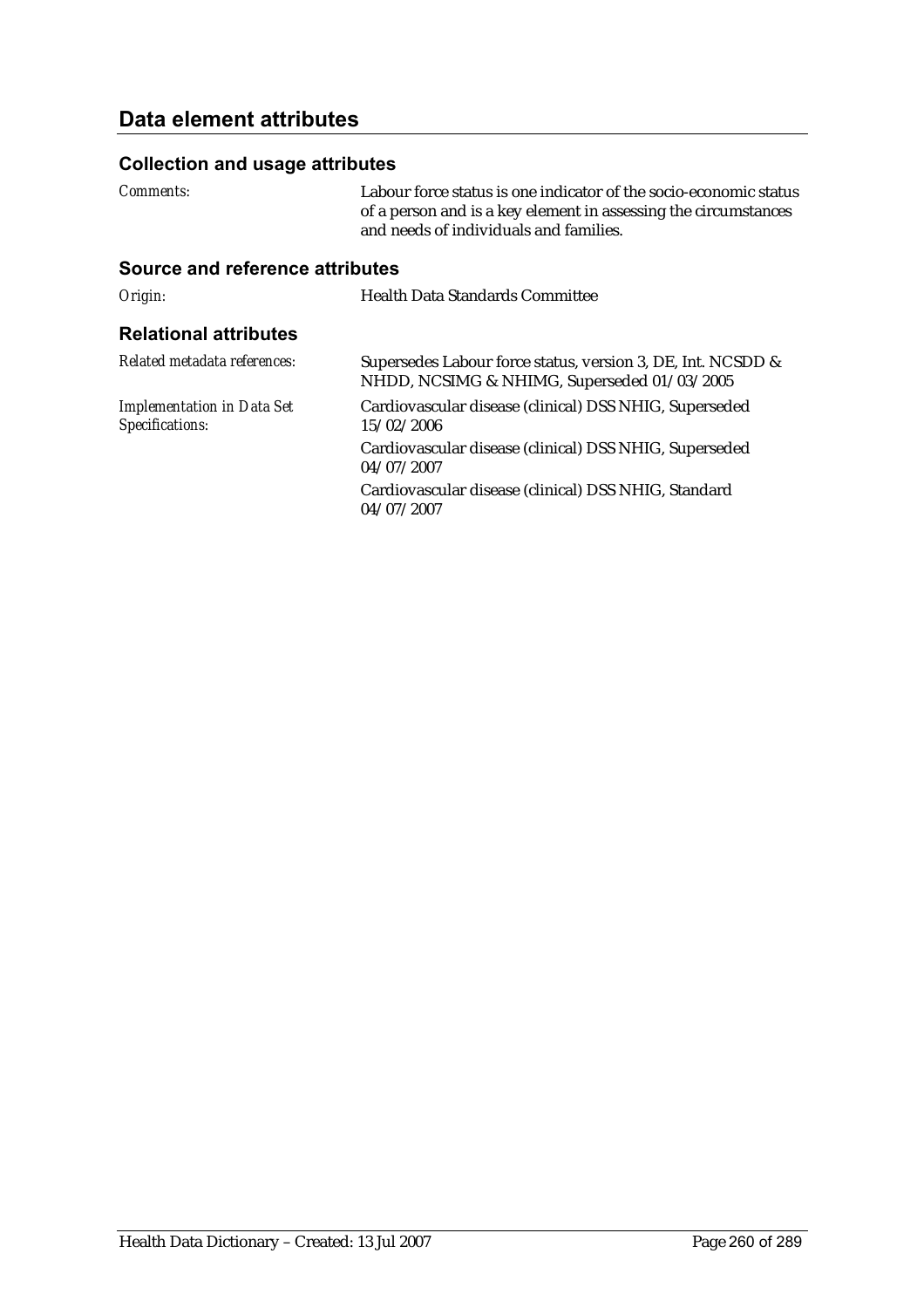## Data element attributes

### Collection and usage attributes

*Comments:* Labour force status is one indicator of the socio-economic status of a person and is a key element in assessing the circumstances and needs of individuals and families.

### Source and reference attributes

*Origin:* Health Data Standards Committee

### Relational attributes

*Related metadata references:* Supersedes Labour force status, version 3, DE, Int. NCSDD & NHDD, NCSIMG & NHIMG, Superseded 01/03/2005

*Implementation in Data Set Specifications:*
Cardiovascular disease (clinical) DSS NHIG, Superseded 15/02/2006

Cardiovascular disease (clinical) DSS NHIG, Superseded 04/07/2007

Cardiovascular disease (clinical) DSS NHIG, Standard 04/07/2007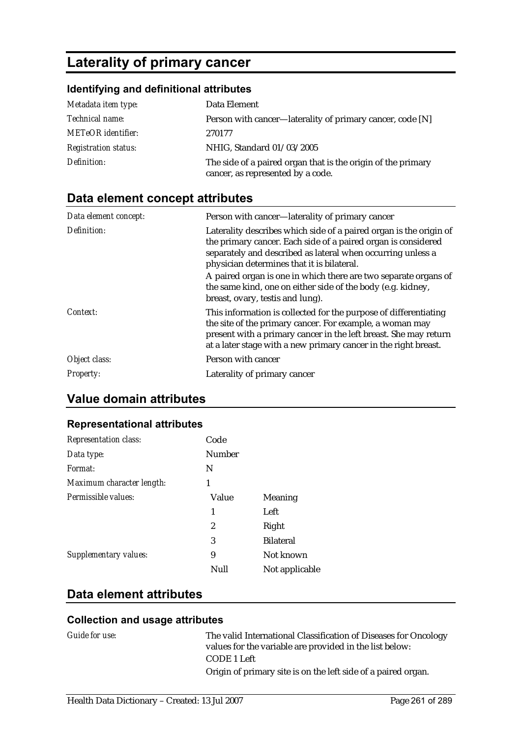# Laterality of primary cancer

### Identifying and definitional attributes

| | |
|---|---|
| *Metadata item type:* | Data Element |
| *Technical name:* | Person with cancer—laterality of primary cancer, code [N] |
| *METeOR identifier:* | 270177 |
| *Registration status:* | NHIG, Standard 01/03/2005 |
| *Definition:* | The side of a paired organ that is the origin of the primary cancer, as represented by a code. |

## Data element concept attributes

| | |
|---|---|
| *Data element concept:* | Person with cancer—laterality of primary cancer |
| *Definition:* | Laterality describes which side of a paired organ is the origin of the primary cancer. Each side of a paired organ is considered separately and described as lateral when occurring unless a physician determines that it is bilateral.<br>A paired organ is one in which there are two separate organs of the same kind, one on either side of the body (e.g. kidney, breast, ovary, testis and lung). |
| *Context:* | This information is collected for the purpose of differentiating the site of the primary cancer. For example, a woman may present with a primary cancer in the left breast. She may return at a later stage with a new primary cancer in the right breast. |
| *Object class:* | Person with cancer |
| *Property:* | Laterality of primary cancer |

## Value domain attributes

### Representational attributes

| | | |
|---|---|---|
| *Representation class:* | Code | |
| *Data type:* | Number | |
| *Format:* | N | |
| *Maximum character length:* | 1 | |
| *Permissible values:* | Value | Meaning |
| | 1 | Left |
| | 2 | Right |
| | 3 | Bilateral |
| *Supplementary values:* | 9 | Not known |
| | Null | Not applicable |

## Data element attributes

### Collection and usage attributes

| | |
|---|---|
| *Guide for use:* | The valid International Classification of Diseases for Oncology values for the variable are provided in the list below:<br>CODE 1 Left<br>Origin of primary site is on the left side of a paired organ. |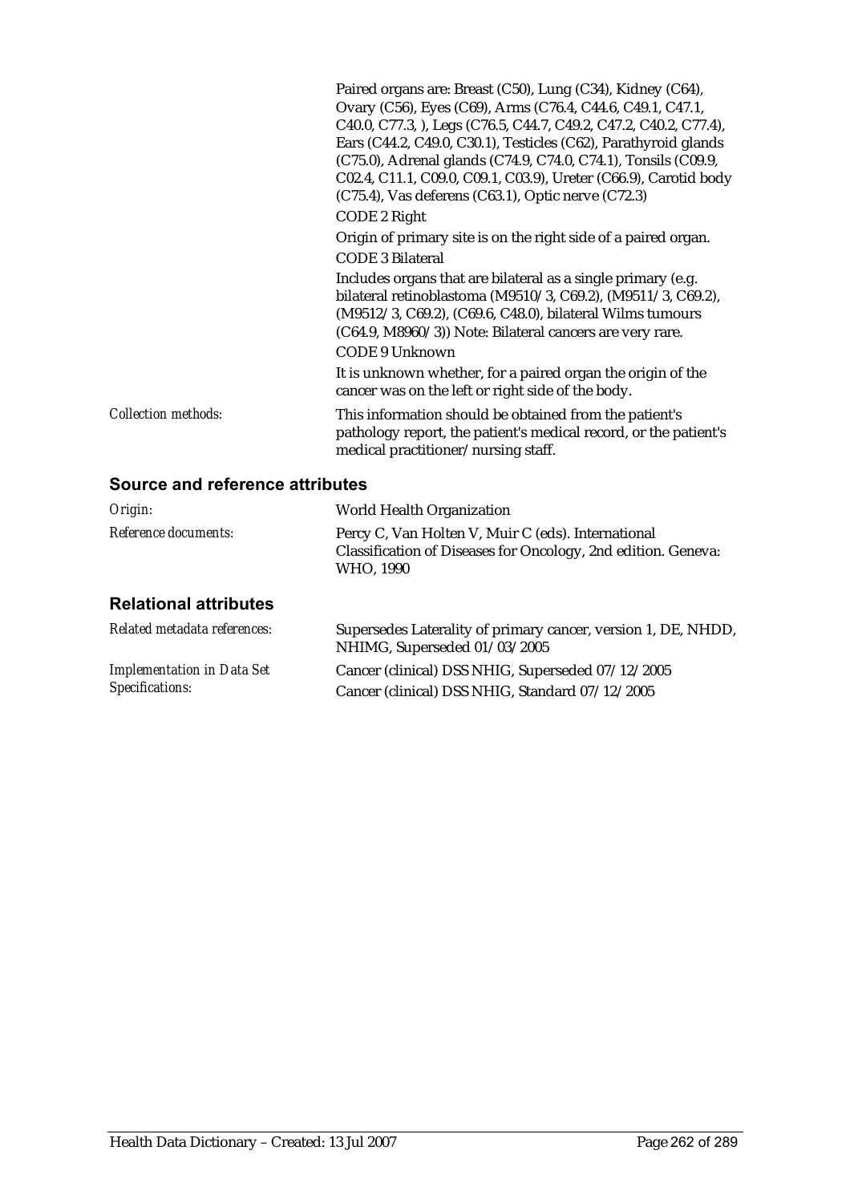| | |
|---|---|
| | Paired organs are: Breast (C50), Lung (C34), Kidney (C64), Ovary (C56), Eyes (C69), Arms (C76.4, C44.6, C49.1, C47.1, C40.0, C77.3, ), Legs (C76.5, C44.7, C49.2, C47.2, C40.2, C77.4), Ears (C44.2, C49.0, C30.1), Testicles (C62), Parathyroid glands (C75.0), Adrenal glands (C74.9, C74.0, C74.1), Tonsils (C09.9, C02.4, C11.1, C09.0, C09.1, C03.9), Ureter (C66.9), Carotid body (C75.4), Vas deferens (C63.1), Optic nerve (C72.3) |
| | CODE 2 Right |
| | Origin of primary site is on the right side of a paired organ. |
| | CODE 3 Bilateral |
| | Includes organs that are bilateral as a single primary (e.g. bilateral retinoblastoma (M9510/3, C69.2), (M9511/3, C69.2), (M9512/3, C69.2), (C69.6, C48.0), bilateral Wilms tumours (C64.9, M8960/3)) Note: Bilateral cancers are very rare. |
| | CODE 9 Unknown |
| | It is unknown whether, for a paired organ the origin of the cancer was on the left or right side of the body. |
| *Collection methods:* | This information should be obtained from the patient's pathology report, the patient's medical record, or the patient's medical practitioner/nursing staff. |

## Source and reference attributes

| | |
|---|---|
| *Origin:* | World Health Organization |
| *Reference documents:* | Percy C, Van Holten V, Muir C (eds). International Classification of Diseases for Oncology, 2nd edition. Geneva: WHO, 1990 |

## Relational attributes

| | |
|---|---|
| *Related metadata references:* | Supersedes Laterality of primary cancer, version 1, DE, NHDD, NHIMG, Superseded 01/03/2005 |
| *Implementation in Data Set Specifications:* | Cancer (clinical) DSS NHIG, Superseded 07/12/2005<br>Cancer (clinical) DSS NHIG, Standard 07/12/2005 |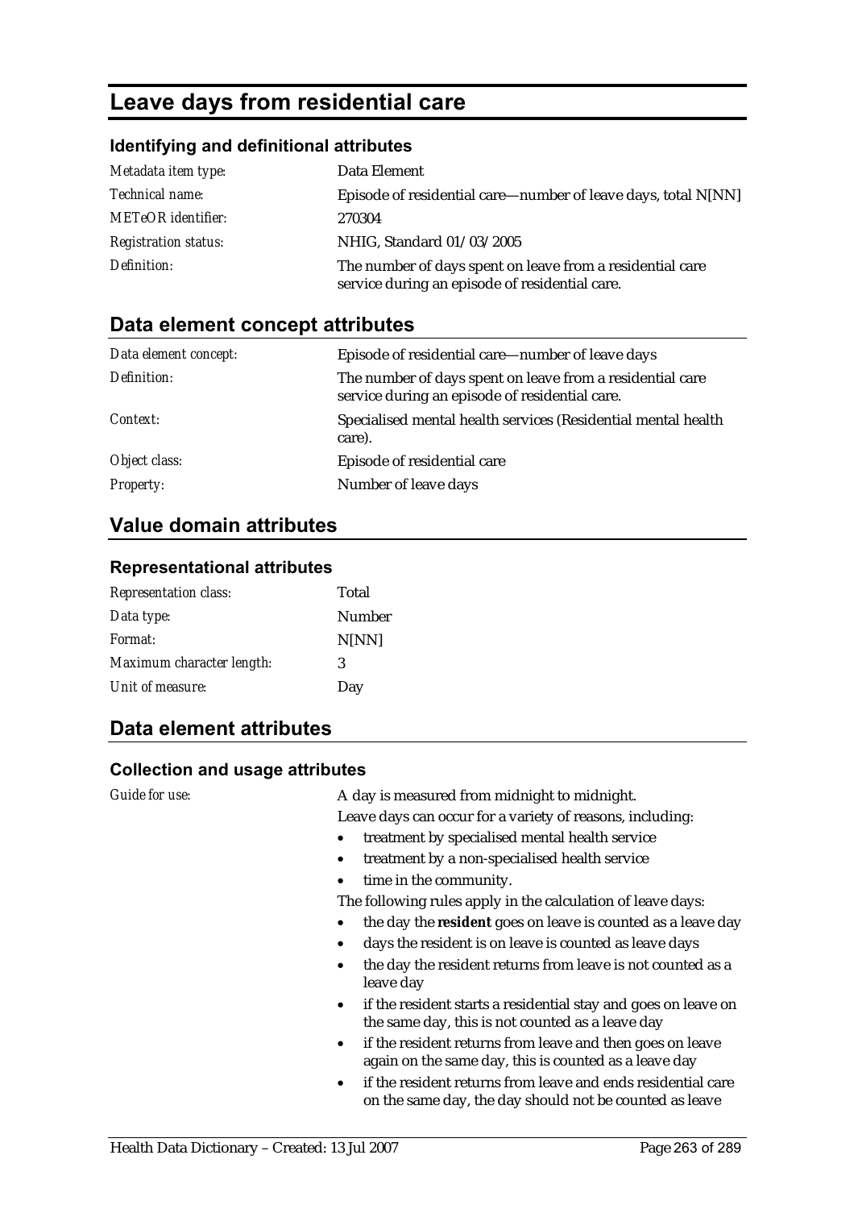# Leave days from residential care

## Identifying and definitional attributes

| | |
|---|---|
| *Metadata item type:* | Data Element |
| *Technical name:* | Episode of residential care—number of leave days, total N[NN] |
| *METeOR identifier:* | 270304 |
| *Registration status:* | NHIG, Standard 01/03/2005 |
| *Definition:* | The number of days spent on leave from a residential care service during an episode of residential care. |

## Data element concept attributes

| | |
|---|---|
| *Data element concept:* | Episode of residential care—number of leave days |
| *Definition:* | The number of days spent on leave from a residential care service during an episode of residential care. |
| *Context:* | Specialised mental health services (Residential mental health care). |
| *Object class:* | Episode of residential care |
| *Property:* | Number of leave days |

## Value domain attributes

### Representational attributes

| | |
|---|---|
| *Representation class:* | Total |
| *Data type:* | Number |
| *Format:* | N[NN] |
| *Maximum character length:* | 3 |
| *Unit of measure:* | Day |

## Data element attributes

### Collection and usage attributes

*Guide for use:*

A day is measured from midnight to midnight.

Leave days can occur for a variety of reasons, including:

- treatment by specialised mental health service
- treatment by a non-specialised health service
- time in the community.

The following rules apply in the calculation of leave days:

- the day the **resident** goes on leave is counted as a leave day
- days the resident is on leave is counted as leave days
- the day the resident returns from leave is not counted as a leave day
- if the resident starts a residential stay and goes on leave on the same day, this is not counted as a leave day
- if the resident returns from leave and then goes on leave again on the same day, this is counted as a leave day
- if the resident returns from leave and ends residential care on the same day, the day should not be counted as leave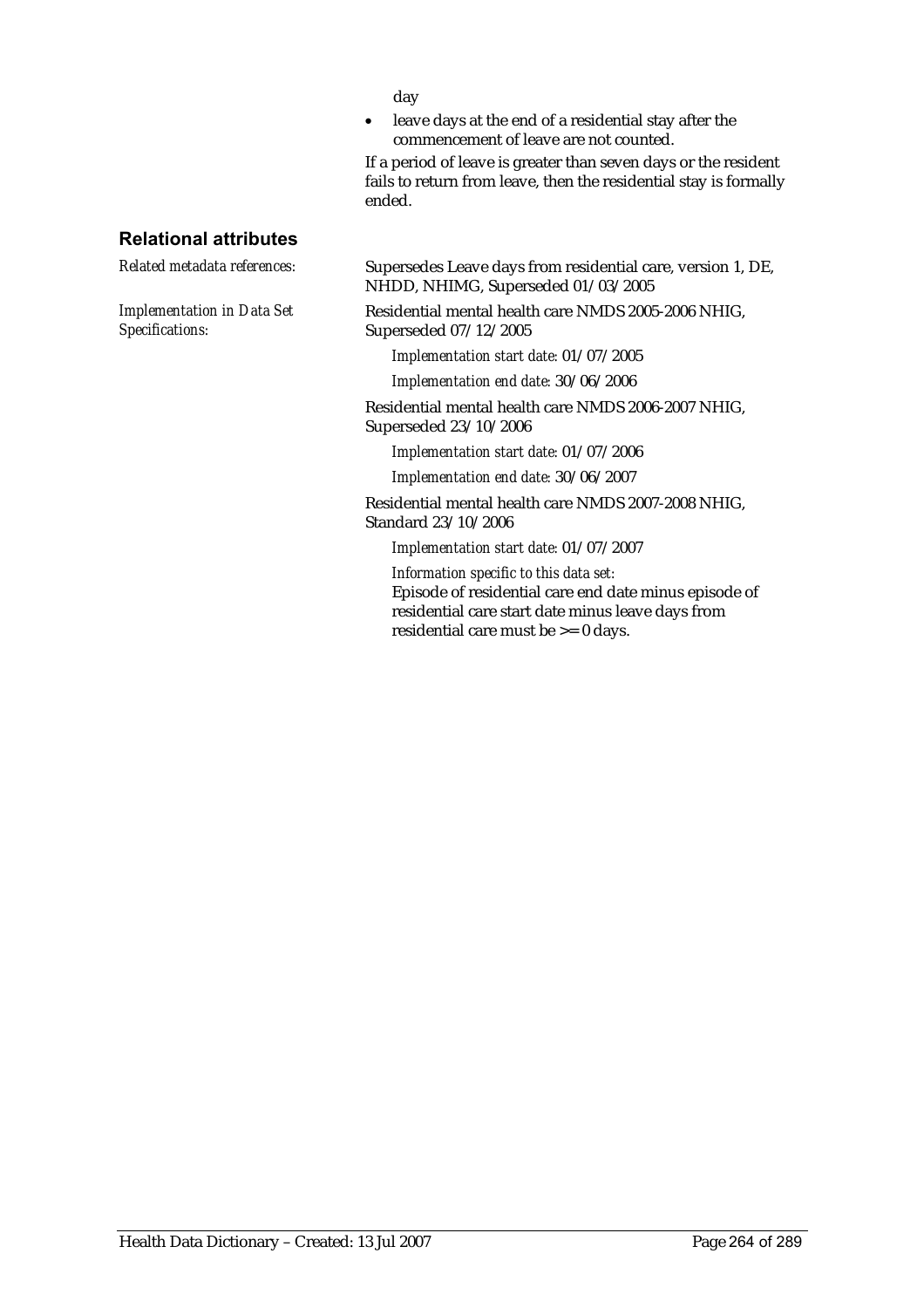day

- leave days at the end of a residential stay after the commencement of leave are not counted.

If a period of leave is greater than seven days or the resident fails to return from leave, then the residential stay is formally ended.

## Relational attributes

*Related metadata references:*

Supersedes Leave days from residential care, version 1, DE, NHDD, NHIMG, Superseded 01/03/2005

*Implementation in Data Set Specifications:*

Residential mental health care NMDS 2005-2006 NHIG, Superseded 07/12/2005

*Implementation start date:* 01/07/2005

*Implementation end date:* 30/06/2006

Residential mental health care NMDS 2006-2007 NHIG, Superseded 23/10/2006

*Implementation start date:* 01/07/2006

*Implementation end date:* 30/06/2007

Residential mental health care NMDS 2007-2008 NHIG, Standard 23/10/2006

*Implementation start date:* 01/07/2007

*Information specific to this data set:*

Episode of residential care end date minus episode of residential care start date minus leave days from residential care must be >= 0 days.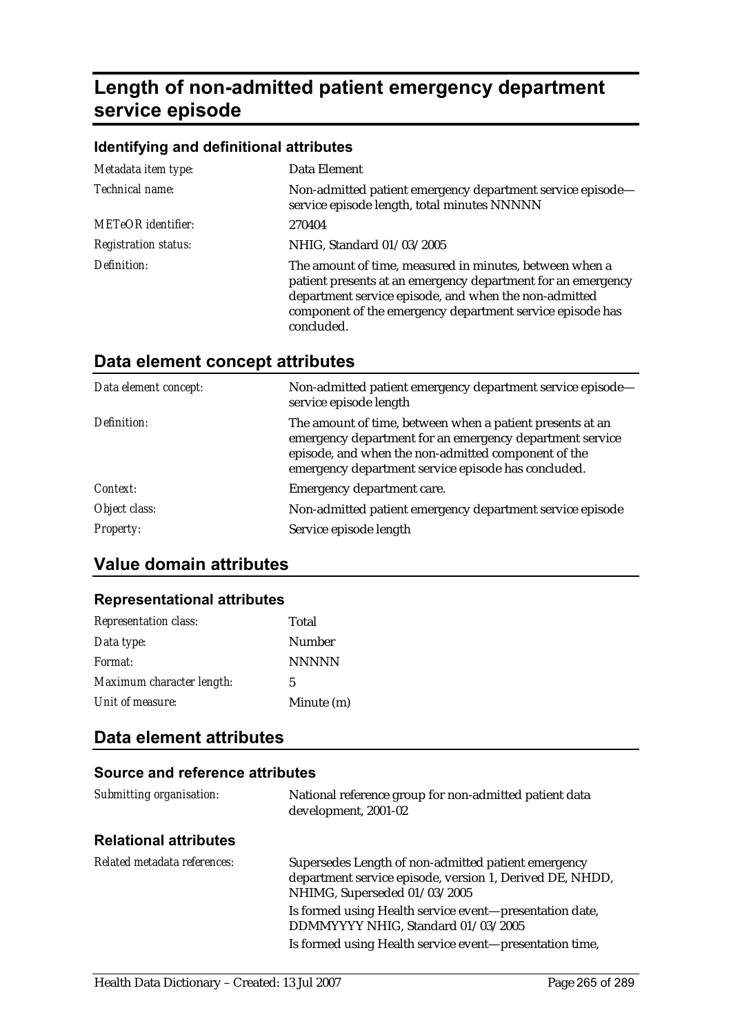# Length of non-admitted patient emergency department service episode

### Identifying and definitional attributes

| | |
|---|---|
| *Metadata item type:* | Data Element |
| *Technical name:* | Non-admitted patient emergency department service episode—service episode length, total minutes NNNNN |
| *METeOR identifier:* | 270404 |
| *Registration status:* | NHIG, Standard 01/03/2005 |
| *Definition:* | The amount of time, measured in minutes, between when a patient presents at an emergency department for an emergency department service episode, and when the non-admitted component of the emergency department service episode has concluded. |

## Data element concept attributes

| | |
|---|---|
| *Data element concept:* | Non-admitted patient emergency department service episode—service episode length |
| *Definition:* | The amount of time, between when a patient presents at an emergency department for an emergency department service episode, and when the non-admitted component of the emergency department service episode has concluded. |
| *Context:* | Emergency department care. |
| *Object class:* | Non-admitted patient emergency department service episode |
| *Property:* | Service episode length |

## Value domain attributes

### Representational attributes

| | |
|---|---|
| *Representation class:* | Total |
| *Data type:* | Number |
| *Format:* | NNNNN |
| *Maximum character length:* | 5 |
| *Unit of measure:* | Minute (m) |

## Data element attributes

### Source and reference attributes

| | |
|---|---|
| *Submitting organisation:* | National reference group for non-admitted patient data development, 2001-02 |

### Relational attributes

| | |
|---|---|
| *Related metadata references:* | Supersedes Length of non-admitted patient emergency department service episode, version 1, Derived DE, NHDD, NHIMG, Superseded 01/03/2005 |
| | Is formed using Health service event—presentation date, DDMMYYYY NHIG, Standard 01/03/2005 |
| | Is formed using Health service event—presentation time, |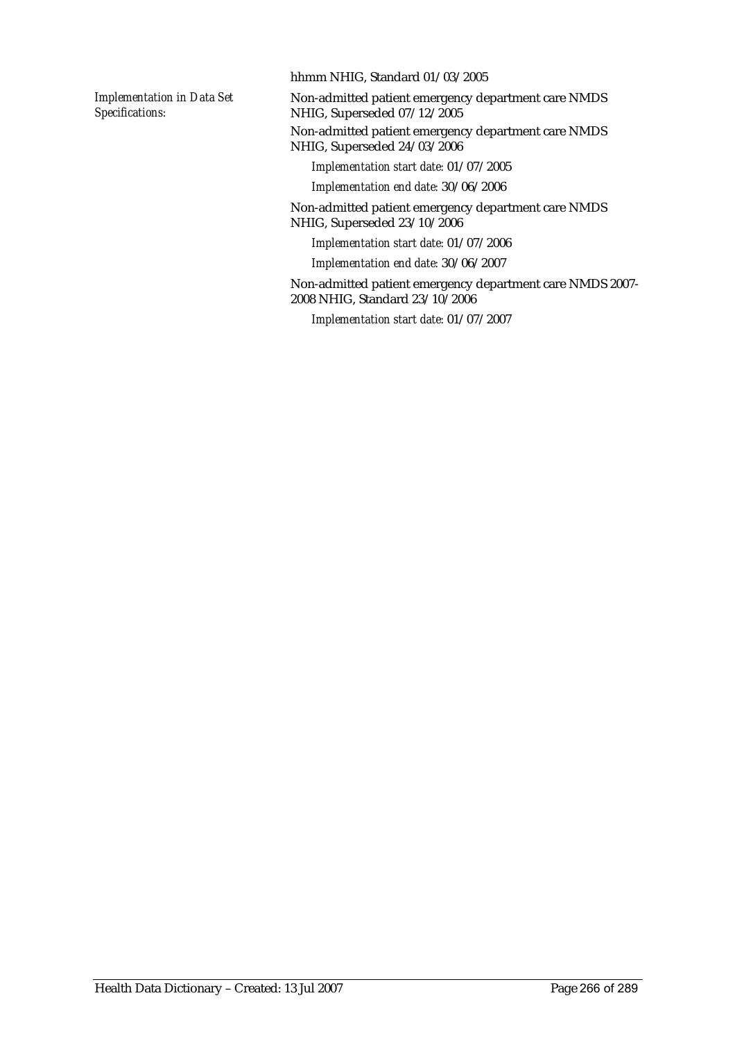hhmm NHIG, Standard 01/03/2005

*Implementation in Data Set Specifications:*

Non-admitted patient emergency department care NMDS NHIG, Superseded 07/12/2005

Non-admitted patient emergency department care NMDS NHIG, Superseded 24/03/2006

*Implementation start date:* 01/07/2005

*Implementation end date:* 30/06/2006

Non-admitted patient emergency department care NMDS NHIG, Superseded 23/10/2006

*Implementation start date:* 01/07/2006

*Implementation end date:* 30/06/2007

Non-admitted patient emergency department care NMDS 2007-2008 NHIG, Standard 23/10/2006

*Implementation start date:* 01/07/2007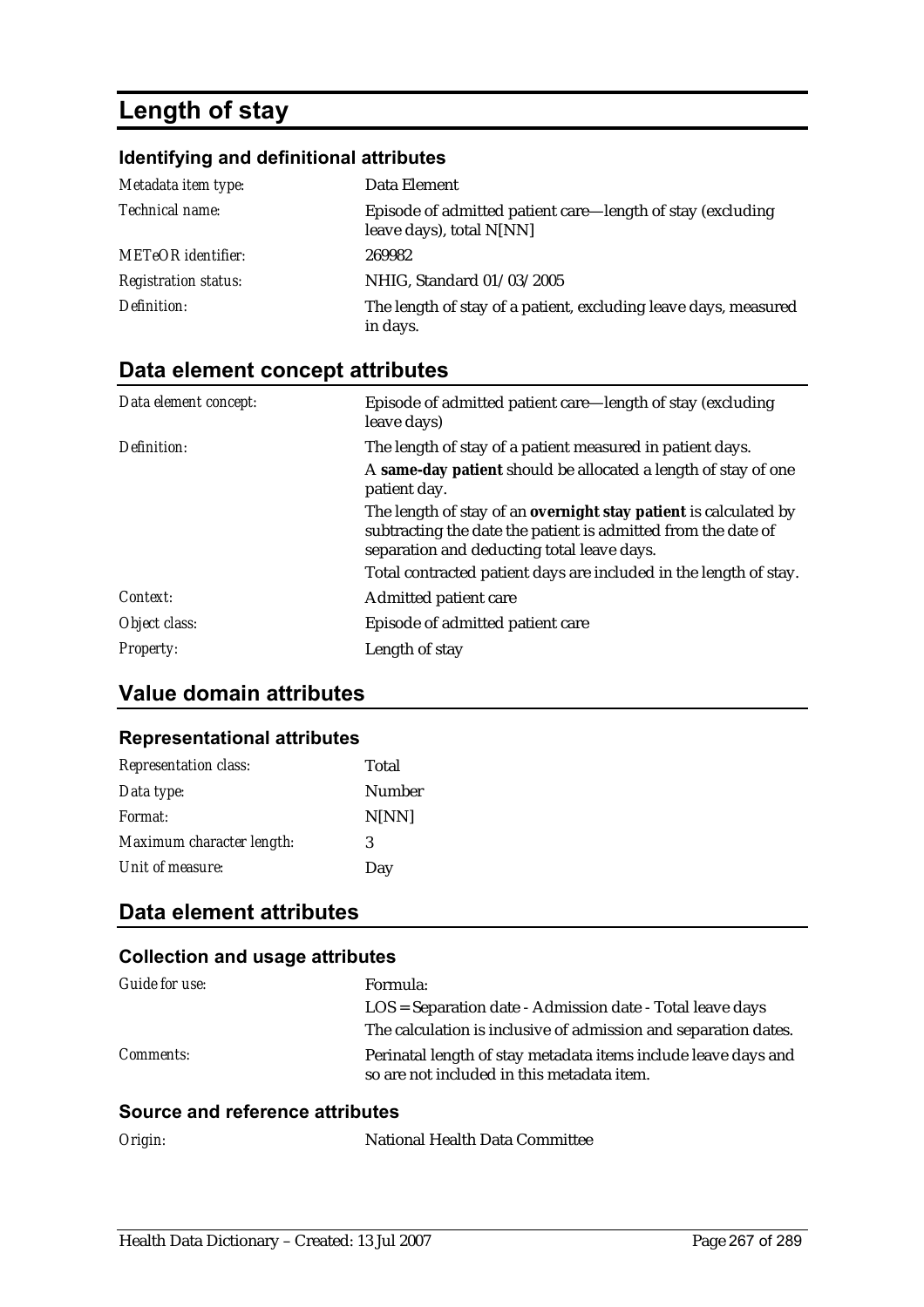# Length of stay

### Identifying and definitional attributes

| | |
|---|---|
| *Metadata item type:* | Data Element |
| *Technical name:* | Episode of admitted patient care—length of stay (excluding leave days), total N[NN] |
| *METeOR identifier:* | 269982 |
| *Registration status:* | NHIG, Standard 01/03/2005 |
| *Definition:* | The length of stay of a patient, excluding leave days, measured in days. |

## Data element concept attributes

| | |
|---|---|
| *Data element concept:* | Episode of admitted patient care—length of stay (excluding leave days) |
| *Definition:* | The length of stay of a patient measured in patient days.<br>A **same-day patient** should be allocated a length of stay of one patient day.<br>The length of stay of an **overnight stay patient** is calculated by subtracting the date the patient is admitted from the date of separation and deducting total leave days.<br>Total contracted patient days are included in the length of stay. |
| *Context:* | Admitted patient care |
| *Object class:* | Episode of admitted patient care |
| *Property:* | Length of stay |

## Value domain attributes

### Representational attributes

| | |
|---|---|
| *Representation class:* | Total |
| *Data type:* | Number |
| *Format:* | N[NN] |
| *Maximum character length:* | 3 |
| *Unit of measure:* | Day |

## Data element attributes

### Collection and usage attributes

| | |
|---|---|
| *Guide for use:* | Formula:<br>LOS = Separation date - Admission date - Total leave days<br>The calculation is inclusive of admission and separation dates. |
| *Comments:* | Perinatal length of stay metadata items include leave days and so are not included in this metadata item. |

### Source and reference attributes

| | |
|---|---|
| *Origin:* | National Health Data Committee |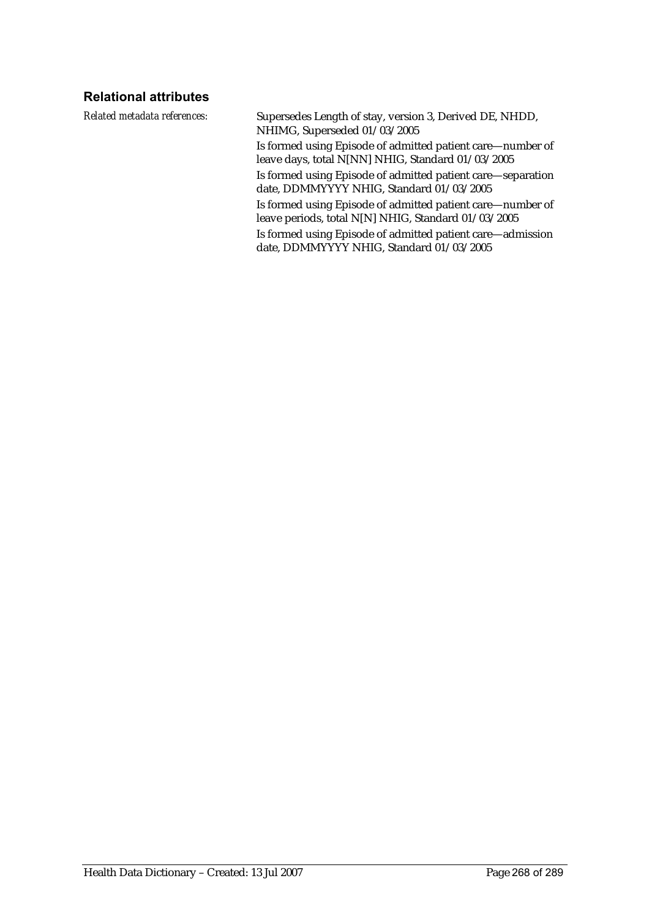### Relational attributes

*Related metadata references:*

Supersedes Length of stay, version 3, Derived DE, NHDD, NHIMG, Superseded 01/03/2005

Is formed using Episode of admitted patient care—number of leave days, total N[NN] NHIG, Standard 01/03/2005

Is formed using Episode of admitted patient care—separation date, DDMMYYYY NHIG, Standard 01/03/2005

Is formed using Episode of admitted patient care—number of leave periods, total N[N] NHIG, Standard 01/03/2005

Is formed using Episode of admitted patient care—admission date, DDMMYYYY NHIG, Standard 01/03/2005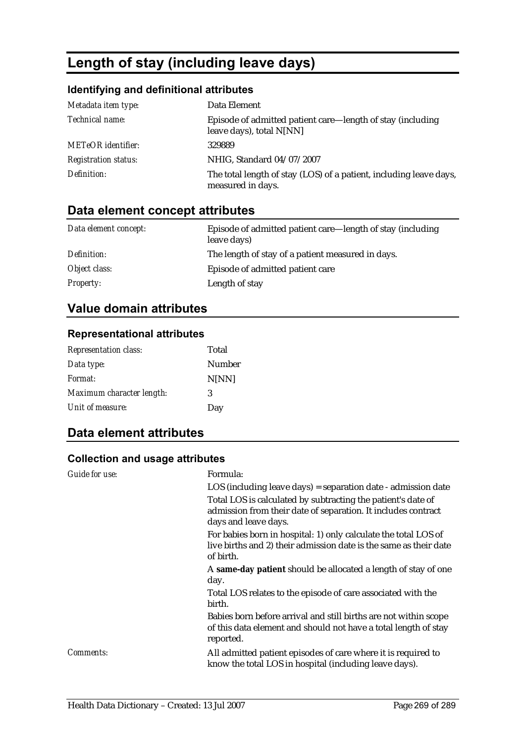# Length of stay (including leave days)

### Identifying and definitional attributes

| | |
|---|---|
| *Metadata item type:* | Data Element |
| *Technical name:* | Episode of admitted patient care—length of stay (including leave days), total N[NN] |
| *METeOR identifier:* | 329889 |
| *Registration status:* | NHIG, Standard 04/07/2007 |
| *Definition:* | The total length of stay (LOS) of a patient, including leave days, measured in days. |

## Data element concept attributes

| | |
|---|---|
| *Data element concept:* | Episode of admitted patient care—length of stay (including leave days) |
| *Definition:* | The length of stay of a patient measured in days. |
| *Object class:* | Episode of admitted patient care |
| *Property:* | Length of stay |

## Value domain attributes

### Representational attributes

| | |
|---|---|
| *Representation class:* | Total |
| *Data type:* | Number |
| *Format:* | N[NN] |
| *Maximum character length:* | 3 |
| *Unit of measure:* | Day |

## Data element attributes

### Collection and usage attributes

| | |
|---|---|
| *Guide for use:* | Formula:<br>LOS (including leave days) = separation date - admission date<br>Total LOS is calculated by subtracting the patient's date of admission from their date of separation. It includes contract days and leave days.<br>For babies born in hospital: 1) only calculate the total LOS of live births and 2) their admission date is the same as their date of birth.<br>A **same-day patient** should be allocated a length of stay of one day.<br>Total LOS relates to the episode of care associated with the birth.<br>Babies born before arrival and still births are not within scope of this data element and should not have a total length of stay reported. |
| *Comments:* | All admitted patient episodes of care where it is required to know the total LOS in hospital (including leave days). |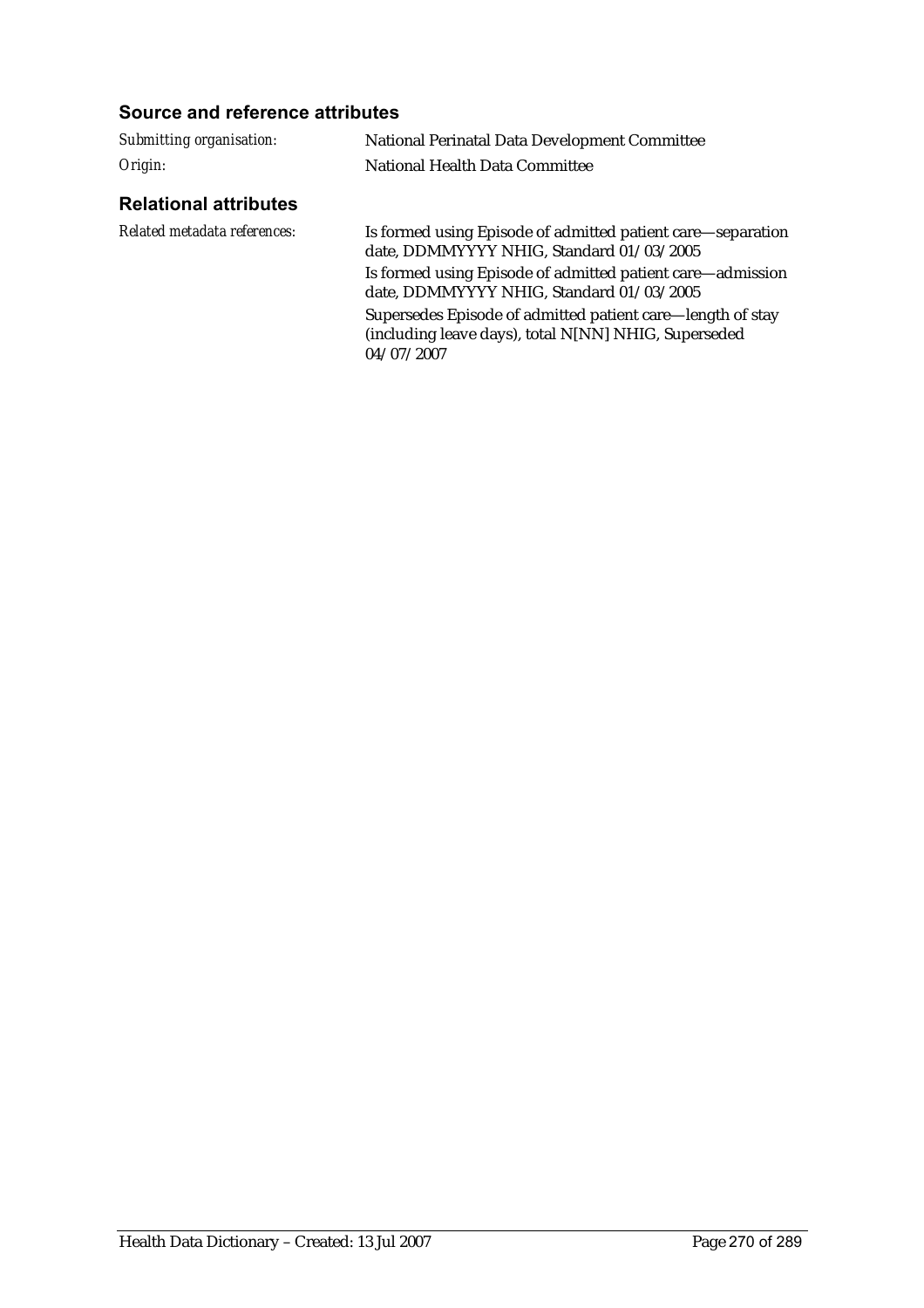### Source and reference attributes

*Submitting organisation:* National Perinatal Data Development Committee

*Origin:* National Health Data Committee

### Relational attributes

*Related metadata references:* Is formed using Episode of admitted patient care—separation date, DDMMYYYY NHIG, Standard 01/03/2005

Is formed using Episode of admitted patient care—admission date, DDMMYYYY NHIG, Standard 01/03/2005

Supersedes Episode of admitted patient care—length of stay (including leave days), total N[NN] NHIG, Superseded 04/07/2007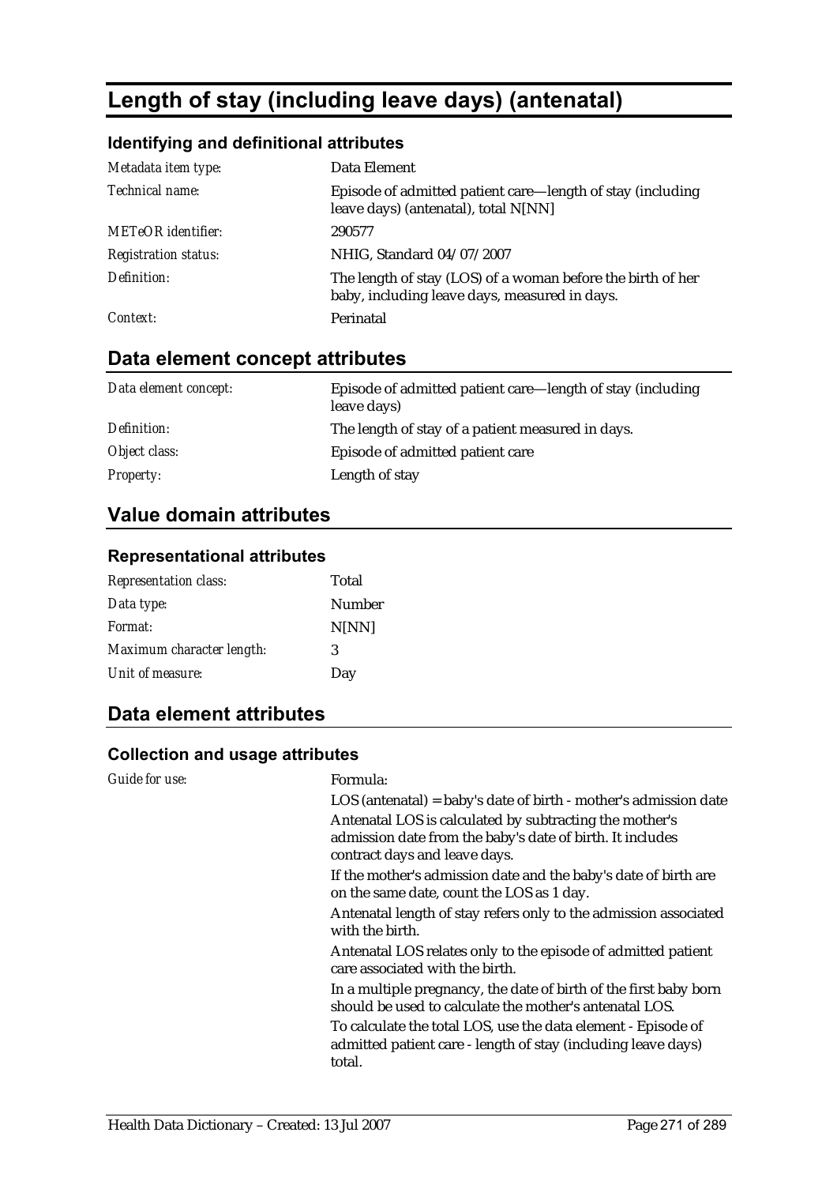# Length of stay (including leave days) (antenatal)

## Identifying and definitional attributes

| | |
|---|---|
| *Metadata item type:* | Data Element |
| *Technical name:* | Episode of admitted patient care—length of stay (including leave days) (antenatal), total N[NN] |
| *METeOR identifier:* | 290577 |
| *Registration status:* | NHIG, Standard 04/07/2007 |
| *Definition:* | The length of stay (LOS) of a woman before the birth of her baby, including leave days, measured in days. |
| *Context:* | Perinatal |

## Data element concept attributes

| | |
|---|---|
| *Data element concept:* | Episode of admitted patient care—length of stay (including leave days) |
| *Definition:* | The length of stay of a patient measured in days. |
| *Object class:* | Episode of admitted patient care |
| *Property:* | Length of stay |

## Value domain attributes

### Representational attributes

| | |
|---|---|
| *Representation class:* | Total |
| *Data type:* | Number |
| *Format:* | N[NN] |
| *Maximum character length:* | 3 |
| *Unit of measure:* | Day |

## Data element attributes

### Collection and usage attributes

*Guide for use:*

Formula:

LOS (antenatal) = baby's date of birth - mother's admission date

Antenatal LOS is calculated by subtracting the mother's admission date from the baby's date of birth. It includes contract days and leave days.

If the mother's admission date and the baby's date of birth are on the same date, count the LOS as 1 day.

Antenatal length of stay refers only to the admission associated with the birth.

Antenatal LOS relates only to the episode of admitted patient care associated with the birth.

In a multiple pregnancy, the date of birth of the first baby born should be used to calculate the mother's antenatal LOS.

To calculate the total LOS, use the data element - Episode of admitted patient care - length of stay (including leave days) total.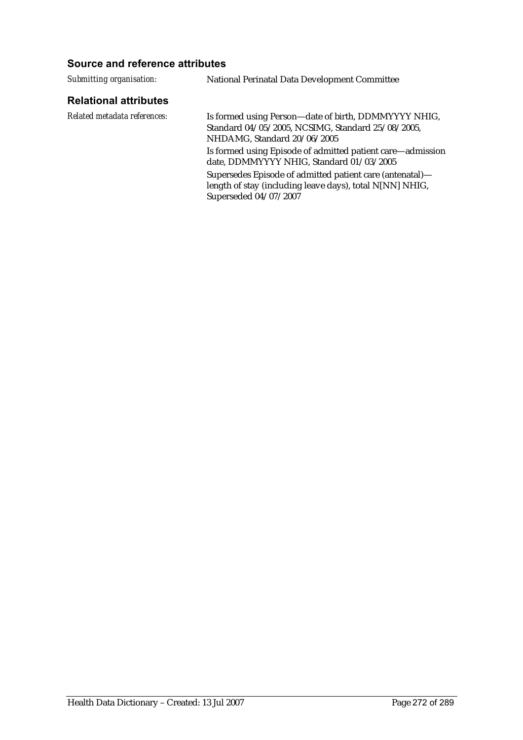### Source and reference attributes

*Submitting organisation:* National Perinatal Data Development Committee

### Relational attributes

*Related metadata references:*

Is formed using Person—date of birth, DDMMYYYY NHIG, Standard 04/05/2005, NCSIMG, Standard 25/08/2005, NHDAMG, Standard 20/06/2005

Is formed using Episode of admitted patient care—admission date, DDMMYYYY NHIG, Standard 01/03/2005

Supersedes Episode of admitted patient care (antenatal)—length of stay (including leave days), total N[NN] NHIG, Superseded 04/07/2007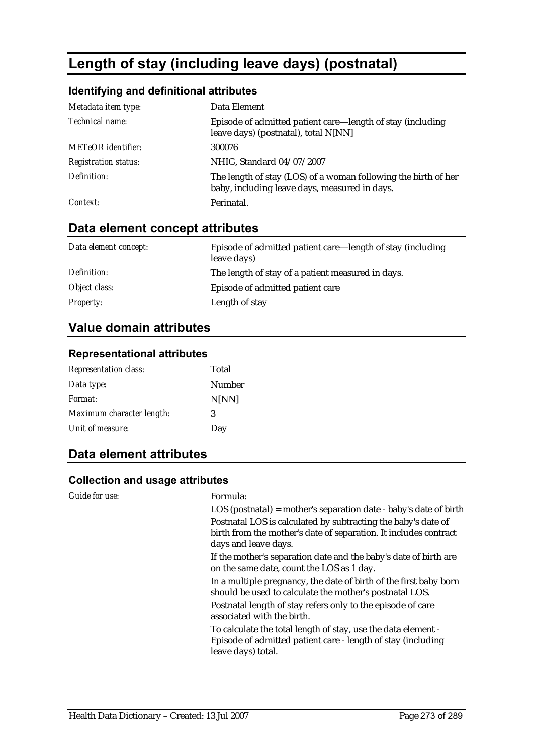# Length of stay (including leave days) (postnatal)

### Identifying and definitional attributes

| | |
|---|---|
| *Metadata item type:* | Data Element |
| *Technical name:* | Episode of admitted patient care—length of stay (including leave days) (postnatal), total N[NN] |
| *METeOR identifier:* | 300076 |
| *Registration status:* | NHIG, Standard 04/07/2007 |
| *Definition:* | The length of stay (LOS) of a woman following the birth of her baby, including leave days, measured in days. |
| *Context:* | Perinatal. |

## Data element concept attributes

| | |
|---|---|
| *Data element concept:* | Episode of admitted patient care—length of stay (including leave days) |
| *Definition:* | The length of stay of a patient measured in days. |
| *Object class:* | Episode of admitted patient care |
| *Property:* | Length of stay |

## Value domain attributes

### Representational attributes

| | |
|---|---|
| *Representation class:* | Total |
| *Data type:* | Number |
| *Format:* | N[NN] |
| *Maximum character length:* | 3 |
| *Unit of measure:* | Day |

## Data element attributes

### Collection and usage attributes

*Guide for use:*

Formula:

LOS (postnatal) = mother's separation date - baby's date of birth

Postnatal LOS is calculated by subtracting the baby's date of birth from the mother's date of separation. It includes contract days and leave days.

If the mother's separation date and the baby's date of birth are on the same date, count the LOS as 1 day.

In a multiple pregnancy, the date of birth of the first baby born should be used to calculate the mother's postnatal LOS.

Postnatal length of stay refers only to the episode of care associated with the birth.

To calculate the total length of stay, use the data element - Episode of admitted patient care - length of stay (including leave days) total.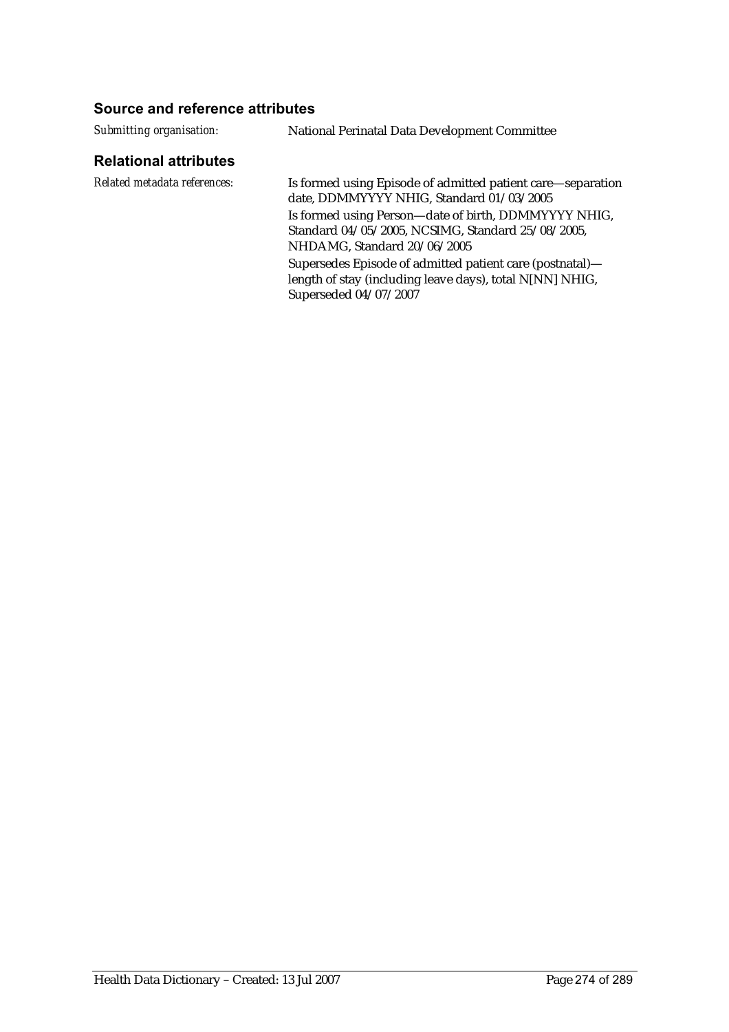### Source and reference attributes

*Submitting organisation:* National Perinatal Data Development Committee

### Relational attributes

*Related metadata references:*

Is formed using Episode of admitted patient care—separation date, DDMMYYYY NHIG, Standard 01/03/2005

Is formed using Person—date of birth, DDMMYYYY NHIG, Standard 04/05/2005, NCSIMG, Standard 25/08/2005, NHDAMG, Standard 20/06/2005

Supersedes Episode of admitted patient care (postnatal)—length of stay (including leave days), total N[NN] NHIG, Superseded 04/07/2007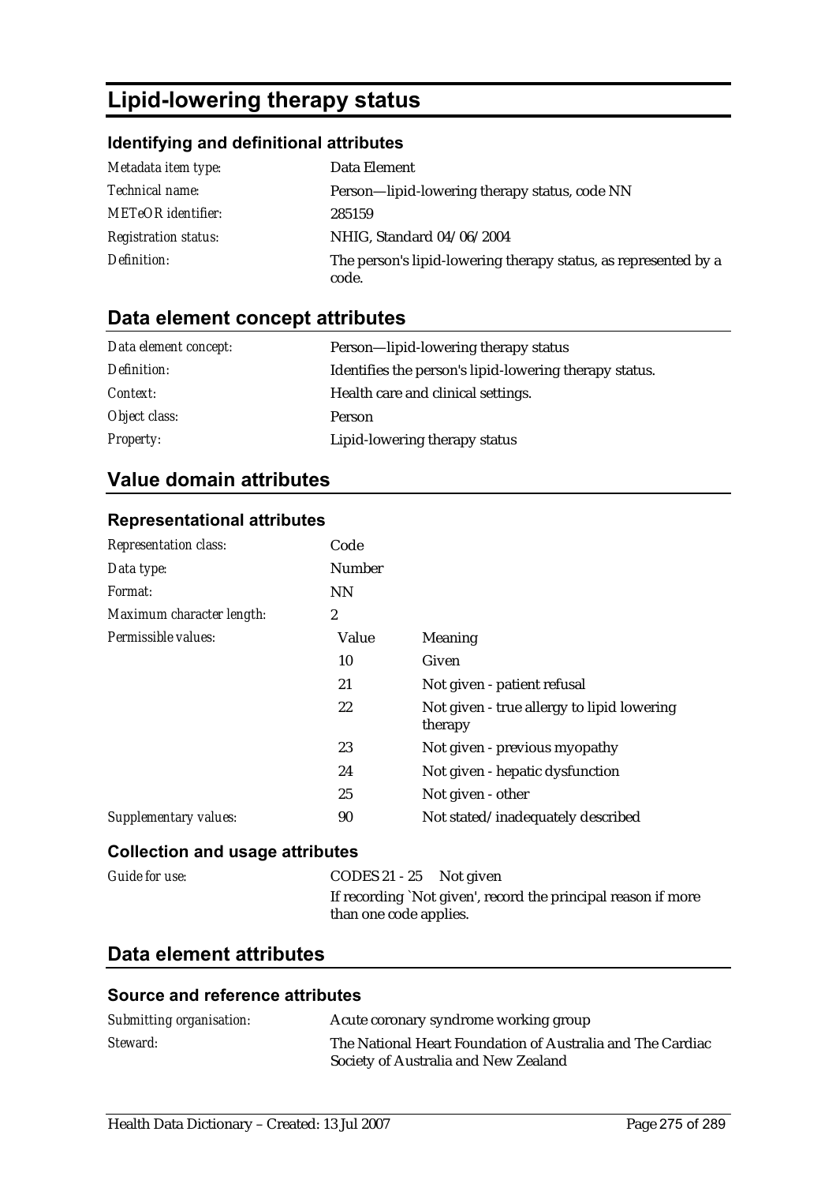# Lipid-lowering therapy status

## Identifying and definitional attributes

| | |
|---|---|
| *Metadata item type:* | Data Element |
| *Technical name:* | Person—lipid-lowering therapy status, code NN |
| *METeOR identifier:* | 285159 |
| *Registration status:* | NHIG, Standard 04/06/2004 |
| *Definition:* | The person's lipid-lowering therapy status, as represented by a code. |

## Data element concept attributes

| | |
|---|---|
| *Data element concept:* | Person—lipid-lowering therapy status |
| *Definition:* | Identifies the person's lipid-lowering therapy status. |
| *Context:* | Health care and clinical settings. |
| *Object class:* | Person |
| *Property:* | Lipid-lowering therapy status |

## Value domain attributes

### Representational attributes

| | | |
|---|---|---|
| *Representation class:* | Code | |
| *Data type:* | Number | |
| *Format:* | NN | |
| *Maximum character length:* | 2 | |
| *Permissible values:* | Value | Meaning |
| | 10 | Given |
| | 21 | Not given - patient refusal |
| | 22 | Not given - true allergy to lipid lowering therapy |
| | 23 | Not given - previous myopathy |
| | 24 | Not given - hepatic dysfunction |
| | 25 | Not given - other |
| *Supplementary values:* | 90 | Not stated/inadequately described |

### Collection and usage attributes

| | |
|---|---|
| *Guide for use:* | CODES 21 - 25 Not given<br>If recording `Not given', record the principal reason if more than one code applies. |

## Data element attributes

### Source and reference attributes

| | |
|---|---|
| *Submitting organisation:* | Acute coronary syndrome working group |
| *Steward:* | The National Heart Foundation of Australia and The Cardiac Society of Australia and New Zealand |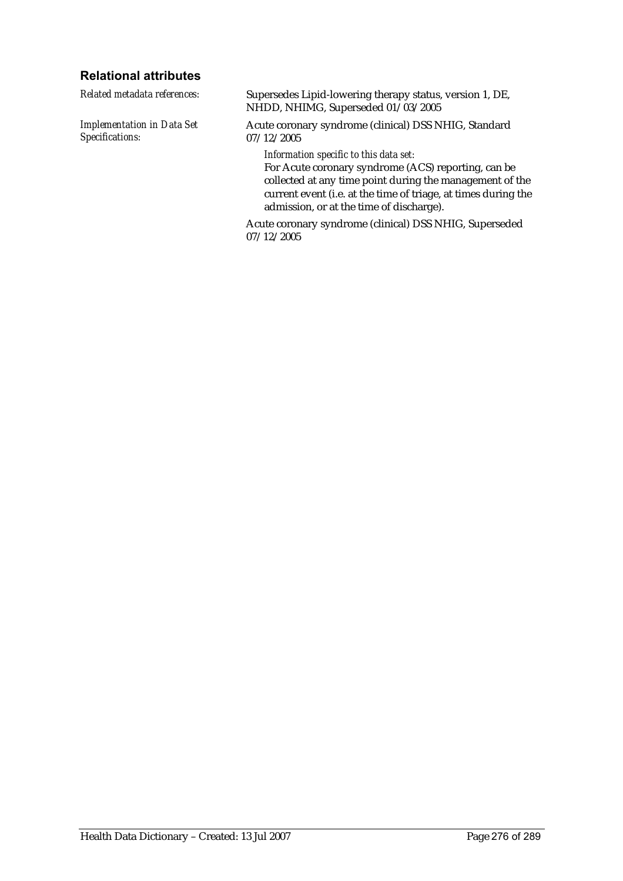### Relational attributes

*Related metadata references:* Supersedes Lipid-lowering therapy status, version 1, DE, NHDD, NHIMG, Superseded 01/03/2005

*Implementation in Data Set Specifications:* Acute coronary syndrome (clinical) DSS NHIG, Standard 07/12/2005

*Information specific to this data set:*
For Acute coronary syndrome (ACS) reporting, can be collected at any time point during the management of the current event (i.e. at the time of triage, at times during the admission, or at the time of discharge).

Acute coronary syndrome (clinical) DSS NHIG, Superseded 07/12/2005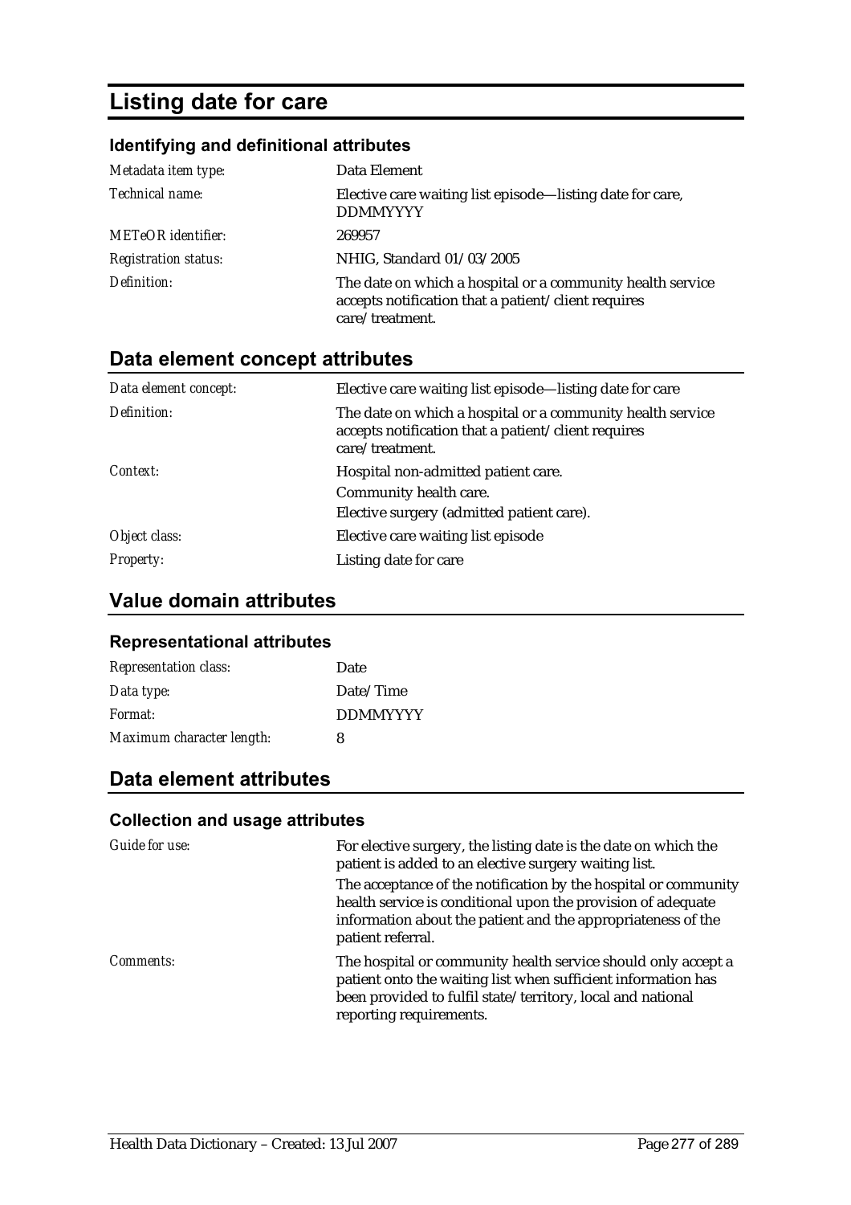# Listing date for care

### Identifying and definitional attributes

| | |
|---|---|
| *Metadata item type:* | Data Element |
| *Technical name:* | Elective care waiting list episode—listing date for care, DDMMYYYY |
| *METeOR identifier:* | 269957 |
| *Registration status:* | NHIG, Standard 01/03/2005 |
| *Definition:* | The date on which a hospital or a community health service accepts notification that a patient/client requires care/treatment. |

## Data element concept attributes

| | |
|---|---|
| *Data element concept:* | Elective care waiting list episode—listing date for care |
| *Definition:* | The date on which a hospital or a community health service accepts notification that a patient/client requires care/treatment. |
| *Context:* | Hospital non-admitted patient care.<br>Community health care.<br>Elective surgery (admitted patient care). |
| *Object class:* | Elective care waiting list episode |
| *Property:* | Listing date for care |

## Value domain attributes

### Representational attributes

| | |
|---|---|
| *Representation class:* | Date |
| *Data type:* | Date/Time |
| *Format:* | DDMMYYYY |
| *Maximum character length:* | 8 |

## Data element attributes

### Collection and usage attributes

| | |
|---|---|
| *Guide for use:* | For elective surgery, the listing date is the date on which the patient is added to an elective surgery waiting list.<br>The acceptance of the notification by the hospital or community health service is conditional upon the provision of adequate information about the patient and the appropriateness of the patient referral. |
| *Comments:* | The hospital or community health service should only accept a patient onto the waiting list when sufficient information has been provided to fulfil state/territory, local and national reporting requirements. |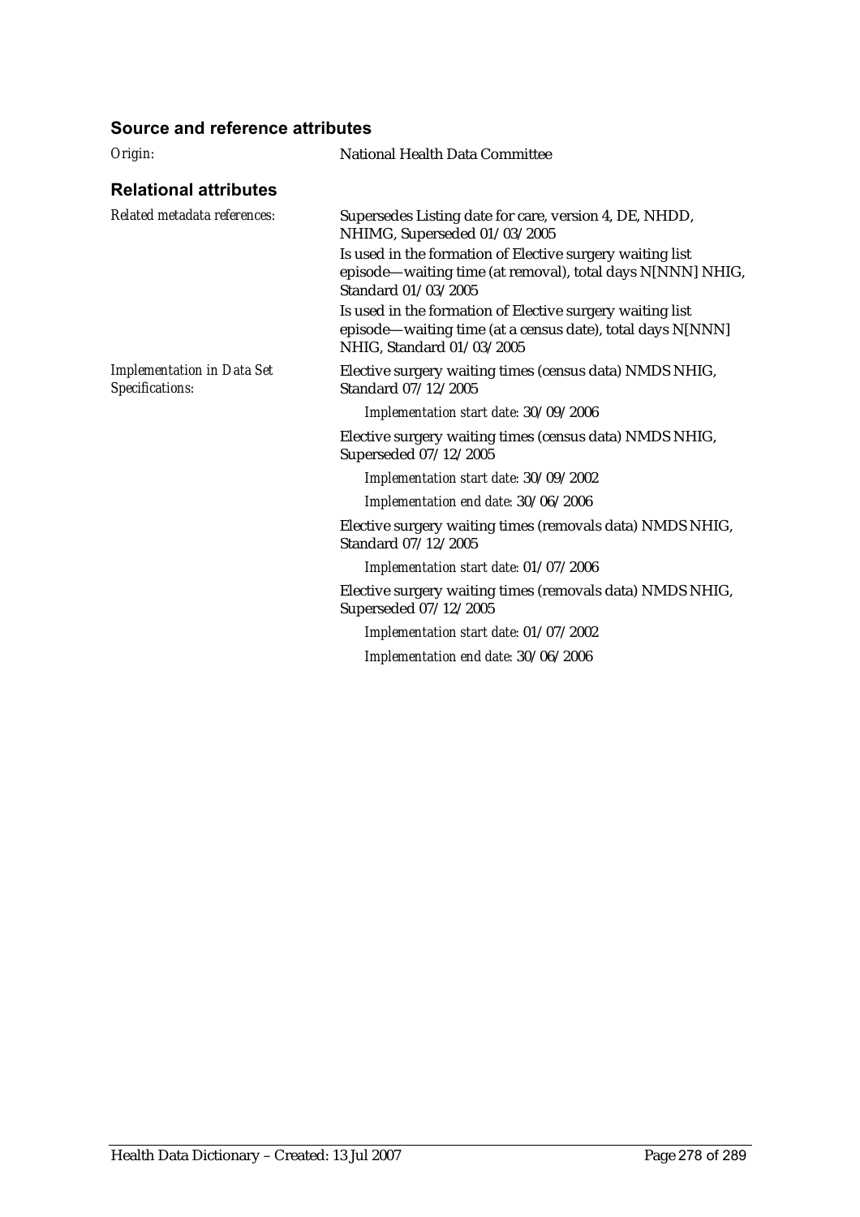## Source and reference attributes

*Origin:* National Health Data Committee

## Relational attributes

*Related metadata references:*

Supersedes Listing date for care, version 4, DE, NHDD, NHIMG, Superseded 01/03/2005

Is used in the formation of Elective surgery waiting list episode—waiting time (at removal), total days N[NNN] NHIG, Standard 01/03/2005

Is used in the formation of Elective surgery waiting list episode—waiting time (at a census date), total days N[NNN] NHIG, Standard 01/03/2005

*Implementation in Data Set Specifications:*

Elective surgery waiting times (census data) NMDS NHIG, Standard 07/12/2005

*Implementation start date:* 30/09/2006

Elective surgery waiting times (census data) NMDS NHIG, Superseded 07/12/2005

*Implementation start date:* 30/09/2002

*Implementation end date:* 30/06/2006

Elective surgery waiting times (removals data) NMDS NHIG, Standard 07/12/2005

*Implementation start date:* 01/07/2006

Elective surgery waiting times (removals data) NMDS NHIG, Superseded 07/12/2005

*Implementation start date:* 01/07/2002

*Implementation end date:* 30/06/2006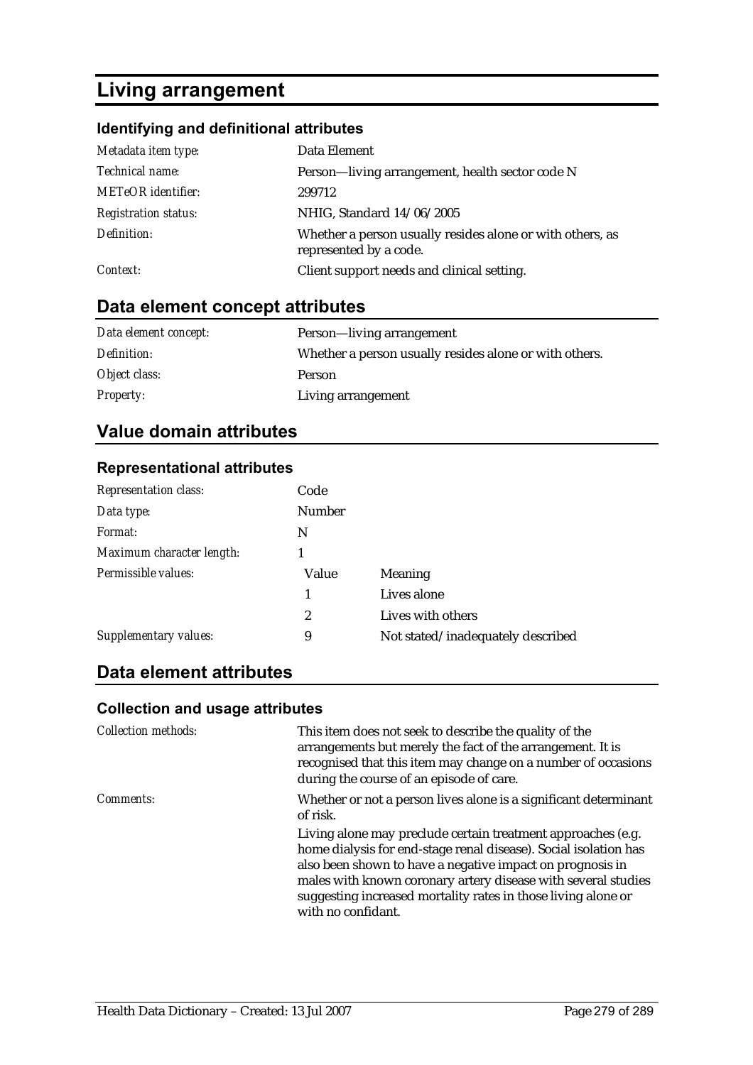# Living arrangement

### Identifying and definitional attributes

| | |
|---|---|
| *Metadata item type:* | Data Element |
| *Technical name:* | Person—living arrangement, health sector code N |
| *METeOR identifier:* | 299712 |
| *Registration status:* | NHIG, Standard 14/06/2005 |
| *Definition:* | Whether a person usually resides alone or with others, as represented by a code. |
| *Context:* | Client support needs and clinical setting. |

## Data element concept attributes

| | |
|---|---|
| *Data element concept:* | Person—living arrangement |
| *Definition:* | Whether a person usually resides alone or with others. |
| *Object class:* | Person |
| *Property:* | Living arrangement |

## Value domain attributes

### Representational attributes

| | | |
|---|---|---|
| *Representation class:* | Code | |
| *Data type:* | Number | |
| *Format:* | N | |
| *Maximum character length:* | 1 | |
| *Permissible values:* | Value | Meaning |
| | 1 | Lives alone |
| | 2 | Lives with others |
| *Supplementary values:* | 9 | Not stated/inadequately described |

## Data element attributes

### Collection and usage attributes

| | |
|---|---|
| *Collection methods:* | This item does not seek to describe the quality of the arrangements but merely the fact of the arrangement. It is recognised that this item may change on a number of occasions during the course of an episode of care. |
| *Comments:* | Whether or not a person lives alone is a significant determinant of risk.<br><br>Living alone may preclude certain treatment approaches (e.g. home dialysis for end-stage renal disease). Social isolation has also been shown to have a negative impact on prognosis in males with known coronary artery disease with several studies suggesting increased mortality rates in those living alone or with no confidant. |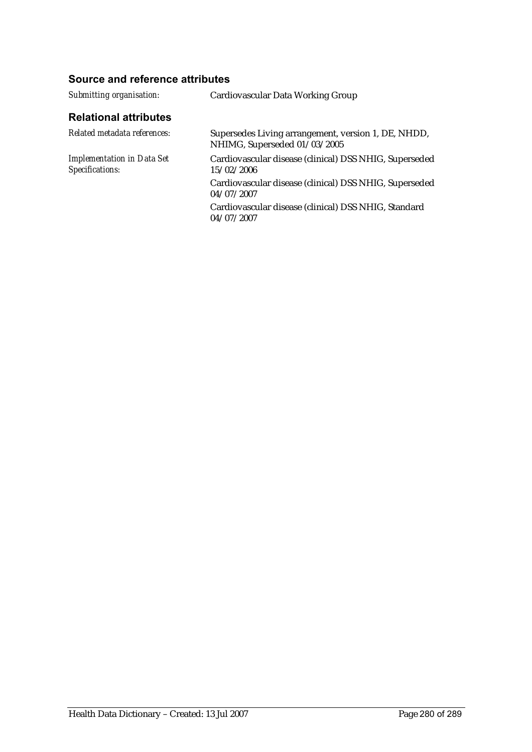### Source and reference attributes

| | |
|---|---|
| *Submitting organisation:* | Cardiovascular Data Working Group |

### Relational attributes

| | |
|---|---|
| *Related metadata references:* | Supersedes Living arrangement, version 1, DE, NHDD, NHIMG, Superseded 01/03/2005 |
| *Implementation in Data Set Specifications:* | Cardiovascular disease (clinical) DSS NHIG, Superseded 15/02/2006 |
| | Cardiovascular disease (clinical) DSS NHIG, Superseded 04/07/2007 |
| | Cardiovascular disease (clinical) DSS NHIG, Standard 04/07/2007 |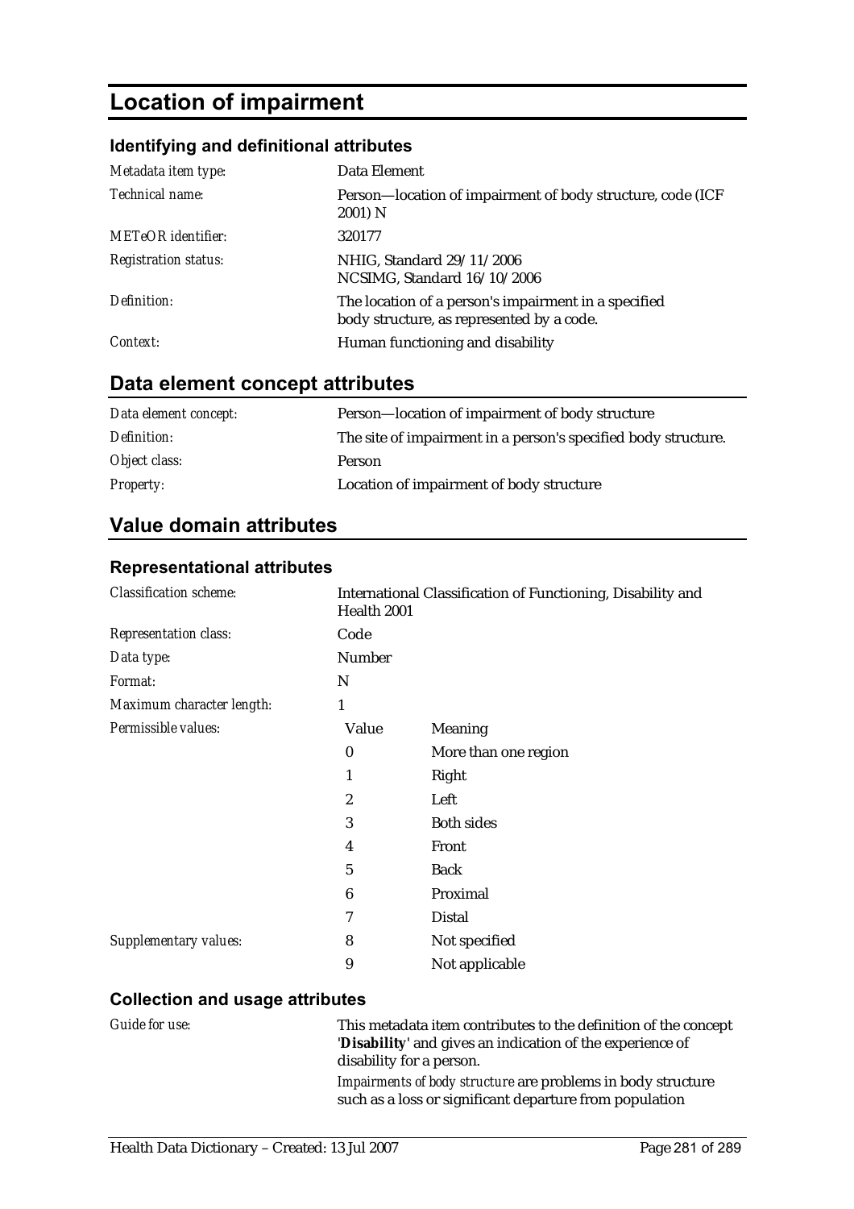# Location of impairment

### Identifying and definitional attributes

| | |
|---|---|
| *Metadata item type:* | Data Element |
| *Technical name:* | Person—location of impairment of body structure, code (ICF 2001) N |
| *METeOR identifier:* | 320177 |
| *Registration status:* | NHIG, Standard 29/11/2006<br>NCSIMG, Standard 16/10/2006 |
| *Definition:* | The location of a person's impairment in a specified body structure, as represented by a code. |
| *Context:* | Human functioning and disability |

## Data element concept attributes

| | |
|---|---|
| *Data element concept:* | Person—location of impairment of body structure |
| *Definition:* | The site of impairment in a person's specified body structure. |
| *Object class:* | Person |
| *Property:* | Location of impairment of body structure |

## Value domain attributes

### Representational attributes

| | | |
|---|---|---|
| *Classification scheme:* | International Classification of Functioning, Disability and Health 2001 | |
| *Representation class:* | Code | |
| *Data type:* | Number | |
| *Format:* | N | |
| *Maximum character length:* | 1 | |
| *Permissible values:* | **Value** | **Meaning** |
| | 0 | More than one region |
| | 1 | Right |
| | 2 | Left |
| | 3 | Both sides |
| | 4 | Front |
| | 5 | Back |
| | 6 | Proximal |
| | 7 | Distal |
| *Supplementary values:* | 8 | Not specified |
| | 9 | Not applicable |

### Collection and usage attributes

*Guide for use:*

This metadata item contributes to the definition of the concept '**Disability**' and gives an indication of the experience of disability for a person.

*Impairments of body structure* are problems in body structure such as a loss or significant departure from population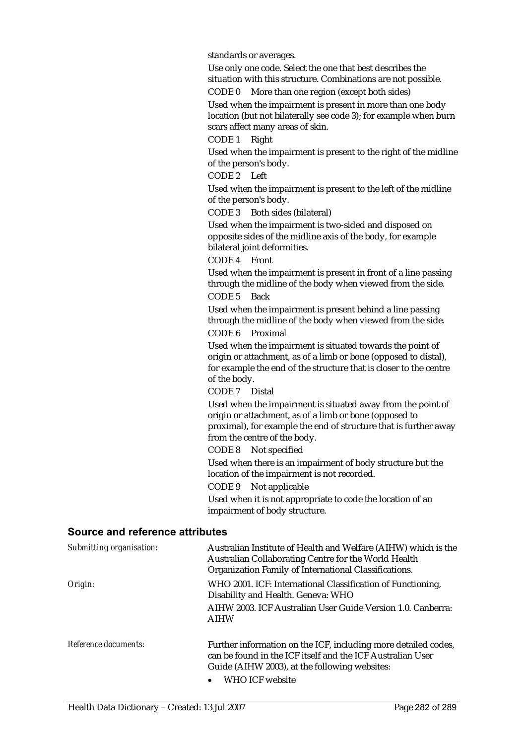standards or averages.

Use only one code. Select the one that best describes the situation with this structure. Combinations are not possible.

CODE 0 More than one region (except both sides)

Used when the impairment is present in more than one body location (but not bilaterally see code 3); for example when burn scars affect many areas of skin.

CODE 1 Right

Used when the impairment is present to the right of the midline of the person's body.

CODE 2 Left

Used when the impairment is present to the left of the midline of the person's body.

CODE 3 Both sides (bilateral)

Used when the impairment is two-sided and disposed on opposite sides of the midline axis of the body, for example bilateral joint deformities.

CODE 4 Front

Used when the impairment is present in front of a line passing through the midline of the body when viewed from the side.

CODE 5 Back

Used when the impairment is present behind a line passing through the midline of the body when viewed from the side.

CODE 6 Proximal

Used when the impairment is situated towards the point of origin or attachment, as of a limb or bone (opposed to distal), for example the end of the structure that is closer to the centre of the body.

CODE 7 Distal

Used when the impairment is situated away from the point of origin or attachment, as of a limb or bone (opposed to proximal), for example the end of structure that is further away from the centre of the body.

CODE 8 Not specified

Used when there is an impairment of body structure but the location of the impairment is not recorded.

CODE 9 Not applicable

Used when it is not appropriate to code the location of an impairment of body structure.

## Source and reference attributes

*Submitting organisation:* Australian Institute of Health and Welfare (AIHW) which is the Australian Collaborating Centre for the World Health Organization Family of International Classifications.

*Origin:* WHO 2001. ICF: International Classification of Functioning, Disability and Health. Geneva: WHO

AIHW 2003. ICF Australian User Guide Version 1.0. Canberra: AIHW

*Reference documents:* Further information on the ICF, including more detailed codes, can be found in the ICF itself and the ICF Australian User Guide (AIHW 2003), at the following websites:

- WHO ICF website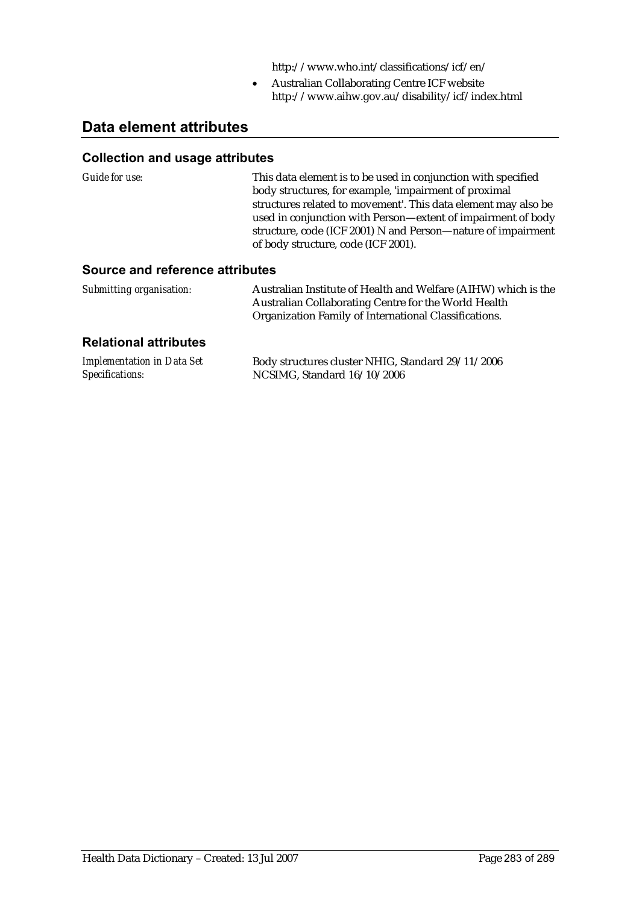http://www.who.int/classifications/icf/en/

- Australian Collaborating Centre ICF website http://www.aihw.gov.au/disability/icf/index.html

## Data element attributes

### Collection and usage attributes

| | |
|---|---|
| *Guide for use:* | This data element is to be used in conjunction with specified body structures, for example, 'impairment of proximal structures related to movement'. This data element may also be used in conjunction with Person—extent of impairment of body structure, code (ICF 2001) N and Person—nature of impairment of body structure, code (ICF 2001). |

### Source and reference attributes

| | |
|---|---|
| *Submitting organisation:* | Australian Institute of Health and Welfare (AIHW) which is the Australian Collaborating Centre for the World Health Organization Family of International Classifications. |

### Relational attributes

| | |
|---|---|
| *Implementation in Data Set Specifications:* | Body structures cluster NHIG, Standard 29/11/2006<br>NCSIMG, Standard 16/10/2006 |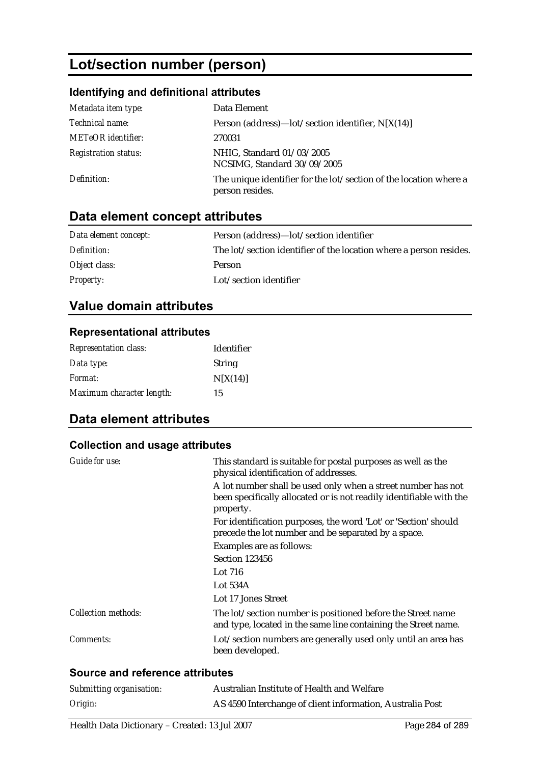# Lot/section number (person)

## Identifying and definitional attributes

| | |
|---|---|
| *Metadata item type:* | Data Element |
| *Technical name:* | Person (address)—lot/section identifier, N[X(14)] |
| *METeOR identifier:* | 270031 |
| *Registration status:* | NHIG, Standard 01/03/2005<br>NCSIMG, Standard 30/09/2005 |
| *Definition:* | The unique identifier for the lot/section of the location where a person resides. |

## Data element concept attributes

| | |
|---|---|
| *Data element concept:* | Person (address)—lot/section identifier |
| *Definition:* | The lot/section identifier of the location where a person resides. |
| *Object class:* | Person |
| *Property:* | Lot/section identifier |

## Value domain attributes

### Representational attributes

| | |
|---|---|
| *Representation class:* | Identifier |
| *Data type:* | String |
| *Format:* | N[X(14)] |
| *Maximum character length:* | 15 |

## Data element attributes

### Collection and usage attributes

| | |
|---|---|
| *Guide for use:* | This standard is suitable for postal purposes as well as the physical identification of addresses.<br>A lot number shall be used only when a street number has not been specifically allocated or is not readily identifiable with the property.<br>For identification purposes, the word 'Lot' or 'Section' should precede the lot number and be separated by a space.<br>Examples are as follows:<br>Section 123456<br>Lot 716<br>Lot 534A<br>Lot 17 Jones Street |
| *Collection methods:* | The lot/section number is positioned before the Street name and type, located in the same line containing the Street name. |
| *Comments:* | Lot/section numbers are generally used only until an area has been developed. |

### Source and reference attributes

| | |
|---|---|
| *Submitting organisation:* | Australian Institute of Health and Welfare |
| *Origin:* | AS 4590 Interchange of client information, Australia Post |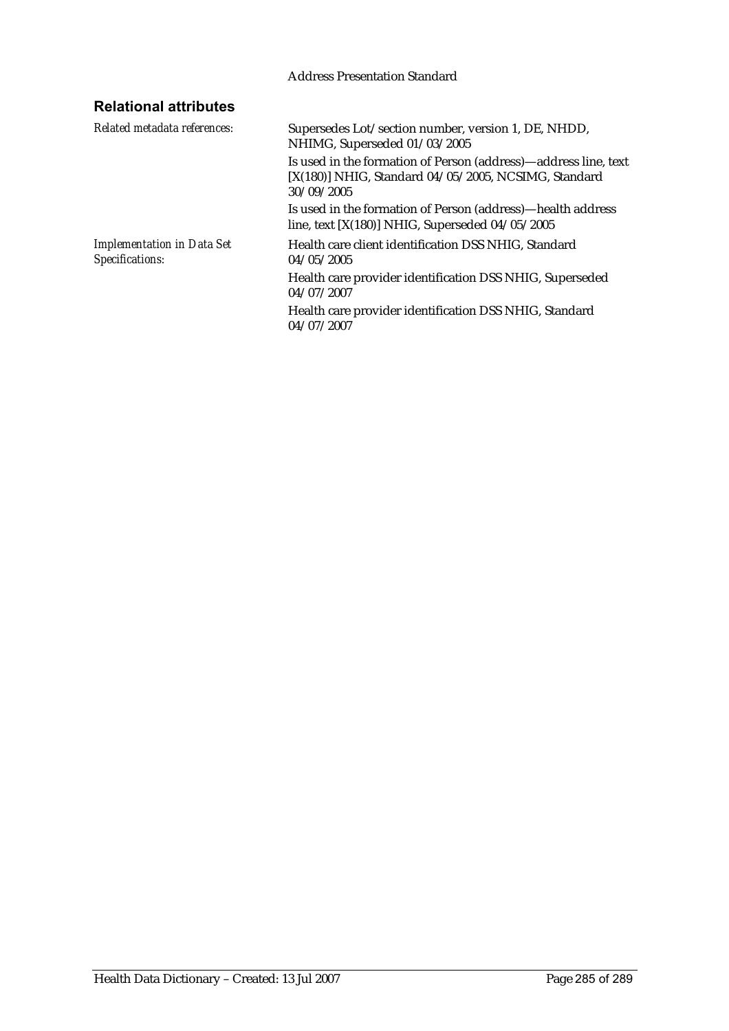Address Presentation Standard

## Relational attributes

| | |
|---|---|
| *Related metadata references:* | Supersedes Lot/section number, version 1, DE, NHDD, NHIMG, Superseded 01/03/2005<br>Is used in the formation of Person (address)—address line, text [X(180)] NHIG, Standard 04/05/2005, NCSIMG, Standard 30/09/2005<br>Is used in the formation of Person (address)—health address line, text [X(180)] NHIG, Superseded 04/05/2005 |
| *Implementation in Data Set Specifications:* | Health care client identification DSS NHIG, Standard 04/05/2005<br>Health care provider identification DSS NHIG, Superseded 04/07/2007<br>Health care provider identification DSS NHIG, Standard 04/07/2007 |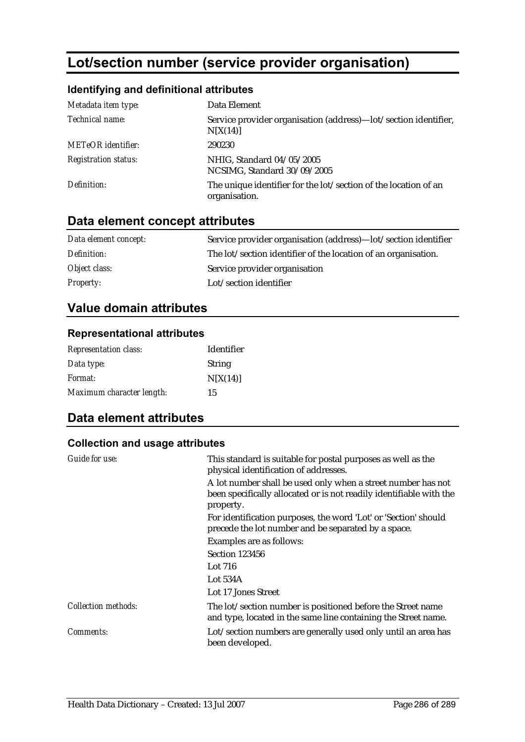# Lot/section number (service provider organisation)

### Identifying and definitional attributes

| | |
|---|---|
| *Metadata item type:* | Data Element |
| *Technical name:* | Service provider organisation (address)—lot/section identifier, N[X(14)] |
| *METeOR identifier:* | 290230 |
| *Registration status:* | NHIG, Standard 04/05/2005<br>NCSIMG, Standard 30/09/2005 |
| *Definition:* | The unique identifier for the lot/section of the location of an organisation. |

## Data element concept attributes

| | |
|---|---|
| *Data element concept:* | Service provider organisation (address)—lot/section identifier |
| *Definition:* | The lot/section identifier of the location of an organisation. |
| *Object class:* | Service provider organisation |
| *Property:* | Lot/section identifier |

## Value domain attributes

### Representational attributes

| | |
|---|---|
| *Representation class:* | Identifier |
| *Data type:* | String |
| *Format:* | N[X(14)] |
| *Maximum character length:* | 15 |

## Data element attributes

### Collection and usage attributes

| | |
|---|---|
| *Guide for use:* | This standard is suitable for postal purposes as well as the physical identification of addresses.<br>A lot number shall be used only when a street number has not been specifically allocated or is not readily identifiable with the property.<br>For identification purposes, the word 'Lot' or 'Section' should precede the lot number and be separated by a space.<br>Examples are as follows:<br>Section 123456<br>Lot 716<br>Lot 534A<br>Lot 17 Jones Street |
| *Collection methods:* | The lot/section number is positioned before the Street name and type, located in the same line containing the Street name. |
| *Comments:* | Lot/section numbers are generally used only until an area has been developed. |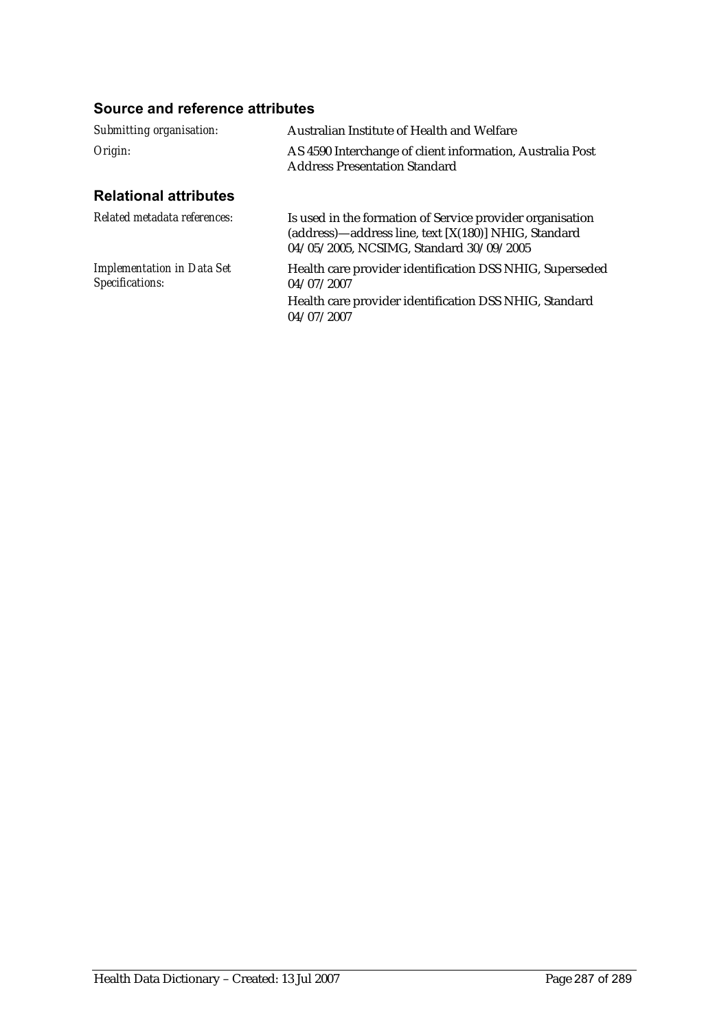### Source and reference attributes

*Submitting organisation:* Australian Institute of Health and Welfare

*Origin:* AS 4590 Interchange of client information, Australia Post Address Presentation Standard

### Relational attributes

*Related metadata references:* Is used in the formation of Service provider organisation (address)—address line, text [X(180)] NHIG, Standard 04/05/2005, NCSIMG, Standard 30/09/2005

*Implementation in Data Set Specifications:* Health care provider identification DSS NHIG, Superseded 04/07/2007

Health care provider identification DSS NHIG, Standard 04/07/2007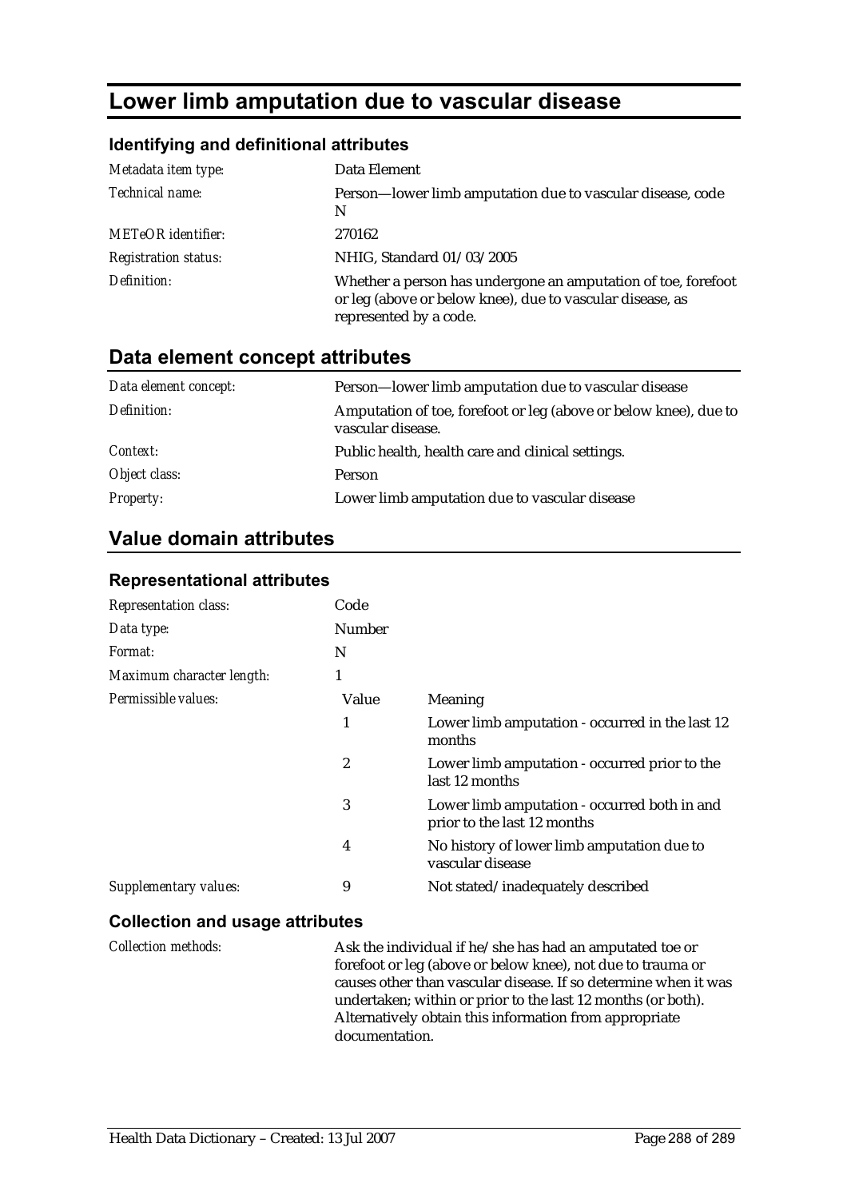# Lower limb amputation due to vascular disease

## Identifying and definitional attributes

| | |
|---|---|
| *Metadata item type:* | Data Element |
| *Technical name:* | Person—lower limb amputation due to vascular disease, code N |
| *METeOR identifier:* | 270162 |
| *Registration status:* | NHIG, Standard 01/03/2005 |
| *Definition:* | Whether a person has undergone an amputation of toe, forefoot or leg (above or below knee), due to vascular disease, as represented by a code. |

## Data element concept attributes

| | |
|---|---|
| *Data element concept:* | Person—lower limb amputation due to vascular disease |
| *Definition:* | Amputation of toe, forefoot or leg (above or below knee), due to vascular disease. |
| *Context:* | Public health, health care and clinical settings. |
| *Object class:* | Person |
| *Property:* | Lower limb amputation due to vascular disease |

## Value domain attributes

### Representational attributes

| | | |
|---|---|---|
| *Representation class:* | Code | |
| *Data type:* | Number | |
| *Format:* | N | |
| *Maximum character length:* | 1 | |
| *Permissible values:* | Value | Meaning |
| | 1 | Lower limb amputation - occurred in the last 12 months |
| | 2 | Lower limb amputation - occurred prior to the last 12 months |
| | 3 | Lower limb amputation - occurred both in and prior to the last 12 months |
| | 4 | No history of lower limb amputation due to vascular disease |
| *Supplementary values:* | 9 | Not stated/inadequately described |

### Collection and usage attributes

| | |
|---|---|
| *Collection methods:* | Ask the individual if he/she has had an amputated toe or forefoot or leg (above or below knee), not due to trauma or causes other than vascular disease. If so determine when it was undertaken; within or prior to the last 12 months (or both). Alternatively obtain this information from appropriate documentation. |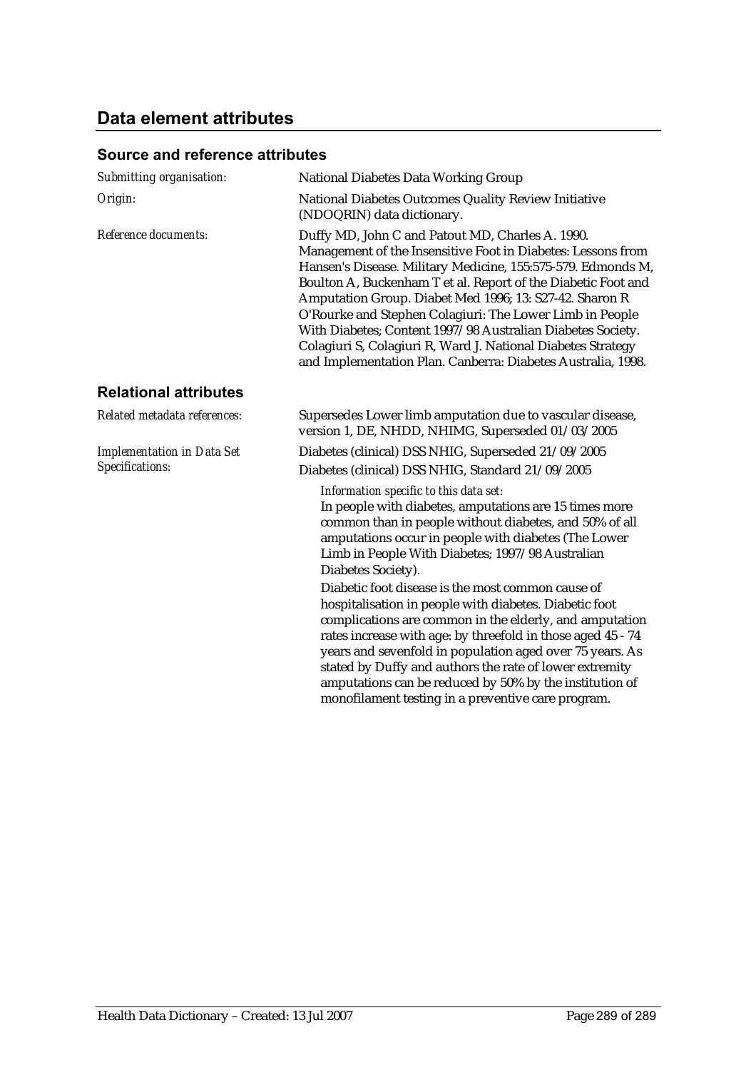# Data element attributes

## Source and reference attributes

*Submitting organisation:* National Diabetes Data Working Group

*Origin:* National Diabetes Outcomes Quality Review Initiative (NDOQRIN) data dictionary.

*Reference documents:* Duffy MD, John C and Patout MD, Charles A. 1990. Management of the Insensitive Foot in Diabetes: Lessons from Hansen's Disease. Military Medicine, 155:575-579. Edmonds M, Boulton A, Buckenham T et al. Report of the Diabetic Foot and Amputation Group. Diabet Med 1996; 13: S27-42. Sharon R O'Rourke and Stephen Colagiuri: The Lower Limb in People With Diabetes; Content 1997/98 Australian Diabetes Society. Colagiuri S, Colagiuri R, Ward J. National Diabetes Strategy and Implementation Plan. Canberra: Diabetes Australia, 1998.

## Relational attributes

*Related metadata references:* Supersedes Lower limb amputation due to vascular disease, version 1, DE, NHDD, NHIMG, Superseded 01/03/2005

*Implementation in Data Set Specifications:* Diabetes (clinical) DSS NHIG, Superseded 21/09/2005

Diabetes (clinical) DSS NHIG, Standard 21/09/2005

*Information specific to this data set:*

In people with diabetes, amputations are 15 times more common than in people without diabetes, and 50% of all amputations occur in people with diabetes (The Lower Limb in People With Diabetes; 1997/98 Australian Diabetes Society).

Diabetic foot disease is the most common cause of hospitalisation in people with diabetes. Diabetic foot complications are common in the elderly, and amputation rates increase with age: by threefold in those aged 45 - 74 years and sevenfold in population aged over 75 years. As stated by Duffy and authors the rate of lower extremity amputations can be reduced by 50% by the institution of monofilament testing in a preventive care program.